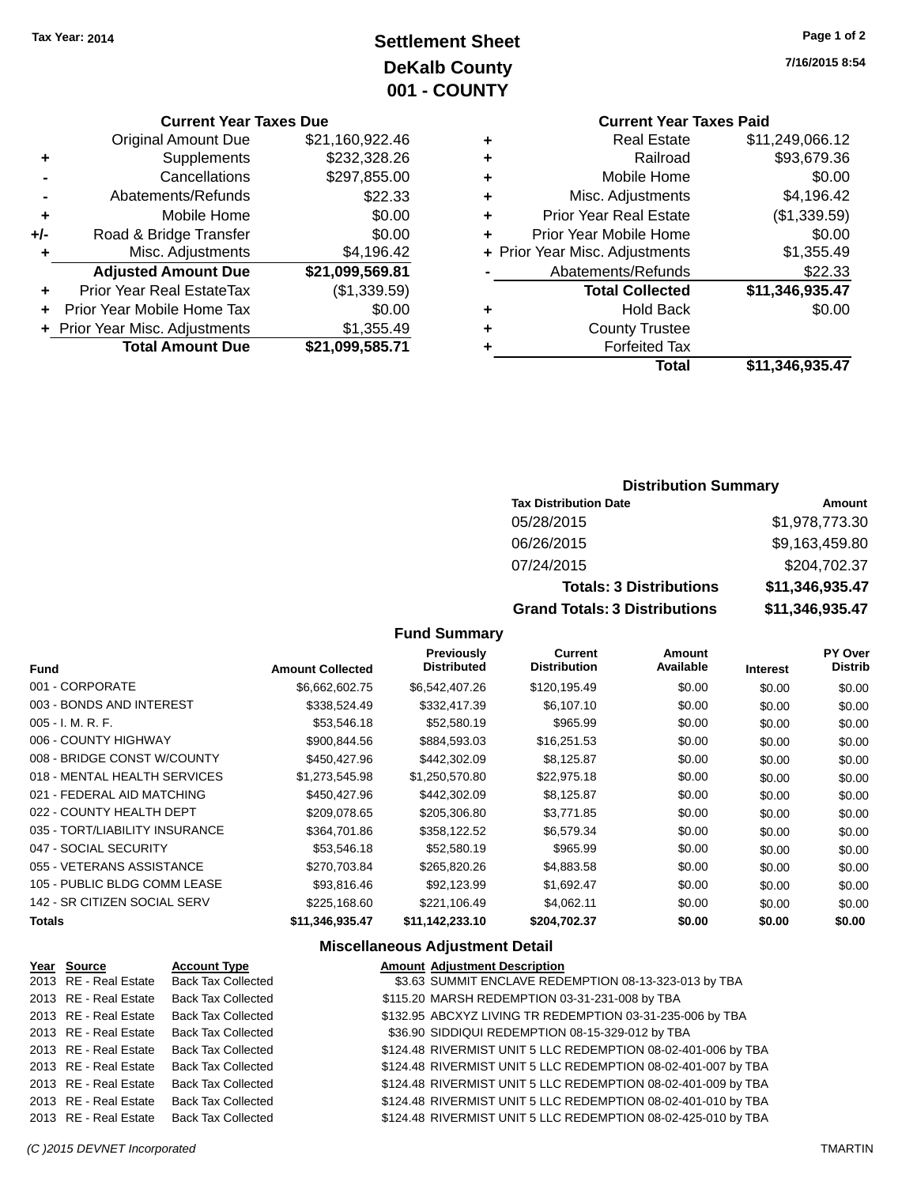Tax Year: 2014

# Settlement Sheet
## DeKalb County
## 001 - COUNTY

7/16/2015 8:54

### Current Year Taxes Due

| | | |
|---|---|---|
| | Original Amount Due | $21,160,922.46 |
| + | Supplements | $232,328.26 |
| - | Cancellations | $297,855.00 |
| - | Abatements/Refunds | $22.33 |
| + | Mobile Home | $0.00 |
| +/- | Road & Bridge Transfer | $0.00 |
| + | Misc. Adjustments | $4,196.42 |
| | **Adjusted Amount Due** | **$21,099,569.81** |
| + | Prior Year Real EstateTax | ($1,339.59) |
| + | Prior Year Mobile Home Tax | $0.00 |
| + | Prior Year Misc. Adjustments | $1,355.49 |
| | **Total Amount Due** | **$21,099,585.71** |

### Current Year Taxes Paid

| | | |
|---|---|---|
| + | Real Estate | $11,249,066.12 |
| + | Railroad | $93,679.36 |
| + | Mobile Home | $0.00 |
| + | Misc. Adjustments | $4,196.42 |
| + | Prior Year Real Estate | ($1,339.59) |
| + | Prior Year Mobile Home | $0.00 |
| + | Prior Year Misc. Adjustments | $1,355.49 |
| - | Abatements/Refunds | $22.33 |
| | **Total Collected** | **$11,346,935.47** |
| + | Hold Back | $0.00 |
| + | County Trustee | |
| + | Forfeited Tax | |
| | **Total** | **$11,346,935.47** |

### Distribution Summary

| Tax Distribution Date | Amount |
|---|---|
| 05/28/2015 | $1,978,773.30 |
| 06/26/2015 | $9,163,459.80 |
| 07/24/2015 | $204,702.37 |
| **Totals: 3 Distributions** | **$11,346,935.47** |
| **Grand Totals: 3 Distributions** | **$11,346,935.47** |

### Fund Summary

| Fund | Amount Collected | Previously Distributed | Current Distribution | Amount Available | Interest | PY Over Distrib |
|---|---|---|---|---|---|---|
| 001 - CORPORATE | $6,662,602.75 | $6,542,407.26 | $120,195.49 | $0.00 | $0.00 | $0.00 |
| 003 - BONDS AND INTEREST | $338,524.49 | $332,417.39 | $6,107.10 | $0.00 | $0.00 | $0.00 |
| 005 - I. M. R. F. | $53,546.18 | $52,580.19 | $965.99 | $0.00 | $0.00 | $0.00 |
| 006 - COUNTY HIGHWAY | $900,844.56 | $884,593.03 | $16,251.53 | $0.00 | $0.00 | $0.00 |
| 008 - BRIDGE CONST W/COUNTY | $450,427.96 | $442,302.09 | $8,125.87 | $0.00 | $0.00 | $0.00 |
| 018 - MENTAL HEALTH SERVICES | $1,273,545.98 | $1,250,570.80 | $22,975.18 | $0.00 | $0.00 | $0.00 |
| 021 - FEDERAL AID MATCHING | $450,427.96 | $442,302.09 | $8,125.87 | $0.00 | $0.00 | $0.00 |
| 022 - COUNTY HEALTH DEPT | $209,078.65 | $205,306.80 | $3,771.85 | $0.00 | $0.00 | $0.00 |
| 035 - TORT/LIABILITY INSURANCE | $364,701.86 | $358,122.52 | $6,579.34 | $0.00 | $0.00 | $0.00 |
| 047 - SOCIAL SECURITY | $53,546.18 | $52,580.19 | $965.99 | $0.00 | $0.00 | $0.00 |
| 055 - VETERANS ASSISTANCE | $270,703.84 | $265,820.26 | $4,883.58 | $0.00 | $0.00 | $0.00 |
| 105 - PUBLIC BLDG COMM LEASE | $93,816.46 | $92,123.99 | $1,692.47 | $0.00 | $0.00 | $0.00 |
| 142 - SR CITIZEN SOCIAL SERV | $225,168.60 | $221,106.49 | $4,062.11 | $0.00 | $0.00 | $0.00 |
| **Totals** | **$11,346,935.47** | **$11,142,233.10** | **$204,702.37** | **$0.00** | **$0.00** | **$0.00** |

### Miscellaneous Adjustment Detail

| Year | Source | Account Type | Amount | Adjustment Description |
|---|---|---|---|---|
| 2013 | RE - Real Estate | Back Tax Collected | $3.63 | SUMMIT ENCLAVE REDEMPTION 08-13-323-013 by TBA |
| 2013 | RE - Real Estate | Back Tax Collected | $115.20 | MARSH REDEMPTION 03-31-231-008 by TBA |
| 2013 | RE - Real Estate | Back Tax Collected | $132.95 | ABCXYZ LIVING TR REDEMPTION 03-31-235-006 by TBA |
| 2013 | RE - Real Estate | Back Tax Collected | $36.90 | SIDDIQUI REDEMPTION 08-15-329-012 by TBA |
| 2013 | RE - Real Estate | Back Tax Collected | $124.48 | RIVERMIST UNIT 5 LLC REDEMPTION 08-02-401-006 by TBA |
| 2013 | RE - Real Estate | Back Tax Collected | $124.48 | RIVERMIST UNIT 5 LLC REDEMPTION 08-02-401-007 by TBA |
| 2013 | RE - Real Estate | Back Tax Collected | $124.48 | RIVERMIST UNIT 5 LLC REDEMPTION 08-02-401-009 by TBA |
| 2013 | RE - Real Estate | Back Tax Collected | $124.48 | RIVERMIST UNIT 5 LLC REDEMPTION 08-02-401-010 by TBA |
| 2013 | RE - Real Estate | Back Tax Collected | $124.48 | RIVERMIST UNIT 5 LLC REDEMPTION 08-02-425-010 by TBA |

(C )2015 DEVNET Incorporated TMARTIN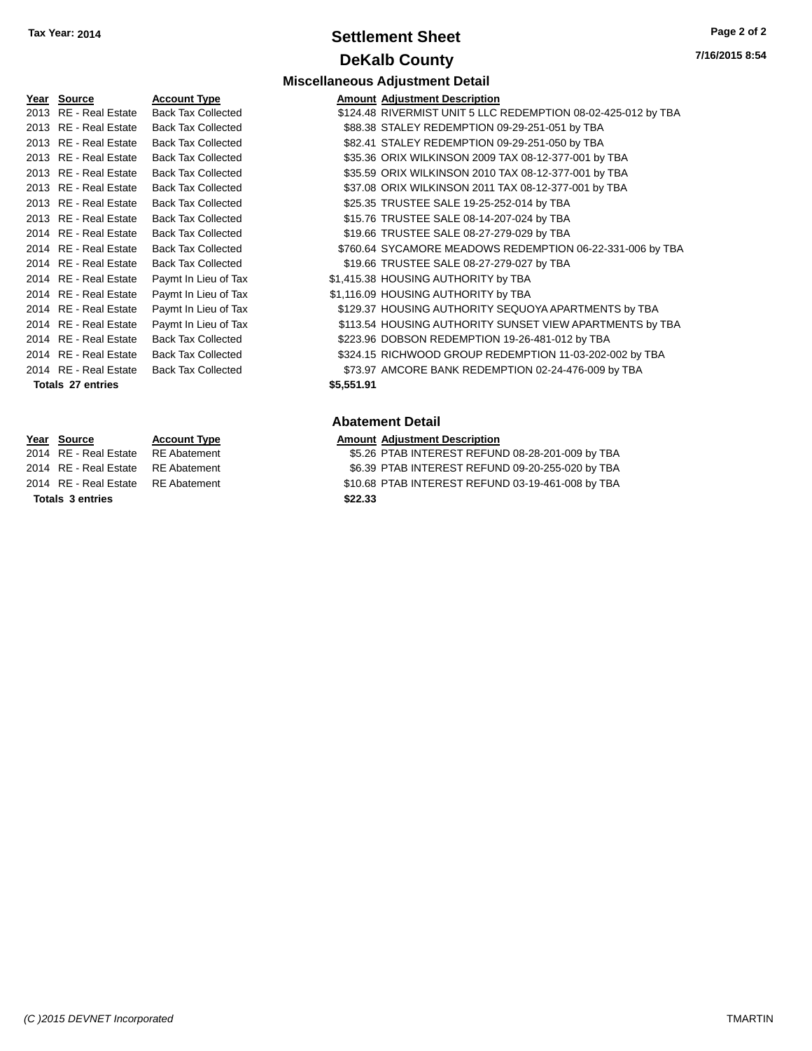# Settlement Sheet

## DeKalb County

Tax Year: 2014

### Miscellaneous Adjustment Detail

| Year | Source | Account Type | Amount | Adjustment Description |
|---|---|---|---|---|
| 2013 | RE - Real Estate | Back Tax Collected | $124.48 | RIVERMIST UNIT 5 LLC REDEMPTION 08-02-425-012 by TBA |
| 2013 | RE - Real Estate | Back Tax Collected | $88.38 | STALEY REDEMPTION 09-29-251-051 by TBA |
| 2013 | RE - Real Estate | Back Tax Collected | $82.41 | STALEY REDEMPTION 09-29-251-050 by TBA |
| 2013 | RE - Real Estate | Back Tax Collected | $35.36 | ORIX WILKINSON 2009 TAX 08-12-377-001 by TBA |
| 2013 | RE - Real Estate | Back Tax Collected | $35.59 | ORIX WILKINSON 2010 TAX 08-12-377-001 by TBA |
| 2013 | RE - Real Estate | Back Tax Collected | $37.08 | ORIX WILKINSON 2011 TAX 08-12-377-001 by TBA |
| 2013 | RE - Real Estate | Back Tax Collected | $25.35 | TRUSTEE SALE 19-25-252-014 by TBA |
| 2013 | RE - Real Estate | Back Tax Collected | $15.76 | TRUSTEE SALE 08-14-207-024 by TBA |
| 2014 | RE - Real Estate | Back Tax Collected | $19.66 | TRUSTEE SALE 08-27-279-029 by TBA |
| 2014 | RE - Real Estate | Back Tax Collected | $760.64 | SYCAMORE MEADOWS REDEMPTION 06-22-331-006 by TBA |
| 2014 | RE - Real Estate | Back Tax Collected | $19.66 | TRUSTEE SALE 08-27-279-027 by TBA |
| 2014 | RE - Real Estate | Paymt In Lieu of Tax | $1,415.38 | HOUSING AUTHORITY by TBA |
| 2014 | RE - Real Estate | Paymt In Lieu of Tax | $1,116.09 | HOUSING AUTHORITY by TBA |
| 2014 | RE - Real Estate | Paymt In Lieu of Tax | $129.37 | HOUSING AUTHORITY SEQUOYA APARTMENTS by TBA |
| 2014 | RE - Real Estate | Paymt In Lieu of Tax | $113.54 | HOUSING AUTHORITY SUNSET VIEW APARTMENTS by TBA |
| 2014 | RE - Real Estate | Back Tax Collected | $223.96 | DOBSON REDEMPTION 19-26-481-012 by TBA |
| 2014 | RE - Real Estate | Back Tax Collected | $324.15 | RICHWOOD GROUP REDEMPTION 11-03-202-002 by TBA |
| 2014 | RE - Real Estate | Back Tax Collected | $73.97 | AMCORE BANK REDEMPTION 02-24-476-009 by TBA |
| **Totals 27 entries** | | | **$5,551.91** | |

### Abatement Detail

| Year | Source | Account Type | Amount | Adjustment Description |
|---|---|---|---|---|
| 2014 | RE - Real Estate | RE Abatement | $5.26 | PTAB INTEREST REFUND 08-28-201-009 by TBA |
| 2014 | RE - Real Estate | RE Abatement | $6.39 | PTAB INTEREST REFUND 09-20-255-020 by TBA |
| 2014 | RE - Real Estate | RE Abatement | $10.68 | PTAB INTEREST REFUND 03-19-461-008 by TBA |
| **Totals 3 entries** | | | **$22.33** | |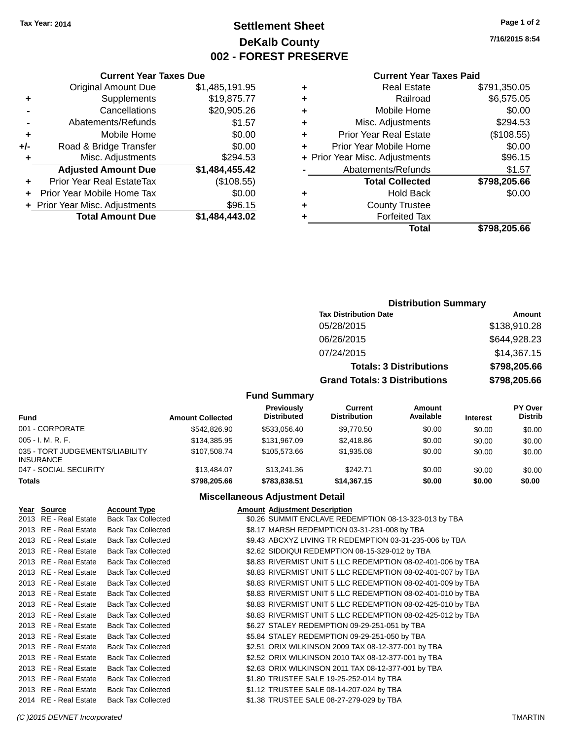**Tax Year: 2014**

# Settlement Sheet
## DeKalb County
## 002 - FOREST PRESERVE

7/16/2015 8:54

### Current Year Taxes Due

| | | |
|---|---|---|
| | Original Amount Due | $1,485,191.95 |
| + | Supplements | $19,875.77 |
| - | Cancellations | $20,905.26 |
| - | Abatements/Refunds | $1.57 |
| + | Mobile Home | $0.00 |
| +/- | Road & Bridge Transfer | $0.00 |
| + | Misc. Adjustments | $294.53 |
| | **Adjusted Amount Due** | **$1,484,455.42** |
| + | Prior Year Real EstateTax | ($108.55) |
| + | Prior Year Mobile Home Tax | $0.00 |
| + | Prior Year Misc. Adjustments | $96.15 |
| | **Total Amount Due** | **$1,484,443.02** |

### Current Year Taxes Paid

| | | |
|---|---|---|
| + | Real Estate | $791,350.05 |
| + | Railroad | $6,575.05 |
| + | Mobile Home | $0.00 |
| + | Misc. Adjustments | $294.53 |
| + | Prior Year Real Estate | ($108.55) |
| + | Prior Year Mobile Home | $0.00 |
| + | Prior Year Misc. Adjustments | $96.15 |
| - | Abatements/Refunds | $1.57 |
| | **Total Collected** | **$798,205.66** |
| + | Hold Back | $0.00 |
| + | County Trustee | |
| + | Forfeited Tax | |
| | **Total** | **$798,205.66** |

### Distribution Summary

| Tax Distribution Date | Amount |
|---|---|
| 05/28/2015 | $138,910.28 |
| 06/26/2015 | $644,928.23 |
| 07/24/2015 | $14,367.15 |
| **Totals: 3 Distributions** | **$798,205.66** |
| **Grand Totals: 3 Distributions** | **$798,205.66** |

### Fund Summary

| Fund | Amount Collected | Previously Distributed | Current Distribution | Amount Available | Interest | PY Over Distrib |
|---|---|---|---|---|---|---|
| 001 - CORPORATE | $542,826.90 | $533,056.40 | $9,770.50 | $0.00 | $0.00 | $0.00 |
| 005 - I. M. R. F. | $134,385.95 | $131,967.09 | $2,418.86 | $0.00 | $0.00 | $0.00 |
| 035 - TORT JUDGEMENTS/LIABILITY INSURANCE | $107,508.74 | $105,573.66 | $1,935.08 | $0.00 | $0.00 | $0.00 |
| 047 - SOCIAL SECURITY | $13,484.07 | $13,241.36 | $242.71 | $0.00 | $0.00 | $0.00 |
| **Totals** | **$798,205.66** | **$783,838.51** | **$14,367.15** | **$0.00** | **$0.00** | **$0.00** |

### Miscellaneous Adjustment Detail

| Year | Source | Account Type | Amount | Adjustment Description |
|---|---|---|---|---|
| 2013 | RE - Real Estate | Back Tax Collected | $0.26 | SUMMIT ENCLAVE REDEMPTION 08-13-323-013 by TBA |
| 2013 | RE - Real Estate | Back Tax Collected | $8.17 | MARSH REDEMPTION 03-31-231-008 by TBA |
| 2013 | RE - Real Estate | Back Tax Collected | $9.43 | ABCXYZ LIVING TR REDEMPTION 03-31-235-006 by TBA |
| 2013 | RE - Real Estate | Back Tax Collected | $2.62 | SIDDIQUI REDEMPTION 08-15-329-012 by TBA |
| 2013 | RE - Real Estate | Back Tax Collected | $8.83 | RIVERMIST UNIT 5 LLC REDEMPTION 08-02-401-006 by TBA |
| 2013 | RE - Real Estate | Back Tax Collected | $8.83 | RIVERMIST UNIT 5 LLC REDEMPTION 08-02-401-007 by TBA |
| 2013 | RE - Real Estate | Back Tax Collected | $8.83 | RIVERMIST UNIT 5 LLC REDEMPTION 08-02-401-009 by TBA |
| 2013 | RE - Real Estate | Back Tax Collected | $8.83 | RIVERMIST UNIT 5 LLC REDEMPTION 08-02-401-010 by TBA |
| 2013 | RE - Real Estate | Back Tax Collected | $8.83 | RIVERMIST UNIT 5 LLC REDEMPTION 08-02-425-010 by TBA |
| 2013 | RE - Real Estate | Back Tax Collected | $8.83 | RIVERMIST UNIT 5 LLC REDEMPTION 08-02-425-012 by TBA |
| 2013 | RE - Real Estate | Back Tax Collected | $6.27 | STALEY REDEMPTION 09-29-251-051 by TBA |
| 2013 | RE - Real Estate | Back Tax Collected | $5.84 | STALEY REDEMPTION 09-29-251-050 by TBA |
| 2013 | RE - Real Estate | Back Tax Collected | $2.51 | ORIX WILKINSON 2009 TAX 08-12-377-001 by TBA |
| 2013 | RE - Real Estate | Back Tax Collected | $2.52 | ORIX WILKINSON 2010 TAX 08-12-377-001 by TBA |
| 2013 | RE - Real Estate | Back Tax Collected | $2.63 | ORIX WILKINSON 2011 TAX 08-12-377-001 by TBA |
| 2013 | RE - Real Estate | Back Tax Collected | $1.80 | TRUSTEE SALE 19-25-252-014 by TBA |
| 2013 | RE - Real Estate | Back Tax Collected | $1.12 | TRUSTEE SALE 08-14-207-024 by TBA |
| 2014 | RE - Real Estate | Back Tax Collected | $1.38 | TRUSTEE SALE 08-27-279-029 by TBA |

(C )2015 DEVNET Incorporated TMARTIN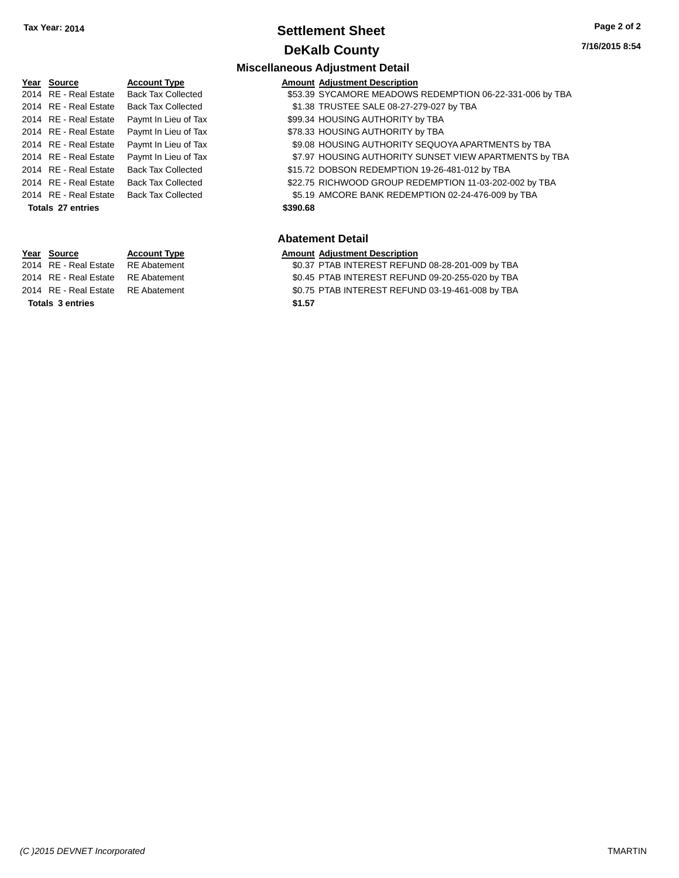**Tax Year: 2014**

# Settlement Sheet

## DeKalb County

7/16/2015 8:54

### Miscellaneous Adjustment Detail

| Year | Source | Account Type | Amount | Adjustment Description |
|---|---|---|---|---|
| 2014 | RE - Real Estate | Back Tax Collected | $53.39 | SYCAMORE MEADOWS REDEMPTION 06-22-331-006 by TBA |
| 2014 | RE - Real Estate | Back Tax Collected | $1.38 | TRUSTEE SALE 08-27-279-027 by TBA |
| 2014 | RE - Real Estate | Paymt In Lieu of Tax | $99.34 | HOUSING AUTHORITY by TBA |
| 2014 | RE - Real Estate | Paymt In Lieu of Tax | $78.33 | HOUSING AUTHORITY by TBA |
| 2014 | RE - Real Estate | Paymt In Lieu of Tax | $9.08 | HOUSING AUTHORITY SEQUOYA APARTMENTS by TBA |
| 2014 | RE - Real Estate | Paymt In Lieu of Tax | $7.97 | HOUSING AUTHORITY SUNSET VIEW APARTMENTS by TBA |
| 2014 | RE - Real Estate | Back Tax Collected | $15.72 | DOBSON REDEMPTION 19-26-481-012 by TBA |
| 2014 | RE - Real Estate | Back Tax Collected | $22.75 | RICHWOOD GROUP REDEMPTION 11-03-202-002 by TBA |
| 2014 | RE - Real Estate | Back Tax Collected | $5.19 | AMCORE BANK REDEMPTION 02-24-476-009 by TBA |
| **Totals 27 entries** | | | **$390.68** | |

### Abatement Detail

| Year | Source | Account Type | Amount | Adjustment Description |
|---|---|---|---|---|
| 2014 | RE - Real Estate | RE Abatement | $0.37 | PTAB INTEREST REFUND 08-28-201-009 by TBA |
| 2014 | RE - Real Estate | RE Abatement | $0.45 | PTAB INTEREST REFUND 09-20-255-020 by TBA |
| 2014 | RE - Real Estate | RE Abatement | $0.75 | PTAB INTEREST REFUND 03-19-461-008 by TBA |
| **Totals 3 entries** | | | **$1.57** | |

*(C )2015 DEVNET Incorporated* TMARTIN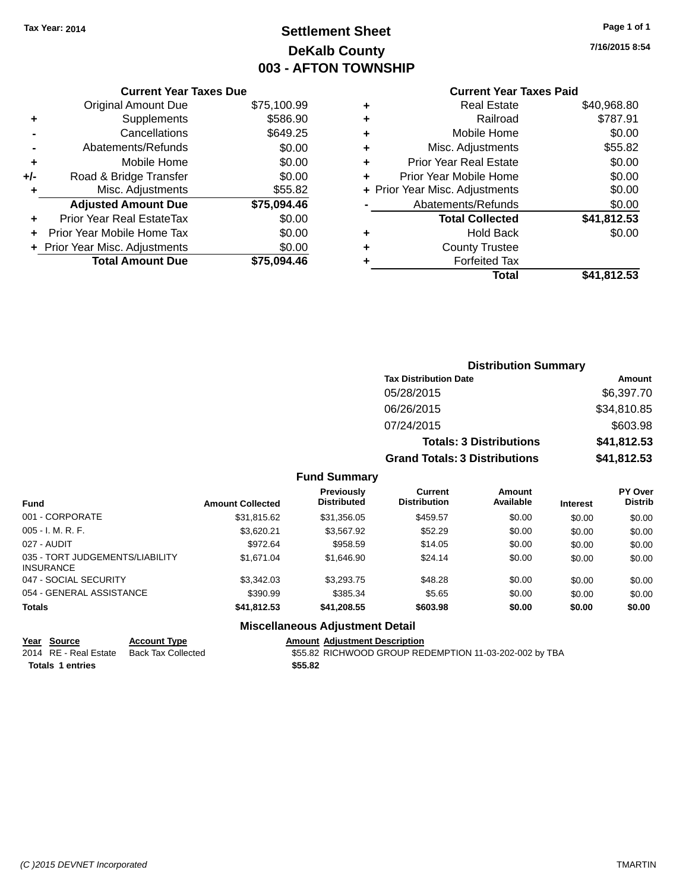Tax Year: 2014

# Settlement Sheet
## DeKalb County
## 003 - AFTON TOWNSHIP

7/16/2015 8:54

### Current Year Taxes Due

| | | |
|---|---|---|
| | Original Amount Due | $75,100.99 |
| + | Supplements | $586.90 |
| - | Cancellations | $649.25 |
| - | Abatements/Refunds | $0.00 |
| + | Mobile Home | $0.00 |
| +/- | Road & Bridge Transfer | $0.00 |
| + | Misc. Adjustments | $55.82 |
| | **Adjusted Amount Due** | **$75,094.46** |
| + | Prior Year Real EstateTax | $0.00 |
| + | Prior Year Mobile Home Tax | $0.00 |
| + | Prior Year Misc. Adjustments | $0.00 |
| | **Total Amount Due** | **$75,094.46** |

### Current Year Taxes Paid

| | | |
|---|---|---|
| + | Real Estate | $40,968.80 |
| + | Railroad | $787.91 |
| + | Mobile Home | $0.00 |
| + | Misc. Adjustments | $55.82 |
| + | Prior Year Real Estate | $0.00 |
| + | Prior Year Mobile Home | $0.00 |
| + | Prior Year Misc. Adjustments | $0.00 |
| - | Abatements/Refunds | $0.00 |
| | **Total Collected** | **$41,812.53** |
| + | Hold Back | $0.00 |
| + | County Trustee | |
| + | Forfeited Tax | |
| | **Total** | **$41,812.53** |

### Distribution Summary

| Tax Distribution Date | Amount |
|---|---|
| 05/28/2015 | $6,397.70 |
| 06/26/2015 | $34,810.85 |
| 07/24/2015 | $603.98 |
| **Totals: 3 Distributions** | **$41,812.53** |
| **Grand Totals: 3 Distributions** | **$41,812.53** |

### Fund Summary

| Fund | Amount Collected | Previously Distributed | Current Distribution | Amount Available | Interest | PY Over Distrib |
|---|---|---|---|---|---|---|
| 001 - CORPORATE | $31,815.62 | $31,356.05 | $459.57 | $0.00 | $0.00 | $0.00 |
| 005 - I. M. R. F. | $3,620.21 | $3,567.92 | $52.29 | $0.00 | $0.00 | $0.00 |
| 027 - AUDIT | $972.64 | $958.59 | $14.05 | $0.00 | $0.00 | $0.00 |
| 035 - TORT JUDGEMENTS/LIABILITY INSURANCE | $1,671.04 | $1,646.90 | $24.14 | $0.00 | $0.00 | $0.00 |
| 047 - SOCIAL SECURITY | $3,342.03 | $3,293.75 | $48.28 | $0.00 | $0.00 | $0.00 |
| 054 - GENERAL ASSISTANCE | $390.99 | $385.34 | $5.65 | $0.00 | $0.00 | $0.00 |
| **Totals** | **$41,812.53** | **$41,208.55** | **$603.98** | **$0.00** | **$0.00** | **$0.00** |

### Miscellaneous Adjustment Detail

| Year | Source | Account Type | Amount | Adjustment Description |
|---|---|---|---|---|
| 2014 | RE - Real Estate | Back Tax Collected | $55.82 | RICHWOOD GROUP REDEMPTION 11-03-202-002 by TBA |
| **Totals** | **1 entries** | | **$55.82** | |

(C )2015 DEVNET Incorporated — TMARTIN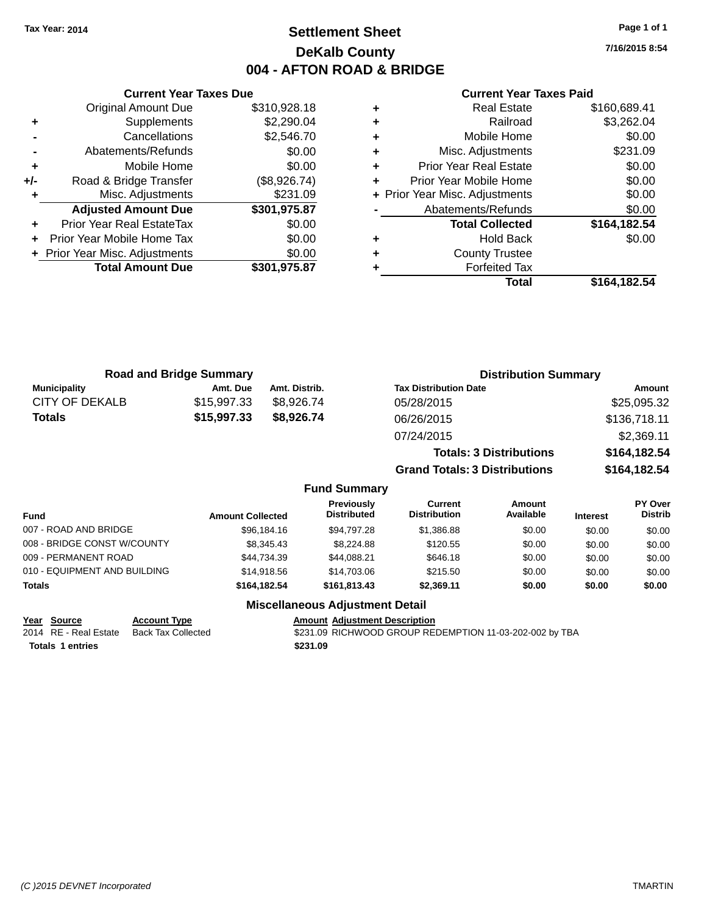Tax Year: 2014

# Settlement Sheet
## DeKalb County
## 004 - AFTON ROAD & BRIDGE

7/16/2015 8:54

### Current Year Taxes Due

| | | |
|---|---|---|
| | Original Amount Due | $310,928.18 |
| + | Supplements | $2,290.04 |
| - | Cancellations | $2,546.70 |
| - | Abatements/Refunds | $0.00 |
| + | Mobile Home | $0.00 |
| +/- | Road & Bridge Transfer | ($8,926.74) |
| + | Misc. Adjustments | $231.09 |
| | **Adjusted Amount Due** | **$301,975.87** |
| + | Prior Year Real EstateTax | $0.00 |
| + | Prior Year Mobile Home Tax | $0.00 |
| + | Prior Year Misc. Adjustments | $0.00 |
| | **Total Amount Due** | **$301,975.87** |

### Current Year Taxes Paid

| | | |
|---|---|---|
| + | Real Estate | $160,689.41 |
| + | Railroad | $3,262.04 |
| + | Mobile Home | $0.00 |
| + | Misc. Adjustments | $231.09 |
| + | Prior Year Real Estate | $0.00 |
| + | Prior Year Mobile Home | $0.00 |
| + | Prior Year Misc. Adjustments | $0.00 |
| - | Abatements/Refunds | $0.00 |
| | **Total Collected** | **$164,182.54** |
| + | Hold Back | $0.00 |
| + | County Trustee | |
| + | Forfeited Tax | |
| | **Total** | **$164,182.54** |

### Road and Bridge Summary

| Municipality | Amt. Due | Amt. Distrib. |
|---|---|---|
| CITY OF DEKALB | $15,997.33 | $8,926.74 |
| **Totals** | **$15,997.33** | **$8,926.74** |

### Distribution Summary

| Tax Distribution Date | Amount |
|---|---|
| 05/28/2015 | $25,095.32 |
| 06/26/2015 | $136,718.11 |
| 07/24/2015 | $2,369.11 |
| **Totals: 3 Distributions** | **$164,182.54** |
| **Grand Totals: 3 Distributions** | **$164,182.54** |

### Fund Summary

| Fund | Amount Collected | Previously Distributed | Current Distribution | Amount Available | Interest | PY Over Distrib |
|---|---|---|---|---|---|---|
| 007 - ROAD AND BRIDGE | $96,184.16 | $94,797.28 | $1,386.88 | $0.00 | $0.00 | $0.00 |
| 008 - BRIDGE CONST W/COUNTY | $8,345.43 | $8,224.88 | $120.55 | $0.00 | $0.00 | $0.00 |
| 009 - PERMANENT ROAD | $44,734.39 | $44,088.21 | $646.18 | $0.00 | $0.00 | $0.00 |
| 010 - EQUIPMENT AND BUILDING | $14,918.56 | $14,703.06 | $215.50 | $0.00 | $0.00 | $0.00 |
| **Totals** | **$164,182.54** | **$161,813.43** | **$2,369.11** | **$0.00** | **$0.00** | **$0.00** |

### Miscellaneous Adjustment Detail

| Year | Source | Account Type | Amount | Adjustment Description |
|---|---|---|---|---|
| 2014 | RE - Real Estate | Back Tax Collected | $231.09 | RICHWOOD GROUP REDEMPTION 11-03-202-002 by TBA |
| **Totals** | **1 entries** | | **$231.09** | |

(C )2015 DEVNET Incorporated — TMARTIN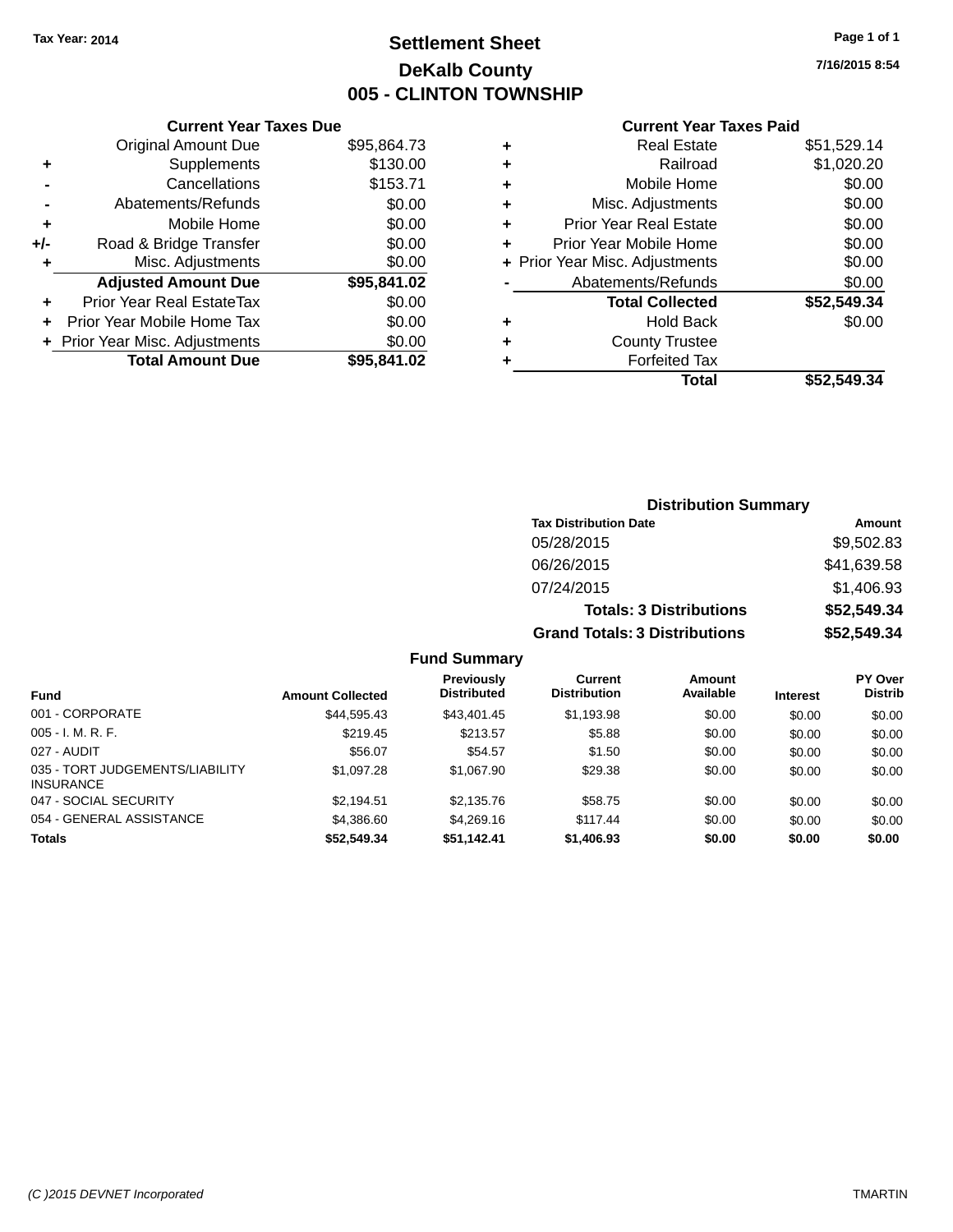Tax Year: 2014

# Settlement Sheet

## DeKalb County

## 005 - CLINTON TOWNSHIP

7/16/2015 8:54

### Current Year Taxes Due

| | | |
|---|---|---|
| | Original Amount Due | $95,864.73 |
| + | Supplements | $130.00 |
| - | Cancellations | $153.71 |
| - | Abatements/Refunds | $0.00 |
| + | Mobile Home | $0.00 |
| +/- | Road & Bridge Transfer | $0.00 |
| + | Misc. Adjustments | $0.00 |
| | **Adjusted Amount Due** | **$95,841.02** |
| + | Prior Year Real EstateTax | $0.00 |
| + | Prior Year Mobile Home Tax | $0.00 |
| + | Prior Year Misc. Adjustments | $0.00 |
| | **Total Amount Due** | **$95,841.02** |

### Current Year Taxes Paid

| | | |
|---|---|---|
| + | Real Estate | $51,529.14 |
| + | Railroad | $1,020.20 |
| + | Mobile Home | $0.00 |
| + | Misc. Adjustments | $0.00 |
| + | Prior Year Real Estate | $0.00 |
| + | Prior Year Mobile Home | $0.00 |
| + | Prior Year Misc. Adjustments | $0.00 |
| - | Abatements/Refunds | $0.00 |
| | **Total Collected** | **$52,549.34** |
| + | Hold Back | $0.00 |
| + | County Trustee | |
| + | Forfeited Tax | |
| | **Total** | **$52,549.34** |

### Distribution Summary

| Tax Distribution Date | Amount |
|---|---|
| 05/28/2015 | $9,502.83 |
| 06/26/2015 | $41,639.58 |
| 07/24/2015 | $1,406.93 |
| **Totals: 3 Distributions** | **$52,549.34** |
| **Grand Totals: 3 Distributions** | **$52,549.34** |

### Fund Summary

| Fund | Amount Collected | Previously Distributed | Current Distribution | Amount Available | Interest | PY Over Distrib |
|---|---|---|---|---|---|---|
| 001 - CORPORATE | $44,595.43 | $43,401.45 | $1,193.98 | $0.00 | $0.00 | $0.00 |
| 005 - I. M. R. F. | $219.45 | $213.57 | $5.88 | $0.00 | $0.00 | $0.00 |
| 027 - AUDIT | $56.07 | $54.57 | $1.50 | $0.00 | $0.00 | $0.00 |
| 035 - TORT JUDGEMENTS/LIABILITY INSURANCE | $1,097.28 | $1,067.90 | $29.38 | $0.00 | $0.00 | $0.00 |
| 047 - SOCIAL SECURITY | $2,194.51 | $2,135.76 | $58.75 | $0.00 | $0.00 | $0.00 |
| 054 - GENERAL ASSISTANCE | $4,386.60 | $4,269.16 | $117.44 | $0.00 | $0.00 | $0.00 |
| **Totals** | **$52,549.34** | **$51,142.41** | **$1,406.93** | **$0.00** | **$0.00** | **$0.00** |

(C )2015 DEVNET Incorporated — TMARTIN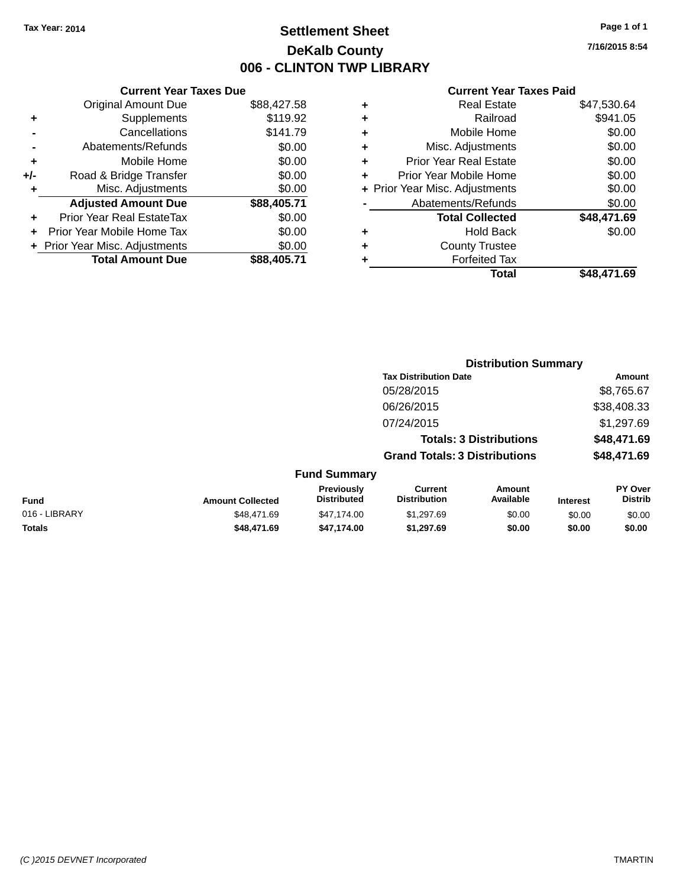Tax Year: 2014

# Settlement Sheet

## DeKalb County

## 006 - CLINTON TWP LIBRARY

7/16/2015 8:54

### Current Year Taxes Due

| | | |
|---|---|---|
| | Original Amount Due | $88,427.58 |
| + | Supplements | $119.92 |
| - | Cancellations | $141.79 |
| - | Abatements/Refunds | $0.00 |
| + | Mobile Home | $0.00 |
| +/- | Road & Bridge Transfer | $0.00 |
| + | Misc. Adjustments | $0.00 |
| | **Adjusted Amount Due** | **$88,405.71** |
| + | Prior Year Real EstateTax | $0.00 |
| + | Prior Year Mobile Home Tax | $0.00 |
| + | Prior Year Misc. Adjustments | $0.00 |
| | **Total Amount Due** | **$88,405.71** |

### Current Year Taxes Paid

| | | |
|---|---|---|
| + | Real Estate | $47,530.64 |
| + | Railroad | $941.05 |
| + | Mobile Home | $0.00 |
| + | Misc. Adjustments | $0.00 |
| + | Prior Year Real Estate | $0.00 |
| + | Prior Year Mobile Home | $0.00 |
| + | Prior Year Misc. Adjustments | $0.00 |
| - | Abatements/Refunds | $0.00 |
| | **Total Collected** | **$48,471.69** |
| + | Hold Back | $0.00 |
| + | County Trustee | |
| + | Forfeited Tax | |
| | **Total** | **$48,471.69** |

### Distribution Summary

| Tax Distribution Date | Amount |
|---|---|
| 05/28/2015 | $8,765.67 |
| 06/26/2015 | $38,408.33 |
| 07/24/2015 | $1,297.69 |
| **Totals: 3 Distributions** | **$48,471.69** |
| **Grand Totals: 3 Distributions** | **$48,471.69** |

### Fund Summary

| Fund | Amount Collected | Previously Distributed | Current Distribution | Amount Available | Interest | PY Over Distrib |
|---|---|---|---|---|---|---|
| 016 - LIBRARY | $48,471.69 | $47,174.00 | $1,297.69 | $0.00 | $0.00 | $0.00 |
| **Totals** | **$48,471.69** | **$47,174.00** | **$1,297.69** | **$0.00** | **$0.00** | **$0.00** |

(C )2015 DEVNET Incorporated TMARTIN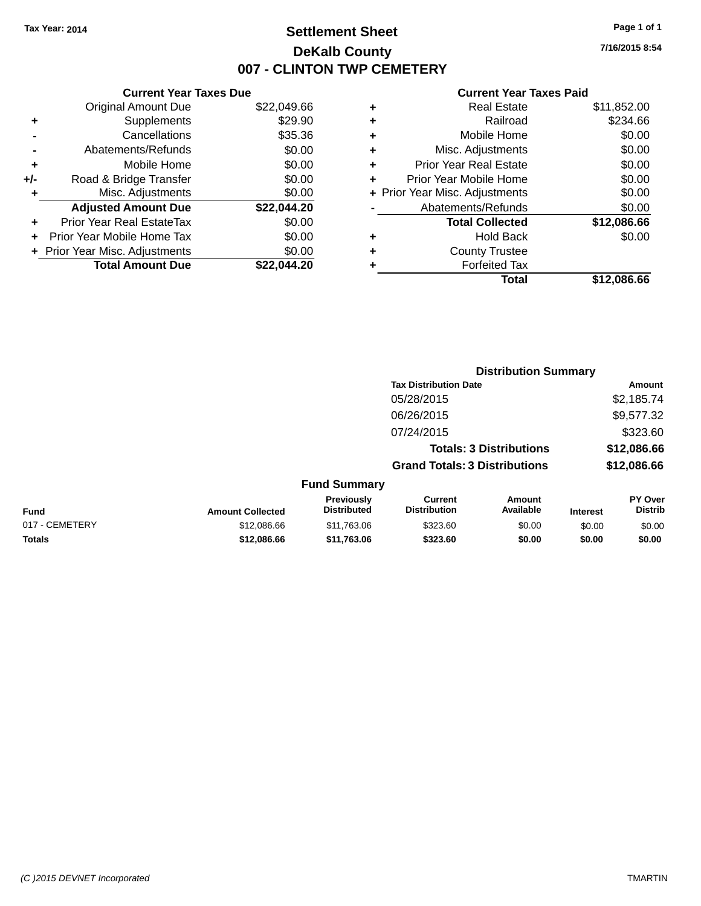Tax Year: 2014

# Settlement Sheet

## DeKalb County

## 007 - CLINTON TWP CEMETERY

7/16/2015 8:54

### Current Year Taxes Due

| | | |
|---|---|---|
| | Original Amount Due | $22,049.66 |
| + | Supplements | $29.90 |
| - | Cancellations | $35.36 |
| - | Abatements/Refunds | $0.00 |
| + | Mobile Home | $0.00 |
| +/- | Road & Bridge Transfer | $0.00 |
| + | Misc. Adjustments | $0.00 |
| | **Adjusted Amount Due** | **$22,044.20** |
| + | Prior Year Real EstateTax | $0.00 |
| + | Prior Year Mobile Home Tax | $0.00 |
| + | Prior Year Misc. Adjustments | $0.00 |
| | **Total Amount Due** | **$22,044.20** |

### Current Year Taxes Paid

| | | |
|---|---|---|
| + | Real Estate | $11,852.00 |
| + | Railroad | $234.66 |
| + | Mobile Home | $0.00 |
| + | Misc. Adjustments | $0.00 |
| + | Prior Year Real Estate | $0.00 |
| + | Prior Year Mobile Home | $0.00 |
| + | Prior Year Misc. Adjustments | $0.00 |
| - | Abatements/Refunds | $0.00 |
| | **Total Collected** | **$12,086.66** |
| + | Hold Back | $0.00 |
| + | County Trustee | |
| + | Forfeited Tax | |
| | **Total** | **$12,086.66** |

### Distribution Summary

| Tax Distribution Date | Amount |
|---|---|
| 05/28/2015 | $2,185.74 |
| 06/26/2015 | $9,577.32 |
| 07/24/2015 | $323.60 |
| **Totals: 3 Distributions** | **$12,086.66** |
| **Grand Totals: 3 Distributions** | **$12,086.66** |

### Fund Summary

| Fund | Amount Collected | Previously Distributed | Current Distribution | Amount Available | Interest | PY Over Distrib |
|---|---|---|---|---|---|---|
| 017 - CEMETERY | $12,086.66 | $11,763.06 | $323.60 | $0.00 | $0.00 | $0.00 |
| **Totals** | **$12,086.66** | **$11,763.06** | **$323.60** | **$0.00** | **$0.00** | **$0.00** |

(C )2015 DEVNET Incorporated TMARTIN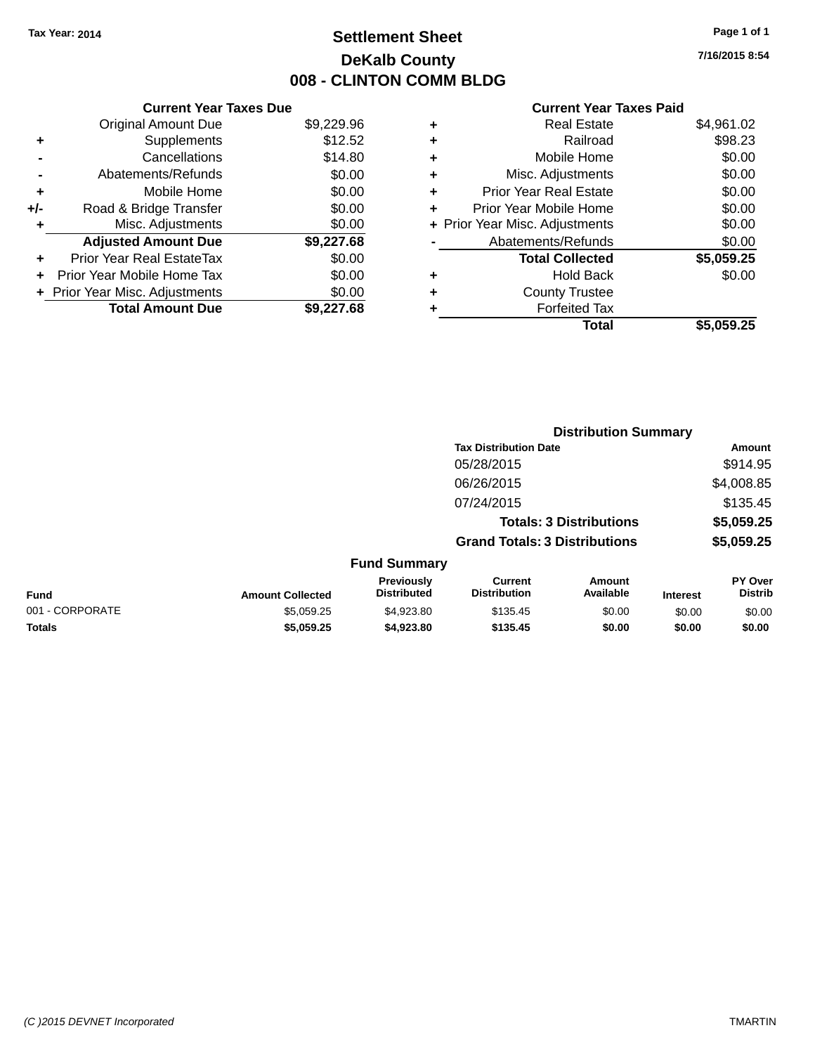Tax Year: 2014

# Settlement Sheet

## DeKalb County

## 008 - CLINTON COMM BLDG

7/16/2015 8:54

**Current Year Taxes Due**

| | | |
|---|---|---|
| | Original Amount Due | $9,229.96 |
| + | Supplements | $12.52 |
| - | Cancellations | $14.80 |
| - | Abatements/Refunds | $0.00 |
| + | Mobile Home | $0.00 |
| +/- | Road & Bridge Transfer | $0.00 |
| + | Misc. Adjustments | $0.00 |
| | **Adjusted Amount Due** | **$9,227.68** |
| + | Prior Year Real EstateTax | $0.00 |
| + | Prior Year Mobile Home Tax | $0.00 |
| + | Prior Year Misc. Adjustments | $0.00 |
| | **Total Amount Due** | **$9,227.68** |

**Current Year Taxes Paid**

| | | |
|---|---|---|
| + | Real Estate | $4,961.02 |
| + | Railroad | $98.23 |
| + | Mobile Home | $0.00 |
| + | Misc. Adjustments | $0.00 |
| + | Prior Year Real Estate | $0.00 |
| + | Prior Year Mobile Home | $0.00 |
| + | Prior Year Misc. Adjustments | $0.00 |
| - | Abatements/Refunds | $0.00 |
| | **Total Collected** | **$5,059.25** |
| + | Hold Back | $0.00 |
| + | County Trustee | |
| + | Forfeited Tax | |
| | **Total** | **$5,059.25** |

**Distribution Summary**

| Tax Distribution Date | Amount |
|---|---|
| 05/28/2015 | $914.95 |
| 06/26/2015 | $4,008.85 |
| 07/24/2015 | $135.45 |
| **Totals: 3 Distributions** | **$5,059.25** |
| **Grand Totals: 3 Distributions** | **$5,059.25** |

**Fund Summary**

| Fund | Amount Collected | Previously Distributed | Current Distribution | Amount Available | Interest | PY Over Distrib |
|---|---|---|---|---|---|---|
| 001 - CORPORATE | $5,059.25 | $4,923.80 | $135.45 | $0.00 | $0.00 | $0.00 |
| **Totals** | **$5,059.25** | **$4,923.80** | **$135.45** | **$0.00** | **$0.00** | **$0.00** |

(C )2015 DEVNET Incorporated TMARTIN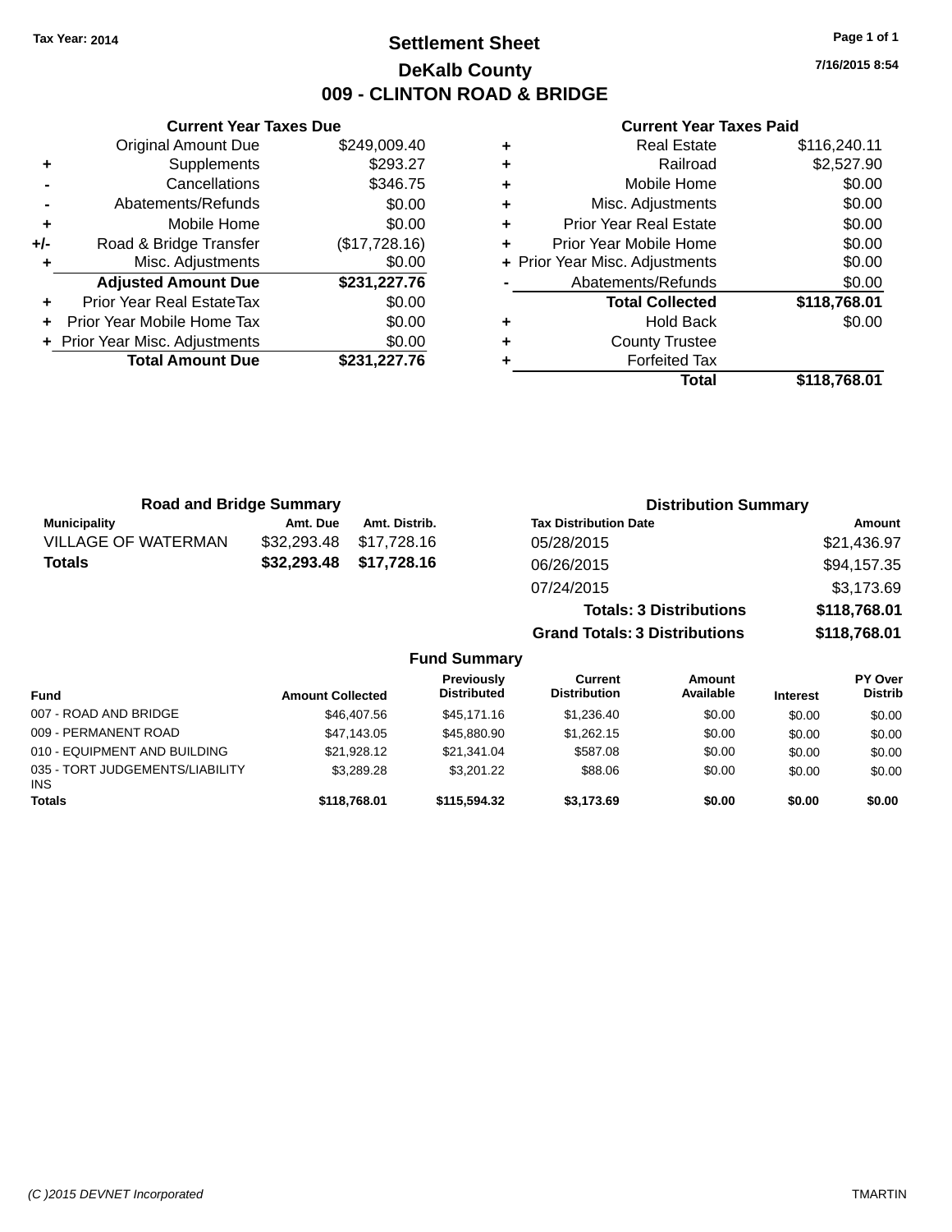Tax Year: 2014

# Settlement Sheet

## DeKalb County

## 009 - CLINTON ROAD & BRIDGE

7/16/2015 8:54

### Current Year Taxes Due

| | | |
|---|---|---|
| | Original Amount Due | $249,009.40 |
| + | Supplements | $293.27 |
| - | Cancellations | $346.75 |
| - | Abatements/Refunds | $0.00 |
| + | Mobile Home | $0.00 |
| +/- | Road & Bridge Transfer | ($17,728.16) |
| + | Misc. Adjustments | $0.00 |
| | **Adjusted Amount Due** | **$231,227.76** |
| + | Prior Year Real EstateTax | $0.00 |
| + | Prior Year Mobile Home Tax | $0.00 |
| + | Prior Year Misc. Adjustments | $0.00 |
| | **Total Amount Due** | **$231,227.76** |

### Current Year Taxes Paid

| | | |
|---|---|---|
| + | Real Estate | $116,240.11 |
| + | Railroad | $2,527.90 |
| + | Mobile Home | $0.00 |
| + | Misc. Adjustments | $0.00 |
| + | Prior Year Real Estate | $0.00 |
| + | Prior Year Mobile Home | $0.00 |
| + | Prior Year Misc. Adjustments | $0.00 |
| - | Abatements/Refunds | $0.00 |
| | **Total Collected** | **$118,768.01** |
| + | Hold Back | $0.00 |
| + | County Trustee | |
| + | Forfeited Tax | |
| | **Total** | **$118,768.01** |

### Road and Bridge Summary

| Municipality | Amt. Due | Amt. Distrib. |
|---|---|---|
| VILLAGE OF WATERMAN | $32,293.48 | $17,728.16 |
| **Totals** | **$32,293.48** | **$17,728.16** |

### Distribution Summary

| Tax Distribution Date | Amount |
|---|---|
| 05/28/2015 | $21,436.97 |
| 06/26/2015 | $94,157.35 |
| 07/24/2015 | $3,173.69 |
| **Totals: 3 Distributions** | **$118,768.01** |
| **Grand Totals: 3 Distributions** | **$118,768.01** |

### Fund Summary

| Fund | Amount Collected | Previously Distributed | Current Distribution | Amount Available | Interest | PY Over Distrib |
|---|---|---|---|---|---|---|
| 007 - ROAD AND BRIDGE | $46,407.56 | $45,171.16 | $1,236.40 | $0.00 | $0.00 | $0.00 |
| 009 - PERMANENT ROAD | $47,143.05 | $45,880.90 | $1,262.15 | $0.00 | $0.00 | $0.00 |
| 010 - EQUIPMENT AND BUILDING | $21,928.12 | $21,341.04 | $587.08 | $0.00 | $0.00 | $0.00 |
| 035 - TORT JUDGEMENTS/LIABILITY INS | $3,289.28 | $3,201.22 | $88.06 | $0.00 | $0.00 | $0.00 |
| **Totals** | **$118,768.01** | **$115,594.32** | **$3,173.69** | **$0.00** | **$0.00** | **$0.00** |

(C )2015 DEVNET Incorporated — TMARTIN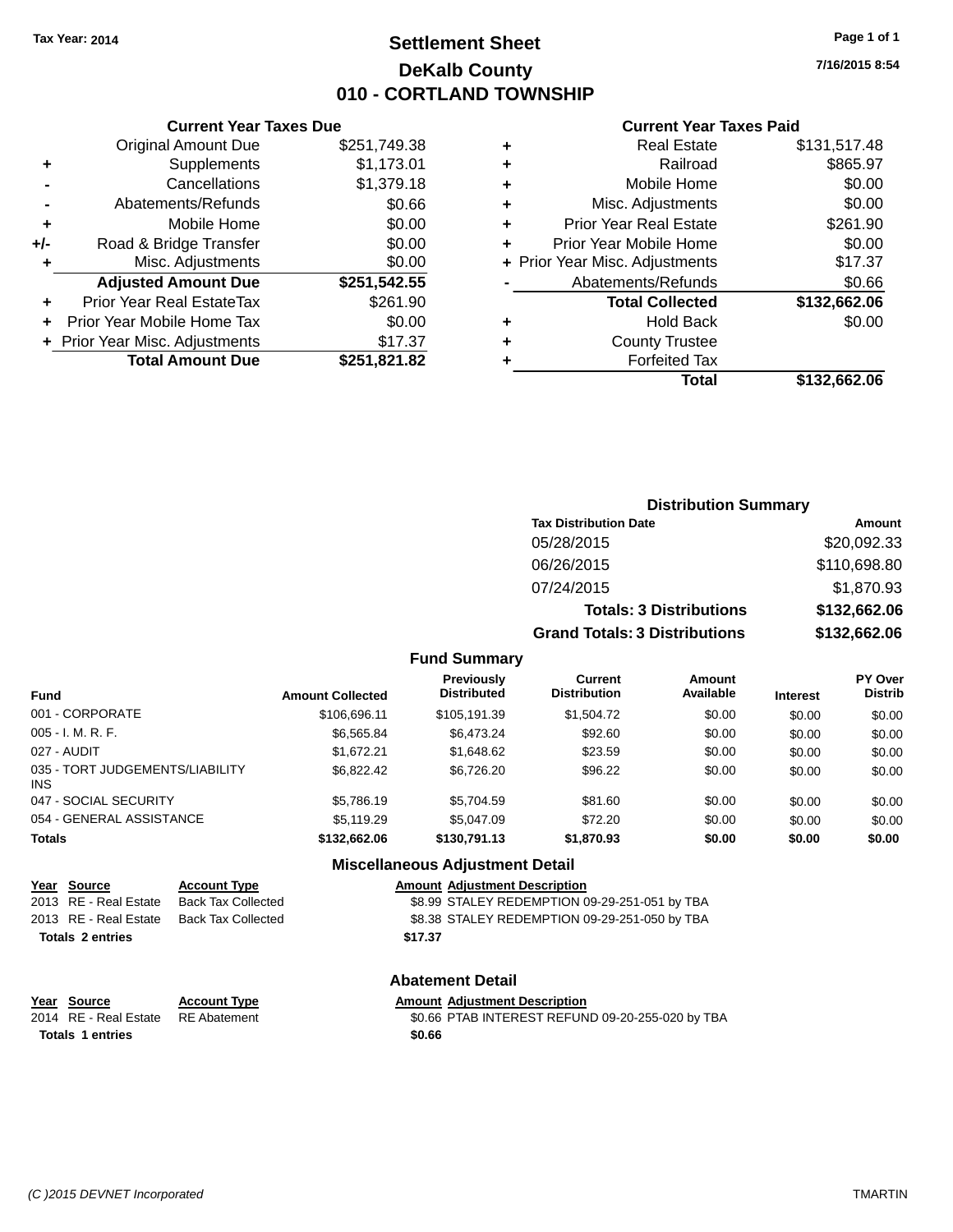Tax Year: 2014

# Settlement Sheet

## DeKalb County

## 010 - CORTLAND TOWNSHIP

7/16/2015 8:54

### Current Year Taxes Due

| | | |
|---|---|---|
| | Original Amount Due | $251,749.38 |
| + | Supplements | $1,173.01 |
| - | Cancellations | $1,379.18 |
| - | Abatements/Refunds | $0.66 |
| + | Mobile Home | $0.00 |
| +/- | Road & Bridge Transfer | $0.00 |
| + | Misc. Adjustments | $0.00 |
| | **Adjusted Amount Due** | **$251,542.55** |
| + | Prior Year Real EstateTax | $261.90 |
| + | Prior Year Mobile Home Tax | $0.00 |
| + | Prior Year Misc. Adjustments | $17.37 |
| | **Total Amount Due** | **$251,821.82** |

### Current Year Taxes Paid

| | | |
|---|---|---|
| + | Real Estate | $131,517.48 |
| + | Railroad | $865.97 |
| + | Mobile Home | $0.00 |
| + | Misc. Adjustments | $0.00 |
| + | Prior Year Real Estate | $261.90 |
| + | Prior Year Mobile Home | $0.00 |
| + | Prior Year Misc. Adjustments | $17.37 |
| - | Abatements/Refunds | $0.66 |
| | **Total Collected** | **$132,662.06** |
| + | Hold Back | $0.00 |
| + | County Trustee | |
| + | Forfeited Tax | |
| | **Total** | **$132,662.06** |

### Distribution Summary

| Tax Distribution Date | Amount |
|---|---|
| 05/28/2015 | $20,092.33 |
| 06/26/2015 | $110,698.80 |
| 07/24/2015 | $1,870.93 |
| **Totals: 3 Distributions** | **$132,662.06** |
| **Grand Totals: 3 Distributions** | **$132,662.06** |

### Fund Summary

| Fund | Amount Collected | Previously Distributed | Current Distribution | Amount Available | Interest | PY Over Distrib |
|---|---|---|---|---|---|---|
| 001 - CORPORATE | $106,696.11 | $105,191.39 | $1,504.72 | $0.00 | $0.00 | $0.00 |
| 005 - I. M. R. F. | $6,565.84 | $6,473.24 | $92.60 | $0.00 | $0.00 | $0.00 |
| 027 - AUDIT | $1,672.21 | $1,648.62 | $23.59 | $0.00 | $0.00 | $0.00 |
| 035 - TORT JUDGEMENTS/LIABILITY INS | $6,822.42 | $6,726.20 | $96.22 | $0.00 | $0.00 | $0.00 |
| 047 - SOCIAL SECURITY | $5,786.19 | $5,704.59 | $81.60 | $0.00 | $0.00 | $0.00 |
| 054 - GENERAL ASSISTANCE | $5,119.29 | $5,047.09 | $72.20 | $0.00 | $0.00 | $0.00 |
| **Totals** | **$132,662.06** | **$130,791.13** | **$1,870.93** | **$0.00** | **$0.00** | **$0.00** |

### Miscellaneous Adjustment Detail

| Year | Source | Account Type | Amount | Adjustment Description |
|---|---|---|---|---|
| 2013 | RE - Real Estate | Back Tax Collected | $8.99 | STALEY REDEMPTION 09-29-251-051 by TBA |
| 2013 | RE - Real Estate | Back Tax Collected | $8.38 | STALEY REDEMPTION 09-29-251-050 by TBA |
| **Totals 2 entries** | | | **$17.37** | |

### Abatement Detail

| Year | Source | Account Type | Amount | Adjustment Description |
|---|---|---|---|---|
| 2014 | RE - Real Estate | RE Abatement | $0.66 | PTAB INTEREST REFUND 09-20-255-020 by TBA |
| **Totals 1 entries** | | | **$0.66** | |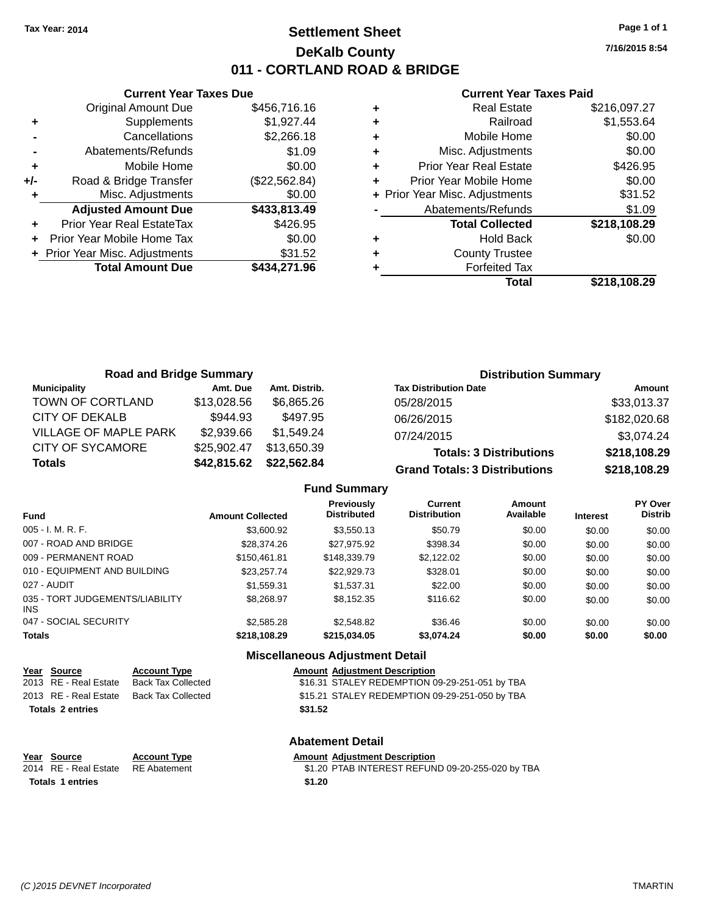Tax Year: 2014

# Settlement Sheet
## DeKalb County
## 011 - CORTLAND ROAD & BRIDGE

7/16/2015 8:54

### Current Year Taxes Due

| | | |
|---|---|---|
| | Original Amount Due | $456,716.16 |
| + | Supplements | $1,927.44 |
| - | Cancellations | $2,266.18 |
| - | Abatements/Refunds | $1.09 |
| + | Mobile Home | $0.00 |
| +/- | Road & Bridge Transfer | ($22,562.84) |
| + | Misc. Adjustments | $0.00 |
| | **Adjusted Amount Due** | **$433,813.49** |
| + | Prior Year Real EstateTax | $426.95 |
| + | Prior Year Mobile Home Tax | $0.00 |
| + | Prior Year Misc. Adjustments | $31.52 |
| | **Total Amount Due** | **$434,271.96** |

### Current Year Taxes Paid

| | | |
|---|---|---|
| + | Real Estate | $216,097.27 |
| + | Railroad | $1,553.64 |
| + | Mobile Home | $0.00 |
| + | Misc. Adjustments | $0.00 |
| + | Prior Year Real Estate | $426.95 |
| + | Prior Year Mobile Home | $0.00 |
| + | Prior Year Misc. Adjustments | $31.52 |
| - | Abatements/Refunds | $1.09 |
| | **Total Collected** | **$218,108.29** |
| + | Hold Back | $0.00 |
| + | County Trustee | |
| + | Forfeited Tax | |
| | **Total** | **$218,108.29** |

### Road and Bridge Summary

| Municipality | Amt. Due | Amt. Distrib. |
|---|---|---|
| TOWN OF CORTLAND | $13,028.56 | $6,865.26 |
| CITY OF DEKALB | $944.93 | $497.95 |
| VILLAGE OF MAPLE PARK | $2,939.66 | $1,549.24 |
| CITY OF SYCAMORE | $25,902.47 | $13,650.39 |
| **Totals** | **$42,815.62** | **$22,562.84** |

### Distribution Summary

| Tax Distribution Date | Amount |
|---|---|
| 05/28/2015 | $33,013.37 |
| 06/26/2015 | $182,020.68 |
| 07/24/2015 | $3,074.24 |
| **Totals: 3 Distributions** | **$218,108.29** |
| **Grand Totals: 3 Distributions** | **$218,108.29** |

### Fund Summary

| Fund | Amount Collected | Previously Distributed | Current Distribution | Amount Available | Interest | PY Over Distrib |
|---|---|---|---|---|---|---|
| 005 - I. M. R. F. | $3,600.92 | $3,550.13 | $50.79 | $0.00 | $0.00 | $0.00 |
| 007 - ROAD AND BRIDGE | $28,374.26 | $27,975.92 | $398.34 | $0.00 | $0.00 | $0.00 |
| 009 - PERMANENT ROAD | $150,461.81 | $148,339.79 | $2,122.02 | $0.00 | $0.00 | $0.00 |
| 010 - EQUIPMENT AND BUILDING | $23,257.74 | $22,929.73 | $328.01 | $0.00 | $0.00 | $0.00 |
| 027 - AUDIT | $1,559.31 | $1,537.31 | $22.00 | $0.00 | $0.00 | $0.00 |
| 035 - TORT JUDGEMENTS/LIABILITY INS | $8,268.97 | $8,152.35 | $116.62 | $0.00 | $0.00 | $0.00 |
| 047 - SOCIAL SECURITY | $2,585.28 | $2,548.82 | $36.46 | $0.00 | $0.00 | $0.00 |
| **Totals** | **$218,108.29** | **$215,034.05** | **$3,074.24** | **$0.00** | **$0.00** | **$0.00** |

### Miscellaneous Adjustment Detail

| Year | Source | Account Type | Amount | Adjustment Description |
|---|---|---|---|---|
| 2013 | RE - Real Estate | Back Tax Collected | $16.31 | STALEY REDEMPTION 09-29-251-051 by TBA |
| 2013 | RE - Real Estate | Back Tax Collected | $15.21 | STALEY REDEMPTION 09-29-251-050 by TBA |
| **Totals 2 entries** | | | **$31.52** | |

### Abatement Detail

| Year | Source | Account Type | Amount | Adjustment Description |
|---|---|---|---|---|
| 2014 | RE - Real Estate | RE Abatement | $1.20 | PTAB INTEREST REFUND 09-20-255-020 by TBA |
| **Totals 1 entries** | | | **$1.20** | |

(C )2015 DEVNET Incorporated TMARTIN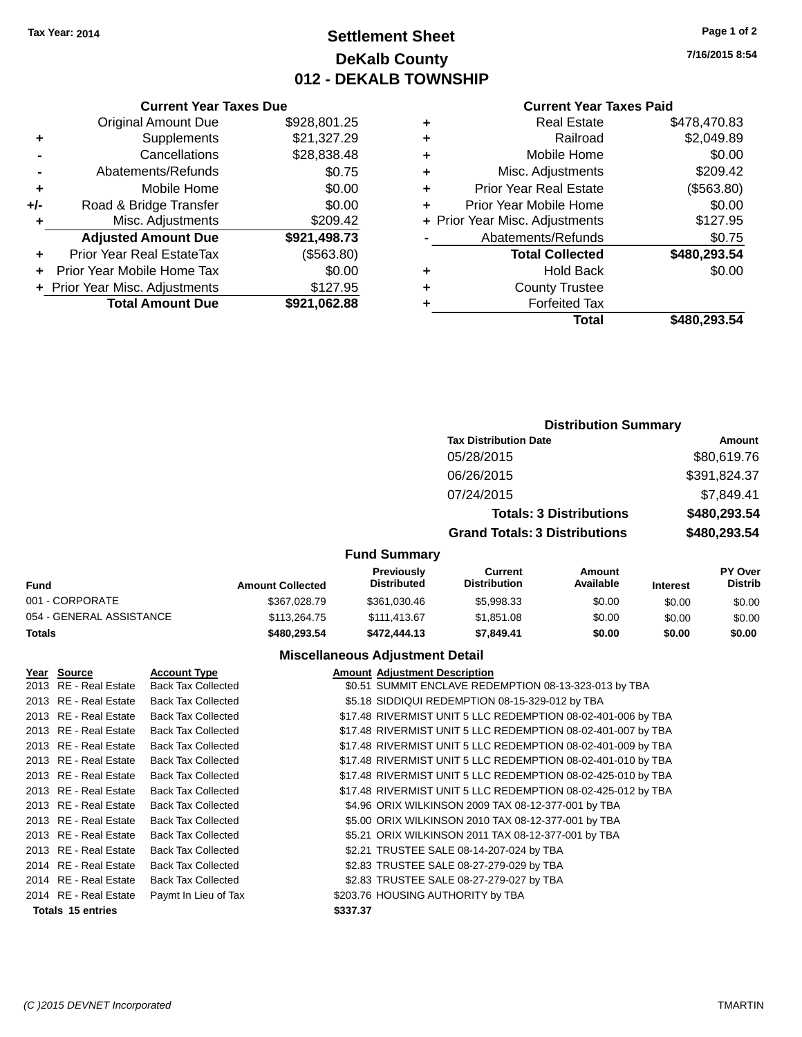Tax Year: 2014

# Settlement Sheet
## DeKalb County
## 012 - DEKALB TOWNSHIP

7/16/2015 8:54

### Current Year Taxes Due

| | | |
|---|---|---|
| | Original Amount Due | $928,801.25 |
| + | Supplements | $21,327.29 |
| - | Cancellations | $28,838.48 |
| - | Abatements/Refunds | $0.75 |
| + | Mobile Home | $0.00 |
| +/- | Road & Bridge Transfer | $0.00 |
| + | Misc. Adjustments | $209.42 |
| | **Adjusted Amount Due** | **$921,498.73** |
| + | Prior Year Real EstateTax | ($563.80) |
| + | Prior Year Mobile Home Tax | $0.00 |
| + | Prior Year Misc. Adjustments | $127.95 |
| | **Total Amount Due** | **$921,062.88** |

### Current Year Taxes Paid

| | | |
|---|---|---|
| + | Real Estate | $478,470.83 |
| + | Railroad | $2,049.89 |
| + | Mobile Home | $0.00 |
| + | Misc. Adjustments | $209.42 |
| + | Prior Year Real Estate | ($563.80) |
| + | Prior Year Mobile Home | $0.00 |
| + | Prior Year Misc. Adjustments | $127.95 |
| - | Abatements/Refunds | $0.75 |
| | **Total Collected** | **$480,293.54** |
| + | Hold Back | $0.00 |
| + | County Trustee | |
| + | Forfeited Tax | |
| | **Total** | **$480,293.54** |

### Distribution Summary

| Tax Distribution Date | Amount |
|---|---|
| 05/28/2015 | $80,619.76 |
| 06/26/2015 | $391,824.37 |
| 07/24/2015 | $7,849.41 |
| **Totals: 3 Distributions** | **$480,293.54** |
| **Grand Totals: 3 Distributions** | **$480,293.54** |

### Fund Summary

| Fund | Amount Collected | Previously Distributed | Current Distribution | Amount Available | Interest | PY Over Distrib |
|---|---|---|---|---|---|---|
| 001 - CORPORATE | $367,028.79 | $361,030.46 | $5,998.33 | $0.00 | $0.00 | $0.00 |
| 054 - GENERAL ASSISTANCE | $113,264.75 | $111,413.67 | $1,851.08 | $0.00 | $0.00 | $0.00 |
| **Totals** | **$480,293.54** | **$472,444.13** | **$7,849.41** | **$0.00** | **$0.00** | **$0.00** |

### Miscellaneous Adjustment Detail

| Year | Source | Account Type | Amount | Adjustment Description |
|---|---|---|---|---|
| 2013 | RE - Real Estate | Back Tax Collected | $0.51 | SUMMIT ENCLAVE REDEMPTION 08-13-323-013 by TBA |
| 2013 | RE - Real Estate | Back Tax Collected | $5.18 | SIDDIQUI REDEMPTION 08-15-329-012 by TBA |
| 2013 | RE - Real Estate | Back Tax Collected | $17.48 | RIVERMIST UNIT 5 LLC REDEMPTION 08-02-401-006 by TBA |
| 2013 | RE - Real Estate | Back Tax Collected | $17.48 | RIVERMIST UNIT 5 LLC REDEMPTION 08-02-401-007 by TBA |
| 2013 | RE - Real Estate | Back Tax Collected | $17.48 | RIVERMIST UNIT 5 LLC REDEMPTION 08-02-401-009 by TBA |
| 2013 | RE - Real Estate | Back Tax Collected | $17.48 | RIVERMIST UNIT 5 LLC REDEMPTION 08-02-401-010 by TBA |
| 2013 | RE - Real Estate | Back Tax Collected | $17.48 | RIVERMIST UNIT 5 LLC REDEMPTION 08-02-425-010 by TBA |
| 2013 | RE - Real Estate | Back Tax Collected | $17.48 | RIVERMIST UNIT 5 LLC REDEMPTION 08-02-425-012 by TBA |
| 2013 | RE - Real Estate | Back Tax Collected | $4.96 | ORIX WILKINSON 2009 TAX 08-12-377-001 by TBA |
| 2013 | RE - Real Estate | Back Tax Collected | $5.00 | ORIX WILKINSON 2010 TAX 08-12-377-001 by TBA |
| 2013 | RE - Real Estate | Back Tax Collected | $5.21 | ORIX WILKINSON 2011 TAX 08-12-377-001 by TBA |
| 2013 | RE - Real Estate | Back Tax Collected | $2.21 | TRUSTEE SALE 08-14-207-024 by TBA |
| 2014 | RE - Real Estate | Back Tax Collected | $2.83 | TRUSTEE SALE 08-27-279-029 by TBA |
| 2014 | RE - Real Estate | Back Tax Collected | $2.83 | TRUSTEE SALE 08-27-279-027 by TBA |
| 2014 | RE - Real Estate | Paymt In Lieu of Tax | $203.76 | HOUSING AUTHORITY by TBA |
| **Totals 15 entries** | | | **$337.37** | |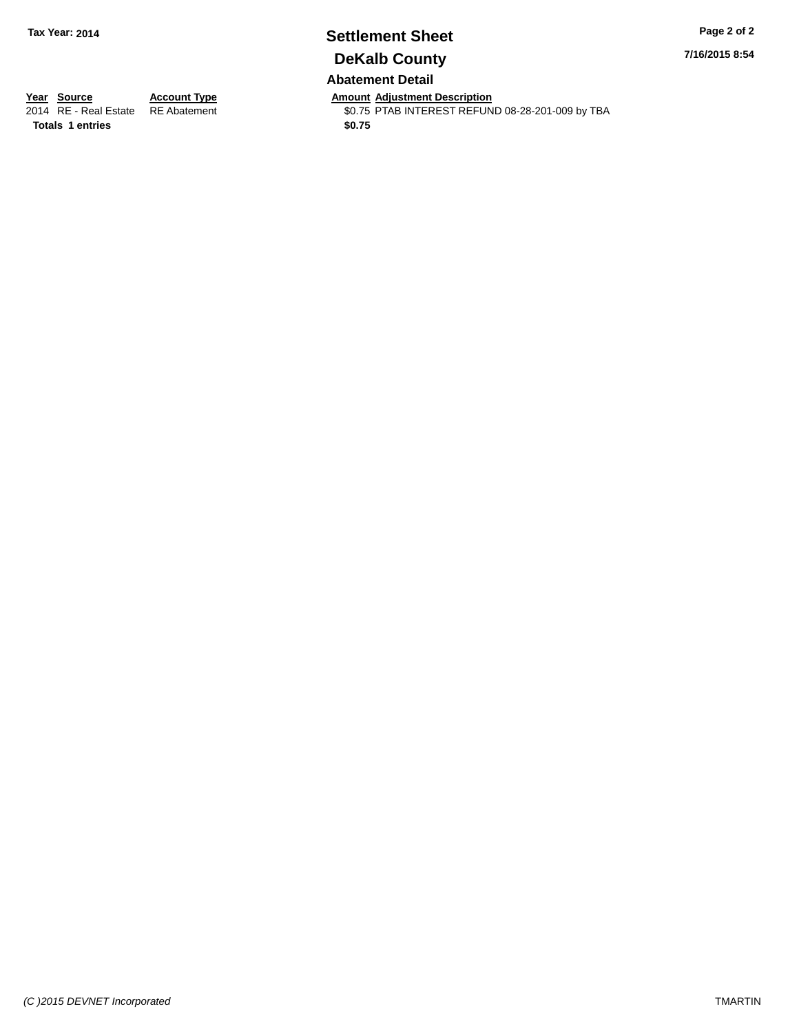**Tax Year: 2014**

# Settlement Sheet

## DeKalb County

### Abatement Detail

| Year | Source | Account Type | Amount | Adjustment Description |
|---|---|---|---|---|
| 2014 | RE - Real Estate | RE Abatement | $0.75 | PTAB INTEREST REFUND 08-28-201-009 by TBA |
| **Totals** | **1 entries** | | **$0.75** | |

*(C )2015 DEVNET Incorporated*

TMARTIN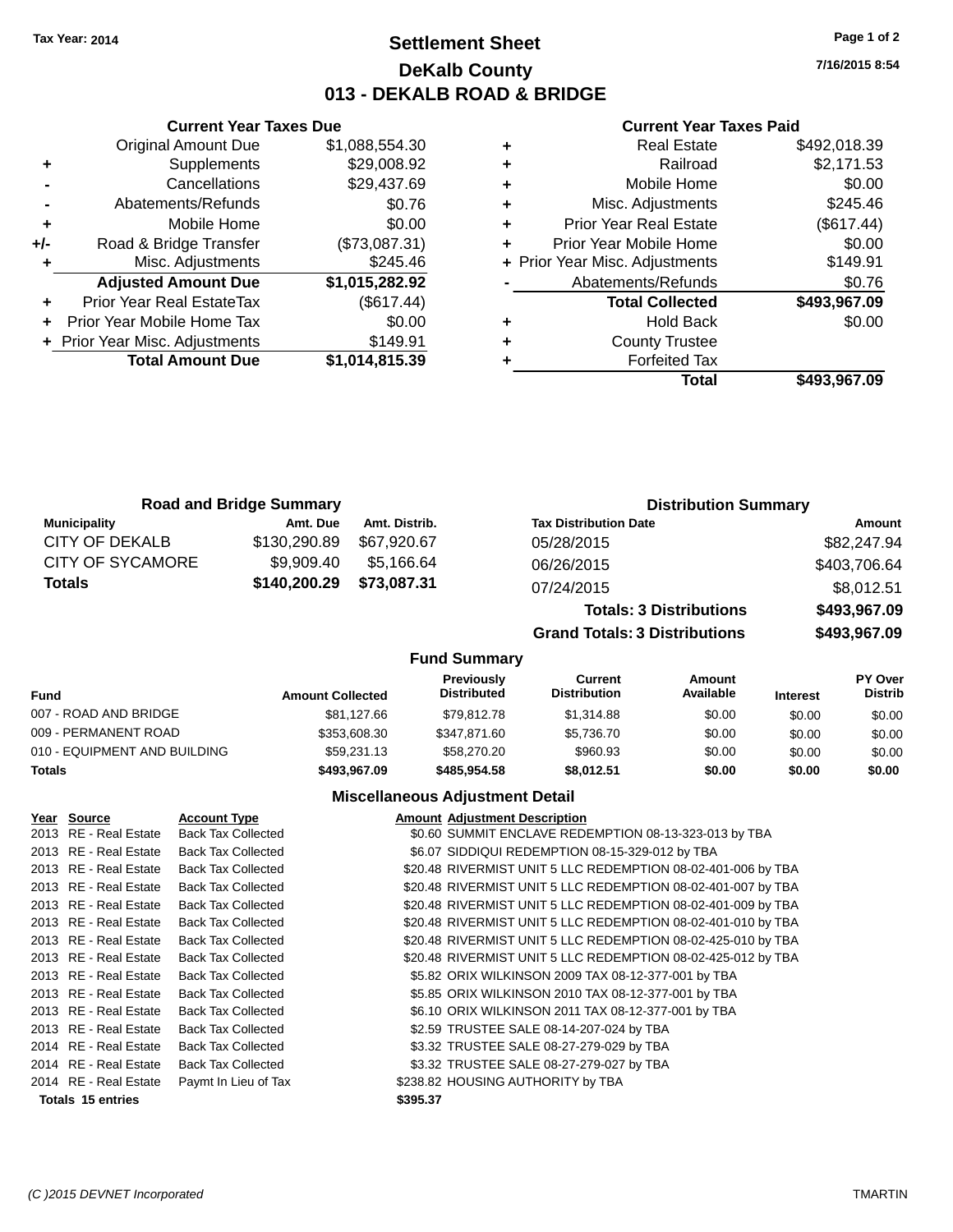Tax Year: 2014

# Settlement Sheet
## DeKalb County
## 013 - DEKALB ROAD & BRIDGE

7/16/2015 8:54

### Current Year Taxes Due

| | | |
|---|---|---|
| | Original Amount Due | $1,088,554.30 |
| + | Supplements | $29,008.92 |
| - | Cancellations | $29,437.69 |
| - | Abatements/Refunds | $0.76 |
| + | Mobile Home | $0.00 |
| +/- | Road & Bridge Transfer | ($73,087.31) |
| + | Misc. Adjustments | $245.46 |
| | **Adjusted Amount Due** | **$1,015,282.92** |
| + | Prior Year Real EstateTax | ($617.44) |
| + | Prior Year Mobile Home Tax | $0.00 |
| + | Prior Year Misc. Adjustments | $149.91 |
| | **Total Amount Due** | **$1,014,815.39** |

### Current Year Taxes Paid

| | | |
|---|---|---|
| + | Real Estate | $492,018.39 |
| + | Railroad | $2,171.53 |
| + | Mobile Home | $0.00 |
| + | Misc. Adjustments | $245.46 |
| + | Prior Year Real Estate | ($617.44) |
| + | Prior Year Mobile Home | $0.00 |
| + | Prior Year Misc. Adjustments | $149.91 |
| - | Abatements/Refunds | $0.76 |
| | **Total Collected** | **$493,967.09** |
| + | Hold Back | $0.00 |
| + | County Trustee | |
| + | Forfeited Tax | |
| | **Total** | **$493,967.09** |

### Road and Bridge Summary

| Municipality | Amt. Due | Amt. Distrib. |
|---|---|---|
| CITY OF DEKALB | $130,290.89 | $67,920.67 |
| CITY OF SYCAMORE | $9,909.40 | $5,166.64 |
| **Totals** | **$140,200.29** | **$73,087.31** |

### Distribution Summary

| Tax Distribution Date | Amount |
|---|---|
| 05/28/2015 | $82,247.94 |
| 06/26/2015 | $403,706.64 |
| 07/24/2015 | $8,012.51 |
| **Totals: 3 Distributions** | **$493,967.09** |
| **Grand Totals: 3 Distributions** | **$493,967.09** |

### Fund Summary

| Fund | Amount Collected | Previously Distributed | Current Distribution | Amount Available | Interest | PY Over Distrib |
|---|---|---|---|---|---|---|
| 007 - ROAD AND BRIDGE | $81,127.66 | $79,812.78 | $1,314.88 | $0.00 | $0.00 | $0.00 |
| 009 - PERMANENT ROAD | $353,608.30 | $347,871.60 | $5,736.70 | $0.00 | $0.00 | $0.00 |
| 010 - EQUIPMENT AND BUILDING | $59,231.13 | $58,270.20 | $960.93 | $0.00 | $0.00 | $0.00 |
| **Totals** | **$493,967.09** | **$485,954.58** | **$8,012.51** | **$0.00** | **$0.00** | **$0.00** |

### Miscellaneous Adjustment Detail

| Year | Source | Account Type | Amount | Adjustment Description |
|---|---|---|---|---|
| 2013 | RE - Real Estate | Back Tax Collected | $0.60 | SUMMIT ENCLAVE REDEMPTION 08-13-323-013 by TBA |
| 2013 | RE - Real Estate | Back Tax Collected | $6.07 | SIDDIQUI REDEMPTION 08-15-329-012 by TBA |
| 2013 | RE - Real Estate | Back Tax Collected | $20.48 | RIVERMIST UNIT 5 LLC REDEMPTION 08-02-401-006 by TBA |
| 2013 | RE - Real Estate | Back Tax Collected | $20.48 | RIVERMIST UNIT 5 LLC REDEMPTION 08-02-401-007 by TBA |
| 2013 | RE - Real Estate | Back Tax Collected | $20.48 | RIVERMIST UNIT 5 LLC REDEMPTION 08-02-401-009 by TBA |
| 2013 | RE - Real Estate | Back Tax Collected | $20.48 | RIVERMIST UNIT 5 LLC REDEMPTION 08-02-401-010 by TBA |
| 2013 | RE - Real Estate | Back Tax Collected | $20.48 | RIVERMIST UNIT 5 LLC REDEMPTION 08-02-425-010 by TBA |
| 2013 | RE - Real Estate | Back Tax Collected | $20.48 | RIVERMIST UNIT 5 LLC REDEMPTION 08-02-425-012 by TBA |
| 2013 | RE - Real Estate | Back Tax Collected | $5.82 | ORIX WILKINSON 2009 TAX 08-12-377-001 by TBA |
| 2013 | RE - Real Estate | Back Tax Collected | $5.85 | ORIX WILKINSON 2010 TAX 08-12-377-001 by TBA |
| 2013 | RE - Real Estate | Back Tax Collected | $6.10 | ORIX WILKINSON 2011 TAX 08-12-377-001 by TBA |
| 2013 | RE - Real Estate | Back Tax Collected | $2.59 | TRUSTEE SALE 08-14-207-024 by TBA |
| 2014 | RE - Real Estate | Back Tax Collected | $3.32 | TRUSTEE SALE 08-27-279-029 by TBA |
| 2014 | RE - Real Estate | Back Tax Collected | $3.32 | TRUSTEE SALE 08-27-279-027 by TBA |
| 2014 | RE - Real Estate | Paymt In Lieu of Tax | $238.82 | HOUSING AUTHORITY by TBA |
| **Totals** | **15 entries** | | **$395.37** | |

(C )2015 DEVNET Incorporated — TMARTIN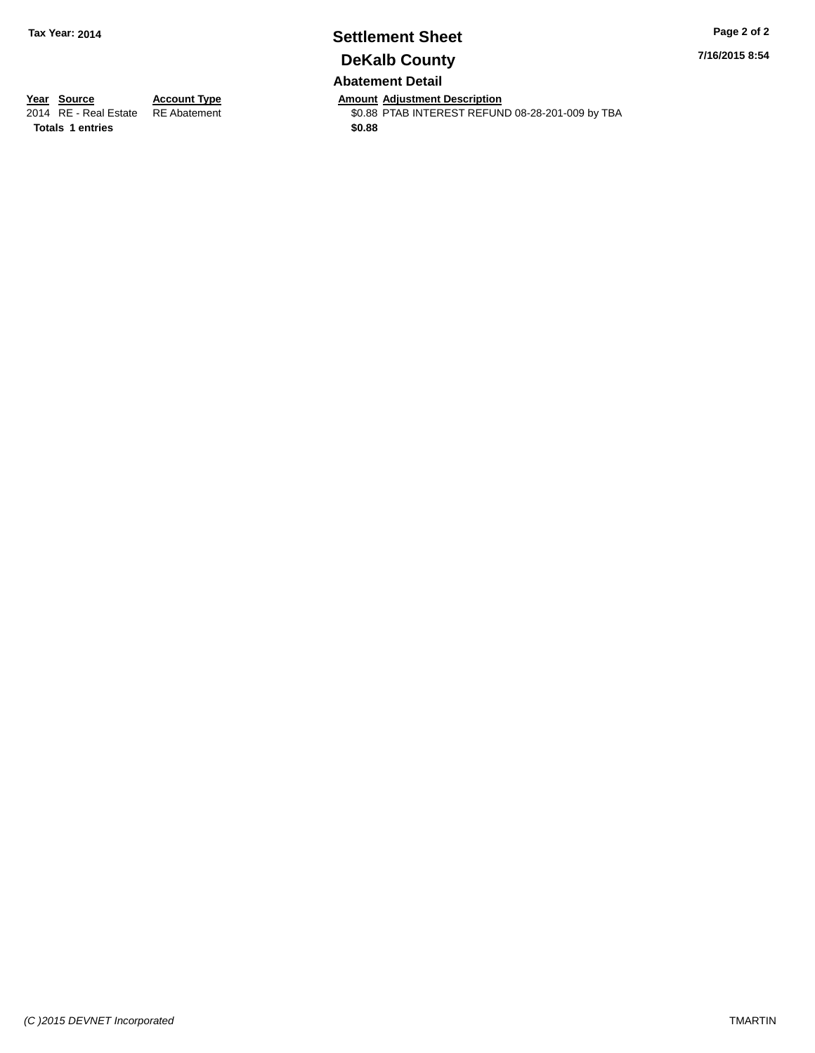# Settlement Sheet

Tax Year: 2014

## DeKalb County

7/16/2015 8:54

### Abatement Detail

| Year | Source | Account Type | Amount | Adjustment Description |
|---|---|---|---|---|
| 2014 | RE - Real Estate | RE Abatement | $0.88 | PTAB INTEREST REFUND 08-28-201-009 by TBA |
| **Totals** | **1 entries** | | **$0.88** | |

*(C )2015 DEVNET Incorporated*

TMARTIN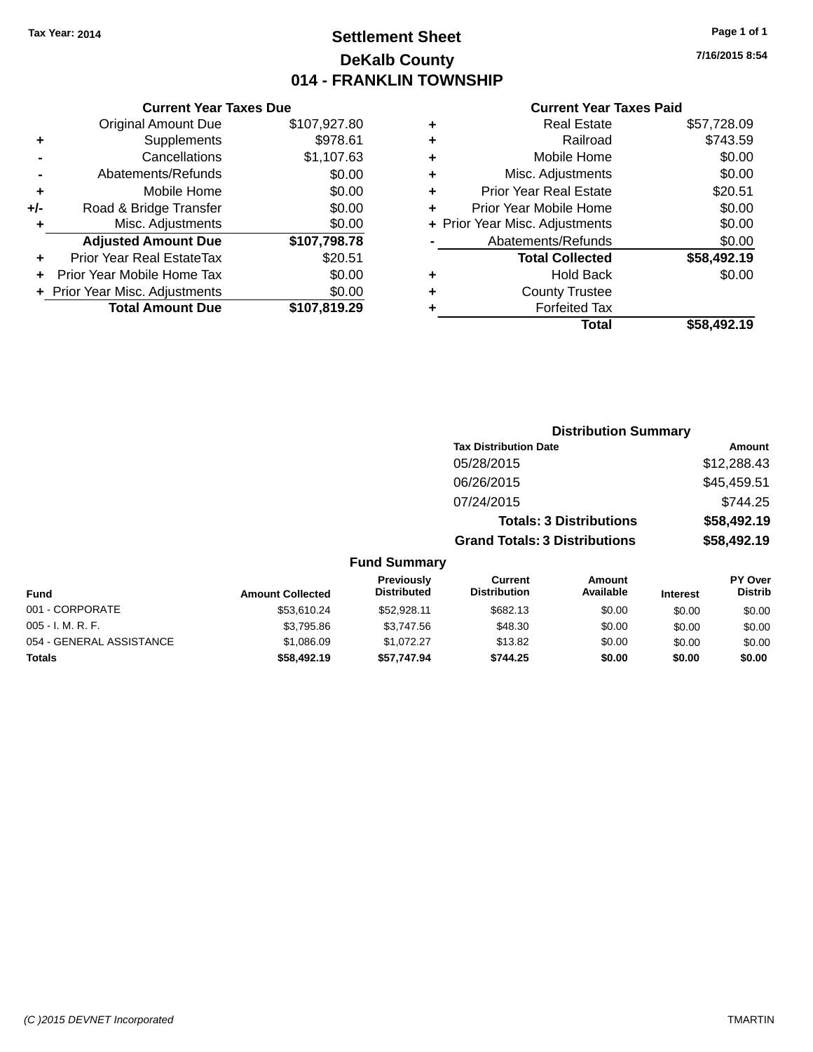Tax Year: 2014

# Settlement Sheet

## DeKalb County

## 014 - FRANKLIN TOWNSHIP

7/16/2015 8:54

### Current Year Taxes Due

| | | |
|---|---|---|
| | Original Amount Due | $107,927.80 |
| + | Supplements | $978.61 |
| - | Cancellations | $1,107.63 |
| - | Abatements/Refunds | $0.00 |
| + | Mobile Home | $0.00 |
| +/- | Road & Bridge Transfer | $0.00 |
| + | Misc. Adjustments | $0.00 |
| | **Adjusted Amount Due** | **$107,798.78** |
| + | Prior Year Real EstateTax | $20.51 |
| + | Prior Year Mobile Home Tax | $0.00 |
| + | Prior Year Misc. Adjustments | $0.00 |
| | **Total Amount Due** | **$107,819.29** |

### Current Year Taxes Paid

| | | |
|---|---|---|
| + | Real Estate | $57,728.09 |
| + | Railroad | $743.59 |
| + | Mobile Home | $0.00 |
| + | Misc. Adjustments | $0.00 |
| + | Prior Year Real Estate | $20.51 |
| + | Prior Year Mobile Home | $0.00 |
| + | Prior Year Misc. Adjustments | $0.00 |
| - | Abatements/Refunds | $0.00 |
| | **Total Collected** | **$58,492.19** |
| + | Hold Back | $0.00 |
| + | County Trustee | |
| + | Forfeited Tax | |
| | **Total** | **$58,492.19** |

### Distribution Summary

| Tax Distribution Date | Amount |
|---|---|
| 05/28/2015 | $12,288.43 |
| 06/26/2015 | $45,459.51 |
| 07/24/2015 | $744.25 |
| **Totals: 3 Distributions** | **$58,492.19** |
| **Grand Totals: 3 Distributions** | **$58,492.19** |

### Fund Summary

| Fund | Amount Collected | Previously Distributed | Current Distribution | Amount Available | Interest | PY Over Distrib |
|---|---|---|---|---|---|---|
| 001 - CORPORATE | $53,610.24 | $52,928.11 | $682.13 | $0.00 | $0.00 | $0.00 |
| 005 - I. M. R. F. | $3,795.86 | $3,747.56 | $48.30 | $0.00 | $0.00 | $0.00 |
| 054 - GENERAL ASSISTANCE | $1,086.09 | $1,072.27 | $13.82 | $0.00 | $0.00 | $0.00 |
| **Totals** | **$58,492.19** | **$57,747.94** | **$744.25** | **$0.00** | **$0.00** | **$0.00** |

(C )2015 DEVNET Incorporated — TMARTIN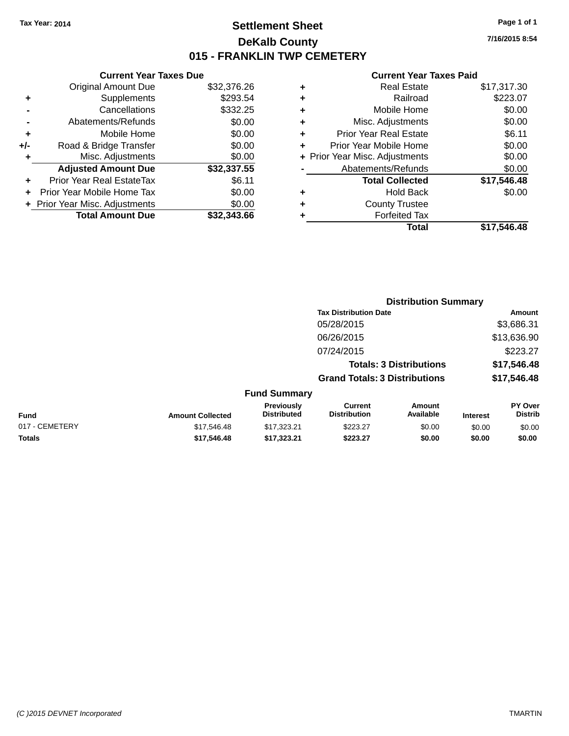Tax Year: 2014

# Settlement Sheet

## DeKalb County

## 015 - FRANKLIN TWP CEMETERY

7/16/2015 8:54

### Current Year Taxes Due

| | | |
|---|---|---|
| | Original Amount Due | $32,376.26 |
| + | Supplements | $293.54 |
| - | Cancellations | $332.25 |
| - | Abatements/Refunds | $0.00 |
| + | Mobile Home | $0.00 |
| +/- | Road & Bridge Transfer | $0.00 |
| + | Misc. Adjustments | $0.00 |
| | **Adjusted Amount Due** | **$32,337.55** |
| + | Prior Year Real EstateTax | $6.11 |
| + | Prior Year Mobile Home Tax | $0.00 |
| + | Prior Year Misc. Adjustments | $0.00 |
| | **Total Amount Due** | **$32,343.66** |

### Current Year Taxes Paid

| | | |
|---|---|---|
| + | Real Estate | $17,317.30 |
| + | Railroad | $223.07 |
| + | Mobile Home | $0.00 |
| + | Misc. Adjustments | $0.00 |
| + | Prior Year Real Estate | $6.11 |
| + | Prior Year Mobile Home | $0.00 |
| + | Prior Year Misc. Adjustments | $0.00 |
| - | Abatements/Refunds | $0.00 |
| | **Total Collected** | **$17,546.48** |
| + | Hold Back | $0.00 |
| + | County Trustee | |
| + | Forfeited Tax | |
| | **Total** | **$17,546.48** |

### Distribution Summary

| Tax Distribution Date | Amount |
|---|---|
| 05/28/2015 | $3,686.31 |
| 06/26/2015 | $13,636.90 |
| 07/24/2015 | $223.27 |
| **Totals: 3 Distributions** | **$17,546.48** |
| **Grand Totals: 3 Distributions** | **$17,546.48** |

### Fund Summary

| Fund | Amount Collected | Previously Distributed | Current Distribution | Amount Available | Interest | PY Over Distrib |
|---|---|---|---|---|---|---|
| 017 - CEMETERY | $17,546.48 | $17,323.21 | $223.27 | $0.00 | $0.00 | $0.00 |
| **Totals** | **$17,546.48** | **$17,323.21** | **$223.27** | **$0.00** | **$0.00** | **$0.00** |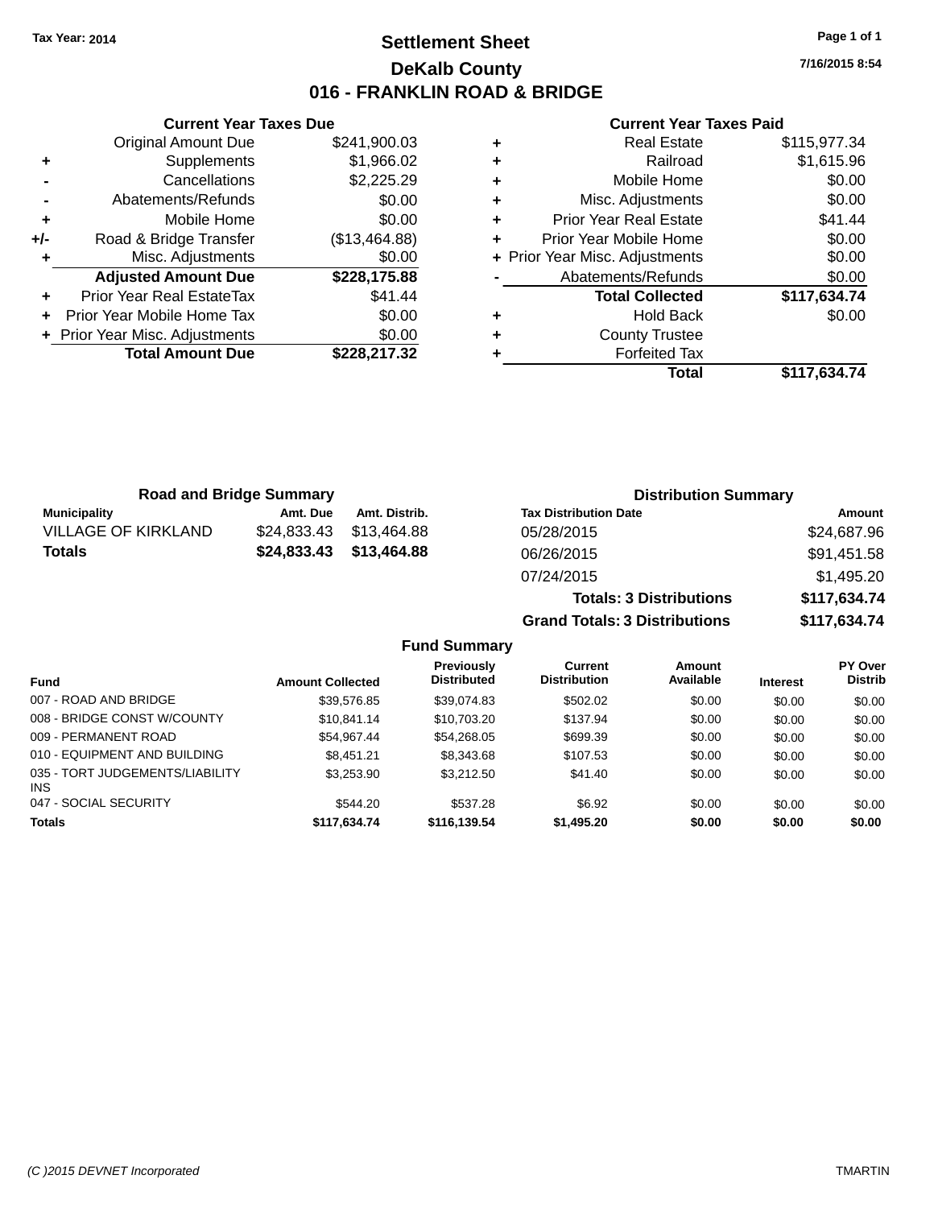Tax Year: 2014

# Settlement Sheet

## DeKalb County

## 016 - FRANKLIN ROAD & BRIDGE

7/16/2015 8:54

### Current Year Taxes Due

| | | |
|---|---|---|
| | Original Amount Due | $241,900.03 |
| + | Supplements | $1,966.02 |
| - | Cancellations | $2,225.29 |
| - | Abatements/Refunds | $0.00 |
| + | Mobile Home | $0.00 |
| +/- | Road & Bridge Transfer | ($13,464.88) |
| + | Misc. Adjustments | $0.00 |
| | **Adjusted Amount Due** | **$228,175.88** |
| + | Prior Year Real EstateTax | $41.44 |
| + | Prior Year Mobile Home Tax | $0.00 |
| + | Prior Year Misc. Adjustments | $0.00 |
| | **Total Amount Due** | **$228,217.32** |

### Current Year Taxes Paid

| | | |
|---|---|---|
| + | Real Estate | $115,977.34 |
| + | Railroad | $1,615.96 |
| + | Mobile Home | $0.00 |
| + | Misc. Adjustments | $0.00 |
| + | Prior Year Real Estate | $41.44 |
| + | Prior Year Mobile Home | $0.00 |
| + | Prior Year Misc. Adjustments | $0.00 |
| - | Abatements/Refunds | $0.00 |
| | **Total Collected** | **$117,634.74** |
| + | Hold Back | $0.00 |
| + | County Trustee | |
| + | Forfeited Tax | |
| | **Total** | **$117,634.74** |

### Road and Bridge Summary

| Municipality | Amt. Due | Amt. Distrib. |
|---|---|---|
| VILLAGE OF KIRKLAND | $24,833.43 | $13,464.88 |
| **Totals** | **$24,833.43** | **$13,464.88** |

### Distribution Summary

| Tax Distribution Date | Amount |
|---|---|
| 05/28/2015 | $24,687.96 |
| 06/26/2015 | $91,451.58 |
| 07/24/2015 | $1,495.20 |
| **Totals: 3 Distributions** | **$117,634.74** |
| **Grand Totals: 3 Distributions** | **$117,634.74** |

### Fund Summary

| Fund | Amount Collected | Previously Distributed | Current Distribution | Amount Available | Interest | PY Over Distrib |
|---|---|---|---|---|---|---|
| 007 - ROAD AND BRIDGE | $39,576.85 | $39,074.83 | $502.02 | $0.00 | $0.00 | $0.00 |
| 008 - BRIDGE CONST W/COUNTY | $10,841.14 | $10,703.20 | $137.94 | $0.00 | $0.00 | $0.00 |
| 009 - PERMANENT ROAD | $54,967.44 | $54,268.05 | $699.39 | $0.00 | $0.00 | $0.00 |
| 010 - EQUIPMENT AND BUILDING | $8,451.21 | $8,343.68 | $107.53 | $0.00 | $0.00 | $0.00 |
| 035 - TORT JUDGEMENTS/LIABILITY INS | $3,253.90 | $3,212.50 | $41.40 | $0.00 | $0.00 | $0.00 |
| 047 - SOCIAL SECURITY | $544.20 | $537.28 | $6.92 | $0.00 | $0.00 | $0.00 |
| **Totals** | **$117,634.74** | **$116,139.54** | **$1,495.20** | **$0.00** | **$0.00** | **$0.00** |

(C )2015 DEVNET Incorporated TMARTIN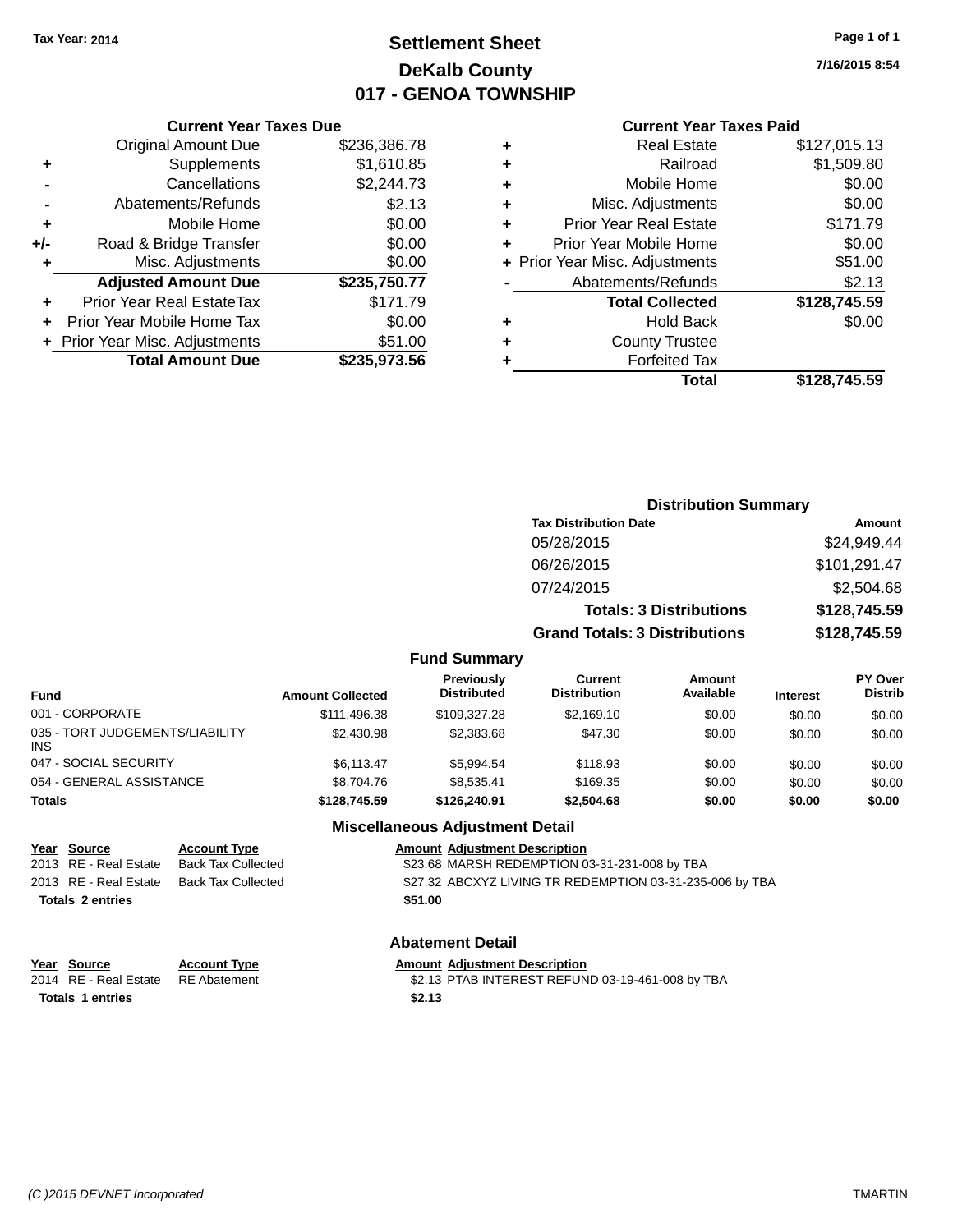Tax Year: 2014

# Settlement Sheet
## DeKalb County
## 017 - GENOA TOWNSHIP

7/16/2015 8:54

### Current Year Taxes Due

| | | |
|---|---|---|
| | Original Amount Due | $236,386.78 |
| + | Supplements | $1,610.85 |
| - | Cancellations | $2,244.73 |
| - | Abatements/Refunds | $2.13 |
| + | Mobile Home | $0.00 |
| +/- | Road & Bridge Transfer | $0.00 |
| + | Misc. Adjustments | $0.00 |
| | **Adjusted Amount Due** | **$235,750.77** |
| + | Prior Year Real EstateTax | $171.79 |
| + | Prior Year Mobile Home Tax | $0.00 |
| + | Prior Year Misc. Adjustments | $51.00 |
| | **Total Amount Due** | **$235,973.56** |

### Current Year Taxes Paid

| | | |
|---|---|---|
| + | Real Estate | $127,015.13 |
| + | Railroad | $1,509.80 |
| + | Mobile Home | $0.00 |
| + | Misc. Adjustments | $0.00 |
| + | Prior Year Real Estate | $171.79 |
| + | Prior Year Mobile Home | $0.00 |
| + | Prior Year Misc. Adjustments | $51.00 |
| - | Abatements/Refunds | $2.13 |
| | **Total Collected** | **$128,745.59** |
| + | Hold Back | $0.00 |
| + | County Trustee | |
| + | Forfeited Tax | |
| | **Total** | **$128,745.59** |

### Distribution Summary

| Tax Distribution Date | Amount |
|---|---|
| 05/28/2015 | $24,949.44 |
| 06/26/2015 | $101,291.47 |
| 07/24/2015 | $2,504.68 |
| **Totals: 3 Distributions** | **$128,745.59** |
| **Grand Totals: 3 Distributions** | **$128,745.59** |

### Fund Summary

| Fund | Amount Collected | Previously Distributed | Current Distribution | Amount Available | Interest | PY Over Distrib |
|---|---|---|---|---|---|---|
| 001 - CORPORATE | $111,496.38 | $109,327.28 | $2,169.10 | $0.00 | $0.00 | $0.00 |
| 035 - TORT JUDGEMENTS/LIABILITY INS | $2,430.98 | $2,383.68 | $47.30 | $0.00 | $0.00 | $0.00 |
| 047 - SOCIAL SECURITY | $6,113.47 | $5,994.54 | $118.93 | $0.00 | $0.00 | $0.00 |
| 054 - GENERAL ASSISTANCE | $8,704.76 | $8,535.41 | $169.35 | $0.00 | $0.00 | $0.00 |
| **Totals** | **$128,745.59** | **$126,240.91** | **$2,504.68** | **$0.00** | **$0.00** | **$0.00** |

### Miscellaneous Adjustment Detail

| Year | Source | Account Type | Amount | Adjustment Description |
|---|---|---|---|---|
| 2013 | RE - Real Estate | Back Tax Collected | $23.68 | MARSH REDEMPTION 03-31-231-008 by TBA |
| 2013 | RE - Real Estate | Back Tax Collected | $27.32 | ABCXYZ LIVING TR REDEMPTION 03-31-235-006 by TBA |
| **Totals** | **2 entries** | | **$51.00** | |

### Abatement Detail

| Year | Source | Account Type | Amount | Adjustment Description |
|---|---|---|---|---|
| 2014 | RE - Real Estate | RE Abatement | $2.13 | PTAB INTEREST REFUND 03-19-461-008 by TBA |
| **Totals** | **1 entries** | | **$2.13** | |

(C )2015 DEVNET Incorporated TMARTIN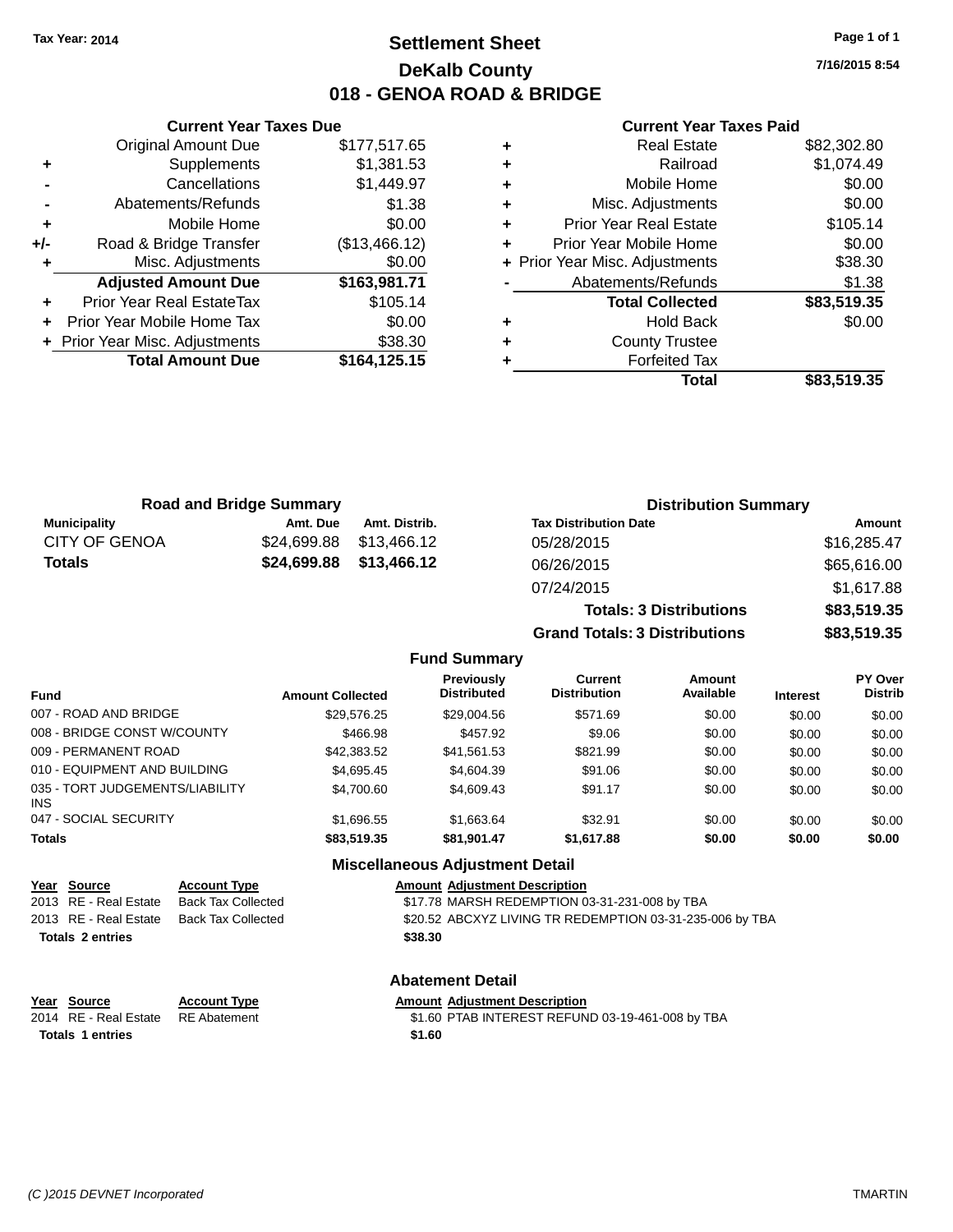Tax Year: 2014

# Settlement Sheet

## DeKalb County

## 018 - GENOA ROAD & BRIDGE

7/16/2015 8:54

### Current Year Taxes Due

| | | |
|---|---|---|
| | Original Amount Due | $177,517.65 |
| + | Supplements | $1,381.53 |
| - | Cancellations | $1,449.97 |
| - | Abatements/Refunds | $1.38 |
| + | Mobile Home | $0.00 |
| +/- | Road & Bridge Transfer | ($13,466.12) |
| + | Misc. Adjustments | $0.00 |
| | **Adjusted Amount Due** | **$163,981.71** |
| + | Prior Year Real EstateTax | $105.14 |
| + | Prior Year Mobile Home Tax | $0.00 |
| + | Prior Year Misc. Adjustments | $38.30 |
| | **Total Amount Due** | **$164,125.15** |

### Current Year Taxes Paid

| | | |
|---|---|---|
| + | Real Estate | $82,302.80 |
| + | Railroad | $1,074.49 |
| + | Mobile Home | $0.00 |
| + | Misc. Adjustments | $0.00 |
| + | Prior Year Real Estate | $105.14 |
| + | Prior Year Mobile Home | $0.00 |
| + | Prior Year Misc. Adjustments | $38.30 |
| - | Abatements/Refunds | $1.38 |
| | **Total Collected** | **$83,519.35** |
| + | Hold Back | $0.00 |
| + | County Trustee | |
| + | Forfeited Tax | |
| | **Total** | **$83,519.35** |

### Road and Bridge Summary

| Municipality | Amt. Due | Amt. Distrib. |
|---|---|---|
| CITY OF GENOA | $24,699.88 | $13,466.12 |
| **Totals** | **$24,699.88** | **$13,466.12** |

### Distribution Summary

| Tax Distribution Date | Amount |
|---|---|
| 05/28/2015 | $16,285.47 |
| 06/26/2015 | $65,616.00 |
| 07/24/2015 | $1,617.88 |
| **Totals: 3 Distributions** | **$83,519.35** |
| **Grand Totals: 3 Distributions** | **$83,519.35** |

### Fund Summary

| Fund | Amount Collected | Previously Distributed | Current Distribution | Amount Available | Interest | PY Over Distrib |
|---|---|---|---|---|---|---|
| 007 - ROAD AND BRIDGE | $29,576.25 | $29,004.56 | $571.69 | $0.00 | $0.00 | $0.00 |
| 008 - BRIDGE CONST W/COUNTY | $466.98 | $457.92 | $9.06 | $0.00 | $0.00 | $0.00 |
| 009 - PERMANENT ROAD | $42,383.52 | $41,561.53 | $821.99 | $0.00 | $0.00 | $0.00 |
| 010 - EQUIPMENT AND BUILDING | $4,695.45 | $4,604.39 | $91.06 | $0.00 | $0.00 | $0.00 |
| 035 - TORT JUDGEMENTS/LIABILITY INS | $4,700.60 | $4,609.43 | $91.17 | $0.00 | $0.00 | $0.00 |
| 047 - SOCIAL SECURITY | $1,696.55 | $1,663.64 | $32.91 | $0.00 | $0.00 | $0.00 |
| **Totals** | **$83,519.35** | **$81,901.47** | **$1,617.88** | **$0.00** | **$0.00** | **$0.00** |

### Miscellaneous Adjustment Detail

| Year | Source | Account Type | Amount | Adjustment Description |
|---|---|---|---|---|
| 2013 | RE - Real Estate | Back Tax Collected | $17.78 | MARSH REDEMPTION 03-31-231-008 by TBA |
| 2013 | RE - Real Estate | Back Tax Collected | $20.52 | ABCXYZ LIVING TR REDEMPTION 03-31-235-006 by TBA |
| **Totals 2 entries** | | | **$38.30** | |

### Abatement Detail

| Year | Source | Account Type | Amount | Adjustment Description |
|---|---|---|---|---|
| 2014 | RE - Real Estate | RE Abatement | $1.60 | PTAB INTEREST REFUND 03-19-461-008 by TBA |
| **Totals 1 entries** | | | **$1.60** | |

(C )2015 DEVNET Incorporated TMARTIN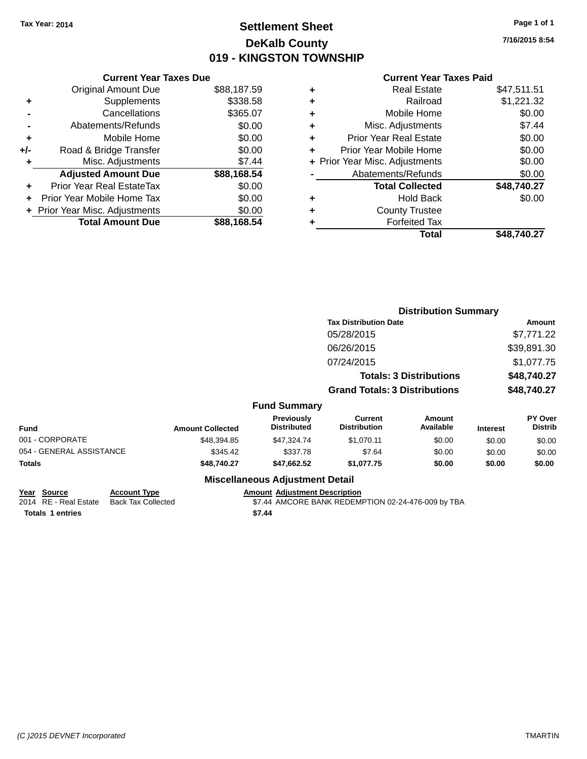Tax Year: 2014

# Settlement Sheet
## DeKalb County
## 019 - KINGSTON TOWNSHIP

7/16/2015 8:54

### Current Year Taxes Due

| | | |
|---|---|---|
| | Original Amount Due | $88,187.59 |
| + | Supplements | $338.58 |
| - | Cancellations | $365.07 |
| - | Abatements/Refunds | $0.00 |
| + | Mobile Home | $0.00 |
| +/- | Road & Bridge Transfer | $0.00 |
| + | Misc. Adjustments | $7.44 |
| | **Adjusted Amount Due** | **$88,168.54** |
| + | Prior Year Real EstateTax | $0.00 |
| + | Prior Year Mobile Home Tax | $0.00 |
| + | Prior Year Misc. Adjustments | $0.00 |
| | **Total Amount Due** | **$88,168.54** |

### Current Year Taxes Paid

| | | |
|---|---|---|
| + | Real Estate | $47,511.51 |
| + | Railroad | $1,221.32 |
| + | Mobile Home | $0.00 |
| + | Misc. Adjustments | $7.44 |
| + | Prior Year Real Estate | $0.00 |
| + | Prior Year Mobile Home | $0.00 |
| + | Prior Year Misc. Adjustments | $0.00 |
| - | Abatements/Refunds | $0.00 |
| | **Total Collected** | **$48,740.27** |
| + | Hold Back | $0.00 |
| + | County Trustee | |
| + | Forfeited Tax | |
| | **Total** | **$48,740.27** |

### Distribution Summary

| Tax Distribution Date | Amount |
|---|---|
| 05/28/2015 | $7,771.22 |
| 06/26/2015 | $39,891.30 |
| 07/24/2015 | $1,077.75 |
| **Totals: 3 Distributions** | **$48,740.27** |
| **Grand Totals: 3 Distributions** | **$48,740.27** |

### Fund Summary

| Fund | Amount Collected | Previously Distributed | Current Distribution | Amount Available | Interest | PY Over Distrib |
|---|---|---|---|---|---|---|
| 001 - CORPORATE | $48,394.85 | $47,324.74 | $1,070.11 | $0.00 | $0.00 | $0.00 |
| 054 - GENERAL ASSISTANCE | $345.42 | $337.78 | $7.64 | $0.00 | $0.00 | $0.00 |
| **Totals** | **$48,740.27** | **$47,662.52** | **$1,077.75** | **$0.00** | **$0.00** | **$0.00** |

### Miscellaneous Adjustment Detail

| Year | Source | Account Type | Amount | Adjustment Description |
|---|---|---|---|---|
| 2014 | RE - Real Estate | Back Tax Collected | $7.44 | AMCORE BANK REDEMPTION 02-24-476-009 by TBA |
| **Totals 1 entries** | | | **$7.44** | |

(C )2015 DEVNET Incorporated TMARTIN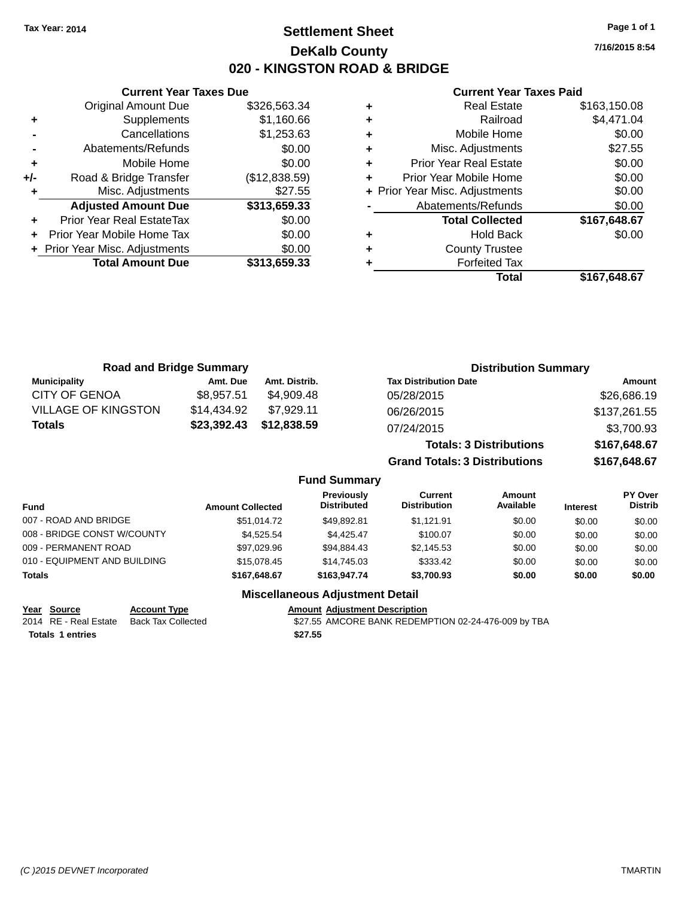Tax Year: 2014

# Settlement Sheet

## DeKalb County

## 020 - KINGSTON ROAD & BRIDGE

7/16/2015 8:54

### Current Year Taxes Due

| | | |
|---|---|---|
| | Original Amount Due | $326,563.34 |
| + | Supplements | $1,160.66 |
| - | Cancellations | $1,253.63 |
| - | Abatements/Refunds | $0.00 |
| + | Mobile Home | $0.00 |
| +/- | Road & Bridge Transfer | ($12,838.59) |
| + | Misc. Adjustments | $27.55 |
| | **Adjusted Amount Due** | **$313,659.33** |
| + | Prior Year Real EstateTax | $0.00 |
| + | Prior Year Mobile Home Tax | $0.00 |
| + | Prior Year Misc. Adjustments | $0.00 |
| | **Total Amount Due** | **$313,659.33** |

### Current Year Taxes Paid

| | | |
|---|---|---|
| + | Real Estate | $163,150.08 |
| + | Railroad | $4,471.04 |
| + | Mobile Home | $0.00 |
| + | Misc. Adjustments | $27.55 |
| + | Prior Year Real Estate | $0.00 |
| + | Prior Year Mobile Home | $0.00 |
| + | Prior Year Misc. Adjustments | $0.00 |
| - | Abatements/Refunds | $0.00 |
| | **Total Collected** | **$167,648.67** |
| + | Hold Back | $0.00 |
| + | County Trustee | |
| + | Forfeited Tax | |
| | **Total** | **$167,648.67** |

### Road and Bridge Summary

| Municipality | Amt. Due | Amt. Distrib. |
|---|---|---|
| CITY OF GENOA | $8,957.51 | $4,909.48 |
| VILLAGE OF KINGSTON | $14,434.92 | $7,929.11 |
| **Totals** | **$23,392.43** | **$12,838.59** |

### Distribution Summary

| Tax Distribution Date | Amount |
|---|---|
| 05/28/2015 | $26,686.19 |
| 06/26/2015 | $137,261.55 |
| 07/24/2015 | $3,700.93 |
| **Totals: 3 Distributions** | **$167,648.67** |
| **Grand Totals: 3 Distributions** | **$167,648.67** |

### Fund Summary

| Fund | Amount Collected | Previously Distributed | Current Distribution | Amount Available | Interest | PY Over Distrib |
|---|---|---|---|---|---|---|
| 007 - ROAD AND BRIDGE | $51,014.72 | $49,892.81 | $1,121.91 | $0.00 | $0.00 | $0.00 |
| 008 - BRIDGE CONST W/COUNTY | $4,525.54 | $4,425.47 | $100.07 | $0.00 | $0.00 | $0.00 |
| 009 - PERMANENT ROAD | $97,029.96 | $94,884.43 | $2,145.53 | $0.00 | $0.00 | $0.00 |
| 010 - EQUIPMENT AND BUILDING | $15,078.45 | $14,745.03 | $333.42 | $0.00 | $0.00 | $0.00 |
| **Totals** | **$167,648.67** | **$163,947.74** | **$3,700.93** | **$0.00** | **$0.00** | **$0.00** |

### Miscellaneous Adjustment Detail

| Year | Source | Account Type | Amount | Adjustment Description |
|---|---|---|---|---|
| 2014 | RE - Real Estate | Back Tax Collected | $27.55 | AMCORE BANK REDEMPTION 02-24-476-009 by TBA |
| **Totals** | **1 entries** | | **$27.55** | |

(C )2015 DEVNET Incorporated TMARTIN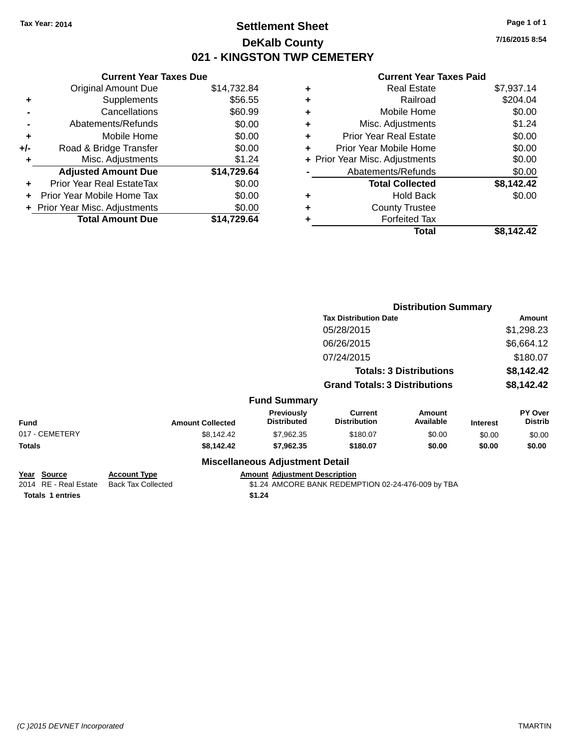Tax Year: 2014

# Settlement Sheet

## DeKalb County

## 021 - KINGSTON TWP CEMETERY

7/16/2015 8:54

### Current Year Taxes Due

| | | |
|---|---|---|
| | Original Amount Due | $14,732.84 |
| + | Supplements | $56.55 |
| - | Cancellations | $60.99 |
| - | Abatements/Refunds | $0.00 |
| + | Mobile Home | $0.00 |
| +/- | Road & Bridge Transfer | $0.00 |
| + | Misc. Adjustments | $1.24 |
| | **Adjusted Amount Due** | **$14,729.64** |
| + | Prior Year Real EstateTax | $0.00 |
| + | Prior Year Mobile Home Tax | $0.00 |
| + | Prior Year Misc. Adjustments | $0.00 |
| | **Total Amount Due** | **$14,729.64** |

### Current Year Taxes Paid

| | | |
|---|---|---|
| + | Real Estate | $7,937.14 |
| + | Railroad | $204.04 |
| + | Mobile Home | $0.00 |
| + | Misc. Adjustments | $1.24 |
| + | Prior Year Real Estate | $0.00 |
| + | Prior Year Mobile Home | $0.00 |
| + | Prior Year Misc. Adjustments | $0.00 |
| - | Abatements/Refunds | $0.00 |
| | **Total Collected** | **$8,142.42** |
| + | Hold Back | $0.00 |
| + | County Trustee | |
| + | Forfeited Tax | |
| | **Total** | **$8,142.42** |

### Distribution Summary

| Tax Distribution Date | Amount |
|---|---|
| 05/28/2015 | $1,298.23 |
| 06/26/2015 | $6,664.12 |
| 07/24/2015 | $180.07 |
| **Totals: 3 Distributions** | **$8,142.42** |
| **Grand Totals: 3 Distributions** | **$8,142.42** |

### Fund Summary

| Fund | Amount Collected | Previously Distributed | Current Distribution | Amount Available | Interest | PY Over Distrib |
|---|---|---|---|---|---|---|
| 017 - CEMETERY | $8,142.42 | $7,962.35 | $180.07 | $0.00 | $0.00 | $0.00 |
| **Totals** | **$8,142.42** | **$7,962.35** | **$180.07** | **$0.00** | **$0.00** | **$0.00** |

### Miscellaneous Adjustment Detail

| Year | Source | Account Type | Amount | Adjustment Description |
|---|---|---|---|---|
| 2014 | RE - Real Estate | Back Tax Collected | $1.24 | AMCORE BANK REDEMPTION 02-24-476-009 by TBA |
| **Totals** | **1 entries** | | **$1.24** | |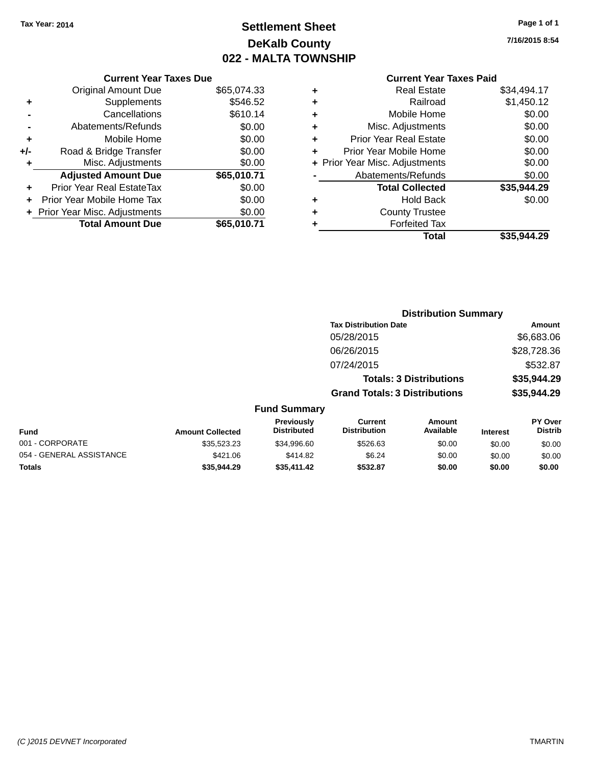Tax Year: 2014

# Settlement Sheet
## DeKalb County
## 022 - MALTA TOWNSHIP

7/16/2015 8:54

| | Current Year Taxes Due | |
|---|---|---|
| | Original Amount Due | $65,074.33 |
| + | Supplements | $546.52 |
| - | Cancellations | $610.14 |
| - | Abatements/Refunds | $0.00 |
| + | Mobile Home | $0.00 |
| +/- | Road & Bridge Transfer | $0.00 |
| + | Misc. Adjustments | $0.00 |
| | **Adjusted Amount Due** | **$65,010.71** |
| + | Prior Year Real EstateTax | $0.00 |
| + | Prior Year Mobile Home Tax | $0.00 |
| + | Prior Year Misc. Adjustments | $0.00 |
| | **Total Amount Due** | **$65,010.71** |

| | Current Year Taxes Paid | |
|---|---|---|
| + | Real Estate | $34,494.17 |
| + | Railroad | $1,450.12 |
| + | Mobile Home | $0.00 |
| + | Misc. Adjustments | $0.00 |
| + | Prior Year Real Estate | $0.00 |
| + | Prior Year Mobile Home | $0.00 |
| + | Prior Year Misc. Adjustments | $0.00 |
| - | Abatements/Refunds | $0.00 |
| | **Total Collected** | **$35,944.29** |
| + | Hold Back | $0.00 |
| + | County Trustee | |
| + | Forfeited Tax | |
| | **Total** | **$35,944.29** |

### Distribution Summary

| Tax Distribution Date | Amount |
|---|---|
| 05/28/2015 | $6,683.06 |
| 06/26/2015 | $28,728.36 |
| 07/24/2015 | $532.87 |
| **Totals: 3 Distributions** | **$35,944.29** |
| **Grand Totals: 3 Distributions** | **$35,944.29** |

### Fund Summary

| Fund | Amount Collected | Previously Distributed | Current Distribution | Amount Available | Interest | PY Over Distrib |
|---|---|---|---|---|---|---|
| 001 - CORPORATE | $35,523.23 | $34,996.60 | $526.63 | $0.00 | $0.00 | $0.00 |
| 054 - GENERAL ASSISTANCE | $421.06 | $414.82 | $6.24 | $0.00 | $0.00 | $0.00 |
| **Totals** | **$35,944.29** | **$35,411.42** | **$532.87** | **$0.00** | **$0.00** | **$0.00** |

(C )2015 DEVNET Incorporated TMARTIN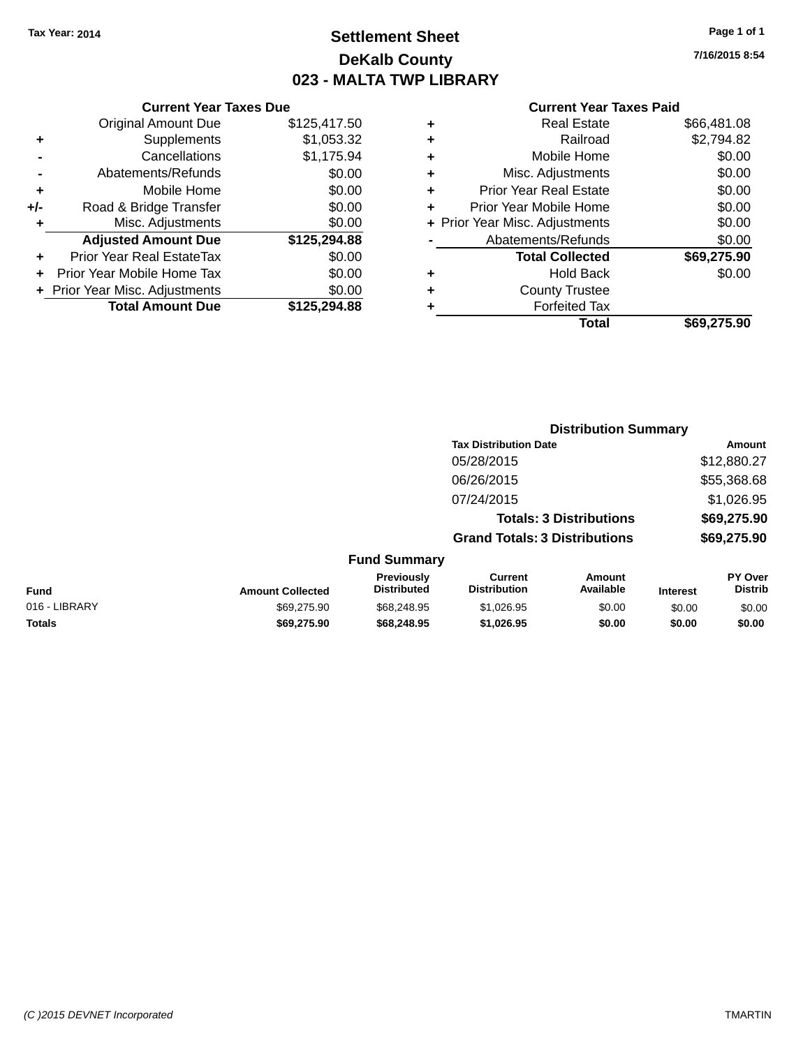Tax Year: 2014

# Settlement Sheet

## DeKalb County

## 023 - MALTA TWP LIBRARY

7/16/2015 8:54

### Current Year Taxes Due

| | | |
|---|---|---|
| | Original Amount Due | $125,417.50 |
| + | Supplements | $1,053.32 |
| - | Cancellations | $1,175.94 |
| - | Abatements/Refunds | $0.00 |
| + | Mobile Home | $0.00 |
| +/- | Road & Bridge Transfer | $0.00 |
| + | Misc. Adjustments | $0.00 |
| | **Adjusted Amount Due** | **$125,294.88** |
| + | Prior Year Real EstateTax | $0.00 |
| + | Prior Year Mobile Home Tax | $0.00 |
| + | Prior Year Misc. Adjustments | $0.00 |
| | **Total Amount Due** | **$125,294.88** |

### Current Year Taxes Paid

| | | |
|---|---|---|
| + | Real Estate | $66,481.08 |
| + | Railroad | $2,794.82 |
| + | Mobile Home | $0.00 |
| + | Misc. Adjustments | $0.00 |
| + | Prior Year Real Estate | $0.00 |
| + | Prior Year Mobile Home | $0.00 |
| + | Prior Year Misc. Adjustments | $0.00 |
| - | Abatements/Refunds | $0.00 |
| | **Total Collected** | **$69,275.90** |
| + | Hold Back | $0.00 |
| + | County Trustee | |
| + | Forfeited Tax | |
| | **Total** | **$69,275.90** |

### Distribution Summary

| Tax Distribution Date | Amount |
|---|---|
| 05/28/2015 | $12,880.27 |
| 06/26/2015 | $55,368.68 |
| 07/24/2015 | $1,026.95 |
| **Totals: 3 Distributions** | **$69,275.90** |
| **Grand Totals: 3 Distributions** | **$69,275.90** |

### Fund Summary

| Fund | Amount Collected | Previously Distributed | Current Distribution | Amount Available | Interest | PY Over Distrib |
|---|---|---|---|---|---|---|
| 016 - LIBRARY | $69,275.90 | $68,248.95 | $1,026.95 | $0.00 | $0.00 | $0.00 |
| **Totals** | **$69,275.90** | **$68,248.95** | **$1,026.95** | **$0.00** | **$0.00** | **$0.00** |

(C )2015 DEVNET Incorporated TMARTIN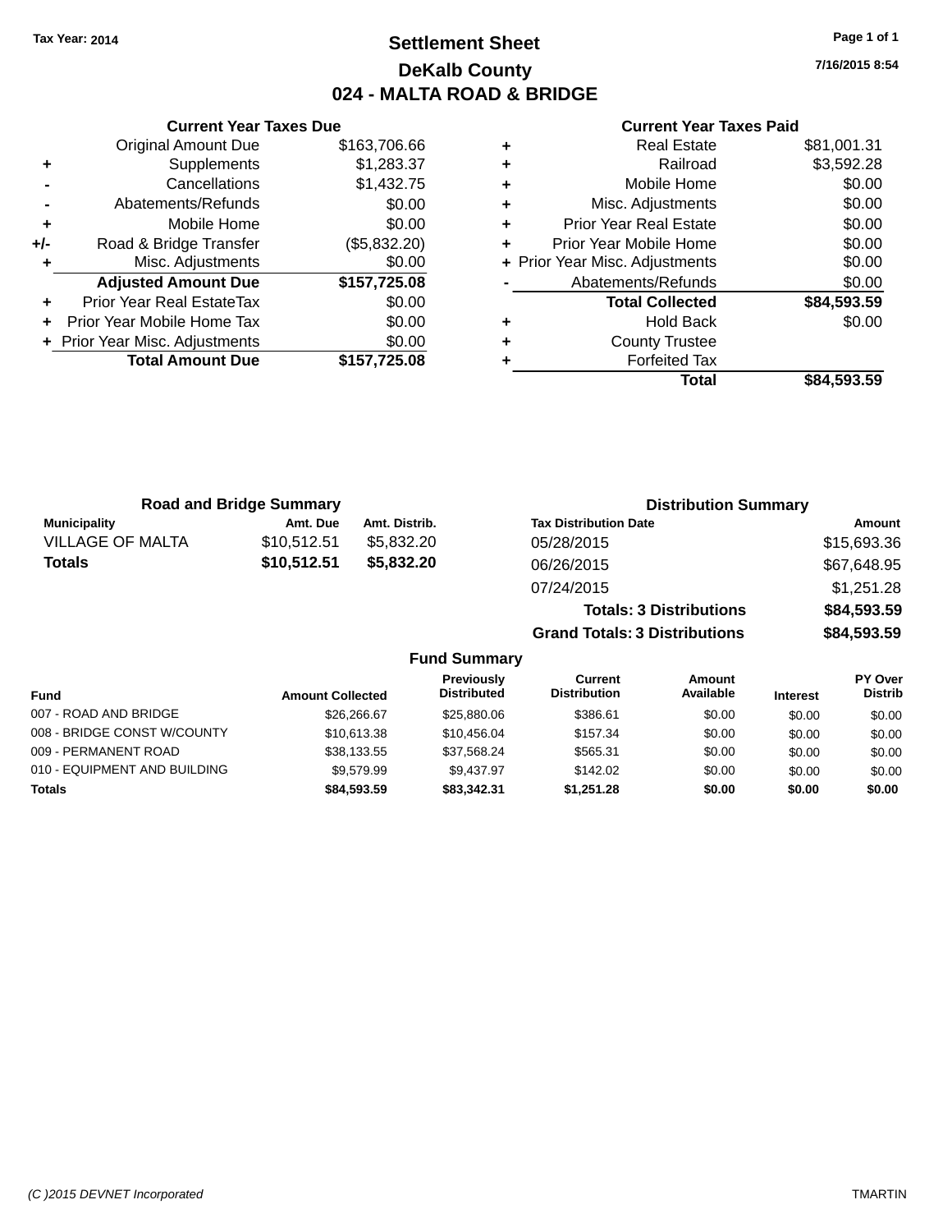Tax Year: 2014

# Settlement Sheet
## DeKalb County
## 024 - MALTA ROAD & BRIDGE

7/16/2015 8:54

**Current Year Taxes Due**

| | | |
|---|---|---|
| | Original Amount Due | $163,706.66 |
| + | Supplements | $1,283.37 |
| - | Cancellations | $1,432.75 |
| - | Abatements/Refunds | $0.00 |
| + | Mobile Home | $0.00 |
| +/- | Road & Bridge Transfer | ($5,832.20) |
| + | Misc. Adjustments | $0.00 |
| | **Adjusted Amount Due** | **$157,725.08** |
| + | Prior Year Real EstateTax | $0.00 |
| + | Prior Year Mobile Home Tax | $0.00 |
| + | Prior Year Misc. Adjustments | $0.00 |
| | **Total Amount Due** | **$157,725.08** |

**Current Year Taxes Paid**

| | | |
|---|---|---|
| + | Real Estate | $81,001.31 |
| + | Railroad | $3,592.28 |
| + | Mobile Home | $0.00 |
| + | Misc. Adjustments | $0.00 |
| + | Prior Year Real Estate | $0.00 |
| + | Prior Year Mobile Home | $0.00 |
| + | Prior Year Misc. Adjustments | $0.00 |
| - | Abatements/Refunds | $0.00 |
| | **Total Collected** | **$84,593.59** |
| + | Hold Back | $0.00 |
| + | County Trustee | |
| + | Forfeited Tax | |
| | **Total** | **$84,593.59** |

**Road and Bridge Summary**

| Municipality | Amt. Due | Amt. Distrib. |
|---|---|---|
| VILLAGE OF MALTA | $10,512.51 | $5,832.20 |
| **Totals** | **$10,512.51** | **$5,832.20** |

**Distribution Summary**

| Tax Distribution Date | Amount |
|---|---|
| 05/28/2015 | $15,693.36 |
| 06/26/2015 | $67,648.95 |
| 07/24/2015 | $1,251.28 |
| **Totals: 3 Distributions** | **$84,593.59** |
| **Grand Totals: 3 Distributions** | **$84,593.59** |

**Fund Summary**

| Fund | Amount Collected | Previously Distributed | Current Distribution | Amount Available | Interest | PY Over Distrib |
|---|---|---|---|---|---|---|
| 007 - ROAD AND BRIDGE | $26,266.67 | $25,880.06 | $386.61 | $0.00 | $0.00 | $0.00 |
| 008 - BRIDGE CONST W/COUNTY | $10,613.38 | $10,456.04 | $157.34 | $0.00 | $0.00 | $0.00 |
| 009 - PERMANENT ROAD | $38,133.55 | $37,568.24 | $565.31 | $0.00 | $0.00 | $0.00 |
| 010 - EQUIPMENT AND BUILDING | $9,579.99 | $9,437.97 | $142.02 | $0.00 | $0.00 | $0.00 |
| **Totals** | **$84,593.59** | **$83,342.31** | **$1,251.28** | **$0.00** | **$0.00** | **$0.00** |

(C )2015 DEVNET Incorporated — TMARTIN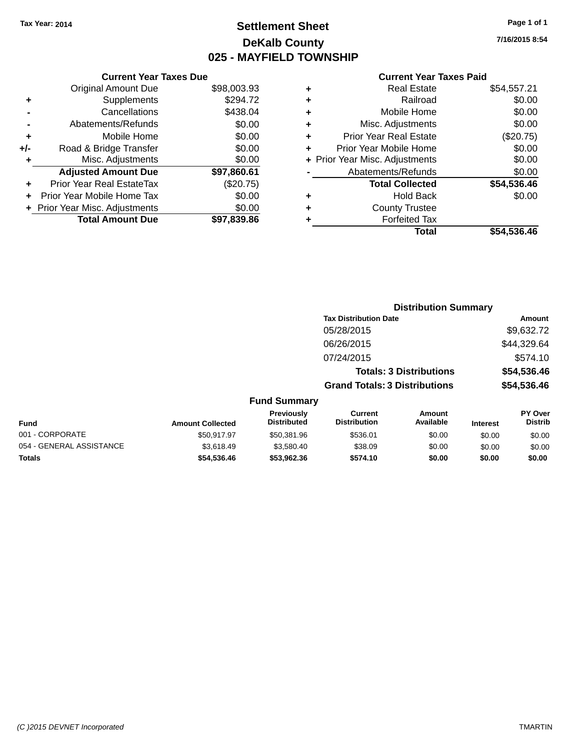Tax Year: 2014

# Settlement Sheet

## DeKalb County

## 025 - MAYFIELD TOWNSHIP

7/16/2015 8:54

### Current Year Taxes Due

| | | |
|---|---|---|
| | Original Amount Due | $98,003.93 |
| + | Supplements | $294.72 |
| - | Cancellations | $438.04 |
| - | Abatements/Refunds | $0.00 |
| + | Mobile Home | $0.00 |
| +/- | Road & Bridge Transfer | $0.00 |
| + | Misc. Adjustments | $0.00 |
| | **Adjusted Amount Due** | **$97,860.61** |
| + | Prior Year Real EstateTax | ($20.75) |
| + | Prior Year Mobile Home Tax | $0.00 |
| + | Prior Year Misc. Adjustments | $0.00 |
| | **Total Amount Due** | **$97,839.86** |

### Current Year Taxes Paid

| | | |
|---|---|---|
| + | Real Estate | $54,557.21 |
| + | Railroad | $0.00 |
| + | Mobile Home | $0.00 |
| + | Misc. Adjustments | $0.00 |
| + | Prior Year Real Estate | ($20.75) |
| + | Prior Year Mobile Home | $0.00 |
| + | Prior Year Misc. Adjustments | $0.00 |
| - | Abatements/Refunds | $0.00 |
| | **Total Collected** | **$54,536.46** |
| + | Hold Back | $0.00 |
| + | County Trustee | |
| + | Forfeited Tax | |
| | **Total** | **$54,536.46** |

### Distribution Summary

| Tax Distribution Date | Amount |
|---|---|
| 05/28/2015 | $9,632.72 |
| 06/26/2015 | $44,329.64 |
| 07/24/2015 | $574.10 |
| **Totals: 3 Distributions** | **$54,536.46** |
| **Grand Totals: 3 Distributions** | **$54,536.46** |

### Fund Summary

| Fund | Amount Collected | Previously Distributed | Current Distribution | Amount Available | Interest | PY Over Distrib |
|---|---|---|---|---|---|---|
| 001 - CORPORATE | $50,917.97 | $50,381.96 | $536.01 | $0.00 | $0.00 | $0.00 |
| 054 - GENERAL ASSISTANCE | $3,618.49 | $3,580.40 | $38.09 | $0.00 | $0.00 | $0.00 |
| **Totals** | **$54,536.46** | **$53,962.36** | **$574.10** | **$0.00** | **$0.00** | **$0.00** |

(C )2015 DEVNET Incorporated TMARTIN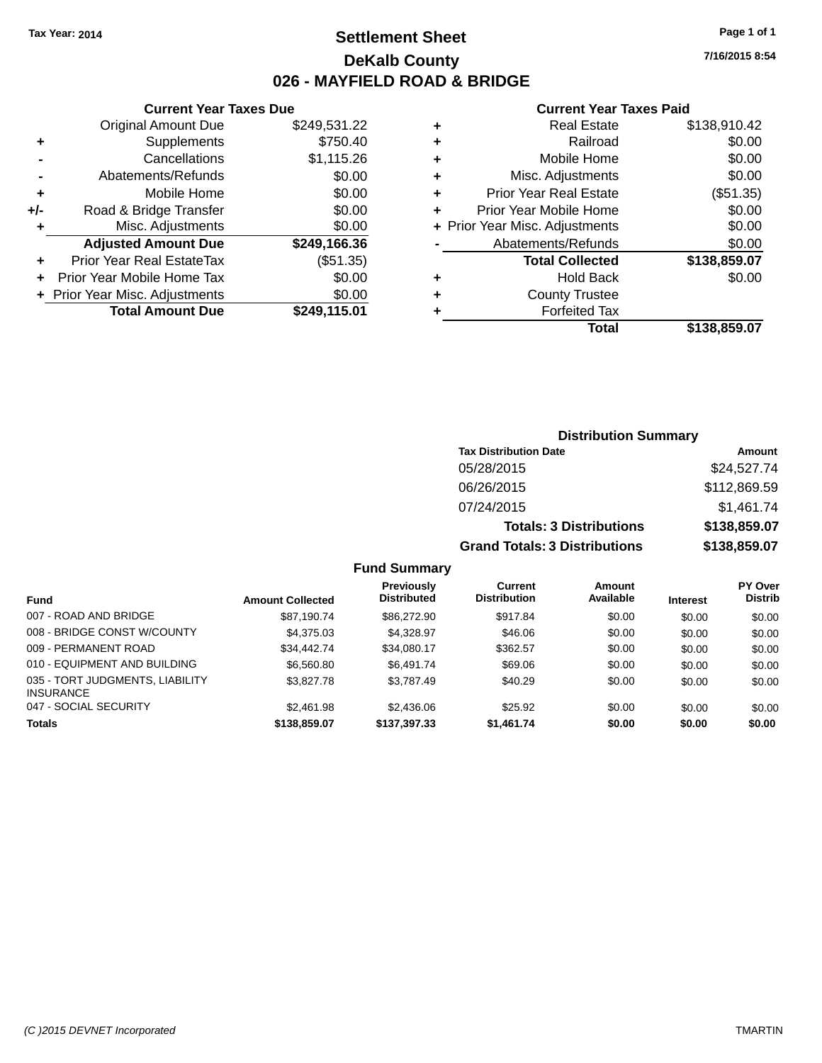Tax Year: 2014

# Settlement Sheet

## DeKalb County

## 026 - MAYFIELD ROAD & BRIDGE

7/16/2015 8:54

### Current Year Taxes Due

| | | |
|---|---|---|
| | Original Amount Due | $249,531.22 |
| + | Supplements | $750.40 |
| - | Cancellations | $1,115.26 |
| - | Abatements/Refunds | $0.00 |
| + | Mobile Home | $0.00 |
| +/- | Road & Bridge Transfer | $0.00 |
| + | Misc. Adjustments | $0.00 |
| | **Adjusted Amount Due** | **$249,166.36** |
| + | Prior Year Real EstateTax | ($51.35) |
| + | Prior Year Mobile Home Tax | $0.00 |
| + | Prior Year Misc. Adjustments | $0.00 |
| | **Total Amount Due** | **$249,115.01** |

### Current Year Taxes Paid

| | | |
|---|---|---|
| + | Real Estate | $138,910.42 |
| + | Railroad | $0.00 |
| + | Mobile Home | $0.00 |
| + | Misc. Adjustments | $0.00 |
| + | Prior Year Real Estate | ($51.35) |
| + | Prior Year Mobile Home | $0.00 |
| + | Prior Year Misc. Adjustments | $0.00 |
| - | Abatements/Refunds | $0.00 |
| | **Total Collected** | **$138,859.07** |
| + | Hold Back | $0.00 |
| + | County Trustee | |
| + | Forfeited Tax | |
| | **Total** | **$138,859.07** |

### Distribution Summary

| Tax Distribution Date | Amount |
|---|---|
| 05/28/2015 | $24,527.74 |
| 06/26/2015 | $112,869.59 |
| 07/24/2015 | $1,461.74 |
| **Totals: 3 Distributions** | **$138,859.07** |
| **Grand Totals: 3 Distributions** | **$138,859.07** |

### Fund Summary

| Fund | Amount Collected | Previously Distributed | Current Distribution | Amount Available | Interest | PY Over Distrib |
|---|---|---|---|---|---|---|
| 007 - ROAD AND BRIDGE | $87,190.74 | $86,272.90 | $917.84 | $0.00 | $0.00 | $0.00 |
| 008 - BRIDGE CONST W/COUNTY | $4,375.03 | $4,328.97 | $46.06 | $0.00 | $0.00 | $0.00 |
| 009 - PERMANENT ROAD | $34,442.74 | $34,080.17 | $362.57 | $0.00 | $0.00 | $0.00 |
| 010 - EQUIPMENT AND BUILDING | $6,560.80 | $6,491.74 | $69.06 | $0.00 | $0.00 | $0.00 |
| 035 - TORT JUDGMENTS, LIABILITY INSURANCE | $3,827.78 | $3,787.49 | $40.29 | $0.00 | $0.00 | $0.00 |
| 047 - SOCIAL SECURITY | $2,461.98 | $2,436.06 | $25.92 | $0.00 | $0.00 | $0.00 |
| **Totals** | **$138,859.07** | **$137,397.33** | **$1,461.74** | **$0.00** | **$0.00** | **$0.00** |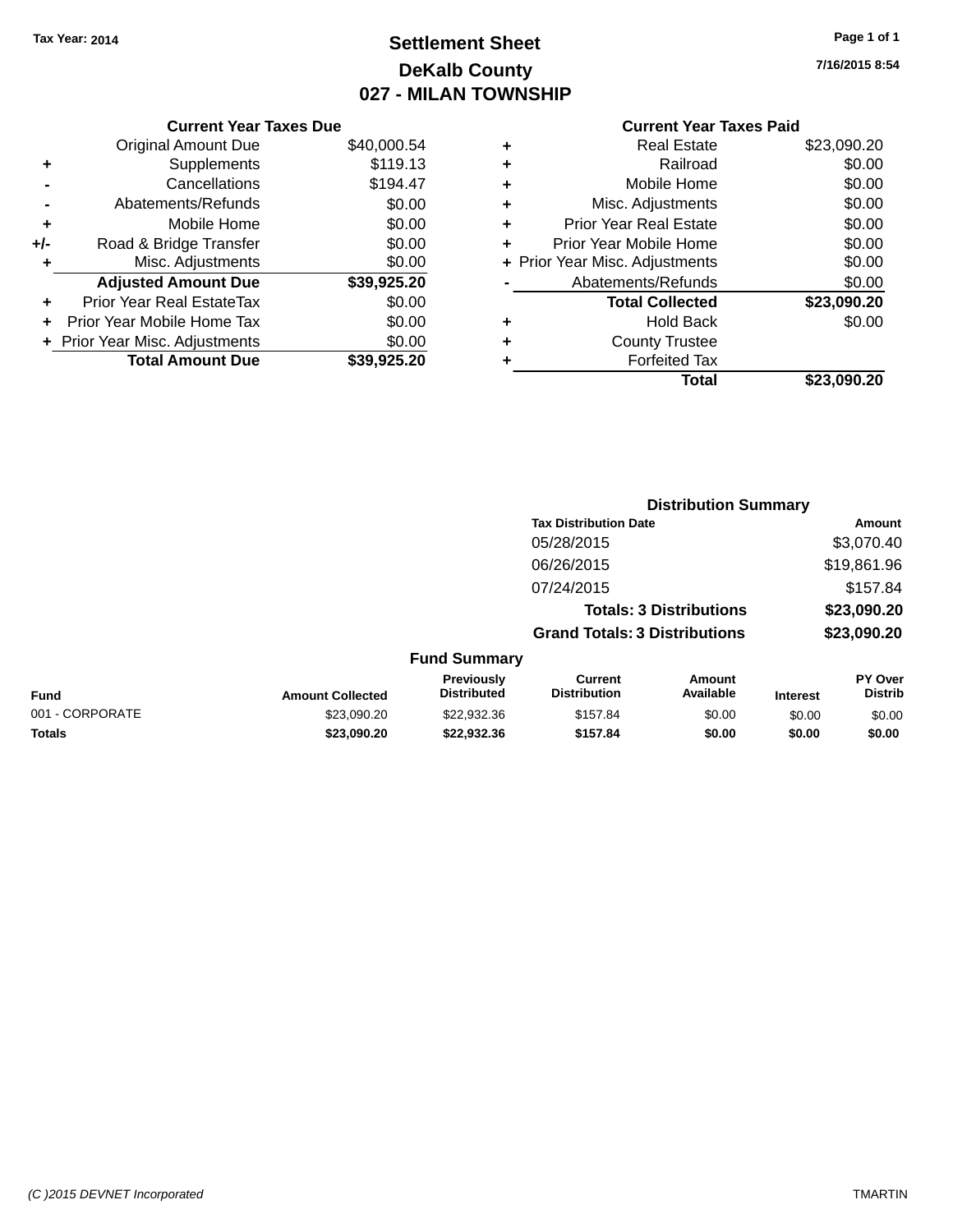Tax Year: 2014

# Settlement Sheet
## DeKalb County
## 027 - MILAN TOWNSHIP

7/16/2015 8:54

### Current Year Taxes Due

| | | |
|---|---|---|
| | Original Amount Due | $40,000.54 |
| + | Supplements | $119.13 |
| - | Cancellations | $194.47 |
| - | Abatements/Refunds | $0.00 |
| + | Mobile Home | $0.00 |
| +/- | Road & Bridge Transfer | $0.00 |
| + | Misc. Adjustments | $0.00 |
| | **Adjusted Amount Due** | **$39,925.20** |
| + | Prior Year Real EstateTax | $0.00 |
| + | Prior Year Mobile Home Tax | $0.00 |
| + | Prior Year Misc. Adjustments | $0.00 |
| | **Total Amount Due** | **$39,925.20** |

### Current Year Taxes Paid

| | | |
|---|---|---|
| + | Real Estate | $23,090.20 |
| + | Railroad | $0.00 |
| + | Mobile Home | $0.00 |
| + | Misc. Adjustments | $0.00 |
| + | Prior Year Real Estate | $0.00 |
| + | Prior Year Mobile Home | $0.00 |
| + | Prior Year Misc. Adjustments | $0.00 |
| - | Abatements/Refunds | $0.00 |
| | **Total Collected** | **$23,090.20** |
| + | Hold Back | $0.00 |
| + | County Trustee | |
| + | Forfeited Tax | |
| | **Total** | **$23,090.20** |

### Distribution Summary

| Tax Distribution Date | Amount |
|---|---|
| 05/28/2015 | $3,070.40 |
| 06/26/2015 | $19,861.96 |
| 07/24/2015 | $157.84 |
| **Totals: 3 Distributions** | **$23,090.20** |
| **Grand Totals: 3 Distributions** | **$23,090.20** |

### Fund Summary

| Fund | Amount Collected | Previously Distributed | Current Distribution | Amount Available | Interest | PY Over Distrib |
|---|---|---|---|---|---|---|
| 001 - CORPORATE | $23,090.20 | $22,932.36 | $157.84 | $0.00 | $0.00 | $0.00 |
| **Totals** | **$23,090.20** | **$22,932.36** | **$157.84** | **$0.00** | **$0.00** | **$0.00** |

(C )2015 DEVNET Incorporated — TMARTIN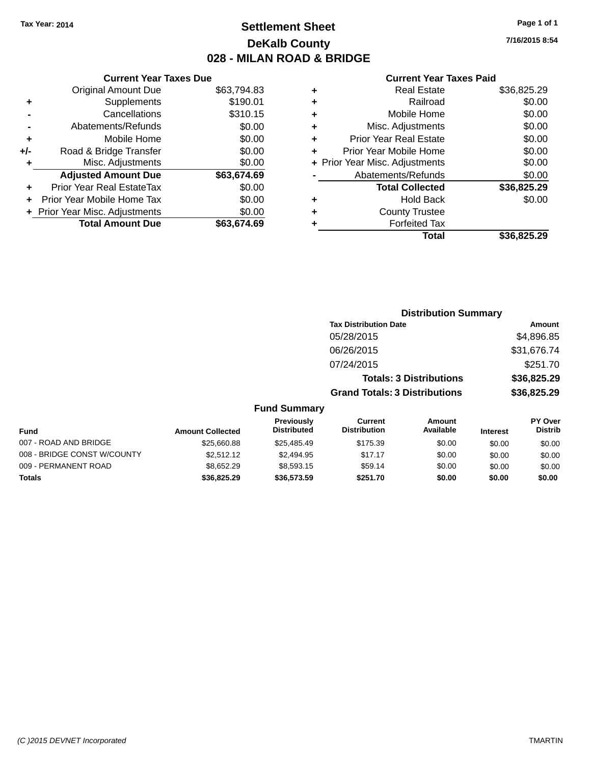Tax Year: 2014

# Settlement Sheet

## DeKalb County

## 028 - MILAN ROAD & BRIDGE

7/16/2015 8:54

### Current Year Taxes Due

| | | |
|---|---|---|
| | Original Amount Due | $63,794.83 |
| + | Supplements | $190.01 |
| - | Cancellations | $310.15 |
| - | Abatements/Refunds | $0.00 |
| + | Mobile Home | $0.00 |
| +/- | Road & Bridge Transfer | $0.00 |
| + | Misc. Adjustments | $0.00 |
| | **Adjusted Amount Due** | **$63,674.69** |
| + | Prior Year Real EstateTax | $0.00 |
| + | Prior Year Mobile Home Tax | $0.00 |
| + | Prior Year Misc. Adjustments | $0.00 |
| | **Total Amount Due** | **$63,674.69** |

### Current Year Taxes Paid

| | | |
|---|---|---|
| + | Real Estate | $36,825.29 |
| + | Railroad | $0.00 |
| + | Mobile Home | $0.00 |
| + | Misc. Adjustments | $0.00 |
| + | Prior Year Real Estate | $0.00 |
| + | Prior Year Mobile Home | $0.00 |
| + | Prior Year Misc. Adjustments | $0.00 |
| - | Abatements/Refunds | $0.00 |
| | **Total Collected** | **$36,825.29** |
| + | Hold Back | $0.00 |
| + | County Trustee | |
| + | Forfeited Tax | |
| | **Total** | **$36,825.29** |

### Distribution Summary

| Tax Distribution Date | Amount |
|---|---|
| 05/28/2015 | $4,896.85 |
| 06/26/2015 | $31,676.74 |
| 07/24/2015 | $251.70 |
| **Totals: 3 Distributions** | **$36,825.29** |
| **Grand Totals: 3 Distributions** | **$36,825.29** |

### Fund Summary

| Fund | Amount Collected | Previously Distributed | Current Distribution | Amount Available | Interest | PY Over Distrib |
|---|---|---|---|---|---|---|
| 007 - ROAD AND BRIDGE | $25,660.88 | $25,485.49 | $175.39 | $0.00 | $0.00 | $0.00 |
| 008 - BRIDGE CONST W/COUNTY | $2,512.12 | $2,494.95 | $17.17 | $0.00 | $0.00 | $0.00 |
| 009 - PERMANENT ROAD | $8,652.29 | $8,593.15 | $59.14 | $0.00 | $0.00 | $0.00 |
| **Totals** | **$36,825.29** | **$36,573.59** | **$251.70** | **$0.00** | **$0.00** | **$0.00** |

(C )2015 DEVNET Incorporated TMARTIN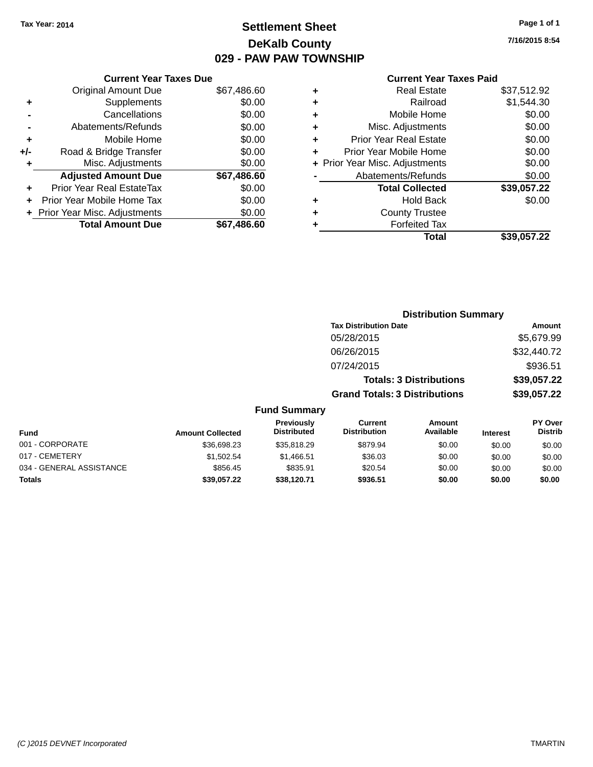Tax Year: 2014

# Settlement Sheet

## DeKalb County

## 029 - PAW PAW TOWNSHIP

7/16/2015 8:54

### Current Year Taxes Due

| | | |
|---|---|---|
| | Original Amount Due | $67,486.60 |
| + | Supplements | $0.00 |
| - | Cancellations | $0.00 |
| - | Abatements/Refunds | $0.00 |
| + | Mobile Home | $0.00 |
| +/- | Road & Bridge Transfer | $0.00 |
| + | Misc. Adjustments | $0.00 |
| | **Adjusted Amount Due** | **$67,486.60** |
| + | Prior Year Real EstateTax | $0.00 |
| + | Prior Year Mobile Home Tax | $0.00 |
| + | Prior Year Misc. Adjustments | $0.00 |
| | **Total Amount Due** | **$67,486.60** |

### Current Year Taxes Paid

| | | |
|---|---|---|
| + | Real Estate | $37,512.92 |
| + | Railroad | $1,544.30 |
| + | Mobile Home | $0.00 |
| + | Misc. Adjustments | $0.00 |
| + | Prior Year Real Estate | $0.00 |
| + | Prior Year Mobile Home | $0.00 |
| + | Prior Year Misc. Adjustments | $0.00 |
| - | Abatements/Refunds | $0.00 |
| | **Total Collected** | **$39,057.22** |
| + | Hold Back | $0.00 |
| + | County Trustee | |
| + | Forfeited Tax | |
| | **Total** | **$39,057.22** |

### Distribution Summary

| Tax Distribution Date | Amount |
|---|---|
| 05/28/2015 | $5,679.99 |
| 06/26/2015 | $32,440.72 |
| 07/24/2015 | $936.51 |
| **Totals: 3 Distributions** | **$39,057.22** |
| **Grand Totals: 3 Distributions** | **$39,057.22** |

### Fund Summary

| Fund | Amount Collected | Previously Distributed | Current Distribution | Amount Available | Interest | PY Over Distrib |
|---|---|---|---|---|---|---|
| 001 - CORPORATE | $36,698.23 | $35,818.29 | $879.94 | $0.00 | $0.00 | $0.00 |
| 017 - CEMETERY | $1,502.54 | $1,466.51 | $36.03 | $0.00 | $0.00 | $0.00 |
| 034 - GENERAL ASSISTANCE | $856.45 | $835.91 | $20.54 | $0.00 | $0.00 | $0.00 |
| **Totals** | **$39,057.22** | **$38,120.71** | **$936.51** | **$0.00** | **$0.00** | **$0.00** |

(C )2015 DEVNET Incorporated TMARTIN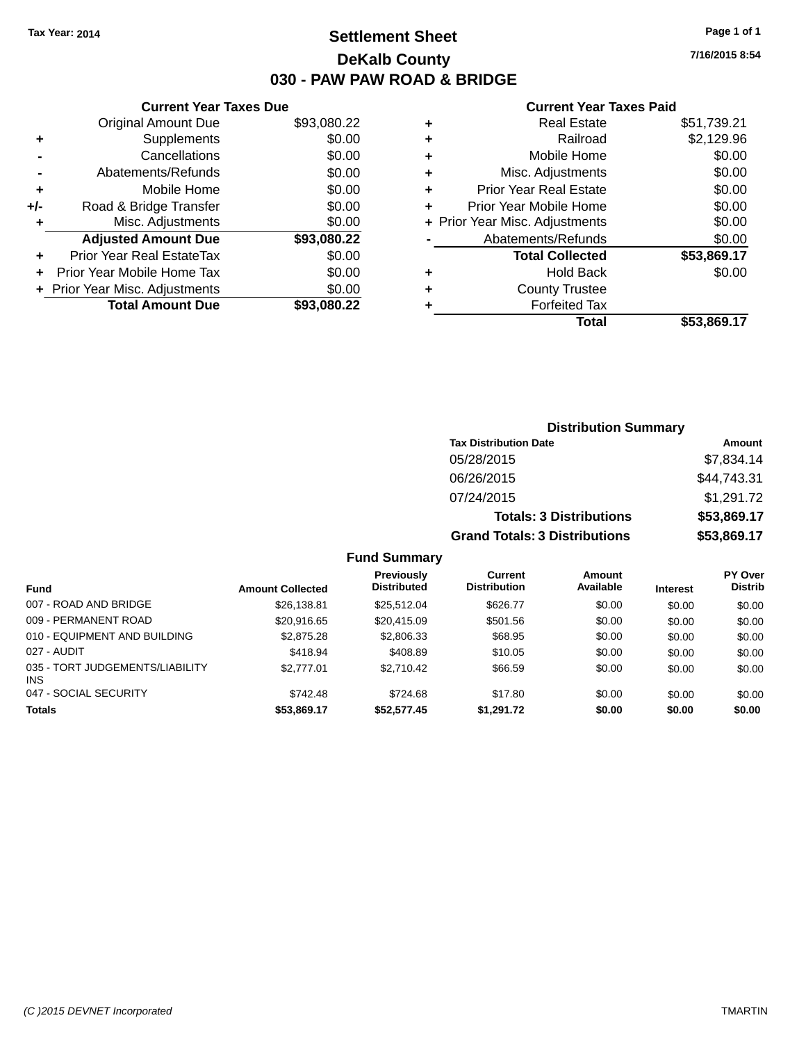Tax Year: 2014

# Settlement Sheet

## DeKalb County

## 030 - PAW PAW ROAD & BRIDGE

7/16/2015 8:54

### Current Year Taxes Due

| | | |
|---|---|---|
| | Original Amount Due | $93,080.22 |
| + | Supplements | $0.00 |
| - | Cancellations | $0.00 |
| - | Abatements/Refunds | $0.00 |
| + | Mobile Home | $0.00 |
| +/- | Road & Bridge Transfer | $0.00 |
| + | Misc. Adjustments | $0.00 |
| | **Adjusted Amount Due** | **$93,080.22** |
| + | Prior Year Real EstateTax | $0.00 |
| + | Prior Year Mobile Home Tax | $0.00 |
| + | Prior Year Misc. Adjustments | $0.00 |
| | **Total Amount Due** | **$93,080.22** |

### Current Year Taxes Paid

| | | |
|---|---|---|
| + | Real Estate | $51,739.21 |
| + | Railroad | $2,129.96 |
| + | Mobile Home | $0.00 |
| + | Misc. Adjustments | $0.00 |
| + | Prior Year Real Estate | $0.00 |
| + | Prior Year Mobile Home | $0.00 |
| + | Prior Year Misc. Adjustments | $0.00 |
| - | Abatements/Refunds | $0.00 |
| | **Total Collected** | **$53,869.17** |
| + | Hold Back | $0.00 |
| + | County Trustee | |
| + | Forfeited Tax | |
| | **Total** | **$53,869.17** |

### Distribution Summary

| Tax Distribution Date | Amount |
|---|---|
| 05/28/2015 | $7,834.14 |
| 06/26/2015 | $44,743.31 |
| 07/24/2015 | $1,291.72 |
| **Totals: 3 Distributions** | **$53,869.17** |
| **Grand Totals: 3 Distributions** | **$53,869.17** |

### Fund Summary

| Fund | Amount Collected | Previously Distributed | Current Distribution | Amount Available | Interest | PY Over Distrib |
|---|---|---|---|---|---|---|
| 007 - ROAD AND BRIDGE | $26,138.81 | $25,512.04 | $626.77 | $0.00 | $0.00 | $0.00 |
| 009 - PERMANENT ROAD | $20,916.65 | $20,415.09 | $501.56 | $0.00 | $0.00 | $0.00 |
| 010 - EQUIPMENT AND BUILDING | $2,875.28 | $2,806.33 | $68.95 | $0.00 | $0.00 | $0.00 |
| 027 - AUDIT | $418.94 | $408.89 | $10.05 | $0.00 | $0.00 | $0.00 |
| 035 - TORT JUDGEMENTS/LIABILITY INS | $2,777.01 | $2,710.42 | $66.59 | $0.00 | $0.00 | $0.00 |
| 047 - SOCIAL SECURITY | $742.48 | $724.68 | $17.80 | $0.00 | $0.00 | $0.00 |
| **Totals** | **$53,869.17** | **$52,577.45** | **$1,291.72** | **$0.00** | **$0.00** | **$0.00** |

(C )2015 DEVNET Incorporated — TMARTIN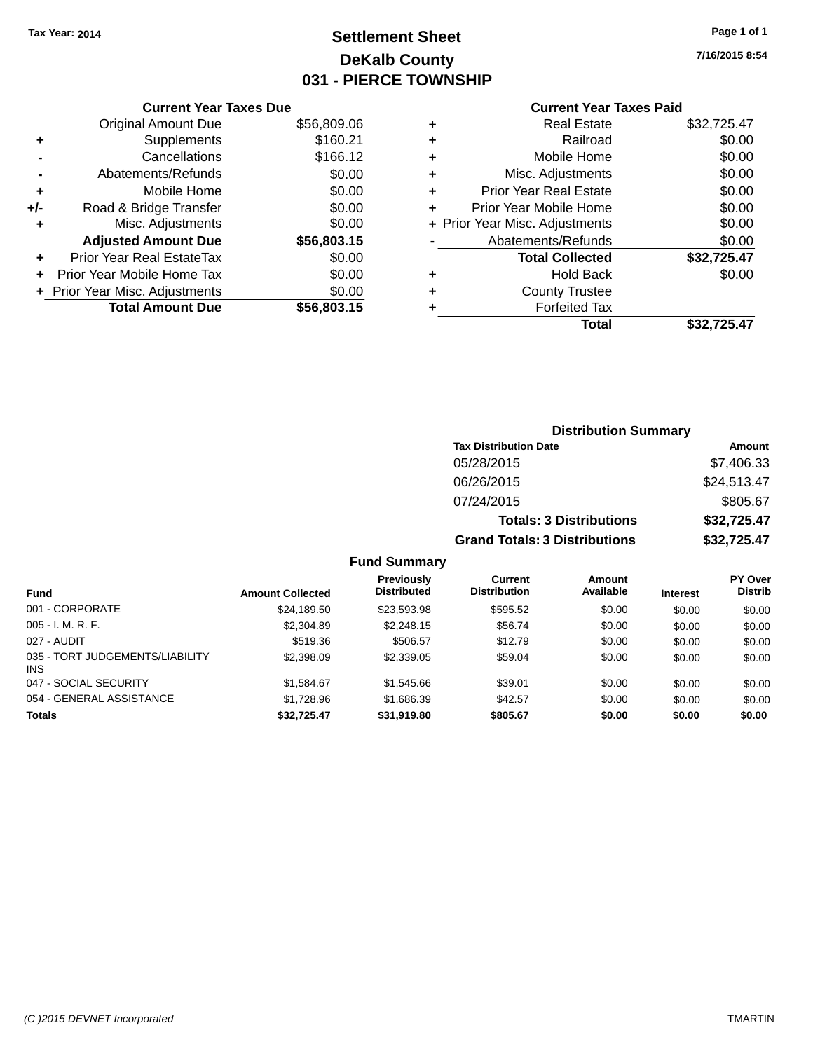Tax Year: 2014

# Settlement Sheet

## DeKalb County

## 031 - PIERCE TOWNSHIP

7/16/2015 8:54

### Current Year Taxes Due

| | | |
|---|---|---|
| | Original Amount Due | $56,809.06 |
| + | Supplements | $160.21 |
| - | Cancellations | $166.12 |
| - | Abatements/Refunds | $0.00 |
| + | Mobile Home | $0.00 |
| +/- | Road & Bridge Transfer | $0.00 |
| + | Misc. Adjustments | $0.00 |
| | **Adjusted Amount Due** | **$56,803.15** |
| + | Prior Year Real EstateTax | $0.00 |
| + | Prior Year Mobile Home Tax | $0.00 |
| + | Prior Year Misc. Adjustments | $0.00 |
| | **Total Amount Due** | **$56,803.15** |

### Current Year Taxes Paid

| | | |
|---|---|---|
| + | Real Estate | $32,725.47 |
| + | Railroad | $0.00 |
| + | Mobile Home | $0.00 |
| + | Misc. Adjustments | $0.00 |
| + | Prior Year Real Estate | $0.00 |
| + | Prior Year Mobile Home | $0.00 |
| + | Prior Year Misc. Adjustments | $0.00 |
| - | Abatements/Refunds | $0.00 |
| | **Total Collected** | **$32,725.47** |
| + | Hold Back | $0.00 |
| + | County Trustee | |
| + | Forfeited Tax | |
| | **Total** | **$32,725.47** |

### Distribution Summary

| Tax Distribution Date | Amount |
|---|---|
| 05/28/2015 | $7,406.33 |
| 06/26/2015 | $24,513.47 |
| 07/24/2015 | $805.67 |
| **Totals: 3 Distributions** | **$32,725.47** |
| **Grand Totals: 3 Distributions** | **$32,725.47** |

### Fund Summary

| Fund | Amount Collected | Previously Distributed | Current Distribution | Amount Available | Interest | PY Over Distrib |
|---|---|---|---|---|---|---|
| 001 - CORPORATE | $24,189.50 | $23,593.98 | $595.52 | $0.00 | $0.00 | $0.00 |
| 005 - I. M. R. F. | $2,304.89 | $2,248.15 | $56.74 | $0.00 | $0.00 | $0.00 |
| 027 - AUDIT | $519.36 | $506.57 | $12.79 | $0.00 | $0.00 | $0.00 |
| 035 - TORT JUDGEMENTS/LIABILITY INS | $2,398.09 | $2,339.05 | $59.04 | $0.00 | $0.00 | $0.00 |
| 047 - SOCIAL SECURITY | $1,584.67 | $1,545.66 | $39.01 | $0.00 | $0.00 | $0.00 |
| 054 - GENERAL ASSISTANCE | $1,728.96 | $1,686.39 | $42.57 | $0.00 | $0.00 | $0.00 |
| **Totals** | **$32,725.47** | **$31,919.80** | **$805.67** | **$0.00** | **$0.00** | **$0.00** |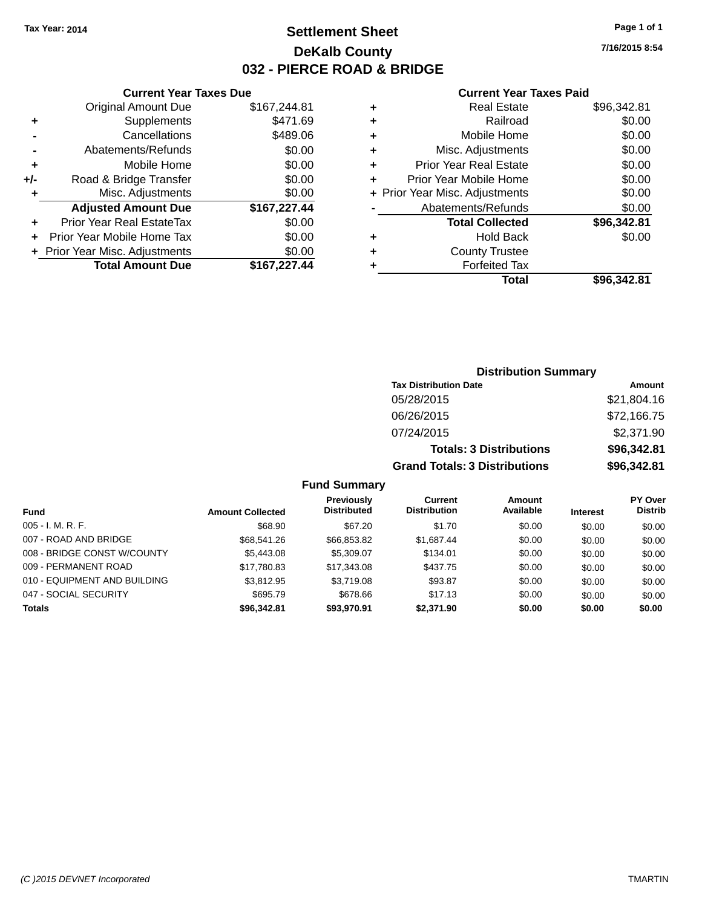Tax Year: 2014

# Settlement Sheet

## DeKalb County

## 032 - PIERCE ROAD & BRIDGE

7/16/2015 8:54

### Current Year Taxes Due

| | | |
|---|---|---|
| | Original Amount Due | $167,244.81 |
| + | Supplements | $471.69 |
| - | Cancellations | $489.06 |
| - | Abatements/Refunds | $0.00 |
| + | Mobile Home | $0.00 |
| +/- | Road & Bridge Transfer | $0.00 |
| + | Misc. Adjustments | $0.00 |
| | **Adjusted Amount Due** | **$167,227.44** |
| + | Prior Year Real EstateTax | $0.00 |
| + | Prior Year Mobile Home Tax | $0.00 |
| + | Prior Year Misc. Adjustments | $0.00 |
| | **Total Amount Due** | **$167,227.44** |

### Current Year Taxes Paid

| | | |
|---|---|---|
| + | Real Estate | $96,342.81 |
| + | Railroad | $0.00 |
| + | Mobile Home | $0.00 |
| + | Misc. Adjustments | $0.00 |
| + | Prior Year Real Estate | $0.00 |
| + | Prior Year Mobile Home | $0.00 |
| + | Prior Year Misc. Adjustments | $0.00 |
| - | Abatements/Refunds | $0.00 |
| | **Total Collected** | **$96,342.81** |
| + | Hold Back | $0.00 |
| + | County Trustee | |
| + | Forfeited Tax | |
| | **Total** | **$96,342.81** |

### Distribution Summary

| Tax Distribution Date | Amount |
|---|---|
| 05/28/2015 | $21,804.16 |
| 06/26/2015 | $72,166.75 |
| 07/24/2015 | $2,371.90 |
| **Totals: 3 Distributions** | **$96,342.81** |
| **Grand Totals: 3 Distributions** | **$96,342.81** |

### Fund Summary

| Fund | Amount Collected | Previously Distributed | Current Distribution | Amount Available | Interest | PY Over Distrib |
|---|---|---|---|---|---|---|
| 005 - I. M. R. F. | $68.90 | $67.20 | $1.70 | $0.00 | $0.00 | $0.00 |
| 007 - ROAD AND BRIDGE | $68,541.26 | $66,853.82 | $1,687.44 | $0.00 | $0.00 | $0.00 |
| 008 - BRIDGE CONST W/COUNTY | $5,443.08 | $5,309.07 | $134.01 | $0.00 | $0.00 | $0.00 |
| 009 - PERMANENT ROAD | $17,780.83 | $17,343.08 | $437.75 | $0.00 | $0.00 | $0.00 |
| 010 - EQUIPMENT AND BUILDING | $3,812.95 | $3,719.08 | $93.87 | $0.00 | $0.00 | $0.00 |
| 047 - SOCIAL SECURITY | $695.79 | $678.66 | $17.13 | $0.00 | $0.00 | $0.00 |
| **Totals** | **$96,342.81** | **$93,970.91** | **$2,371.90** | **$0.00** | **$0.00** | **$0.00** |

(C )2015 DEVNET Incorporated TMARTIN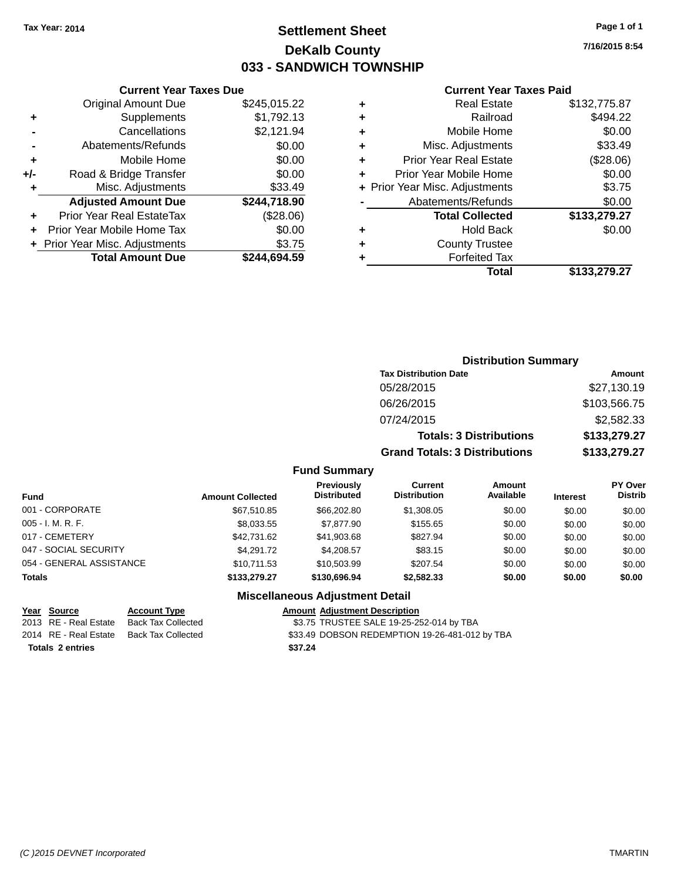**Tax Year: 2014**

# Settlement Sheet

## DeKalb County

## 033 - SANDWICH TOWNSHIP

7/16/2015 8:54

### Current Year Taxes Due

| | | |
|---|---|---|
| | Original Amount Due | $245,015.22 |
| + | Supplements | $1,792.13 |
| - | Cancellations | $2,121.94 |
| - | Abatements/Refunds | $0.00 |
| + | Mobile Home | $0.00 |
| +/- | Road & Bridge Transfer | $0.00 |
| + | Misc. Adjustments | $33.49 |
| | **Adjusted Amount Due** | **$244,718.90** |
| + | Prior Year Real EstateTax | ($28.06) |
| + | Prior Year Mobile Home Tax | $0.00 |
| + | Prior Year Misc. Adjustments | $3.75 |
| | **Total Amount Due** | **$244,694.59** |

### Current Year Taxes Paid

| | | |
|---|---|---|
| + | Real Estate | $132,775.87 |
| + | Railroad | $494.22 |
| + | Mobile Home | $0.00 |
| + | Misc. Adjustments | $33.49 |
| + | Prior Year Real Estate | ($28.06) |
| + | Prior Year Mobile Home | $0.00 |
| + | Prior Year Misc. Adjustments | $3.75 |
| - | Abatements/Refunds | $0.00 |
| | **Total Collected** | **$133,279.27** |
| + | Hold Back | $0.00 |
| + | County Trustee | |
| + | Forfeited Tax | |
| | **Total** | **$133,279.27** |

### Distribution Summary

| Tax Distribution Date | Amount |
|---|---|
| 05/28/2015 | $27,130.19 |
| 06/26/2015 | $103,566.75 |
| 07/24/2015 | $2,582.33 |
| **Totals: 3 Distributions** | **$133,279.27** |
| **Grand Totals: 3 Distributions** | **$133,279.27** |

### Fund Summary

| Fund | Amount Collected | Previously Distributed | Current Distribution | Amount Available | Interest | PY Over Distrib |
|---|---|---|---|---|---|---|
| 001 - CORPORATE | $67,510.85 | $66,202.80 | $1,308.05 | $0.00 | $0.00 | $0.00 |
| 005 - I. M. R. F. | $8,033.55 | $7,877.90 | $155.65 | $0.00 | $0.00 | $0.00 |
| 017 - CEMETERY | $42,731.62 | $41,903.68 | $827.94 | $0.00 | $0.00 | $0.00 |
| 047 - SOCIAL SECURITY | $4,291.72 | $4,208.57 | $83.15 | $0.00 | $0.00 | $0.00 |
| 054 - GENERAL ASSISTANCE | $10,711.53 | $10,503.99 | $207.54 | $0.00 | $0.00 | $0.00 |
| **Totals** | **$133,279.27** | **$130,696.94** | **$2,582.33** | **$0.00** | **$0.00** | **$0.00** |

### Miscellaneous Adjustment Detail

| Year | Source | Account Type | Amount | Adjustment Description |
|---|---|---|---|---|
| 2013 | RE - Real Estate | Back Tax Collected | $3.75 | TRUSTEE SALE 19-25-252-014 by TBA |
| 2014 | RE - Real Estate | Back Tax Collected | $33.49 | DOBSON REDEMPTION 19-26-481-012 by TBA |
| **Totals 2 entries** | | | **$37.24** | |

(C )2015 DEVNET Incorporated — TMARTIN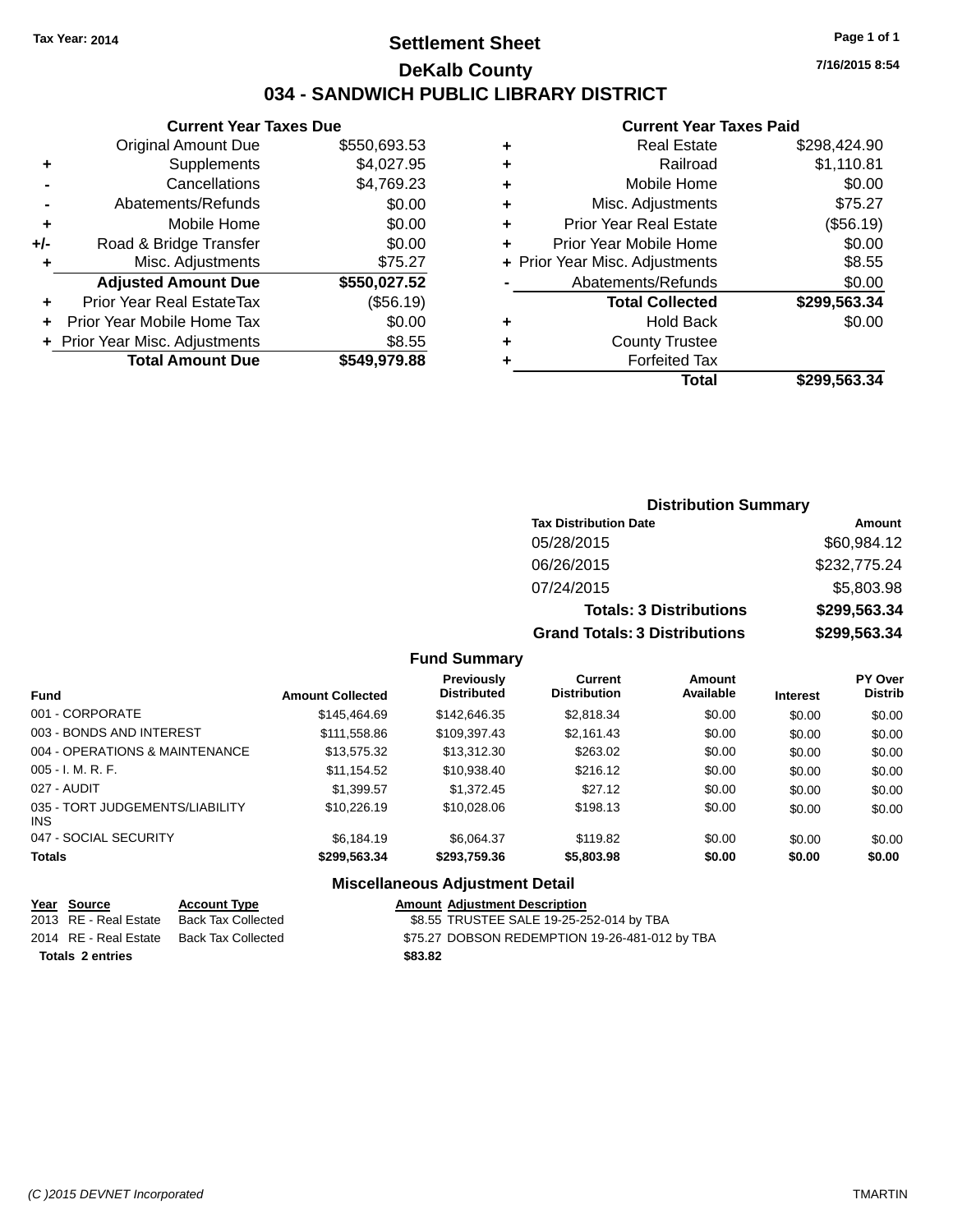Tax Year: 2014

# Settlement Sheet

## DeKalb County

## 034 - SANDWICH PUBLIC LIBRARY DISTRICT

7/16/2015 8:54

### Current Year Taxes Due

| | | |
|---|---|---|
| | Original Amount Due | $550,693.53 |
| + | Supplements | $4,027.95 |
| - | Cancellations | $4,769.23 |
| - | Abatements/Refunds | $0.00 |
| + | Mobile Home | $0.00 |
| +/- | Road & Bridge Transfer | $0.00 |
| + | Misc. Adjustments | $75.27 |
| | **Adjusted Amount Due** | **$550,027.52** |
| + | Prior Year Real EstateTax | ($56.19) |
| + | Prior Year Mobile Home Tax | $0.00 |
| + | Prior Year Misc. Adjustments | $8.55 |
| | **Total Amount Due** | **$549,979.88** |

### Current Year Taxes Paid

| | | |
|---|---|---|
| + | Real Estate | $298,424.90 |
| + | Railroad | $1,110.81 |
| + | Mobile Home | $0.00 |
| + | Misc. Adjustments | $75.27 |
| + | Prior Year Real Estate | ($56.19) |
| + | Prior Year Mobile Home | $0.00 |
| + | Prior Year Misc. Adjustments | $8.55 |
| - | Abatements/Refunds | $0.00 |
| | **Total Collected** | **$299,563.34** |
| + | Hold Back | $0.00 |
| + | County Trustee | |
| + | Forfeited Tax | |
| | **Total** | **$299,563.34** |

### Distribution Summary

| Tax Distribution Date | Amount |
|---|---|
| 05/28/2015 | $60,984.12 |
| 06/26/2015 | $232,775.24 |
| 07/24/2015 | $5,803.98 |
| **Totals: 3 Distributions** | **$299,563.34** |
| **Grand Totals: 3 Distributions** | **$299,563.34** |

### Fund Summary

| Fund | Amount Collected | Previously Distributed | Current Distribution | Amount Available | Interest | PY Over Distrib |
|---|---|---|---|---|---|---|
| 001 - CORPORATE | $145,464.69 | $142,646.35 | $2,818.34 | $0.00 | $0.00 | $0.00 |
| 003 - BONDS AND INTEREST | $111,558.86 | $109,397.43 | $2,161.43 | $0.00 | $0.00 | $0.00 |
| 004 - OPERATIONS & MAINTENANCE | $13,575.32 | $13,312.30 | $263.02 | $0.00 | $0.00 | $0.00 |
| 005 - I. M. R. F. | $11,154.52 | $10,938.40 | $216.12 | $0.00 | $0.00 | $0.00 |
| 027 - AUDIT | $1,399.57 | $1,372.45 | $27.12 | $0.00 | $0.00 | $0.00 |
| 035 - TORT JUDGEMENTS/LIABILITY INS | $10,226.19 | $10,028.06 | $198.13 | $0.00 | $0.00 | $0.00 |
| 047 - SOCIAL SECURITY | $6,184.19 | $6,064.37 | $119.82 | $0.00 | $0.00 | $0.00 |
| **Totals** | **$299,563.34** | **$293,759.36** | **$5,803.98** | **$0.00** | **$0.00** | **$0.00** |

### Miscellaneous Adjustment Detail

| Year | Source | Account Type | Amount | Adjustment Description |
|---|---|---|---|---|
| 2013 | RE - Real Estate | Back Tax Collected | $8.55 | TRUSTEE SALE 19-25-252-014 by TBA |
| 2014 | RE - Real Estate | Back Tax Collected | $75.27 | DOBSON REDEMPTION 19-26-481-012 by TBA |
| **Totals 2 entries** | | | **$83.82** | |

(C )2015 DEVNET Incorporated TMARTIN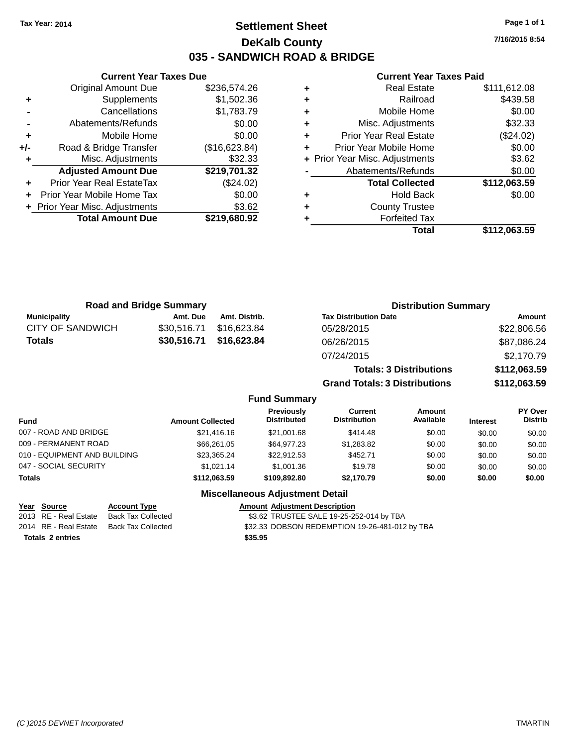Tax Year: 2014

# Settlement Sheet

## DeKalb County

## 035 - SANDWICH ROAD & BRIDGE

7/16/2015 8:54

### Current Year Taxes Due

| | | |
|---|---|---|
| | Original Amount Due | $236,574.26 |
| + | Supplements | $1,502.36 |
| - | Cancellations | $1,783.79 |
| - | Abatements/Refunds | $0.00 |
| + | Mobile Home | $0.00 |
| +/- | Road & Bridge Transfer | ($16,623.84) |
| + | Misc. Adjustments | $32.33 |
| | **Adjusted Amount Due** | **$219,701.32** |
| + | Prior Year Real EstateTax | ($24.02) |
| + | Prior Year Mobile Home Tax | $0.00 |
| + | Prior Year Misc. Adjustments | $3.62 |
| | **Total Amount Due** | **$219,680.92** |

### Current Year Taxes Paid

| | | |
|---|---|---|
| + | Real Estate | $111,612.08 |
| + | Railroad | $439.58 |
| + | Mobile Home | $0.00 |
| + | Misc. Adjustments | $32.33 |
| + | Prior Year Real Estate | ($24.02) |
| + | Prior Year Mobile Home | $0.00 |
| + | Prior Year Misc. Adjustments | $3.62 |
| - | Abatements/Refunds | $0.00 |
| | **Total Collected** | **$112,063.59** |
| + | Hold Back | $0.00 |
| + | County Trustee | |
| + | Forfeited Tax | |
| | **Total** | **$112,063.59** |

### Road and Bridge Summary

| Municipality | Amt. Due | Amt. Distrib. |
|---|---|---|
| CITY OF SANDWICH | $30,516.71 | $16,623.84 |
| **Totals** | **$30,516.71** | **$16,623.84** |

### Distribution Summary

| Tax Distribution Date | Amount |
|---|---|
| 05/28/2015 | $22,806.56 |
| 06/26/2015 | $87,086.24 |
| 07/24/2015 | $2,170.79 |
| **Totals: 3 Distributions** | **$112,063.59** |
| **Grand Totals: 3 Distributions** | **$112,063.59** |

### Fund Summary

| Fund | Amount Collected | Previously Distributed | Current Distribution | Amount Available | Interest | PY Over Distrib |
|---|---|---|---|---|---|---|
| 007 - ROAD AND BRIDGE | $21,416.16 | $21,001.68 | $414.48 | $0.00 | $0.00 | $0.00 |
| 009 - PERMANENT ROAD | $66,261.05 | $64,977.23 | $1,283.82 | $0.00 | $0.00 | $0.00 |
| 010 - EQUIPMENT AND BUILDING | $23,365.24 | $22,912.53 | $452.71 | $0.00 | $0.00 | $0.00 |
| 047 - SOCIAL SECURITY | $1,021.14 | $1,001.36 | $19.78 | $0.00 | $0.00 | $0.00 |
| **Totals** | **$112,063.59** | **$109,892.80** | **$2,170.79** | **$0.00** | **$0.00** | **$0.00** |

### Miscellaneous Adjustment Detail

| Year | Source | Account Type | Amount | Adjustment Description |
|---|---|---|---|---|
| 2013 | RE - Real Estate | Back Tax Collected | $3.62 | TRUSTEE SALE 19-25-252-014 by TBA |
| 2014 | RE - Real Estate | Back Tax Collected | $32.33 | DOBSON REDEMPTION 19-26-481-012 by TBA |
| **Totals 2 entries** | | | **$35.95** | |

(C )2015 DEVNET Incorporated TMARTIN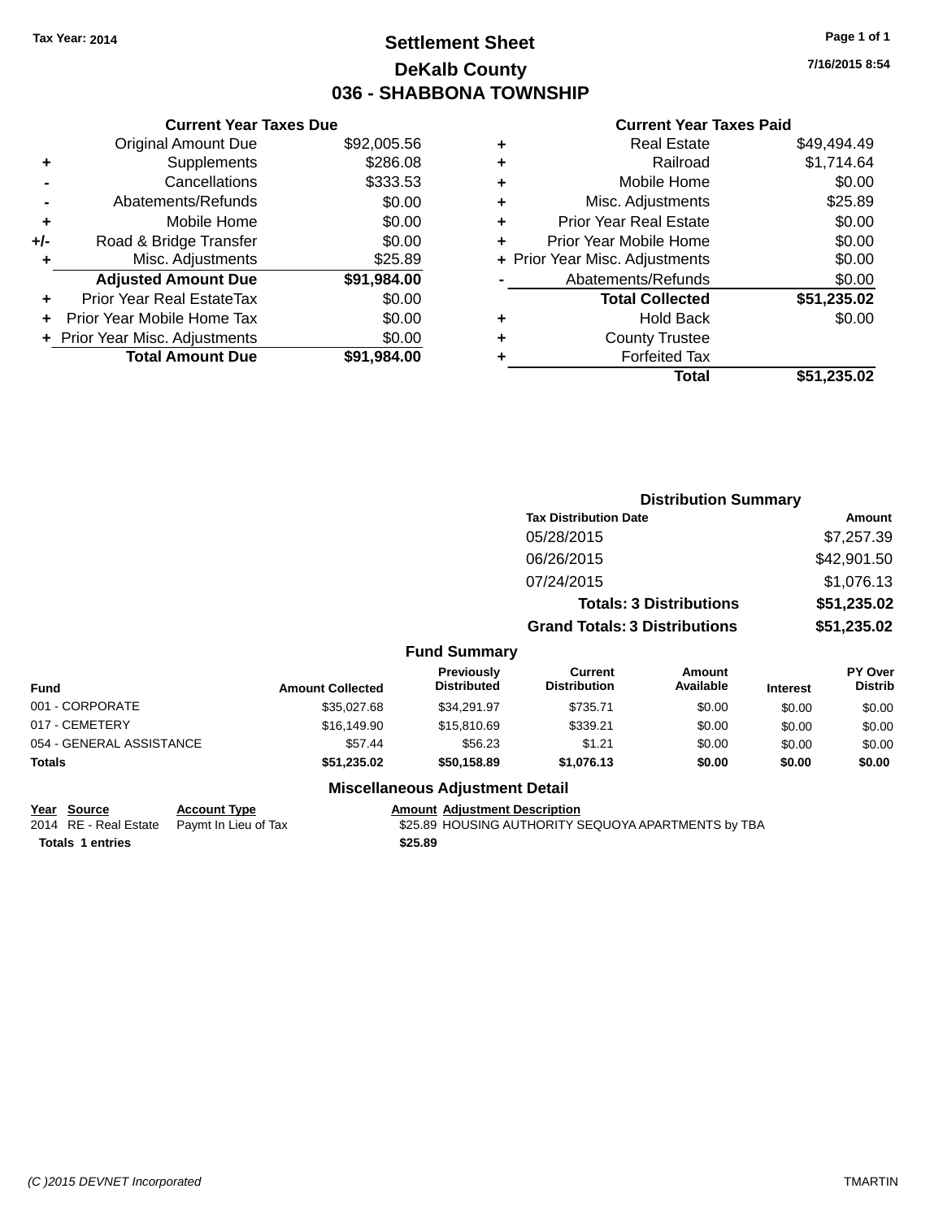Tax Year: 2014

# Settlement Sheet
## DeKalb County
## 036 - SHABBONA TOWNSHIP

7/16/2015 8:54

### Current Year Taxes Due

| | | |
|---|---|---|
| | Original Amount Due | $92,005.56 |
| + | Supplements | $286.08 |
| - | Cancellations | $333.53 |
| - | Abatements/Refunds | $0.00 |
| + | Mobile Home | $0.00 |
| +/- | Road & Bridge Transfer | $0.00 |
| + | Misc. Adjustments | $25.89 |
| | **Adjusted Amount Due** | **$91,984.00** |
| + | Prior Year Real EstateTax | $0.00 |
| + | Prior Year Mobile Home Tax | $0.00 |
| + | Prior Year Misc. Adjustments | $0.00 |
| | **Total Amount Due** | **$91,984.00** |

### Current Year Taxes Paid

| | | |
|---|---|---|
| + | Real Estate | $49,494.49 |
| + | Railroad | $1,714.64 |
| + | Mobile Home | $0.00 |
| + | Misc. Adjustments | $25.89 |
| + | Prior Year Real Estate | $0.00 |
| + | Prior Year Mobile Home | $0.00 |
| + | Prior Year Misc. Adjustments | $0.00 |
| - | Abatements/Refunds | $0.00 |
| | **Total Collected** | **$51,235.02** |
| + | Hold Back | $0.00 |
| + | County Trustee | |
| + | Forfeited Tax | |
| | **Total** | **$51,235.02** |

### Distribution Summary

| Tax Distribution Date | Amount |
|---|---|
| 05/28/2015 | $7,257.39 |
| 06/26/2015 | $42,901.50 |
| 07/24/2015 | $1,076.13 |
| **Totals: 3 Distributions** | **$51,235.02** |
| **Grand Totals: 3 Distributions** | **$51,235.02** |

### Fund Summary

| Fund | Amount Collected | Previously Distributed | Current Distribution | Amount Available | Interest | PY Over Distrib |
|---|---|---|---|---|---|---|
| 001 - CORPORATE | $35,027.68 | $34,291.97 | $735.71 | $0.00 | $0.00 | $0.00 |
| 017 - CEMETERY | $16,149.90 | $15,810.69 | $339.21 | $0.00 | $0.00 | $0.00 |
| 054 - GENERAL ASSISTANCE | $57.44 | $56.23 | $1.21 | $0.00 | $0.00 | $0.00 |
| **Totals** | **$51,235.02** | **$50,158.89** | **$1,076.13** | **$0.00** | **$0.00** | **$0.00** |

### Miscellaneous Adjustment Detail

| Year | Source | Account Type | Amount | Adjustment Description |
|---|---|---|---|---|
| 2014 | RE - Real Estate | Paymt In Lieu of Tax | $25.89 | HOUSING AUTHORITY SEQUOYA APARTMENTS by TBA |
| **Totals** | **1 entries** | | **$25.89** | |

(C )2015 DEVNET Incorporated TMARTIN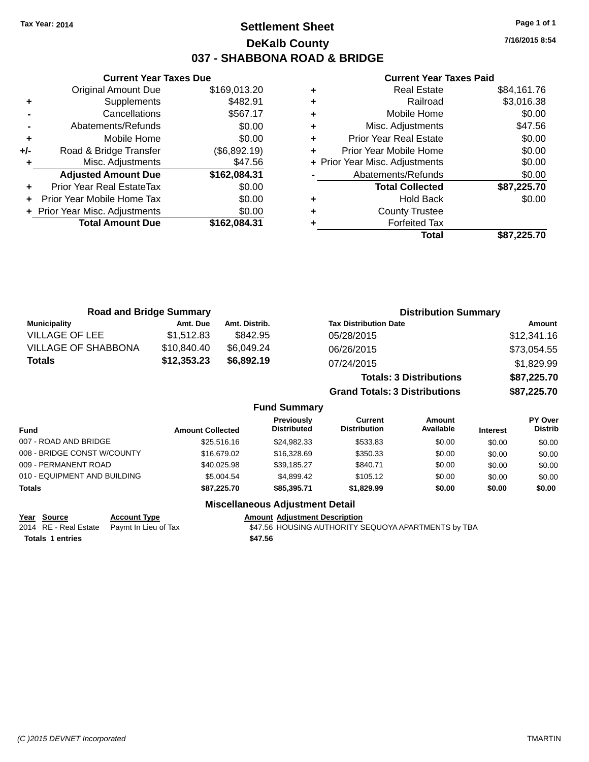Tax Year: 2014

# Settlement Sheet

## DeKalb County

## 037 - SHABBONA ROAD & BRIDGE

7/16/2015 8:54

### Current Year Taxes Due

| | | |
|---|---|---|
| | Original Amount Due | $169,013.20 |
| + | Supplements | $482.91 |
| - | Cancellations | $567.17 |
| - | Abatements/Refunds | $0.00 |
| + | Mobile Home | $0.00 |
| +/- | Road & Bridge Transfer | ($6,892.19) |
| + | Misc. Adjustments | $47.56 |
| | **Adjusted Amount Due** | **$162,084.31** |
| + | Prior Year Real EstateTax | $0.00 |
| + | Prior Year Mobile Home Tax | $0.00 |
| + | Prior Year Misc. Adjustments | $0.00 |
| | **Total Amount Due** | **$162,084.31** |

### Current Year Taxes Paid

| | | |
|---|---|---|
| + | Real Estate | $84,161.76 |
| + | Railroad | $3,016.38 |
| + | Mobile Home | $0.00 |
| + | Misc. Adjustments | $47.56 |
| + | Prior Year Real Estate | $0.00 |
| + | Prior Year Mobile Home | $0.00 |
| + | Prior Year Misc. Adjustments | $0.00 |
| - | Abatements/Refunds | $0.00 |
| | **Total Collected** | **$87,225.70** |
| + | Hold Back | $0.00 |
| + | County Trustee | |
| + | Forfeited Tax | |
| | **Total** | **$87,225.70** |

### Road and Bridge Summary

| Municipality | Amt. Due | Amt. Distrib. |
|---|---|---|
| VILLAGE OF LEE | $1,512.83 | $842.95 |
| VILLAGE OF SHABBONA | $10,840.40 | $6,049.24 |
| **Totals** | **$12,353.23** | **$6,892.19** |

### Distribution Summary

| Tax Distribution Date | Amount |
|---|---|
| 05/28/2015 | $12,341.16 |
| 06/26/2015 | $73,054.55 |
| 07/24/2015 | $1,829.99 |
| **Totals: 3 Distributions** | **$87,225.70** |
| **Grand Totals: 3 Distributions** | **$87,225.70** |

### Fund Summary

| Fund | Amount Collected | Previously Distributed | Current Distribution | Amount Available | Interest | PY Over Distrib |
|---|---|---|---|---|---|---|
| 007 - ROAD AND BRIDGE | $25,516.16 | $24,982.33 | $533.83 | $0.00 | $0.00 | $0.00 |
| 008 - BRIDGE CONST W/COUNTY | $16,679.02 | $16,328.69 | $350.33 | $0.00 | $0.00 | $0.00 |
| 009 - PERMANENT ROAD | $40,025.98 | $39,185.27 | $840.71 | $0.00 | $0.00 | $0.00 |
| 010 - EQUIPMENT AND BUILDING | $5,004.54 | $4,899.42 | $105.12 | $0.00 | $0.00 | $0.00 |
| **Totals** | **$87,225.70** | **$85,395.71** | **$1,829.99** | **$0.00** | **$0.00** | **$0.00** |

### Miscellaneous Adjustment Detail

| Year | Source | Account Type | Amount | Adjustment Description |
|---|---|---|---|---|
| 2014 | RE - Real Estate | Paymt In Lieu of Tax | $47.56 | HOUSING AUTHORITY SEQUOYA APARTMENTS by TBA |
| **Totals** | **1 entries** | | **$47.56** | |

(C )2015 DEVNET Incorporated TMARTIN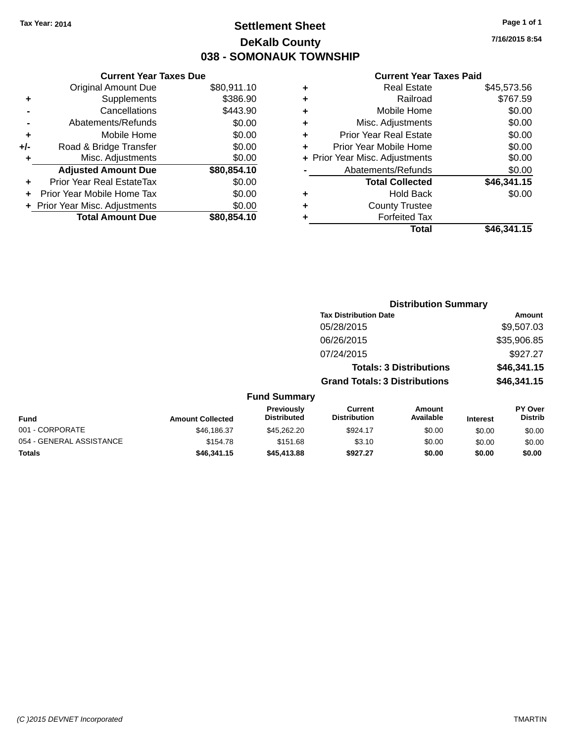Tax Year: 2014

# Settlement Sheet

## DeKalb County

## 038 - SOMONAUK TOWNSHIP

7/16/2015 8:54

### Current Year Taxes Due

| | | |
|---|---|---|
| | Original Amount Due | $80,911.10 |
| + | Supplements | $386.90 |
| - | Cancellations | $443.90 |
| - | Abatements/Refunds | $0.00 |
| + | Mobile Home | $0.00 |
| +/- | Road & Bridge Transfer | $0.00 |
| + | Misc. Adjustments | $0.00 |
| | **Adjusted Amount Due** | **$80,854.10** |
| + | Prior Year Real EstateTax | $0.00 |
| + | Prior Year Mobile Home Tax | $0.00 |
| + | Prior Year Misc. Adjustments | $0.00 |
| | **Total Amount Due** | **$80,854.10** |

### Current Year Taxes Paid

| | | |
|---|---|---|
| + | Real Estate | $45,573.56 |
| + | Railroad | $767.59 |
| + | Mobile Home | $0.00 |
| + | Misc. Adjustments | $0.00 |
| + | Prior Year Real Estate | $0.00 |
| + | Prior Year Mobile Home | $0.00 |
| + | Prior Year Misc. Adjustments | $0.00 |
| - | Abatements/Refunds | $0.00 |
| | **Total Collected** | **$46,341.15** |
| + | Hold Back | $0.00 |
| + | County Trustee | |
| + | Forfeited Tax | |
| | **Total** | **$46,341.15** |

### Distribution Summary

| Tax Distribution Date | Amount |
|---|---|
| 05/28/2015 | $9,507.03 |
| 06/26/2015 | $35,906.85 |
| 07/24/2015 | $927.27 |
| **Totals: 3 Distributions** | **$46,341.15** |
| **Grand Totals: 3 Distributions** | **$46,341.15** |

### Fund Summary

| Fund | Amount Collected | Previously Distributed | Current Distribution | Amount Available | Interest | PY Over Distrib |
|---|---|---|---|---|---|---|
| 001 - CORPORATE | $46,186.37 | $45,262.20 | $924.17 | $0.00 | $0.00 | $0.00 |
| 054 - GENERAL ASSISTANCE | $154.78 | $151.68 | $3.10 | $0.00 | $0.00 | $0.00 |
| **Totals** | **$46,341.15** | **$45,413.88** | **$927.27** | **$0.00** | **$0.00** | **$0.00** |

(C )2015 DEVNET Incorporated TMARTIN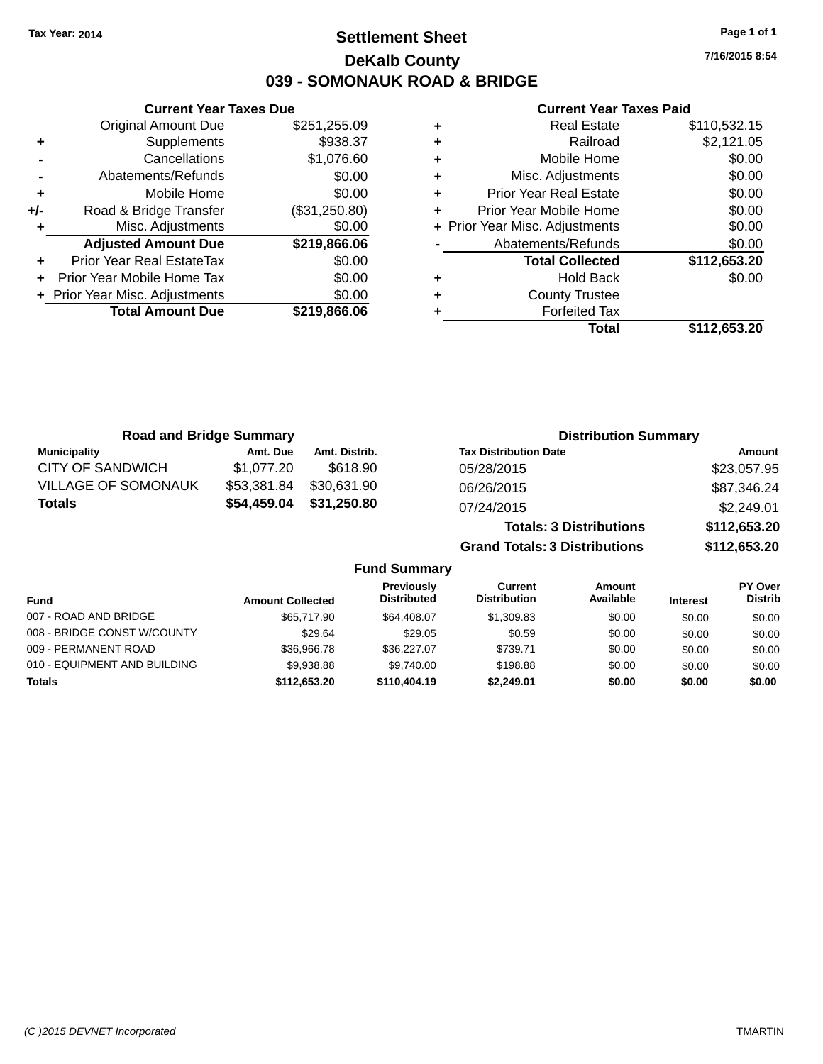Tax Year: 2014

# Settlement Sheet

## DeKalb County

## 039 - SOMONAUK ROAD & BRIDGE

7/16/2015 8:54

### Current Year Taxes Due

| | | |
|---|---|---|
| | Original Amount Due | $251,255.09 |
| + | Supplements | $938.37 |
| - | Cancellations | $1,076.60 |
| - | Abatements/Refunds | $0.00 |
| + | Mobile Home | $0.00 |
| +/- | Road & Bridge Transfer | ($31,250.80) |
| + | Misc. Adjustments | $0.00 |
| | **Adjusted Amount Due** | **$219,866.06** |
| + | Prior Year Real EstateTax | $0.00 |
| + | Prior Year Mobile Home Tax | $0.00 |
| + | Prior Year Misc. Adjustments | $0.00 |
| | **Total Amount Due** | **$219,866.06** |

### Current Year Taxes Paid

| | | |
|---|---|---|
| + | Real Estate | $110,532.15 |
| + | Railroad | $2,121.05 |
| + | Mobile Home | $0.00 |
| + | Misc. Adjustments | $0.00 |
| + | Prior Year Real Estate | $0.00 |
| + | Prior Year Mobile Home | $0.00 |
| + | Prior Year Misc. Adjustments | $0.00 |
| - | Abatements/Refunds | $0.00 |
| | **Total Collected** | **$112,653.20** |
| + | Hold Back | $0.00 |
| + | County Trustee | |
| + | Forfeited Tax | |
| | **Total** | **$112,653.20** |

### Road and Bridge Summary

| Municipality | Amt. Due | Amt. Distrib. |
|---|---|---|
| CITY OF SANDWICH | $1,077.20 | $618.90 |
| VILLAGE OF SOMONAUK | $53,381.84 | $30,631.90 |
| **Totals** | **$54,459.04** | **$31,250.80** |

### Distribution Summary

| Tax Distribution Date | Amount |
|---|---|
| 05/28/2015 | $23,057.95 |
| 06/26/2015 | $87,346.24 |
| 07/24/2015 | $2,249.01 |
| **Totals: 3 Distributions** | **$112,653.20** |
| **Grand Totals: 3 Distributions** | **$112,653.20** |

### Fund Summary

| Fund | Amount Collected | Previously Distributed | Current Distribution | Amount Available | Interest | PY Over Distrib |
|---|---|---|---|---|---|---|
| 007 - ROAD AND BRIDGE | $65,717.90 | $64,408.07 | $1,309.83 | $0.00 | $0.00 | $0.00 |
| 008 - BRIDGE CONST W/COUNTY | $29.64 | $29.05 | $0.59 | $0.00 | $0.00 | $0.00 |
| 009 - PERMANENT ROAD | $36,966.78 | $36,227.07 | $739.71 | $0.00 | $0.00 | $0.00 |
| 010 - EQUIPMENT AND BUILDING | $9,938.88 | $9,740.00 | $198.88 | $0.00 | $0.00 | $0.00 |
| **Totals** | **$112,653.20** | **$110,404.19** | **$2,249.01** | **$0.00** | **$0.00** | **$0.00** |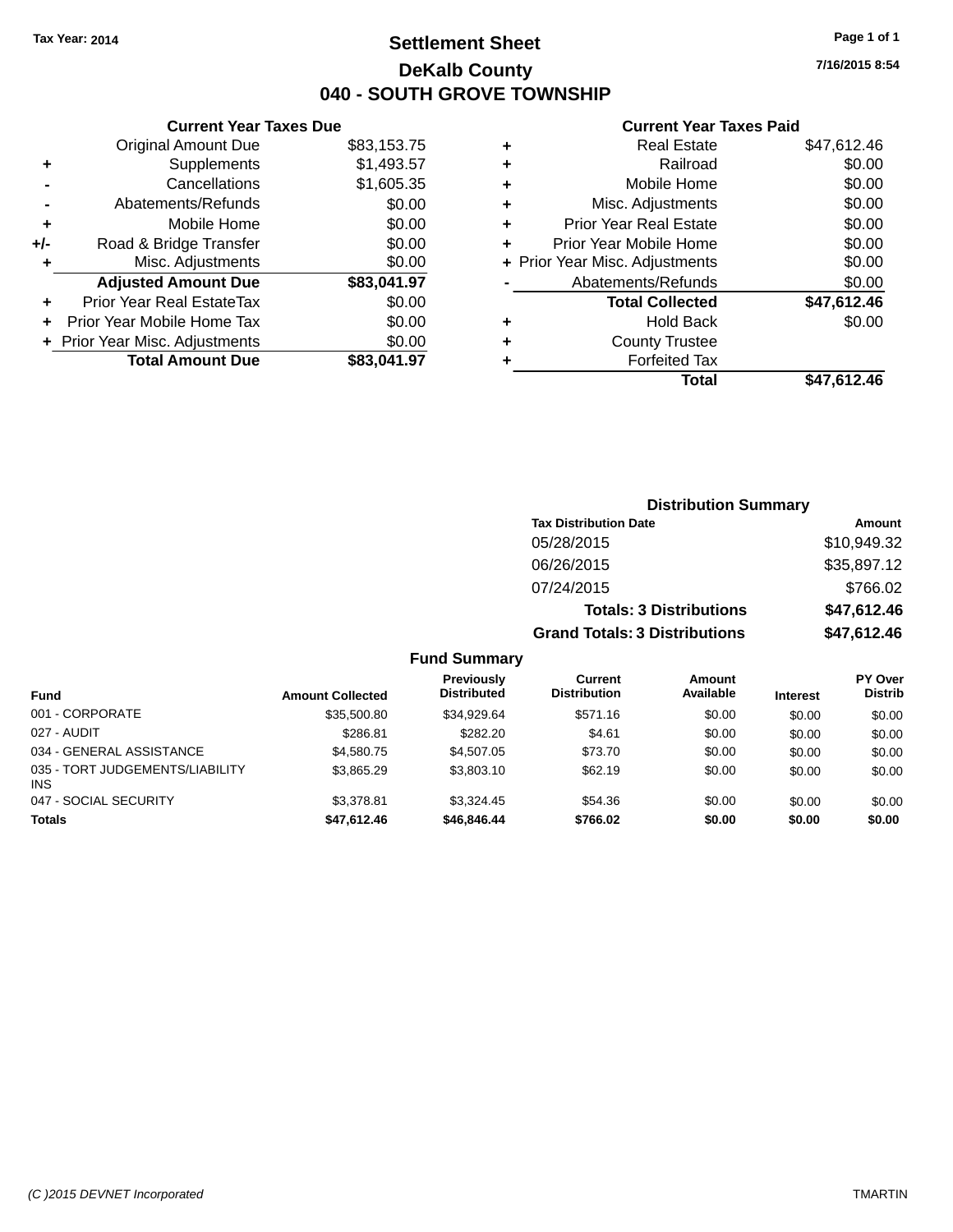Tax Year: 2014

# Settlement Sheet

## DeKalb County

## 040 - SOUTH GROVE TOWNSHIP

7/16/2015 8:54

### Current Year Taxes Due

| | | |
|---|---|---|
| | Original Amount Due | $83,153.75 |
| + | Supplements | $1,493.57 |
| - | Cancellations | $1,605.35 |
| - | Abatements/Refunds | $0.00 |
| + | Mobile Home | $0.00 |
| +/- | Road & Bridge Transfer | $0.00 |
| + | Misc. Adjustments | $0.00 |
| | **Adjusted Amount Due** | **$83,041.97** |
| + | Prior Year Real EstateTax | $0.00 |
| + | Prior Year Mobile Home Tax | $0.00 |
| + | Prior Year Misc. Adjustments | $0.00 |
| | **Total Amount Due** | **$83,041.97** |

### Current Year Taxes Paid

| | | |
|---|---|---|
| + | Real Estate | $47,612.46 |
| + | Railroad | $0.00 |
| + | Mobile Home | $0.00 |
| + | Misc. Adjustments | $0.00 |
| + | Prior Year Real Estate | $0.00 |
| + | Prior Year Mobile Home | $0.00 |
| + | Prior Year Misc. Adjustments | $0.00 |
| - | Abatements/Refunds | $0.00 |
| | **Total Collected** | **$47,612.46** |
| + | Hold Back | $0.00 |
| + | County Trustee | |
| + | Forfeited Tax | |
| | **Total** | **$47,612.46** |

### Distribution Summary

| Tax Distribution Date | Amount |
|---|---|
| 05/28/2015 | $10,949.32 |
| 06/26/2015 | $35,897.12 |
| 07/24/2015 | $766.02 |
| **Totals: 3 Distributions** | **$47,612.46** |
| **Grand Totals: 3 Distributions** | **$47,612.46** |

### Fund Summary

| Fund | Amount Collected | Previously Distributed | Current Distribution | Amount Available | Interest | PY Over Distrib |
|---|---|---|---|---|---|---|
| 001 - CORPORATE | $35,500.80 | $34,929.64 | $571.16 | $0.00 | $0.00 | $0.00 |
| 027 - AUDIT | $286.81 | $282.20 | $4.61 | $0.00 | $0.00 | $0.00 |
| 034 - GENERAL ASSISTANCE | $4,580.75 | $4,507.05 | $73.70 | $0.00 | $0.00 | $0.00 |
| 035 - TORT JUDGEMENTS/LIABILITY INS | $3,865.29 | $3,803.10 | $62.19 | $0.00 | $0.00 | $0.00 |
| 047 - SOCIAL SECURITY | $3,378.81 | $3,324.45 | $54.36 | $0.00 | $0.00 | $0.00 |
| **Totals** | **$47,612.46** | **$46,846.44** | **$766.02** | **$0.00** | **$0.00** | **$0.00** |

*(C )2015 DEVNET Incorporated* TMARTIN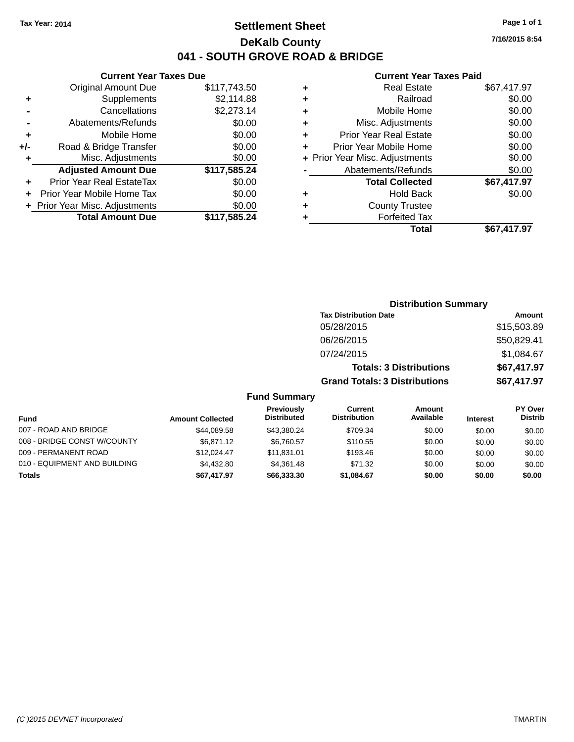Tax Year: 2014

# Settlement Sheet

## DeKalb County

## 041 - SOUTH GROVE ROAD & BRIDGE

7/16/2015 8:54

### Current Year Taxes Due

| | | |
|---|---|---|
| | Original Amount Due | $117,743.50 |
| + | Supplements | $2,114.88 |
| - | Cancellations | $2,273.14 |
| - | Abatements/Refunds | $0.00 |
| + | Mobile Home | $0.00 |
| +/- | Road & Bridge Transfer | $0.00 |
| + | Misc. Adjustments | $0.00 |
| | **Adjusted Amount Due** | **$117,585.24** |
| + | Prior Year Real EstateTax | $0.00 |
| + | Prior Year Mobile Home Tax | $0.00 |
| + | Prior Year Misc. Adjustments | $0.00 |
| | **Total Amount Due** | **$117,585.24** |

### Current Year Taxes Paid

| | | |
|---|---|---|
| + | Real Estate | $67,417.97 |
| + | Railroad | $0.00 |
| + | Mobile Home | $0.00 |
| + | Misc. Adjustments | $0.00 |
| + | Prior Year Real Estate | $0.00 |
| + | Prior Year Mobile Home | $0.00 |
| + | Prior Year Misc. Adjustments | $0.00 |
| - | Abatements/Refunds | $0.00 |
| | **Total Collected** | **$67,417.97** |
| + | Hold Back | $0.00 |
| + | County Trustee | |
| + | Forfeited Tax | |
| | **Total** | **$67,417.97** |

### Distribution Summary

| Tax Distribution Date | Amount |
|---|---|
| 05/28/2015 | $15,503.89 |
| 06/26/2015 | $50,829.41 |
| 07/24/2015 | $1,084.67 |
| **Totals: 3 Distributions** | **$67,417.97** |
| **Grand Totals: 3 Distributions** | **$67,417.97** |

### Fund Summary

| Fund | Amount Collected | Previously Distributed | Current Distribution | Amount Available | Interest | PY Over Distrib |
|---|---|---|---|---|---|---|
| 007 - ROAD AND BRIDGE | $44,089.58 | $43,380.24 | $709.34 | $0.00 | $0.00 | $0.00 |
| 008 - BRIDGE CONST W/COUNTY | $6,871.12 | $6,760.57 | $110.55 | $0.00 | $0.00 | $0.00 |
| 009 - PERMANENT ROAD | $12,024.47 | $11,831.01 | $193.46 | $0.00 | $0.00 | $0.00 |
| 010 - EQUIPMENT AND BUILDING | $4,432.80 | $4,361.48 | $71.32 | $0.00 | $0.00 | $0.00 |
| **Totals** | **$67,417.97** | **$66,333.30** | **$1,084.67** | **$0.00** | **$0.00** | **$0.00** |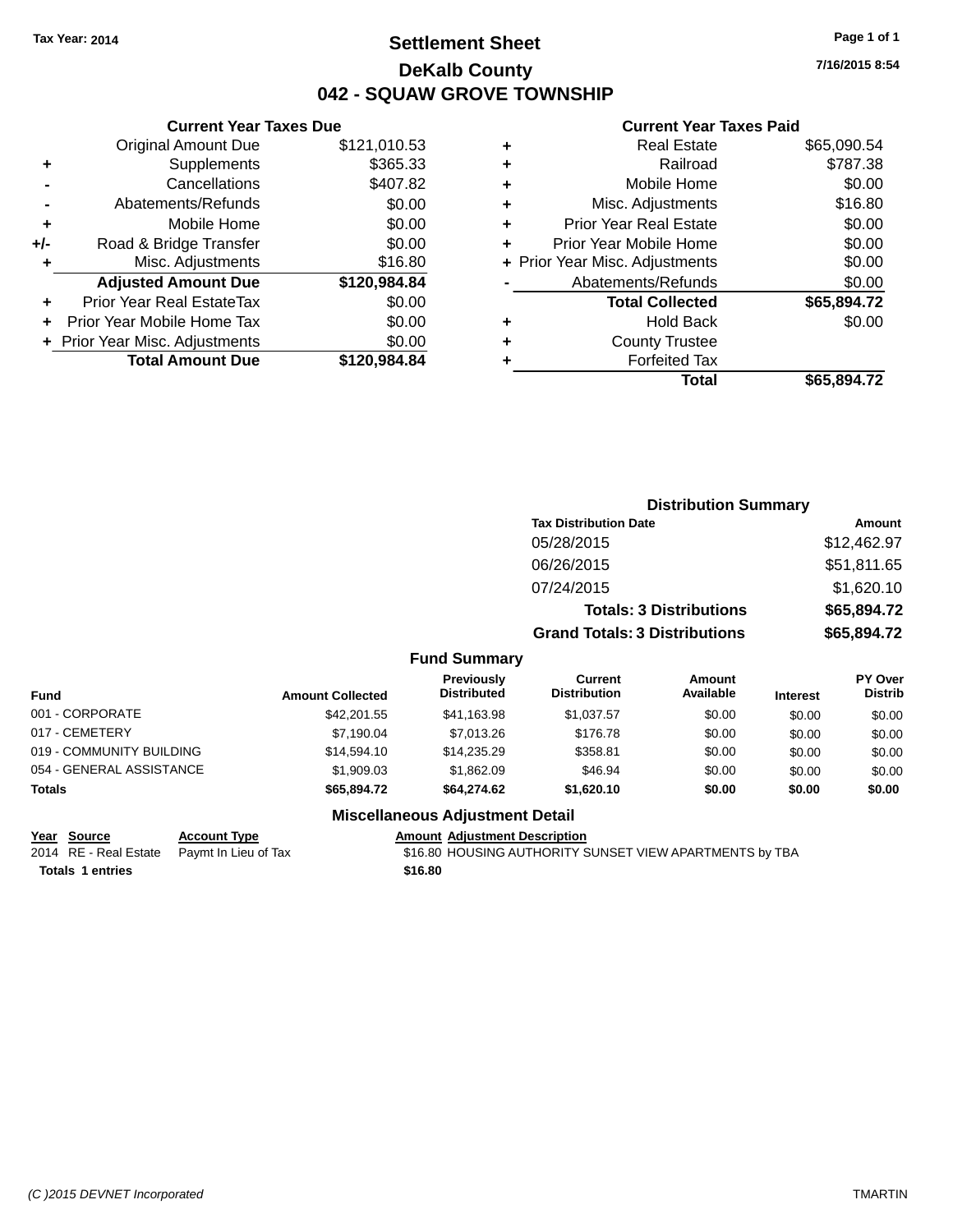Tax Year: 2014

# Settlement Sheet

## DeKalb County

## 042 - SQUAW GROVE TOWNSHIP

7/16/2015 8:54

### Current Year Taxes Due

| | | |
|---|---|---|
| | Original Amount Due | $121,010.53 |
| + | Supplements | $365.33 |
| - | Cancellations | $407.82 |
| - | Abatements/Refunds | $0.00 |
| + | Mobile Home | $0.00 |
| +/- | Road & Bridge Transfer | $0.00 |
| + | Misc. Adjustments | $16.80 |
| | **Adjusted Amount Due** | **$120,984.84** |
| + | Prior Year Real EstateTax | $0.00 |
| + | Prior Year Mobile Home Tax | $0.00 |
| + | Prior Year Misc. Adjustments | $0.00 |
| | **Total Amount Due** | **$120,984.84** |

### Current Year Taxes Paid

| | | |
|---|---|---|
| + | Real Estate | $65,090.54 |
| + | Railroad | $787.38 |
| + | Mobile Home | $0.00 |
| + | Misc. Adjustments | $16.80 |
| + | Prior Year Real Estate | $0.00 |
| + | Prior Year Mobile Home | $0.00 |
| + | Prior Year Misc. Adjustments | $0.00 |
| - | Abatements/Refunds | $0.00 |
| | **Total Collected** | **$65,894.72** |
| + | Hold Back | $0.00 |
| + | County Trustee | |
| + | Forfeited Tax | |
| | **Total** | **$65,894.72** |

### Distribution Summary

| Tax Distribution Date | Amount |
|---|---|
| 05/28/2015 | $12,462.97 |
| 06/26/2015 | $51,811.65 |
| 07/24/2015 | $1,620.10 |
| **Totals: 3 Distributions** | **$65,894.72** |
| **Grand Totals: 3 Distributions** | **$65,894.72** |

### Fund Summary

| Fund | Amount Collected | Previously Distributed | Current Distribution | Amount Available | Interest | PY Over Distrib |
|---|---|---|---|---|---|---|
| 001 - CORPORATE | $42,201.55 | $41,163.98 | $1,037.57 | $0.00 | $0.00 | $0.00 |
| 017 - CEMETERY | $7,190.04 | $7,013.26 | $176.78 | $0.00 | $0.00 | $0.00 |
| 019 - COMMUNITY BUILDING | $14,594.10 | $14,235.29 | $358.81 | $0.00 | $0.00 | $0.00 |
| 054 - GENERAL ASSISTANCE | $1,909.03 | $1,862.09 | $46.94 | $0.00 | $0.00 | $0.00 |
| **Totals** | **$65,894.72** | **$64,274.62** | **$1,620.10** | **$0.00** | **$0.00** | **$0.00** |

### Miscellaneous Adjustment Detail

| Year | Source | Account Type | Amount | Adjustment Description |
|---|---|---|---|---|
| 2014 | RE - Real Estate | Paymt In Lieu of Tax | $16.80 | HOUSING AUTHORITY SUNSET VIEW APARTMENTS by TBA |
| **Totals 1 entries** | | | **$16.80** | |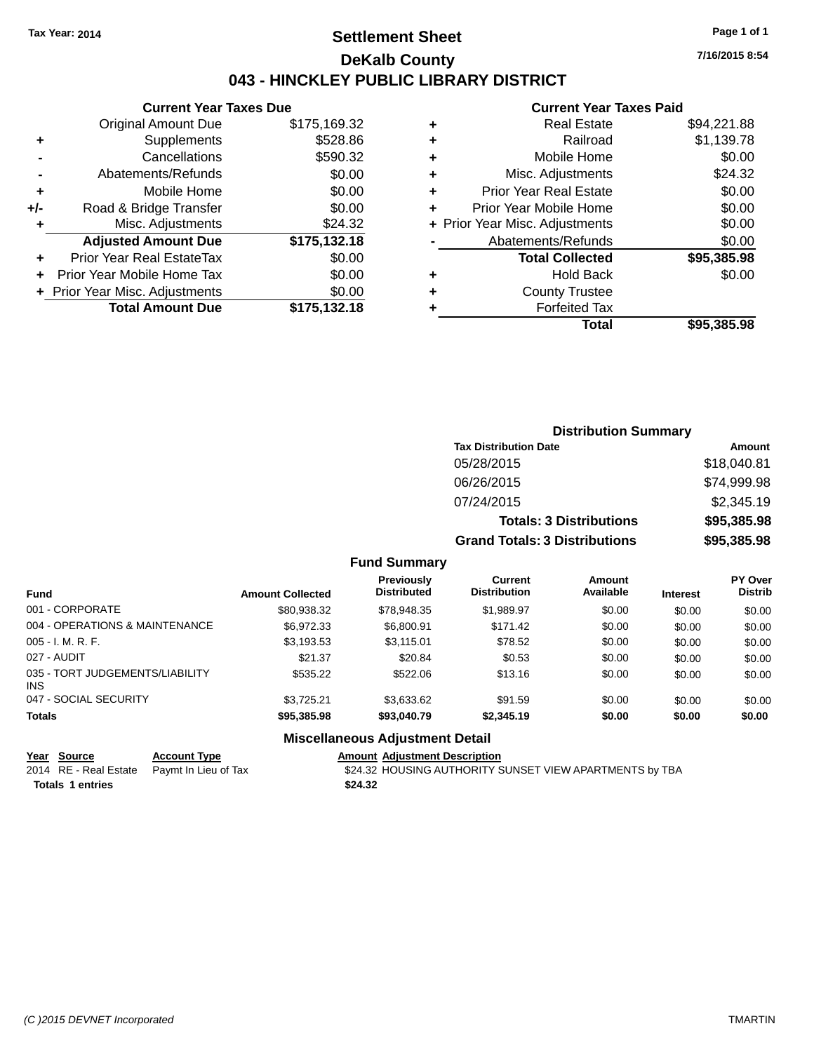Tax Year: 2014

# Settlement Sheet

## DeKalb County

## 043 - HINCKLEY PUBLIC LIBRARY DISTRICT

7/16/2015 8:54

### Current Year Taxes Due

| | | |
|---|---|---|
| | Original Amount Due | $175,169.32 |
| + | Supplements | $528.86 |
| - | Cancellations | $590.32 |
| - | Abatements/Refunds | $0.00 |
| + | Mobile Home | $0.00 |
| +/- | Road & Bridge Transfer | $0.00 |
| + | Misc. Adjustments | $24.32 |
| | **Adjusted Amount Due** | **$175,132.18** |
| + | Prior Year Real EstateTax | $0.00 |
| + | Prior Year Mobile Home Tax | $0.00 |
| + | Prior Year Misc. Adjustments | $0.00 |
| | **Total Amount Due** | **$175,132.18** |

### Current Year Taxes Paid

| | | |
|---|---|---|
| + | Real Estate | $94,221.88 |
| + | Railroad | $1,139.78 |
| + | Mobile Home | $0.00 |
| + | Misc. Adjustments | $24.32 |
| + | Prior Year Real Estate | $0.00 |
| + | Prior Year Mobile Home | $0.00 |
| + | Prior Year Misc. Adjustments | $0.00 |
| - | Abatements/Refunds | $0.00 |
| | **Total Collected** | **$95,385.98** |
| + | Hold Back | $0.00 |
| + | County Trustee | |
| + | Forfeited Tax | |
| | **Total** | **$95,385.98** |

### Distribution Summary

| Tax Distribution Date | Amount |
|---|---|
| 05/28/2015 | $18,040.81 |
| 06/26/2015 | $74,999.98 |
| 07/24/2015 | $2,345.19 |
| **Totals: 3 Distributions** | **$95,385.98** |
| **Grand Totals: 3 Distributions** | **$95,385.98** |

### Fund Summary

| Fund | Amount Collected | Previously Distributed | Current Distribution | Amount Available | Interest | PY Over Distrib |
|---|---|---|---|---|---|---|
| 001 - CORPORATE | $80,938.32 | $78,948.35 | $1,989.97 | $0.00 | $0.00 | $0.00 |
| 004 - OPERATIONS & MAINTENANCE | $6,972.33 | $6,800.91 | $171.42 | $0.00 | $0.00 | $0.00 |
| 005 - I. M. R. F. | $3,193.53 | $3,115.01 | $78.52 | $0.00 | $0.00 | $0.00 |
| 027 - AUDIT | $21.37 | $20.84 | $0.53 | $0.00 | $0.00 | $0.00 |
| 035 - TORT JUDGEMENTS/LIABILITY INS | $535.22 | $522.06 | $13.16 | $0.00 | $0.00 | $0.00 |
| 047 - SOCIAL SECURITY | $3,725.21 | $3,633.62 | $91.59 | $0.00 | $0.00 | $0.00 |
| **Totals** | **$95,385.98** | **$93,040.79** | **$2,345.19** | **$0.00** | **$0.00** | **$0.00** |

### Miscellaneous Adjustment Detail

| Year | Source | Account Type | Amount | Adjustment Description |
|---|---|---|---|---|
| 2014 | RE - Real Estate | Paymt In Lieu of Tax | $24.32 | HOUSING AUTHORITY SUNSET VIEW APARTMENTS by TBA |
| **Totals** | **1 entries** | | **$24.32** | |

(C )2015 DEVNET Incorporated TMARTIN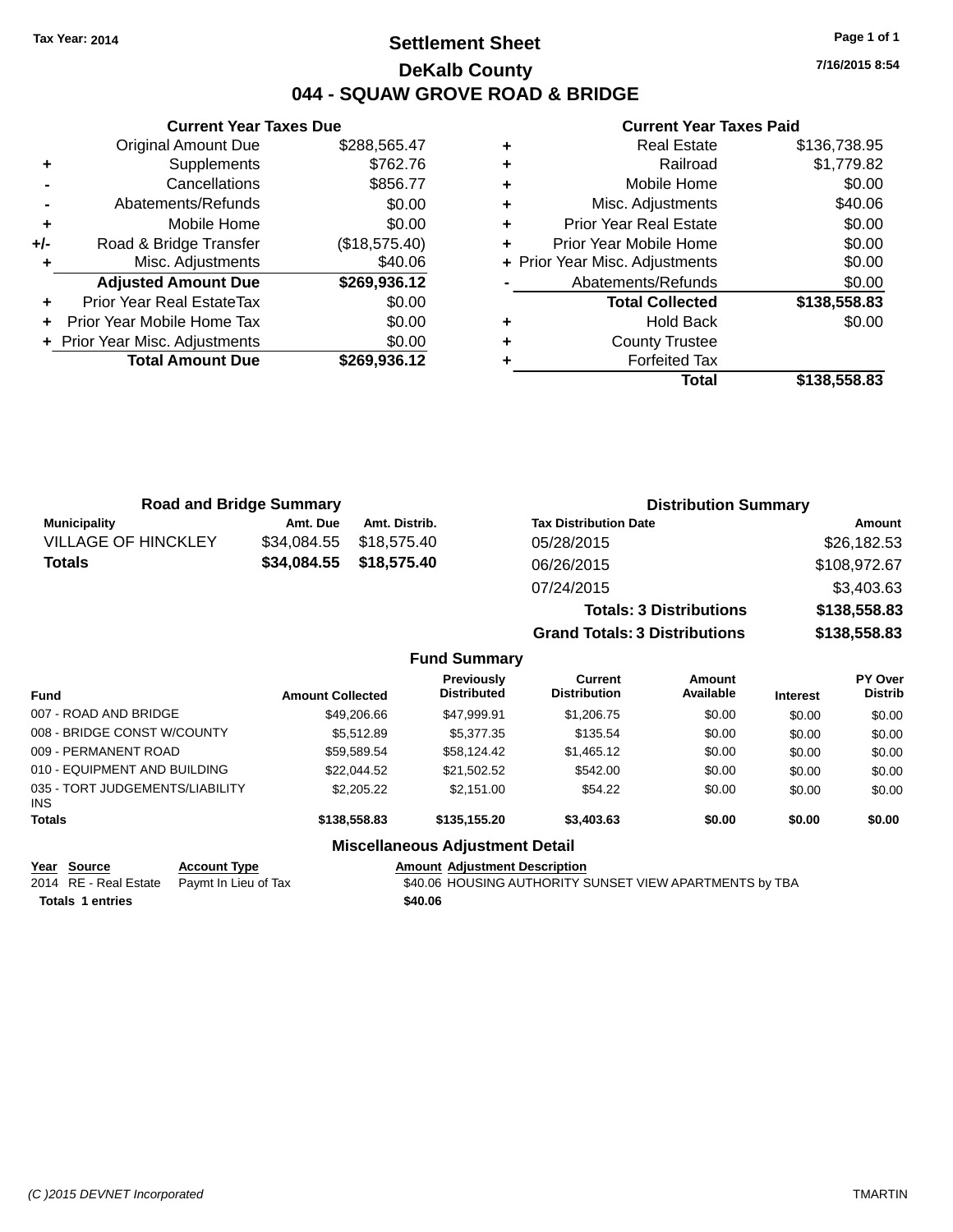Tax Year: 2014

# Settlement Sheet

## DeKalb County

## 044 - SQUAW GROVE ROAD & BRIDGE

7/16/2015 8:54

### Current Year Taxes Due

| | | |
|---|---|---|
| | Original Amount Due | $288,565.47 |
| + | Supplements | $762.76 |
| - | Cancellations | $856.77 |
| - | Abatements/Refunds | $0.00 |
| + | Mobile Home | $0.00 |
| +/- | Road & Bridge Transfer | ($18,575.40) |
| + | Misc. Adjustments | $40.06 |
| | **Adjusted Amount Due** | **$269,936.12** |
| + | Prior Year Real EstateTax | $0.00 |
| + | Prior Year Mobile Home Tax | $0.00 |
| + | Prior Year Misc. Adjustments | $0.00 |
| | **Total Amount Due** | **$269,936.12** |

### Current Year Taxes Paid

| | | |
|---|---|---|
| + | Real Estate | $136,738.95 |
| + | Railroad | $1,779.82 |
| + | Mobile Home | $0.00 |
| + | Misc. Adjustments | $40.06 |
| + | Prior Year Real Estate | $0.00 |
| + | Prior Year Mobile Home | $0.00 |
| + | Prior Year Misc. Adjustments | $0.00 |
| - | Abatements/Refunds | $0.00 |
| | **Total Collected** | **$138,558.83** |
| + | Hold Back | $0.00 |
| + | County Trustee | |
| + | Forfeited Tax | |
| | **Total** | **$138,558.83** |

### Road and Bridge Summary

| Municipality | Amt. Due | Amt. Distrib. |
|---|---|---|
| VILLAGE OF HINCKLEY | $34,084.55 | $18,575.40 |
| **Totals** | **$34,084.55** | **$18,575.40** |

### Distribution Summary

| Tax Distribution Date | Amount |
|---|---|
| 05/28/2015 | $26,182.53 |
| 06/26/2015 | $108,972.67 |
| 07/24/2015 | $3,403.63 |
| **Totals: 3 Distributions** | **$138,558.83** |
| **Grand Totals: 3 Distributions** | **$138,558.83** |

### Fund Summary

| Fund | Amount Collected | Previously Distributed | Current Distribution | Amount Available | Interest | PY Over Distrib |
|---|---|---|---|---|---|---|
| 007 - ROAD AND BRIDGE | $49,206.66 | $47,999.91 | $1,206.75 | $0.00 | $0.00 | $0.00 |
| 008 - BRIDGE CONST W/COUNTY | $5,512.89 | $5,377.35 | $135.54 | $0.00 | $0.00 | $0.00 |
| 009 - PERMANENT ROAD | $59,589.54 | $58,124.42 | $1,465.12 | $0.00 | $0.00 | $0.00 |
| 010 - EQUIPMENT AND BUILDING | $22,044.52 | $21,502.52 | $542.00 | $0.00 | $0.00 | $0.00 |
| 035 - TORT JUDGEMENTS/LIABILITY INS | $2,205.22 | $2,151.00 | $54.22 | $0.00 | $0.00 | $0.00 |
| **Totals** | **$138,558.83** | **$135,155.20** | **$3,403.63** | **$0.00** | **$0.00** | **$0.00** |

### Miscellaneous Adjustment Detail

| Year | Source | Account Type | Amount | Adjustment Description |
|---|---|---|---|---|
| 2014 | RE - Real Estate | Paymt In Lieu of Tax | $40.06 | HOUSING AUTHORITY SUNSET VIEW APARTMENTS by TBA |
| **Totals 1 entries** | | | **$40.06** | |

(C )2015 DEVNET Incorporated TMARTIN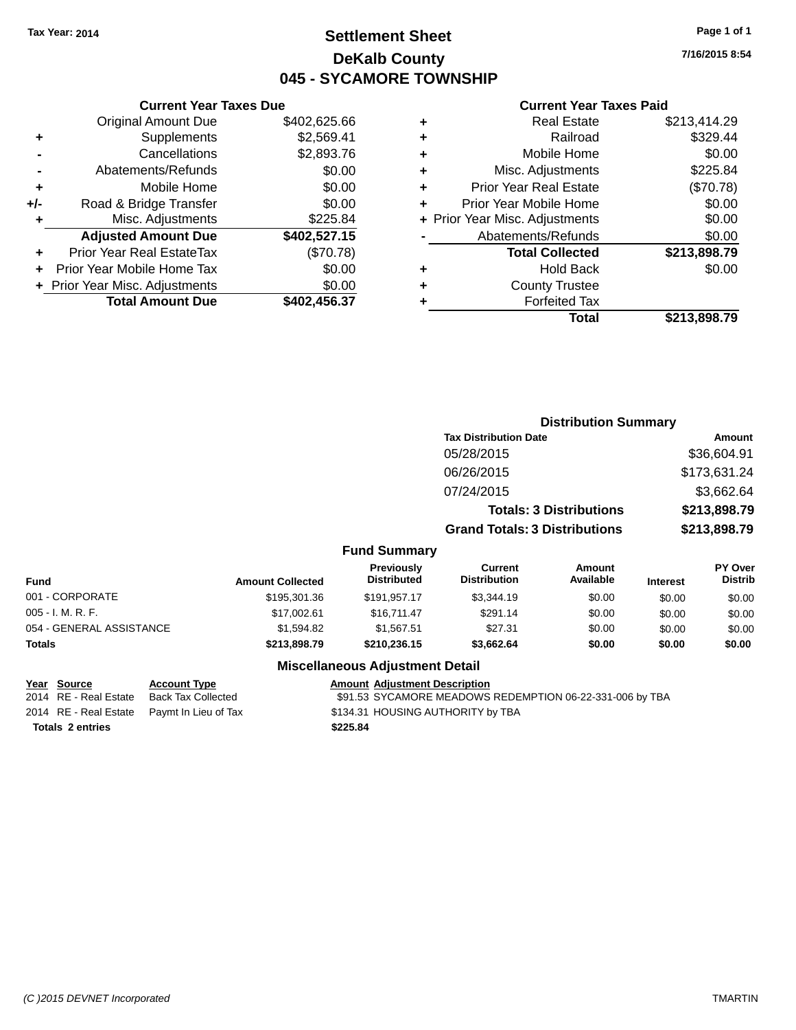Tax Year: 2014

# Settlement Sheet

## DeKalb County

## 045 - SYCAMORE TOWNSHIP

7/16/2015 8:54

### Current Year Taxes Due

| | | |
|---|---|---|
| | Original Amount Due | $402,625.66 |
| + | Supplements | $2,569.41 |
| - | Cancellations | $2,893.76 |
| - | Abatements/Refunds | $0.00 |
| + | Mobile Home | $0.00 |
| +/- | Road & Bridge Transfer | $0.00 |
| + | Misc. Adjustments | $225.84 |
| | **Adjusted Amount Due** | **$402,527.15** |
| + | Prior Year Real EstateTax | ($70.78) |
| + | Prior Year Mobile Home Tax | $0.00 |
| + | Prior Year Misc. Adjustments | $0.00 |
| | **Total Amount Due** | **$402,456.37** |

### Current Year Taxes Paid

| | | |
|---|---|---|
| + | Real Estate | $213,414.29 |
| + | Railroad | $329.44 |
| + | Mobile Home | $0.00 |
| + | Misc. Adjustments | $225.84 |
| + | Prior Year Real Estate | ($70.78) |
| + | Prior Year Mobile Home | $0.00 |
| + | Prior Year Misc. Adjustments | $0.00 |
| - | Abatements/Refunds | $0.00 |
| | **Total Collected** | **$213,898.79** |
| + | Hold Back | $0.00 |
| + | County Trustee | |
| + | Forfeited Tax | |
| | **Total** | **$213,898.79** |

### Distribution Summary

| Tax Distribution Date | Amount |
|---|---|
| 05/28/2015 | $36,604.91 |
| 06/26/2015 | $173,631.24 |
| 07/24/2015 | $3,662.64 |
| **Totals: 3 Distributions** | **$213,898.79** |
| **Grand Totals: 3 Distributions** | **$213,898.79** |

### Fund Summary

| Fund | Amount Collected | Previously Distributed | Current Distribution | Amount Available | Interest | PY Over Distrib |
|---|---|---|---|---|---|---|
| 001 - CORPORATE | $195,301.36 | $191,957.17 | $3,344.19 | $0.00 | $0.00 | $0.00 |
| 005 - I. M. R. F. | $17,002.61 | $16,711.47 | $291.14 | $0.00 | $0.00 | $0.00 |
| 054 - GENERAL ASSISTANCE | $1,594.82 | $1,567.51 | $27.31 | $0.00 | $0.00 | $0.00 |
| **Totals** | **$213,898.79** | **$210,236.15** | **$3,662.64** | **$0.00** | **$0.00** | **$0.00** |

### Miscellaneous Adjustment Detail

| Year | Source | Account Type | Amount | Adjustment Description |
|---|---|---|---|---|
| 2014 | RE - Real Estate | Back Tax Collected | $91.53 | SYCAMORE MEADOWS REDEMPTION 06-22-331-006 by TBA |
| 2014 | RE - Real Estate | Paymt In Lieu of Tax | $134.31 | HOUSING AUTHORITY by TBA |
| **Totals** | **2 entries** | | **$225.84** | |

(C )2015 DEVNET Incorporated TMARTIN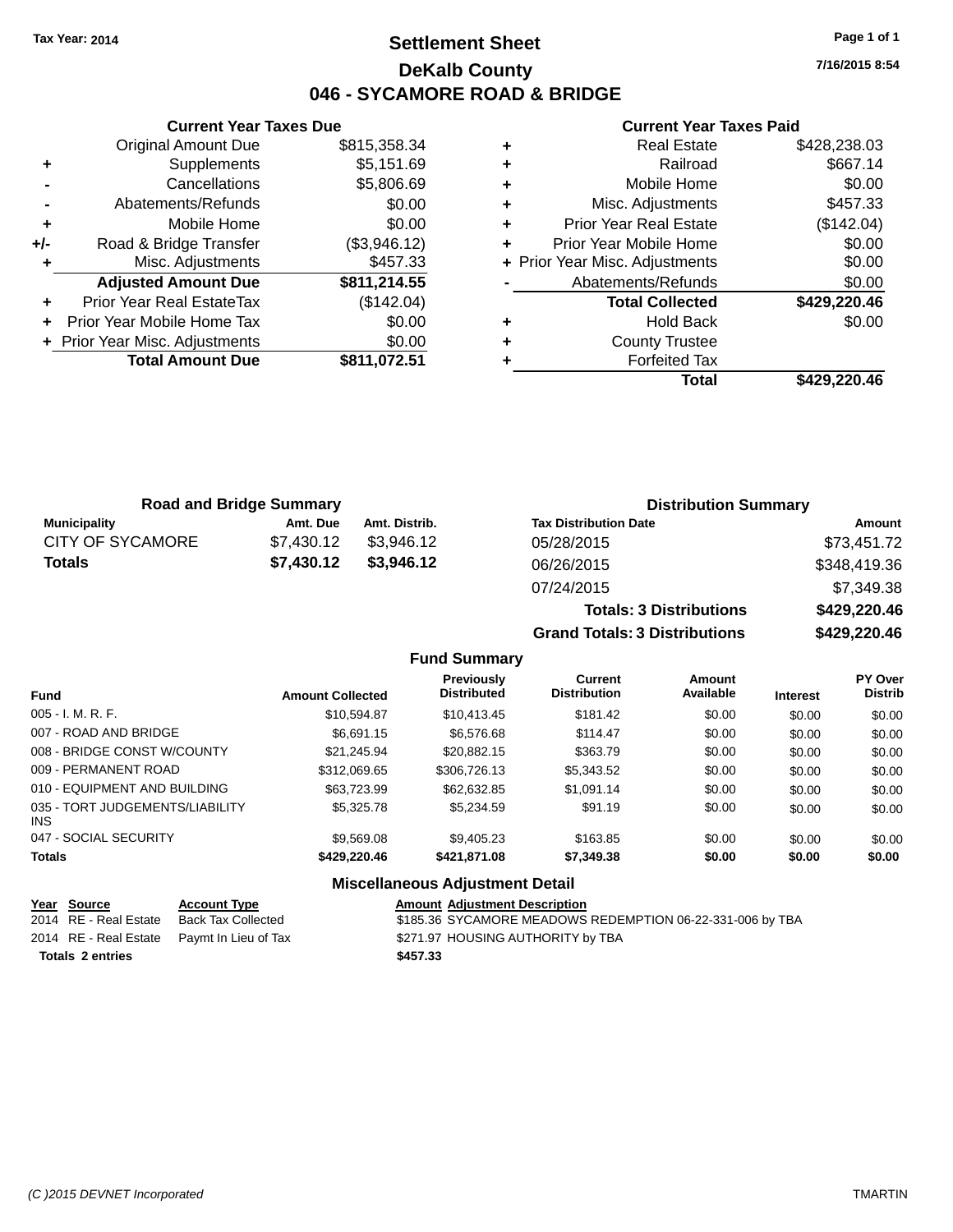Tax Year: 2014

# Settlement Sheet

## DeKalb County

## 046 - SYCAMORE ROAD & BRIDGE

7/16/2015 8:54

### Current Year Taxes Due

| | | |
|---|---|---|
| | Original Amount Due | $815,358.34 |
| + | Supplements | $5,151.69 |
| - | Cancellations | $5,806.69 |
| - | Abatements/Refunds | $0.00 |
| + | Mobile Home | $0.00 |
| +/- | Road & Bridge Transfer | ($3,946.12) |
| + | Misc. Adjustments | $457.33 |
| | **Adjusted Amount Due** | **$811,214.55** |
| + | Prior Year Real EstateTax | ($142.04) |
| + | Prior Year Mobile Home Tax | $0.00 |
| + | Prior Year Misc. Adjustments | $0.00 |
| | **Total Amount Due** | **$811,072.51** |

### Current Year Taxes Paid

| | | |
|---|---|---|
| + | Real Estate | $428,238.03 |
| + | Railroad | $667.14 |
| + | Mobile Home | $0.00 |
| + | Misc. Adjustments | $457.33 |
| + | Prior Year Real Estate | ($142.04) |
| + | Prior Year Mobile Home | $0.00 |
| + | Prior Year Misc. Adjustments | $0.00 |
| - | Abatements/Refunds | $0.00 |
| | **Total Collected** | **$429,220.46** |
| + | Hold Back | $0.00 |
| + | County Trustee | |
| + | Forfeited Tax | |
| | **Total** | **$429,220.46** |

### Road and Bridge Summary

| Municipality | Amt. Due | Amt. Distrib. |
|---|---|---|
| CITY OF SYCAMORE | $7,430.12 | $3,946.12 |
| **Totals** | **$7,430.12** | **$3,946.12** |

### Distribution Summary

| Tax Distribution Date | Amount |
|---|---|
| 05/28/2015 | $73,451.72 |
| 06/26/2015 | $348,419.36 |
| 07/24/2015 | $7,349.38 |
| **Totals: 3 Distributions** | **$429,220.46** |
| **Grand Totals: 3 Distributions** | **$429,220.46** |

### Fund Summary

| Fund | Amount Collected | Previously Distributed | Current Distribution | Amount Available | Interest | PY Over Distrib |
|---|---|---|---|---|---|---|
| 005 - I. M. R. F. | $10,594.87 | $10,413.45 | $181.42 | $0.00 | $0.00 | $0.00 |
| 007 - ROAD AND BRIDGE | $6,691.15 | $6,576.68 | $114.47 | $0.00 | $0.00 | $0.00 |
| 008 - BRIDGE CONST W/COUNTY | $21,245.94 | $20,882.15 | $363.79 | $0.00 | $0.00 | $0.00 |
| 009 - PERMANENT ROAD | $312,069.65 | $306,726.13 | $5,343.52 | $0.00 | $0.00 | $0.00 |
| 010 - EQUIPMENT AND BUILDING | $63,723.99 | $62,632.85 | $1,091.14 | $0.00 | $0.00 | $0.00 |
| 035 - TORT JUDGEMENTS/LIABILITY INS | $5,325.78 | $5,234.59 | $91.19 | $0.00 | $0.00 | $0.00 |
| 047 - SOCIAL SECURITY | $9,569.08 | $9,405.23 | $163.85 | $0.00 | $0.00 | $0.00 |
| **Totals** | **$429,220.46** | **$421,871.08** | **$7,349.38** | **$0.00** | **$0.00** | **$0.00** |

### Miscellaneous Adjustment Detail

| Year | Source | Account Type | Amount | Adjustment Description |
|---|---|---|---|---|
| 2014 | RE - Real Estate | Back Tax Collected | $185.36 | SYCAMORE MEADOWS REDEMPTION 06-22-331-006 by TBA |
| 2014 | RE - Real Estate | Paymt In Lieu of Tax | $271.97 | HOUSING AUTHORITY by TBA |
| **Totals 2 entries** | | | **$457.33** | |

(C )2015 DEVNET Incorporated

TMARTIN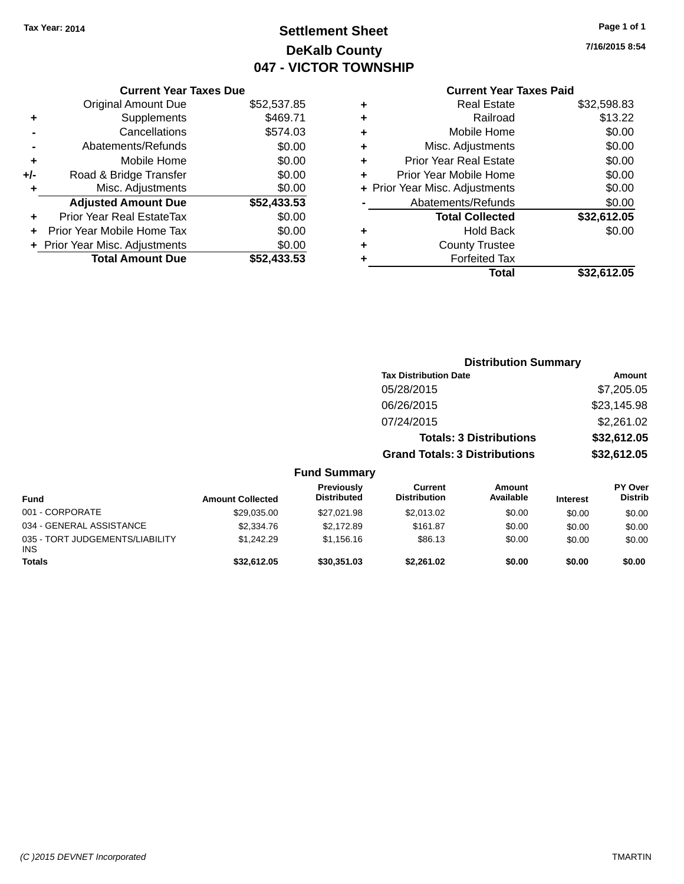Tax Year: 2014

# Settlement Sheet
## DeKalb County
## 047 - VICTOR TOWNSHIP

7/16/2015 8:54

**Current Year Taxes Due**

| | | |
|---|---|---|
| | Original Amount Due | $52,537.85 |
| + | Supplements | $469.71 |
| - | Cancellations | $574.03 |
| - | Abatements/Refunds | $0.00 |
| + | Mobile Home | $0.00 |
| +/- | Road & Bridge Transfer | $0.00 |
| + | Misc. Adjustments | $0.00 |
| | **Adjusted Amount Due** | **$52,433.53** |
| + | Prior Year Real EstateTax | $0.00 |
| + | Prior Year Mobile Home Tax | $0.00 |
| + | Prior Year Misc. Adjustments | $0.00 |
| | **Total Amount Due** | **$52,433.53** |

**Current Year Taxes Paid**

| | | |
|---|---|---|
| + | Real Estate | $32,598.83 |
| + | Railroad | $13.22 |
| + | Mobile Home | $0.00 |
| + | Misc. Adjustments | $0.00 |
| + | Prior Year Real Estate | $0.00 |
| + | Prior Year Mobile Home | $0.00 |
| + | Prior Year Misc. Adjustments | $0.00 |
| - | Abatements/Refunds | $0.00 |
| | **Total Collected** | **$32,612.05** |
| + | Hold Back | $0.00 |
| + | County Trustee | |
| + | Forfeited Tax | |
| | **Total** | **$32,612.05** |

**Distribution Summary**

| Tax Distribution Date | Amount |
|---|---|
| 05/28/2015 | $7,205.05 |
| 06/26/2015 | $23,145.98 |
| 07/24/2015 | $2,261.02 |
| **Totals: 3 Distributions** | **$32,612.05** |
| **Grand Totals: 3 Distributions** | **$32,612.05** |

**Fund Summary**

| Fund | Amount Collected | Previously Distributed | Current Distribution | Amount Available | Interest | PY Over Distrib |
|---|---|---|---|---|---|---|
| 001 - CORPORATE | $29,035.00 | $27,021.98 | $2,013.02 | $0.00 | $0.00 | $0.00 |
| 034 - GENERAL ASSISTANCE | $2,334.76 | $2,172.89 | $161.87 | $0.00 | $0.00 | $0.00 |
| 035 - TORT JUDGEMENTS/LIABILITY INS | $1,242.29 | $1,156.16 | $86.13 | $0.00 | $0.00 | $0.00 |
| **Totals** | **$32,612.05** | **$30,351.03** | **$2,261.02** | **$0.00** | **$0.00** | **$0.00** |

(C )2015 DEVNET Incorporated TMARTIN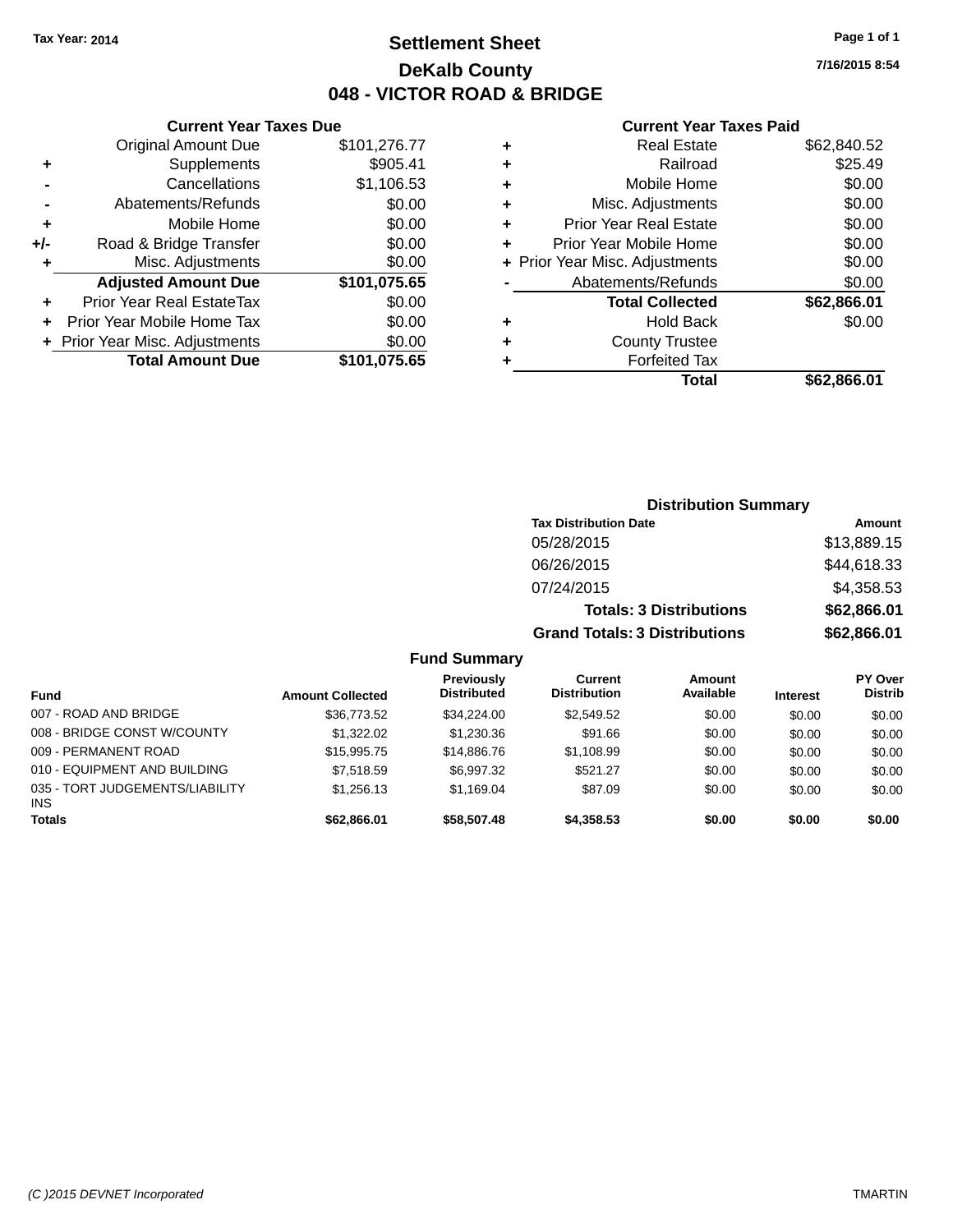Tax Year: 2014

# Settlement Sheet

## DeKalb County

## 048 - VICTOR ROAD & BRIDGE

7/16/2015 8:54

### Current Year Taxes Due

| | | |
|---|---|---|
| | Original Amount Due | $101,276.77 |
| + | Supplements | $905.41 |
| - | Cancellations | $1,106.53 |
| - | Abatements/Refunds | $0.00 |
| + | Mobile Home | $0.00 |
| +/- | Road & Bridge Transfer | $0.00 |
| + | Misc. Adjustments | $0.00 |
| | **Adjusted Amount Due** | **$101,075.65** |
| + | Prior Year Real EstateTax | $0.00 |
| + | Prior Year Mobile Home Tax | $0.00 |
| + | Prior Year Misc. Adjustments | $0.00 |
| | **Total Amount Due** | **$101,075.65** |

### Current Year Taxes Paid

| | | |
|---|---|---|
| + | Real Estate | $62,840.52 |
| + | Railroad | $25.49 |
| + | Mobile Home | $0.00 |
| + | Misc. Adjustments | $0.00 |
| + | Prior Year Real Estate | $0.00 |
| + | Prior Year Mobile Home | $0.00 |
| + | Prior Year Misc. Adjustments | $0.00 |
| - | Abatements/Refunds | $0.00 |
| | **Total Collected** | **$62,866.01** |
| + | Hold Back | $0.00 |
| + | County Trustee | |
| + | Forfeited Tax | |
| | **Total** | **$62,866.01** |

### Distribution Summary

| Tax Distribution Date | Amount |
|---|---|
| 05/28/2015 | $13,889.15 |
| 06/26/2015 | $44,618.33 |
| 07/24/2015 | $4,358.53 |
| **Totals: 3 Distributions** | **$62,866.01** |
| **Grand Totals: 3 Distributions** | **$62,866.01** |

### Fund Summary

| Fund | Amount Collected | Previously Distributed | Current Distribution | Amount Available | Interest | PY Over Distrib |
|---|---|---|---|---|---|---|
| 007 - ROAD AND BRIDGE | $36,773.52 | $34,224.00 | $2,549.52 | $0.00 | $0.00 | $0.00 |
| 008 - BRIDGE CONST W/COUNTY | $1,322.02 | $1,230.36 | $91.66 | $0.00 | $0.00 | $0.00 |
| 009 - PERMANENT ROAD | $15,995.75 | $14,886.76 | $1,108.99 | $0.00 | $0.00 | $0.00 |
| 010 - EQUIPMENT AND BUILDING | $7,518.59 | $6,997.32 | $521.27 | $0.00 | $0.00 | $0.00 |
| 035 - TORT JUDGEMENTS/LIABILITY INS | $1,256.13 | $1,169.04 | $87.09 | $0.00 | $0.00 | $0.00 |
| **Totals** | **$62,866.01** | **$58,507.48** | **$4,358.53** | **$0.00** | **$0.00** | **$0.00** |

(C )2015 DEVNET Incorporated TMARTIN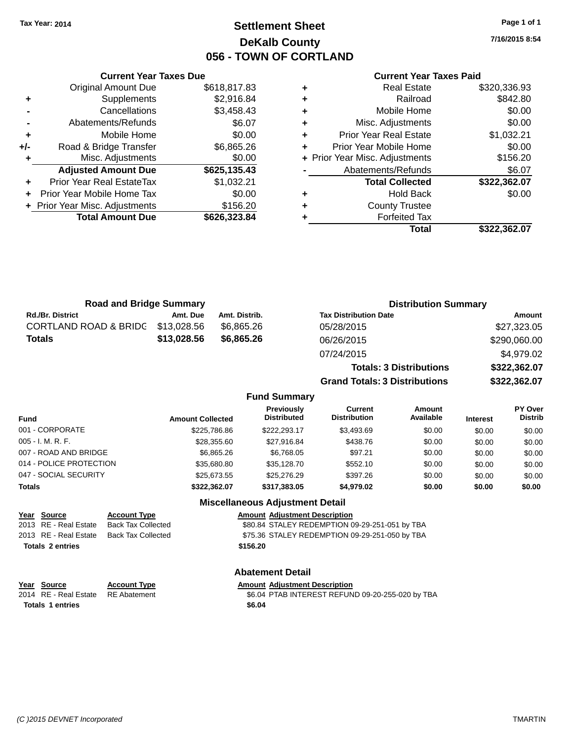Tax Year: 2014

# Settlement Sheet

## DeKalb County

## 056 - TOWN OF CORTLAND

7/16/2015 8:54

### Current Year Taxes Due

| | | |
|---|---|---|
| | Original Amount Due | $618,817.83 |
| + | Supplements | $2,916.84 |
| - | Cancellations | $3,458.43 |
| - | Abatements/Refunds | $6.07 |
| + | Mobile Home | $0.00 |
| +/- | Road & Bridge Transfer | $6,865.26 |
| + | Misc. Adjustments | $0.00 |
| | **Adjusted Amount Due** | **$625,135.43** |
| + | Prior Year Real EstateTax | $1,032.21 |
| + | Prior Year Mobile Home Tax | $0.00 |
| + | Prior Year Misc. Adjustments | $156.20 |
| | **Total Amount Due** | **$626,323.84** |

### Current Year Taxes Paid

| | | |
|---|---|---|
| + | Real Estate | $320,336.93 |
| + | Railroad | $842.80 |
| + | Mobile Home | $0.00 |
| + | Misc. Adjustments | $0.00 |
| + | Prior Year Real Estate | $1,032.21 |
| + | Prior Year Mobile Home | $0.00 |
| + | Prior Year Misc. Adjustments | $156.20 |
| - | Abatements/Refunds | $6.07 |
| | **Total Collected** | **$322,362.07** |
| + | Hold Back | $0.00 |
| + | County Trustee | |
| + | Forfeited Tax | |
| | **Total** | **$322,362.07** |

### Road and Bridge Summary

| Rd./Br. District | Amt. Due | Amt. Distrib. |
|---|---|---|
| CORTLAND ROAD & BRIDG | $13,028.56 | $6,865.26 |
| **Totals** | **$13,028.56** | **$6,865.26** |

### Distribution Summary

| Tax Distribution Date | Amount |
|---|---|
| 05/28/2015 | $27,323.05 |
| 06/26/2015 | $290,060.00 |
| 07/24/2015 | $4,979.02 |
| **Totals: 3 Distributions** | **$322,362.07** |
| **Grand Totals: 3 Distributions** | **$322,362.07** |

### Fund Summary

| Fund | Amount Collected | Previously Distributed | Current Distribution | Amount Available | Interest | PY Over Distrib |
|---|---|---|---|---|---|---|
| 001 - CORPORATE | $225,786.86 | $222,293.17 | $3,493.69 | $0.00 | $0.00 | $0.00 |
| 005 - I. M. R. F. | $28,355.60 | $27,916.84 | $438.76 | $0.00 | $0.00 | $0.00 |
| 007 - ROAD AND BRIDGE | $6,865.26 | $6,768.05 | $97.21 | $0.00 | $0.00 | $0.00 |
| 014 - POLICE PROTECTION | $35,680.80 | $35,128.70 | $552.10 | $0.00 | $0.00 | $0.00 |
| 047 - SOCIAL SECURITY | $25,673.55 | $25,276.29 | $397.26 | $0.00 | $0.00 | $0.00 |
| **Totals** | **$322,362.07** | **$317,383.05** | **$4,979.02** | **$0.00** | **$0.00** | **$0.00** |

### Miscellaneous Adjustment Detail

| Year | Source | Account Type | Amount | Adjustment Description |
|---|---|---|---|---|
| 2013 | RE - Real Estate | Back Tax Collected | $80.84 | STALEY REDEMPTION 09-29-251-051 by TBA |
| 2013 | RE - Real Estate | Back Tax Collected | $75.36 | STALEY REDEMPTION 09-29-251-050 by TBA |
| **Totals 2 entries** | | | **$156.20** | |

### Abatement Detail

| Year | Source | Account Type | Amount | Adjustment Description |
|---|---|---|---|---|
| 2014 | RE - Real Estate | RE Abatement | $6.04 | PTAB INTEREST REFUND 09-20-255-020 by TBA |
| **Totals 1 entries** | | | **$6.04** | |

(C )2015 DEVNET Incorporated TMARTIN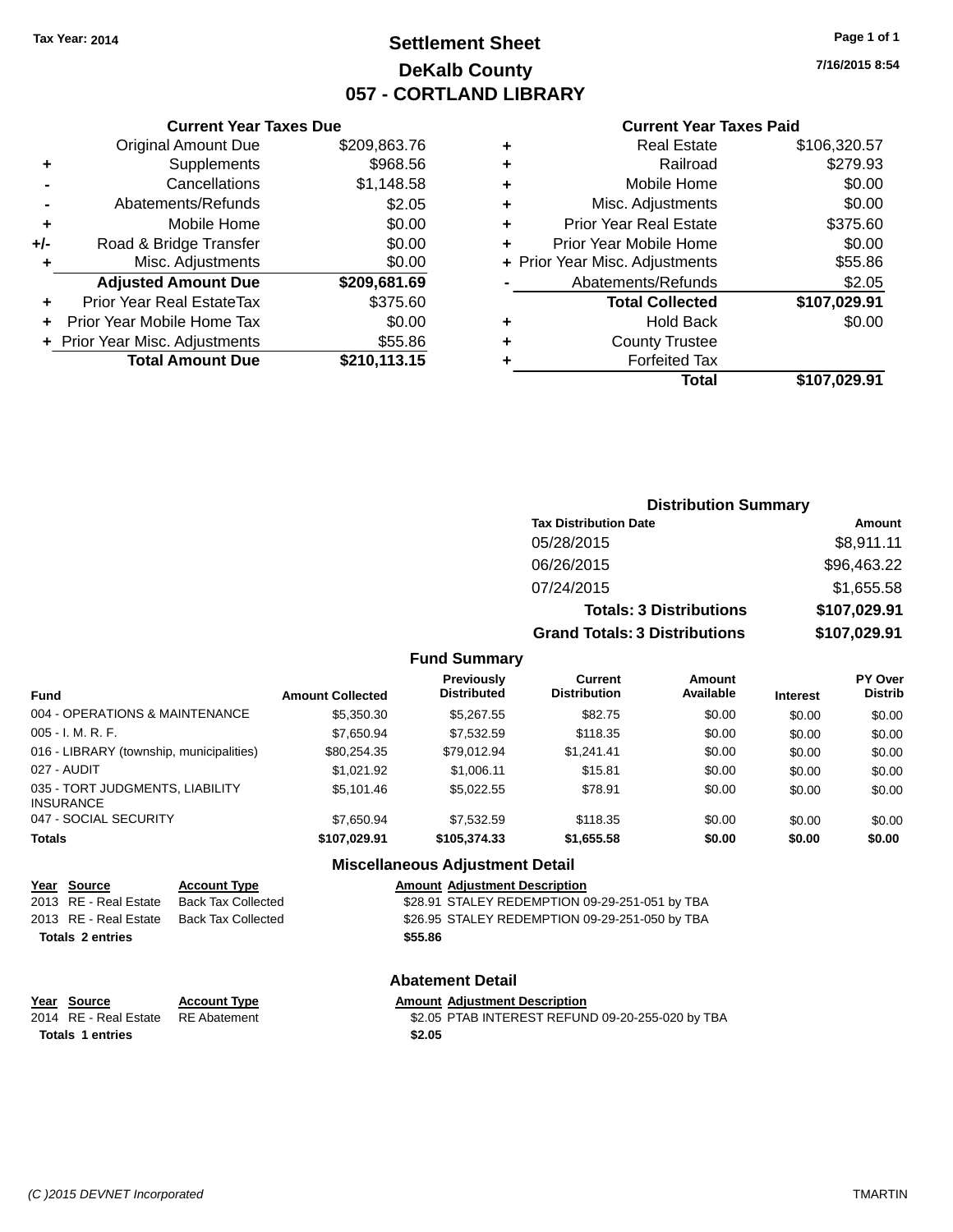Tax Year: 2014

# Settlement Sheet
## DeKalb County
## 057 - CORTLAND LIBRARY

7/16/2015 8:54

### Current Year Taxes Due

| | | |
|---|---|---|
| | Original Amount Due | $209,863.76 |
| + | Supplements | $968.56 |
| - | Cancellations | $1,148.58 |
| - | Abatements/Refunds | $2.05 |
| + | Mobile Home | $0.00 |
| +/- | Road & Bridge Transfer | $0.00 |
| + | Misc. Adjustments | $0.00 |
| | **Adjusted Amount Due** | **$209,681.69** |
| + | Prior Year Real EstateTax | $375.60 |
| + | Prior Year Mobile Home Tax | $0.00 |
| + | Prior Year Misc. Adjustments | $55.86 |
| | **Total Amount Due** | **$210,113.15** |

### Current Year Taxes Paid

| | | |
|---|---|---|
| + | Real Estate | $106,320.57 |
| + | Railroad | $279.93 |
| + | Mobile Home | $0.00 |
| + | Misc. Adjustments | $0.00 |
| + | Prior Year Real Estate | $375.60 |
| + | Prior Year Mobile Home | $0.00 |
| + | Prior Year Misc. Adjustments | $55.86 |
| - | Abatements/Refunds | $2.05 |
| | **Total Collected** | **$107,029.91** |
| + | Hold Back | $0.00 |
| + | County Trustee | |
| + | Forfeited Tax | |
| | **Total** | **$107,029.91** |

### Distribution Summary

| Tax Distribution Date | Amount |
|---|---|
| 05/28/2015 | $8,911.11 |
| 06/26/2015 | $96,463.22 |
| 07/24/2015 | $1,655.58 |
| **Totals: 3 Distributions** | **$107,029.91** |
| **Grand Totals: 3 Distributions** | **$107,029.91** |

### Fund Summary

| Fund | Amount Collected | Previously Distributed | Current Distribution | Amount Available | Interest | PY Over Distrib |
|---|---|---|---|---|---|---|
| 004 - OPERATIONS & MAINTENANCE | $5,350.30 | $5,267.55 | $82.75 | $0.00 | $0.00 | $0.00 |
| 005 - I. M. R. F. | $7,650.94 | $7,532.59 | $118.35 | $0.00 | $0.00 | $0.00 |
| 016 - LIBRARY (township, municipalities) | $80,254.35 | $79,012.94 | $1,241.41 | $0.00 | $0.00 | $0.00 |
| 027 - AUDIT | $1,021.92 | $1,006.11 | $15.81 | $0.00 | $0.00 | $0.00 |
| 035 - TORT JUDGMENTS, LIABILITY INSURANCE | $5,101.46 | $5,022.55 | $78.91 | $0.00 | $0.00 | $0.00 |
| 047 - SOCIAL SECURITY | $7,650.94 | $7,532.59 | $118.35 | $0.00 | $0.00 | $0.00 |
| **Totals** | **$107,029.91** | **$105,374.33** | **$1,655.58** | **$0.00** | **$0.00** | **$0.00** |

### Miscellaneous Adjustment Detail

| Year | Source | Account Type | Amount | Adjustment Description |
|---|---|---|---|---|
| 2013 | RE - Real Estate | Back Tax Collected | $28.91 | STALEY REDEMPTION 09-29-251-051 by TBA |
| 2013 | RE - Real Estate | Back Tax Collected | $26.95 | STALEY REDEMPTION 09-29-251-050 by TBA |
| **Totals 2 entries** | | | **$55.86** | |

### Abatement Detail

| Year | Source | Account Type | Amount | Adjustment Description |
|---|---|---|---|---|
| 2014 | RE - Real Estate | RE Abatement | $2.05 | PTAB INTEREST REFUND 09-20-255-020 by TBA |
| **Totals 1 entries** | | | **$2.05** | |

(C )2015 DEVNET Incorporated — TMARTIN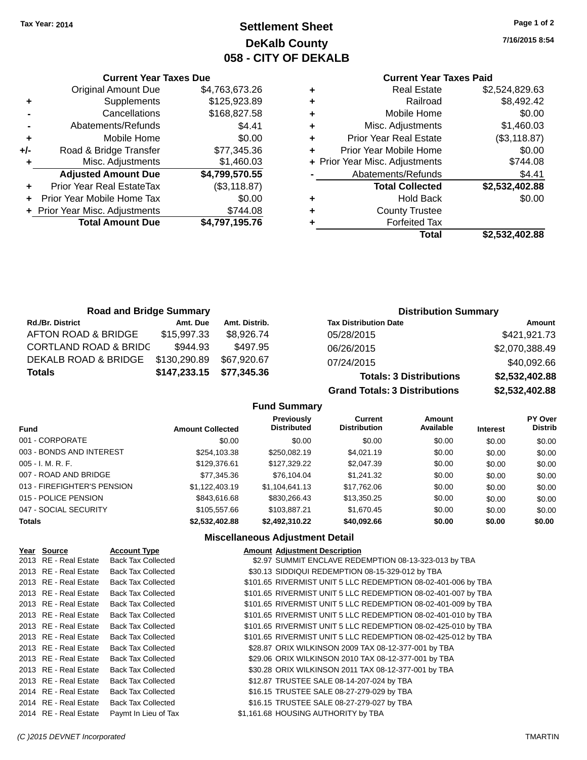Tax Year: 2014

# Settlement Sheet
## DeKalb County
## 058 - CITY OF DEKALB

7/16/2015 8:54

### Current Year Taxes Due

| | | |
|---|---|---|
| | Original Amount Due | $4,763,673.26 |
| + | Supplements | $125,923.89 |
| - | Cancellations | $168,827.58 |
| - | Abatements/Refunds | $4.41 |
| + | Mobile Home | $0.00 |
| +/- | Road & Bridge Transfer | $77,345.36 |
| + | Misc. Adjustments | $1,460.03 |
| | **Adjusted Amount Due** | **$4,799,570.55** |
| + | Prior Year Real EstateTax | ($3,118.87) |
| + | Prior Year Mobile Home Tax | $0.00 |
| + | Prior Year Misc. Adjustments | $744.08 |
| | **Total Amount Due** | **$4,797,195.76** |

### Current Year Taxes Paid

| | | |
|---|---|---|
| + | Real Estate | $2,524,829.63 |
| + | Railroad | $8,492.42 |
| + | Mobile Home | $0.00 |
| + | Misc. Adjustments | $1,460.03 |
| + | Prior Year Real Estate | ($3,118.87) |
| + | Prior Year Mobile Home | $0.00 |
| + | Prior Year Misc. Adjustments | $744.08 |
| - | Abatements/Refunds | $4.41 |
| | **Total Collected** | **$2,532,402.88** |
| + | Hold Back | $0.00 |
| + | County Trustee | |
| + | Forfeited Tax | |
| | **Total** | **$2,532,402.88** |

### Road and Bridge Summary

| Rd./Br. District | Amt. Due | Amt. Distrib. |
|---|---|---|
| AFTON ROAD & BRIDGE | $15,997.33 | $8,926.74 |
| CORTLAND ROAD & BRIDG | $944.93 | $497.95 |
| DEKALB ROAD & BRIDGE | $130,290.89 | $67,920.67 |
| **Totals** | **$147,233.15** | **$77,345.36** |

### Distribution Summary

| Tax Distribution Date | Amount |
|---|---|
| 05/28/2015 | $421,921.73 |
| 06/26/2015 | $2,070,388.49 |
| 07/24/2015 | $40,092.66 |
| **Totals: 3 Distributions** | **$2,532,402.88** |
| **Grand Totals: 3 Distributions** | **$2,532,402.88** |

### Fund Summary

| Fund | Amount Collected | Previously Distributed | Current Distribution | Amount Available | Interest | PY Over Distrib |
|---|---|---|---|---|---|---|
| 001 - CORPORATE | $0.00 | $0.00 | $0.00 | $0.00 | $0.00 | $0.00 |
| 003 - BONDS AND INTEREST | $254,103.38 | $250,082.19 | $4,021.19 | $0.00 | $0.00 | $0.00 |
| 005 - I. M. R. F. | $129,376.61 | $127,329.22 | $2,047.39 | $0.00 | $0.00 | $0.00 |
| 007 - ROAD AND BRIDGE | $77,345.36 | $76,104.04 | $1,241.32 | $0.00 | $0.00 | $0.00 |
| 013 - FIREFIGHTER'S PENSION | $1,122,403.19 | $1,104,641.13 | $17,762.06 | $0.00 | $0.00 | $0.00 |
| 015 - POLICE PENSION | $843,616.68 | $830,266.43 | $13,350.25 | $0.00 | $0.00 | $0.00 |
| 047 - SOCIAL SECURITY | $105,557.66 | $103,887.21 | $1,670.45 | $0.00 | $0.00 | $0.00 |
| **Totals** | **$2,532,402.88** | **$2,492,310.22** | **$40,092.66** | **$0.00** | **$0.00** | **$0.00** |

### Miscellaneous Adjustment Detail

| Year | Source | Account Type | Amount | Adjustment Description |
|---|---|---|---|---|
| 2013 | RE - Real Estate | Back Tax Collected | $2.97 | SUMMIT ENCLAVE REDEMPTION 08-13-323-013 by TBA |
| 2013 | RE - Real Estate | Back Tax Collected | $30.13 | SIDDIQUI REDEMPTION 08-15-329-012 by TBA |
| 2013 | RE - Real Estate | Back Tax Collected | $101.65 | RIVERMIST UNIT 5 LLC REDEMPTION 08-02-401-006 by TBA |
| 2013 | RE - Real Estate | Back Tax Collected | $101.65 | RIVERMIST UNIT 5 LLC REDEMPTION 08-02-401-007 by TBA |
| 2013 | RE - Real Estate | Back Tax Collected | $101.65 | RIVERMIST UNIT 5 LLC REDEMPTION 08-02-401-009 by TBA |
| 2013 | RE - Real Estate | Back Tax Collected | $101.65 | RIVERMIST UNIT 5 LLC REDEMPTION 08-02-401-010 by TBA |
| 2013 | RE - Real Estate | Back Tax Collected | $101.65 | RIVERMIST UNIT 5 LLC REDEMPTION 08-02-425-010 by TBA |
| 2013 | RE - Real Estate | Back Tax Collected | $101.65 | RIVERMIST UNIT 5 LLC REDEMPTION 08-02-425-012 by TBA |
| 2013 | RE - Real Estate | Back Tax Collected | $28.87 | ORIX WILKINSON 2009 TAX 08-12-377-001 by TBA |
| 2013 | RE - Real Estate | Back Tax Collected | $29.06 | ORIX WILKINSON 2010 TAX 08-12-377-001 by TBA |
| 2013 | RE - Real Estate | Back Tax Collected | $30.28 | ORIX WILKINSON 2011 TAX 08-12-377-001 by TBA |
| 2013 | RE - Real Estate | Back Tax Collected | $12.87 | TRUSTEE SALE 08-14-207-024 by TBA |
| 2014 | RE - Real Estate | Back Tax Collected | $16.15 | TRUSTEE SALE 08-27-279-029 by TBA |
| 2014 | RE - Real Estate | Back Tax Collected | $16.15 | TRUSTEE SALE 08-27-279-027 by TBA |
| 2014 | RE - Real Estate | Paymt In Lieu of Tax | $1,161.68 | HOUSING AUTHORITY by TBA |

(C )2015 DEVNET Incorporated    TMARTIN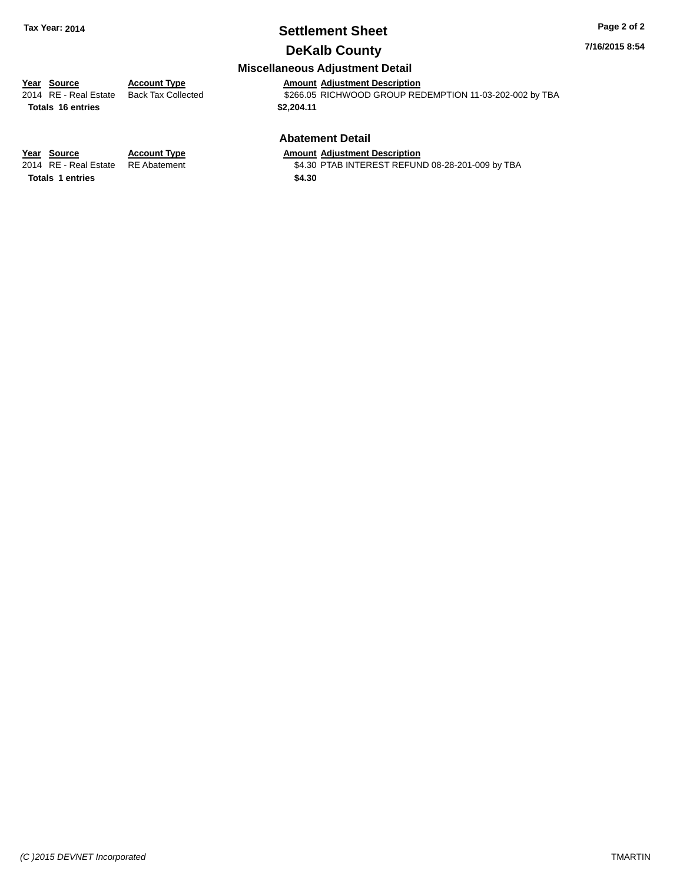# Settlement Sheet

## DeKalb County

Tax Year: 2014

7/16/2015 8:54

### Miscellaneous Adjustment Detail

| Year | Source | Account Type | Amount | Adjustment Description |
|---|---|---|---|---|
| 2014 | RE - Real Estate | Back Tax Collected | $266.05 | RICHWOOD GROUP REDEMPTION 11-03-202-002 by TBA |
| **Totals 16 entries** | | | **$2,204.11** | |

### Abatement Detail

| Year | Source | Account Type | Amount | Adjustment Description |
|---|---|---|---|---|
| 2014 | RE - Real Estate | RE Abatement | $4.30 | PTAB INTEREST REFUND 08-28-201-009 by TBA |
| **Totals 1 entries** | | | **$4.30** | |

*(C )2015 DEVNET Incorporated*

TMARTIN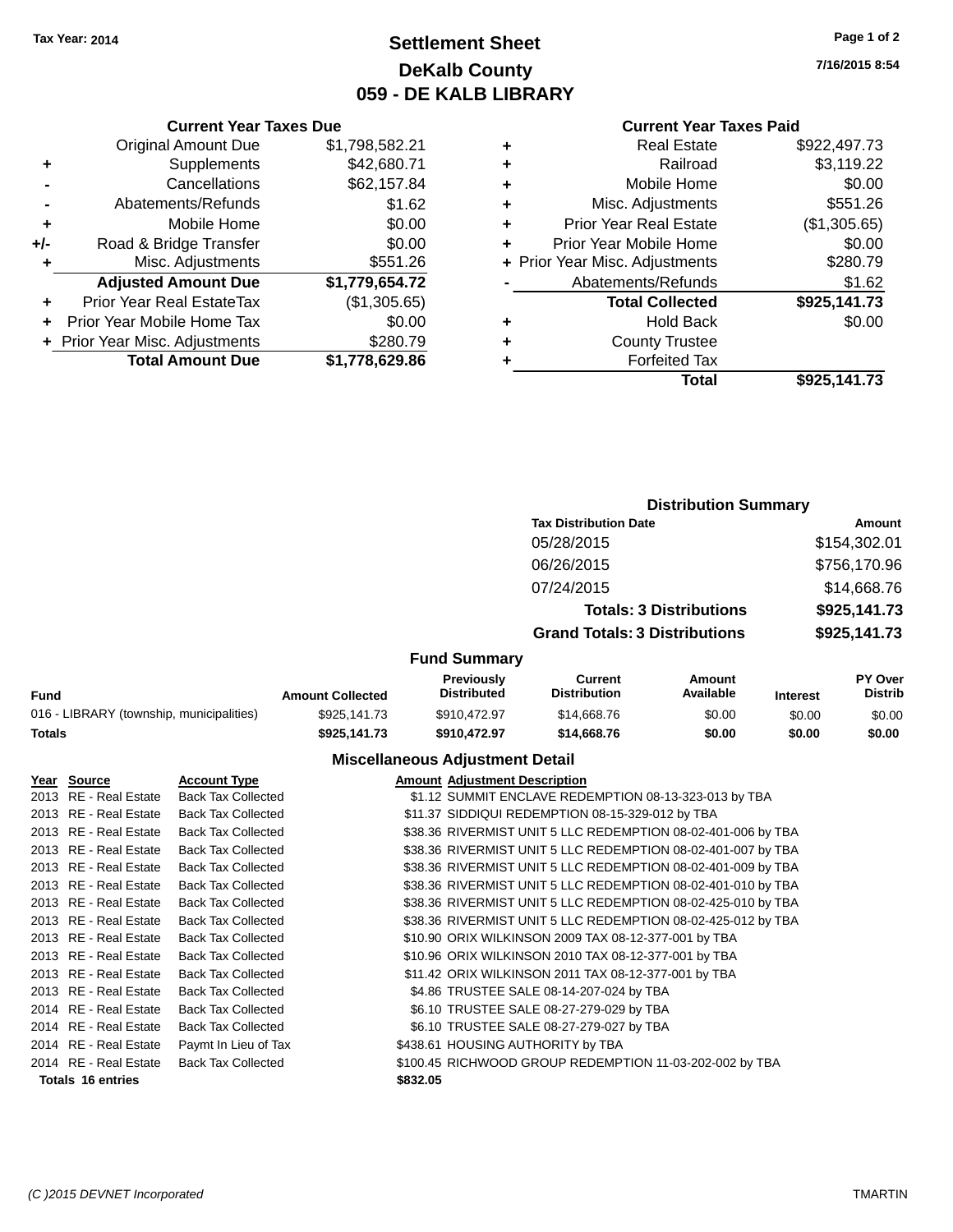Tax Year: 2014

# Settlement Sheet
## DeKalb County
## 059 - DE KALB LIBRARY

7/16/2015 8:54

### Current Year Taxes Due

| | | |
|---|---|---|
| | Original Amount Due | $1,798,582.21 |
| + | Supplements | $42,680.71 |
| - | Cancellations | $62,157.84 |
| - | Abatements/Refunds | $1.62 |
| + | Mobile Home | $0.00 |
| +/- | Road & Bridge Transfer | $0.00 |
| + | Misc. Adjustments | $551.26 |
| | **Adjusted Amount Due** | **$1,779,654.72** |
| + | Prior Year Real EstateTax | ($1,305.65) |
| + | Prior Year Mobile Home Tax | $0.00 |
| + | Prior Year Misc. Adjustments | $280.79 |
| | **Total Amount Due** | **$1,778,629.86** |

### Current Year Taxes Paid

| | | |
|---|---|---|
| + | Real Estate | $922,497.73 |
| + | Railroad | $3,119.22 |
| + | Mobile Home | $0.00 |
| + | Misc. Adjustments | $551.26 |
| + | Prior Year Real Estate | ($1,305.65) |
| + | Prior Year Mobile Home | $0.00 |
| + | Prior Year Misc. Adjustments | $280.79 |
| - | Abatements/Refunds | $1.62 |
| | **Total Collected** | **$925,141.73** |
| + | Hold Back | $0.00 |
| + | County Trustee | |
| + | Forfeited Tax | |
| | **Total** | **$925,141.73** |

### Distribution Summary

| Tax Distribution Date | Amount |
|---|---|
| 05/28/2015 | $154,302.01 |
| 06/26/2015 | $756,170.96 |
| 07/24/2015 | $14,668.76 |
| **Totals: 3 Distributions** | **$925,141.73** |
| **Grand Totals: 3 Distributions** | **$925,141.73** |

### Fund Summary

| Fund | Amount Collected | Previously Distributed | Current Distribution | Amount Available | Interest | PY Over Distrib |
|---|---|---|---|---|---|---|
| 016 - LIBRARY (township, municipalities) | $925,141.73 | $910,472.97 | $14,668.76 | $0.00 | $0.00 | $0.00 |
| **Totals** | **$925,141.73** | **$910,472.97** | **$14,668.76** | **$0.00** | **$0.00** | **$0.00** |

### Miscellaneous Adjustment Detail

| Year | Source | Account Type | Amount | Adjustment Description |
|---|---|---|---|---|
| 2013 | RE - Real Estate | Back Tax Collected | $1.12 | SUMMIT ENCLAVE REDEMPTION 08-13-323-013 by TBA |
| 2013 | RE - Real Estate | Back Tax Collected | $11.37 | SIDDIQUI REDEMPTION 08-15-329-012 by TBA |
| 2013 | RE - Real Estate | Back Tax Collected | $38.36 | RIVERMIST UNIT 5 LLC REDEMPTION 08-02-401-006 by TBA |
| 2013 | RE - Real Estate | Back Tax Collected | $38.36 | RIVERMIST UNIT 5 LLC REDEMPTION 08-02-401-007 by TBA |
| 2013 | RE - Real Estate | Back Tax Collected | $38.36 | RIVERMIST UNIT 5 LLC REDEMPTION 08-02-401-009 by TBA |
| 2013 | RE - Real Estate | Back Tax Collected | $38.36 | RIVERMIST UNIT 5 LLC REDEMPTION 08-02-401-010 by TBA |
| 2013 | RE - Real Estate | Back Tax Collected | $38.36 | RIVERMIST UNIT 5 LLC REDEMPTION 08-02-425-010 by TBA |
| 2013 | RE - Real Estate | Back Tax Collected | $38.36 | RIVERMIST UNIT 5 LLC REDEMPTION 08-02-425-012 by TBA |
| 2013 | RE - Real Estate | Back Tax Collected | $10.90 | ORIX WILKINSON 2009 TAX 08-12-377-001 by TBA |
| 2013 | RE - Real Estate | Back Tax Collected | $10.96 | ORIX WILKINSON 2010 TAX 08-12-377-001 by TBA |
| 2013 | RE - Real Estate | Back Tax Collected | $11.42 | ORIX WILKINSON 2011 TAX 08-12-377-001 by TBA |
| 2013 | RE - Real Estate | Back Tax Collected | $4.86 | TRUSTEE SALE 08-14-207-024 by TBA |
| 2014 | RE - Real Estate | Back Tax Collected | $6.10 | TRUSTEE SALE 08-27-279-029 by TBA |
| 2014 | RE - Real Estate | Back Tax Collected | $6.10 | TRUSTEE SALE 08-27-279-027 by TBA |
| 2014 | RE - Real Estate | Paymt In Lieu of Tax | $438.61 | HOUSING AUTHORITY by TBA |
| 2014 | RE - Real Estate | Back Tax Collected | $100.45 | RICHWOOD GROUP REDEMPTION 11-03-202-002 by TBA |
| **Totals 16 entries** | | | **$832.05** | |

(C )2015 DEVNET Incorporated — TMARTIN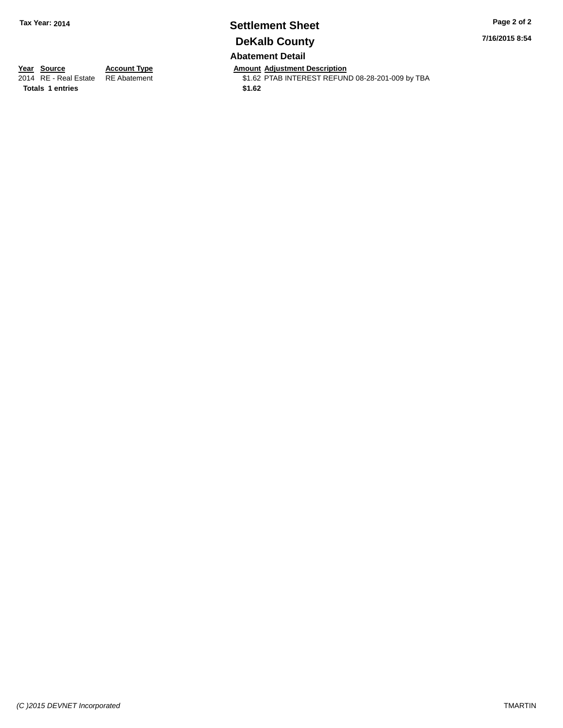# Settlement Sheet

## DeKalb County

Tax Year: 2014

### Abatement Detail

| Year | Source | Account Type | Amount | Adjustment Description |
|---|---|---|---|---|
| 2014 | RE - Real Estate | RE Abatement | $1.62 | PTAB INTEREST REFUND 08-28-201-009 by TBA |
| **Totals** | **1 entries** | | **$1.62** | |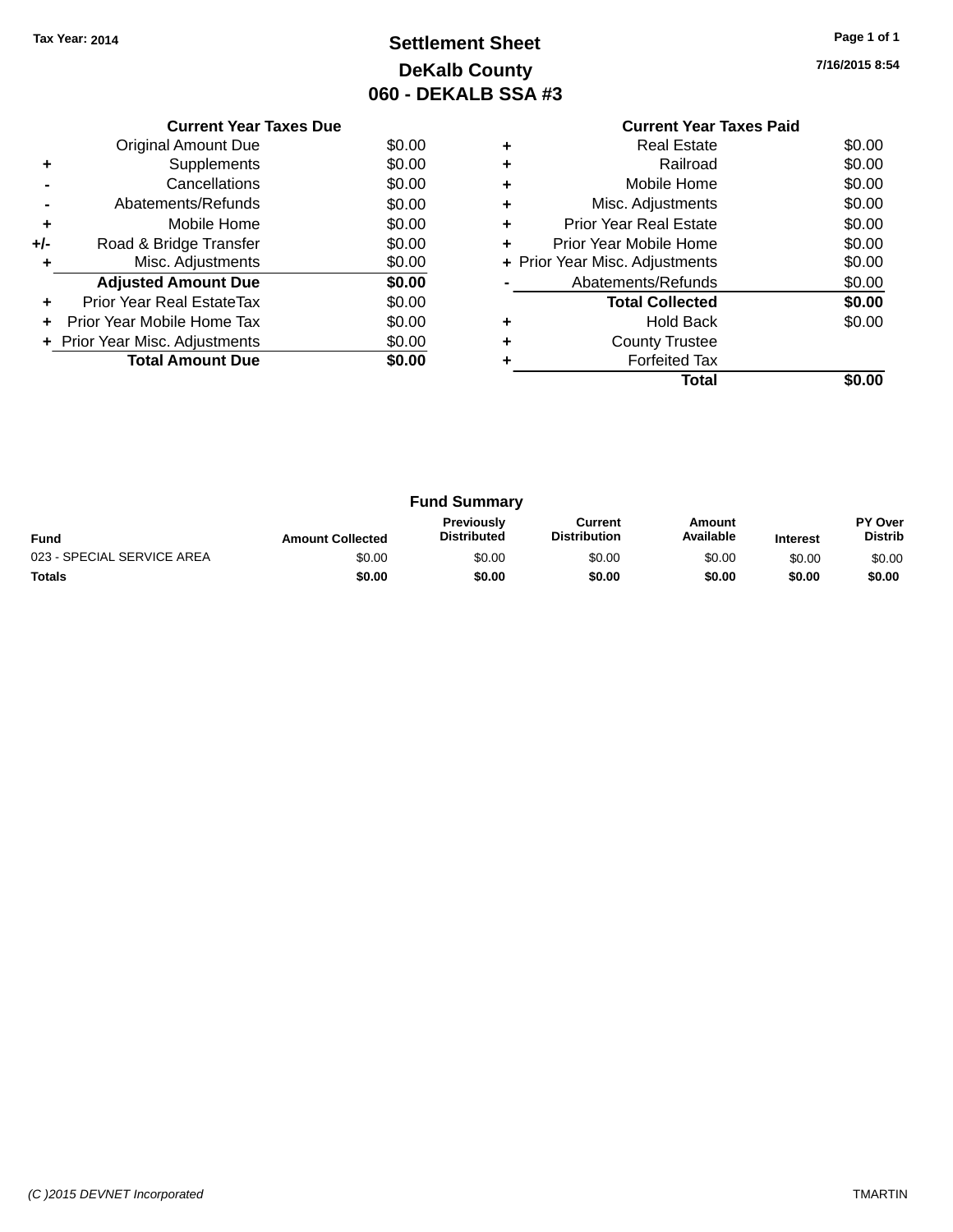**Tax Year: 2014**

# Settlement Sheet
## DeKalb County
## 060 - DEKALB SSA #3

7/16/2015 8:54

### Current Year Taxes Due

| | | |
|---|---|---|
| | Original Amount Due | $0.00 |
| + | Supplements | $0.00 |
| - | Cancellations | $0.00 |
| - | Abatements/Refunds | $0.00 |
| + | Mobile Home | $0.00 |
| +/- | Road & Bridge Transfer | $0.00 |
| + | Misc. Adjustments | $0.00 |
| | **Adjusted Amount Due** | **$0.00** |
| + | Prior Year Real EstateTax | $0.00 |
| + | Prior Year Mobile Home Tax | $0.00 |
| + | Prior Year Misc. Adjustments | $0.00 |
| | **Total Amount Due** | **$0.00** |

### Current Year Taxes Paid

| | | |
|---|---|---|
| + | Real Estate | $0.00 |
| + | Railroad | $0.00 |
| + | Mobile Home | $0.00 |
| + | Misc. Adjustments | $0.00 |
| + | Prior Year Real Estate | $0.00 |
| + | Prior Year Mobile Home | $0.00 |
| + | Prior Year Misc. Adjustments | $0.00 |
| - | Abatements/Refunds | $0.00 |
| | **Total Collected** | **$0.00** |
| + | Hold Back | $0.00 |
| + | County Trustee | |
| + | Forfeited Tax | |
| | **Total** | **$0.00** |

### Fund Summary

| Fund | Amount Collected | Previously Distributed | Current Distribution | Amount Available | Interest | PY Over Distrib |
|---|---|---|---|---|---|---|
| 023 - SPECIAL SERVICE AREA | $0.00 | $0.00 | $0.00 | $0.00 | $0.00 | $0.00 |
| **Totals** | **$0.00** | **$0.00** | **$0.00** | **$0.00** | **$0.00** | **$0.00** |

(C )2015 DEVNET Incorporated TMARTIN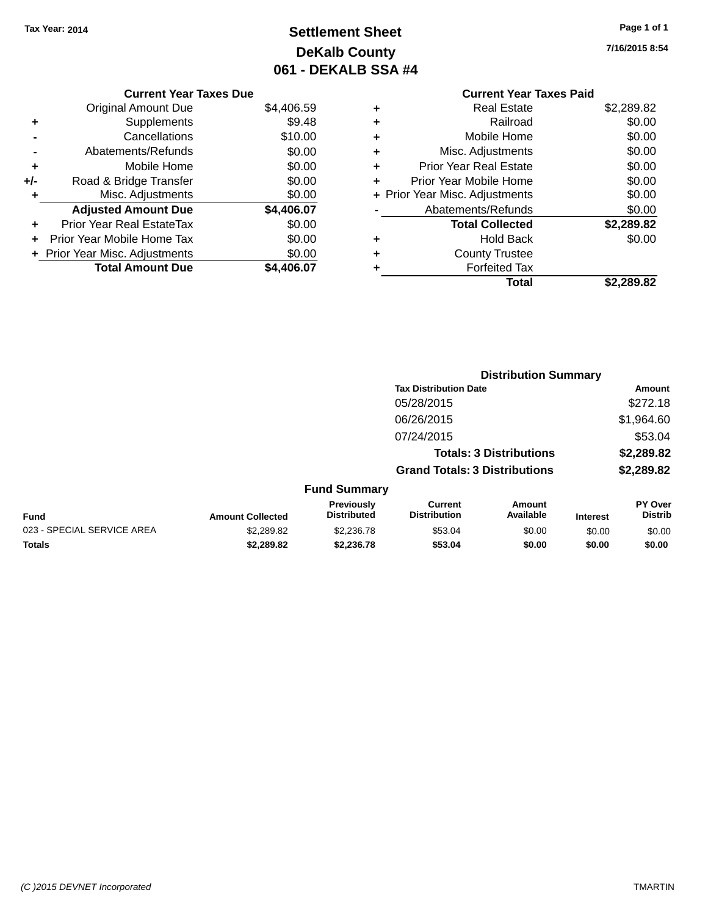**Tax Year: 2014**

# Settlement Sheet

## DeKalb County

## 061 - DEKALB SSA #4

7/16/2015 8:54

| | Current Year Taxes Due | |
|---|---|---|
| | Original Amount Due | $4,406.59 |
| + | Supplements | $9.48 |
| - | Cancellations | $10.00 |
| - | Abatements/Refunds | $0.00 |
| + | Mobile Home | $0.00 |
| +/- | Road & Bridge Transfer | $0.00 |
| + | Misc. Adjustments | $0.00 |
| | **Adjusted Amount Due** | **$4,406.07** |
| + | Prior Year Real EstateTax | $0.00 |
| + | Prior Year Mobile Home Tax | $0.00 |
| + | Prior Year Misc. Adjustments | $0.00 |
| | **Total Amount Due** | **$4,406.07** |

| | Current Year Taxes Paid | |
|---|---|---|
| + | Real Estate | $2,289.82 |
| + | Railroad | $0.00 |
| + | Mobile Home | $0.00 |
| + | Misc. Adjustments | $0.00 |
| + | Prior Year Real Estate | $0.00 |
| + | Prior Year Mobile Home | $0.00 |
| + | Prior Year Misc. Adjustments | $0.00 |
| - | Abatements/Refunds | $0.00 |
| | **Total Collected** | **$2,289.82** |
| + | Hold Back | $0.00 |
| + | County Trustee | |
| + | Forfeited Tax | |
| | **Total** | **$2,289.82** |

### Distribution Summary

| Tax Distribution Date | Amount |
|---|---|
| 05/28/2015 | $272.18 |
| 06/26/2015 | $1,964.60 |
| 07/24/2015 | $53.04 |
| **Totals: 3 Distributions** | **$2,289.82** |
| **Grand Totals: 3 Distributions** | **$2,289.82** |

### Fund Summary

| Fund | Amount Collected | Previously Distributed | Current Distribution | Amount Available | Interest | PY Over Distrib |
|---|---|---|---|---|---|---|
| 023 - SPECIAL SERVICE AREA | $2,289.82 | $2,236.78 | $53.04 | $0.00 | $0.00 | $0.00 |
| **Totals** | **$2,289.82** | **$2,236.78** | **$53.04** | **$0.00** | **$0.00** | **$0.00** |

(C )2015 DEVNET Incorporated

TMARTIN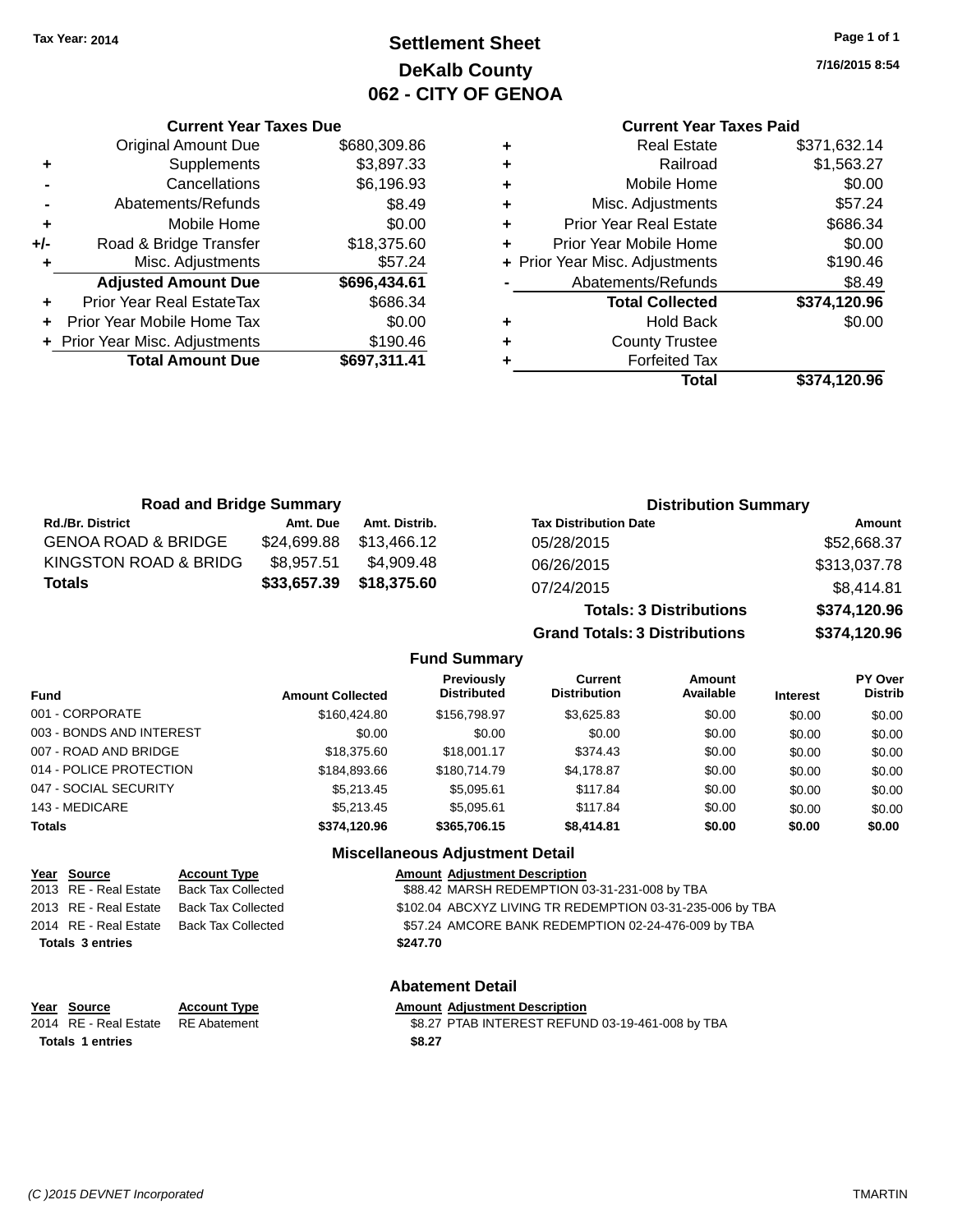Tax Year: 2014

# Settlement Sheet
## DeKalb County
## 062 - CITY OF GENOA

7/16/2015 8:54

### Current Year Taxes Due

| | | |
|---|---|---|
| | Original Amount Due | $680,309.86 |
| + | Supplements | $3,897.33 |
| - | Cancellations | $6,196.93 |
| - | Abatements/Refunds | $8.49 |
| + | Mobile Home | $0.00 |
| +/- | Road & Bridge Transfer | $18,375.60 |
| + | Misc. Adjustments | $57.24 |
| | **Adjusted Amount Due** | **$696,434.61** |
| + | Prior Year Real EstateTax | $686.34 |
| + | Prior Year Mobile Home Tax | $0.00 |
| + | Prior Year Misc. Adjustments | $190.46 |
| | **Total Amount Due** | **$697,311.41** |

### Current Year Taxes Paid

| | | |
|---|---|---|
| + | Real Estate | $371,632.14 |
| + | Railroad | $1,563.27 |
| + | Mobile Home | $0.00 |
| + | Misc. Adjustments | $57.24 |
| + | Prior Year Real Estate | $686.34 |
| + | Prior Year Mobile Home | $0.00 |
| + | Prior Year Misc. Adjustments | $190.46 |
| - | Abatements/Refunds | $8.49 |
| | **Total Collected** | **$374,120.96** |
| + | Hold Back | $0.00 |
| + | County Trustee | |
| + | Forfeited Tax | |
| | **Total** | **$374,120.96** |

### Road and Bridge Summary

| Rd./Br. District | Amt. Due | Amt. Distrib. |
|---|---|---|
| GENOA ROAD & BRIDGE | $24,699.88 | $13,466.12 |
| KINGSTON ROAD & BRIDG | $8,957.51 | $4,909.48 |
| **Totals** | **$33,657.39** | **$18,375.60** |

### Distribution Summary

| Tax Distribution Date | Amount |
|---|---|
| 05/28/2015 | $52,668.37 |
| 06/26/2015 | $313,037.78 |
| 07/24/2015 | $8,414.81 |
| **Totals: 3 Distributions** | **$374,120.96** |
| **Grand Totals: 3 Distributions** | **$374,120.96** |

### Fund Summary

| Fund | Amount Collected | Previously Distributed | Current Distribution | Amount Available | Interest | PY Over Distrib |
|---|---|---|---|---|---|---|
| 001 - CORPORATE | $160,424.80 | $156,798.97 | $3,625.83 | $0.00 | $0.00 | $0.00 |
| 003 - BONDS AND INTEREST | $0.00 | $0.00 | $0.00 | $0.00 | $0.00 | $0.00 |
| 007 - ROAD AND BRIDGE | $18,375.60 | $18,001.17 | $374.43 | $0.00 | $0.00 | $0.00 |
| 014 - POLICE PROTECTION | $184,893.66 | $180,714.79 | $4,178.87 | $0.00 | $0.00 | $0.00 |
| 047 - SOCIAL SECURITY | $5,213.45 | $5,095.61 | $117.84 | $0.00 | $0.00 | $0.00 |
| 143 - MEDICARE | $5,213.45 | $5,095.61 | $117.84 | $0.00 | $0.00 | $0.00 |
| **Totals** | **$374,120.96** | **$365,706.15** | **$8,414.81** | **$0.00** | **$0.00** | **$0.00** |

### Miscellaneous Adjustment Detail

| Year | Source | Account Type | Amount | Adjustment Description |
|---|---|---|---|---|
| 2013 | RE - Real Estate | Back Tax Collected | $88.42 | MARSH REDEMPTION 03-31-231-008 by TBA |
| 2013 | RE - Real Estate | Back Tax Collected | $102.04 | ABCXYZ LIVING TR REDEMPTION 03-31-235-006 by TBA |
| 2014 | RE - Real Estate | Back Tax Collected | $57.24 | AMCORE BANK REDEMPTION 02-24-476-009 by TBA |
| **Totals 3 entries** | | | **$247.70** | |

### Abatement Detail

| Year | Source | Account Type | Amount | Adjustment Description |
|---|---|---|---|---|
| 2014 | RE - Real Estate | RE Abatement | $8.27 | PTAB INTEREST REFUND 03-19-461-008 by TBA |
| **Totals 1 entries** | | | **$8.27** | |

(C )2015 DEVNET Incorporated — TMARTIN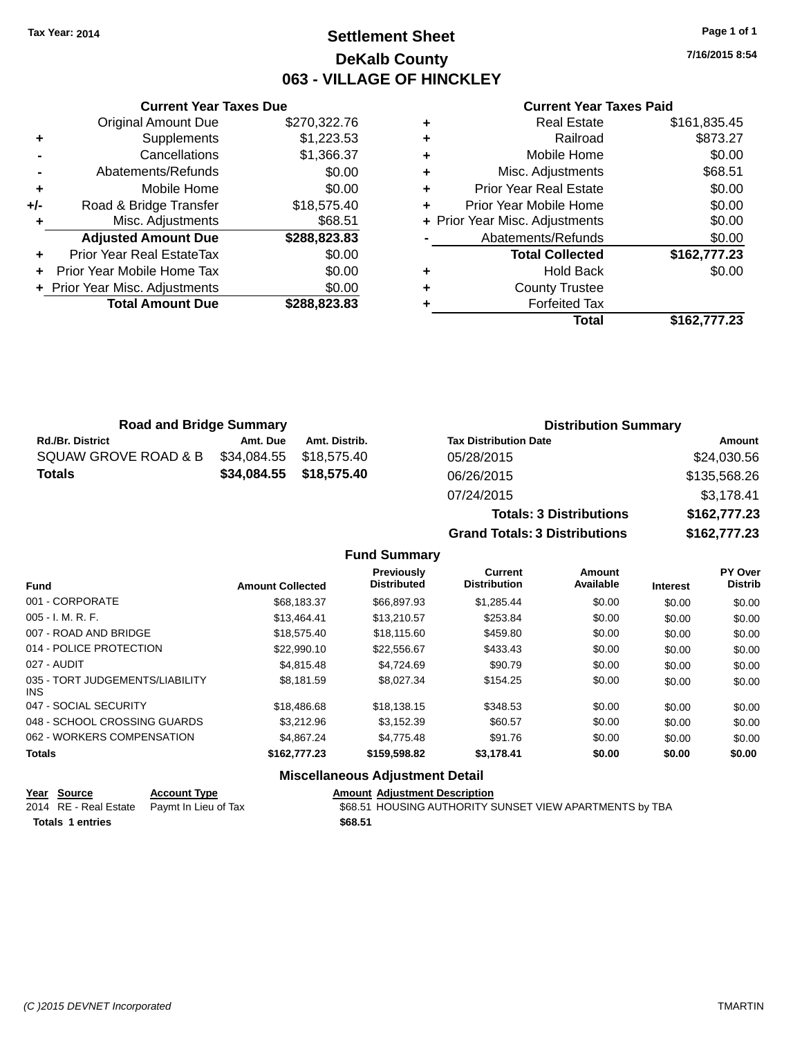Tax Year: 2014

# Settlement Sheet

## DeKalb County

## 063 - VILLAGE OF HINCKLEY

7/16/2015 8:54

### Current Year Taxes Due

| | | |
|---|---|---|
| | Original Amount Due | $270,322.76 |
| + | Supplements | $1,223.53 |
| - | Cancellations | $1,366.37 |
| - | Abatements/Refunds | $0.00 |
| + | Mobile Home | $0.00 |
| +/- | Road & Bridge Transfer | $18,575.40 |
| + | Misc. Adjustments | $68.51 |
| | **Adjusted Amount Due** | **$288,823.83** |
| + | Prior Year Real EstateTax | $0.00 |
| + | Prior Year Mobile Home Tax | $0.00 |
| + | Prior Year Misc. Adjustments | $0.00 |
| | **Total Amount Due** | **$288,823.83** |

### Current Year Taxes Paid

| | | |
|---|---|---|
| + | Real Estate | $161,835.45 |
| + | Railroad | $873.27 |
| + | Mobile Home | $0.00 |
| + | Misc. Adjustments | $68.51 |
| + | Prior Year Real Estate | $0.00 |
| + | Prior Year Mobile Home | $0.00 |
| + | Prior Year Misc. Adjustments | $0.00 |
| - | Abatements/Refunds | $0.00 |
| | **Total Collected** | **$162,777.23** |
| + | Hold Back | $0.00 |
| + | County Trustee | |
| + | Forfeited Tax | |
| | **Total** | **$162,777.23** |

### Road and Bridge Summary

| Rd./Br. District | Amt. Due | Amt. Distrib. |
|---|---|---|
| SQUAW GROVE ROAD & B | $34,084.55 | $18,575.40 |
| **Totals** | **$34,084.55** | **$18,575.40** |

### Distribution Summary

| Tax Distribution Date | Amount |
|---|---|
| 05/28/2015 | $24,030.56 |
| 06/26/2015 | $135,568.26 |
| 07/24/2015 | $3,178.41 |
| **Totals: 3 Distributions** | **$162,777.23** |
| **Grand Totals: 3 Distributions** | **$162,777.23** |

### Fund Summary

| Fund | Amount Collected | Previously Distributed | Current Distribution | Amount Available | Interest | PY Over Distrib |
|---|---|---|---|---|---|---|
| 001 - CORPORATE | $68,183.37 | $66,897.93 | $1,285.44 | $0.00 | $0.00 | $0.00 |
| 005 - I. M. R. F. | $13,464.41 | $13,210.57 | $253.84 | $0.00 | $0.00 | $0.00 |
| 007 - ROAD AND BRIDGE | $18,575.40 | $18,115.60 | $459.80 | $0.00 | $0.00 | $0.00 |
| 014 - POLICE PROTECTION | $22,990.10 | $22,556.67 | $433.43 | $0.00 | $0.00 | $0.00 |
| 027 - AUDIT | $4,815.48 | $4,724.69 | $90.79 | $0.00 | $0.00 | $0.00 |
| 035 - TORT JUDGEMENTS/LIABILITY INS | $8,181.59 | $8,027.34 | $154.25 | $0.00 | $0.00 | $0.00 |
| 047 - SOCIAL SECURITY | $18,486.68 | $18,138.15 | $348.53 | $0.00 | $0.00 | $0.00 |
| 048 - SCHOOL CROSSING GUARDS | $3,212.96 | $3,152.39 | $60.57 | $0.00 | $0.00 | $0.00 |
| 062 - WORKERS COMPENSATION | $4,867.24 | $4,775.48 | $91.76 | $0.00 | $0.00 | $0.00 |
| **Totals** | **$162,777.23** | **$159,598.82** | **$3,178.41** | **$0.00** | **$0.00** | **$0.00** |

### Miscellaneous Adjustment Detail

| Year | Source | Account Type | Amount | Adjustment Description |
|---|---|---|---|---|
| 2014 | RE - Real Estate | Paymt In Lieu of Tax | $68.51 | HOUSING AUTHORITY SUNSET VIEW APARTMENTS by TBA |
| **Totals** | **1 entries** | | **$68.51** | |

(C )2015 DEVNET Incorporated

TMARTIN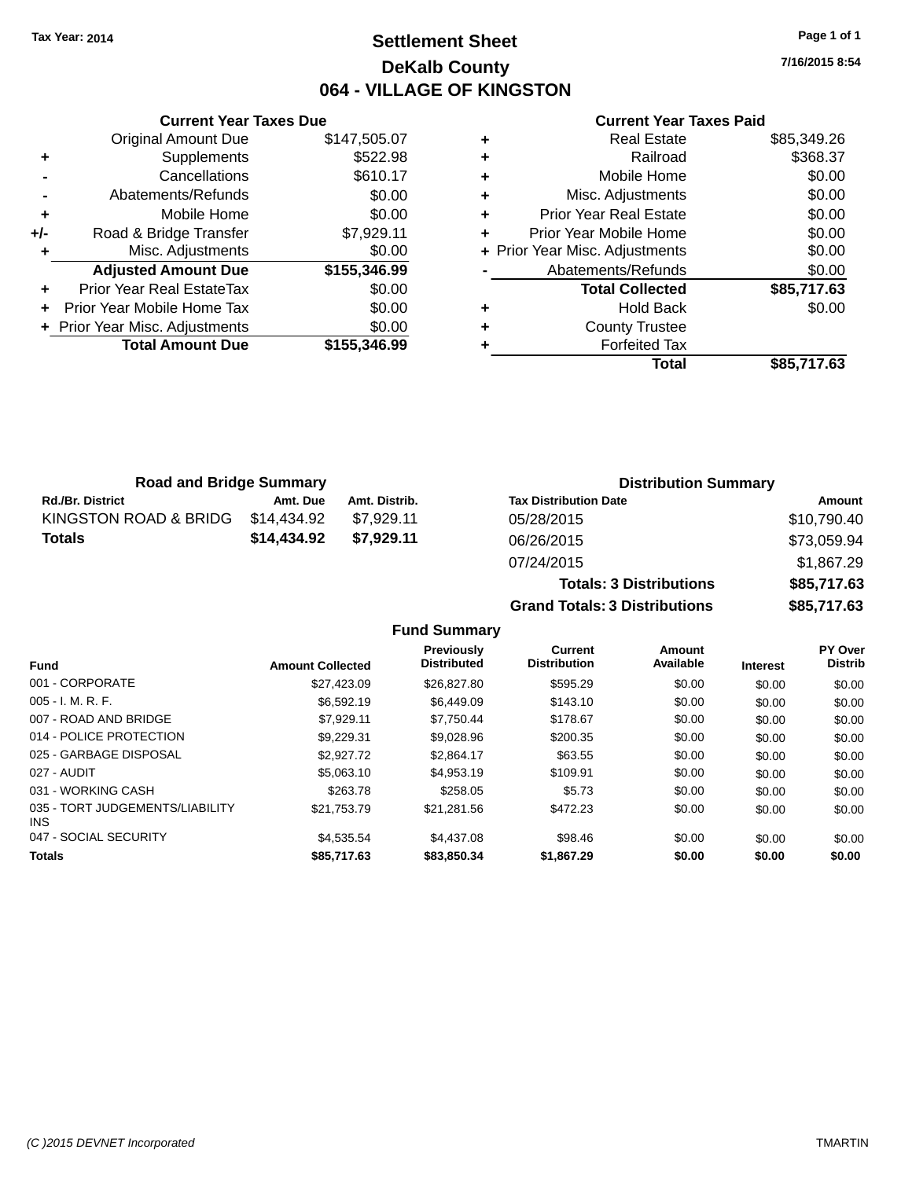Tax Year: 2014

# Settlement Sheet

## DeKalb County

## 064 - VILLAGE OF KINGSTON

7/16/2015 8:54

### Current Year Taxes Due

| | | |
|---|---|---|
| | Original Amount Due | $147,505.07 |
| + | Supplements | $522.98 |
| - | Cancellations | $610.17 |
| - | Abatements/Refunds | $0.00 |
| + | Mobile Home | $0.00 |
| +/- | Road & Bridge Transfer | $7,929.11 |
| + | Misc. Adjustments | $0.00 |
| | **Adjusted Amount Due** | **$155,346.99** |
| + | Prior Year Real EstateTax | $0.00 |
| + | Prior Year Mobile Home Tax | $0.00 |
| + | Prior Year Misc. Adjustments | $0.00 |
| | **Total Amount Due** | **$155,346.99** |

### Current Year Taxes Paid

| | | |
|---|---|---|
| + | Real Estate | $85,349.26 |
| + | Railroad | $368.37 |
| + | Mobile Home | $0.00 |
| + | Misc. Adjustments | $0.00 |
| + | Prior Year Real Estate | $0.00 |
| + | Prior Year Mobile Home | $0.00 |
| + | Prior Year Misc. Adjustments | $0.00 |
| - | Abatements/Refunds | $0.00 |
| | **Total Collected** | **$85,717.63** |
| + | Hold Back | $0.00 |
| + | County Trustee | |
| + | Forfeited Tax | |
| | **Total** | **$85,717.63** |

### Road and Bridge Summary

| Rd./Br. District | Amt. Due | Amt. Distrib. |
|---|---|---|
| KINGSTON ROAD & BRIDG | $14,434.92 | $7,929.11 |
| **Totals** | **$14,434.92** | **$7,929.11** |

### Distribution Summary

| Tax Distribution Date | Amount |
|---|---|
| 05/28/2015 | $10,790.40 |
| 06/26/2015 | $73,059.94 |
| 07/24/2015 | $1,867.29 |
| **Totals: 3 Distributions** | **$85,717.63** |
| **Grand Totals: 3 Distributions** | **$85,717.63** |

### Fund Summary

| Fund | Amount Collected | Previously Distributed | Current Distribution | Amount Available | Interest | PY Over Distrib |
|---|---|---|---|---|---|---|
| 001 - CORPORATE | $27,423.09 | $26,827.80 | $595.29 | $0.00 | $0.00 | $0.00 |
| 005 - I. M. R. F. | $6,592.19 | $6,449.09 | $143.10 | $0.00 | $0.00 | $0.00 |
| 007 - ROAD AND BRIDGE | $7,929.11 | $7,750.44 | $178.67 | $0.00 | $0.00 | $0.00 |
| 014 - POLICE PROTECTION | $9,229.31 | $9,028.96 | $200.35 | $0.00 | $0.00 | $0.00 |
| 025 - GARBAGE DISPOSAL | $2,927.72 | $2,864.17 | $63.55 | $0.00 | $0.00 | $0.00 |
| 027 - AUDIT | $5,063.10 | $4,953.19 | $109.91 | $0.00 | $0.00 | $0.00 |
| 031 - WORKING CASH | $263.78 | $258.05 | $5.73 | $0.00 | $0.00 | $0.00 |
| 035 - TORT JUDGEMENTS/LIABILITY INS | $21,753.79 | $21,281.56 | $472.23 | $0.00 | $0.00 | $0.00 |
| 047 - SOCIAL SECURITY | $4,535.54 | $4,437.08 | $98.46 | $0.00 | $0.00 | $0.00 |
| **Totals** | **$85,717.63** | **$83,850.34** | **$1,867.29** | **$0.00** | **$0.00** | **$0.00** |

(C )2015 DEVNET Incorporated TMARTIN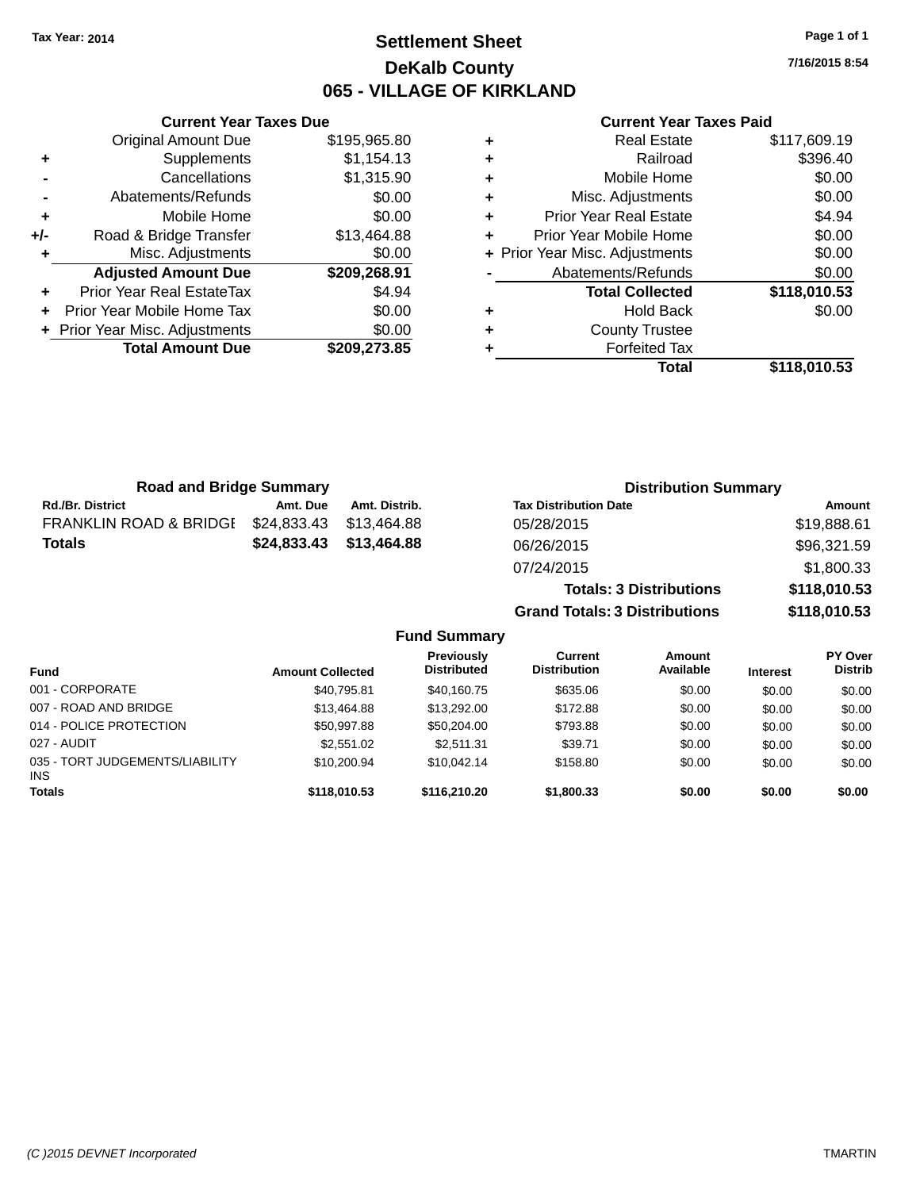Tax Year: 2014

# Settlement Sheet

## DeKalb County

## 065 - VILLAGE OF KIRKLAND

7/16/2015 8:54

| | Current Year Taxes Due | |
|---|---|---|
| | Original Amount Due | $195,965.80 |
| + | Supplements | $1,154.13 |
| - | Cancellations | $1,315.90 |
| - | Abatements/Refunds | $0.00 |
| + | Mobile Home | $0.00 |
| +/- | Road & Bridge Transfer | $13,464.88 |
| + | Misc. Adjustments | $0.00 |
| | **Adjusted Amount Due** | **$209,268.91** |
| + | Prior Year Real EstateTax | $4.94 |
| + | Prior Year Mobile Home Tax | $0.00 |
| + | Prior Year Misc. Adjustments | $0.00 |
| | **Total Amount Due** | **$209,273.85** |

| | Current Year Taxes Paid | |
|---|---|---|
| + | Real Estate | $117,609.19 |
| + | Railroad | $396.40 |
| + | Mobile Home | $0.00 |
| + | Misc. Adjustments | $0.00 |
| + | Prior Year Real Estate | $4.94 |
| + | Prior Year Mobile Home | $0.00 |
| + | Prior Year Misc. Adjustments | $0.00 |
| - | Abatements/Refunds | $0.00 |
| | **Total Collected** | **$118,010.53** |
| + | Hold Back | $0.00 |
| + | County Trustee | |
| + | Forfeited Tax | |
| | **Total** | **$118,010.53** |

### Road and Bridge Summary

| Rd./Br. District | Amt. Due | Amt. Distrib. |
|---|---|---|
| FRANKLIN ROAD & BRIDGE | $24,833.43 | $13,464.88 |
| **Totals** | **$24,833.43** | **$13,464.88** |

### Distribution Summary

| Tax Distribution Date | Amount |
|---|---|
| 05/28/2015 | $19,888.61 |
| 06/26/2015 | $96,321.59 |
| 07/24/2015 | $1,800.33 |
| **Totals: 3 Distributions** | **$118,010.53** |
| **Grand Totals: 3 Distributions** | **$118,010.53** |

### Fund Summary

| Fund | Amount Collected | Previously Distributed | Current Distribution | Amount Available | Interest | PY Over Distrib |
|---|---|---|---|---|---|---|
| 001 - CORPORATE | $40,795.81 | $40,160.75 | $635.06 | $0.00 | $0.00 | $0.00 |
| 007 - ROAD AND BRIDGE | $13,464.88 | $13,292.00 | $172.88 | $0.00 | $0.00 | $0.00 |
| 014 - POLICE PROTECTION | $50,997.88 | $50,204.00 | $793.88 | $0.00 | $0.00 | $0.00 |
| 027 - AUDIT | $2,551.02 | $2,511.31 | $39.71 | $0.00 | $0.00 | $0.00 |
| 035 - TORT JUDGEMENTS/LIABILITY INS | $10,200.94 | $10,042.14 | $158.80 | $0.00 | $0.00 | $0.00 |
| **Totals** | **$118,010.53** | **$116,210.20** | **$1,800.33** | **$0.00** | **$0.00** | **$0.00** |

(C )2015 DEVNET Incorporated TMARTIN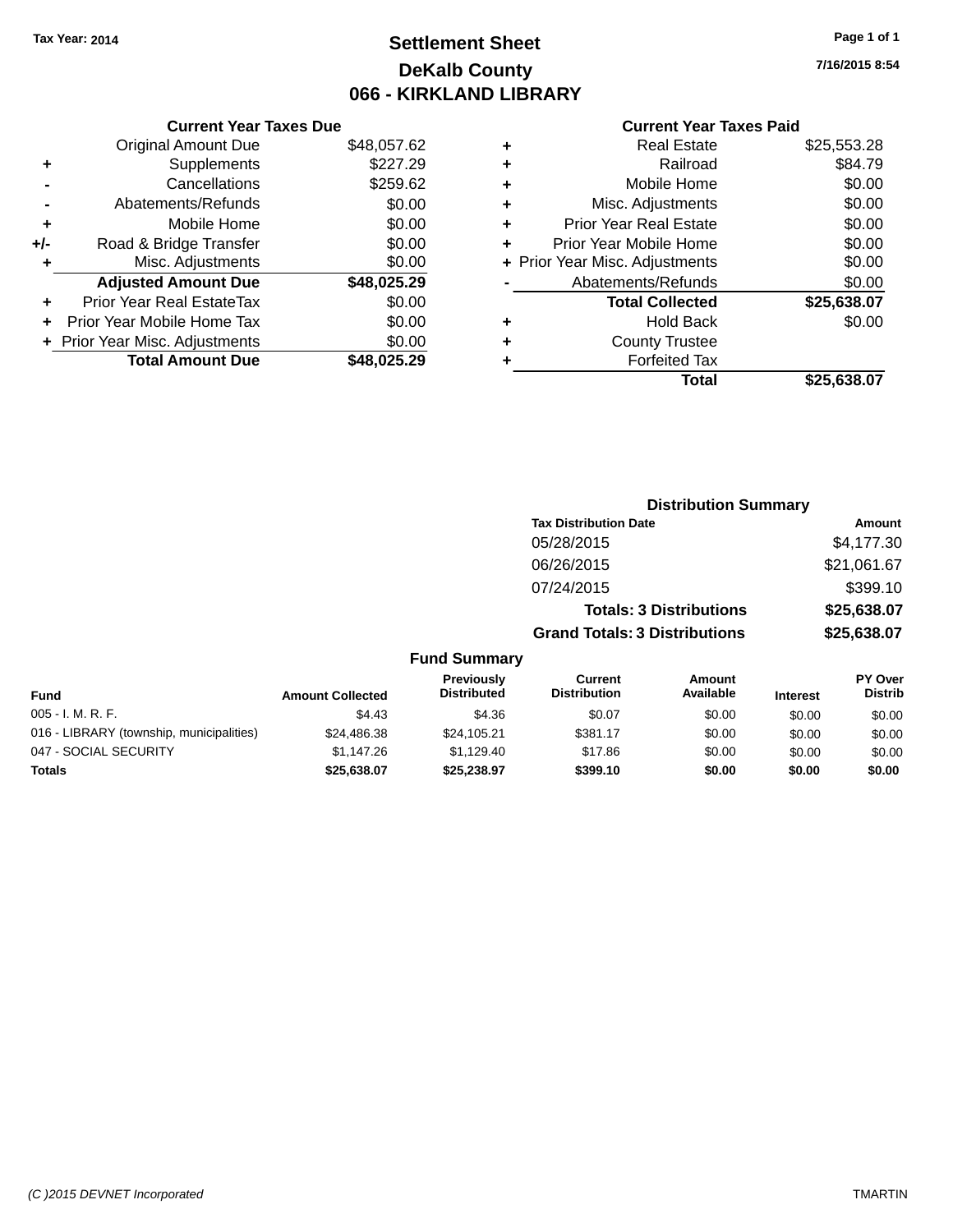Tax Year: 2014

# Settlement Sheet
## DeKalb County
## 066 - KIRKLAND LIBRARY

7/16/2015 8:54

### Current Year Taxes Due

| | | |
|---|---|---|
| | Original Amount Due | $48,057.62 |
| + | Supplements | $227.29 |
| - | Cancellations | $259.62 |
| - | Abatements/Refunds | $0.00 |
| + | Mobile Home | $0.00 |
| +/- | Road & Bridge Transfer | $0.00 |
| + | Misc. Adjustments | $0.00 |
| | **Adjusted Amount Due** | **$48,025.29** |
| + | Prior Year Real EstateTax | $0.00 |
| + | Prior Year Mobile Home Tax | $0.00 |
| + | Prior Year Misc. Adjustments | $0.00 |
| | **Total Amount Due** | **$48,025.29** |

### Current Year Taxes Paid

| | | |
|---|---|---|
| + | Real Estate | $25,553.28 |
| + | Railroad | $84.79 |
| + | Mobile Home | $0.00 |
| + | Misc. Adjustments | $0.00 |
| + | Prior Year Real Estate | $0.00 |
| + | Prior Year Mobile Home | $0.00 |
| + | Prior Year Misc. Adjustments | $0.00 |
| - | Abatements/Refunds | $0.00 |
| | **Total Collected** | **$25,638.07** |
| + | Hold Back | $0.00 |
| + | County Trustee | |
| + | Forfeited Tax | |
| | **Total** | **$25,638.07** |

### Distribution Summary

| Tax Distribution Date | Amount |
|---|---|
| 05/28/2015 | $4,177.30 |
| 06/26/2015 | $21,061.67 |
| 07/24/2015 | $399.10 |
| **Totals: 3 Distributions** | **$25,638.07** |
| **Grand Totals: 3 Distributions** | **$25,638.07** |

### Fund Summary

| Fund | Amount Collected | Previously Distributed | Current Distribution | Amount Available | Interest | PY Over Distrib |
|---|---|---|---|---|---|---|
| 005 - I. M. R. F. | $4.43 | $4.36 | $0.07 | $0.00 | $0.00 | $0.00 |
| 016 - LIBRARY (township, municipalities) | $24,486.38 | $24,105.21 | $381.17 | $0.00 | $0.00 | $0.00 |
| 047 - SOCIAL SECURITY | $1,147.26 | $1,129.40 | $17.86 | $0.00 | $0.00 | $0.00 |
| **Totals** | **$25,638.07** | **$25,238.97** | **$399.10** | **$0.00** | **$0.00** | **$0.00** |

(C )2015 DEVNET Incorporated TMARTIN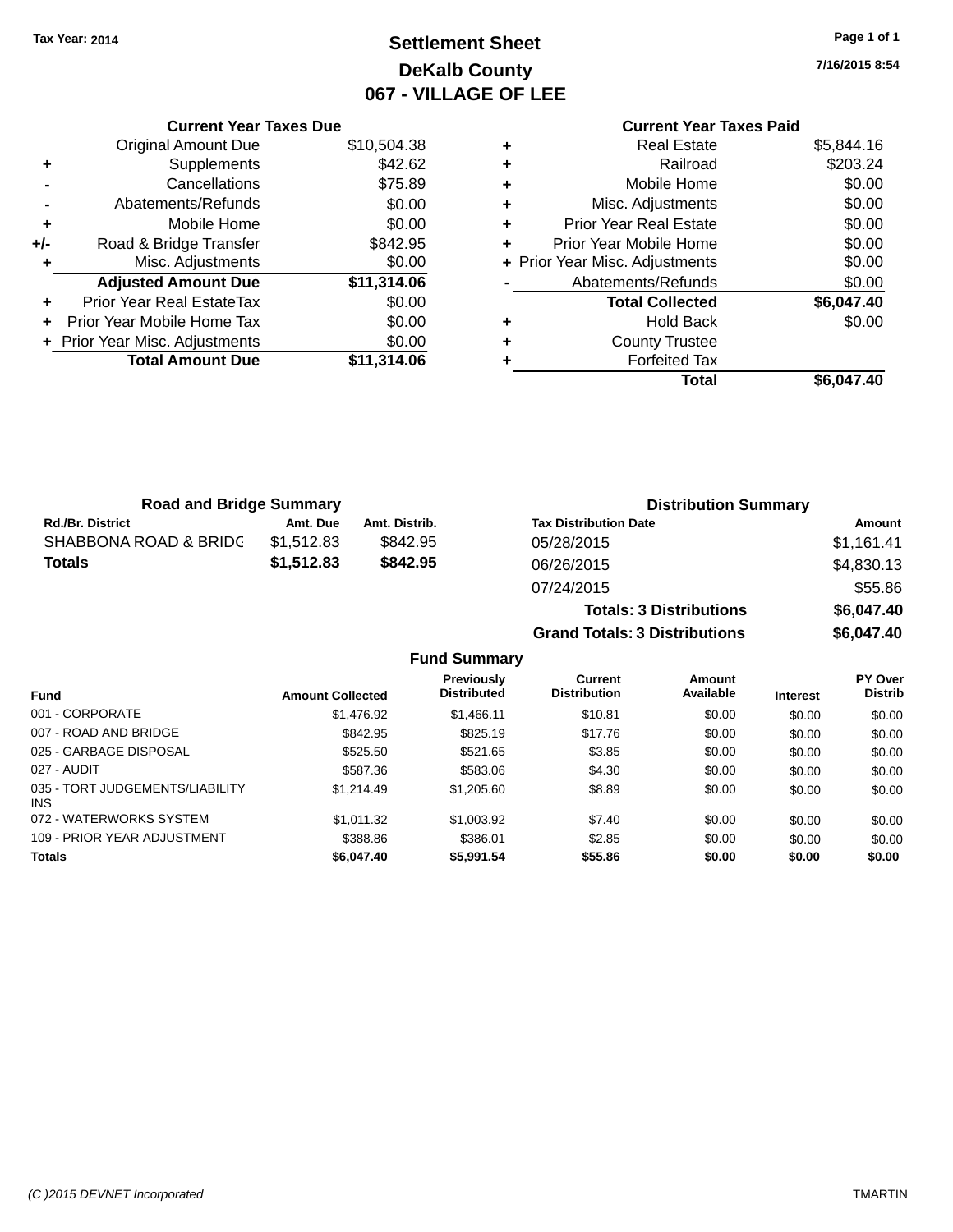Tax Year: 2014

# Settlement Sheet

## DeKalb County

## 067 - VILLAGE OF LEE

7/16/2015 8:54

| | Current Year Taxes Due | |
|---|---|---|
| | Original Amount Due | $10,504.38 |
| + | Supplements | $42.62 |
| - | Cancellations | $75.89 |
| - | Abatements/Refunds | $0.00 |
| + | Mobile Home | $0.00 |
| +/- | Road & Bridge Transfer | $842.95 |
| + | Misc. Adjustments | $0.00 |
| | **Adjusted Amount Due** | **$11,314.06** |
| + | Prior Year Real EstateTax | $0.00 |
| + | Prior Year Mobile Home Tax | $0.00 |
| + | Prior Year Misc. Adjustments | $0.00 |
| | **Total Amount Due** | **$11,314.06** |

| | Current Year Taxes Paid | |
|---|---|---|
| + | Real Estate | $5,844.16 |
| + | Railroad | $203.24 |
| + | Mobile Home | $0.00 |
| + | Misc. Adjustments | $0.00 |
| + | Prior Year Real Estate | $0.00 |
| + | Prior Year Mobile Home | $0.00 |
| + | Prior Year Misc. Adjustments | $0.00 |
| - | Abatements/Refunds | $0.00 |
| | **Total Collected** | **$6,047.40** |
| + | Hold Back | $0.00 |
| + | County Trustee | |
| + | Forfeited Tax | |
| | **Total** | **$6,047.40** |

### Road and Bridge Summary

| Rd./Br. District | Amt. Due | Amt. Distrib. |
|---|---|---|
| SHABBONA ROAD & BRIDG | $1,512.83 | $842.95 |
| **Totals** | **$1,512.83** | **$842.95** |

### Distribution Summary

| Tax Distribution Date | Amount |
|---|---|
| 05/28/2015 | $1,161.41 |
| 06/26/2015 | $4,830.13 |
| 07/24/2015 | $55.86 |
| **Totals: 3 Distributions** | **$6,047.40** |
| **Grand Totals: 3 Distributions** | **$6,047.40** |

### Fund Summary

| Fund | Amount Collected | Previously Distributed | Current Distribution | Amount Available | Interest | PY Over Distrib |
|---|---|---|---|---|---|---|
| 001 - CORPORATE | $1,476.92 | $1,466.11 | $10.81 | $0.00 | $0.00 | $0.00 |
| 007 - ROAD AND BRIDGE | $842.95 | $825.19 | $17.76 | $0.00 | $0.00 | $0.00 |
| 025 - GARBAGE DISPOSAL | $525.50 | $521.65 | $3.85 | $0.00 | $0.00 | $0.00 |
| 027 - AUDIT | $587.36 | $583.06 | $4.30 | $0.00 | $0.00 | $0.00 |
| 035 - TORT JUDGEMENTS/LIABILITY INS | $1,214.49 | $1,205.60 | $8.89 | $0.00 | $0.00 | $0.00 |
| 072 - WATERWORKS SYSTEM | $1,011.32 | $1,003.92 | $7.40 | $0.00 | $0.00 | $0.00 |
| 109 - PRIOR YEAR ADJUSTMENT | $388.86 | $386.01 | $2.85 | $0.00 | $0.00 | $0.00 |
| **Totals** | **$6,047.40** | **$5,991.54** | **$55.86** | **$0.00** | **$0.00** | **$0.00** |

(C )2015 DEVNET Incorporated TMARTIN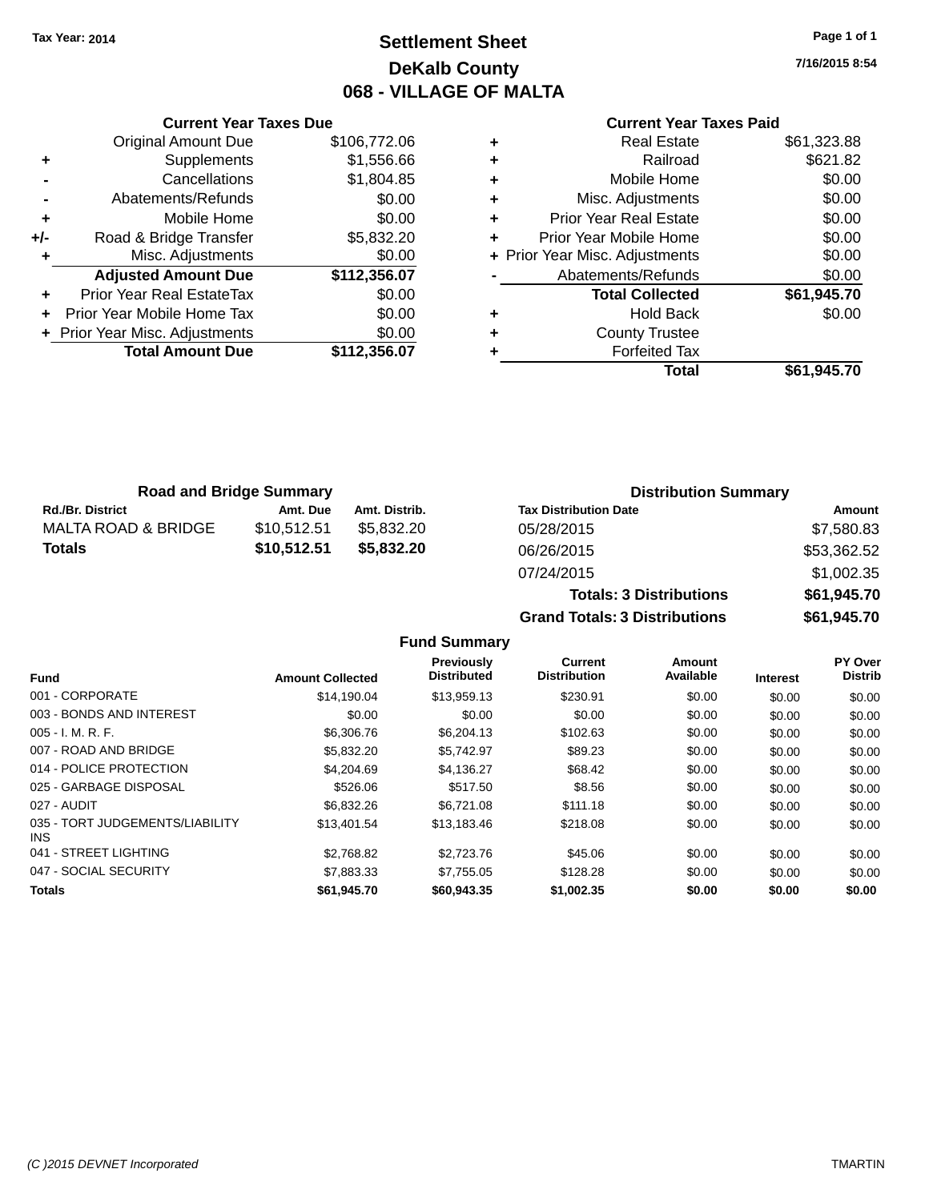Tax Year: 2014

# Settlement Sheet
## DeKalb County
## 068 - VILLAGE OF MALTA

7/16/2015 8:54

### Current Year Taxes Due

| | | |
|---|---|---|
| | Original Amount Due | $106,772.06 |
| + | Supplements | $1,556.66 |
| - | Cancellations | $1,804.85 |
| - | Abatements/Refunds | $0.00 |
| + | Mobile Home | $0.00 |
| +/- | Road & Bridge Transfer | $5,832.20 |
| + | Misc. Adjustments | $0.00 |
| | **Adjusted Amount Due** | **$112,356.07** |
| + | Prior Year Real EstateTax | $0.00 |
| + | Prior Year Mobile Home Tax | $0.00 |
| + | Prior Year Misc. Adjustments | $0.00 |
| | **Total Amount Due** | **$112,356.07** |

### Current Year Taxes Paid

| | | |
|---|---|---|
| + | Real Estate | $61,323.88 |
| + | Railroad | $621.82 |
| + | Mobile Home | $0.00 |
| + | Misc. Adjustments | $0.00 |
| + | Prior Year Real Estate | $0.00 |
| + | Prior Year Mobile Home | $0.00 |
| + | Prior Year Misc. Adjustments | $0.00 |
| - | Abatements/Refunds | $0.00 |
| | **Total Collected** | **$61,945.70** |
| + | Hold Back | $0.00 |
| + | County Trustee | |
| + | Forfeited Tax | |
| | **Total** | **$61,945.70** |

### Road and Bridge Summary

| Rd./Br. District | Amt. Due | Amt. Distrib. |
|---|---|---|
| MALTA ROAD & BRIDGE | $10,512.51 | $5,832.20 |
| **Totals** | **$10,512.51** | **$5,832.20** |

### Distribution Summary

| Tax Distribution Date | Amount |
|---|---|
| 05/28/2015 | $7,580.83 |
| 06/26/2015 | $53,362.52 |
| 07/24/2015 | $1,002.35 |
| **Totals: 3 Distributions** | **$61,945.70** |
| **Grand Totals: 3 Distributions** | **$61,945.70** |

### Fund Summary

| Fund | Amount Collected | Previously Distributed | Current Distribution | Amount Available | Interest | PY Over Distrib |
|---|---|---|---|---|---|---|
| 001 - CORPORATE | $14,190.04 | $13,959.13 | $230.91 | $0.00 | $0.00 | $0.00 |
| 003 - BONDS AND INTEREST | $0.00 | $0.00 | $0.00 | $0.00 | $0.00 | $0.00 |
| 005 - I. M. R. F. | $6,306.76 | $6,204.13 | $102.63 | $0.00 | $0.00 | $0.00 |
| 007 - ROAD AND BRIDGE | $5,832.20 | $5,742.97 | $89.23 | $0.00 | $0.00 | $0.00 |
| 014 - POLICE PROTECTION | $4,204.69 | $4,136.27 | $68.42 | $0.00 | $0.00 | $0.00 |
| 025 - GARBAGE DISPOSAL | $526.06 | $517.50 | $8.56 | $0.00 | $0.00 | $0.00 |
| 027 - AUDIT | $6,832.26 | $6,721.08 | $111.18 | $0.00 | $0.00 | $0.00 |
| 035 - TORT JUDGEMENTS/LIABILITY INS | $13,401.54 | $13,183.46 | $218.08 | $0.00 | $0.00 | $0.00 |
| 041 - STREET LIGHTING | $2,768.82 | $2,723.76 | $45.06 | $0.00 | $0.00 | $0.00 |
| 047 - SOCIAL SECURITY | $7,883.33 | $7,755.05 | $128.28 | $0.00 | $0.00 | $0.00 |
| **Totals** | **$61,945.70** | **$60,943.35** | **$1,002.35** | **$0.00** | **$0.00** | **$0.00** |

(C )2015 DEVNET Incorporated TMARTIN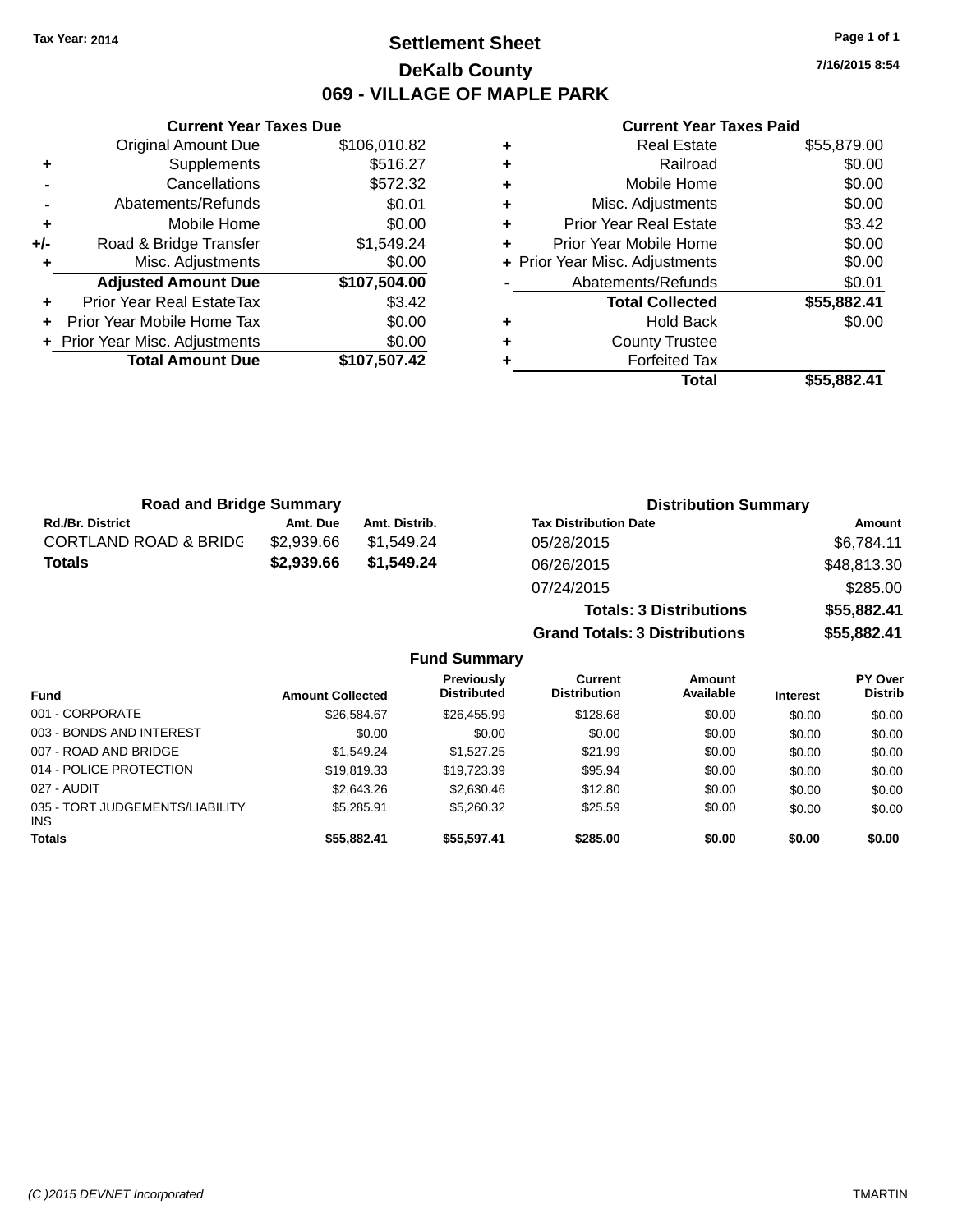Tax Year: 2014

# Settlement Sheet

## DeKalb County

## 069 - VILLAGE OF MAPLE PARK

7/16/2015 8:54

### Current Year Taxes Due

| | | |
|---|---|---|
| | Original Amount Due | $106,010.82 |
| + | Supplements | $516.27 |
| - | Cancellations | $572.32 |
| - | Abatements/Refunds | $0.01 |
| + | Mobile Home | $0.00 |
| +/- | Road & Bridge Transfer | $1,549.24 |
| + | Misc. Adjustments | $0.00 |
| | **Adjusted Amount Due** | **$107,504.00** |
| + | Prior Year Real EstateTax | $3.42 |
| + | Prior Year Mobile Home Tax | $0.00 |
| + | Prior Year Misc. Adjustments | $0.00 |
| | **Total Amount Due** | **$107,507.42** |

### Current Year Taxes Paid

| | | |
|---|---|---|
| + | Real Estate | $55,879.00 |
| + | Railroad | $0.00 |
| + | Mobile Home | $0.00 |
| + | Misc. Adjustments | $0.00 |
| + | Prior Year Real Estate | $3.42 |
| + | Prior Year Mobile Home | $0.00 |
| + | Prior Year Misc. Adjustments | $0.00 |
| - | Abatements/Refunds | $0.01 |
| | **Total Collected** | **$55,882.41** |
| + | Hold Back | $0.00 |
| + | County Trustee | |
| + | Forfeited Tax | |
| | **Total** | **$55,882.41** |

### Road and Bridge Summary

| Rd./Br. District | Amt. Due | Amt. Distrib. |
|---|---|---|
| CORTLAND ROAD & BRIDG | $2,939.66 | $1,549.24 |
| **Totals** | **$2,939.66** | **$1,549.24** |

### Distribution Summary

| Tax Distribution Date | Amount |
|---|---|
| 05/28/2015 | $6,784.11 |
| 06/26/2015 | $48,813.30 |
| 07/24/2015 | $285.00 |
| **Totals: 3 Distributions** | **$55,882.41** |
| **Grand Totals: 3 Distributions** | **$55,882.41** |

### Fund Summary

| Fund | Amount Collected | Previously Distributed | Current Distribution | Amount Available | Interest | PY Over Distrib |
|---|---|---|---|---|---|---|
| 001 - CORPORATE | $26,584.67 | $26,455.99 | $128.68 | $0.00 | $0.00 | $0.00 |
| 003 - BONDS AND INTEREST | $0.00 | $0.00 | $0.00 | $0.00 | $0.00 | $0.00 |
| 007 - ROAD AND BRIDGE | $1,549.24 | $1,527.25 | $21.99 | $0.00 | $0.00 | $0.00 |
| 014 - POLICE PROTECTION | $19,819.33 | $19,723.39 | $95.94 | $0.00 | $0.00 | $0.00 |
| 027 - AUDIT | $2,643.26 | $2,630.46 | $12.80 | $0.00 | $0.00 | $0.00 |
| 035 - TORT JUDGEMENTS/LIABILITY INS | $5,285.91 | $5,260.32 | $25.59 | $0.00 | $0.00 | $0.00 |
| **Totals** | **$55,882.41** | **$55,597.41** | **$285.00** | **$0.00** | **$0.00** | **$0.00** |

(C )2015 DEVNET Incorporated TMARTIN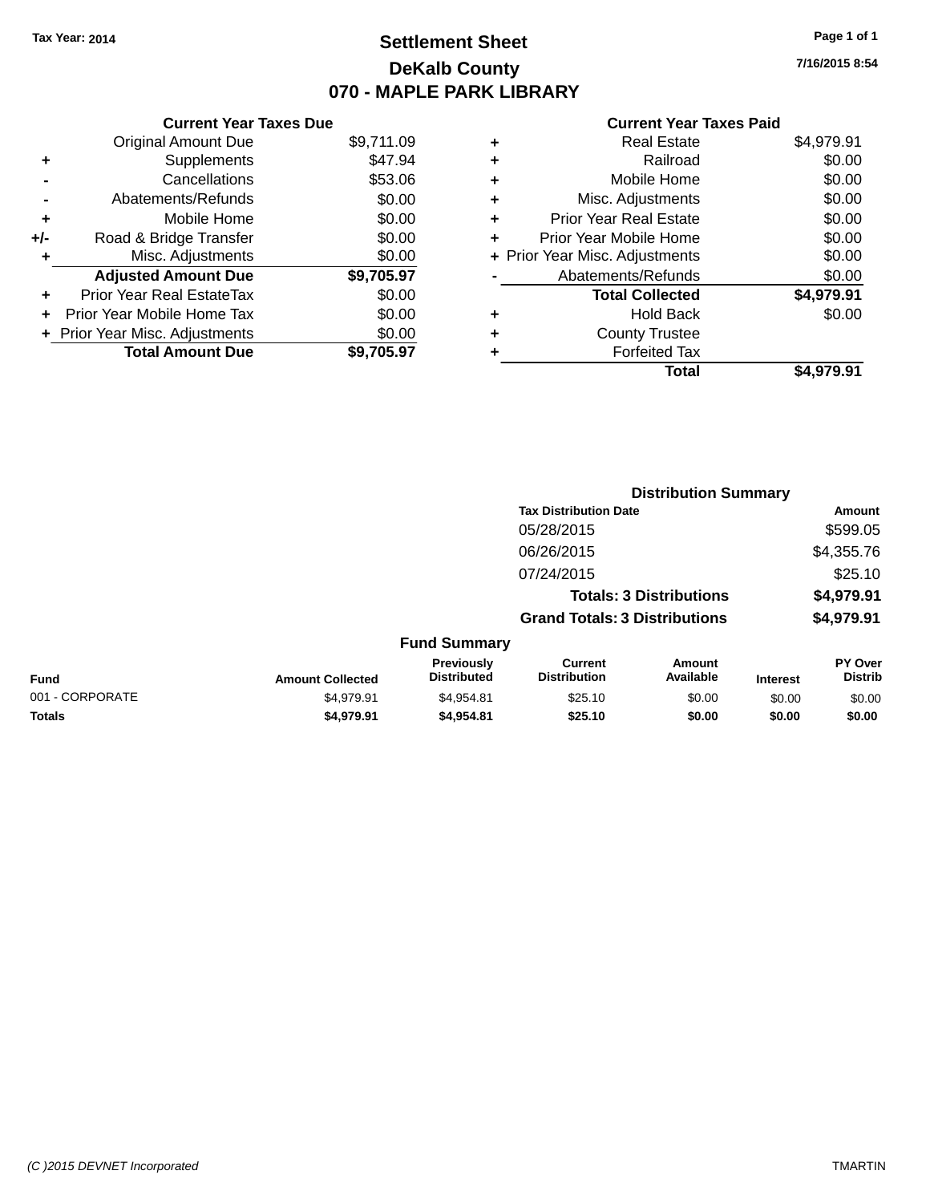Tax Year: 2014

# Settlement Sheet

## DeKalb County

## 070 - MAPLE PARK LIBRARY

7/16/2015 8:54

**Current Year Taxes Due**

| | | |
|---|---|---|
| | Original Amount Due | $9,711.09 |
| + | Supplements | $47.94 |
| - | Cancellations | $53.06 |
| - | Abatements/Refunds | $0.00 |
| + | Mobile Home | $0.00 |
| +/- | Road & Bridge Transfer | $0.00 |
| + | Misc. Adjustments | $0.00 |
| | **Adjusted Amount Due** | **$9,705.97** |
| + | Prior Year Real EstateTax | $0.00 |
| + | Prior Year Mobile Home Tax | $0.00 |
| + | Prior Year Misc. Adjustments | $0.00 |
| | **Total Amount Due** | **$9,705.97** |

**Current Year Taxes Paid**

| | | |
|---|---|---|
| + | Real Estate | $4,979.91 |
| + | Railroad | $0.00 |
| + | Mobile Home | $0.00 |
| + | Misc. Adjustments | $0.00 |
| + | Prior Year Real Estate | $0.00 |
| + | Prior Year Mobile Home | $0.00 |
| + | Prior Year Misc. Adjustments | $0.00 |
| - | Abatements/Refunds | $0.00 |
| | **Total Collected** | **$4,979.91** |
| + | Hold Back | $0.00 |
| + | County Trustee | |
| + | Forfeited Tax | |
| | **Total** | **$4,979.91** |

**Distribution Summary**

| Tax Distribution Date | Amount |
|---|---|
| 05/28/2015 | $599.05 |
| 06/26/2015 | $4,355.76 |
| 07/24/2015 | $25.10 |
| **Totals: 3 Distributions** | **$4,979.91** |
| **Grand Totals: 3 Distributions** | **$4,979.91** |

**Fund Summary**

| Fund | Amount Collected | Previously Distributed | Current Distribution | Amount Available | Interest | PY Over Distrib |
|---|---|---|---|---|---|---|
| 001 - CORPORATE | $4,979.91 | $4,954.81 | $25.10 | $0.00 | $0.00 | $0.00 |
| **Totals** | **$4,979.91** | **$4,954.81** | **$25.10** | **$0.00** | **$0.00** | **$0.00** |

(C )2015 DEVNET Incorporated TMARTIN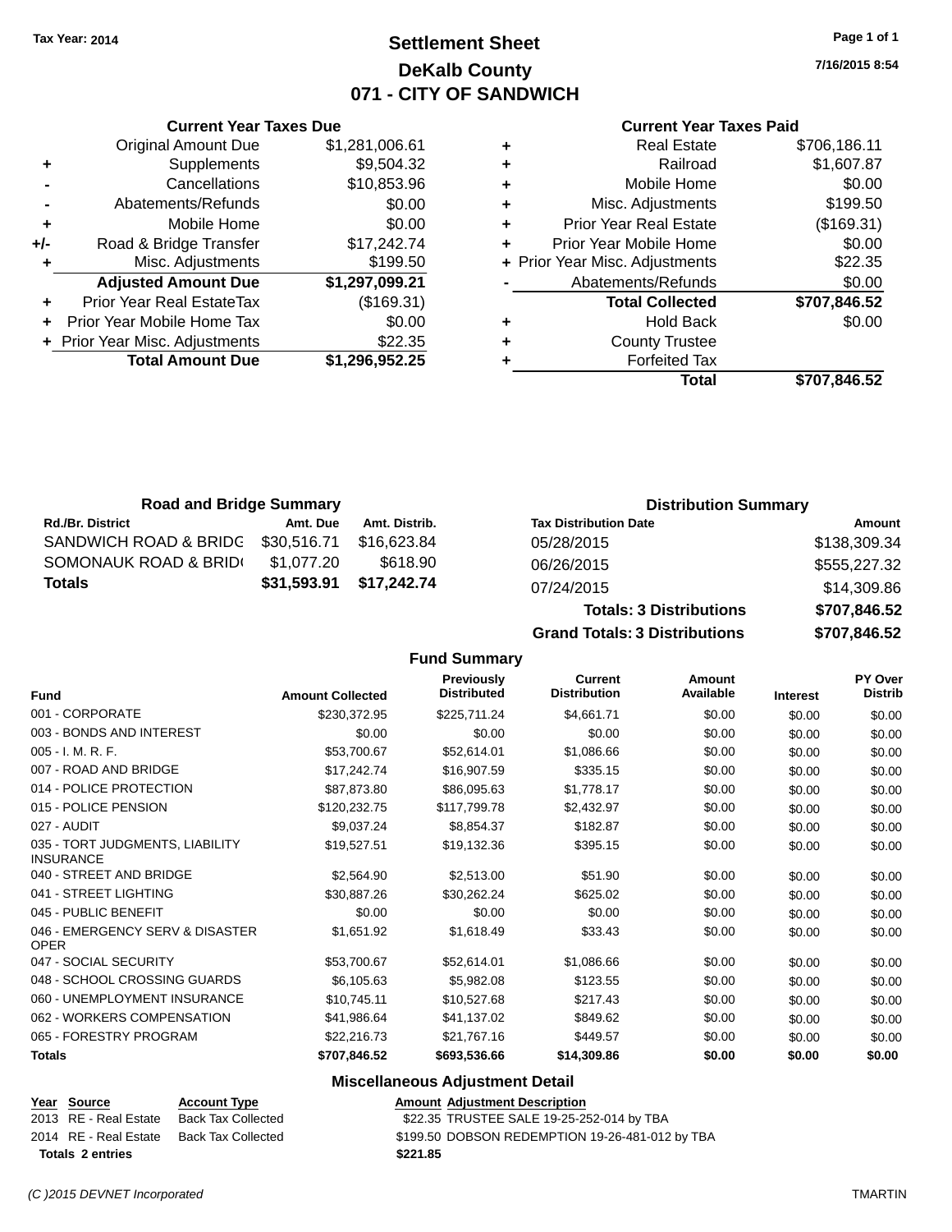Tax Year: 2014

# Settlement Sheet
## DeKalb County
## 071 - CITY OF SANDWICH

7/16/2015 8:54

### Current Year Taxes Due

| | | |
|---|---|---|
| | Original Amount Due | $1,281,006.61 |
| + | Supplements | $9,504.32 |
| - | Cancellations | $10,853.96 |
| - | Abatements/Refunds | $0.00 |
| + | Mobile Home | $0.00 |
| +/- | Road & Bridge Transfer | $17,242.74 |
| + | Misc. Adjustments | $199.50 |
| | **Adjusted Amount Due** | **$1,297,099.21** |
| + | Prior Year Real EstateTax | ($169.31) |
| + | Prior Year Mobile Home Tax | $0.00 |
| + | Prior Year Misc. Adjustments | $22.35 |
| | **Total Amount Due** | **$1,296,952.25** |

### Current Year Taxes Paid

| | | |
|---|---|---|
| + | Real Estate | $706,186.11 |
| + | Railroad | $1,607.87 |
| + | Mobile Home | $0.00 |
| + | Misc. Adjustments | $199.50 |
| + | Prior Year Real Estate | ($169.31) |
| + | Prior Year Mobile Home | $0.00 |
| + | Prior Year Misc. Adjustments | $22.35 |
| - | Abatements/Refunds | $0.00 |
| | **Total Collected** | **$707,846.52** |
| + | Hold Back | $0.00 |
| + | County Trustee | |
| + | Forfeited Tax | |
| | **Total** | **$707,846.52** |

### Road and Bridge Summary

| Rd./Br. District | Amt. Due | Amt. Distrib. |
|---|---|---|
| SANDWICH ROAD & BRIDG | $30,516.71 | $16,623.84 |
| SOMONAUK ROAD & BRID | $1,077.20 | $618.90 |
| **Totals** | **$31,593.91** | **$17,242.74** |

### Distribution Summary

| Tax Distribution Date | Amount |
|---|---|
| 05/28/2015 | $138,309.34 |
| 06/26/2015 | $555,227.32 |
| 07/24/2015 | $14,309.86 |
| **Totals: 3 Distributions** | **$707,846.52** |
| **Grand Totals: 3 Distributions** | **$707,846.52** |

### Fund Summary

| Fund | Amount Collected | Previously Distributed | Current Distribution | Amount Available | Interest | PY Over Distrib |
|---|---|---|---|---|---|---|
| 001 - CORPORATE | $230,372.95 | $225,711.24 | $4,661.71 | $0.00 | $0.00 | $0.00 |
| 003 - BONDS AND INTEREST | $0.00 | $0.00 | $0.00 | $0.00 | $0.00 | $0.00 |
| 005 - I. M. R. F. | $53,700.67 | $52,614.01 | $1,086.66 | $0.00 | $0.00 | $0.00 |
| 007 - ROAD AND BRIDGE | $17,242.74 | $16,907.59 | $335.15 | $0.00 | $0.00 | $0.00 |
| 014 - POLICE PROTECTION | $87,873.80 | $86,095.63 | $1,778.17 | $0.00 | $0.00 | $0.00 |
| 015 - POLICE PENSION | $120,232.75 | $117,799.78 | $2,432.97 | $0.00 | $0.00 | $0.00 |
| 027 - AUDIT | $9,037.24 | $8,854.37 | $182.87 | $0.00 | $0.00 | $0.00 |
| 035 - TORT JUDGMENTS, LIABILITY INSURANCE | $19,527.51 | $19,132.36 | $395.15 | $0.00 | $0.00 | $0.00 |
| 040 - STREET AND BRIDGE | $2,564.90 | $2,513.00 | $51.90 | $0.00 | $0.00 | $0.00 |
| 041 - STREET LIGHTING | $30,887.26 | $30,262.24 | $625.02 | $0.00 | $0.00 | $0.00 |
| 045 - PUBLIC BENEFIT | $0.00 | $0.00 | $0.00 | $0.00 | $0.00 | $0.00 |
| 046 - EMERGENCY SERV & DISASTER OPER | $1,651.92 | $1,618.49 | $33.43 | $0.00 | $0.00 | $0.00 |
| 047 - SOCIAL SECURITY | $53,700.67 | $52,614.01 | $1,086.66 | $0.00 | $0.00 | $0.00 |
| 048 - SCHOOL CROSSING GUARDS | $6,105.63 | $5,982.08 | $123.55 | $0.00 | $0.00 | $0.00 |
| 060 - UNEMPLOYMENT INSURANCE | $10,745.11 | $10,527.68 | $217.43 | $0.00 | $0.00 | $0.00 |
| 062 - WORKERS COMPENSATION | $41,986.64 | $41,137.02 | $849.62 | $0.00 | $0.00 | $0.00 |
| 065 - FORESTRY PROGRAM | $22,216.73 | $21,767.16 | $449.57 | $0.00 | $0.00 | $0.00 |
| **Totals** | **$707,846.52** | **$693,536.66** | **$14,309.86** | **$0.00** | **$0.00** | **$0.00** |

### Miscellaneous Adjustment Detail

| Year | Source | Account Type | Amount | Adjustment Description |
|---|---|---|---|---|
| 2013 | RE - Real Estate | Back Tax Collected | $22.35 | TRUSTEE SALE 19-25-252-014 by TBA |
| 2014 | RE - Real Estate | Back Tax Collected | $199.50 | DOBSON REDEMPTION 19-26-481-012 by TBA |
| **Totals 2 entries** | | | **$221.85** | |

(C )2015 DEVNET Incorporated — TMARTIN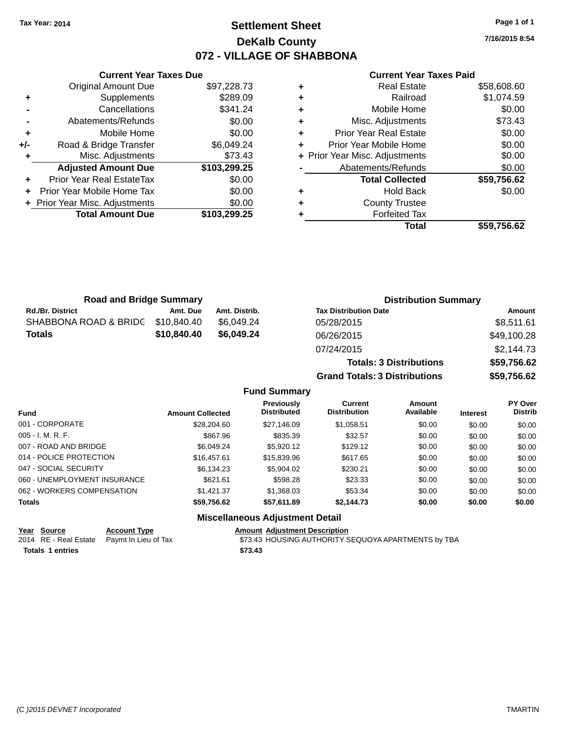Tax Year: 2014

# Settlement Sheet

## DeKalb County

## 072 - VILLAGE OF SHABBONA

7/16/2015 8:54

### Current Year Taxes Due

| | | |
|---|---|---|
| | Original Amount Due | $97,228.73 |
| + | Supplements | $289.09 |
| - | Cancellations | $341.24 |
| - | Abatements/Refunds | $0.00 |
| + | Mobile Home | $0.00 |
| +/- | Road & Bridge Transfer | $6,049.24 |
| + | Misc. Adjustments | $73.43 |
| | **Adjusted Amount Due** | **$103,299.25** |
| + | Prior Year Real EstateTax | $0.00 |
| + | Prior Year Mobile Home Tax | $0.00 |
| + | Prior Year Misc. Adjustments | $0.00 |
| | **Total Amount Due** | **$103,299.25** |

### Current Year Taxes Paid

| | | |
|---|---|---|
| + | Real Estate | $58,608.60 |
| + | Railroad | $1,074.59 |
| + | Mobile Home | $0.00 |
| + | Misc. Adjustments | $73.43 |
| + | Prior Year Real Estate | $0.00 |
| + | Prior Year Mobile Home | $0.00 |
| + | Prior Year Misc. Adjustments | $0.00 |
| - | Abatements/Refunds | $0.00 |
| | **Total Collected** | **$59,756.62** |
| + | Hold Back | $0.00 |
| + | County Trustee | |
| + | Forfeited Tax | |
| | **Total** | **$59,756.62** |

### Road and Bridge Summary

| Rd./Br. District | Amt. Due | Amt. Distrib. |
|---|---|---|
| SHABBONA ROAD & BRIDG | $10,840.40 | $6,049.24 |
| **Totals** | **$10,840.40** | **$6,049.24** |

### Distribution Summary

| Tax Distribution Date | Amount |
|---|---|
| 05/28/2015 | $8,511.61 |
| 06/26/2015 | $49,100.28 |
| 07/24/2015 | $2,144.73 |
| **Totals: 3 Distributions** | **$59,756.62** |
| **Grand Totals: 3 Distributions** | **$59,756.62** |

### Fund Summary

| Fund | Amount Collected | Previously Distributed | Current Distribution | Amount Available | Interest | PY Over Distrib |
|---|---|---|---|---|---|---|
| 001 - CORPORATE | $28,204.60 | $27,146.09 | $1,058.51 | $0.00 | $0.00 | $0.00 |
| 005 - I. M. R. F. | $867.96 | $835.39 | $32.57 | $0.00 | $0.00 | $0.00 |
| 007 - ROAD AND BRIDGE | $6,049.24 | $5,920.12 | $129.12 | $0.00 | $0.00 | $0.00 |
| 014 - POLICE PROTECTION | $16,457.61 | $15,839.96 | $617.65 | $0.00 | $0.00 | $0.00 |
| 047 - SOCIAL SECURITY | $6,134.23 | $5,904.02 | $230.21 | $0.00 | $0.00 | $0.00 |
| 060 - UNEMPLOYMENT INSURANCE | $621.61 | $598.28 | $23.33 | $0.00 | $0.00 | $0.00 |
| 062 - WORKERS COMPENSATION | $1,421.37 | $1,368.03 | $53.34 | $0.00 | $0.00 | $0.00 |
| **Totals** | **$59,756.62** | **$57,611.89** | **$2,144.73** | **$0.00** | **$0.00** | **$0.00** |

### Miscellaneous Adjustment Detail

| Year | Source | Account Type | Amount | Adjustment Description |
|---|---|---|---|---|
| 2014 | RE - Real Estate | Paymt In Lieu of Tax | $73.43 | HOUSING AUTHORITY SEQUOYA APARTMENTS by TBA |
| **Totals** | **1 entries** | | **$73.43** | |

(C )2015 DEVNET Incorporated — TMARTIN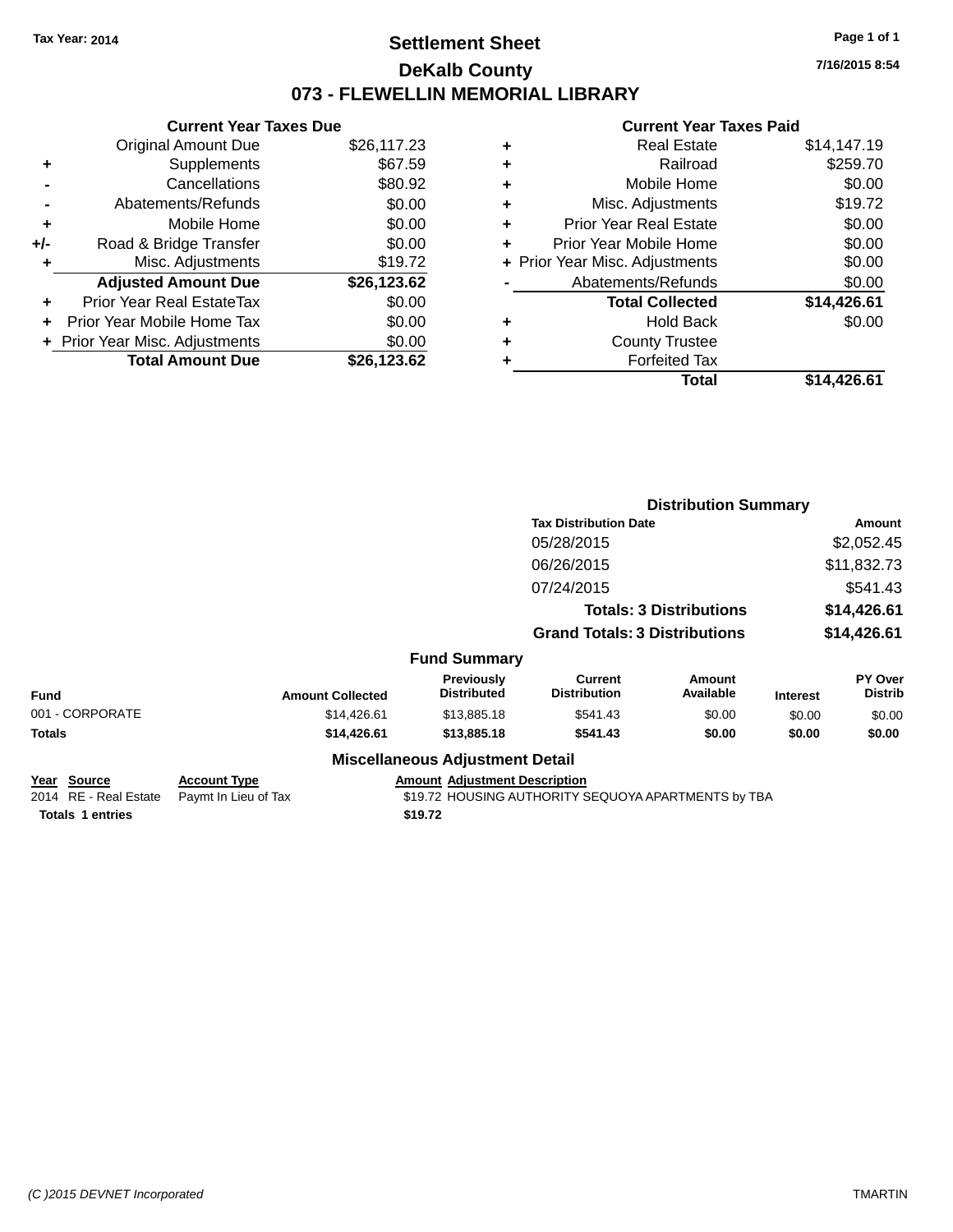Tax Year: 2014

# Settlement Sheet

## DeKalb County

## 073 - FLEWELLIN MEMORIAL LIBRARY

7/16/2015 8:54

### Current Year Taxes Due

| | | |
|---|---|---|
| | Original Amount Due | $26,117.23 |
| + | Supplements | $67.59 |
| - | Cancellations | $80.92 |
| - | Abatements/Refunds | $0.00 |
| + | Mobile Home | $0.00 |
| +/- | Road & Bridge Transfer | $0.00 |
| + | Misc. Adjustments | $19.72 |
| | **Adjusted Amount Due** | **$26,123.62** |
| + | Prior Year Real EstateTax | $0.00 |
| + | Prior Year Mobile Home Tax | $0.00 |
| + | Prior Year Misc. Adjustments | $0.00 |
| | **Total Amount Due** | **$26,123.62** |

### Current Year Taxes Paid

| | | |
|---|---|---|
| + | Real Estate | $14,147.19 |
| + | Railroad | $259.70 |
| + | Mobile Home | $0.00 |
| + | Misc. Adjustments | $19.72 |
| + | Prior Year Real Estate | $0.00 |
| + | Prior Year Mobile Home | $0.00 |
| + | Prior Year Misc. Adjustments | $0.00 |
| - | Abatements/Refunds | $0.00 |
| | **Total Collected** | **$14,426.61** |
| + | Hold Back | $0.00 |
| + | County Trustee | |
| + | Forfeited Tax | |
| | **Total** | **$14,426.61** |

### Distribution Summary

| Tax Distribution Date | Amount |
|---|---|
| 05/28/2015 | $2,052.45 |
| 06/26/2015 | $11,832.73 |
| 07/24/2015 | $541.43 |
| **Totals: 3 Distributions** | **$14,426.61** |
| **Grand Totals: 3 Distributions** | **$14,426.61** |

### Fund Summary

| Fund | Amount Collected | Previously Distributed | Current Distribution | Amount Available | Interest | PY Over Distrib |
|---|---|---|---|---|---|---|
| 001 - CORPORATE | $14,426.61 | $13,885.18 | $541.43 | $0.00 | $0.00 | $0.00 |
| **Totals** | **$14,426.61** | **$13,885.18** | **$541.43** | **$0.00** | **$0.00** | **$0.00** |

### Miscellaneous Adjustment Detail

| Year | Source | Account Type | Amount | Adjustment Description |
|---|---|---|---|---|
| 2014 | RE - Real Estate | Paymt In Lieu of Tax | $19.72 | HOUSING AUTHORITY SEQUOYA APARTMENTS by TBA |
| **Totals 1 entries** | | | **$19.72** | |

(C )2015 DEVNET Incorporated TMARTIN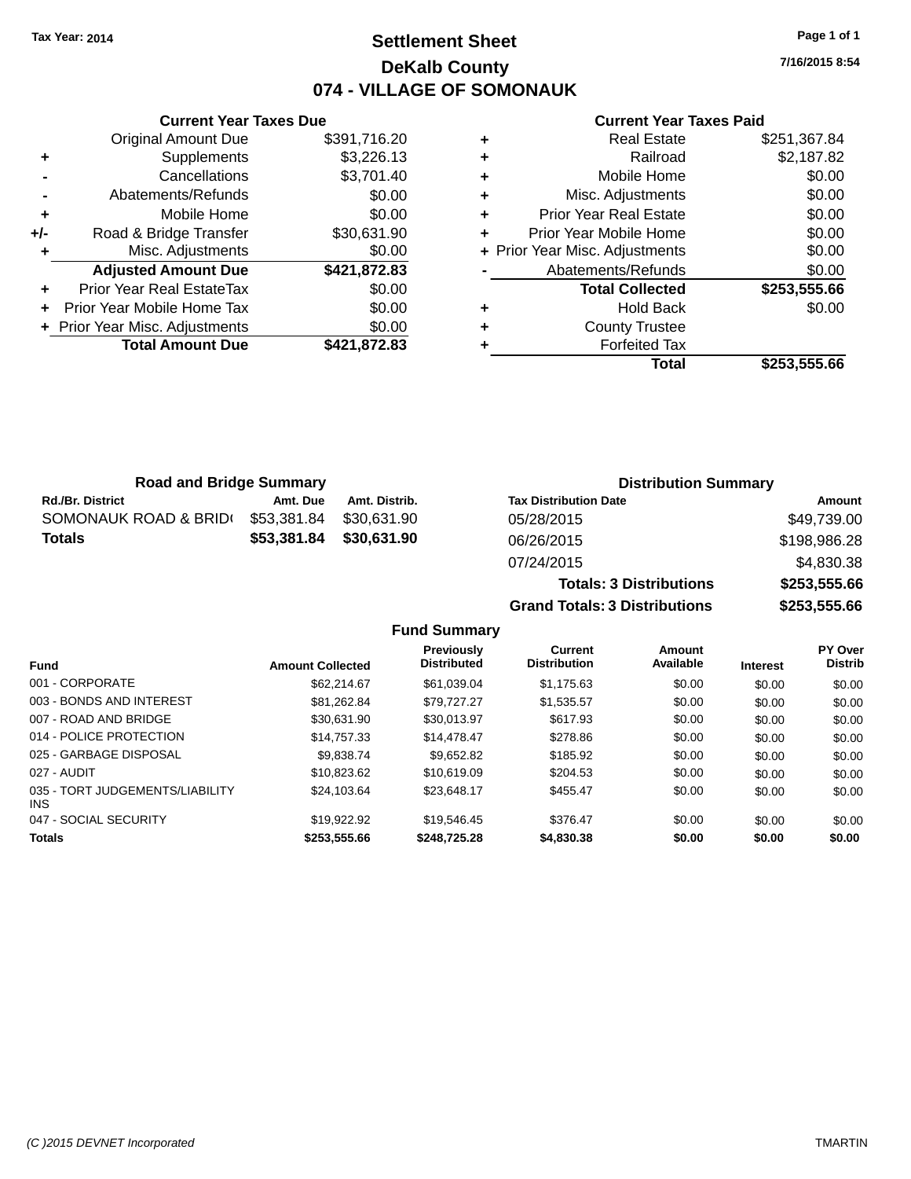Tax Year: 2014

# Settlement Sheet

## DeKalb County

## 074 - VILLAGE OF SOMONAUK

7/16/2015 8:54

### Current Year Taxes Due

| | | |
|---|---|---|
| | Original Amount Due | $391,716.20 |
| + | Supplements | $3,226.13 |
| - | Cancellations | $3,701.40 |
| - | Abatements/Refunds | $0.00 |
| + | Mobile Home | $0.00 |
| +/- | Road & Bridge Transfer | $30,631.90 |
| + | Misc. Adjustments | $0.00 |
| | **Adjusted Amount Due** | **$421,872.83** |
| + | Prior Year Real EstateTax | $0.00 |
| + | Prior Year Mobile Home Tax | $0.00 |
| + | Prior Year Misc. Adjustments | $0.00 |
| | **Total Amount Due** | **$421,872.83** |

### Current Year Taxes Paid

| | | |
|---|---|---|
| + | Real Estate | $251,367.84 |
| + | Railroad | $2,187.82 |
| + | Mobile Home | $0.00 |
| + | Misc. Adjustments | $0.00 |
| + | Prior Year Real Estate | $0.00 |
| + | Prior Year Mobile Home | $0.00 |
| + | Prior Year Misc. Adjustments | $0.00 |
| - | Abatements/Refunds | $0.00 |
| | **Total Collected** | **$253,555.66** |
| + | Hold Back | $0.00 |
| + | County Trustee | |
| + | Forfeited Tax | |
| | **Total** | **$253,555.66** |

### Road and Bridge Summary

| Rd./Br. District | Amt. Due | Amt. Distrib. |
|---|---|---|
| SOMONAUK ROAD & BRID( | $53,381.84 | $30,631.90 |
| **Totals** | **$53,381.84** | **$30,631.90** |

### Distribution Summary

| Tax Distribution Date | Amount |
|---|---|
| 05/28/2015 | $49,739.00 |
| 06/26/2015 | $198,986.28 |
| 07/24/2015 | $4,830.38 |
| **Totals: 3 Distributions** | **$253,555.66** |
| **Grand Totals: 3 Distributions** | **$253,555.66** |

### Fund Summary

| Fund | Amount Collected | Previously Distributed | Current Distribution | Amount Available | Interest | PY Over Distrib |
|---|---|---|---|---|---|---|
| 001 - CORPORATE | $62,214.67 | $61,039.04 | $1,175.63 | $0.00 | $0.00 | $0.00 |
| 003 - BONDS AND INTEREST | $81,262.84 | $79,727.27 | $1,535.57 | $0.00 | $0.00 | $0.00 |
| 007 - ROAD AND BRIDGE | $30,631.90 | $30,013.97 | $617.93 | $0.00 | $0.00 | $0.00 |
| 014 - POLICE PROTECTION | $14,757.33 | $14,478.47 | $278.86 | $0.00 | $0.00 | $0.00 |
| 025 - GARBAGE DISPOSAL | $9,838.74 | $9,652.82 | $185.92 | $0.00 | $0.00 | $0.00 |
| 027 - AUDIT | $10,823.62 | $10,619.09 | $204.53 | $0.00 | $0.00 | $0.00 |
| 035 - TORT JUDGEMENTS/LIABILITY INS | $24,103.64 | $23,648.17 | $455.47 | $0.00 | $0.00 | $0.00 |
| 047 - SOCIAL SECURITY | $19,922.92 | $19,546.45 | $376.47 | $0.00 | $0.00 | $0.00 |
| **Totals** | **$253,555.66** | **$248,725.28** | **$4,830.38** | **$0.00** | **$0.00** | **$0.00** |

(C )2015 DEVNET Incorporated — TMARTIN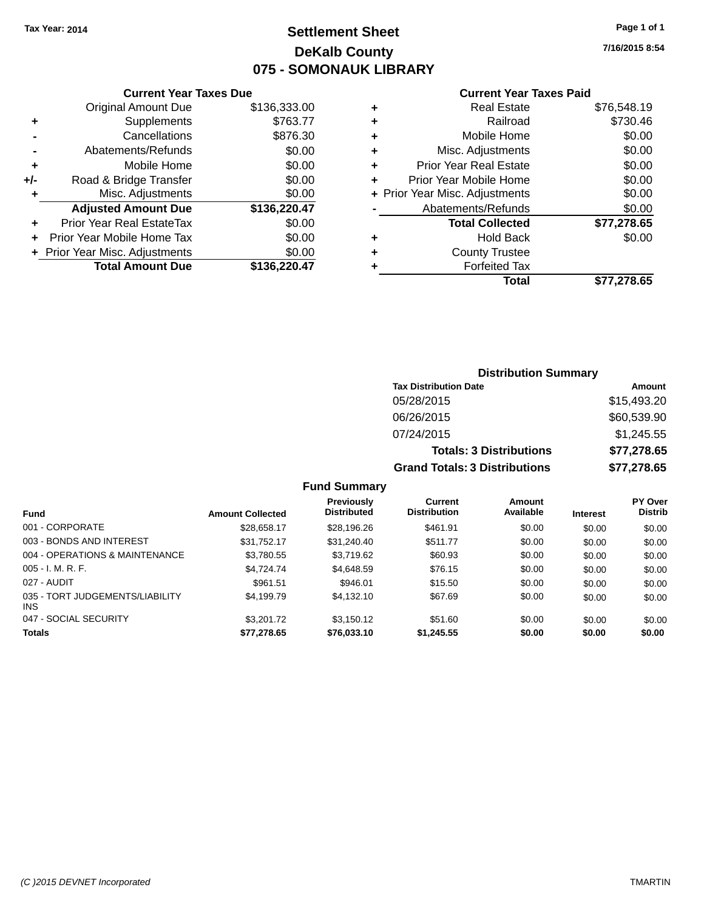Tax Year: 2014

# Settlement Sheet

## DeKalb County

## 075 - SOMONAUK LIBRARY

7/16/2015 8:54

### Current Year Taxes Due

| | | |
|---|---|---|
| | Original Amount Due | $136,333.00 |
| + | Supplements | $763.77 |
| - | Cancellations | $876.30 |
| - | Abatements/Refunds | $0.00 |
| + | Mobile Home | $0.00 |
| +/- | Road & Bridge Transfer | $0.00 |
| + | Misc. Adjustments | $0.00 |
| | **Adjusted Amount Due** | **$136,220.47** |
| + | Prior Year Real EstateTax | $0.00 |
| + | Prior Year Mobile Home Tax | $0.00 |
| + | Prior Year Misc. Adjustments | $0.00 |
| | **Total Amount Due** | **$136,220.47** |

### Current Year Taxes Paid

| | | |
|---|---|---|
| + | Real Estate | $76,548.19 |
| + | Railroad | $730.46 |
| + | Mobile Home | $0.00 |
| + | Misc. Adjustments | $0.00 |
| + | Prior Year Real Estate | $0.00 |
| + | Prior Year Mobile Home | $0.00 |
| + | Prior Year Misc. Adjustments | $0.00 |
| - | Abatements/Refunds | $0.00 |
| | **Total Collected** | **$77,278.65** |
| + | Hold Back | $0.00 |
| + | County Trustee | |
| + | Forfeited Tax | |
| | **Total** | **$77,278.65** |

### Distribution Summary

| Tax Distribution Date | Amount |
|---|---|
| 05/28/2015 | $15,493.20 |
| 06/26/2015 | $60,539.90 |
| 07/24/2015 | $1,245.55 |
| **Totals: 3 Distributions** | **$77,278.65** |
| **Grand Totals: 3 Distributions** | **$77,278.65** |

### Fund Summary

| Fund | Amount Collected | Previously Distributed | Current Distribution | Amount Available | Interest | PY Over Distrib |
|---|---|---|---|---|---|---|
| 001 - CORPORATE | $28,658.17 | $28,196.26 | $461.91 | $0.00 | $0.00 | $0.00 |
| 003 - BONDS AND INTEREST | $31,752.17 | $31,240.40 | $511.77 | $0.00 | $0.00 | $0.00 |
| 004 - OPERATIONS & MAINTENANCE | $3,780.55 | $3,719.62 | $60.93 | $0.00 | $0.00 | $0.00 |
| 005 - I. M. R. F. | $4,724.74 | $4,648.59 | $76.15 | $0.00 | $0.00 | $0.00 |
| 027 - AUDIT | $961.51 | $946.01 | $15.50 | $0.00 | $0.00 | $0.00 |
| 035 - TORT JUDGEMENTS/LIABILITY INS | $4,199.79 | $4,132.10 | $67.69 | $0.00 | $0.00 | $0.00 |
| 047 - SOCIAL SECURITY | $3,201.72 | $3,150.12 | $51.60 | $0.00 | $0.00 | $0.00 |
| **Totals** | **$77,278.65** | **$76,033.10** | **$1,245.55** | **$0.00** | **$0.00** | **$0.00** |

(C )2015 DEVNET Incorporated TMARTIN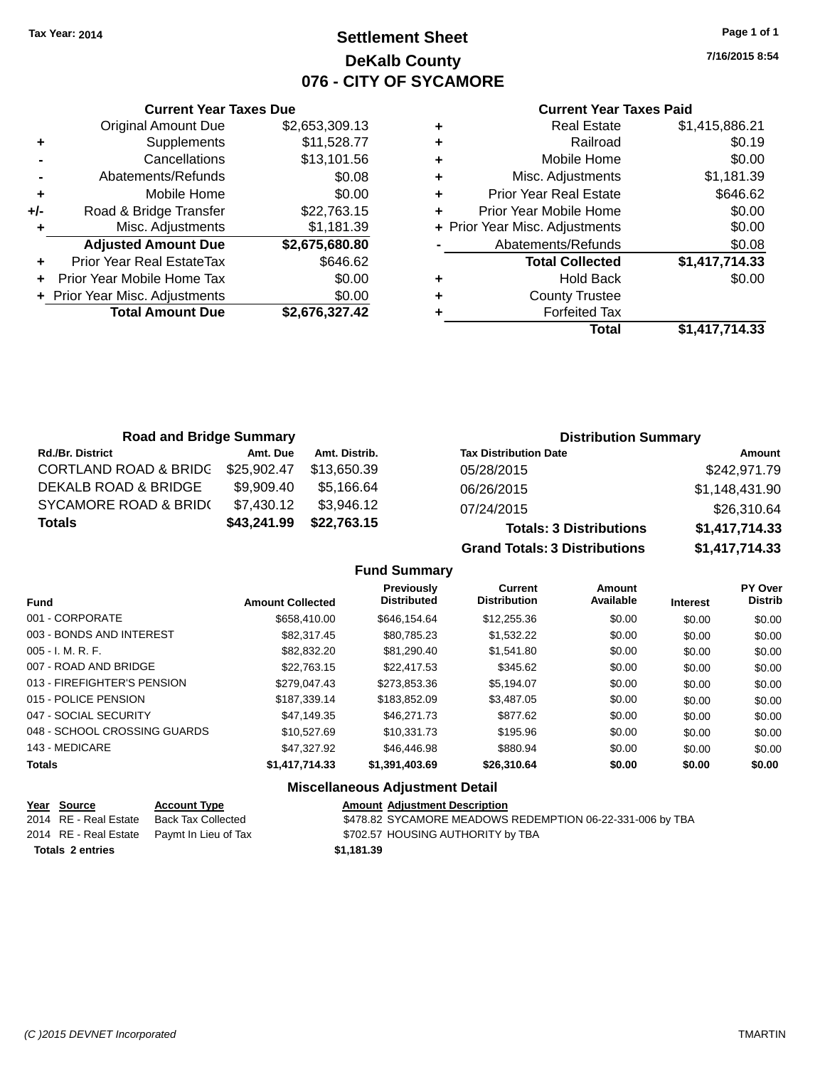Tax Year: 2014

# Settlement Sheet
## DeKalb County
## 076 - CITY OF SYCAMORE

7/16/2015 8:54

### Current Year Taxes Due

| | | |
|---|---|---|
| | Original Amount Due | $2,653,309.13 |
| + | Supplements | $11,528.77 |
| - | Cancellations | $13,101.56 |
| - | Abatements/Refunds | $0.08 |
| + | Mobile Home | $0.00 |
| +/- | Road & Bridge Transfer | $22,763.15 |
| + | Misc. Adjustments | $1,181.39 |
| | **Adjusted Amount Due** | **$2,675,680.80** |
| + | Prior Year Real EstateTax | $646.62 |
| + | Prior Year Mobile Home Tax | $0.00 |
| + | Prior Year Misc. Adjustments | $0.00 |
| | **Total Amount Due** | **$2,676,327.42** |

### Current Year Taxes Paid

| | | |
|---|---|---|
| + | Real Estate | $1,415,886.21 |
| + | Railroad | $0.19 |
| + | Mobile Home | $0.00 |
| + | Misc. Adjustments | $1,181.39 |
| + | Prior Year Real Estate | $646.62 |
| + | Prior Year Mobile Home | $0.00 |
| + | Prior Year Misc. Adjustments | $0.00 |
| - | Abatements/Refunds | $0.08 |
| | **Total Collected** | **$1,417,714.33** |
| + | Hold Back | $0.00 |
| + | County Trustee | |
| + | Forfeited Tax | |
| | **Total** | **$1,417,714.33** |

### Road and Bridge Summary

| Rd./Br. District | Amt. Due | Amt. Distrib. |
|---|---|---|
| CORTLAND ROAD & BRIDG | $25,902.47 | $13,650.39 |
| DEKALB ROAD & BRIDGE | $9,909.40 | $5,166.64 |
| SYCAMORE ROAD & BRID( | $7,430.12 | $3,946.12 |
| **Totals** | **$43,241.99** | **$22,763.15** |

### Distribution Summary

| Tax Distribution Date | Amount |
|---|---|
| 05/28/2015 | $242,971.79 |
| 06/26/2015 | $1,148,431.90 |
| 07/24/2015 | $26,310.64 |
| **Totals: 3 Distributions** | **$1,417,714.33** |
| **Grand Totals: 3 Distributions** | **$1,417,714.33** |

### Fund Summary

| Fund | Amount Collected | Previously Distributed | Current Distribution | Amount Available | Interest | PY Over Distrib |
|---|---|---|---|---|---|---|
| 001 - CORPORATE | $658,410.00 | $646,154.64 | $12,255.36 | $0.00 | $0.00 | $0.00 |
| 003 - BONDS AND INTEREST | $82,317.45 | $80,785.23 | $1,532.22 | $0.00 | $0.00 | $0.00 |
| 005 - I. M. R. F. | $82,832.20 | $81,290.40 | $1,541.80 | $0.00 | $0.00 | $0.00 |
| 007 - ROAD AND BRIDGE | $22,763.15 | $22,417.53 | $345.62 | $0.00 | $0.00 | $0.00 |
| 013 - FIREFIGHTER'S PENSION | $279,047.43 | $273,853.36 | $5,194.07 | $0.00 | $0.00 | $0.00 |
| 015 - POLICE PENSION | $187,339.14 | $183,852.09 | $3,487.05 | $0.00 | $0.00 | $0.00 |
| 047 - SOCIAL SECURITY | $47,149.35 | $46,271.73 | $877.62 | $0.00 | $0.00 | $0.00 |
| 048 - SCHOOL CROSSING GUARDS | $10,527.69 | $10,331.73 | $195.96 | $0.00 | $0.00 | $0.00 |
| 143 - MEDICARE | $47,327.92 | $46,446.98 | $880.94 | $0.00 | $0.00 | $0.00 |
| **Totals** | **$1,417,714.33** | **$1,391,403.69** | **$26,310.64** | **$0.00** | **$0.00** | **$0.00** |

### Miscellaneous Adjustment Detail

| Year | Source | Account Type | Amount | Adjustment Description |
|---|---|---|---|---|
| 2014 | RE - Real Estate | Back Tax Collected | $478.82 | SYCAMORE MEADOWS REDEMPTION 06-22-331-006 by TBA |
| 2014 | RE - Real Estate | Paymt In Lieu of Tax | $702.57 | HOUSING AUTHORITY by TBA |
| **Totals** | **2 entries** | | **$1,181.39** | |

(C )2015 DEVNET Incorporated TMARTIN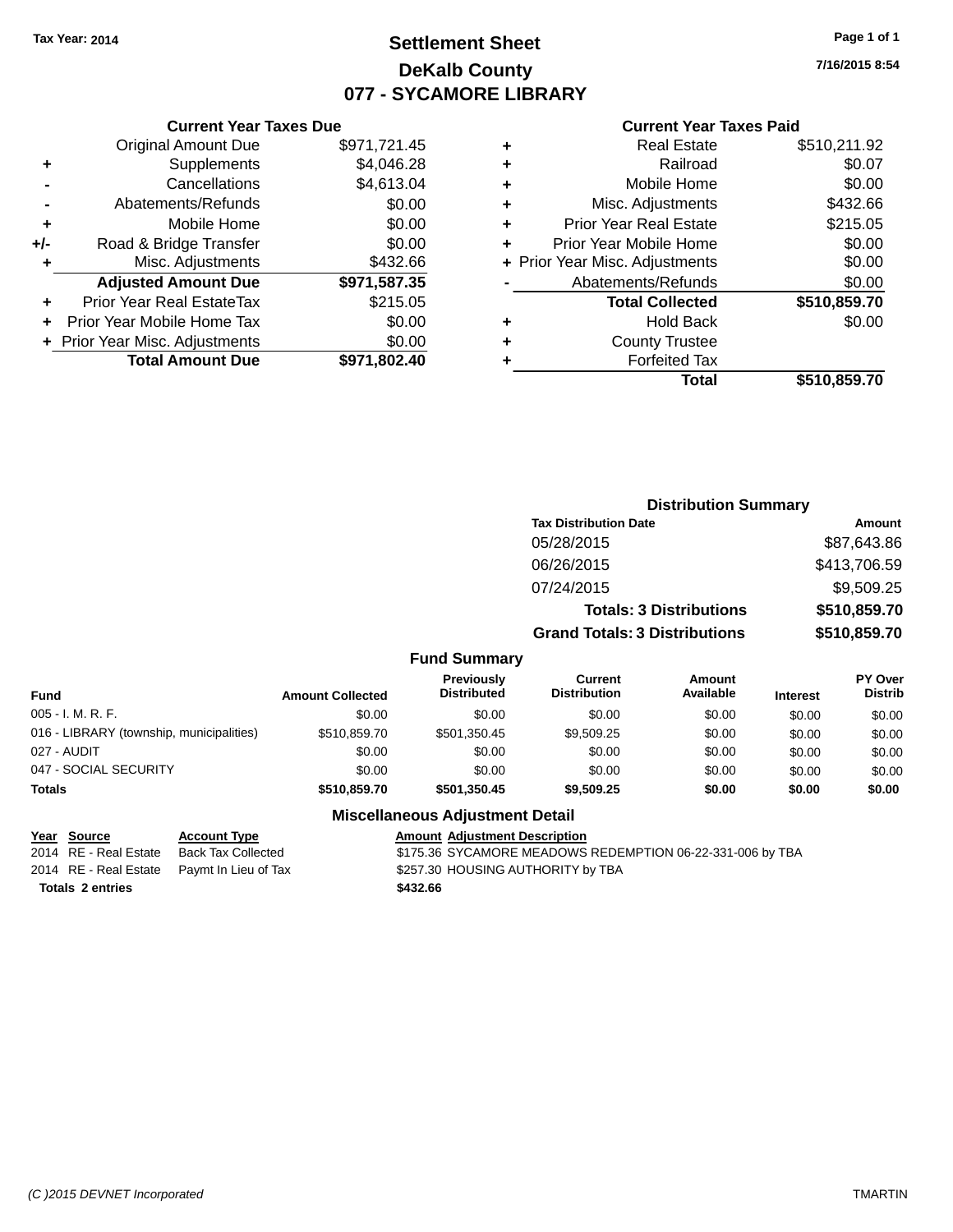Tax Year: 2014

# Settlement Sheet
## DeKalb County
## 077 - SYCAMORE LIBRARY

7/16/2015 8:54

### Current Year Taxes Due

| | | |
|---|---|---|
| | Original Amount Due | $971,721.45 |
| + | Supplements | $4,046.28 |
| - | Cancellations | $4,613.04 |
| - | Abatements/Refunds | $0.00 |
| + | Mobile Home | $0.00 |
| +/- | Road & Bridge Transfer | $0.00 |
| + | Misc. Adjustments | $432.66 |
| | **Adjusted Amount Due** | **$971,587.35** |
| + | Prior Year Real EstateTax | $215.05 |
| + | Prior Year Mobile Home Tax | $0.00 |
| + | Prior Year Misc. Adjustments | $0.00 |
| | **Total Amount Due** | **$971,802.40** |

### Current Year Taxes Paid

| | | |
|---|---|---|
| + | Real Estate | $510,211.92 |
| + | Railroad | $0.07 |
| + | Mobile Home | $0.00 |
| + | Misc. Adjustments | $432.66 |
| + | Prior Year Real Estate | $215.05 |
| + | Prior Year Mobile Home | $0.00 |
| + | Prior Year Misc. Adjustments | $0.00 |
| - | Abatements/Refunds | $0.00 |
| | **Total Collected** | **$510,859.70** |
| + | Hold Back | $0.00 |
| + | County Trustee | |
| + | Forfeited Tax | |
| | **Total** | **$510,859.70** |

### Distribution Summary

| Tax Distribution Date | Amount |
|---|---|
| 05/28/2015 | $87,643.86 |
| 06/26/2015 | $413,706.59 |
| 07/24/2015 | $9,509.25 |
| **Totals: 3 Distributions** | **$510,859.70** |
| **Grand Totals: 3 Distributions** | **$510,859.70** |

### Fund Summary

| Fund | Amount Collected | Previously Distributed | Current Distribution | Amount Available | Interest | PY Over Distrib |
|---|---|---|---|---|---|---|
| 005 - I. M. R. F. | $0.00 | $0.00 | $0.00 | $0.00 | $0.00 | $0.00 |
| 016 - LIBRARY (township, municipalities) | $510,859.70 | $501,350.45 | $9,509.25 | $0.00 | $0.00 | $0.00 |
| 027 - AUDIT | $0.00 | $0.00 | $0.00 | $0.00 | $0.00 | $0.00 |
| 047 - SOCIAL SECURITY | $0.00 | $0.00 | $0.00 | $0.00 | $0.00 | $0.00 |
| **Totals** | **$510,859.70** | **$501,350.45** | **$9,509.25** | **$0.00** | **$0.00** | **$0.00** |

### Miscellaneous Adjustment Detail

| Year | Source | Account Type | Amount | Adjustment Description |
|---|---|---|---|---|
| 2014 | RE - Real Estate | Back Tax Collected | $175.36 | SYCAMORE MEADOWS REDEMPTION 06-22-331-006 by TBA |
| 2014 | RE - Real Estate | Paymt In Lieu of Tax | $257.30 | HOUSING AUTHORITY by TBA |
| **Totals 2 entries** | | | **$432.66** | |

(C )2015 DEVNET Incorporated TMARTIN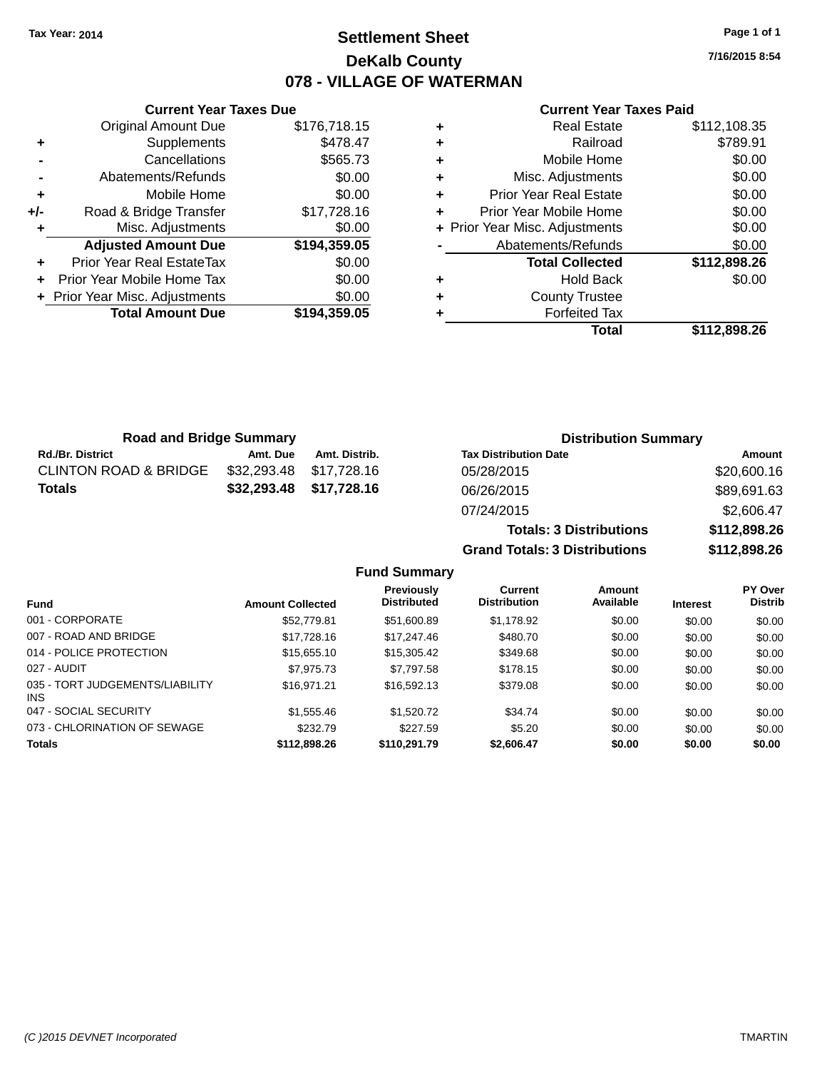Tax Year: 2014

# Settlement Sheet

## DeKalb County

## 078 - VILLAGE OF WATERMAN

7/16/2015 8:54

### Current Year Taxes Due

| | | |
|---|---|---|
| | Original Amount Due | $176,718.15 |
| + | Supplements | $478.47 |
| - | Cancellations | $565.73 |
| - | Abatements/Refunds | $0.00 |
| + | Mobile Home | $0.00 |
| +/- | Road & Bridge Transfer | $17,728.16 |
| + | Misc. Adjustments | $0.00 |
| | **Adjusted Amount Due** | **$194,359.05** |
| + | Prior Year Real EstateTax | $0.00 |
| + | Prior Year Mobile Home Tax | $0.00 |
| + | Prior Year Misc. Adjustments | $0.00 |
| | **Total Amount Due** | **$194,359.05** |

### Current Year Taxes Paid

| | | |
|---|---|---|
| + | Real Estate | $112,108.35 |
| + | Railroad | $789.91 |
| + | Mobile Home | $0.00 |
| + | Misc. Adjustments | $0.00 |
| + | Prior Year Real Estate | $0.00 |
| + | Prior Year Mobile Home | $0.00 |
| + | Prior Year Misc. Adjustments | $0.00 |
| - | Abatements/Refunds | $0.00 |
| | **Total Collected** | **$112,898.26** |
| + | Hold Back | $0.00 |
| + | County Trustee | |
| + | Forfeited Tax | |
| | **Total** | **$112,898.26** |

### Road and Bridge Summary

| Rd./Br. District | Amt. Due | Amt. Distrib. |
|---|---|---|
| CLINTON ROAD & BRIDGE | $32,293.48 | $17,728.16 |
| **Totals** | **$32,293.48** | **$17,728.16** |

### Distribution Summary

| Tax Distribution Date | Amount |
|---|---|
| 05/28/2015 | $20,600.16 |
| 06/26/2015 | $89,691.63 |
| 07/24/2015 | $2,606.47 |
| **Totals: 3 Distributions** | **$112,898.26** |
| **Grand Totals: 3 Distributions** | **$112,898.26** |

### Fund Summary

| Fund | Amount Collected | Previously Distributed | Current Distribution | Amount Available | Interest | PY Over Distrib |
|---|---|---|---|---|---|---|
| 001 - CORPORATE | $52,779.81 | $51,600.89 | $1,178.92 | $0.00 | $0.00 | $0.00 |
| 007 - ROAD AND BRIDGE | $17,728.16 | $17,247.46 | $480.70 | $0.00 | $0.00 | $0.00 |
| 014 - POLICE PROTECTION | $15,655.10 | $15,305.42 | $349.68 | $0.00 | $0.00 | $0.00 |
| 027 - AUDIT | $7,975.73 | $7,797.58 | $178.15 | $0.00 | $0.00 | $0.00 |
| 035 - TORT JUDGEMENTS/LIABILITY INS | $16,971.21 | $16,592.13 | $379.08 | $0.00 | $0.00 | $0.00 |
| 047 - SOCIAL SECURITY | $1,555.46 | $1,520.72 | $34.74 | $0.00 | $0.00 | $0.00 |
| 073 - CHLORINATION OF SEWAGE | $232.79 | $227.59 | $5.20 | $0.00 | $0.00 | $0.00 |
| **Totals** | **$112,898.26** | **$110,291.79** | **$2,606.47** | **$0.00** | **$0.00** | **$0.00** |

(C )2015 DEVNET Incorporated — TMARTIN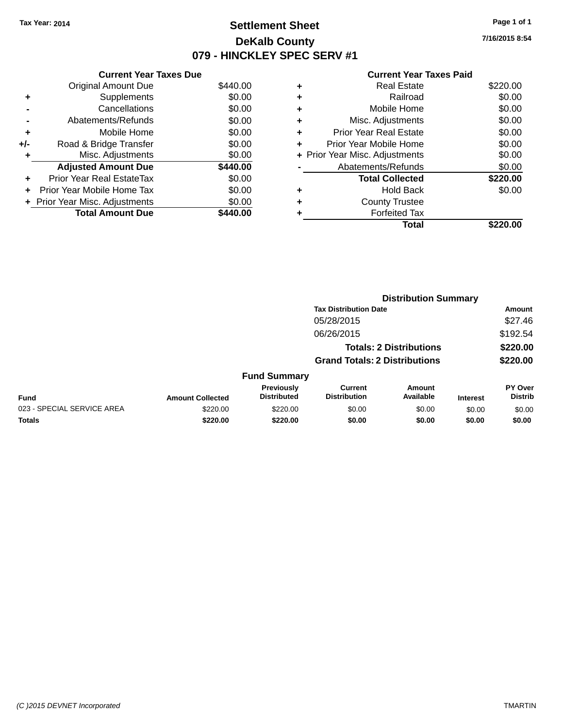Tax Year: 2014

# Settlement Sheet

## DeKalb County

## 079 - HINCKLEY SPEC SERV #1

7/16/2015 8:54

### Current Year Taxes Due

| | | |
|---|---|---|
| | Original Amount Due | $440.00 |
| + | Supplements | $0.00 |
| - | Cancellations | $0.00 |
| - | Abatements/Refunds | $0.00 |
| + | Mobile Home | $0.00 |
| +/- | Road & Bridge Transfer | $0.00 |
| + | Misc. Adjustments | $0.00 |
| | **Adjusted Amount Due** | **$440.00** |
| + | Prior Year Real EstateTax | $0.00 |
| + | Prior Year Mobile Home Tax | $0.00 |
| + | Prior Year Misc. Adjustments | $0.00 |
| | **Total Amount Due** | **$440.00** |

### Current Year Taxes Paid

| | | |
|---|---|---|
| + | Real Estate | $220.00 |
| + | Railroad | $0.00 |
| + | Mobile Home | $0.00 |
| + | Misc. Adjustments | $0.00 |
| + | Prior Year Real Estate | $0.00 |
| + | Prior Year Mobile Home | $0.00 |
| + | Prior Year Misc. Adjustments | $0.00 |
| - | Abatements/Refunds | $0.00 |
| | **Total Collected** | **$220.00** |
| + | Hold Back | $0.00 |
| + | County Trustee | |
| + | Forfeited Tax | |
| | **Total** | **$220.00** |

### Distribution Summary

| Tax Distribution Date | Amount |
|---|---|
| 05/28/2015 | $27.46 |
| 06/26/2015 | $192.54 |
| **Totals: 2 Distributions** | **$220.00** |
| **Grand Totals: 2 Distributions** | **$220.00** |

### Fund Summary

| Fund | Amount Collected | Previously Distributed | Current Distribution | Amount Available | Interest | PY Over Distrib |
|---|---|---|---|---|---|---|
| 023 - SPECIAL SERVICE AREA | $220.00 | $220.00 | $0.00 | $0.00 | $0.00 | $0.00 |
| **Totals** | **$220.00** | **$220.00** | **$0.00** | **$0.00** | **$0.00** | **$0.00** |

(C )2015 DEVNET Incorporated TMARTIN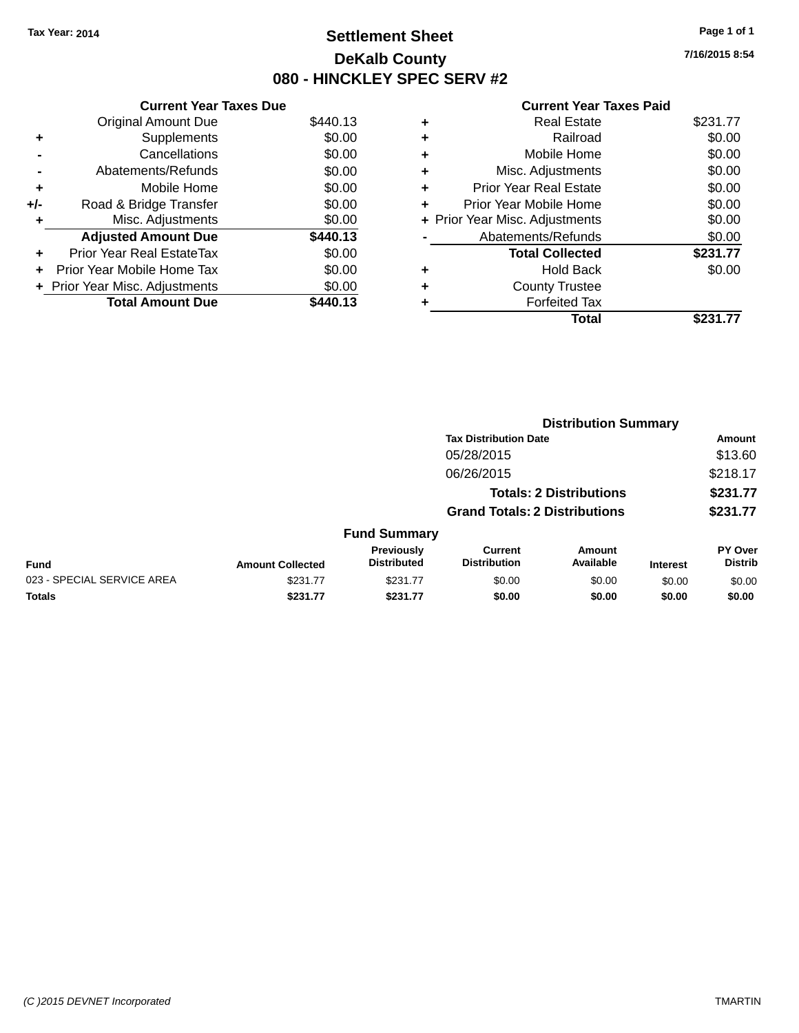Tax Year: 2014

# Settlement Sheet

## DeKalb County

## 080 - HINCKLEY SPEC SERV #2

7/16/2015 8:54

### Current Year Taxes Due

| | | |
|---|---|---|
| | Original Amount Due | $440.13 |
| + | Supplements | $0.00 |
| - | Cancellations | $0.00 |
| - | Abatements/Refunds | $0.00 |
| + | Mobile Home | $0.00 |
| +/- | Road & Bridge Transfer | $0.00 |
| + | Misc. Adjustments | $0.00 |
| | **Adjusted Amount Due** | **$440.13** |
| + | Prior Year Real EstateTax | $0.00 |
| + | Prior Year Mobile Home Tax | $0.00 |
| + | Prior Year Misc. Adjustments | $0.00 |
| | **Total Amount Due** | **$440.13** |

### Current Year Taxes Paid

| | | |
|---|---|---|
| + | Real Estate | $231.77 |
| + | Railroad | $0.00 |
| + | Mobile Home | $0.00 |
| + | Misc. Adjustments | $0.00 |
| + | Prior Year Real Estate | $0.00 |
| + | Prior Year Mobile Home | $0.00 |
| + | Prior Year Misc. Adjustments | $0.00 |
| - | Abatements/Refunds | $0.00 |
| | **Total Collected** | **$231.77** |
| + | Hold Back | $0.00 |
| + | County Trustee | |
| + | Forfeited Tax | |
| | **Total** | **$231.77** |

### Distribution Summary

| Tax Distribution Date | Amount |
|---|---|
| 05/28/2015 | $13.60 |
| 06/26/2015 | $218.17 |
| **Totals: 2 Distributions** | **$231.77** |
| **Grand Totals: 2 Distributions** | **$231.77** |

### Fund Summary

| Fund | Amount Collected | Previously Distributed | Current Distribution | Amount Available | Interest | PY Over Distrib |
|---|---|---|---|---|---|---|
| 023 - SPECIAL SERVICE AREA | $231.77 | $231.77 | $0.00 | $0.00 | $0.00 | $0.00 |
| **Totals** | **$231.77** | **$231.77** | **$0.00** | **$0.00** | **$0.00** | **$0.00** |

(C )2015 DEVNET Incorporated

TMARTIN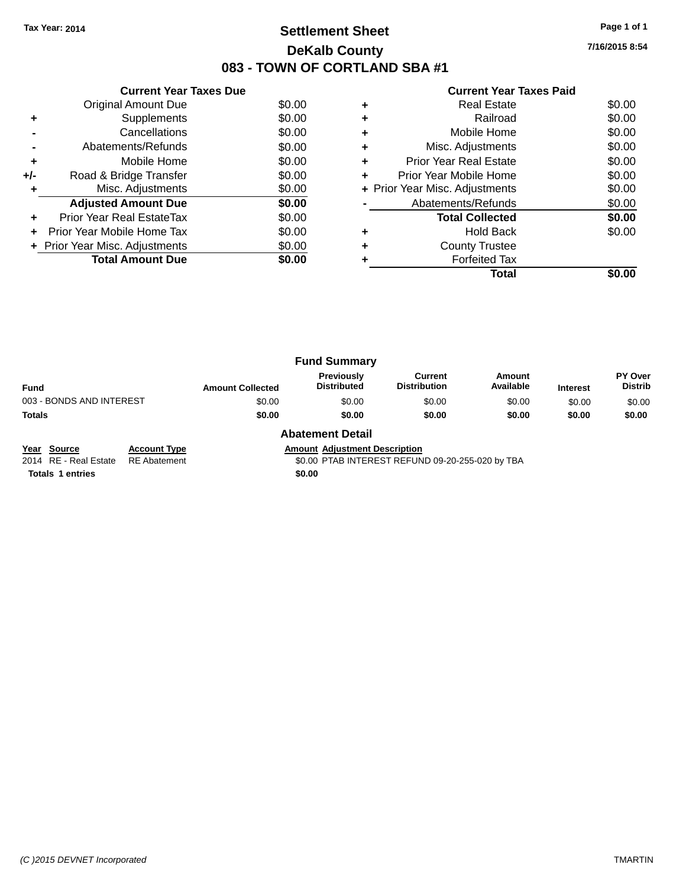Tax Year: 2014

# Settlement Sheet

## DeKalb County

## 083 - TOWN OF CORTLAND SBA #1

7/16/2015 8:54

### Current Year Taxes Due

| | | |
|---|---|---|
| | Original Amount Due | $0.00 |
| + | Supplements | $0.00 |
| - | Cancellations | $0.00 |
| - | Abatements/Refunds | $0.00 |
| + | Mobile Home | $0.00 |
| +/- | Road & Bridge Transfer | $0.00 |
| + | Misc. Adjustments | $0.00 |
| | **Adjusted Amount Due** | **$0.00** |
| + | Prior Year Real EstateTax | $0.00 |
| + | Prior Year Mobile Home Tax | $0.00 |
| + | Prior Year Misc. Adjustments | $0.00 |
| | **Total Amount Due** | **$0.00** |

### Current Year Taxes Paid

| | | |
|---|---|---|
| + | Real Estate | $0.00 |
| + | Railroad | $0.00 |
| + | Mobile Home | $0.00 |
| + | Misc. Adjustments | $0.00 |
| + | Prior Year Real Estate | $0.00 |
| + | Prior Year Mobile Home | $0.00 |
| + | Prior Year Misc. Adjustments | $0.00 |
| - | Abatements/Refunds | $0.00 |
| | **Total Collected** | **$0.00** |
| + | Hold Back | $0.00 |
| + | County Trustee | |
| + | Forfeited Tax | |
| | **Total** | **$0.00** |

### Fund Summary

| Fund | Amount Collected | Previously Distributed | Current Distribution | Amount Available | Interest | PY Over Distrib |
|---|---|---|---|---|---|---|
| 003 - BONDS AND INTEREST | $0.00 | $0.00 | $0.00 | $0.00 | $0.00 | $0.00 |
| **Totals** | **$0.00** | **$0.00** | **$0.00** | **$0.00** | **$0.00** | **$0.00** |

### Abatement Detail

| Year | Source | Account Type | Amount | Adjustment Description |
|---|---|---|---|---|
| 2014 | RE - Real Estate | RE Abatement | $0.00 | PTAB INTEREST REFUND 09-20-255-020 by TBA |
| **Totals 1 entries** | | | **$0.00** | |

(C )2015 DEVNET Incorporated TMARTIN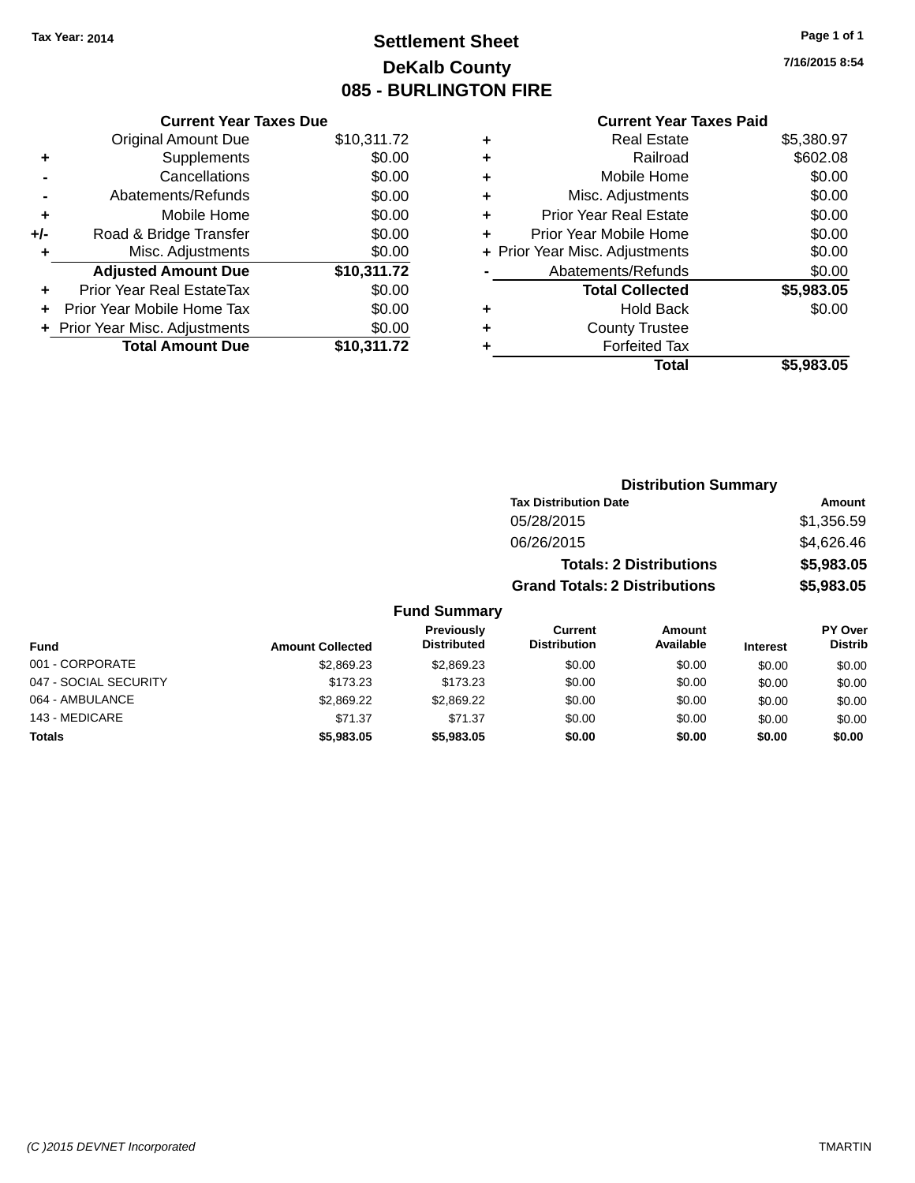Tax Year: 2014

# Settlement Sheet
## DeKalb County
## 085 - BURLINGTON FIRE

7/16/2015 8:54

### Current Year Taxes Due

| | | |
|---|---|---|
| | Original Amount Due | $10,311.72 |
| + | Supplements | $0.00 |
| - | Cancellations | $0.00 |
| - | Abatements/Refunds | $0.00 |
| + | Mobile Home | $0.00 |
| +/- | Road & Bridge Transfer | $0.00 |
| + | Misc. Adjustments | $0.00 |
| | **Adjusted Amount Due** | **$10,311.72** |
| + | Prior Year Real EstateTax | $0.00 |
| + | Prior Year Mobile Home Tax | $0.00 |
| + | Prior Year Misc. Adjustments | $0.00 |
| | **Total Amount Due** | **$10,311.72** |

### Current Year Taxes Paid

| | | |
|---|---|---|
| + | Real Estate | $5,380.97 |
| + | Railroad | $602.08 |
| + | Mobile Home | $0.00 |
| + | Misc. Adjustments | $0.00 |
| + | Prior Year Real Estate | $0.00 |
| + | Prior Year Mobile Home | $0.00 |
| + | Prior Year Misc. Adjustments | $0.00 |
| - | Abatements/Refunds | $0.00 |
| | **Total Collected** | **$5,983.05** |
| + | Hold Back | $0.00 |
| + | County Trustee | |
| + | Forfeited Tax | |
| | **Total** | **$5,983.05** |

### Distribution Summary

| Tax Distribution Date | Amount |
|---|---|
| 05/28/2015 | $1,356.59 |
| 06/26/2015 | $4,626.46 |
| **Totals: 2 Distributions** | **$5,983.05** |
| **Grand Totals: 2 Distributions** | **$5,983.05** |

### Fund Summary

| Fund | Amount Collected | Previously Distributed | Current Distribution | Amount Available | Interest | PY Over Distrib |
|---|---|---|---|---|---|---|
| 001 - CORPORATE | $2,869.23 | $2,869.23 | $0.00 | $0.00 | $0.00 | $0.00 |
| 047 - SOCIAL SECURITY | $173.23 | $173.23 | $0.00 | $0.00 | $0.00 | $0.00 |
| 064 - AMBULANCE | $2,869.22 | $2,869.22 | $0.00 | $0.00 | $0.00 | $0.00 |
| 143 - MEDICARE | $71.37 | $71.37 | $0.00 | $0.00 | $0.00 | $0.00 |
| **Totals** | **$5,983.05** | **$5,983.05** | **$0.00** | **$0.00** | **$0.00** | **$0.00** |

(C )2015 DEVNET Incorporated — TMARTIN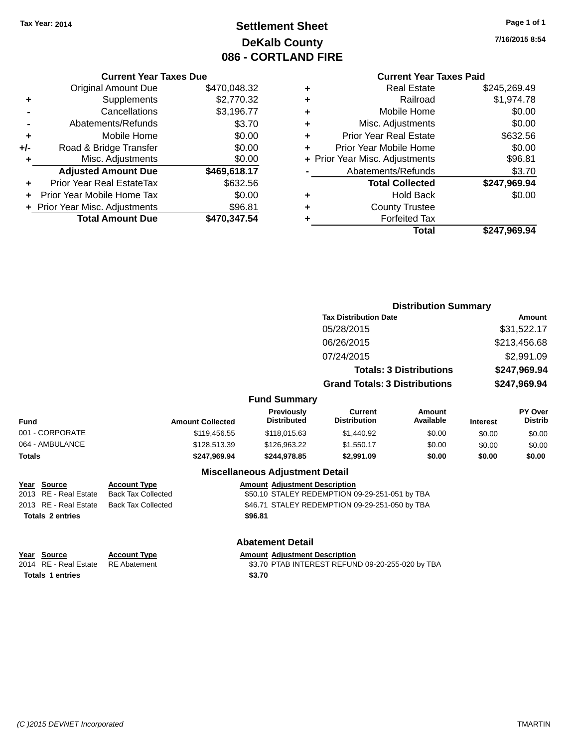Tax Year: 2014

# Settlement Sheet
## DeKalb County
## 086 - CORTLAND FIRE

7/16/2015 8:54

### Current Year Taxes Due

| | | |
|---|---|---|
| | Original Amount Due | $470,048.32 |
| + | Supplements | $2,770.32 |
| - | Cancellations | $3,196.77 |
| - | Abatements/Refunds | $3.70 |
| + | Mobile Home | $0.00 |
| +/- | Road & Bridge Transfer | $0.00 |
| + | Misc. Adjustments | $0.00 |
| | **Adjusted Amount Due** | **$469,618.17** |
| + | Prior Year Real EstateTax | $632.56 |
| + | Prior Year Mobile Home Tax | $0.00 |
| + | Prior Year Misc. Adjustments | $96.81 |
| | **Total Amount Due** | **$470,347.54** |

### Current Year Taxes Paid

| | | |
|---|---|---|
| + | Real Estate | $245,269.49 |
| + | Railroad | $1,974.78 |
| + | Mobile Home | $0.00 |
| + | Misc. Adjustments | $0.00 |
| + | Prior Year Real Estate | $632.56 |
| + | Prior Year Mobile Home | $0.00 |
| + | Prior Year Misc. Adjustments | $96.81 |
| - | Abatements/Refunds | $3.70 |
| | **Total Collected** | **$247,969.94** |
| + | Hold Back | $0.00 |
| + | County Trustee | |
| + | Forfeited Tax | |
| | **Total** | **$247,969.94** |

### Distribution Summary

| Tax Distribution Date | Amount |
|---|---|
| 05/28/2015 | $31,522.17 |
| 06/26/2015 | $213,456.68 |
| 07/24/2015 | $2,991.09 |
| **Totals: 3 Distributions** | **$247,969.94** |
| **Grand Totals: 3 Distributions** | **$247,969.94** |

### Fund Summary

| Fund | Amount Collected | Previously Distributed | Current Distribution | Amount Available | Interest | PY Over Distrib |
|---|---|---|---|---|---|---|
| 001 - CORPORATE | $119,456.55 | $118,015.63 | $1,440.92 | $0.00 | $0.00 | $0.00 |
| 064 - AMBULANCE | $128,513.39 | $126,963.22 | $1,550.17 | $0.00 | $0.00 | $0.00 |
| **Totals** | **$247,969.94** | **$244,978.85** | **$2,991.09** | **$0.00** | **$0.00** | **$0.00** |

### Miscellaneous Adjustment Detail

| Year | Source | Account Type | Amount | Adjustment Description |
|---|---|---|---|---|
| 2013 | RE - Real Estate | Back Tax Collected | $50.10 | STALEY REDEMPTION 09-29-251-051 by TBA |
| 2013 | RE - Real Estate | Back Tax Collected | $46.71 | STALEY REDEMPTION 09-29-251-050 by TBA |
| **Totals 2 entries** | | | **$96.81** | |

### Abatement Detail

| Year | Source | Account Type | Amount | Adjustment Description |
|---|---|---|---|---|
| 2014 | RE - Real Estate | RE Abatement | $3.70 | PTAB INTEREST REFUND 09-20-255-020 by TBA |
| **Totals 1 entries** | | | **$3.70** | |

(C )2015 DEVNET Incorporated TMARTIN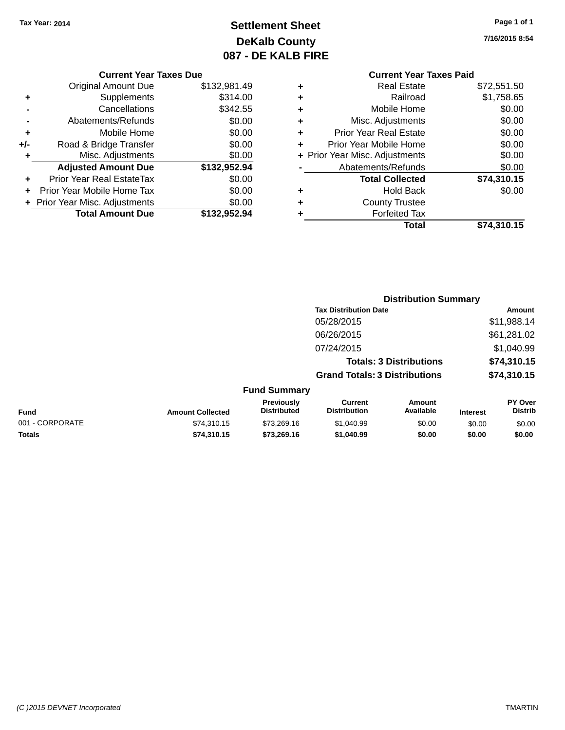Tax Year: 2014

# Settlement Sheet

## DeKalb County

## 087 - DE KALB FIRE

7/16/2015 8:54

### Current Year Taxes Due

| | | |
|---|---|---|
| | Original Amount Due | $132,981.49 |
| + | Supplements | $314.00 |
| - | Cancellations | $342.55 |
| - | Abatements/Refunds | $0.00 |
| + | Mobile Home | $0.00 |
| +/- | Road & Bridge Transfer | $0.00 |
| + | Misc. Adjustments | $0.00 |
| | **Adjusted Amount Due** | **$132,952.94** |
| + | Prior Year Real EstateTax | $0.00 |
| + | Prior Year Mobile Home Tax | $0.00 |
| + | Prior Year Misc. Adjustments | $0.00 |
| | **Total Amount Due** | **$132,952.94** |

### Current Year Taxes Paid

| | | |
|---|---|---|
| + | Real Estate | $72,551.50 |
| + | Railroad | $1,758.65 |
| + | Mobile Home | $0.00 |
| + | Misc. Adjustments | $0.00 |
| + | Prior Year Real Estate | $0.00 |
| + | Prior Year Mobile Home | $0.00 |
| + | Prior Year Misc. Adjustments | $0.00 |
| - | Abatements/Refunds | $0.00 |
| | **Total Collected** | **$74,310.15** |
| + | Hold Back | $0.00 |
| + | County Trustee | |
| + | Forfeited Tax | |
| | **Total** | **$74,310.15** |

### Distribution Summary

| Tax Distribution Date | Amount |
|---|---|
| 05/28/2015 | $11,988.14 |
| 06/26/2015 | $61,281.02 |
| 07/24/2015 | $1,040.99 |
| **Totals: 3 Distributions** | **$74,310.15** |
| **Grand Totals: 3 Distributions** | **$74,310.15** |

### Fund Summary

| Fund | Amount Collected | Previously Distributed | Current Distribution | Amount Available | Interest | PY Over Distrib |
|---|---|---|---|---|---|---|
| 001 - CORPORATE | $74,310.15 | $73,269.16 | $1,040.99 | $0.00 | $0.00 | $0.00 |
| **Totals** | **$74,310.15** | **$73,269.16** | **$1,040.99** | **$0.00** | **$0.00** | **$0.00** |

(C )2015 DEVNET Incorporated TMARTIN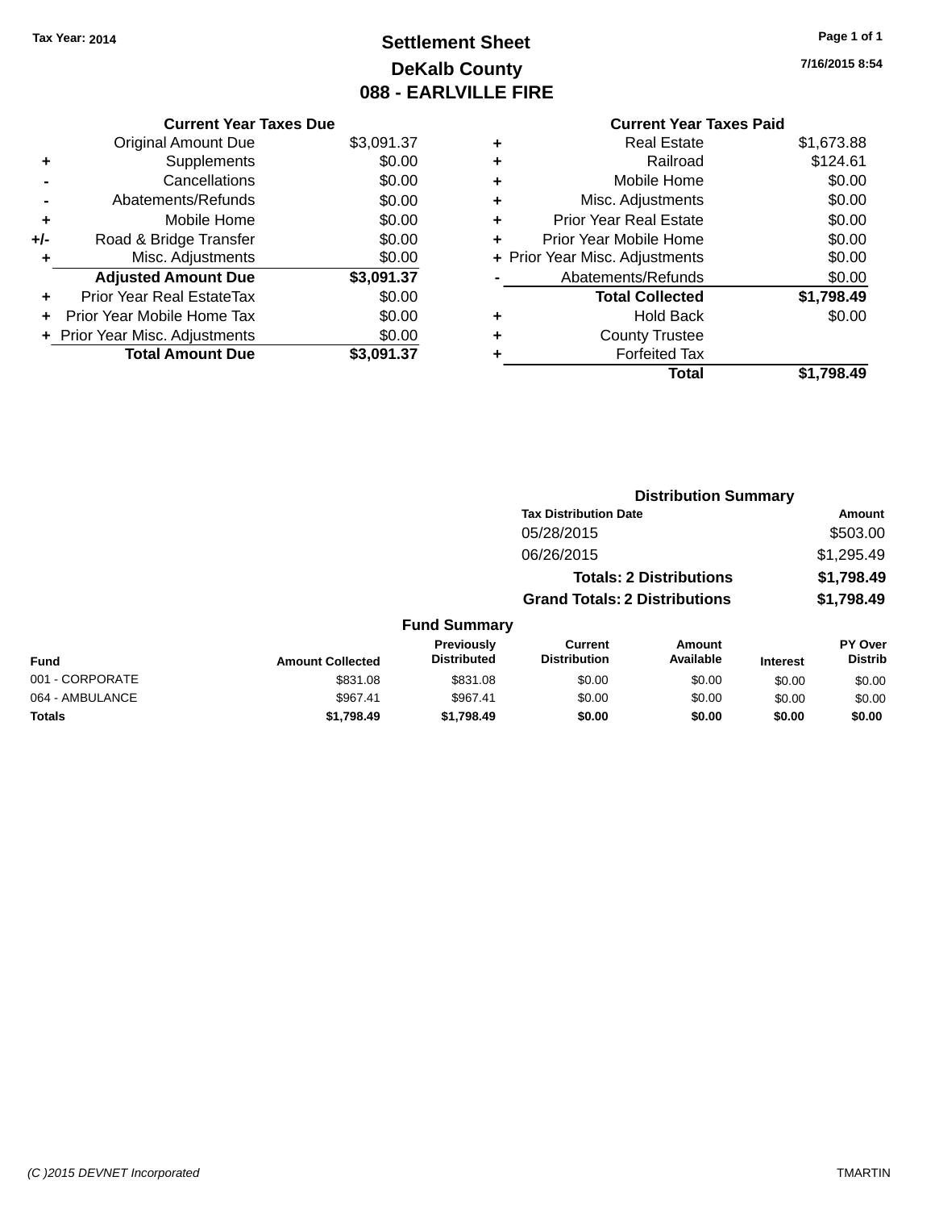Tax Year: 2014

# Settlement Sheet
## DeKalb County
## 088 - EARLVILLE FIRE

7/16/2015 8:54

### Current Year Taxes Due

| | | |
|---|---|---|
| | Original Amount Due | $3,091.37 |
| + | Supplements | $0.00 |
| - | Cancellations | $0.00 |
| - | Abatements/Refunds | $0.00 |
| + | Mobile Home | $0.00 |
| +/- | Road & Bridge Transfer | $0.00 |
| + | Misc. Adjustments | $0.00 |
| | **Adjusted Amount Due** | **$3,091.37** |
| + | Prior Year Real EstateTax | $0.00 |
| + | Prior Year Mobile Home Tax | $0.00 |
| + | Prior Year Misc. Adjustments | $0.00 |
| | **Total Amount Due** | **$3,091.37** |

### Current Year Taxes Paid

| | | |
|---|---|---|
| + | Real Estate | $1,673.88 |
| + | Railroad | $124.61 |
| + | Mobile Home | $0.00 |
| + | Misc. Adjustments | $0.00 |
| + | Prior Year Real Estate | $0.00 |
| + | Prior Year Mobile Home | $0.00 |
| + | Prior Year Misc. Adjustments | $0.00 |
| - | Abatements/Refunds | $0.00 |
| | **Total Collected** | **$1,798.49** |
| + | Hold Back | $0.00 |
| + | County Trustee | |
| + | Forfeited Tax | |
| | **Total** | **$1,798.49** |

### Distribution Summary

| Tax Distribution Date | Amount |
|---|---|
| 05/28/2015 | $503.00 |
| 06/26/2015 | $1,295.49 |
| **Totals: 2 Distributions** | **$1,798.49** |
| **Grand Totals: 2 Distributions** | **$1,798.49** |

### Fund Summary

| Fund | Amount Collected | Previously Distributed | Current Distribution | Amount Available | Interest | PY Over Distrib |
|---|---|---|---|---|---|---|
| 001 - CORPORATE | $831.08 | $831.08 | $0.00 | $0.00 | $0.00 | $0.00 |
| 064 - AMBULANCE | $967.41 | $967.41 | $0.00 | $0.00 | $0.00 | $0.00 |
| **Totals** | **$1,798.49** | **$1,798.49** | **$0.00** | **$0.00** | **$0.00** | **$0.00** |

(C )2015 DEVNET Incorporated TMARTIN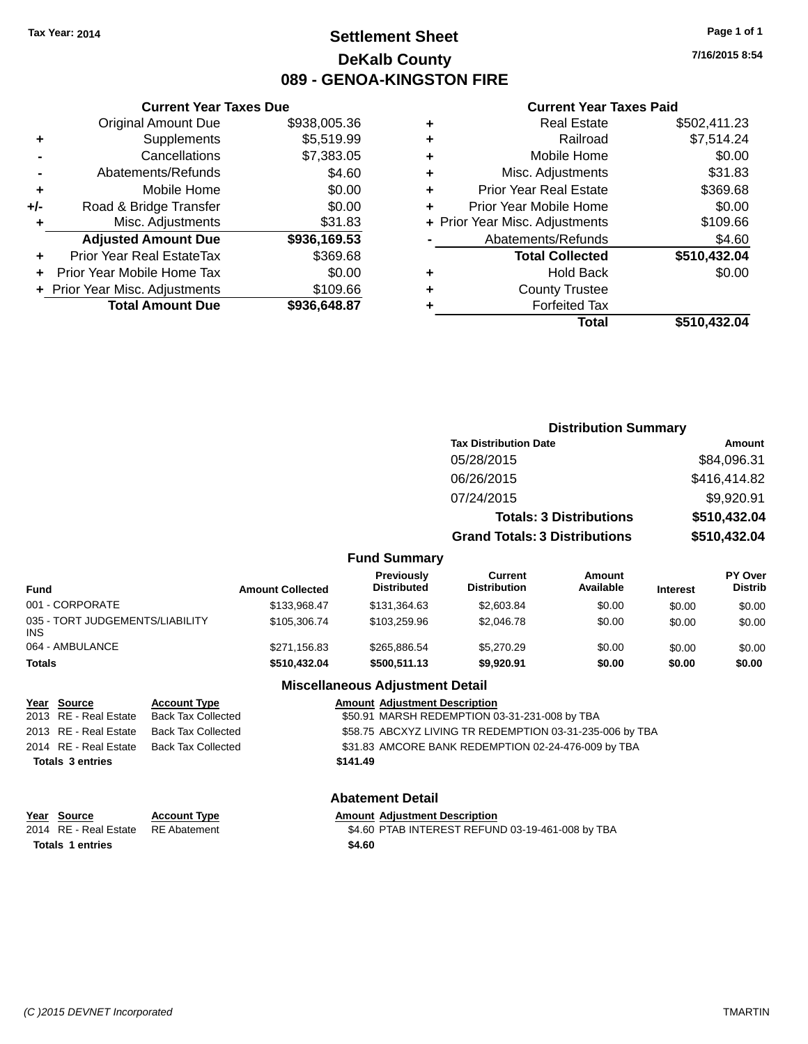Tax Year: 2014

# Settlement Sheet
## DeKalb County
## 089 - GENOA-KINGSTON FIRE

Page 1 of 1

7/16/2015 8:54

### Current Year Taxes Due

| | | |
|---|---|---|
| | Original Amount Due | $938,005.36 |
| + | Supplements | $5,519.99 |
| - | Cancellations | $7,383.05 |
| - | Abatements/Refunds | $4.60 |
| + | Mobile Home | $0.00 |
| +/- | Road & Bridge Transfer | $0.00 |
| + | Misc. Adjustments | $31.83 |
| | **Adjusted Amount Due** | **$936,169.53** |
| + | Prior Year Real EstateTax | $369.68 |
| + | Prior Year Mobile Home Tax | $0.00 |
| + | Prior Year Misc. Adjustments | $109.66 |
| | **Total Amount Due** | **$936,648.87** |

### Current Year Taxes Paid

| | | |
|---|---|---|
| + | Real Estate | $502,411.23 |
| + | Railroad | $7,514.24 |
| + | Mobile Home | $0.00 |
| + | Misc. Adjustments | $31.83 |
| + | Prior Year Real Estate | $369.68 |
| + | Prior Year Mobile Home | $0.00 |
| + | Prior Year Misc. Adjustments | $109.66 |
| - | Abatements/Refunds | $4.60 |
| | **Total Collected** | **$510,432.04** |
| + | Hold Back | $0.00 |
| + | County Trustee | |
| + | Forfeited Tax | |
| | **Total** | **$510,432.04** |

### Distribution Summary

| Tax Distribution Date | Amount |
|---|---|
| 05/28/2015 | $84,096.31 |
| 06/26/2015 | $416,414.82 |
| 07/24/2015 | $9,920.91 |
| **Totals: 3 Distributions** | **$510,432.04** |
| **Grand Totals: 3 Distributions** | **$510,432.04** |

### Fund Summary

| Fund | Amount Collected | Previously Distributed | Current Distribution | Amount Available | Interest | PY Over Distrib |
|---|---|---|---|---|---|---|
| 001 - CORPORATE | $133,968.47 | $131,364.63 | $2,603.84 | $0.00 | $0.00 | $0.00 |
| 035 - TORT JUDGEMENTS/LIABILITY INS | $105,306.74 | $103,259.96 | $2,046.78 | $0.00 | $0.00 | $0.00 |
| 064 - AMBULANCE | $271,156.83 | $265,886.54 | $5,270.29 | $0.00 | $0.00 | $0.00 |
| **Totals** | **$510,432.04** | **$500,511.13** | **$9,920.91** | **$0.00** | **$0.00** | **$0.00** |

### Miscellaneous Adjustment Detail

| Year | Source | Account Type | Amount | Adjustment Description |
|---|---|---|---|---|
| 2013 | RE - Real Estate | Back Tax Collected | $50.91 | MARSH REDEMPTION 03-31-231-008 by TBA |
| 2013 | RE - Real Estate | Back Tax Collected | $58.75 | ABCXYZ LIVING TR REDEMPTION 03-31-235-006 by TBA |
| 2014 | RE - Real Estate | Back Tax Collected | $31.83 | AMCORE BANK REDEMPTION 02-24-476-009 by TBA |
| **Totals 3 entries** | | | **$141.49** | |

### Abatement Detail

| Year | Source | Account Type | Amount | Adjustment Description |
|---|---|---|---|---|
| 2014 | RE - Real Estate | RE Abatement | $4.60 | PTAB INTEREST REFUND 03-19-461-008 by TBA |
| **Totals 1 entries** | | | **$4.60** | |

(C )2015 DEVNET Incorporated TMARTIN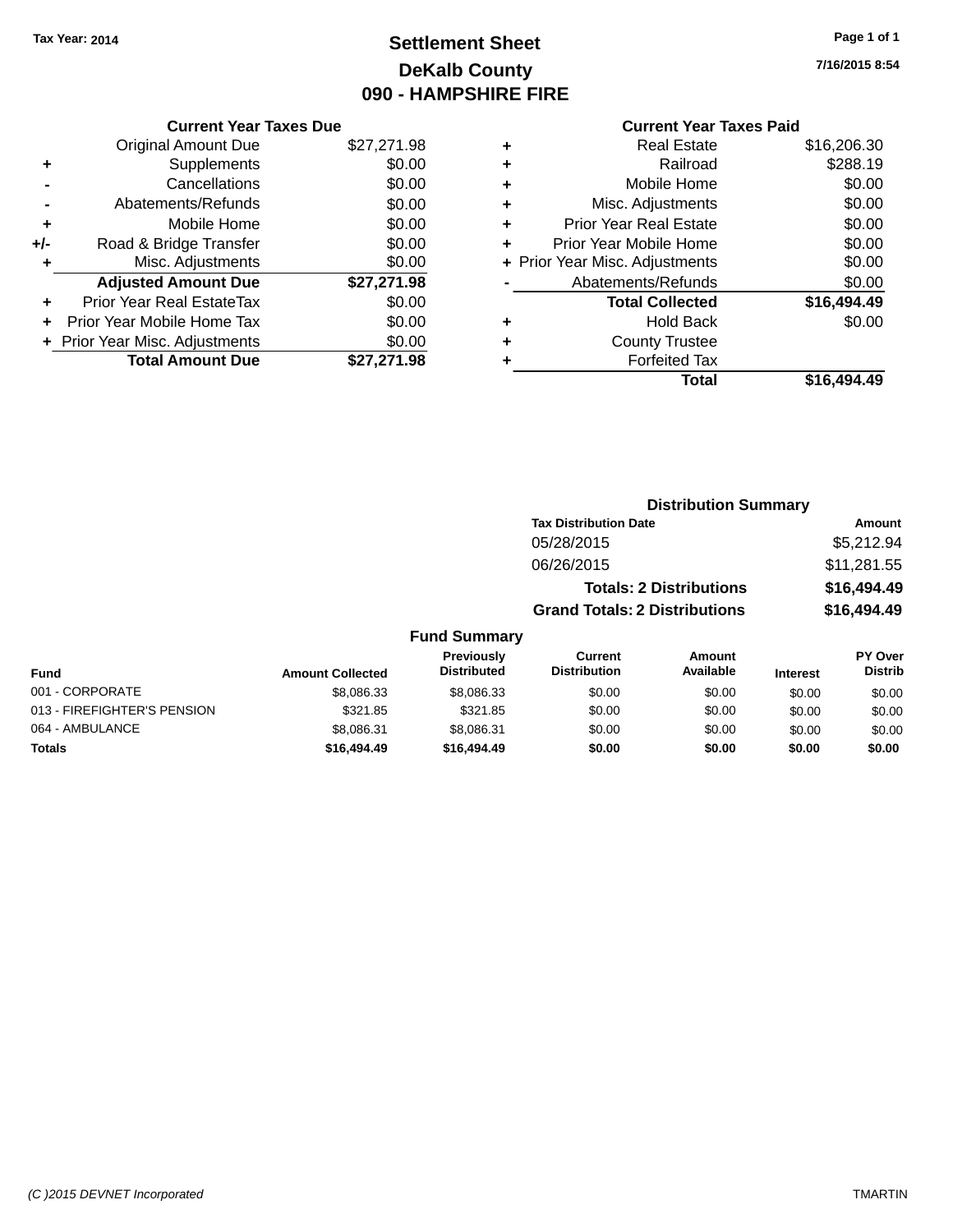Tax Year: 2014

# Settlement Sheet

## DeKalb County

## 090 - HAMPSHIRE FIRE

7/16/2015 8:54

### Current Year Taxes Due

| | | |
|---|---|---|
| | Original Amount Due | $27,271.98 |
| + | Supplements | $0.00 |
| - | Cancellations | $0.00 |
| - | Abatements/Refunds | $0.00 |
| + | Mobile Home | $0.00 |
| +/- | Road & Bridge Transfer | $0.00 |
| + | Misc. Adjustments | $0.00 |
| | **Adjusted Amount Due** | **$27,271.98** |
| + | Prior Year Real EstateTax | $0.00 |
| + | Prior Year Mobile Home Tax | $0.00 |
| + | Prior Year Misc. Adjustments | $0.00 |
| | **Total Amount Due** | **$27,271.98** |

### Current Year Taxes Paid

| | | |
|---|---|---|
| + | Real Estate | $16,206.30 |
| + | Railroad | $288.19 |
| + | Mobile Home | $0.00 |
| + | Misc. Adjustments | $0.00 |
| + | Prior Year Real Estate | $0.00 |
| + | Prior Year Mobile Home | $0.00 |
| + | Prior Year Misc. Adjustments | $0.00 |
| - | Abatements/Refunds | $0.00 |
| | **Total Collected** | **$16,494.49** |
| + | Hold Back | $0.00 |
| + | County Trustee | |
| + | Forfeited Tax | |
| | **Total** | **$16,494.49** |

### Distribution Summary

| Tax Distribution Date | Amount |
|---|---|
| 05/28/2015 | $5,212.94 |
| 06/26/2015 | $11,281.55 |
| **Totals: 2 Distributions** | **$16,494.49** |
| **Grand Totals: 2 Distributions** | **$16,494.49** |

### Fund Summary

| Fund | Amount Collected | Previously Distributed | Current Distribution | Amount Available | Interest | PY Over Distrib |
|---|---|---|---|---|---|---|
| 001 - CORPORATE | $8,086.33 | $8,086.33 | $0.00 | $0.00 | $0.00 | $0.00 |
| 013 - FIREFIGHTER'S PENSION | $321.85 | $321.85 | $0.00 | $0.00 | $0.00 | $0.00 |
| 064 - AMBULANCE | $8,086.31 | $8,086.31 | $0.00 | $0.00 | $0.00 | $0.00 |
| **Totals** | **$16,494.49** | **$16,494.49** | **$0.00** | **$0.00** | **$0.00** | **$0.00** |

(C )2015 DEVNET Incorporated TMARTIN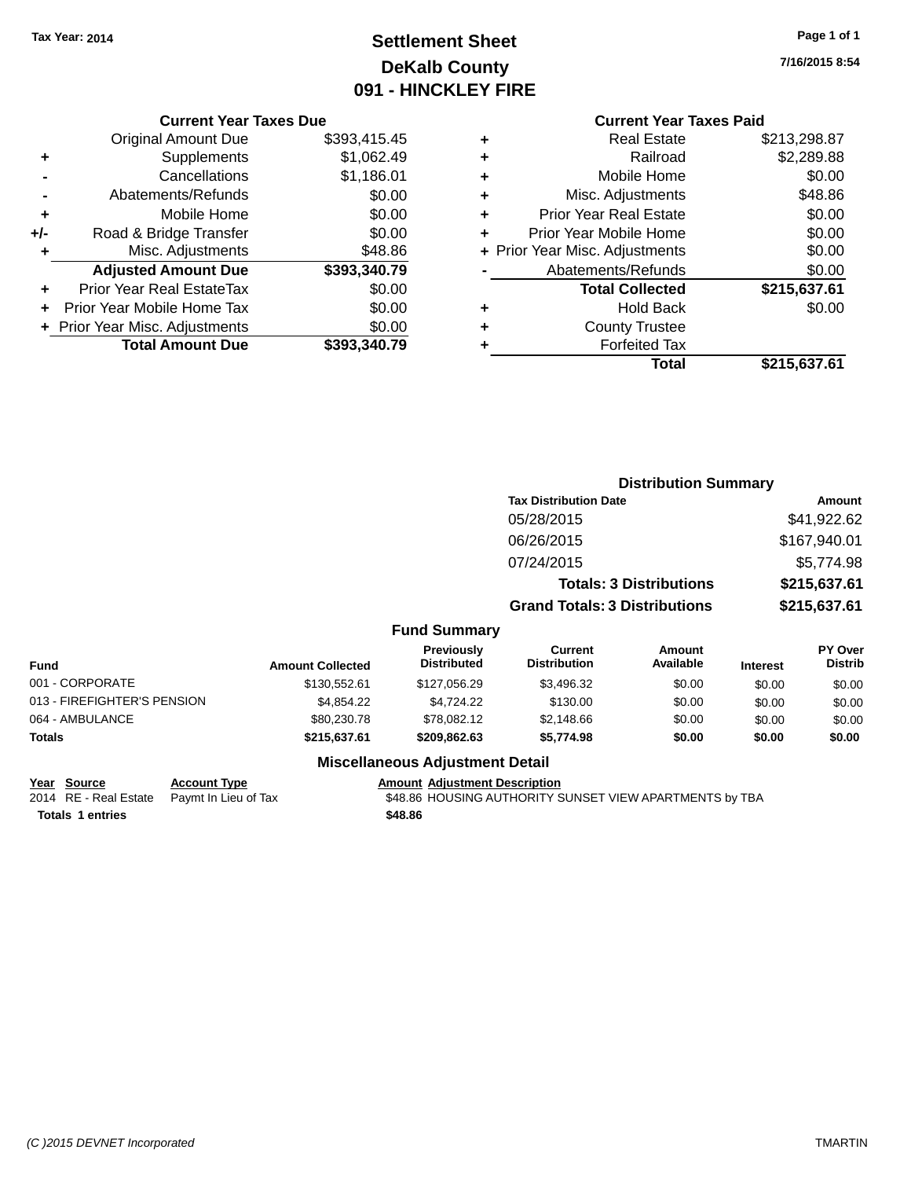Tax Year: 2014

# Settlement Sheet
## DeKalb County
## 091 - HINCKLEY FIRE

7/16/2015 8:54

### Current Year Taxes Due

| | | |
|---|---|---|
| | Original Amount Due | $393,415.45 |
| + | Supplements | $1,062.49 |
| - | Cancellations | $1,186.01 |
| - | Abatements/Refunds | $0.00 |
| + | Mobile Home | $0.00 |
| +/- | Road & Bridge Transfer | $0.00 |
| + | Misc. Adjustments | $48.86 |
| | **Adjusted Amount Due** | **$393,340.79** |
| + | Prior Year Real EstateTax | $0.00 |
| + | Prior Year Mobile Home Tax | $0.00 |
| + | Prior Year Misc. Adjustments | $0.00 |
| | **Total Amount Due** | **$393,340.79** |

### Current Year Taxes Paid

| | | |
|---|---|---|
| + | Real Estate | $213,298.87 |
| + | Railroad | $2,289.88 |
| + | Mobile Home | $0.00 |
| + | Misc. Adjustments | $48.86 |
| + | Prior Year Real Estate | $0.00 |
| + | Prior Year Mobile Home | $0.00 |
| + | Prior Year Misc. Adjustments | $0.00 |
| - | Abatements/Refunds | $0.00 |
| | **Total Collected** | **$215,637.61** |
| + | Hold Back | $0.00 |
| + | County Trustee | |
| + | Forfeited Tax | |
| | **Total** | **$215,637.61** |

### Distribution Summary

| Tax Distribution Date | Amount |
|---|---|
| 05/28/2015 | $41,922.62 |
| 06/26/2015 | $167,940.01 |
| 07/24/2015 | $5,774.98 |
| **Totals: 3 Distributions** | **$215,637.61** |
| **Grand Totals: 3 Distributions** | **$215,637.61** |

### Fund Summary

| Fund | Amount Collected | Previously Distributed | Current Distribution | Amount Available | Interest | PY Over Distrib |
|---|---|---|---|---|---|---|
| 001 - CORPORATE | $130,552.61 | $127,056.29 | $3,496.32 | $0.00 | $0.00 | $0.00 |
| 013 - FIREFIGHTER'S PENSION | $4,854.22 | $4,724.22 | $130.00 | $0.00 | $0.00 | $0.00 |
| 064 - AMBULANCE | $80,230.78 | $78,082.12 | $2,148.66 | $0.00 | $0.00 | $0.00 |
| **Totals** | **$215,637.61** | **$209,862.63** | **$5,774.98** | **$0.00** | **$0.00** | **$0.00** |

### Miscellaneous Adjustment Detail

| Year | Source | Account Type | Amount | Adjustment Description |
|---|---|---|---|---|
| 2014 | RE - Real Estate | Paymt In Lieu of Tax | $48.86 | HOUSING AUTHORITY SUNSET VIEW APARTMENTS by TBA |
| **Totals 1 entries** | | | **$48.86** | |

(C )2015 DEVNET Incorporated TMARTIN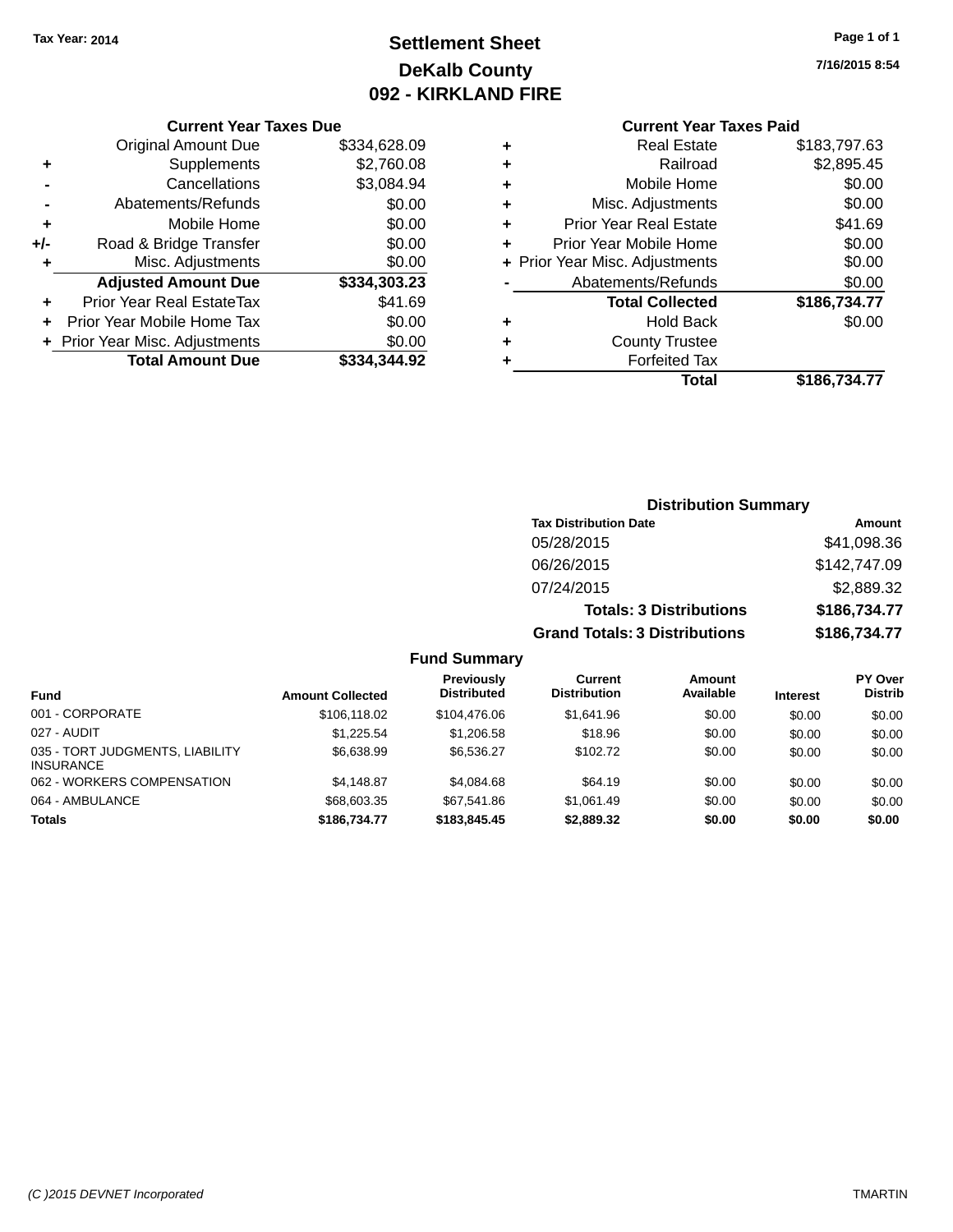Tax Year: 2014

# Settlement Sheet
## DeKalb County
## 092 - KIRKLAND FIRE

7/16/2015 8:54

### Current Year Taxes Due

| | | |
|---|---|---|
| | Original Amount Due | $334,628.09 |
| + | Supplements | $2,760.08 |
| - | Cancellations | $3,084.94 |
| - | Abatements/Refunds | $0.00 |
| + | Mobile Home | $0.00 |
| +/- | Road & Bridge Transfer | $0.00 |
| + | Misc. Adjustments | $0.00 |
| | **Adjusted Amount Due** | **$334,303.23** |
| + | Prior Year Real EstateTax | $41.69 |
| + | Prior Year Mobile Home Tax | $0.00 |
| + | Prior Year Misc. Adjustments | $0.00 |
| | **Total Amount Due** | **$334,344.92** |

### Current Year Taxes Paid

| | | |
|---|---|---|
| + | Real Estate | $183,797.63 |
| + | Railroad | $2,895.45 |
| + | Mobile Home | $0.00 |
| + | Misc. Adjustments | $0.00 |
| + | Prior Year Real Estate | $41.69 |
| + | Prior Year Mobile Home | $0.00 |
| + | Prior Year Misc. Adjustments | $0.00 |
| - | Abatements/Refunds | $0.00 |
| | **Total Collected** | **$186,734.77** |
| + | Hold Back | $0.00 |
| + | County Trustee | |
| + | Forfeited Tax | |
| | **Total** | **$186,734.77** |

### Distribution Summary

| Tax Distribution Date | Amount |
|---|---|
| 05/28/2015 | $41,098.36 |
| 06/26/2015 | $142,747.09 |
| 07/24/2015 | $2,889.32 |
| **Totals: 3 Distributions** | **$186,734.77** |
| **Grand Totals: 3 Distributions** | **$186,734.77** |

### Fund Summary

| Fund | Amount Collected | Previously Distributed | Current Distribution | Amount Available | Interest | PY Over Distrib |
|---|---|---|---|---|---|---|
| 001 - CORPORATE | $106,118.02 | $104,476.06 | $1,641.96 | $0.00 | $0.00 | $0.00 |
| 027 - AUDIT | $1,225.54 | $1,206.58 | $18.96 | $0.00 | $0.00 | $0.00 |
| 035 - TORT JUDGMENTS, LIABILITY INSURANCE | $6,638.99 | $6,536.27 | $102.72 | $0.00 | $0.00 | $0.00 |
| 062 - WORKERS COMPENSATION | $4,148.87 | $4,084.68 | $64.19 | $0.00 | $0.00 | $0.00 |
| 064 - AMBULANCE | $68,603.35 | $67,541.86 | $1,061.49 | $0.00 | $0.00 | $0.00 |
| **Totals** | **$186,734.77** | **$183,845.45** | **$2,889.32** | **$0.00** | **$0.00** | **$0.00** |

(C )2015 DEVNET Incorporated

TMARTIN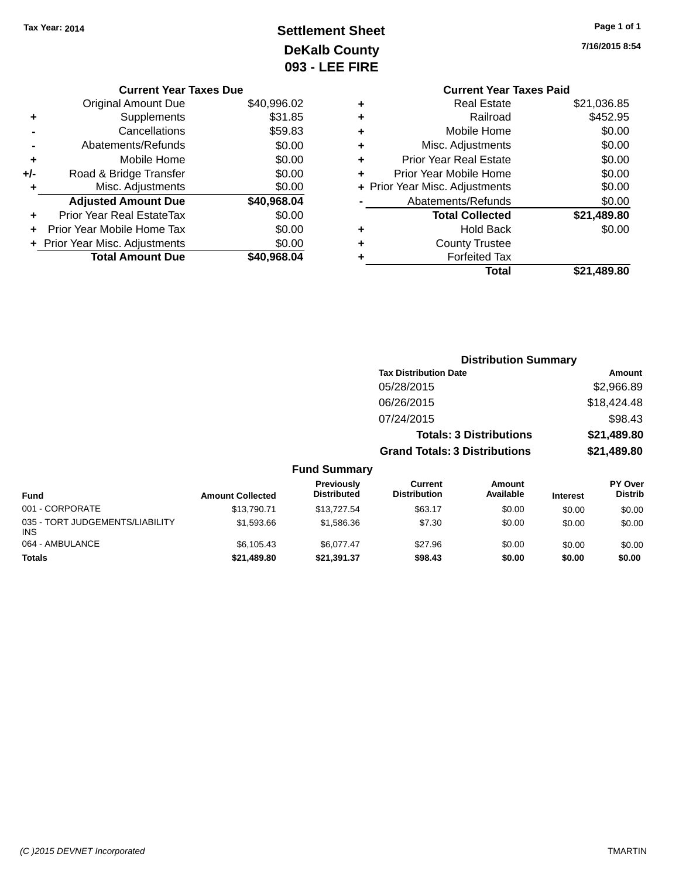Tax Year: 2014

# Settlement Sheet

## DeKalb County

## 093 - LEE FIRE

7/16/2015 8:54

### Current Year Taxes Due

| | | |
|---|---|---|
| | Original Amount Due | $40,996.02 |
| + | Supplements | $31.85 |
| - | Cancellations | $59.83 |
| - | Abatements/Refunds | $0.00 |
| + | Mobile Home | $0.00 |
| +/- | Road & Bridge Transfer | $0.00 |
| + | Misc. Adjustments | $0.00 |
| | **Adjusted Amount Due** | **$40,968.04** |
| + | Prior Year Real EstateTax | $0.00 |
| + | Prior Year Mobile Home Tax | $0.00 |
| + | Prior Year Misc. Adjustments | $0.00 |
| | **Total Amount Due** | **$40,968.04** |

### Current Year Taxes Paid

| | | |
|---|---|---|
| + | Real Estate | $21,036.85 |
| + | Railroad | $452.95 |
| + | Mobile Home | $0.00 |
| + | Misc. Adjustments | $0.00 |
| + | Prior Year Real Estate | $0.00 |
| + | Prior Year Mobile Home | $0.00 |
| + | Prior Year Misc. Adjustments | $0.00 |
| - | Abatements/Refunds | $0.00 |
| | **Total Collected** | **$21,489.80** |
| + | Hold Back | $0.00 |
| + | County Trustee | |
| + | Forfeited Tax | |
| | **Total** | **$21,489.80** |

### Distribution Summary

| Tax Distribution Date | Amount |
|---|---|
| 05/28/2015 | $2,966.89 |
| 06/26/2015 | $18,424.48 |
| 07/24/2015 | $98.43 |
| **Totals: 3 Distributions** | **$21,489.80** |
| **Grand Totals: 3 Distributions** | **$21,489.80** |

### Fund Summary

| Fund | Amount Collected | Previously Distributed | Current Distribution | Amount Available | Interest | PY Over Distrib |
|---|---|---|---|---|---|---|
| 001 - CORPORATE | $13,790.71 | $13,727.54 | $63.17 | $0.00 | $0.00 | $0.00 |
| 035 - TORT JUDGEMENTS/LIABILITY INS | $1,593.66 | $1,586.36 | $7.30 | $0.00 | $0.00 | $0.00 |
| 064 - AMBULANCE | $6,105.43 | $6,077.47 | $27.96 | $0.00 | $0.00 | $0.00 |
| **Totals** | **$21,489.80** | **$21,391.37** | **$98.43** | **$0.00** | **$0.00** | **$0.00** |

(C )2015 DEVNET Incorporated — TMARTIN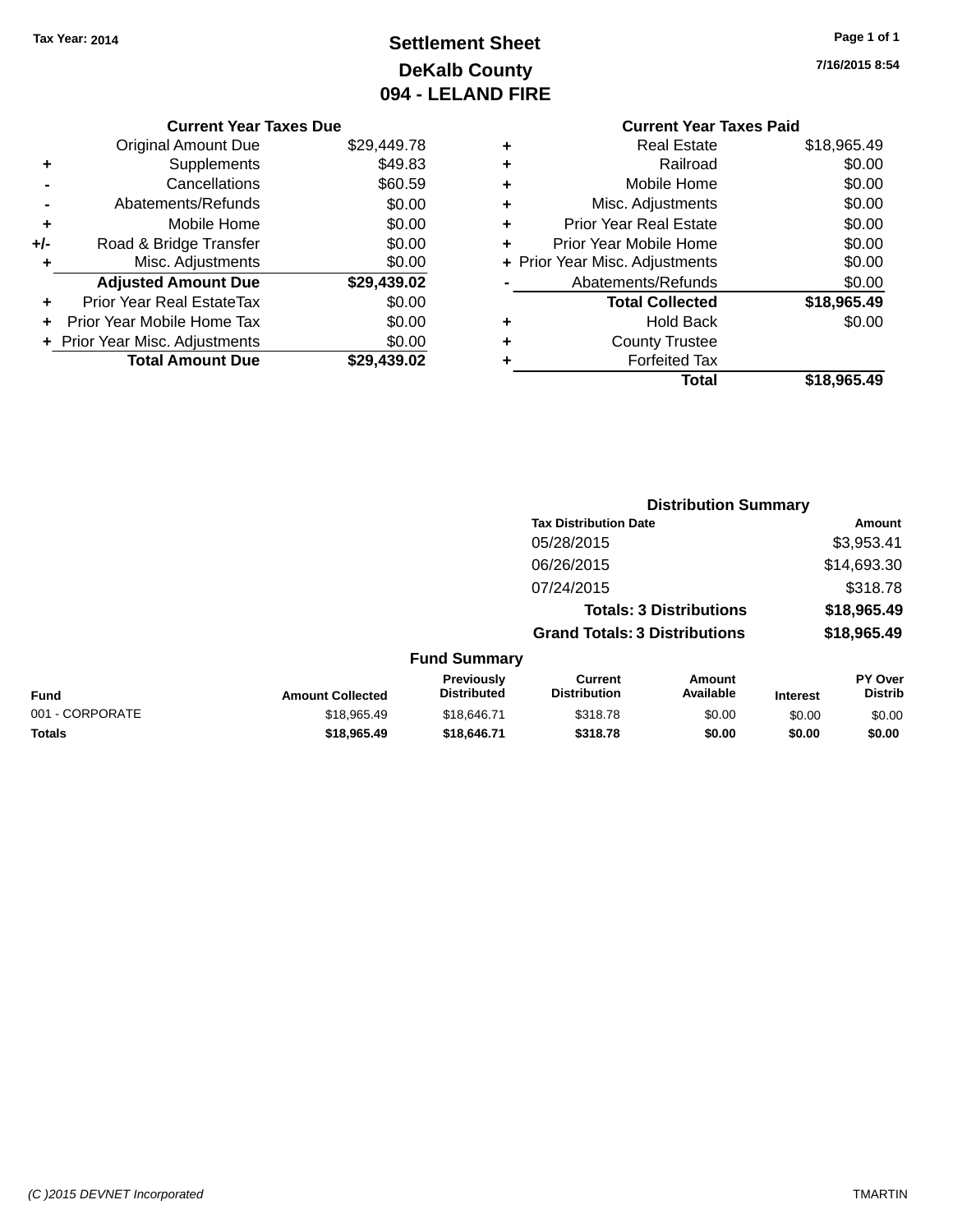Tax Year: 2014

# Settlement Sheet
## DeKalb County
## 094 - LELAND FIRE

7/16/2015 8:54

### Current Year Taxes Due

| | | |
|---|---|---|
| | Original Amount Due | $29,449.78 |
| + | Supplements | $49.83 |
| - | Cancellations | $60.59 |
| - | Abatements/Refunds | $0.00 |
| + | Mobile Home | $0.00 |
| +/- | Road & Bridge Transfer | $0.00 |
| + | Misc. Adjustments | $0.00 |
| | **Adjusted Amount Due** | **$29,439.02** |
| + | Prior Year Real EstateTax | $0.00 |
| + | Prior Year Mobile Home Tax | $0.00 |
| + | Prior Year Misc. Adjustments | $0.00 |
| | **Total Amount Due** | **$29,439.02** |

### Current Year Taxes Paid

| | | |
|---|---|---|
| + | Real Estate | $18,965.49 |
| + | Railroad | $0.00 |
| + | Mobile Home | $0.00 |
| + | Misc. Adjustments | $0.00 |
| + | Prior Year Real Estate | $0.00 |
| + | Prior Year Mobile Home | $0.00 |
| + | Prior Year Misc. Adjustments | $0.00 |
| - | Abatements/Refunds | $0.00 |
| | **Total Collected** | **$18,965.49** |
| + | Hold Back | $0.00 |
| + | County Trustee | |
| + | Forfeited Tax | |
| | **Total** | **$18,965.49** |

### Distribution Summary

| Tax Distribution Date | Amount |
|---|---|
| 05/28/2015 | $3,953.41 |
| 06/26/2015 | $14,693.30 |
| 07/24/2015 | $318.78 |
| **Totals: 3 Distributions** | **$18,965.49** |
| **Grand Totals: 3 Distributions** | **$18,965.49** |

### Fund Summary

| Fund | Amount Collected | Previously Distributed | Current Distribution | Amount Available | Interest | PY Over Distrib |
|---|---|---|---|---|---|---|
| 001 - CORPORATE | $18,965.49 | $18,646.71 | $318.78 | $0.00 | $0.00 | $0.00 |
| **Totals** | **$18,965.49** | **$18,646.71** | **$318.78** | **$0.00** | **$0.00** | **$0.00** |

(C )2015 DEVNET Incorporated — TMARTIN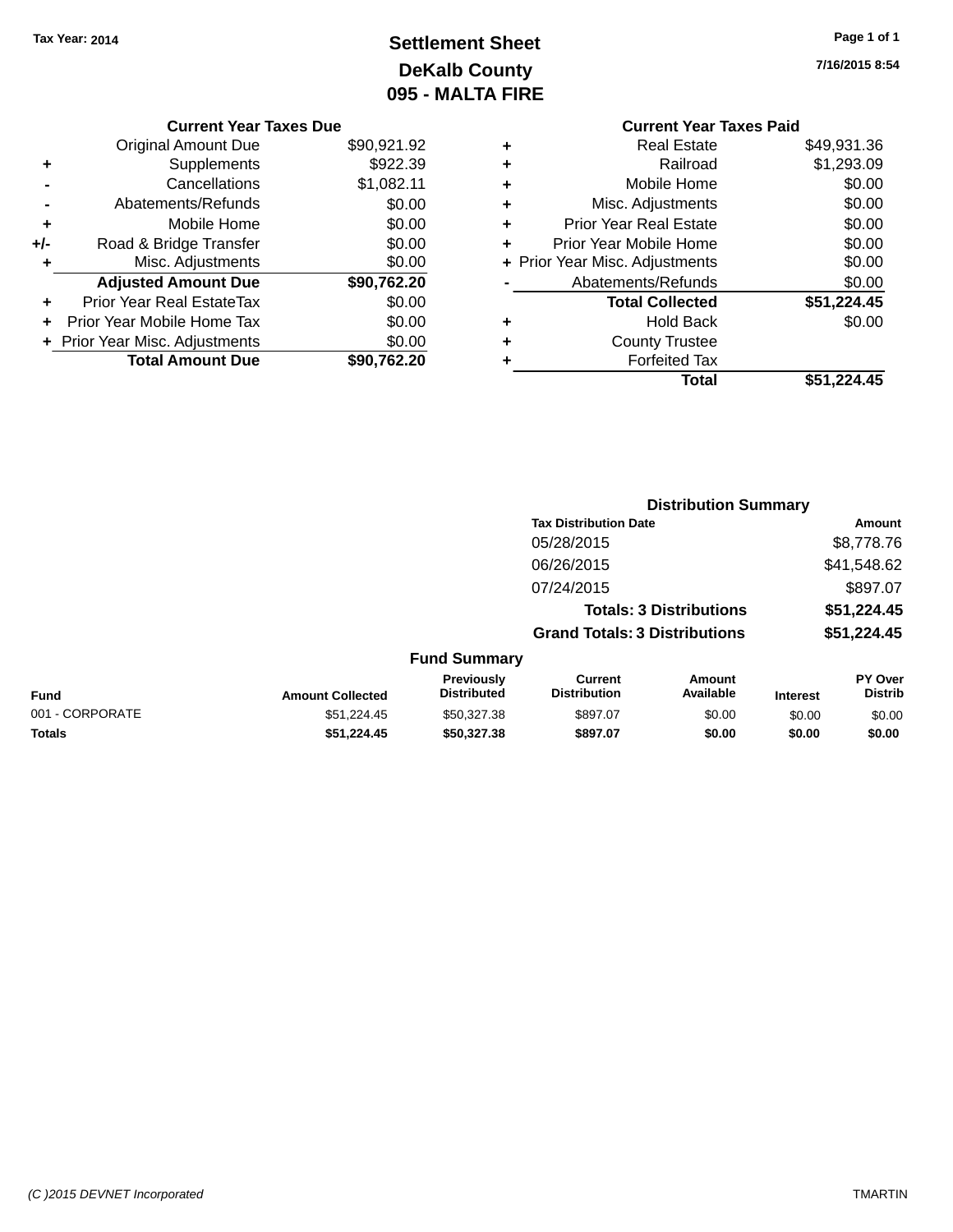Tax Year: 2014

# Settlement Sheet

## DeKalb County

## 095 - MALTA FIRE

7/16/2015 8:54

### Current Year Taxes Due

| | | |
|---|---|---|
| | Original Amount Due | $90,921.92 |
| + | Supplements | $922.39 |
| - | Cancellations | $1,082.11 |
| - | Abatements/Refunds | $0.00 |
| + | Mobile Home | $0.00 |
| +/- | Road & Bridge Transfer | $0.00 |
| + | Misc. Adjustments | $0.00 |
| | **Adjusted Amount Due** | **$90,762.20** |
| + | Prior Year Real EstateTax | $0.00 |
| + | Prior Year Mobile Home Tax | $0.00 |
| + | Prior Year Misc. Adjustments | $0.00 |
| | **Total Amount Due** | **$90,762.20** |

### Current Year Taxes Paid

| | | |
|---|---|---|
| + | Real Estate | $49,931.36 |
| + | Railroad | $1,293.09 |
| + | Mobile Home | $0.00 |
| + | Misc. Adjustments | $0.00 |
| + | Prior Year Real Estate | $0.00 |
| + | Prior Year Mobile Home | $0.00 |
| + | Prior Year Misc. Adjustments | $0.00 |
| - | Abatements/Refunds | $0.00 |
| | **Total Collected** | **$51,224.45** |
| + | Hold Back | $0.00 |
| + | County Trustee | |
| + | Forfeited Tax | |
| | **Total** | **$51,224.45** |

### Distribution Summary

| Tax Distribution Date | Amount |
|---|---|
| 05/28/2015 | $8,778.76 |
| 06/26/2015 | $41,548.62 |
| 07/24/2015 | $897.07 |
| **Totals: 3 Distributions** | **$51,224.45** |
| **Grand Totals: 3 Distributions** | **$51,224.45** |

### Fund Summary

| Fund | Amount Collected | Previously Distributed | Current Distribution | Amount Available | Interest | PY Over Distrib |
|---|---|---|---|---|---|---|
| 001 - CORPORATE | $51,224.45 | $50,327.38 | $897.07 | $0.00 | $0.00 | $0.00 |
| **Totals** | **$51,224.45** | **$50,327.38** | **$897.07** | **$0.00** | **$0.00** | **$0.00** |

(C )2015 DEVNET Incorporated TMARTIN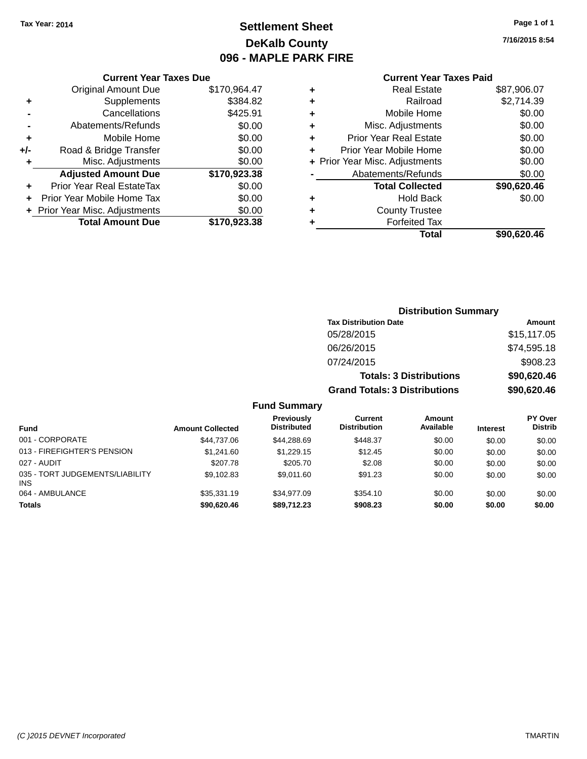Tax Year: 2014

# Settlement Sheet

## DeKalb County

## 096 - MAPLE PARK FIRE

7/16/2015 8:54

### Current Year Taxes Due

| | | |
|---|---|---|
| | Original Amount Due | $170,964.47 |
| + | Supplements | $384.82 |
| - | Cancellations | $425.91 |
| - | Abatements/Refunds | $0.00 |
| + | Mobile Home | $0.00 |
| +/- | Road & Bridge Transfer | $0.00 |
| + | Misc. Adjustments | $0.00 |
| | **Adjusted Amount Due** | **$170,923.38** |
| + | Prior Year Real EstateTax | $0.00 |
| + | Prior Year Mobile Home Tax | $0.00 |
| + | Prior Year Misc. Adjustments | $0.00 |
| | **Total Amount Due** | **$170,923.38** |

### Current Year Taxes Paid

| | | |
|---|---|---|
| + | Real Estate | $87,906.07 |
| + | Railroad | $2,714.39 |
| + | Mobile Home | $0.00 |
| + | Misc. Adjustments | $0.00 |
| + | Prior Year Real Estate | $0.00 |
| + | Prior Year Mobile Home | $0.00 |
| + | Prior Year Misc. Adjustments | $0.00 |
| - | Abatements/Refunds | $0.00 |
| | **Total Collected** | **$90,620.46** |
| + | Hold Back | $0.00 |
| + | County Trustee | |
| + | Forfeited Tax | |
| | **Total** | **$90,620.46** |

### Distribution Summary

| Tax Distribution Date | Amount |
|---|---|
| 05/28/2015 | $15,117.05 |
| 06/26/2015 | $74,595.18 |
| 07/24/2015 | $908.23 |
| **Totals: 3 Distributions** | **$90,620.46** |
| **Grand Totals: 3 Distributions** | **$90,620.46** |

### Fund Summary

| Fund | Amount Collected | Previously Distributed | Current Distribution | Amount Available | Interest | PY Over Distrib |
|---|---|---|---|---|---|---|
| 001 - CORPORATE | $44,737.06 | $44,288.69 | $448.37 | $0.00 | $0.00 | $0.00 |
| 013 - FIREFIGHTER'S PENSION | $1,241.60 | $1,229.15 | $12.45 | $0.00 | $0.00 | $0.00 |
| 027 - AUDIT | $207.78 | $205.70 | $2.08 | $0.00 | $0.00 | $0.00 |
| 035 - TORT JUDGEMENTS/LIABILITY INS | $9,102.83 | $9,011.60 | $91.23 | $0.00 | $0.00 | $0.00 |
| 064 - AMBULANCE | $35,331.19 | $34,977.09 | $354.10 | $0.00 | $0.00 | $0.00 |
| **Totals** | **$90,620.46** | **$89,712.23** | **$908.23** | **$0.00** | **$0.00** | **$0.00** |

(C )2015 DEVNET Incorporated TMARTIN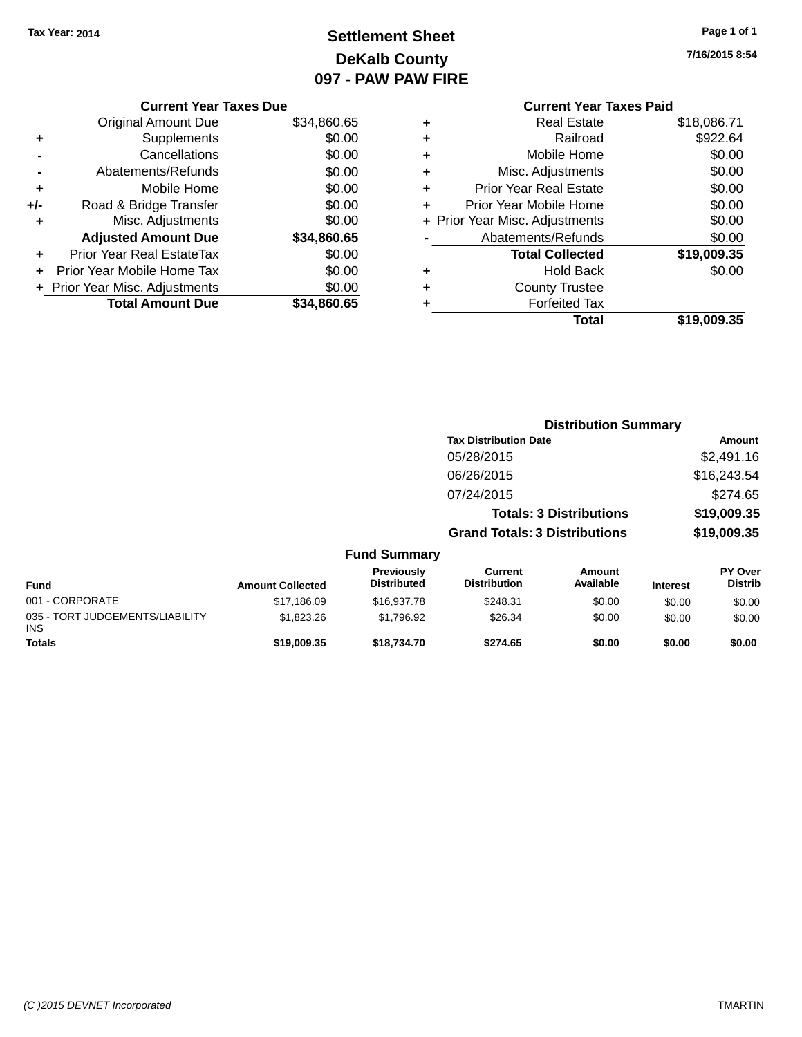Tax Year: 2014

# Settlement Sheet

## DeKalb County

## 097 - PAW PAW FIRE

7/16/2015 8:54

### Current Year Taxes Due

| | | |
|---|---|---|
| | Original Amount Due | $34,860.65 |
| + | Supplements | $0.00 |
| - | Cancellations | $0.00 |
| - | Abatements/Refunds | $0.00 |
| + | Mobile Home | $0.00 |
| +/- | Road & Bridge Transfer | $0.00 |
| + | Misc. Adjustments | $0.00 |
| | **Adjusted Amount Due** | **$34,860.65** |
| + | Prior Year Real EstateTax | $0.00 |
| + | Prior Year Mobile Home Tax | $0.00 |
| + | Prior Year Misc. Adjustments | $0.00 |
| | **Total Amount Due** | **$34,860.65** |

### Current Year Taxes Paid

| | | |
|---|---|---|
| + | Real Estate | $18,086.71 |
| + | Railroad | $922.64 |
| + | Mobile Home | $0.00 |
| + | Misc. Adjustments | $0.00 |
| + | Prior Year Real Estate | $0.00 |
| + | Prior Year Mobile Home | $0.00 |
| + | Prior Year Misc. Adjustments | $0.00 |
| - | Abatements/Refunds | $0.00 |
| | **Total Collected** | **$19,009.35** |
| + | Hold Back | $0.00 |
| + | County Trustee | |
| + | Forfeited Tax | |
| | **Total** | **$19,009.35** |

### Distribution Summary

| Tax Distribution Date | Amount |
|---|---|
| 05/28/2015 | $2,491.16 |
| 06/26/2015 | $16,243.54 |
| 07/24/2015 | $274.65 |
| **Totals: 3 Distributions** | **$19,009.35** |
| **Grand Totals: 3 Distributions** | **$19,009.35** |

### Fund Summary

| Fund | Amount Collected | Previously Distributed | Current Distribution | Amount Available | Interest | PY Over Distrib |
|---|---|---|---|---|---|---|
| 001 - CORPORATE | $17,186.09 | $16,937.78 | $248.31 | $0.00 | $0.00 | $0.00 |
| 035 - TORT JUDGEMENTS/LIABILITY INS | $1,823.26 | $1,796.92 | $26.34 | $0.00 | $0.00 | $0.00 |
| **Totals** | **$19,009.35** | **$18,734.70** | **$274.65** | **$0.00** | **$0.00** | **$0.00** |

(C )2015 DEVNET Incorporated TMARTIN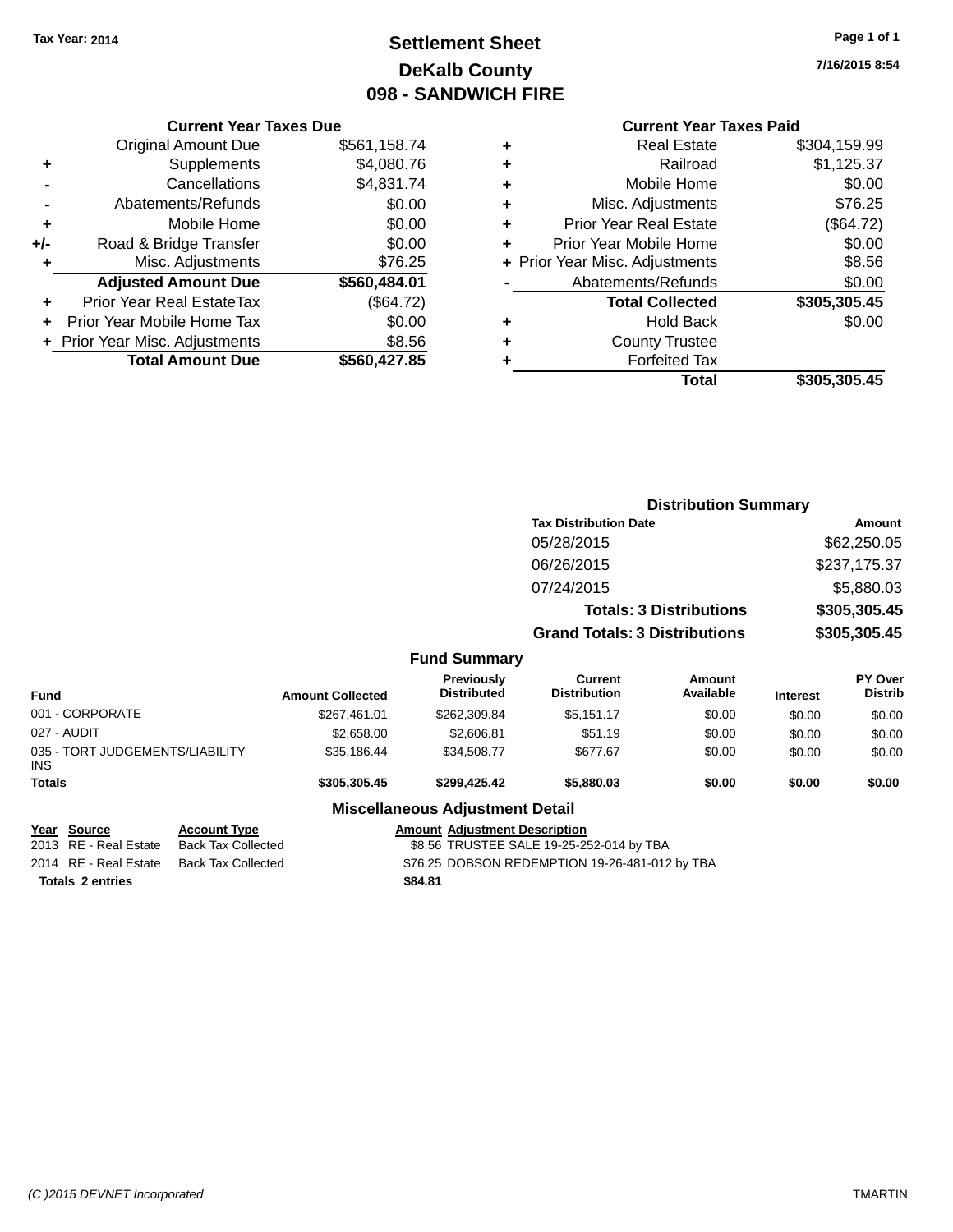Tax Year: 2014

# Settlement Sheet
## DeKalb County
## 098 - SANDWICH FIRE

7/16/2015 8:54

### Current Year Taxes Due

| | | |
|---|---|---|
| | Original Amount Due | $561,158.74 |
| + | Supplements | $4,080.76 |
| - | Cancellations | $4,831.74 |
| - | Abatements/Refunds | $0.00 |
| + | Mobile Home | $0.00 |
| +/- | Road & Bridge Transfer | $0.00 |
| + | Misc. Adjustments | $76.25 |
| | **Adjusted Amount Due** | **$560,484.01** |
| + | Prior Year Real EstateTax | ($64.72) |
| + | Prior Year Mobile Home Tax | $0.00 |
| + | Prior Year Misc. Adjustments | $8.56 |
| | **Total Amount Due** | **$560,427.85** |

### Current Year Taxes Paid

| | | |
|---|---|---|
| + | Real Estate | $304,159.99 |
| + | Railroad | $1,125.37 |
| + | Mobile Home | $0.00 |
| + | Misc. Adjustments | $76.25 |
| + | Prior Year Real Estate | ($64.72) |
| + | Prior Year Mobile Home | $0.00 |
| + | Prior Year Misc. Adjustments | $8.56 |
| - | Abatements/Refunds | $0.00 |
| | **Total Collected** | **$305,305.45** |
| + | Hold Back | $0.00 |
| + | County Trustee | |
| + | Forfeited Tax | |
| | **Total** | **$305,305.45** |

### Distribution Summary

| Tax Distribution Date | Amount |
|---|---|
| 05/28/2015 | $62,250.05 |
| 06/26/2015 | $237,175.37 |
| 07/24/2015 | $5,880.03 |
| **Totals: 3 Distributions** | **$305,305.45** |
| **Grand Totals: 3 Distributions** | **$305,305.45** |

### Fund Summary

| Fund | Amount Collected | Previously Distributed | Current Distribution | Amount Available | Interest | PY Over Distrib |
|---|---|---|---|---|---|---|
| 001 - CORPORATE | $267,461.01 | $262,309.84 | $5,151.17 | $0.00 | $0.00 | $0.00 |
| 027 - AUDIT | $2,658.00 | $2,606.81 | $51.19 | $0.00 | $0.00 | $0.00 |
| 035 - TORT JUDGEMENTS/LIABILITY INS | $35,186.44 | $34,508.77 | $677.67 | $0.00 | $0.00 | $0.00 |
| **Totals** | **$305,305.45** | **$299,425.42** | **$5,880.03** | **$0.00** | **$0.00** | **$0.00** |

### Miscellaneous Adjustment Detail

| Year | Source | Account Type | Amount | Adjustment Description |
|---|---|---|---|---|
| 2013 | RE - Real Estate | Back Tax Collected | $8.56 | TRUSTEE SALE 19-25-252-014 by TBA |
| 2014 | RE - Real Estate | Back Tax Collected | $76.25 | DOBSON REDEMPTION 19-26-481-012 by TBA |
| **Totals 2 entries** | | | **$84.81** | |

(C )2015 DEVNET Incorporated TMARTIN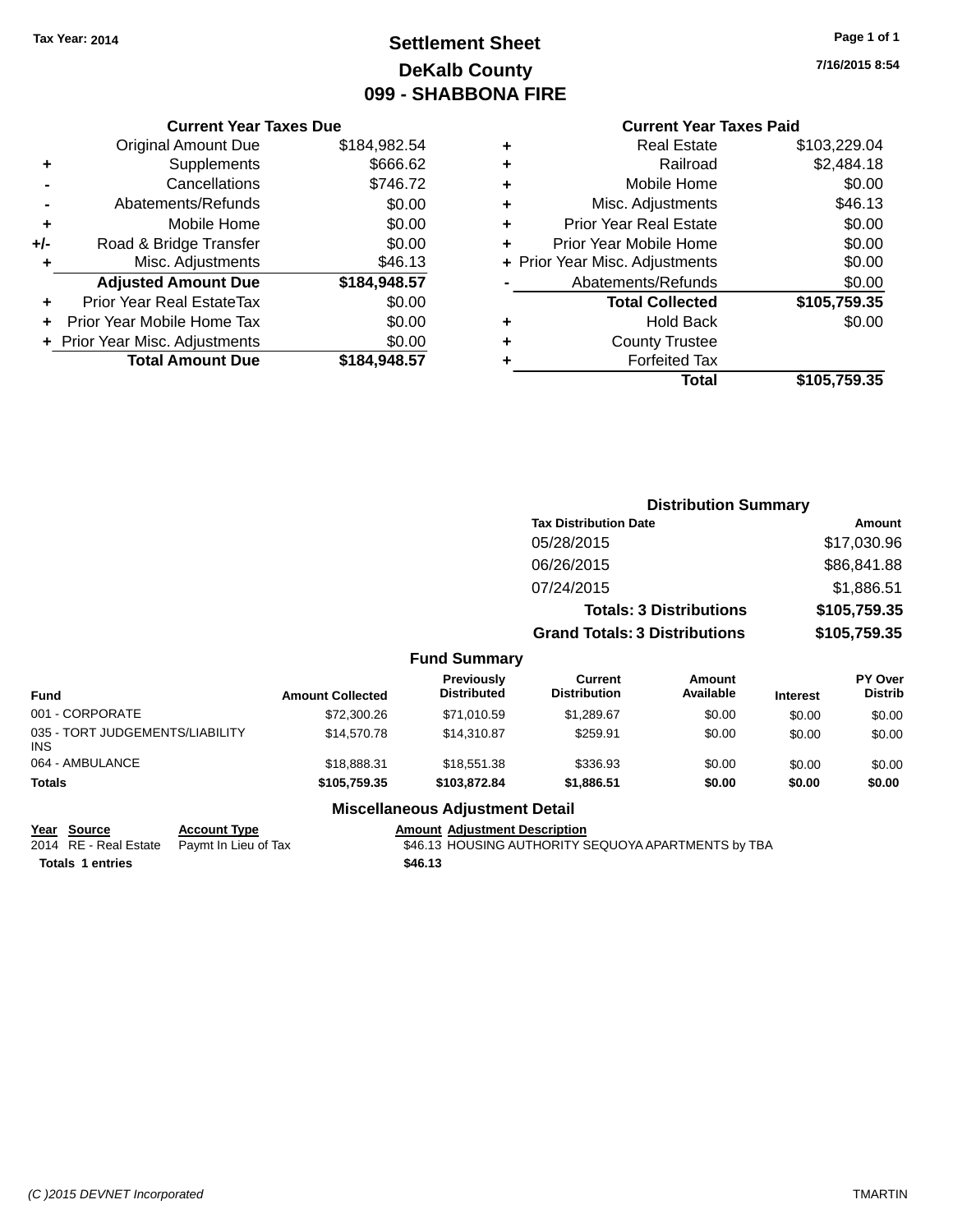Tax Year: 2014

# Settlement Sheet

## DeKalb County

## 099 - SHABBONA FIRE

7/16/2015 8:54

### Current Year Taxes Due

| | | |
|---|---|---|
| | Original Amount Due | $184,982.54 |
| + | Supplements | $666.62 |
| - | Cancellations | $746.72 |
| - | Abatements/Refunds | $0.00 |
| + | Mobile Home | $0.00 |
| +/- | Road & Bridge Transfer | $0.00 |
| + | Misc. Adjustments | $46.13 |
| | **Adjusted Amount Due** | **$184,948.57** |
| + | Prior Year Real EstateTax | $0.00 |
| + | Prior Year Mobile Home Tax | $0.00 |
| + | Prior Year Misc. Adjustments | $0.00 |
| | **Total Amount Due** | **$184,948.57** |

### Current Year Taxes Paid

| | | |
|---|---|---|
| + | Real Estate | $103,229.04 |
| + | Railroad | $2,484.18 |
| + | Mobile Home | $0.00 |
| + | Misc. Adjustments | $46.13 |
| + | Prior Year Real Estate | $0.00 |
| + | Prior Year Mobile Home | $0.00 |
| + | Prior Year Misc. Adjustments | $0.00 |
| - | Abatements/Refunds | $0.00 |
| | **Total Collected** | **$105,759.35** |
| + | Hold Back | $0.00 |
| + | County Trustee | |
| + | Forfeited Tax | |
| | **Total** | **$105,759.35** |

### Distribution Summary

| Tax Distribution Date | Amount |
|---|---|
| 05/28/2015 | $17,030.96 |
| 06/26/2015 | $86,841.88 |
| 07/24/2015 | $1,886.51 |
| **Totals: 3 Distributions** | **$105,759.35** |
| **Grand Totals: 3 Distributions** | **$105,759.35** |

### Fund Summary

| Fund | Amount Collected | Previously Distributed | Current Distribution | Amount Available | Interest | PY Over Distrib |
|---|---|---|---|---|---|---|
| 001 - CORPORATE | $72,300.26 | $71,010.59 | $1,289.67 | $0.00 | $0.00 | $0.00 |
| 035 - TORT JUDGEMENTS/LIABILITY INS | $14,570.78 | $14,310.87 | $259.91 | $0.00 | $0.00 | $0.00 |
| 064 - AMBULANCE | $18,888.31 | $18,551.38 | $336.93 | $0.00 | $0.00 | $0.00 |
| **Totals** | **$105,759.35** | **$103,872.84** | **$1,886.51** | **$0.00** | **$0.00** | **$0.00** |

### Miscellaneous Adjustment Detail

| Year | Source | Account Type | Amount | Adjustment Description |
|---|---|---|---|---|
| 2014 | RE - Real Estate | Paymt In Lieu of Tax | $46.13 | HOUSING AUTHORITY SEQUOYA APARTMENTS by TBA |
| **Totals** | **1 entries** | | **$46.13** | |

(C )2015 DEVNET Incorporated TMARTIN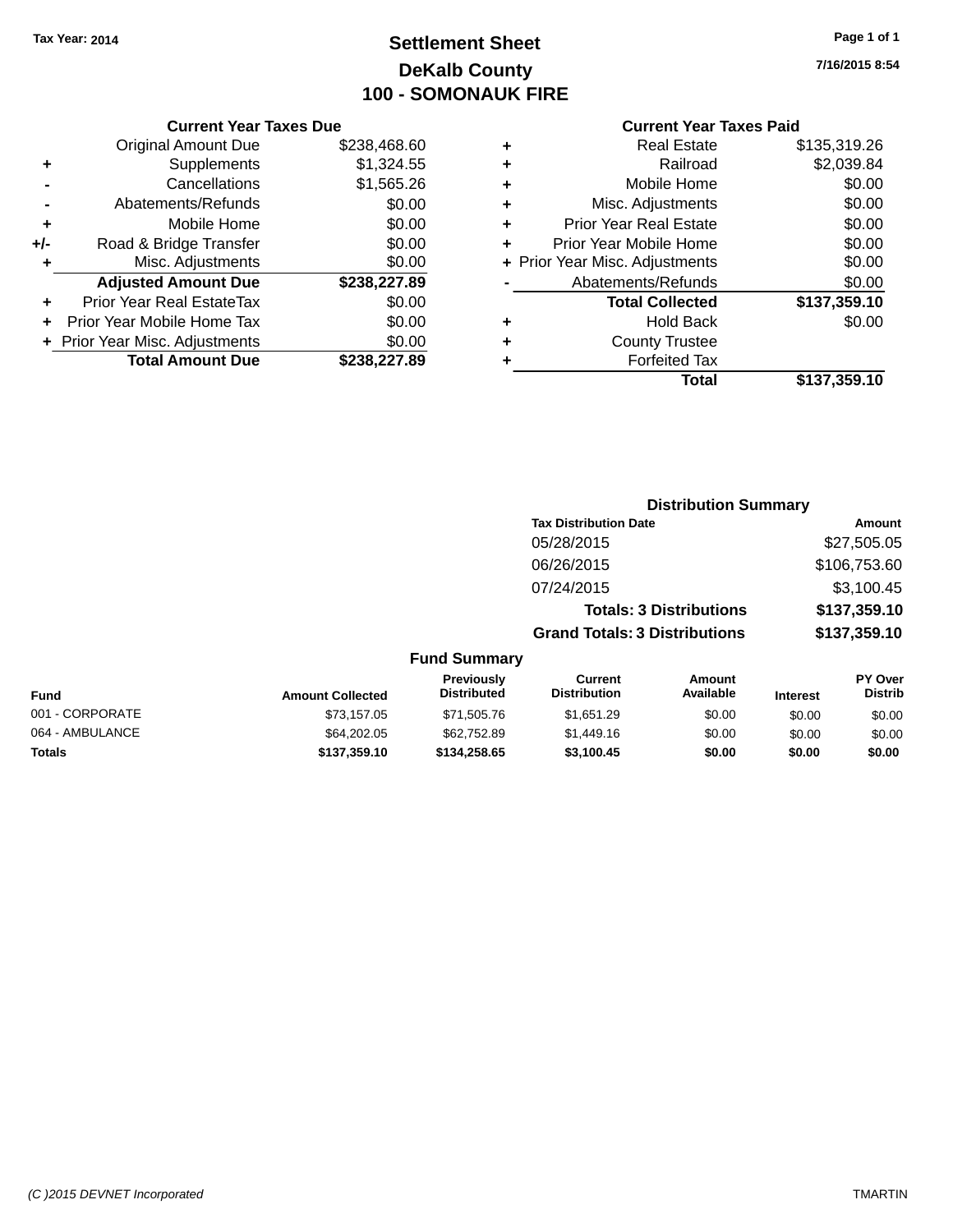**Tax Year: 2014**

# Settlement Sheet
## DeKalb County
## 100 - SOMONAUK FIRE

7/16/2015 8:54

### Current Year Taxes Due

| | | |
|---|---|---|
| | Original Amount Due | $238,468.60 |
| + | Supplements | $1,324.55 |
| - | Cancellations | $1,565.26 |
| - | Abatements/Refunds | $0.00 |
| + | Mobile Home | $0.00 |
| +/- | Road & Bridge Transfer | $0.00 |
| + | Misc. Adjustments | $0.00 |
| | **Adjusted Amount Due** | **$238,227.89** |
| + | Prior Year Real EstateTax | $0.00 |
| + | Prior Year Mobile Home Tax | $0.00 |
| + | Prior Year Misc. Adjustments | $0.00 |
| | **Total Amount Due** | **$238,227.89** |

### Current Year Taxes Paid

| | | |
|---|---|---|
| + | Real Estate | $135,319.26 |
| + | Railroad | $2,039.84 |
| + | Mobile Home | $0.00 |
| + | Misc. Adjustments | $0.00 |
| + | Prior Year Real Estate | $0.00 |
| + | Prior Year Mobile Home | $0.00 |
| + | Prior Year Misc. Adjustments | $0.00 |
| - | Abatements/Refunds | $0.00 |
| | **Total Collected** | **$137,359.10** |
| + | Hold Back | $0.00 |
| + | County Trustee | |
| + | Forfeited Tax | |
| | **Total** | **$137,359.10** |

### Distribution Summary

| Tax Distribution Date | Amount |
|---|---|
| 05/28/2015 | $27,505.05 |
| 06/26/2015 | $106,753.60 |
| 07/24/2015 | $3,100.45 |
| **Totals: 3 Distributions** | **$137,359.10** |
| **Grand Totals: 3 Distributions** | **$137,359.10** |

### Fund Summary

| Fund | Amount Collected | Previously Distributed | Current Distribution | Amount Available | Interest | PY Over Distrib |
|---|---|---|---|---|---|---|
| 001 - CORPORATE | $73,157.05 | $71,505.76 | $1,651.29 | $0.00 | $0.00 | $0.00 |
| 064 - AMBULANCE | $64,202.05 | $62,752.89 | $1,449.16 | $0.00 | $0.00 | $0.00 |
| **Totals** | **$137,359.10** | **$134,258.65** | **$3,100.45** | **$0.00** | **$0.00** | **$0.00** |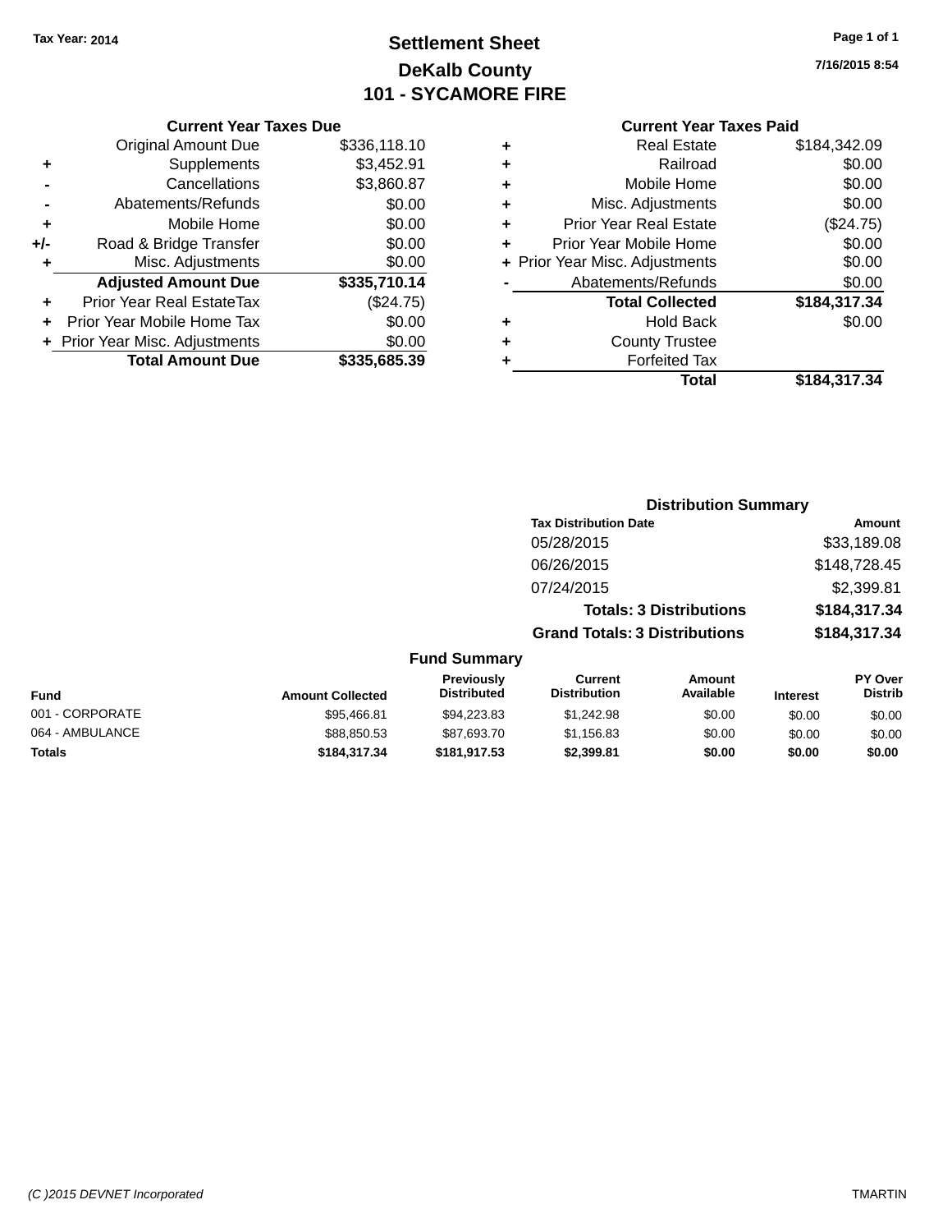Tax Year: 2014

# Settlement Sheet

## DeKalb County

## 101 - SYCAMORE FIRE

7/16/2015 8:54

### Current Year Taxes Due

| | | |
|---|---|---|
| | Original Amount Due | $336,118.10 |
| + | Supplements | $3,452.91 |
| - | Cancellations | $3,860.87 |
| - | Abatements/Refunds | $0.00 |
| + | Mobile Home | $0.00 |
| +/- | Road & Bridge Transfer | $0.00 |
| + | Misc. Adjustments | $0.00 |
| | **Adjusted Amount Due** | **$335,710.14** |
| + | Prior Year Real EstateTax | ($24.75) |
| + | Prior Year Mobile Home Tax | $0.00 |
| + | Prior Year Misc. Adjustments | $0.00 |
| | **Total Amount Due** | **$335,685.39** |

### Current Year Taxes Paid

| | | |
|---|---|---|
| + | Real Estate | $184,342.09 |
| + | Railroad | $0.00 |
| + | Mobile Home | $0.00 |
| + | Misc. Adjustments | $0.00 |
| + | Prior Year Real Estate | ($24.75) |
| + | Prior Year Mobile Home | $0.00 |
| + | Prior Year Misc. Adjustments | $0.00 |
| - | Abatements/Refunds | $0.00 |
| | **Total Collected** | **$184,317.34** |
| + | Hold Back | $0.00 |
| + | County Trustee | |
| + | Forfeited Tax | |
| | **Total** | **$184,317.34** |

### Distribution Summary

| Tax Distribution Date | Amount |
|---|---|
| 05/28/2015 | $33,189.08 |
| 06/26/2015 | $148,728.45 |
| 07/24/2015 | $2,399.81 |
| **Totals: 3 Distributions** | **$184,317.34** |
| **Grand Totals: 3 Distributions** | **$184,317.34** |

### Fund Summary

| Fund | Amount Collected | Previously Distributed | Current Distribution | Amount Available | Interest | PY Over Distrib |
|---|---|---|---|---|---|---|
| 001 - CORPORATE | $95,466.81 | $94,223.83 | $1,242.98 | $0.00 | $0.00 | $0.00 |
| 064 - AMBULANCE | $88,850.53 | $87,693.70 | $1,156.83 | $0.00 | $0.00 | $0.00 |
| **Totals** | **$184,317.34** | **$181,917.53** | **$2,399.81** | **$0.00** | **$0.00** | **$0.00** |

(C )2015 DEVNET Incorporated TMARTIN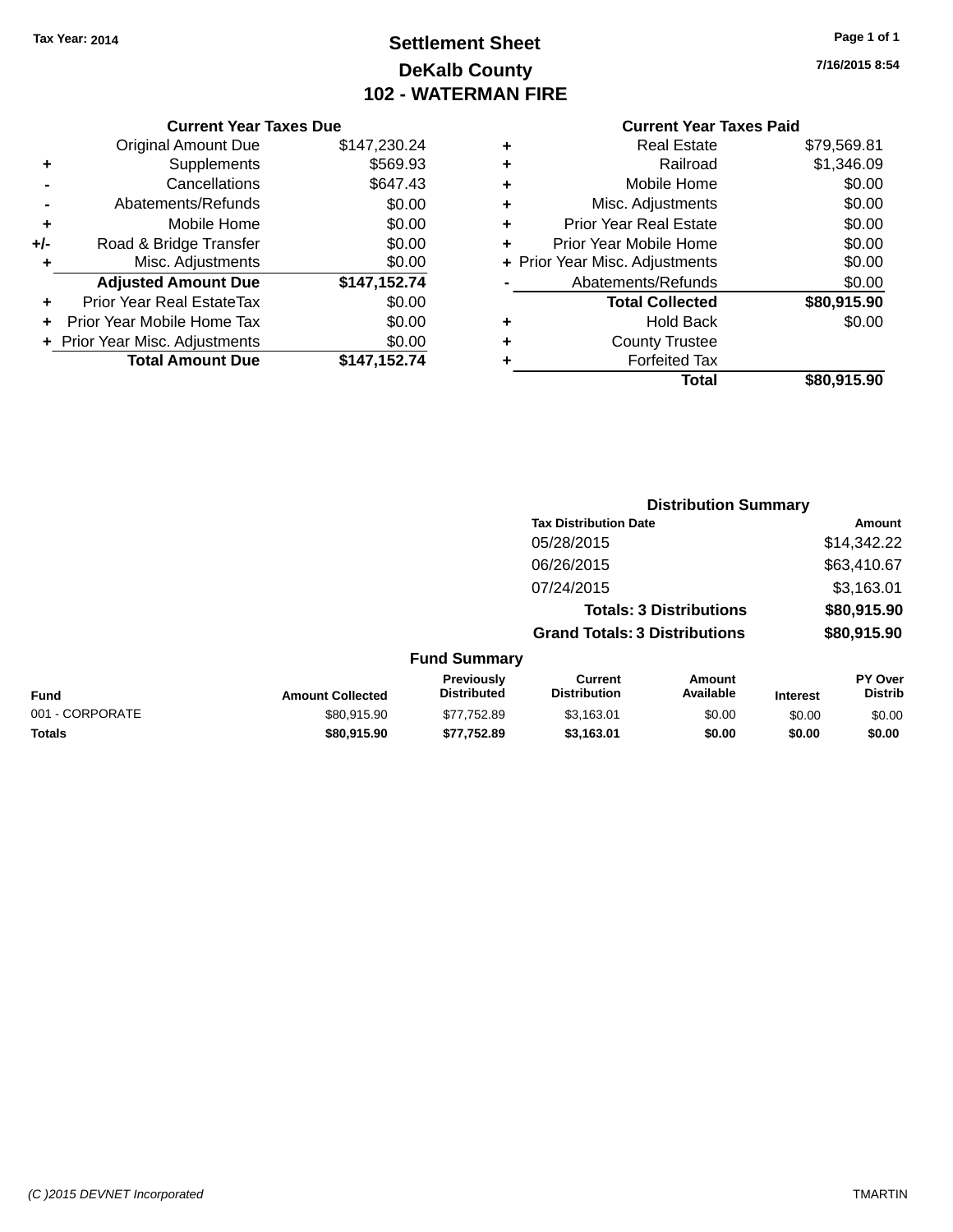**Tax Year: 2014**

# Settlement Sheet

## DeKalb County

## 102 - WATERMAN FIRE

7/16/2015 8:54

### Current Year Taxes Due

| | | |
|---|---|---|
| | Original Amount Due | $147,230.24 |
| + | Supplements | $569.93 |
| - | Cancellations | $647.43 |
| - | Abatements/Refunds | $0.00 |
| + | Mobile Home | $0.00 |
| +/- | Road & Bridge Transfer | $0.00 |
| + | Misc. Adjustments | $0.00 |
| | **Adjusted Amount Due** | **$147,152.74** |
| + | Prior Year Real EstateTax | $0.00 |
| + | Prior Year Mobile Home Tax | $0.00 |
| + | Prior Year Misc. Adjustments | $0.00 |
| | **Total Amount Due** | **$147,152.74** |

### Current Year Taxes Paid

| | | |
|---|---|---|
| + | Real Estate | $79,569.81 |
| + | Railroad | $1,346.09 |
| + | Mobile Home | $0.00 |
| + | Misc. Adjustments | $0.00 |
| + | Prior Year Real Estate | $0.00 |
| + | Prior Year Mobile Home | $0.00 |
| + | Prior Year Misc. Adjustments | $0.00 |
| - | Abatements/Refunds | $0.00 |
| | **Total Collected** | **$80,915.90** |
| + | Hold Back | $0.00 |
| + | County Trustee | |
| + | Forfeited Tax | |
| | **Total** | **$80,915.90** |

### Distribution Summary

| Tax Distribution Date | Amount |
|---|---|
| 05/28/2015 | $14,342.22 |
| 06/26/2015 | $63,410.67 |
| 07/24/2015 | $3,163.01 |
| **Totals: 3 Distributions** | **$80,915.90** |
| **Grand Totals: 3 Distributions** | **$80,915.90** |

### Fund Summary

| Fund | Amount Collected | Previously Distributed | Current Distribution | Amount Available | Interest | PY Over Distrib |
|---|---|---|---|---|---|---|
| 001 - CORPORATE | $80,915.90 | $77,752.89 | $3,163.01 | $0.00 | $0.00 | $0.00 |
| **Totals** | **$80,915.90** | **$77,752.89** | **$3,163.01** | **$0.00** | **$0.00** | **$0.00** |

(C )2015 DEVNET Incorporated TMARTIN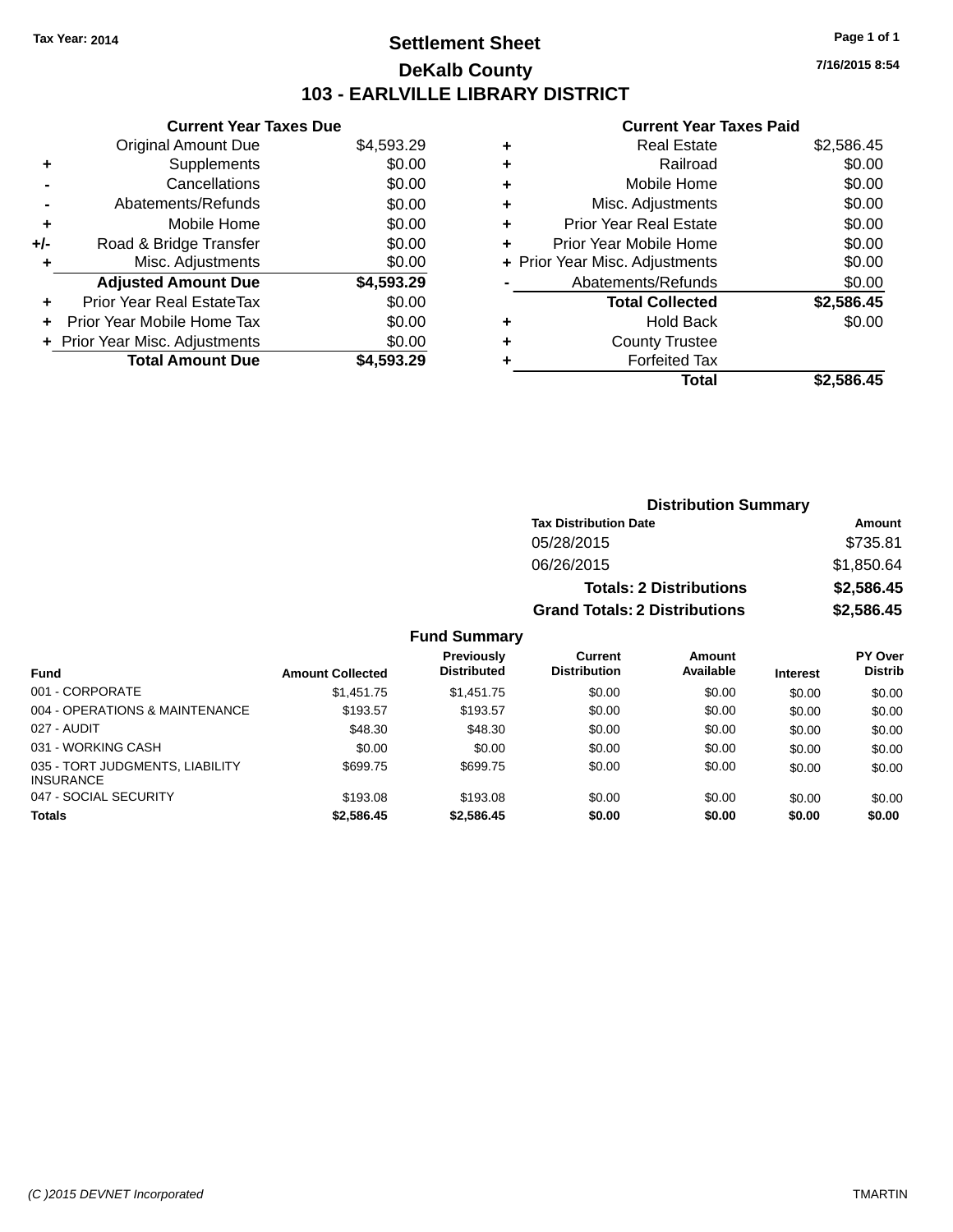Tax Year: 2014

# Settlement Sheet
## DeKalb County
## 103 - EARLVILLE LIBRARY DISTRICT

7/16/2015 8:54

### Current Year Taxes Due

| | | |
|---|---|---|
| | Original Amount Due | $4,593.29 |
| + | Supplements | $0.00 |
| - | Cancellations | $0.00 |
| - | Abatements/Refunds | $0.00 |
| + | Mobile Home | $0.00 |
| +/- | Road & Bridge Transfer | $0.00 |
| + | Misc. Adjustments | $0.00 |
| | **Adjusted Amount Due** | **$4,593.29** |
| + | Prior Year Real EstateTax | $0.00 |
| + | Prior Year Mobile Home Tax | $0.00 |
| + | Prior Year Misc. Adjustments | $0.00 |
| | **Total Amount Due** | **$4,593.29** |

### Current Year Taxes Paid

| | | |
|---|---|---|
| + | Real Estate | $2,586.45 |
| + | Railroad | $0.00 |
| + | Mobile Home | $0.00 |
| + | Misc. Adjustments | $0.00 |
| + | Prior Year Real Estate | $0.00 |
| + | Prior Year Mobile Home | $0.00 |
| + | Prior Year Misc. Adjustments | $0.00 |
| - | Abatements/Refunds | $0.00 |
| | **Total Collected** | **$2,586.45** |
| + | Hold Back | $0.00 |
| + | County Trustee | |
| + | Forfeited Tax | |
| | **Total** | **$2,586.45** |

### Distribution Summary

| Tax Distribution Date | Amount |
|---|---|
| 05/28/2015 | $735.81 |
| 06/26/2015 | $1,850.64 |
| **Totals: 2 Distributions** | **$2,586.45** |
| **Grand Totals: 2 Distributions** | **$2,586.45** |

### Fund Summary

| Fund | Amount Collected | Previously Distributed | Current Distribution | Amount Available | Interest | PY Over Distrib |
|---|---|---|---|---|---|---|
| 001 - CORPORATE | $1,451.75 | $1,451.75 | $0.00 | $0.00 | $0.00 | $0.00 |
| 004 - OPERATIONS & MAINTENANCE | $193.57 | $193.57 | $0.00 | $0.00 | $0.00 | $0.00 |
| 027 - AUDIT | $48.30 | $48.30 | $0.00 | $0.00 | $0.00 | $0.00 |
| 031 - WORKING CASH | $0.00 | $0.00 | $0.00 | $0.00 | $0.00 | $0.00 |
| 035 - TORT JUDGMENTS, LIABILITY INSURANCE | $699.75 | $699.75 | $0.00 | $0.00 | $0.00 | $0.00 |
| 047 - SOCIAL SECURITY | $193.08 | $193.08 | $0.00 | $0.00 | $0.00 | $0.00 |
| **Totals** | **$2,586.45** | **$2,586.45** | **$0.00** | **$0.00** | **$0.00** | **$0.00** |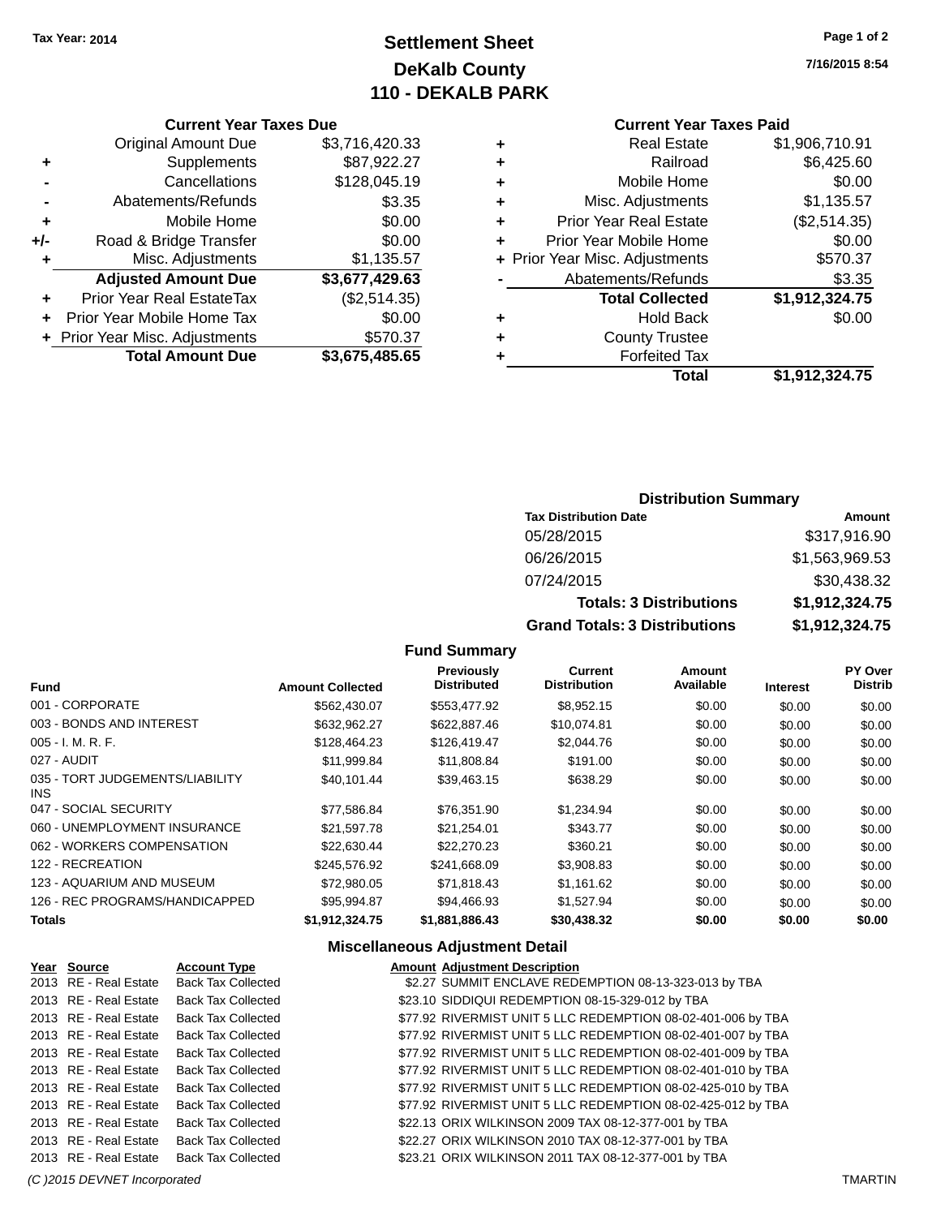Tax Year: 2014

# Settlement Sheet
## DeKalb County
## 110 - DEKALB PARK

7/16/2015 8:54

### Current Year Taxes Due

| | | |
|---|---|---|
| | Original Amount Due | $3,716,420.33 |
| + | Supplements | $87,922.27 |
| - | Cancellations | $128,045.19 |
| - | Abatements/Refunds | $3.35 |
| + | Mobile Home | $0.00 |
| +/- | Road & Bridge Transfer | $0.00 |
| + | Misc. Adjustments | $1,135.57 |
| | **Adjusted Amount Due** | **$3,677,429.63** |
| + | Prior Year Real EstateTax | ($2,514.35) |
| + | Prior Year Mobile Home Tax | $0.00 |
| + | Prior Year Misc. Adjustments | $570.37 |
| | **Total Amount Due** | **$3,675,485.65** |

### Current Year Taxes Paid

| | | |
|---|---|---|
| + | Real Estate | $1,906,710.91 |
| + | Railroad | $6,425.60 |
| + | Mobile Home | $0.00 |
| + | Misc. Adjustments | $1,135.57 |
| + | Prior Year Real Estate | ($2,514.35) |
| + | Prior Year Mobile Home | $0.00 |
| + | Prior Year Misc. Adjustments | $570.37 |
| - | Abatements/Refunds | $3.35 |
| | **Total Collected** | **$1,912,324.75** |
| + | Hold Back | $0.00 |
| + | County Trustee | |
| + | Forfeited Tax | |
| | **Total** | **$1,912,324.75** |

### Distribution Summary

| Tax Distribution Date | Amount |
|---|---|
| 05/28/2015 | $317,916.90 |
| 06/26/2015 | $1,563,969.53 |
| 07/24/2015 | $30,438.32 |
| **Totals: 3 Distributions** | **$1,912,324.75** |
| **Grand Totals: 3 Distributions** | **$1,912,324.75** |

### Fund Summary

| Fund | Amount Collected | Previously Distributed | Current Distribution | Amount Available | Interest | PY Over Distrib |
|---|---|---|---|---|---|---|
| 001 - CORPORATE | $562,430.07 | $553,477.92 | $8,952.15 | $0.00 | $0.00 | $0.00 |
| 003 - BONDS AND INTEREST | $632,962.27 | $622,887.46 | $10,074.81 | $0.00 | $0.00 | $0.00 |
| 005 - I. M. R. F. | $128,464.23 | $126,419.47 | $2,044.76 | $0.00 | $0.00 | $0.00 |
| 027 - AUDIT | $11,999.84 | $11,808.84 | $191.00 | $0.00 | $0.00 | $0.00 |
| 035 - TORT JUDGEMENTS/LIABILITY INS | $40,101.44 | $39,463.15 | $638.29 | $0.00 | $0.00 | $0.00 |
| 047 - SOCIAL SECURITY | $77,586.84 | $76,351.90 | $1,234.94 | $0.00 | $0.00 | $0.00 |
| 060 - UNEMPLOYMENT INSURANCE | $21,597.78 | $21,254.01 | $343.77 | $0.00 | $0.00 | $0.00 |
| 062 - WORKERS COMPENSATION | $22,630.44 | $22,270.23 | $360.21 | $0.00 | $0.00 | $0.00 |
| 122 - RECREATION | $245,576.92 | $241,668.09 | $3,908.83 | $0.00 | $0.00 | $0.00 |
| 123 - AQUARIUM AND MUSEUM | $72,980.05 | $71,818.43 | $1,161.62 | $0.00 | $0.00 | $0.00 |
| 126 - REC PROGRAMS/HANDICAPPED | $95,994.87 | $94,466.93 | $1,527.94 | $0.00 | $0.00 | $0.00 |
| **Totals** | **$1,912,324.75** | **$1,881,886.43** | **$30,438.32** | **$0.00** | **$0.00** | **$0.00** |

### Miscellaneous Adjustment Detail

| Year | Source | Account Type | Amount | Adjustment Description |
|---|---|---|---|---|
| 2013 | RE - Real Estate | Back Tax Collected | $2.27 | SUMMIT ENCLAVE REDEMPTION 08-13-323-013 by TBA |
| 2013 | RE - Real Estate | Back Tax Collected | $23.10 | SIDDIQUI REDEMPTION 08-15-329-012 by TBA |
| 2013 | RE - Real Estate | Back Tax Collected | $77.92 | RIVERMIST UNIT 5 LLC REDEMPTION 08-02-401-006 by TBA |
| 2013 | RE - Real Estate | Back Tax Collected | $77.92 | RIVERMIST UNIT 5 LLC REDEMPTION 08-02-401-007 by TBA |
| 2013 | RE - Real Estate | Back Tax Collected | $77.92 | RIVERMIST UNIT 5 LLC REDEMPTION 08-02-401-009 by TBA |
| 2013 | RE - Real Estate | Back Tax Collected | $77.92 | RIVERMIST UNIT 5 LLC REDEMPTION 08-02-401-010 by TBA |
| 2013 | RE - Real Estate | Back Tax Collected | $77.92 | RIVERMIST UNIT 5 LLC REDEMPTION 08-02-425-010 by TBA |
| 2013 | RE - Real Estate | Back Tax Collected | $77.92 | RIVERMIST UNIT 5 LLC REDEMPTION 08-02-425-012 by TBA |
| 2013 | RE - Real Estate | Back Tax Collected | $22.13 | ORIX WILKINSON 2009 TAX 08-12-377-001 by TBA |
| 2013 | RE - Real Estate | Back Tax Collected | $22.27 | ORIX WILKINSON 2010 TAX 08-12-377-001 by TBA |
| 2013 | RE - Real Estate | Back Tax Collected | $23.21 | ORIX WILKINSON 2011 TAX 08-12-377-001 by TBA |

(C )2015 DEVNET Incorporated — TMARTIN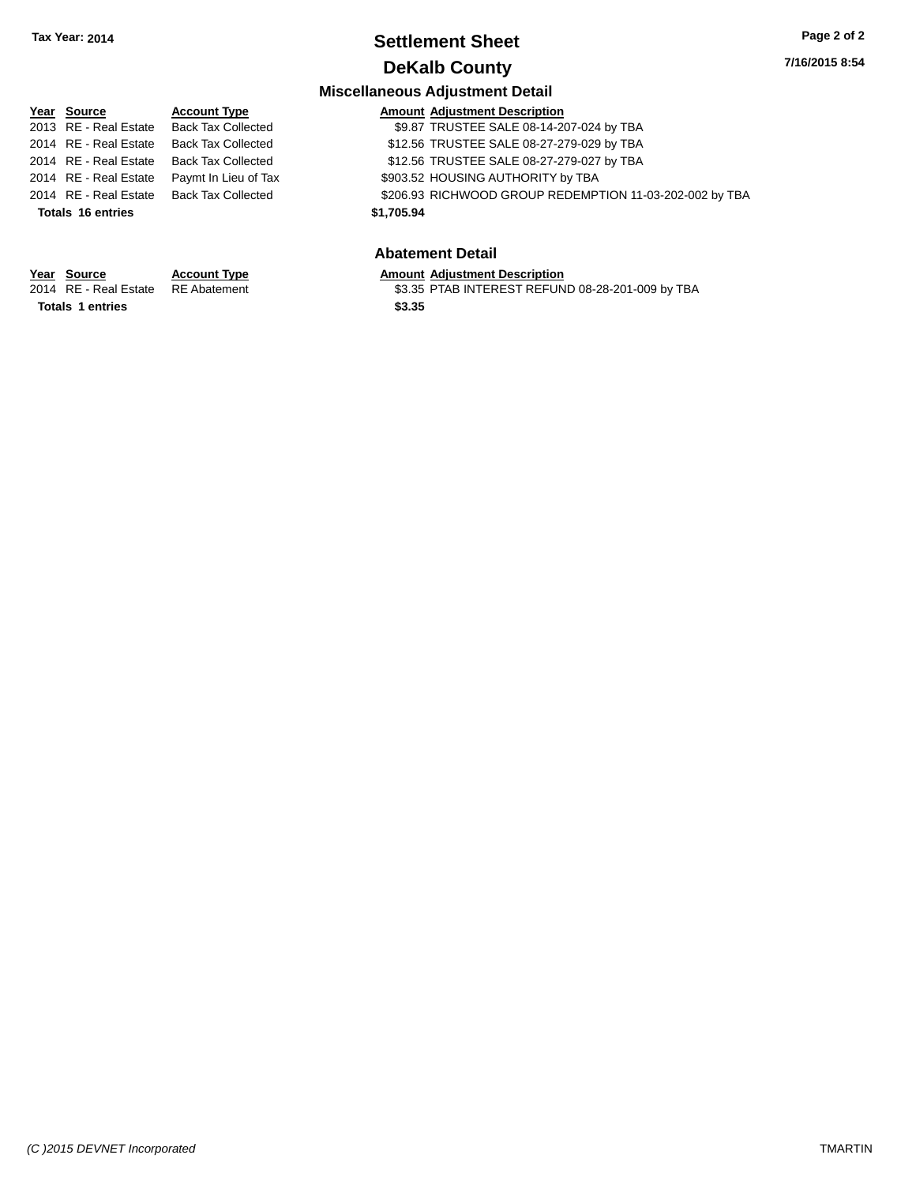**Tax Year: 2014**

# Settlement Sheet

## DeKalb County

### Miscellaneous Adjustment Detail

| Year | Source | Account Type | Amount | Adjustment Description |
|---|---|---|---|---|
| 2013 | RE - Real Estate | Back Tax Collected | $9.87 | TRUSTEE SALE 08-14-207-024 by TBA |
| 2014 | RE - Real Estate | Back Tax Collected | $12.56 | TRUSTEE SALE 08-27-279-029 by TBA |
| 2014 | RE - Real Estate | Back Tax Collected | $12.56 | TRUSTEE SALE 08-27-279-027 by TBA |
| 2014 | RE - Real Estate | Paymt In Lieu of Tax | $903.52 | HOUSING AUTHORITY by TBA |
| 2014 | RE - Real Estate | Back Tax Collected | $206.93 | RICHWOOD GROUP REDEMPTION 11-03-202-002 by TBA |
| **Totals 16 entries** | | | **$1,705.94** | |

### Abatement Detail

| Year | Source | Account Type | Amount | Adjustment Description |
|---|---|---|---|---|
| 2014 | RE - Real Estate | RE Abatement | $3.35 | PTAB INTEREST REFUND 08-28-201-009 by TBA |
| **Totals 1 entries** | | | **$3.35** | |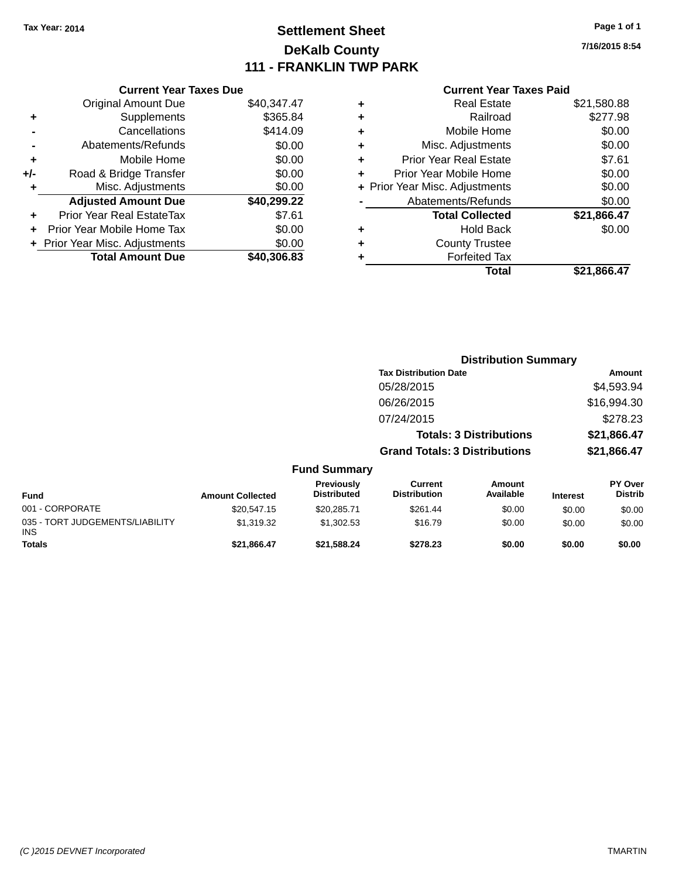Tax Year: 2014

# Settlement Sheet

## DeKalb County

## 111 - FRANKLIN TWP PARK

7/16/2015 8:54

### Current Year Taxes Due

| | | |
|---|---|---|
| | Original Amount Due | $40,347.47 |
| + | Supplements | $365.84 |
| - | Cancellations | $414.09 |
| - | Abatements/Refunds | $0.00 |
| + | Mobile Home | $0.00 |
| +/- | Road & Bridge Transfer | $0.00 |
| + | Misc. Adjustments | $0.00 |
| | **Adjusted Amount Due** | **$40,299.22** |
| + | Prior Year Real EstateTax | $7.61 |
| + | Prior Year Mobile Home Tax | $0.00 |
| + | Prior Year Misc. Adjustments | $0.00 |
| | **Total Amount Due** | **$40,306.83** |

### Current Year Taxes Paid

| | | |
|---|---|---|
| + | Real Estate | $21,580.88 |
| + | Railroad | $277.98 |
| + | Mobile Home | $0.00 |
| + | Misc. Adjustments | $0.00 |
| + | Prior Year Real Estate | $7.61 |
| + | Prior Year Mobile Home | $0.00 |
| + | Prior Year Misc. Adjustments | $0.00 |
| - | Abatements/Refunds | $0.00 |
| | **Total Collected** | **$21,866.47** |
| + | Hold Back | $0.00 |
| + | County Trustee | |
| + | Forfeited Tax | |
| | **Total** | **$21,866.47** |

### Distribution Summary

| Tax Distribution Date | Amount |
|---|---|
| 05/28/2015 | $4,593.94 |
| 06/26/2015 | $16,994.30 |
| 07/24/2015 | $278.23 |
| **Totals: 3 Distributions** | **$21,866.47** |
| **Grand Totals: 3 Distributions** | **$21,866.47** |

### Fund Summary

| Fund | Amount Collected | Previously Distributed | Current Distribution | Amount Available | Interest | PY Over Distrib |
|---|---|---|---|---|---|---|
| 001 - CORPORATE | $20,547.15 | $20,285.71 | $261.44 | $0.00 | $0.00 | $0.00 |
| 035 - TORT JUDGEMENTS/LIABILITY INS | $1,319.32 | $1,302.53 | $16.79 | $0.00 | $0.00 | $0.00 |
| **Totals** | **$21,866.47** | **$21,588.24** | **$278.23** | **$0.00** | **$0.00** | **$0.00** |

(C )2015 DEVNET Incorporated

TMARTIN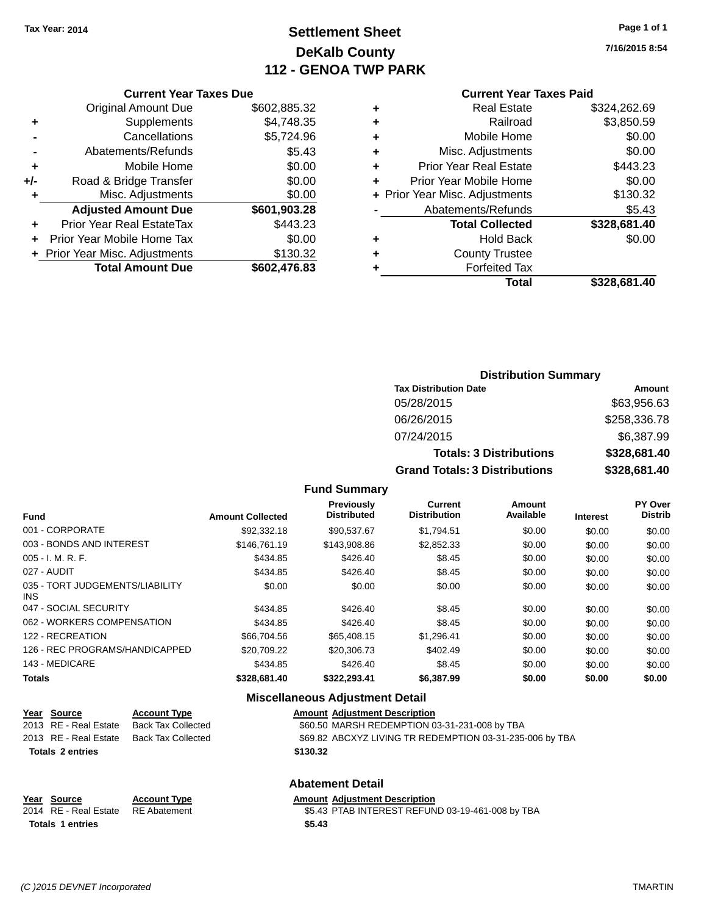Tax Year: 2014

# Settlement Sheet

## DeKalb County

## 112 - GENOA TWP PARK

7/16/2015 8:54

### Current Year Taxes Due

| | | |
|---|---|---|
| | Original Amount Due | $602,885.32 |
| + | Supplements | $4,748.35 |
| - | Cancellations | $5,724.96 |
| - | Abatements/Refunds | $5.43 |
| + | Mobile Home | $0.00 |
| +/- | Road & Bridge Transfer | $0.00 |
| + | Misc. Adjustments | $0.00 |
| | **Adjusted Amount Due** | **$601,903.28** |
| + | Prior Year Real EstateTax | $443.23 |
| + | Prior Year Mobile Home Tax | $0.00 |
| + | Prior Year Misc. Adjustments | $130.32 |
| | **Total Amount Due** | **$602,476.83** |

### Current Year Taxes Paid

| | | |
|---|---|---|
| + | Real Estate | $324,262.69 |
| + | Railroad | $3,850.59 |
| + | Mobile Home | $0.00 |
| + | Misc. Adjustments | $0.00 |
| + | Prior Year Real Estate | $443.23 |
| + | Prior Year Mobile Home | $0.00 |
| + | Prior Year Misc. Adjustments | $130.32 |
| - | Abatements/Refunds | $5.43 |
| | **Total Collected** | **$328,681.40** |
| + | Hold Back | $0.00 |
| + | County Trustee | |
| + | Forfeited Tax | |
| | **Total** | **$328,681.40** |

### Distribution Summary

| Tax Distribution Date | Amount |
|---|---|
| 05/28/2015 | $63,956.63 |
| 06/26/2015 | $258,336.78 |
| 07/24/2015 | $6,387.99 |
| **Totals: 3 Distributions** | **$328,681.40** |
| **Grand Totals: 3 Distributions** | **$328,681.40** |

### Fund Summary

| Fund | Amount Collected | Previously Distributed | Current Distribution | Amount Available | Interest | PY Over Distrib |
|---|---|---|---|---|---|---|
| 001 - CORPORATE | $92,332.18 | $90,537.67 | $1,794.51 | $0.00 | $0.00 | $0.00 |
| 003 - BONDS AND INTEREST | $146,761.19 | $143,908.86 | $2,852.33 | $0.00 | $0.00 | $0.00 |
| 005 - I. M. R. F. | $434.85 | $426.40 | $8.45 | $0.00 | $0.00 | $0.00 |
| 027 - AUDIT | $434.85 | $426.40 | $8.45 | $0.00 | $0.00 | $0.00 |
| 035 - TORT JUDGEMENTS/LIABILITY INS | $0.00 | $0.00 | $0.00 | $0.00 | $0.00 | $0.00 |
| 047 - SOCIAL SECURITY | $434.85 | $426.40 | $8.45 | $0.00 | $0.00 | $0.00 |
| 062 - WORKERS COMPENSATION | $434.85 | $426.40 | $8.45 | $0.00 | $0.00 | $0.00 |
| 122 - RECREATION | $66,704.56 | $65,408.15 | $1,296.41 | $0.00 | $0.00 | $0.00 |
| 126 - REC PROGRAMS/HANDICAPPED | $20,709.22 | $20,306.73 | $402.49 | $0.00 | $0.00 | $0.00 |
| 143 - MEDICARE | $434.85 | $426.40 | $8.45 | $0.00 | $0.00 | $0.00 |
| **Totals** | **$328,681.40** | **$322,293.41** | **$6,387.99** | **$0.00** | **$0.00** | **$0.00** |

### Miscellaneous Adjustment Detail

| Year | Source | Account Type | Amount | Adjustment Description |
|---|---|---|---|---|
| 2013 | RE - Real Estate | Back Tax Collected | $60.50 | MARSH REDEMPTION 03-31-231-008 by TBA |
| 2013 | RE - Real Estate | Back Tax Collected | $69.82 | ABCXYZ LIVING TR REDEMPTION 03-31-235-006 by TBA |
| **Totals 2 entries** | | | **$130.32** | |

### Abatement Detail

| Year | Source | Account Type | Amount | Adjustment Description |
|---|---|---|---|---|
| 2014 | RE - Real Estate | RE Abatement | $5.43 | PTAB INTEREST REFUND 03-19-461-008 by TBA |
| **Totals 1 entries** | | | **$5.43** | |

(C )2015 DEVNET Incorporated TMARTIN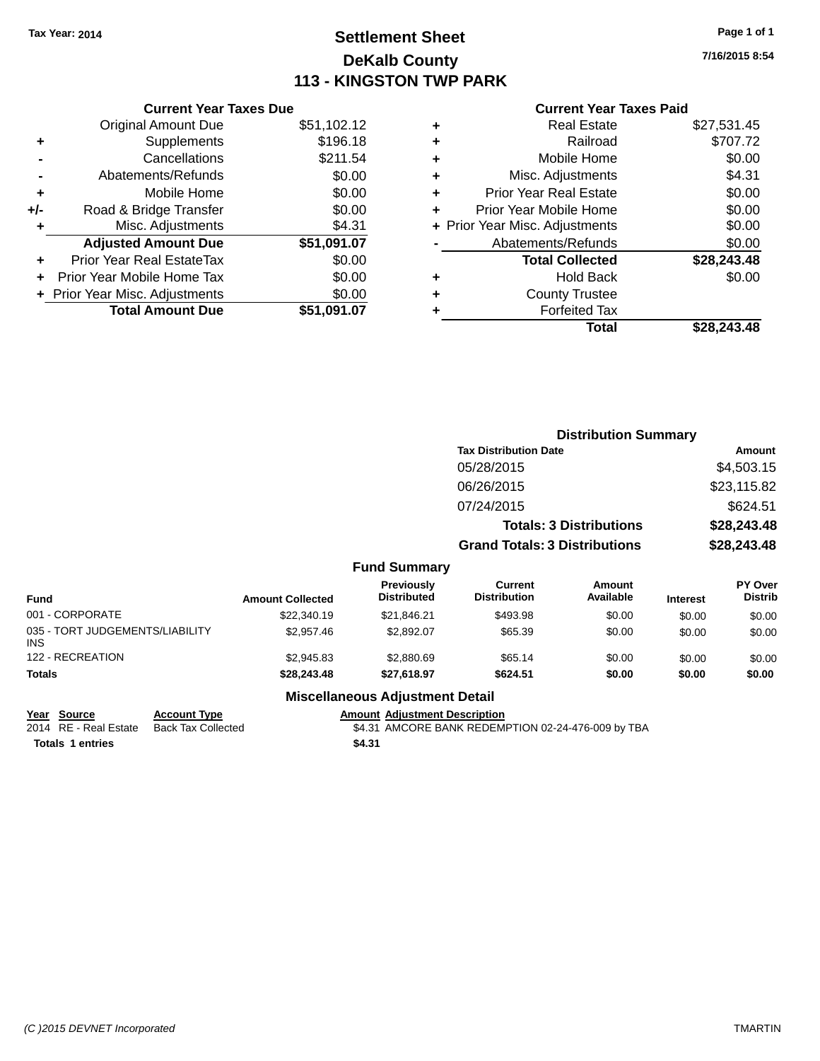Tax Year: 2014

# Settlement Sheet
## DeKalb County
## 113 - KINGSTON TWP PARK

7/16/2015 8:54

### Current Year Taxes Due

| | | |
|---|---|---|
| | Original Amount Due | $51,102.12 |
| + | Supplements | $196.18 |
| - | Cancellations | $211.54 |
| - | Abatements/Refunds | $0.00 |
| + | Mobile Home | $0.00 |
| +/- | Road & Bridge Transfer | $0.00 |
| + | Misc. Adjustments | $4.31 |
| | **Adjusted Amount Due** | **$51,091.07** |
| + | Prior Year Real EstateTax | $0.00 |
| + | Prior Year Mobile Home Tax | $0.00 |
| + | Prior Year Misc. Adjustments | $0.00 |
| | **Total Amount Due** | **$51,091.07** |

### Current Year Taxes Paid

| | | |
|---|---|---|
| + | Real Estate | $27,531.45 |
| + | Railroad | $707.72 |
| + | Mobile Home | $0.00 |
| + | Misc. Adjustments | $4.31 |
| + | Prior Year Real Estate | $0.00 |
| + | Prior Year Mobile Home | $0.00 |
| + | Prior Year Misc. Adjustments | $0.00 |
| - | Abatements/Refunds | $0.00 |
| | **Total Collected** | **$28,243.48** |
| + | Hold Back | $0.00 |
| + | County Trustee | |
| + | Forfeited Tax | |
| | **Total** | **$28,243.48** |

### Distribution Summary

| Tax Distribution Date | Amount |
|---|---|
| 05/28/2015 | $4,503.15 |
| 06/26/2015 | $23,115.82 |
| 07/24/2015 | $624.51 |
| **Totals: 3 Distributions** | **$28,243.48** |
| **Grand Totals: 3 Distributions** | **$28,243.48** |

### Fund Summary

| Fund | Amount Collected | Previously Distributed | Current Distribution | Amount Available | Interest | PY Over Distrib |
|---|---|---|---|---|---|---|
| 001 - CORPORATE | $22,340.19 | $21,846.21 | $493.98 | $0.00 | $0.00 | $0.00 |
| 035 - TORT JUDGEMENTS/LIABILITY INS | $2,957.46 | $2,892.07 | $65.39 | $0.00 | $0.00 | $0.00 |
| 122 - RECREATION | $2,945.83 | $2,880.69 | $65.14 | $0.00 | $0.00 | $0.00 |
| **Totals** | **$28,243.48** | **$27,618.97** | **$624.51** | **$0.00** | **$0.00** | **$0.00** |

### Miscellaneous Adjustment Detail

| Year | Source | Account Type | Amount | Adjustment Description |
|---|---|---|---|---|
| 2014 | RE - Real Estate | Back Tax Collected | $4.31 | AMCORE BANK REDEMPTION 02-24-476-009 by TBA |
| **Totals 1 entries** | | | **$4.31** | |

(C )2015 DEVNET Incorporated TMARTIN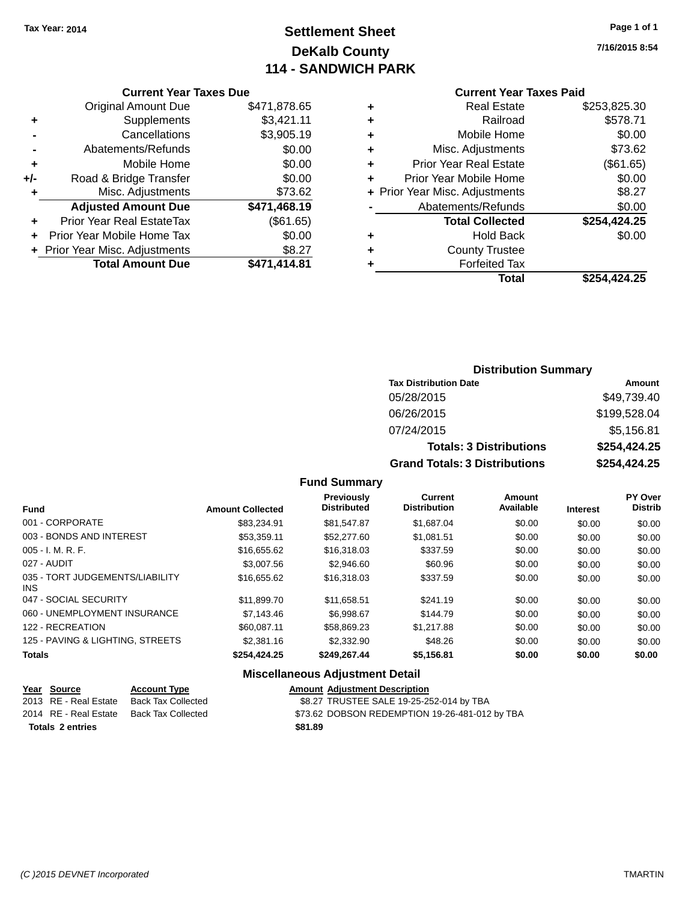Tax Year: 2014

# Settlement Sheet
## DeKalb County
## 114 - SANDWICH PARK

7/16/2015 8:54

### Current Year Taxes Due

| | | |
|---|---|---|
| | Original Amount Due | $471,878.65 |
| + | Supplements | $3,421.11 |
| - | Cancellations | $3,905.19 |
| - | Abatements/Refunds | $0.00 |
| + | Mobile Home | $0.00 |
| +/- | Road & Bridge Transfer | $0.00 |
| + | Misc. Adjustments | $73.62 |
| | **Adjusted Amount Due** | **$471,468.19** |
| + | Prior Year Real EstateTax | ($61.65) |
| + | Prior Year Mobile Home Tax | $0.00 |
| + | Prior Year Misc. Adjustments | $8.27 |
| | **Total Amount Due** | **$471,414.81** |

### Current Year Taxes Paid

| | | |
|---|---|---|
| + | Real Estate | $253,825.30 |
| + | Railroad | $578.71 |
| + | Mobile Home | $0.00 |
| + | Misc. Adjustments | $73.62 |
| + | Prior Year Real Estate | ($61.65) |
| + | Prior Year Mobile Home | $0.00 |
| + | Prior Year Misc. Adjustments | $8.27 |
| - | Abatements/Refunds | $0.00 |
| | **Total Collected** | **$254,424.25** |
| + | Hold Back | $0.00 |
| + | County Trustee | |
| + | Forfeited Tax | |
| | **Total** | **$254,424.25** |

### Distribution Summary

| Tax Distribution Date | Amount |
|---|---|
| 05/28/2015 | $49,739.40 |
| 06/26/2015 | $199,528.04 |
| 07/24/2015 | $5,156.81 |
| **Totals: 3 Distributions** | **$254,424.25** |
| **Grand Totals: 3 Distributions** | **$254,424.25** |

### Fund Summary

| Fund | Amount Collected | Previously Distributed | Current Distribution | Amount Available | Interest | PY Over Distrib |
|---|---|---|---|---|---|---|
| 001 - CORPORATE | $83,234.91 | $81,547.87 | $1,687.04 | $0.00 | $0.00 | $0.00 |
| 003 - BONDS AND INTEREST | $53,359.11 | $52,277.60 | $1,081.51 | $0.00 | $0.00 | $0.00 |
| 005 - I. M. R. F. | $16,655.62 | $16,318.03 | $337.59 | $0.00 | $0.00 | $0.00 |
| 027 - AUDIT | $3,007.56 | $2,946.60 | $60.96 | $0.00 | $0.00 | $0.00 |
| 035 - TORT JUDGEMENTS/LIABILITY INS | $16,655.62 | $16,318.03 | $337.59 | $0.00 | $0.00 | $0.00 |
| 047 - SOCIAL SECURITY | $11,899.70 | $11,658.51 | $241.19 | $0.00 | $0.00 | $0.00 |
| 060 - UNEMPLOYMENT INSURANCE | $7,143.46 | $6,998.67 | $144.79 | $0.00 | $0.00 | $0.00 |
| 122 - RECREATION | $60,087.11 | $58,869.23 | $1,217.88 | $0.00 | $0.00 | $0.00 |
| 125 - PAVING & LIGHTING, STREETS | $2,381.16 | $2,332.90 | $48.26 | $0.00 | $0.00 | $0.00 |
| **Totals** | **$254,424.25** | **$249,267.44** | **$5,156.81** | **$0.00** | **$0.00** | **$0.00** |

### Miscellaneous Adjustment Detail

| Year | Source | Account Type | Amount | Adjustment Description |
|---|---|---|---|---|
| 2013 | RE - Real Estate | Back Tax Collected | $8.27 | TRUSTEE SALE 19-25-252-014 by TBA |
| 2014 | RE - Real Estate | Back Tax Collected | $73.62 | DOBSON REDEMPTION 19-26-481-012 by TBA |
| **Totals 2 entries** | | | **$81.89** | |

(C )2015 DEVNET Incorporated TMARTIN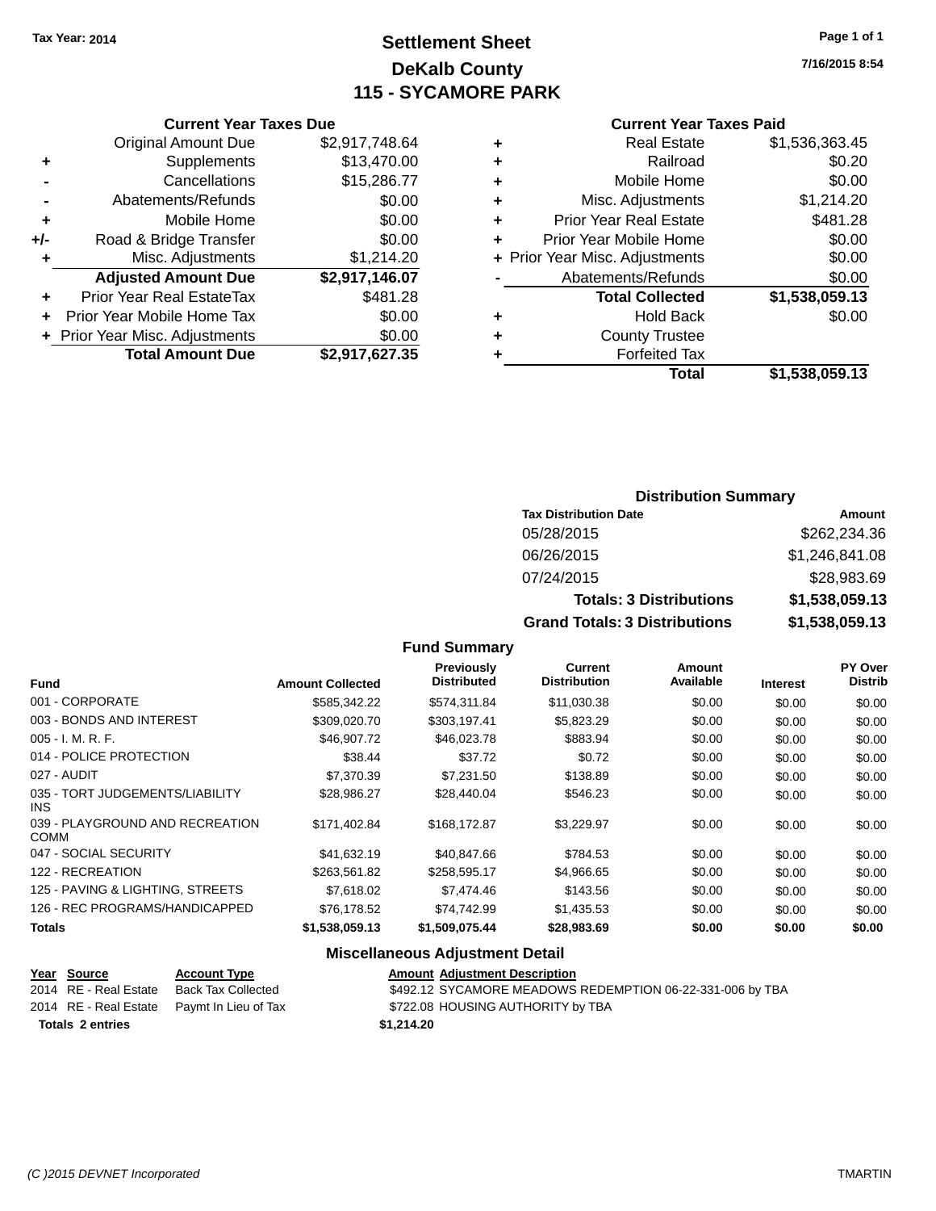Tax Year: 2014

# Settlement Sheet
# DeKalb County
# 115 - SYCAMORE PARK

7/16/2015 8:54

### Current Year Taxes Due

| | | |
|---|---|---|
| | Original Amount Due | $2,917,748.64 |
| + | Supplements | $13,470.00 |
| - | Cancellations | $15,286.77 |
| - | Abatements/Refunds | $0.00 |
| + | Mobile Home | $0.00 |
| +/- | Road & Bridge Transfer | $0.00 |
| + | Misc. Adjustments | $1,214.20 |
| | **Adjusted Amount Due** | **$2,917,146.07** |
| + | Prior Year Real EstateTax | $481.28 |
| + | Prior Year Mobile Home Tax | $0.00 |
| + | Prior Year Misc. Adjustments | $0.00 |
| | **Total Amount Due** | **$2,917,627.35** |

### Current Year Taxes Paid

| | | |
|---|---|---|
| + | Real Estate | $1,536,363.45 |
| + | Railroad | $0.20 |
| + | Mobile Home | $0.00 |
| + | Misc. Adjustments | $1,214.20 |
| + | Prior Year Real Estate | $481.28 |
| + | Prior Year Mobile Home | $0.00 |
| + | Prior Year Misc. Adjustments | $0.00 |
| - | Abatements/Refunds | $0.00 |
| | **Total Collected** | **$1,538,059.13** |
| + | Hold Back | $0.00 |
| + | County Trustee | |
| + | Forfeited Tax | |
| | **Total** | **$1,538,059.13** |

### Distribution Summary

| Tax Distribution Date | Amount |
|---|---|
| 05/28/2015 | $262,234.36 |
| 06/26/2015 | $1,246,841.08 |
| 07/24/2015 | $28,983.69 |
| **Totals: 3 Distributions** | **$1,538,059.13** |
| **Grand Totals: 3 Distributions** | **$1,538,059.13** |

### Fund Summary

| Fund | Amount Collected | Previously Distributed | Current Distribution | Amount Available | Interest | PY Over Distrib |
|---|---|---|---|---|---|---|
| 001 - CORPORATE | $585,342.22 | $574,311.84 | $11,030.38 | $0.00 | $0.00 | $0.00 |
| 003 - BONDS AND INTEREST | $309,020.70 | $303,197.41 | $5,823.29 | $0.00 | $0.00 | $0.00 |
| 005 - I. M. R. F. | $46,907.72 | $46,023.78 | $883.94 | $0.00 | $0.00 | $0.00 |
| 014 - POLICE PROTECTION | $38.44 | $37.72 | $0.72 | $0.00 | $0.00 | $0.00 |
| 027 - AUDIT | $7,370.39 | $7,231.50 | $138.89 | $0.00 | $0.00 | $0.00 |
| 035 - TORT JUDGEMENTS/LIABILITY INS | $28,986.27 | $28,440.04 | $546.23 | $0.00 | $0.00 | $0.00 |
| 039 - PLAYGROUND AND RECREATION COMM | $171,402.84 | $168,172.87 | $3,229.97 | $0.00 | $0.00 | $0.00 |
| 047 - SOCIAL SECURITY | $41,632.19 | $40,847.66 | $784.53 | $0.00 | $0.00 | $0.00 |
| 122 - RECREATION | $263,561.82 | $258,595.17 | $4,966.65 | $0.00 | $0.00 | $0.00 |
| 125 - PAVING & LIGHTING, STREETS | $7,618.02 | $7,474.46 | $143.56 | $0.00 | $0.00 | $0.00 |
| 126 - REC PROGRAMS/HANDICAPPED | $76,178.52 | $74,742.99 | $1,435.53 | $0.00 | $0.00 | $0.00 |
| **Totals** | **$1,538,059.13** | **$1,509,075.44** | **$28,983.69** | **$0.00** | **$0.00** | **$0.00** |

### Miscellaneous Adjustment Detail

| Year | Source | Account Type | Amount | Adjustment Description |
|---|---|---|---|---|
| 2014 | RE - Real Estate | Back Tax Collected | $492.12 | SYCAMORE MEADOWS REDEMPTION 06-22-331-006 by TBA |
| 2014 | RE - Real Estate | Paymt In Lieu of Tax | $722.08 | HOUSING AUTHORITY by TBA |
| **Totals 2 entries** | | | **$1,214.20** | |

(C )2015 DEVNET Incorporated TMARTIN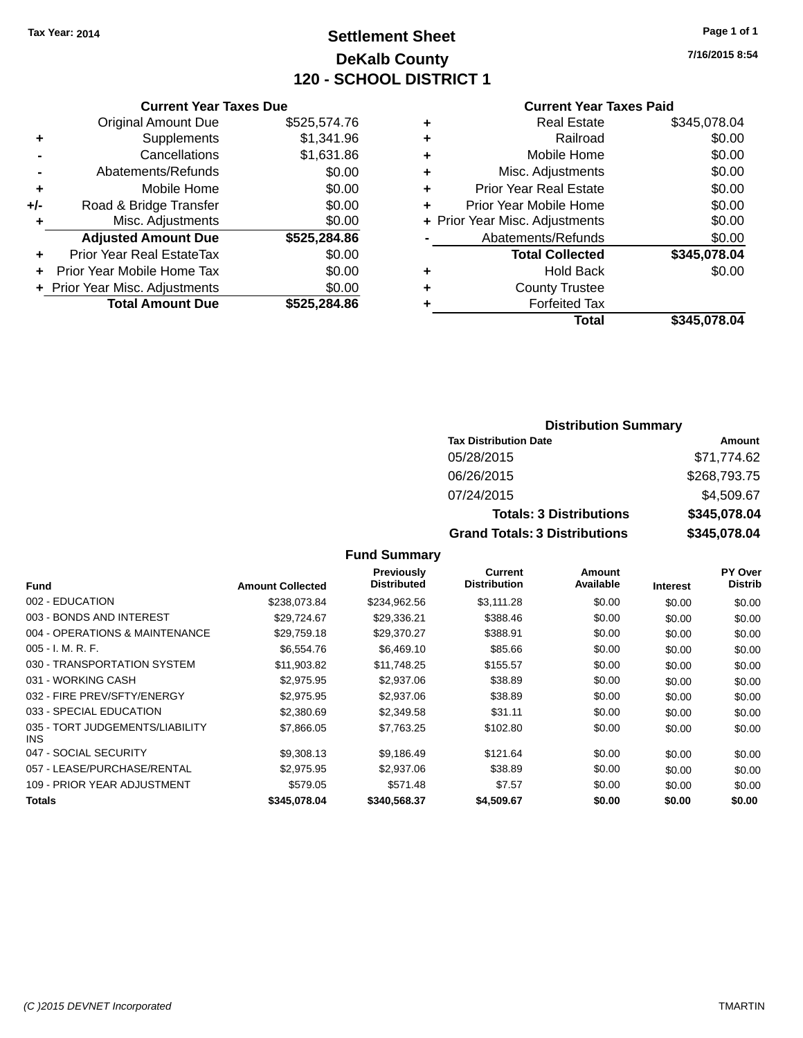Tax Year: 2014

# Settlement Sheet

## DeKalb County

## 120 - SCHOOL DISTRICT 1

7/16/2015 8:54

### Current Year Taxes Due

| | | |
|---|---|---|
| | Original Amount Due | $525,574.76 |
| + | Supplements | $1,341.96 |
| - | Cancellations | $1,631.86 |
| - | Abatements/Refunds | $0.00 |
| + | Mobile Home | $0.00 |
| +/- | Road & Bridge Transfer | $0.00 |
| + | Misc. Adjustments | $0.00 |
| | **Adjusted Amount Due** | **$525,284.86** |
| + | Prior Year Real EstateTax | $0.00 |
| + | Prior Year Mobile Home Tax | $0.00 |
| + | Prior Year Misc. Adjustments | $0.00 |
| | **Total Amount Due** | **$525,284.86** |

### Current Year Taxes Paid

| | | |
|---|---|---|
| + | Real Estate | $345,078.04 |
| + | Railroad | $0.00 |
| + | Mobile Home | $0.00 |
| + | Misc. Adjustments | $0.00 |
| + | Prior Year Real Estate | $0.00 |
| + | Prior Year Mobile Home | $0.00 |
| + | Prior Year Misc. Adjustments | $0.00 |
| - | Abatements/Refunds | $0.00 |
| | **Total Collected** | **$345,078.04** |
| + | Hold Back | $0.00 |
| + | County Trustee | |
| + | Forfeited Tax | |
| | **Total** | **$345,078.04** |

### Distribution Summary

| Tax Distribution Date | Amount |
|---|---|
| 05/28/2015 | $71,774.62 |
| 06/26/2015 | $268,793.75 |
| 07/24/2015 | $4,509.67 |
| **Totals: 3 Distributions** | **$345,078.04** |
| **Grand Totals: 3 Distributions** | **$345,078.04** |

### Fund Summary

| Fund | Amount Collected | Previously Distributed | Current Distribution | Amount Available | Interest | PY Over Distrib |
|---|---|---|---|---|---|---|
| 002 - EDUCATION | $238,073.84 | $234,962.56 | $3,111.28 | $0.00 | $0.00 | $0.00 |
| 003 - BONDS AND INTEREST | $29,724.67 | $29,336.21 | $388.46 | $0.00 | $0.00 | $0.00 |
| 004 - OPERATIONS & MAINTENANCE | $29,759.18 | $29,370.27 | $388.91 | $0.00 | $0.00 | $0.00 |
| 005 - I. M. R. F. | $6,554.76 | $6,469.10 | $85.66 | $0.00 | $0.00 | $0.00 |
| 030 - TRANSPORTATION SYSTEM | $11,903.82 | $11,748.25 | $155.57 | $0.00 | $0.00 | $0.00 |
| 031 - WORKING CASH | $2,975.95 | $2,937.06 | $38.89 | $0.00 | $0.00 | $0.00 |
| 032 - FIRE PREV/SFTY/ENERGY | $2,975.95 | $2,937.06 | $38.89 | $0.00 | $0.00 | $0.00 |
| 033 - SPECIAL EDUCATION | $2,380.69 | $2,349.58 | $31.11 | $0.00 | $0.00 | $0.00 |
| 035 - TORT JUDGEMENTS/LIABILITY INS | $7,866.05 | $7,763.25 | $102.80 | $0.00 | $0.00 | $0.00 |
| 047 - SOCIAL SECURITY | $9,308.13 | $9,186.49 | $121.64 | $0.00 | $0.00 | $0.00 |
| 057 - LEASE/PURCHASE/RENTAL | $2,975.95 | $2,937.06 | $38.89 | $0.00 | $0.00 | $0.00 |
| 109 - PRIOR YEAR ADJUSTMENT | $579.05 | $571.48 | $7.57 | $0.00 | $0.00 | $0.00 |
| **Totals** | **$345,078.04** | **$340,568.37** | **$4,509.67** | **$0.00** | **$0.00** | **$0.00** |

(C )2015 DEVNET Incorporated — TMARTIN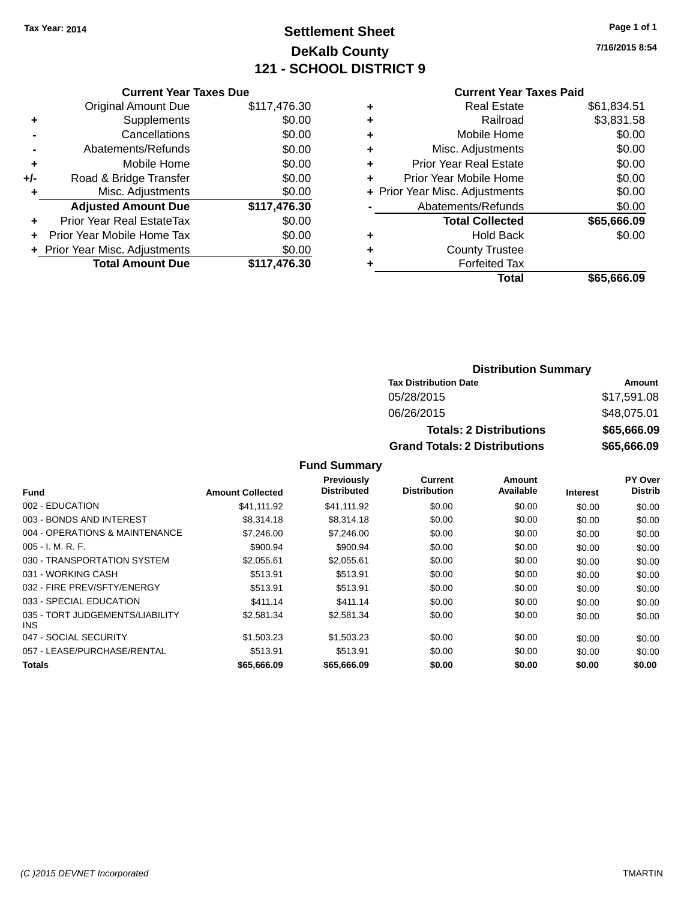Tax Year: 2014

# Settlement Sheet

## DeKalb County

## 121 - SCHOOL DISTRICT 9

7/16/2015 8:54

### Current Year Taxes Due

| | | |
|---|---|---|
| | Original Amount Due | $117,476.30 |
| + | Supplements | $0.00 |
| - | Cancellations | $0.00 |
| - | Abatements/Refunds | $0.00 |
| + | Mobile Home | $0.00 |
| +/- | Road & Bridge Transfer | $0.00 |
| + | Misc. Adjustments | $0.00 |
| | **Adjusted Amount Due** | **$117,476.30** |
| + | Prior Year Real EstateTax | $0.00 |
| + | Prior Year Mobile Home Tax | $0.00 |
| + | Prior Year Misc. Adjustments | $0.00 |
| | **Total Amount Due** | **$117,476.30** |

### Current Year Taxes Paid

| | | |
|---|---|---|
| + | Real Estate | $61,834.51 |
| + | Railroad | $3,831.58 |
| + | Mobile Home | $0.00 |
| + | Misc. Adjustments | $0.00 |
| + | Prior Year Real Estate | $0.00 |
| + | Prior Year Mobile Home | $0.00 |
| + | Prior Year Misc. Adjustments | $0.00 |
| - | Abatements/Refunds | $0.00 |
| | **Total Collected** | **$65,666.09** |
| + | Hold Back | $0.00 |
| + | County Trustee | |
| + | Forfeited Tax | |
| | **Total** | **$65,666.09** |

### Distribution Summary

| Tax Distribution Date | Amount |
|---|---|
| 05/28/2015 | $17,591.08 |
| 06/26/2015 | $48,075.01 |
| **Totals: 2 Distributions** | **$65,666.09** |
| **Grand Totals: 2 Distributions** | **$65,666.09** |

### Fund Summary

| Fund | Amount Collected | Previously Distributed | Current Distribution | Amount Available | Interest | PY Over Distrib |
|---|---|---|---|---|---|---|
| 002 - EDUCATION | $41,111.92 | $41,111.92 | $0.00 | $0.00 | $0.00 | $0.00 |
| 003 - BONDS AND INTEREST | $8,314.18 | $8,314.18 | $0.00 | $0.00 | $0.00 | $0.00 |
| 004 - OPERATIONS & MAINTENANCE | $7,246.00 | $7,246.00 | $0.00 | $0.00 | $0.00 | $0.00 |
| 005 - I. M. R. F. | $900.94 | $900.94 | $0.00 | $0.00 | $0.00 | $0.00 |
| 030 - TRANSPORTATION SYSTEM | $2,055.61 | $2,055.61 | $0.00 | $0.00 | $0.00 | $0.00 |
| 031 - WORKING CASH | $513.91 | $513.91 | $0.00 | $0.00 | $0.00 | $0.00 |
| 032 - FIRE PREV/SFTY/ENERGY | $513.91 | $513.91 | $0.00 | $0.00 | $0.00 | $0.00 |
| 033 - SPECIAL EDUCATION | $411.14 | $411.14 | $0.00 | $0.00 | $0.00 | $0.00 |
| 035 - TORT JUDGEMENTS/LIABILITY INS | $2,581.34 | $2,581.34 | $0.00 | $0.00 | $0.00 | $0.00 |
| 047 - SOCIAL SECURITY | $1,503.23 | $1,503.23 | $0.00 | $0.00 | $0.00 | $0.00 |
| 057 - LEASE/PURCHASE/RENTAL | $513.91 | $513.91 | $0.00 | $0.00 | $0.00 | $0.00 |
| **Totals** | **$65,666.09** | **$65,666.09** | **$0.00** | **$0.00** | **$0.00** | **$0.00** |

(C )2015 DEVNET Incorporated TMARTIN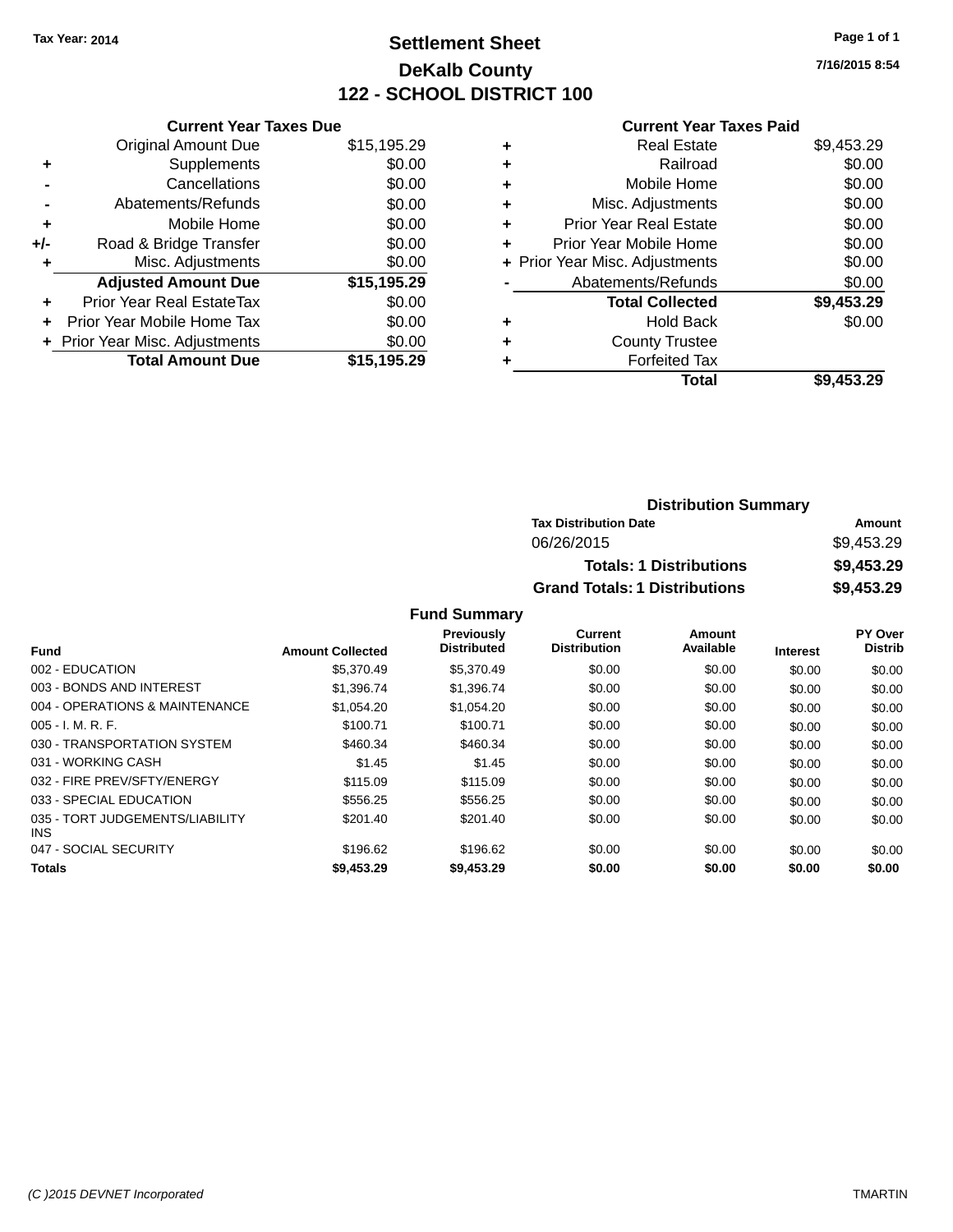Tax Year: 2014

# Settlement Sheet

## DeKalb County

## 122 - SCHOOL DISTRICT 100

7/16/2015 8:54

### Current Year Taxes Due

| | | |
|---|---|---|
| | Original Amount Due | $15,195.29 |
| + | Supplements | $0.00 |
| - | Cancellations | $0.00 |
| - | Abatements/Refunds | $0.00 |
| + | Mobile Home | $0.00 |
| +/- | Road & Bridge Transfer | $0.00 |
| + | Misc. Adjustments | $0.00 |
| | **Adjusted Amount Due** | **$15,195.29** |
| + | Prior Year Real EstateTax | $0.00 |
| + | Prior Year Mobile Home Tax | $0.00 |
| + | Prior Year Misc. Adjustments | $0.00 |
| | **Total Amount Due** | **$15,195.29** |

### Current Year Taxes Paid

| | | |
|---|---|---|
| + | Real Estate | $9,453.29 |
| + | Railroad | $0.00 |
| + | Mobile Home | $0.00 |
| + | Misc. Adjustments | $0.00 |
| + | Prior Year Real Estate | $0.00 |
| + | Prior Year Mobile Home | $0.00 |
| + | Prior Year Misc. Adjustments | $0.00 |
| - | Abatements/Refunds | $0.00 |
| | **Total Collected** | **$9,453.29** |
| + | Hold Back | $0.00 |
| + | County Trustee | |
| + | Forfeited Tax | |
| | **Total** | **$9,453.29** |

### Distribution Summary

| Tax Distribution Date | Amount |
|---|---|
| 06/26/2015 | $9,453.29 |
| **Totals: 1 Distributions** | **$9,453.29** |
| **Grand Totals: 1 Distributions** | **$9,453.29** |

### Fund Summary

| Fund | Amount Collected | Previously Distributed | Current Distribution | Amount Available | Interest | PY Over Distrib |
|---|---|---|---|---|---|---|
| 002 - EDUCATION | $5,370.49 | $5,370.49 | $0.00 | $0.00 | $0.00 | $0.00 |
| 003 - BONDS AND INTEREST | $1,396.74 | $1,396.74 | $0.00 | $0.00 | $0.00 | $0.00 |
| 004 - OPERATIONS & MAINTENANCE | $1,054.20 | $1,054.20 | $0.00 | $0.00 | $0.00 | $0.00 |
| 005 - I. M. R. F. | $100.71 | $100.71 | $0.00 | $0.00 | $0.00 | $0.00 |
| 030 - TRANSPORTATION SYSTEM | $460.34 | $460.34 | $0.00 | $0.00 | $0.00 | $0.00 |
| 031 - WORKING CASH | $1.45 | $1.45 | $0.00 | $0.00 | $0.00 | $0.00 |
| 032 - FIRE PREV/SFTY/ENERGY | $115.09 | $115.09 | $0.00 | $0.00 | $0.00 | $0.00 |
| 033 - SPECIAL EDUCATION | $556.25 | $556.25 | $0.00 | $0.00 | $0.00 | $0.00 |
| 035 - TORT JUDGEMENTS/LIABILITY INS | $201.40 | $201.40 | $0.00 | $0.00 | $0.00 | $0.00 |
| 047 - SOCIAL SECURITY | $196.62 | $196.62 | $0.00 | $0.00 | $0.00 | $0.00 |
| **Totals** | **$9,453.29** | **$9,453.29** | **$0.00** | **$0.00** | **$0.00** | **$0.00** |

(C )2015 DEVNET Incorporated TMARTIN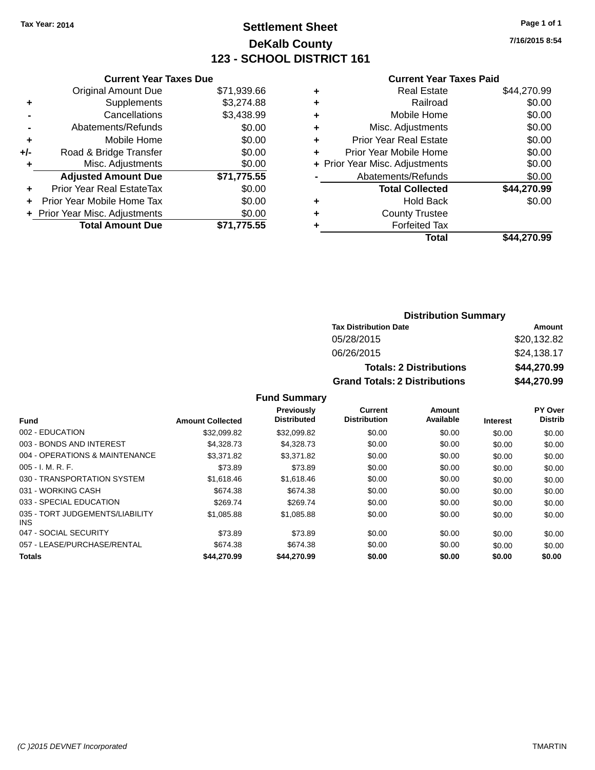Tax Year: 2014

# Settlement Sheet
## DeKalb County
## 123 - SCHOOL DISTRICT 161

7/16/2015 8:54

### Current Year Taxes Due

| | | |
|---|---|---|
| | Original Amount Due | $71,939.66 |
| + | Supplements | $3,274.88 |
| - | Cancellations | $3,438.99 |
| - | Abatements/Refunds | $0.00 |
| + | Mobile Home | $0.00 |
| +/- | Road & Bridge Transfer | $0.00 |
| + | Misc. Adjustments | $0.00 |
| | **Adjusted Amount Due** | **$71,775.55** |
| + | Prior Year Real EstateTax | $0.00 |
| + | Prior Year Mobile Home Tax | $0.00 |
| + | Prior Year Misc. Adjustments | $0.00 |
| | **Total Amount Due** | **$71,775.55** |

### Current Year Taxes Paid

| | | |
|---|---|---|
| + | Real Estate | $44,270.99 |
| + | Railroad | $0.00 |
| + | Mobile Home | $0.00 |
| + | Misc. Adjustments | $0.00 |
| + | Prior Year Real Estate | $0.00 |
| + | Prior Year Mobile Home | $0.00 |
| + | Prior Year Misc. Adjustments | $0.00 |
| - | Abatements/Refunds | $0.00 |
| | **Total Collected** | **$44,270.99** |
| + | Hold Back | $0.00 |
| + | County Trustee | |
| + | Forfeited Tax | |
| | **Total** | **$44,270.99** |

### Distribution Summary

| Tax Distribution Date | Amount |
|---|---|
| 05/28/2015 | $20,132.82 |
| 06/26/2015 | $24,138.17 |
| **Totals: 2 Distributions** | **$44,270.99** |
| **Grand Totals: 2 Distributions** | **$44,270.99** |

### Fund Summary

| Fund | Amount Collected | Previously Distributed | Current Distribution | Amount Available | Interest | PY Over Distrib |
|---|---|---|---|---|---|---|
| 002 - EDUCATION | $32,099.82 | $32,099.82 | $0.00 | $0.00 | $0.00 | $0.00 |
| 003 - BONDS AND INTEREST | $4,328.73 | $4,328.73 | $0.00 | $0.00 | $0.00 | $0.00 |
| 004 - OPERATIONS & MAINTENANCE | $3,371.82 | $3,371.82 | $0.00 | $0.00 | $0.00 | $0.00 |
| 005 - I. M. R. F. | $73.89 | $73.89 | $0.00 | $0.00 | $0.00 | $0.00 |
| 030 - TRANSPORTATION SYSTEM | $1,618.46 | $1,618.46 | $0.00 | $0.00 | $0.00 | $0.00 |
| 031 - WORKING CASH | $674.38 | $674.38 | $0.00 | $0.00 | $0.00 | $0.00 |
| 033 - SPECIAL EDUCATION | $269.74 | $269.74 | $0.00 | $0.00 | $0.00 | $0.00 |
| 035 - TORT JUDGEMENTS/LIABILITY INS | $1,085.88 | $1,085.88 | $0.00 | $0.00 | $0.00 | $0.00 |
| 047 - SOCIAL SECURITY | $73.89 | $73.89 | $0.00 | $0.00 | $0.00 | $0.00 |
| 057 - LEASE/PURCHASE/RENTAL | $674.38 | $674.38 | $0.00 | $0.00 | $0.00 | $0.00 |
| **Totals** | **$44,270.99** | **$44,270.99** | **$0.00** | **$0.00** | **$0.00** | **$0.00** |

(C )2015 DEVNET Incorporated TMARTIN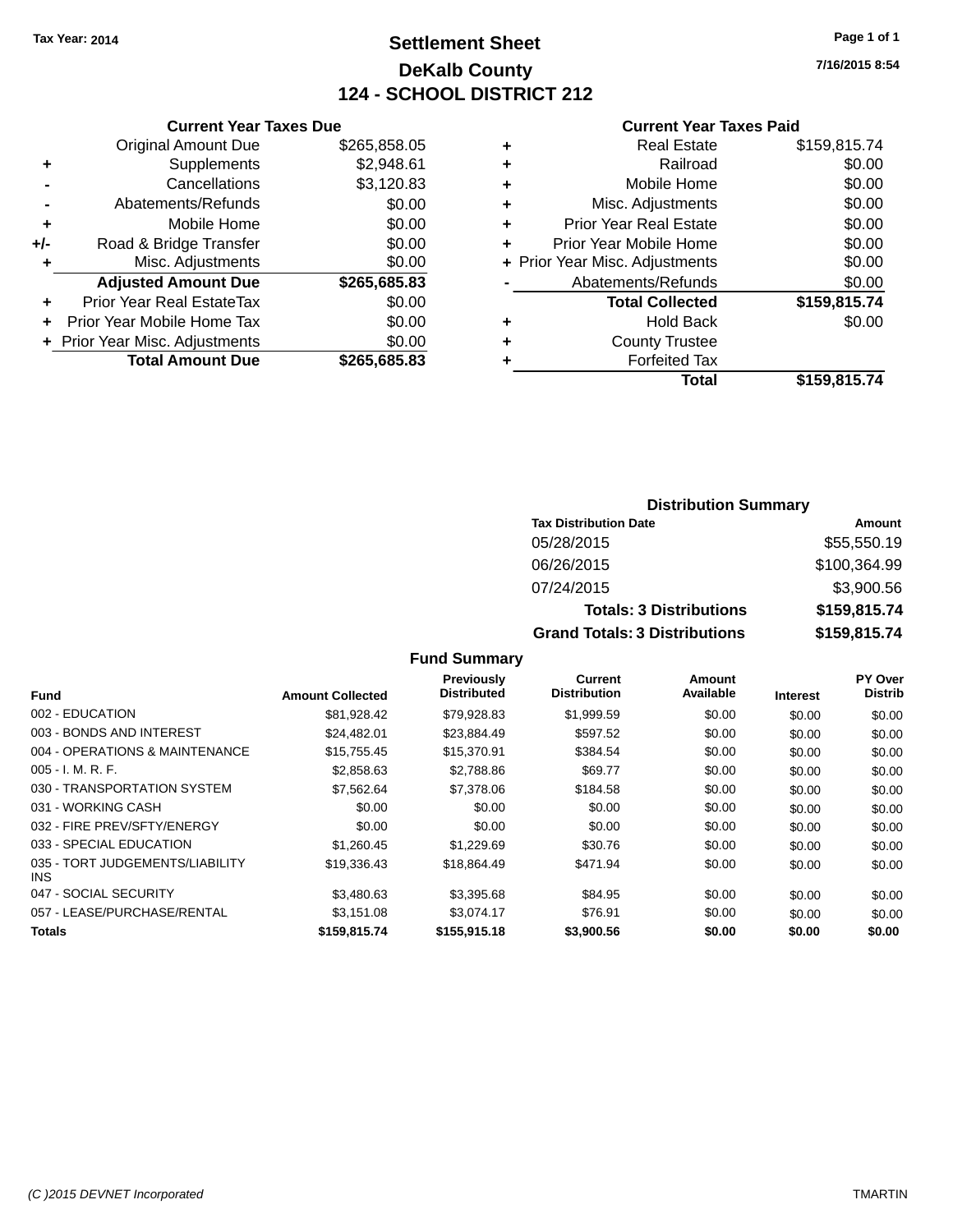Tax Year: 2014

# Settlement Sheet

## DeKalb County

## 124 - SCHOOL DISTRICT 212

7/16/2015 8:54

### Current Year Taxes Due

| | | |
|---|---|---|
| | Original Amount Due | $265,858.05 |
| + | Supplements | $2,948.61 |
| - | Cancellations | $3,120.83 |
| - | Abatements/Refunds | $0.00 |
| + | Mobile Home | $0.00 |
| +/- | Road & Bridge Transfer | $0.00 |
| + | Misc. Adjustments | $0.00 |
| | **Adjusted Amount Due** | **$265,685.83** |
| + | Prior Year Real EstateTax | $0.00 |
| + | Prior Year Mobile Home Tax | $0.00 |
| + | Prior Year Misc. Adjustments | $0.00 |
| | **Total Amount Due** | **$265,685.83** |

### Current Year Taxes Paid

| | | |
|---|---|---|
| + | Real Estate | $159,815.74 |
| + | Railroad | $0.00 |
| + | Mobile Home | $0.00 |
| + | Misc. Adjustments | $0.00 |
| + | Prior Year Real Estate | $0.00 |
| + | Prior Year Mobile Home | $0.00 |
| + | Prior Year Misc. Adjustments | $0.00 |
| - | Abatements/Refunds | $0.00 |
| | **Total Collected** | **$159,815.74** |
| + | Hold Back | $0.00 |
| + | County Trustee | |
| + | Forfeited Tax | |
| | **Total** | **$159,815.74** |

### Distribution Summary

| Tax Distribution Date | Amount |
|---|---|
| 05/28/2015 | $55,550.19 |
| 06/26/2015 | $100,364.99 |
| 07/24/2015 | $3,900.56 |
| **Totals: 3 Distributions** | **$159,815.74** |
| **Grand Totals: 3 Distributions** | **$159,815.74** |

### Fund Summary

| Fund | Amount Collected | Previously Distributed | Current Distribution | Amount Available | Interest | PY Over Distrib |
|---|---|---|---|---|---|---|
| 002 - EDUCATION | $81,928.42 | $79,928.83 | $1,999.59 | $0.00 | $0.00 | $0.00 |
| 003 - BONDS AND INTEREST | $24,482.01 | $23,884.49 | $597.52 | $0.00 | $0.00 | $0.00 |
| 004 - OPERATIONS & MAINTENANCE | $15,755.45 | $15,370.91 | $384.54 | $0.00 | $0.00 | $0.00 |
| 005 - I. M. R. F. | $2,858.63 | $2,788.86 | $69.77 | $0.00 | $0.00 | $0.00 |
| 030 - TRANSPORTATION SYSTEM | $7,562.64 | $7,378.06 | $184.58 | $0.00 | $0.00 | $0.00 |
| 031 - WORKING CASH | $0.00 | $0.00 | $0.00 | $0.00 | $0.00 | $0.00 |
| 032 - FIRE PREV/SFTY/ENERGY | $0.00 | $0.00 | $0.00 | $0.00 | $0.00 | $0.00 |
| 033 - SPECIAL EDUCATION | $1,260.45 | $1,229.69 | $30.76 | $0.00 | $0.00 | $0.00 |
| 035 - TORT JUDGEMENTS/LIABILITY INS | $19,336.43 | $18,864.49 | $471.94 | $0.00 | $0.00 | $0.00 |
| 047 - SOCIAL SECURITY | $3,480.63 | $3,395.68 | $84.95 | $0.00 | $0.00 | $0.00 |
| 057 - LEASE/PURCHASE/RENTAL | $3,151.08 | $3,074.17 | $76.91 | $0.00 | $0.00 | $0.00 |
| **Totals** | **$159,815.74** | **$155,915.18** | **$3,900.56** | **$0.00** | **$0.00** | **$0.00** |

(C )2015 DEVNET Incorporated TMARTIN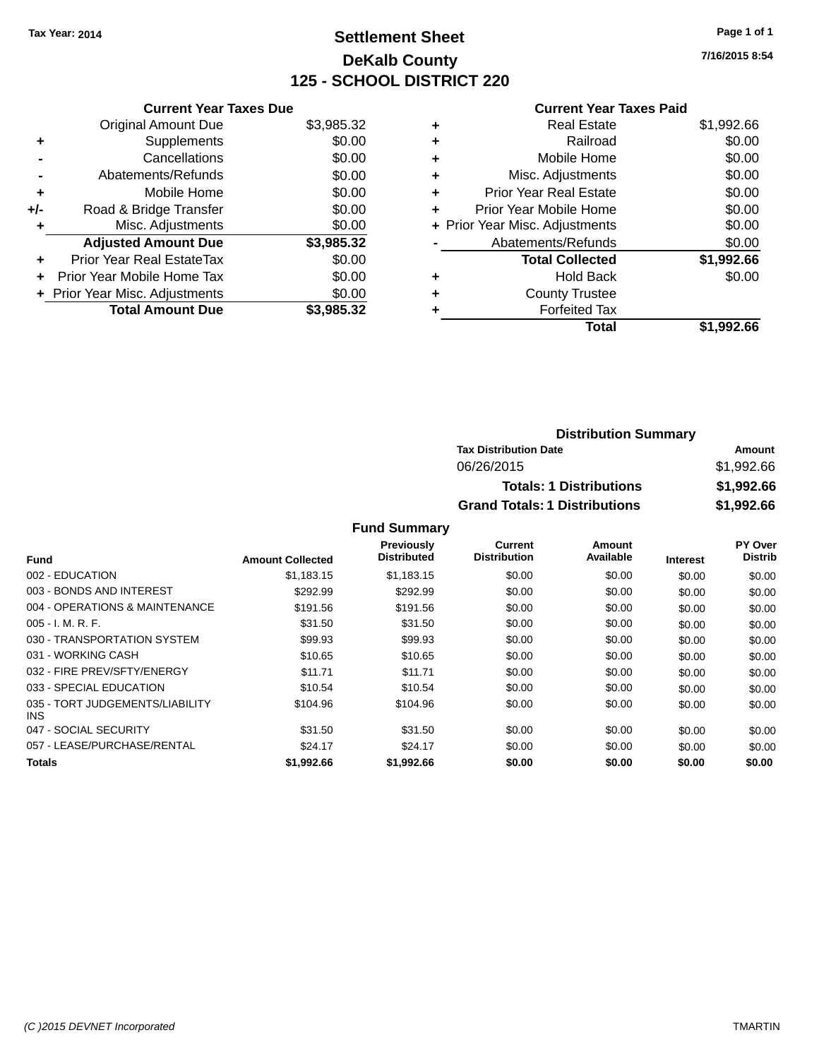Tax Year: 2014

# Settlement Sheet

## DeKalb County

## 125 - SCHOOL DISTRICT 220

7/16/2015 8:54

### Current Year Taxes Due

| | | |
|---|---|---|
| | Original Amount Due | $3,985.32 |
| + | Supplements | $0.00 |
| - | Cancellations | $0.00 |
| - | Abatements/Refunds | $0.00 |
| + | Mobile Home | $0.00 |
| +/- | Road & Bridge Transfer | $0.00 |
| + | Misc. Adjustments | $0.00 |
| | **Adjusted Amount Due** | **$3,985.32** |
| + | Prior Year Real EstateTax | $0.00 |
| + | Prior Year Mobile Home Tax | $0.00 |
| + | Prior Year Misc. Adjustments | $0.00 |
| | **Total Amount Due** | **$3,985.32** |

### Current Year Taxes Paid

| | | |
|---|---|---|
| + | Real Estate | $1,992.66 |
| + | Railroad | $0.00 |
| + | Mobile Home | $0.00 |
| + | Misc. Adjustments | $0.00 |
| + | Prior Year Real Estate | $0.00 |
| + | Prior Year Mobile Home | $0.00 |
| + | Prior Year Misc. Adjustments | $0.00 |
| - | Abatements/Refunds | $0.00 |
| | **Total Collected** | **$1,992.66** |
| + | Hold Back | $0.00 |
| + | County Trustee | |
| + | Forfeited Tax | |
| | **Total** | **$1,992.66** |

### Distribution Summary

| Tax Distribution Date | Amount |
|---|---|
| 06/26/2015 | $1,992.66 |
| **Totals: 1 Distributions** | **$1,992.66** |
| **Grand Totals: 1 Distributions** | **$1,992.66** |

### Fund Summary

| Fund | Amount Collected | Previously Distributed | Current Distribution | Amount Available | Interest | PY Over Distrib |
|---|---|---|---|---|---|---|
| 002 - EDUCATION | $1,183.15 | $1,183.15 | $0.00 | $0.00 | $0.00 | $0.00 |
| 003 - BONDS AND INTEREST | $292.99 | $292.99 | $0.00 | $0.00 | $0.00 | $0.00 |
| 004 - OPERATIONS & MAINTENANCE | $191.56 | $191.56 | $0.00 | $0.00 | $0.00 | $0.00 |
| 005 - I. M. R. F. | $31.50 | $31.50 | $0.00 | $0.00 | $0.00 | $0.00 |
| 030 - TRANSPORTATION SYSTEM | $99.93 | $99.93 | $0.00 | $0.00 | $0.00 | $0.00 |
| 031 - WORKING CASH | $10.65 | $10.65 | $0.00 | $0.00 | $0.00 | $0.00 |
| 032 - FIRE PREV/SFTY/ENERGY | $11.71 | $11.71 | $0.00 | $0.00 | $0.00 | $0.00 |
| 033 - SPECIAL EDUCATION | $10.54 | $10.54 | $0.00 | $0.00 | $0.00 | $0.00 |
| 035 - TORT JUDGEMENTS/LIABILITY INS | $104.96 | $104.96 | $0.00 | $0.00 | $0.00 | $0.00 |
| 047 - SOCIAL SECURITY | $31.50 | $31.50 | $0.00 | $0.00 | $0.00 | $0.00 |
| 057 - LEASE/PURCHASE/RENTAL | $24.17 | $24.17 | $0.00 | $0.00 | $0.00 | $0.00 |
| **Totals** | **$1,992.66** | **$1,992.66** | **$0.00** | **$0.00** | **$0.00** | **$0.00** |

(C )2015 DEVNET Incorporated TMARTIN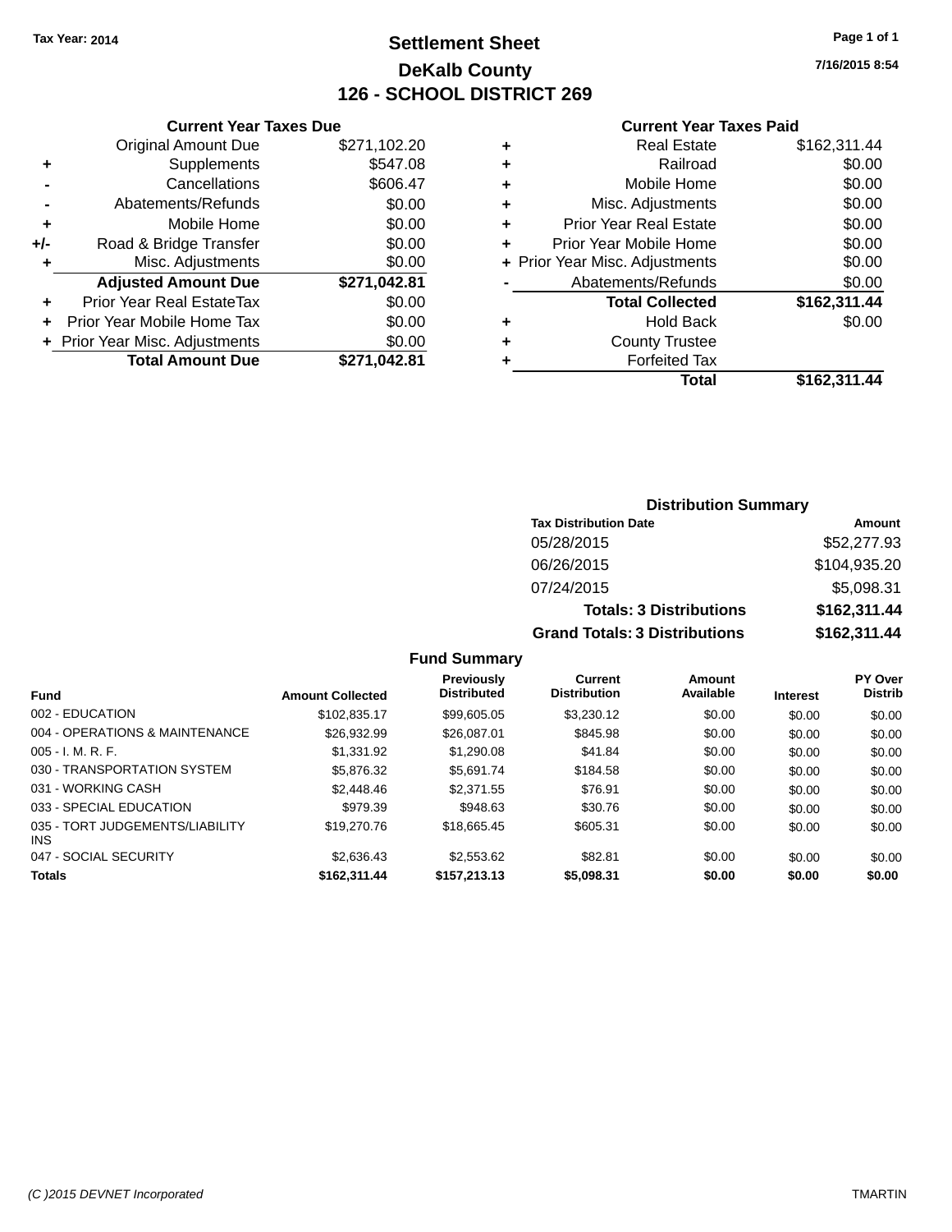Tax Year: 2014

# Settlement Sheet

## DeKalb County

## 126 - SCHOOL DISTRICT 269

7/16/2015 8:54

### Current Year Taxes Due

| | | |
|---|---|---|
| | Original Amount Due | $271,102.20 |
| + | Supplements | $547.08 |
| - | Cancellations | $606.47 |
| - | Abatements/Refunds | $0.00 |
| + | Mobile Home | $0.00 |
| +/- | Road & Bridge Transfer | $0.00 |
| + | Misc. Adjustments | $0.00 |
| | **Adjusted Amount Due** | **$271,042.81** |
| + | Prior Year Real EstateTax | $0.00 |
| + | Prior Year Mobile Home Tax | $0.00 |
| + | Prior Year Misc. Adjustments | $0.00 |
| | **Total Amount Due** | **$271,042.81** |

### Current Year Taxes Paid

| | | |
|---|---|---|
| + | Real Estate | $162,311.44 |
| + | Railroad | $0.00 |
| + | Mobile Home | $0.00 |
| + | Misc. Adjustments | $0.00 |
| + | Prior Year Real Estate | $0.00 |
| + | Prior Year Mobile Home | $0.00 |
| + | Prior Year Misc. Adjustments | $0.00 |
| - | Abatements/Refunds | $0.00 |
| | **Total Collected** | **$162,311.44** |
| + | Hold Back | $0.00 |
| + | County Trustee | |
| + | Forfeited Tax | |
| | **Total** | **$162,311.44** |

### Distribution Summary

| Tax Distribution Date | Amount |
|---|---|
| 05/28/2015 | $52,277.93 |
| 06/26/2015 | $104,935.20 |
| 07/24/2015 | $5,098.31 |
| **Totals: 3 Distributions** | **$162,311.44** |
| **Grand Totals: 3 Distributions** | **$162,311.44** |

### Fund Summary

| Fund | Amount Collected | Previously Distributed | Current Distribution | Amount Available | Interest | PY Over Distrib |
|---|---|---|---|---|---|---|
| 002 - EDUCATION | $102,835.17 | $99,605.05 | $3,230.12 | $0.00 | $0.00 | $0.00 |
| 004 - OPERATIONS & MAINTENANCE | $26,932.99 | $26,087.01 | $845.98 | $0.00 | $0.00 | $0.00 |
| 005 - I. M. R. F. | $1,331.92 | $1,290.08 | $41.84 | $0.00 | $0.00 | $0.00 |
| 030 - TRANSPORTATION SYSTEM | $5,876.32 | $5,691.74 | $184.58 | $0.00 | $0.00 | $0.00 |
| 031 - WORKING CASH | $2,448.46 | $2,371.55 | $76.91 | $0.00 | $0.00 | $0.00 |
| 033 - SPECIAL EDUCATION | $979.39 | $948.63 | $30.76 | $0.00 | $0.00 | $0.00 |
| 035 - TORT JUDGEMENTS/LIABILITY INS | $19,270.76 | $18,665.45 | $605.31 | $0.00 | $0.00 | $0.00 |
| 047 - SOCIAL SECURITY | $2,636.43 | $2,553.62 | $82.81 | $0.00 | $0.00 | $0.00 |
| **Totals** | **$162,311.44** | **$157,213.13** | **$5,098.31** | **$0.00** | **$0.00** | **$0.00** |

(C )2015 DEVNET Incorporated TMARTIN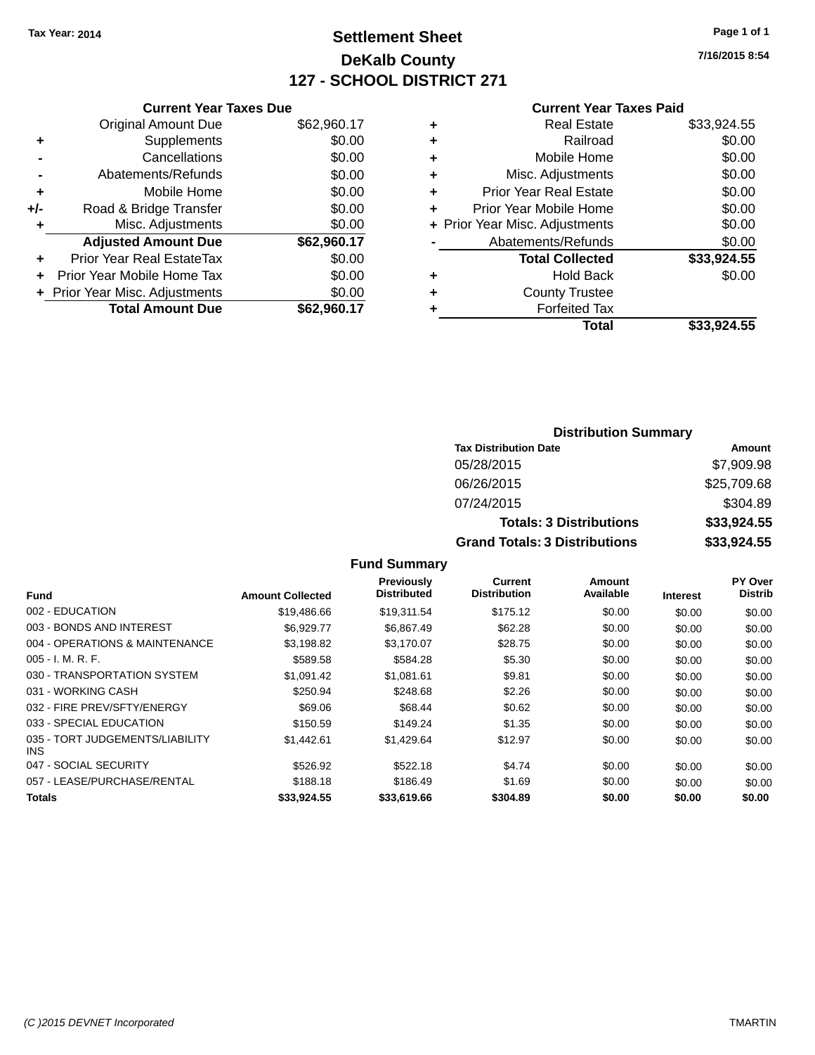Tax Year: 2014

# Settlement Sheet

## DeKalb County

## 127 - SCHOOL DISTRICT 271

7/16/2015 8:54

### Current Year Taxes Due

| | | |
|---|---|---|
| | Original Amount Due | $62,960.17 |
| + | Supplements | $0.00 |
| - | Cancellations | $0.00 |
| - | Abatements/Refunds | $0.00 |
| + | Mobile Home | $0.00 |
| +/- | Road & Bridge Transfer | $0.00 |
| + | Misc. Adjustments | $0.00 |
| | **Adjusted Amount Due** | **$62,960.17** |
| + | Prior Year Real EstateTax | $0.00 |
| + | Prior Year Mobile Home Tax | $0.00 |
| + | Prior Year Misc. Adjustments | $0.00 |
| | **Total Amount Due** | **$62,960.17** |

### Current Year Taxes Paid

| | | |
|---|---|---|
| + | Real Estate | $33,924.55 |
| + | Railroad | $0.00 |
| + | Mobile Home | $0.00 |
| + | Misc. Adjustments | $0.00 |
| + | Prior Year Real Estate | $0.00 |
| + | Prior Year Mobile Home | $0.00 |
| + | Prior Year Misc. Adjustments | $0.00 |
| - | Abatements/Refunds | $0.00 |
| | **Total Collected** | **$33,924.55** |
| + | Hold Back | $0.00 |
| + | County Trustee | |
| + | Forfeited Tax | |
| | **Total** | **$33,924.55** |

### Distribution Summary

| Tax Distribution Date | Amount |
|---|---|
| 05/28/2015 | $7,909.98 |
| 06/26/2015 | $25,709.68 |
| 07/24/2015 | $304.89 |
| **Totals: 3 Distributions** | **$33,924.55** |
| **Grand Totals: 3 Distributions** | **$33,924.55** |

### Fund Summary

| Fund | Amount Collected | Previously Distributed | Current Distribution | Amount Available | Interest | PY Over Distrib |
|---|---|---|---|---|---|---|
| 002 - EDUCATION | $19,486.66 | $19,311.54 | $175.12 | $0.00 | $0.00 | $0.00 |
| 003 - BONDS AND INTEREST | $6,929.77 | $6,867.49 | $62.28 | $0.00 | $0.00 | $0.00 |
| 004 - OPERATIONS & MAINTENANCE | $3,198.82 | $3,170.07 | $28.75 | $0.00 | $0.00 | $0.00 |
| 005 - I. M. R. F. | $589.58 | $584.28 | $5.30 | $0.00 | $0.00 | $0.00 |
| 030 - TRANSPORTATION SYSTEM | $1,091.42 | $1,081.61 | $9.81 | $0.00 | $0.00 | $0.00 |
| 031 - WORKING CASH | $250.94 | $248.68 | $2.26 | $0.00 | $0.00 | $0.00 |
| 032 - FIRE PREV/SFTY/ENERGY | $69.06 | $68.44 | $0.62 | $0.00 | $0.00 | $0.00 |
| 033 - SPECIAL EDUCATION | $150.59 | $149.24 | $1.35 | $0.00 | $0.00 | $0.00 |
| 035 - TORT JUDGEMENTS/LIABILITY INS | $1,442.61 | $1,429.64 | $12.97 | $0.00 | $0.00 | $0.00 |
| 047 - SOCIAL SECURITY | $526.92 | $522.18 | $4.74 | $0.00 | $0.00 | $0.00 |
| 057 - LEASE/PURCHASE/RENTAL | $188.18 | $186.49 | $1.69 | $0.00 | $0.00 | $0.00 |
| **Totals** | **$33,924.55** | **$33,619.66** | **$304.89** | **$0.00** | **$0.00** | **$0.00** |

(C )2015 DEVNET Incorporated TMARTIN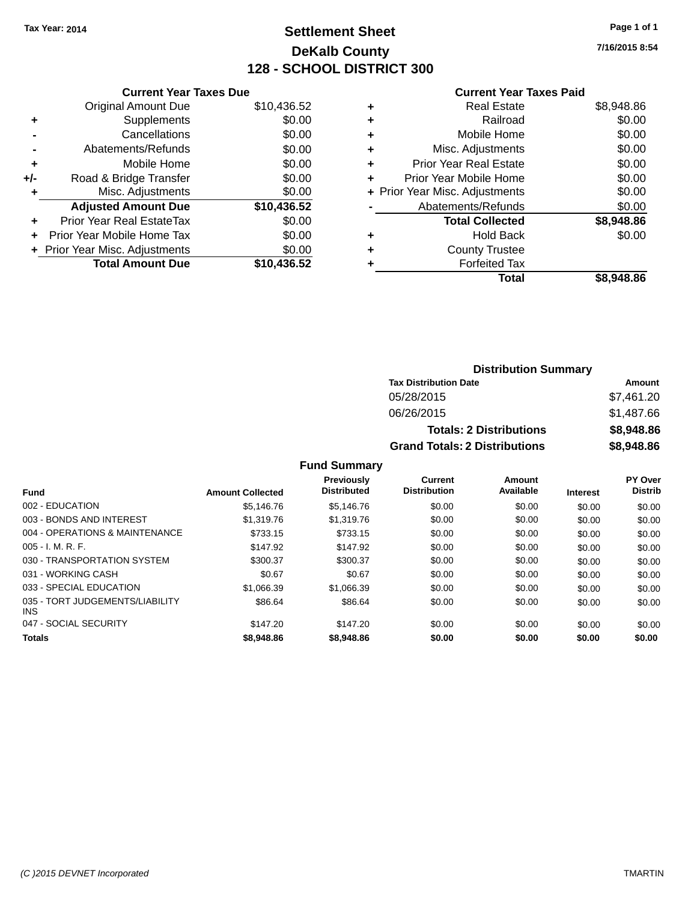Tax Year: 2014

# Settlement Sheet

## DeKalb County

## 128 - SCHOOL DISTRICT 300

7/16/2015 8:54

### Current Year Taxes Due

| | | |
|---|---|---|
| | Original Amount Due | $10,436.52 |
| + | Supplements | $0.00 |
| - | Cancellations | $0.00 |
| - | Abatements/Refunds | $0.00 |
| + | Mobile Home | $0.00 |
| +/- | Road & Bridge Transfer | $0.00 |
| + | Misc. Adjustments | $0.00 |
| | **Adjusted Amount Due** | **$10,436.52** |
| + | Prior Year Real EstateTax | $0.00 |
| + | Prior Year Mobile Home Tax | $0.00 |
| + | Prior Year Misc. Adjustments | $0.00 |
| | **Total Amount Due** | **$10,436.52** |

### Current Year Taxes Paid

| | | |
|---|---|---|
| + | Real Estate | $8,948.86 |
| + | Railroad | $0.00 |
| + | Mobile Home | $0.00 |
| + | Misc. Adjustments | $0.00 |
| + | Prior Year Real Estate | $0.00 |
| + | Prior Year Mobile Home | $0.00 |
| + | Prior Year Misc. Adjustments | $0.00 |
| - | Abatements/Refunds | $0.00 |
| | **Total Collected** | **$8,948.86** |
| + | Hold Back | $0.00 |
| + | County Trustee | |
| + | Forfeited Tax | |
| | **Total** | **$8,948.86** |

### Distribution Summary

| Tax Distribution Date | Amount |
|---|---|
| 05/28/2015 | $7,461.20 |
| 06/26/2015 | $1,487.66 |
| **Totals: 2 Distributions** | **$8,948.86** |
| **Grand Totals: 2 Distributions** | **$8,948.86** |

### Fund Summary

| Fund | Amount Collected | Previously Distributed | Current Distribution | Amount Available | Interest | PY Over Distrib |
|---|---|---|---|---|---|---|
| 002 - EDUCATION | $5,146.76 | $5,146.76 | $0.00 | $0.00 | $0.00 | $0.00 |
| 003 - BONDS AND INTEREST | $1,319.76 | $1,319.76 | $0.00 | $0.00 | $0.00 | $0.00 |
| 004 - OPERATIONS & MAINTENANCE | $733.15 | $733.15 | $0.00 | $0.00 | $0.00 | $0.00 |
| 005 - I. M. R. F. | $147.92 | $147.92 | $0.00 | $0.00 | $0.00 | $0.00 |
| 030 - TRANSPORTATION SYSTEM | $300.37 | $300.37 | $0.00 | $0.00 | $0.00 | $0.00 |
| 031 - WORKING CASH | $0.67 | $0.67 | $0.00 | $0.00 | $0.00 | $0.00 |
| 033 - SPECIAL EDUCATION | $1,066.39 | $1,066.39 | $0.00 | $0.00 | $0.00 | $0.00 |
| 035 - TORT JUDGEMENTS/LIABILITY INS | $86.64 | $86.64 | $0.00 | $0.00 | $0.00 | $0.00 |
| 047 - SOCIAL SECURITY | $147.20 | $147.20 | $0.00 | $0.00 | $0.00 | $0.00 |
| **Totals** | **$8,948.86** | **$8,948.86** | **$0.00** | **$0.00** | **$0.00** | **$0.00** |

(C )2015 DEVNET Incorporated TMARTIN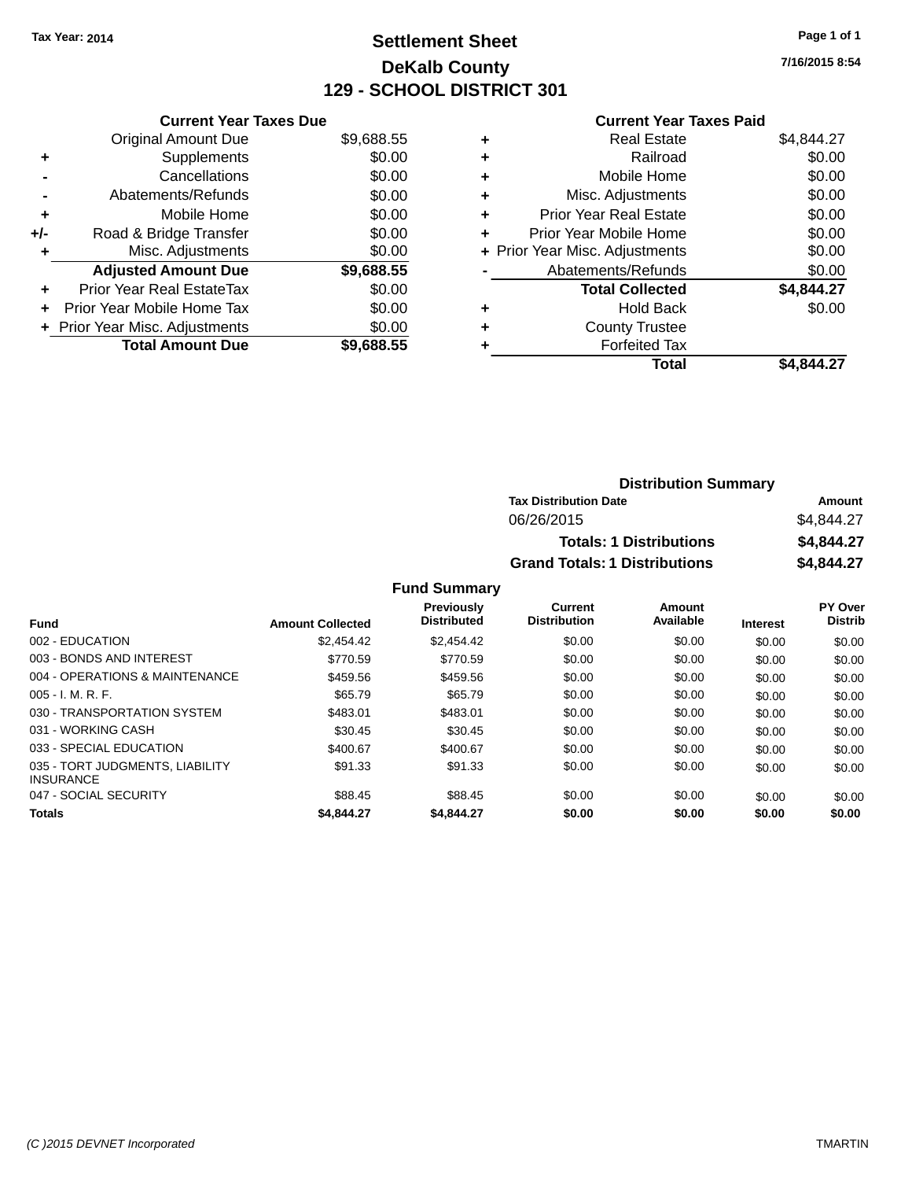Tax Year: 2014

# Settlement Sheet

## DeKalb County

## 129 - SCHOOL DISTRICT 301

7/16/2015 8:54

### Current Year Taxes Due

| | | |
|---|---|---|
| | Original Amount Due | $9,688.55 |
| + | Supplements | $0.00 |
| - | Cancellations | $0.00 |
| - | Abatements/Refunds | $0.00 |
| + | Mobile Home | $0.00 |
| +/- | Road & Bridge Transfer | $0.00 |
| + | Misc. Adjustments | $0.00 |
| | **Adjusted Amount Due** | **$9,688.55** |
| + | Prior Year Real EstateTax | $0.00 |
| + | Prior Year Mobile Home Tax | $0.00 |
| + | Prior Year Misc. Adjustments | $0.00 |
| | **Total Amount Due** | **$9,688.55** |

### Current Year Taxes Paid

| | | |
|---|---|---|
| + | Real Estate | $4,844.27 |
| + | Railroad | $0.00 |
| + | Mobile Home | $0.00 |
| + | Misc. Adjustments | $0.00 |
| + | Prior Year Real Estate | $0.00 |
| + | Prior Year Mobile Home | $0.00 |
| + | Prior Year Misc. Adjustments | $0.00 |
| - | Abatements/Refunds | $0.00 |
| | **Total Collected** | **$4,844.27** |
| + | Hold Back | $0.00 |
| + | County Trustee | |
| + | Forfeited Tax | |
| | **Total** | **$4,844.27** |

### Distribution Summary

| Tax Distribution Date | Amount |
|---|---|
| 06/26/2015 | $4,844.27 |
| **Totals: 1 Distributions** | **$4,844.27** |
| **Grand Totals: 1 Distributions** | **$4,844.27** |

### Fund Summary

| Fund | Amount Collected | Previously Distributed | Current Distribution | Amount Available | Interest | PY Over Distrib |
|---|---|---|---|---|---|---|
| 002 - EDUCATION | $2,454.42 | $2,454.42 | $0.00 | $0.00 | $0.00 | $0.00 |
| 003 - BONDS AND INTEREST | $770.59 | $770.59 | $0.00 | $0.00 | $0.00 | $0.00 |
| 004 - OPERATIONS & MAINTENANCE | $459.56 | $459.56 | $0.00 | $0.00 | $0.00 | $0.00 |
| 005 - I. M. R. F. | $65.79 | $65.79 | $0.00 | $0.00 | $0.00 | $0.00 |
| 030 - TRANSPORTATION SYSTEM | $483.01 | $483.01 | $0.00 | $0.00 | $0.00 | $0.00 |
| 031 - WORKING CASH | $30.45 | $30.45 | $0.00 | $0.00 | $0.00 | $0.00 |
| 033 - SPECIAL EDUCATION | $400.67 | $400.67 | $0.00 | $0.00 | $0.00 | $0.00 |
| 035 - TORT JUDGMENTS, LIABILITY INSURANCE | $91.33 | $91.33 | $0.00 | $0.00 | $0.00 | $0.00 |
| 047 - SOCIAL SECURITY | $88.45 | $88.45 | $0.00 | $0.00 | $0.00 | $0.00 |
| **Totals** | **$4,844.27** | **$4,844.27** | **$0.00** | **$0.00** | **$0.00** | **$0.00** |

(C )2015 DEVNET Incorporated TMARTIN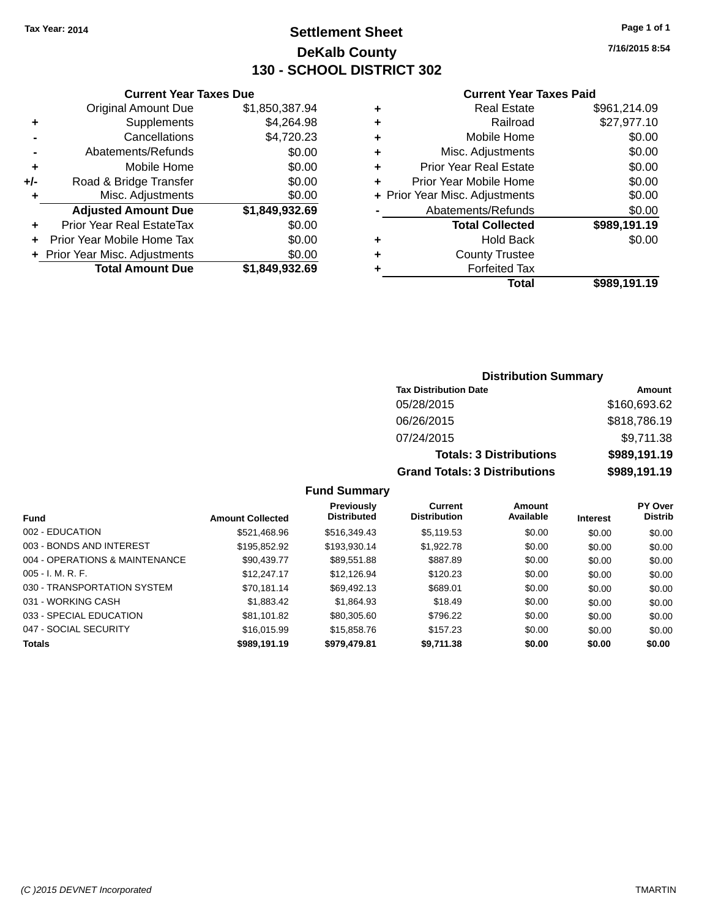Tax Year: 2014

# Settlement Sheet

## DeKalb County

## 130 - SCHOOL DISTRICT 302

7/16/2015 8:54

### Current Year Taxes Due

| | | |
|---|---|---|
| | Original Amount Due | $1,850,387.94 |
| + | Supplements | $4,264.98 |
| - | Cancellations | $4,720.23 |
| - | Abatements/Refunds | $0.00 |
| + | Mobile Home | $0.00 |
| +/- | Road & Bridge Transfer | $0.00 |
| + | Misc. Adjustments | $0.00 |
| | **Adjusted Amount Due** | **$1,849,932.69** |
| + | Prior Year Real EstateTax | $0.00 |
| + | Prior Year Mobile Home Tax | $0.00 |
| + | Prior Year Misc. Adjustments | $0.00 |
| | **Total Amount Due** | **$1,849,932.69** |

### Current Year Taxes Paid

| | | |
|---|---|---|
| + | Real Estate | $961,214.09 |
| + | Railroad | $27,977.10 |
| + | Mobile Home | $0.00 |
| + | Misc. Adjustments | $0.00 |
| + | Prior Year Real Estate | $0.00 |
| + | Prior Year Mobile Home | $0.00 |
| + | Prior Year Misc. Adjustments | $0.00 |
| - | Abatements/Refunds | $0.00 |
| | **Total Collected** | **$989,191.19** |
| + | Hold Back | $0.00 |
| + | County Trustee | |
| + | Forfeited Tax | |
| | **Total** | **$989,191.19** |

### Distribution Summary

| Tax Distribution Date | Amount |
|---|---|
| 05/28/2015 | $160,693.62 |
| 06/26/2015 | $818,786.19 |
| 07/24/2015 | $9,711.38 |
| **Totals: 3 Distributions** | **$989,191.19** |
| **Grand Totals: 3 Distributions** | **$989,191.19** |

### Fund Summary

| Fund | Amount Collected | Previously Distributed | Current Distribution | Amount Available | Interest | PY Over Distrib |
|---|---|---|---|---|---|---|
| 002 - EDUCATION | $521,468.96 | $516,349.43 | $5,119.53 | $0.00 | $0.00 | $0.00 |
| 003 - BONDS AND INTEREST | $195,852.92 | $193,930.14 | $1,922.78 | $0.00 | $0.00 | $0.00 |
| 004 - OPERATIONS & MAINTENANCE | $90,439.77 | $89,551.88 | $887.89 | $0.00 | $0.00 | $0.00 |
| 005 - I. M. R. F. | $12,247.17 | $12,126.94 | $120.23 | $0.00 | $0.00 | $0.00 |
| 030 - TRANSPORTATION SYSTEM | $70,181.14 | $69,492.13 | $689.01 | $0.00 | $0.00 | $0.00 |
| 031 - WORKING CASH | $1,883.42 | $1,864.93 | $18.49 | $0.00 | $0.00 | $0.00 |
| 033 - SPECIAL EDUCATION | $81,101.82 | $80,305.60 | $796.22 | $0.00 | $0.00 | $0.00 |
| 047 - SOCIAL SECURITY | $16,015.99 | $15,858.76 | $157.23 | $0.00 | $0.00 | $0.00 |
| **Totals** | **$989,191.19** | **$979,479.81** | **$9,711.38** | **$0.00** | **$0.00** | **$0.00** |

(C )2015 DEVNET Incorporated — TMARTIN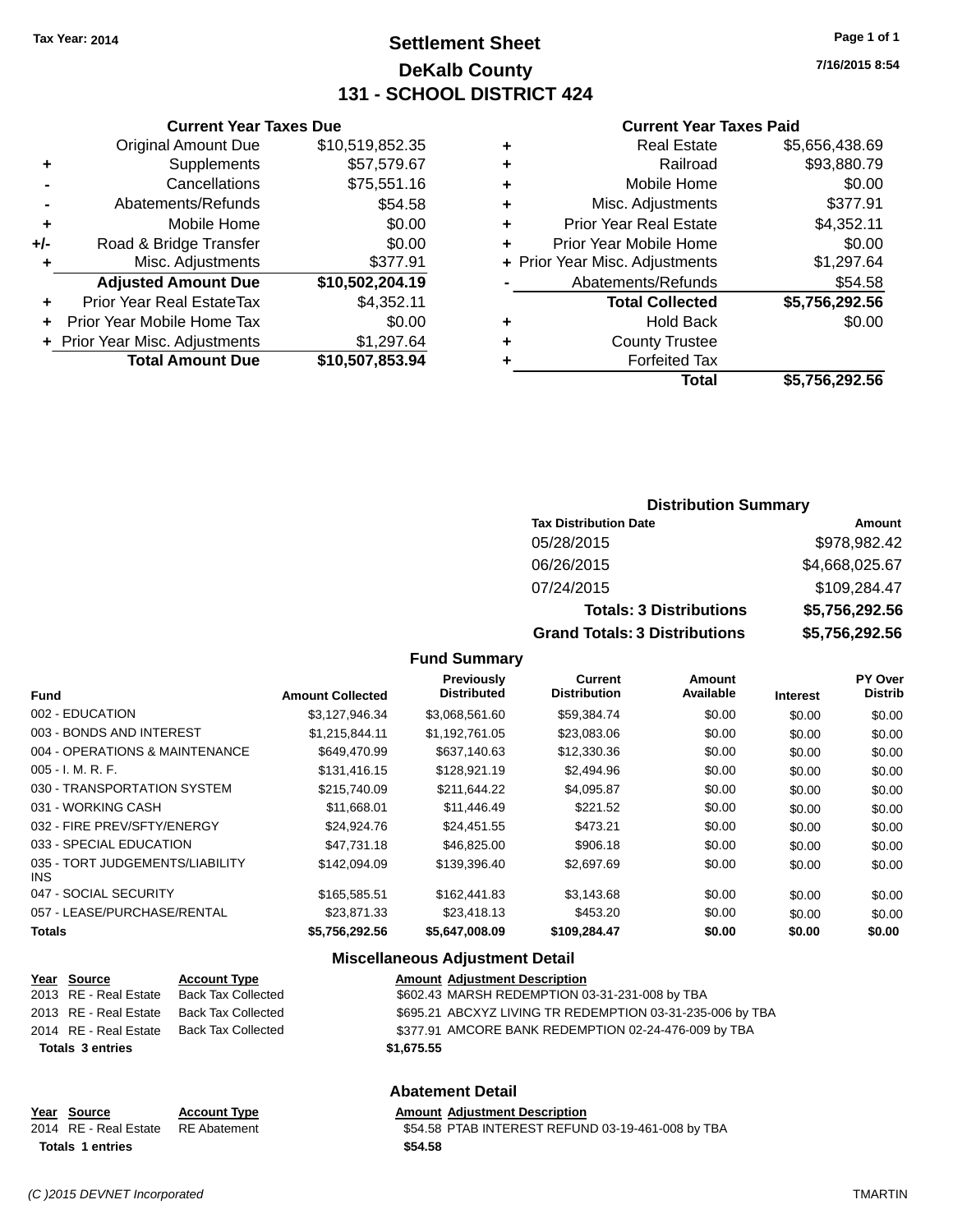Tax Year: 2014

# Settlement Sheet

## DeKalb County

## 131 - SCHOOL DISTRICT 424

7/16/2015 8:54

### Current Year Taxes Due

| | | |
|---|---|---|
| | Original Amount Due | $10,519,852.35 |
| + | Supplements | $57,579.67 |
| - | Cancellations | $75,551.16 |
| - | Abatements/Refunds | $54.58 |
| + | Mobile Home | $0.00 |
| +/- | Road & Bridge Transfer | $0.00 |
| + | Misc. Adjustments | $377.91 |
| | **Adjusted Amount Due** | **$10,502,204.19** |
| + | Prior Year Real EstateTax | $4,352.11 |
| + | Prior Year Mobile Home Tax | $0.00 |
| + | Prior Year Misc. Adjustments | $1,297.64 |
| | **Total Amount Due** | **$10,507,853.94** |

### Current Year Taxes Paid

| | | |
|---|---|---|
| + | Real Estate | $5,656,438.69 |
| + | Railroad | $93,880.79 |
| + | Mobile Home | $0.00 |
| + | Misc. Adjustments | $377.91 |
| + | Prior Year Real Estate | $4,352.11 |
| + | Prior Year Mobile Home | $0.00 |
| + | Prior Year Misc. Adjustments | $1,297.64 |
| - | Abatements/Refunds | $54.58 |
| | **Total Collected** | **$5,756,292.56** |
| + | Hold Back | $0.00 |
| + | County Trustee | |
| + | Forfeited Tax | |
| | **Total** | **$5,756,292.56** |

### Distribution Summary

| Tax Distribution Date | Amount |
|---|---|
| 05/28/2015 | $978,982.42 |
| 06/26/2015 | $4,668,025.67 |
| 07/24/2015 | $109,284.47 |
| **Totals: 3 Distributions** | **$5,756,292.56** |
| **Grand Totals: 3 Distributions** | **$5,756,292.56** |

### Fund Summary

| Fund | Amount Collected | Previously Distributed | Current Distribution | Amount Available | Interest | PY Over Distrib |
|---|---|---|---|---|---|---|
| 002 - EDUCATION | $3,127,946.34 | $3,068,561.60 | $59,384.74 | $0.00 | $0.00 | $0.00 |
| 003 - BONDS AND INTEREST | $1,215,844.11 | $1,192,761.05 | $23,083.06 | $0.00 | $0.00 | $0.00 |
| 004 - OPERATIONS & MAINTENANCE | $649,470.99 | $637,140.63 | $12,330.36 | $0.00 | $0.00 | $0.00 |
| 005 - I. M. R. F. | $131,416.15 | $128,921.19 | $2,494.96 | $0.00 | $0.00 | $0.00 |
| 030 - TRANSPORTATION SYSTEM | $215,740.09 | $211,644.22 | $4,095.87 | $0.00 | $0.00 | $0.00 |
| 031 - WORKING CASH | $11,668.01 | $11,446.49 | $221.52 | $0.00 | $0.00 | $0.00 |
| 032 - FIRE PREV/SFTY/ENERGY | $24,924.76 | $24,451.55 | $473.21 | $0.00 | $0.00 | $0.00 |
| 033 - SPECIAL EDUCATION | $47,731.18 | $46,825.00 | $906.18 | $0.00 | $0.00 | $0.00 |
| 035 - TORT JUDGEMENTS/LIABILITY INS | $142,094.09 | $139,396.40 | $2,697.69 | $0.00 | $0.00 | $0.00 |
| 047 - SOCIAL SECURITY | $165,585.51 | $162,441.83 | $3,143.68 | $0.00 | $0.00 | $0.00 |
| 057 - LEASE/PURCHASE/RENTAL | $23,871.33 | $23,418.13 | $453.20 | $0.00 | $0.00 | $0.00 |
| **Totals** | **$5,756,292.56** | **$5,647,008.09** | **$109,284.47** | **$0.00** | **$0.00** | **$0.00** |

### Miscellaneous Adjustment Detail

| Year | Source | Account Type | Amount | Adjustment Description |
|---|---|---|---|---|
| 2013 | RE - Real Estate | Back Tax Collected | $602.43 | MARSH REDEMPTION 03-31-231-008 by TBA |
| 2013 | RE - Real Estate | Back Tax Collected | $695.21 | ABCXYZ LIVING TR REDEMPTION 03-31-235-006 by TBA |
| 2014 | RE - Real Estate | Back Tax Collected | $377.91 | AMCORE BANK REDEMPTION 02-24-476-009 by TBA |
| **Totals 3 entries** | | | **$1,675.55** | |

### Abatement Detail

| Year | Source | Account Type | Amount | Adjustment Description |
|---|---|---|---|---|
| 2014 | RE - Real Estate | RE Abatement | $54.58 | PTAB INTEREST REFUND 03-19-461-008 by TBA |
| **Totals 1 entries** | | | **$54.58** | |

(C )2015 DEVNET Incorporated TMARTIN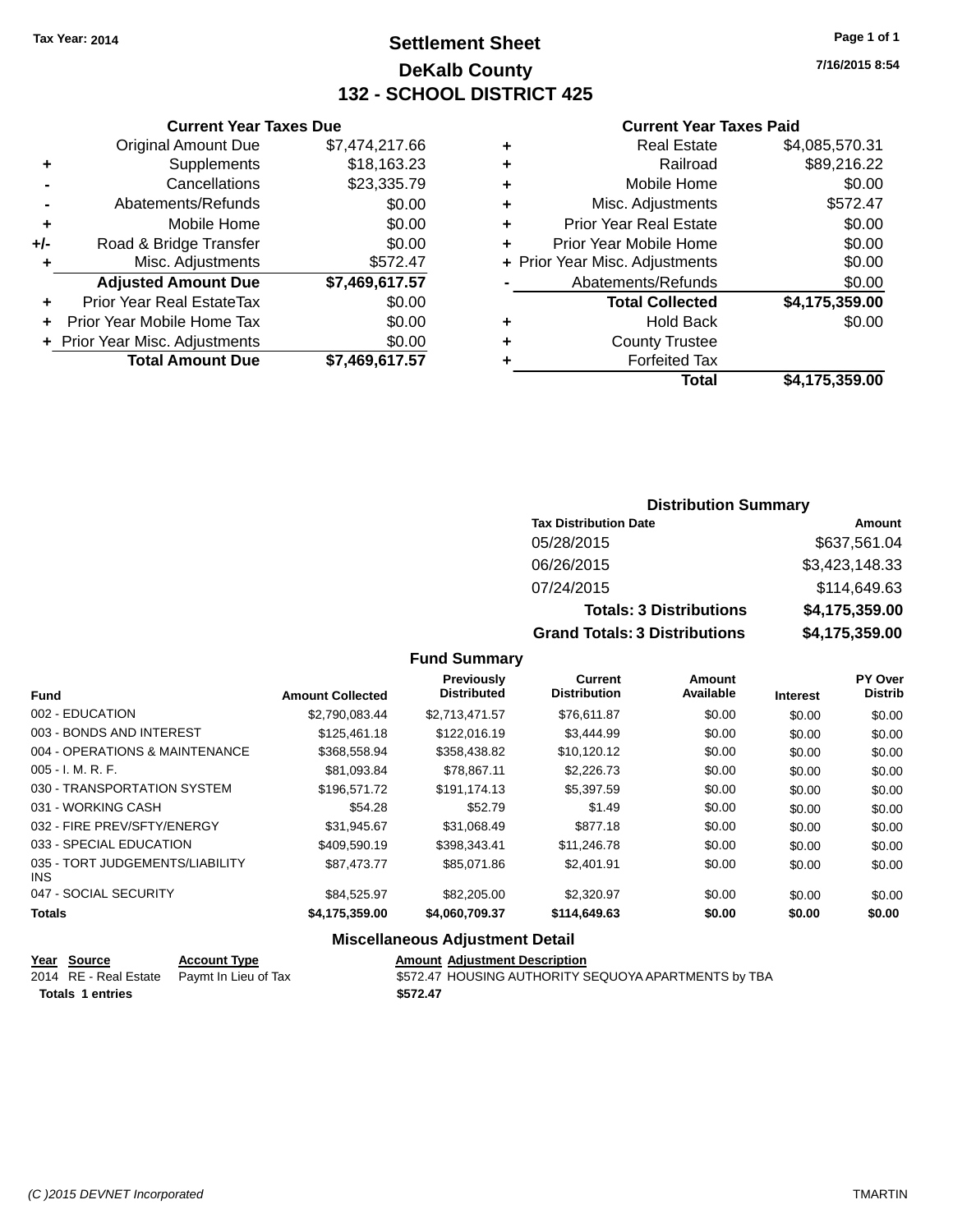Tax Year: 2014

# Settlement Sheet
## DeKalb County
## 132 - SCHOOL DISTRICT 425

7/16/2015 8:54

### Current Year Taxes Due

| | | |
|---|---|---|
| | Original Amount Due | $7,474,217.66 |
| + | Supplements | $18,163.23 |
| - | Cancellations | $23,335.79 |
| - | Abatements/Refunds | $0.00 |
| + | Mobile Home | $0.00 |
| +/- | Road & Bridge Transfer | $0.00 |
| + | Misc. Adjustments | $572.47 |
| | **Adjusted Amount Due** | **$7,469,617.57** |
| + | Prior Year Real EstateTax | $0.00 |
| + | Prior Year Mobile Home Tax | $0.00 |
| + | Prior Year Misc. Adjustments | $0.00 |
| | **Total Amount Due** | **$7,469,617.57** |

### Current Year Taxes Paid

| | | |
|---|---|---|
| + | Real Estate | $4,085,570.31 |
| + | Railroad | $89,216.22 |
| + | Mobile Home | $0.00 |
| + | Misc. Adjustments | $572.47 |
| + | Prior Year Real Estate | $0.00 |
| + | Prior Year Mobile Home | $0.00 |
| + | Prior Year Misc. Adjustments | $0.00 |
| - | Abatements/Refunds | $0.00 |
| | **Total Collected** | **$4,175,359.00** |
| + | Hold Back | $0.00 |
| + | County Trustee | |
| + | Forfeited Tax | |
| | **Total** | **$4,175,359.00** |

### Distribution Summary

| Tax Distribution Date | Amount |
|---|---|
| 05/28/2015 | $637,561.04 |
| 06/26/2015 | $3,423,148.33 |
| 07/24/2015 | $114,649.63 |
| **Totals: 3 Distributions** | **$4,175,359.00** |
| **Grand Totals: 3 Distributions** | **$4,175,359.00** |

### Fund Summary

| Fund | Amount Collected | Previously Distributed | Current Distribution | Amount Available | Interest | PY Over Distrib |
|---|---|---|---|---|---|---|
| 002 - EDUCATION | $2,790,083.44 | $2,713,471.57 | $76,611.87 | $0.00 | $0.00 | $0.00 |
| 003 - BONDS AND INTEREST | $125,461.18 | $122,016.19 | $3,444.99 | $0.00 | $0.00 | $0.00 |
| 004 - OPERATIONS & MAINTENANCE | $368,558.94 | $358,438.82 | $10,120.12 | $0.00 | $0.00 | $0.00 |
| 005 - I. M. R. F. | $81,093.84 | $78,867.11 | $2,226.73 | $0.00 | $0.00 | $0.00 |
| 030 - TRANSPORTATION SYSTEM | $196,571.72 | $191,174.13 | $5,397.59 | $0.00 | $0.00 | $0.00 |
| 031 - WORKING CASH | $54.28 | $52.79 | $1.49 | $0.00 | $0.00 | $0.00 |
| 032 - FIRE PREV/SFTY/ENERGY | $31,945.67 | $31,068.49 | $877.18 | $0.00 | $0.00 | $0.00 |
| 033 - SPECIAL EDUCATION | $409,590.19 | $398,343.41 | $11,246.78 | $0.00 | $0.00 | $0.00 |
| 035 - TORT JUDGEMENTS/LIABILITY INS | $87,473.77 | $85,071.86 | $2,401.91 | $0.00 | $0.00 | $0.00 |
| 047 - SOCIAL SECURITY | $84,525.97 | $82,205.00 | $2,320.97 | $0.00 | $0.00 | $0.00 |
| **Totals** | **$4,175,359.00** | **$4,060,709.37** | **$114,649.63** | **$0.00** | **$0.00** | **$0.00** |

### Miscellaneous Adjustment Detail

| Year | Source | Account Type | Amount | Adjustment Description |
|---|---|---|---|---|
| 2014 | RE - Real Estate | Paymt In Lieu of Tax | $572.47 | HOUSING AUTHORITY SEQUOYA APARTMENTS by TBA |
| **Totals 1 entries** | | | **$572.47** | |

(C )2015 DEVNET Incorporated TMARTIN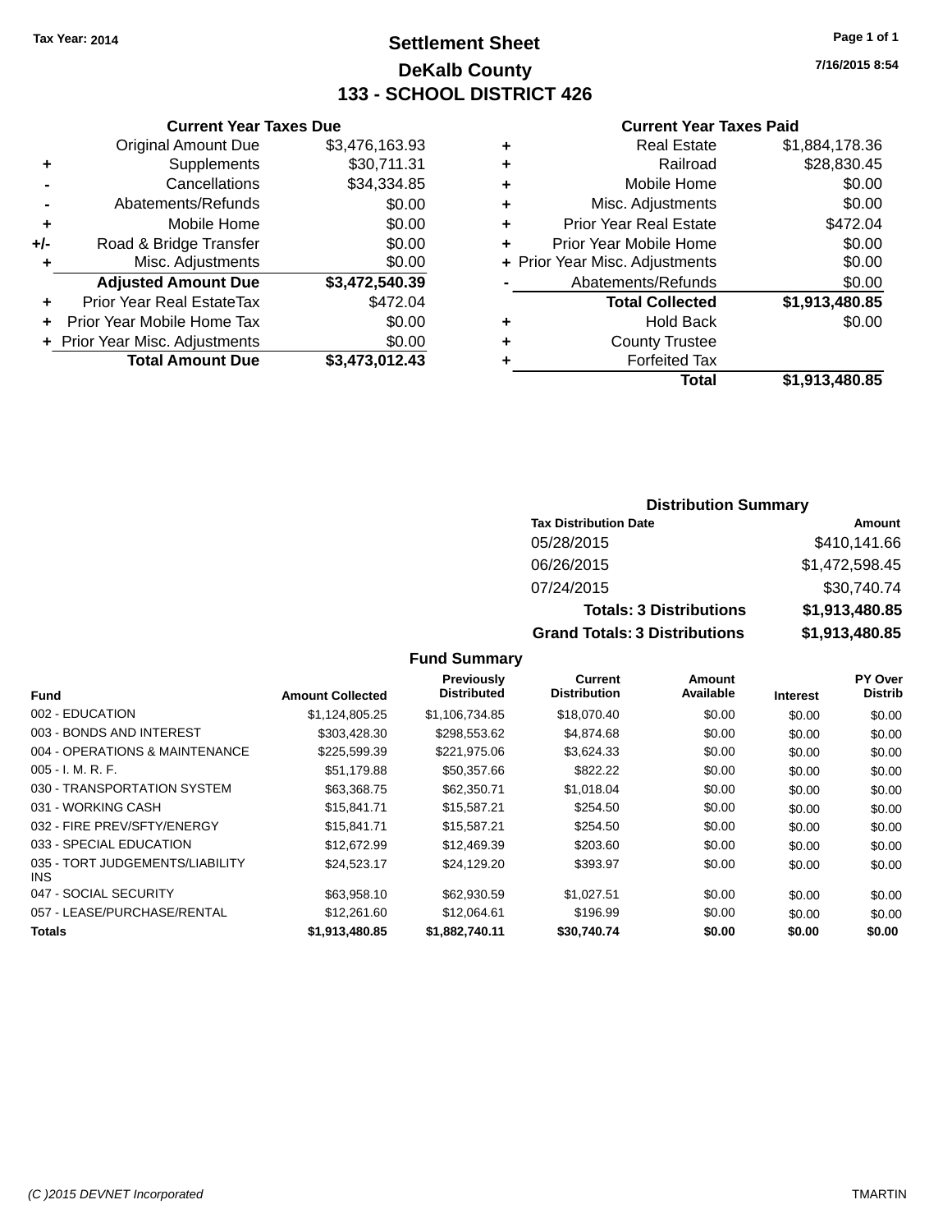Tax Year: 2014

# Settlement Sheet

## DeKalb County

## 133 - SCHOOL DISTRICT 426

7/16/2015 8:54

### Current Year Taxes Due

| | | |
|---|---|---|
| | Original Amount Due | $3,476,163.93 |
| + | Supplements | $30,711.31 |
| - | Cancellations | $34,334.85 |
| - | Abatements/Refunds | $0.00 |
| + | Mobile Home | $0.00 |
| +/- | Road & Bridge Transfer | $0.00 |
| + | Misc. Adjustments | $0.00 |
| | **Adjusted Amount Due** | **$3,472,540.39** |
| + | Prior Year Real EstateTax | $472.04 |
| + | Prior Year Mobile Home Tax | $0.00 |
| + | Prior Year Misc. Adjustments | $0.00 |
| | **Total Amount Due** | **$3,473,012.43** |

### Current Year Taxes Paid

| | | |
|---|---|---|
| + | Real Estate | $1,884,178.36 |
| + | Railroad | $28,830.45 |
| + | Mobile Home | $0.00 |
| + | Misc. Adjustments | $0.00 |
| + | Prior Year Real Estate | $472.04 |
| + | Prior Year Mobile Home | $0.00 |
| + | Prior Year Misc. Adjustments | $0.00 |
| - | Abatements/Refunds | $0.00 |
| | **Total Collected** | **$1,913,480.85** |
| + | Hold Back | $0.00 |
| + | County Trustee | |
| + | Forfeited Tax | |
| | **Total** | **$1,913,480.85** |

### Distribution Summary

| Tax Distribution Date | Amount |
|---|---|
| 05/28/2015 | $410,141.66 |
| 06/26/2015 | $1,472,598.45 |
| 07/24/2015 | $30,740.74 |
| **Totals: 3 Distributions** | **$1,913,480.85** |
| **Grand Totals: 3 Distributions** | **$1,913,480.85** |

### Fund Summary

| Fund | Amount Collected | Previously Distributed | Current Distribution | Amount Available | Interest | PY Over Distrib |
|---|---|---|---|---|---|---|
| 002 - EDUCATION | $1,124,805.25 | $1,106,734.85 | $18,070.40 | $0.00 | $0.00 | $0.00 |
| 003 - BONDS AND INTEREST | $303,428.30 | $298,553.62 | $4,874.68 | $0.00 | $0.00 | $0.00 |
| 004 - OPERATIONS & MAINTENANCE | $225,599.39 | $221,975.06 | $3,624.33 | $0.00 | $0.00 | $0.00 |
| 005 - I. M. R. F. | $51,179.88 | $50,357.66 | $822.22 | $0.00 | $0.00 | $0.00 |
| 030 - TRANSPORTATION SYSTEM | $63,368.75 | $62,350.71 | $1,018.04 | $0.00 | $0.00 | $0.00 |
| 031 - WORKING CASH | $15,841.71 | $15,587.21 | $254.50 | $0.00 | $0.00 | $0.00 |
| 032 - FIRE PREV/SFTY/ENERGY | $15,841.71 | $15,587.21 | $254.50 | $0.00 | $0.00 | $0.00 |
| 033 - SPECIAL EDUCATION | $12,672.99 | $12,469.39 | $203.60 | $0.00 | $0.00 | $0.00 |
| 035 - TORT JUDGEMENTS/LIABILITY INS | $24,523.17 | $24,129.20 | $393.97 | $0.00 | $0.00 | $0.00 |
| 047 - SOCIAL SECURITY | $63,958.10 | $62,930.59 | $1,027.51 | $0.00 | $0.00 | $0.00 |
| 057 - LEASE/PURCHASE/RENTAL | $12,261.60 | $12,064.61 | $196.99 | $0.00 | $0.00 | $0.00 |
| **Totals** | **$1,913,480.85** | **$1,882,740.11** | **$30,740.74** | **$0.00** | **$0.00** | **$0.00** |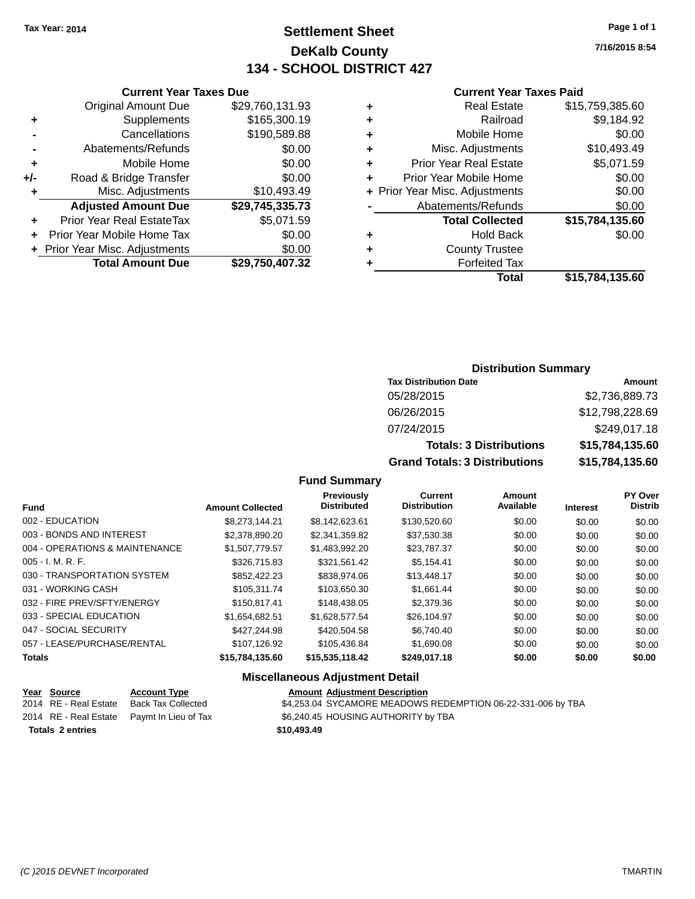**Tax Year: 2014**

# Settlement Sheet

## DeKalb County

## 134 - SCHOOL DISTRICT 427

7/16/2015 8:54

### Current Year Taxes Due

| | | |
|---|---|---|
| | Original Amount Due | $29,760,131.93 |
| + | Supplements | $165,300.19 |
| - | Cancellations | $190,589.88 |
| - | Abatements/Refunds | $0.00 |
| + | Mobile Home | $0.00 |
| +/- | Road & Bridge Transfer | $0.00 |
| + | Misc. Adjustments | $10,493.49 |
| | **Adjusted Amount Due** | **$29,745,335.73** |
| + | Prior Year Real EstateTax | $5,071.59 |
| + | Prior Year Mobile Home Tax | $0.00 |
| + | Prior Year Misc. Adjustments | $0.00 |
| | **Total Amount Due** | **$29,750,407.32** |

### Current Year Taxes Paid

| | | |
|---|---|---|
| + | Real Estate | $15,759,385.60 |
| + | Railroad | $9,184.92 |
| + | Mobile Home | $0.00 |
| + | Misc. Adjustments | $10,493.49 |
| + | Prior Year Real Estate | $5,071.59 |
| + | Prior Year Mobile Home | $0.00 |
| + | Prior Year Misc. Adjustments | $0.00 |
| - | Abatements/Refunds | $0.00 |
| | **Total Collected** | **$15,784,135.60** |
| + | Hold Back | $0.00 |
| + | County Trustee | |
| + | Forfeited Tax | |
| | **Total** | **$15,784,135.60** |

### Distribution Summary

| Tax Distribution Date | Amount |
|---|---|
| 05/28/2015 | $2,736,889.73 |
| 06/26/2015 | $12,798,228.69 |
| 07/24/2015 | $249,017.18 |
| **Totals: 3 Distributions** | **$15,784,135.60** |
| **Grand Totals: 3 Distributions** | **$15,784,135.60** |

### Fund Summary

| Fund | Amount Collected | Previously Distributed | Current Distribution | Amount Available | Interest | PY Over Distrib |
|---|---|---|---|---|---|---|
| 002 - EDUCATION | $8,273,144.21 | $8,142,623.61 | $130,520.60 | $0.00 | $0.00 | $0.00 |
| 003 - BONDS AND INTEREST | $2,378,890.20 | $2,341,359.82 | $37,530.38 | $0.00 | $0.00 | $0.00 |
| 004 - OPERATIONS & MAINTENANCE | $1,507,779.57 | $1,483,992.20 | $23,787.37 | $0.00 | $0.00 | $0.00 |
| 005 - I. M. R. F. | $326,715.83 | $321,561.42 | $5,154.41 | $0.00 | $0.00 | $0.00 |
| 030 - TRANSPORTATION SYSTEM | $852,422.23 | $838,974.06 | $13,448.17 | $0.00 | $0.00 | $0.00 |
| 031 - WORKING CASH | $105,311.74 | $103,650.30 | $1,661.44 | $0.00 | $0.00 | $0.00 |
| 032 - FIRE PREV/SFTY/ENERGY | $150,817.41 | $148,438.05 | $2,379.36 | $0.00 | $0.00 | $0.00 |
| 033 - SPECIAL EDUCATION | $1,654,682.51 | $1,628,577.54 | $26,104.97 | $0.00 | $0.00 | $0.00 |
| 047 - SOCIAL SECURITY | $427,244.98 | $420,504.58 | $6,740.40 | $0.00 | $0.00 | $0.00 |
| 057 - LEASE/PURCHASE/RENTAL | $107,126.92 | $105,436.84 | $1,690.08 | $0.00 | $0.00 | $0.00 |
| **Totals** | **$15,784,135.60** | **$15,535,118.42** | **$249,017.18** | **$0.00** | **$0.00** | **$0.00** |

### Miscellaneous Adjustment Detail

| Year | Source | Account Type | Amount | Adjustment Description |
|---|---|---|---|---|
| 2014 | RE - Real Estate | Back Tax Collected | $4,253.04 | SYCAMORE MEADOWS REDEMPTION 06-22-331-006 by TBA |
| 2014 | RE - Real Estate | Paymt In Lieu of Tax | $6,240.45 | HOUSING AUTHORITY by TBA |
| **Totals 2 entries** | | | **$10,493.49** | |

(C )2015 DEVNET Incorporated TMARTIN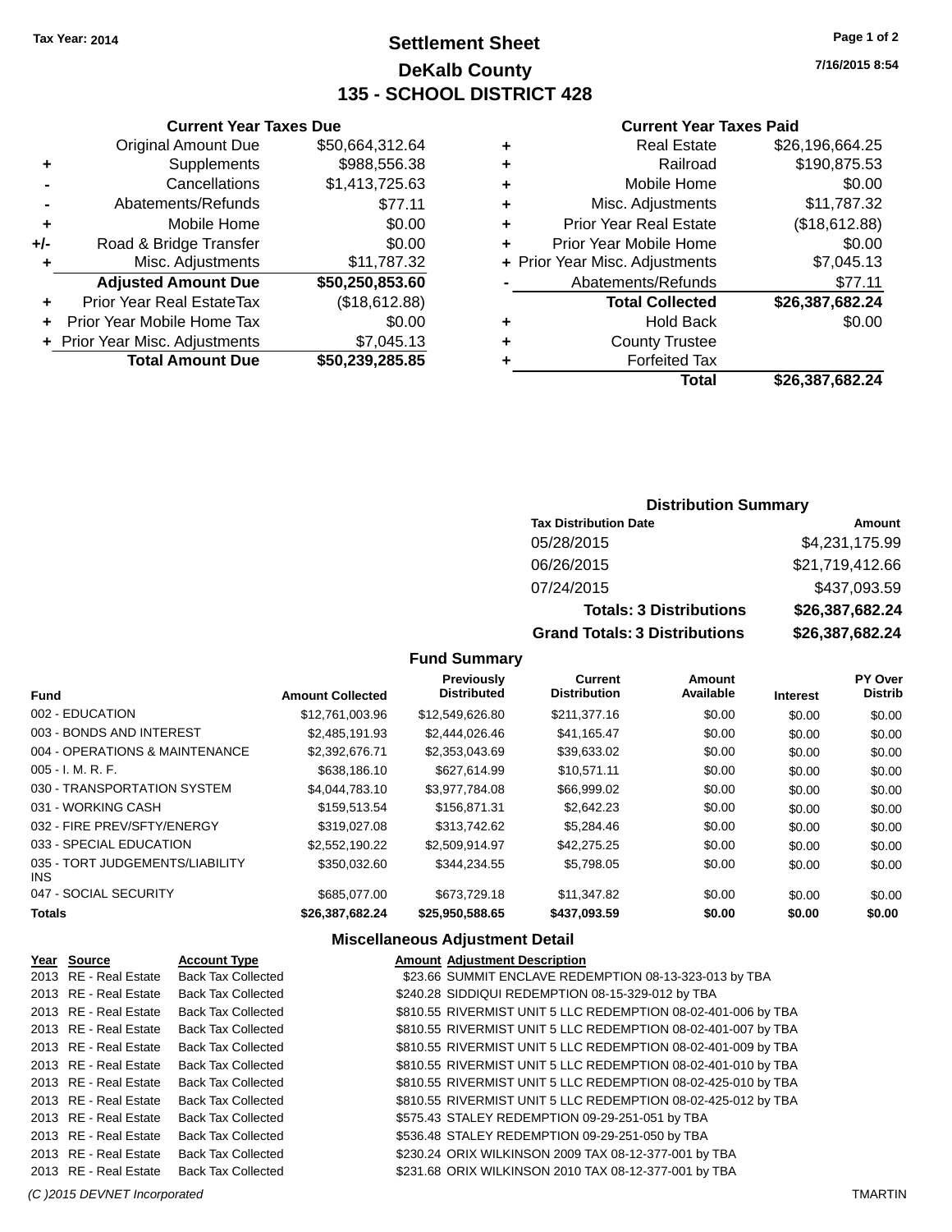**Tax Year: 2014**

# Settlement Sheet
## DeKalb County
## 135 - SCHOOL DISTRICT 428

7/16/2015 8:54

### Current Year Taxes Due

| | | |
|---|---|---|
| | Original Amount Due | $50,664,312.64 |
| + | Supplements | $988,556.38 |
| - | Cancellations | $1,413,725.63 |
| - | Abatements/Refunds | $77.11 |
| + | Mobile Home | $0.00 |
| +/- | Road & Bridge Transfer | $0.00 |
| + | Misc. Adjustments | $11,787.32 |
| | **Adjusted Amount Due** | **$50,250,853.60** |
| + | Prior Year Real EstateTax | ($18,612.88) |
| + | Prior Year Mobile Home Tax | $0.00 |
| + | Prior Year Misc. Adjustments | $7,045.13 |
| | **Total Amount Due** | **$50,239,285.85** |

### Current Year Taxes Paid

| | | |
|---|---|---|
| + | Real Estate | $26,196,664.25 |
| + | Railroad | $190,875.53 |
| + | Mobile Home | $0.00 |
| + | Misc. Adjustments | $11,787.32 |
| + | Prior Year Real Estate | ($18,612.88) |
| + | Prior Year Mobile Home | $0.00 |
| + | Prior Year Misc. Adjustments | $7,045.13 |
| - | Abatements/Refunds | $77.11 |
| | **Total Collected** | **$26,387,682.24** |
| + | Hold Back | $0.00 |
| + | County Trustee | |
| + | Forfeited Tax | |
| | **Total** | **$26,387,682.24** |

### Distribution Summary

| Tax Distribution Date | Amount |
|---|---|
| 05/28/2015 | $4,231,175.99 |
| 06/26/2015 | $21,719,412.66 |
| 07/24/2015 | $437,093.59 |
| **Totals: 3 Distributions** | **$26,387,682.24** |
| **Grand Totals: 3 Distributions** | **$26,387,682.24** |

### Fund Summary

| Fund | Amount Collected | Previously Distributed | Current Distribution | Amount Available | Interest | PY Over Distrib |
|---|---|---|---|---|---|---|
| 002 - EDUCATION | $12,761,003.96 | $12,549,626.80 | $211,377.16 | $0.00 | $0.00 | $0.00 |
| 003 - BONDS AND INTEREST | $2,485,191.93 | $2,444,026.46 | $41,165.47 | $0.00 | $0.00 | $0.00 |
| 004 - OPERATIONS & MAINTENANCE | $2,392,676.71 | $2,353,043.69 | $39,633.02 | $0.00 | $0.00 | $0.00 |
| 005 - I. M. R. F. | $638,186.10 | $627,614.99 | $10,571.11 | $0.00 | $0.00 | $0.00 |
| 030 - TRANSPORTATION SYSTEM | $4,044,783.10 | $3,977,784.08 | $66,999.02 | $0.00 | $0.00 | $0.00 |
| 031 - WORKING CASH | $159,513.54 | $156,871.31 | $2,642.23 | $0.00 | $0.00 | $0.00 |
| 032 - FIRE PREV/SFTY/ENERGY | $319,027.08 | $313,742.62 | $5,284.46 | $0.00 | $0.00 | $0.00 |
| 033 - SPECIAL EDUCATION | $2,552,190.22 | $2,509,914.97 | $42,275.25 | $0.00 | $0.00 | $0.00 |
| 035 - TORT JUDGEMENTS/LIABILITY INS | $350,032.60 | $344,234.55 | $5,798.05 | $0.00 | $0.00 | $0.00 |
| 047 - SOCIAL SECURITY | $685,077.00 | $673,729.18 | $11,347.82 | $0.00 | $0.00 | $0.00 |
| **Totals** | **$26,387,682.24** | **$25,950,588.65** | **$437,093.59** | **$0.00** | **$0.00** | **$0.00** |

### Miscellaneous Adjustment Detail

| Year | Source | Account Type | Amount | Adjustment Description |
|---|---|---|---|---|
| 2013 | RE - Real Estate | Back Tax Collected | $23.66 | SUMMIT ENCLAVE REDEMPTION 08-13-323-013 by TBA |
| 2013 | RE - Real Estate | Back Tax Collected | $240.28 | SIDDIQUI REDEMPTION 08-15-329-012 by TBA |
| 2013 | RE - Real Estate | Back Tax Collected | $810.55 | RIVERMIST UNIT 5 LLC REDEMPTION 08-02-401-006 by TBA |
| 2013 | RE - Real Estate | Back Tax Collected | $810.55 | RIVERMIST UNIT 5 LLC REDEMPTION 08-02-401-007 by TBA |
| 2013 | RE - Real Estate | Back Tax Collected | $810.55 | RIVERMIST UNIT 5 LLC REDEMPTION 08-02-401-009 by TBA |
| 2013 | RE - Real Estate | Back Tax Collected | $810.55 | RIVERMIST UNIT 5 LLC REDEMPTION 08-02-401-010 by TBA |
| 2013 | RE - Real Estate | Back Tax Collected | $810.55 | RIVERMIST UNIT 5 LLC REDEMPTION 08-02-425-010 by TBA |
| 2013 | RE - Real Estate | Back Tax Collected | $810.55 | RIVERMIST UNIT 5 LLC REDEMPTION 08-02-425-012 by TBA |
| 2013 | RE - Real Estate | Back Tax Collected | $575.43 | STALEY REDEMPTION 09-29-251-051 by TBA |
| 2013 | RE - Real Estate | Back Tax Collected | $536.48 | STALEY REDEMPTION 09-29-251-050 by TBA |
| 2013 | RE - Real Estate | Back Tax Collected | $230.24 | ORIX WILKINSON 2009 TAX 08-12-377-001 by TBA |
| 2013 | RE - Real Estate | Back Tax Collected | $231.68 | ORIX WILKINSON 2010 TAX 08-12-377-001 by TBA |

*(C )2015 DEVNET Incorporated* TMARTIN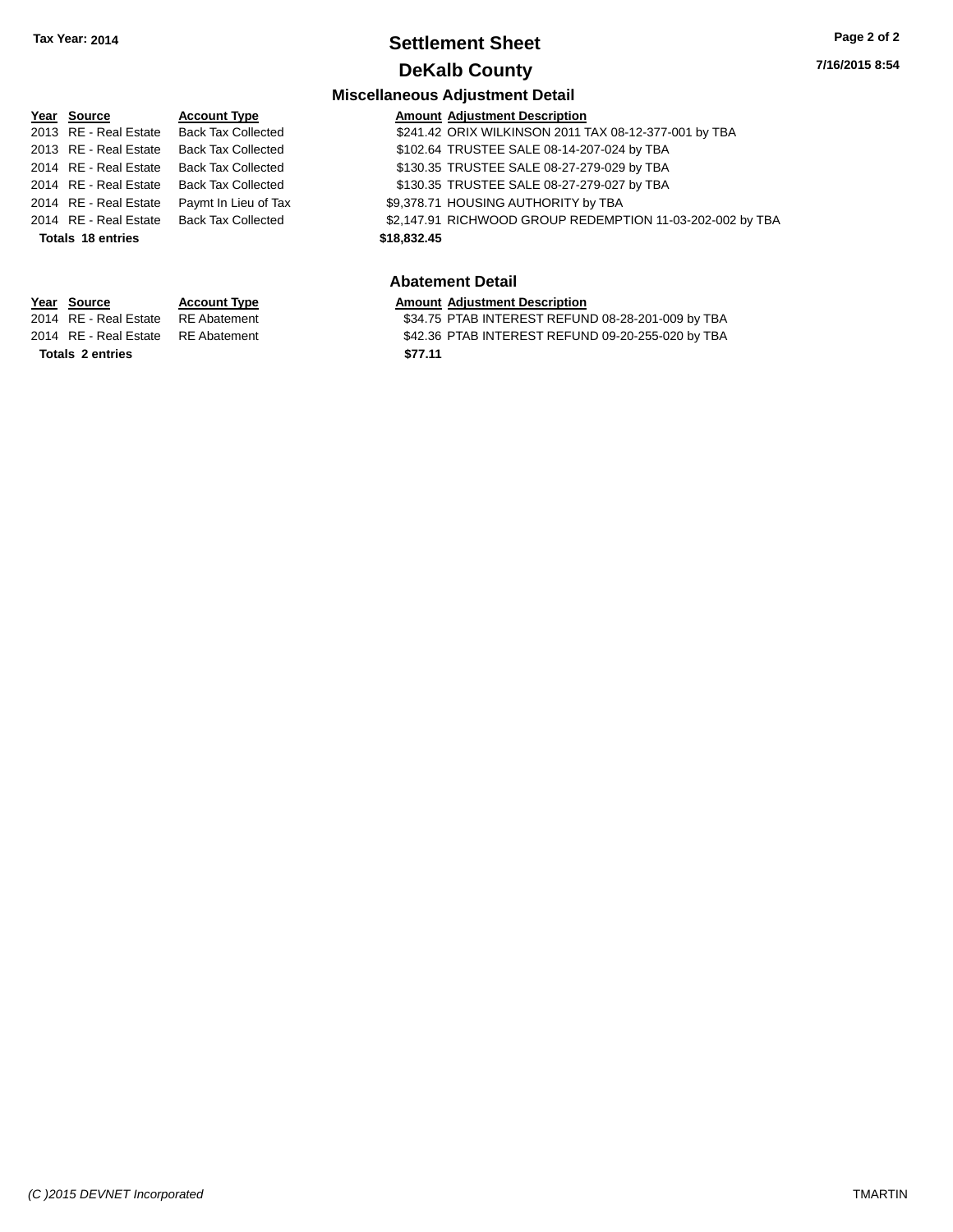Tax Year: 2014

# Settlement Sheet

## DeKalb County

### Miscellaneous Adjustment Detail

| Year | Source | Account Type | Amount | Adjustment Description |
|---|---|---|---|---|
| 2013 | RE - Real Estate | Back Tax Collected | $241.42 | ORIX WILKINSON 2011 TAX 08-12-377-001 by TBA |
| 2013 | RE - Real Estate | Back Tax Collected | $102.64 | TRUSTEE SALE 08-14-207-024 by TBA |
| 2014 | RE - Real Estate | Back Tax Collected | $130.35 | TRUSTEE SALE 08-27-279-029 by TBA |
| 2014 | RE - Real Estate | Back Tax Collected | $130.35 | TRUSTEE SALE 08-27-279-027 by TBA |
| 2014 | RE - Real Estate | Paymt In Lieu of Tax | $9,378.71 | HOUSING AUTHORITY by TBA |
| 2014 | RE - Real Estate | Back Tax Collected | $2,147.91 | RICHWOOD GROUP REDEMPTION 11-03-202-002 by TBA |
| **Totals 18 entries** | | | **$18,832.45** | |

### Abatement Detail

| Year | Source | Account Type | Amount | Adjustment Description |
|---|---|---|---|---|
| 2014 | RE - Real Estate | RE Abatement | $34.75 | PTAB INTEREST REFUND 08-28-201-009 by TBA |
| 2014 | RE - Real Estate | RE Abatement | $42.36 | PTAB INTEREST REFUND 09-20-255-020 by TBA |
| **Totals 2 entries** | | | **$77.11** | |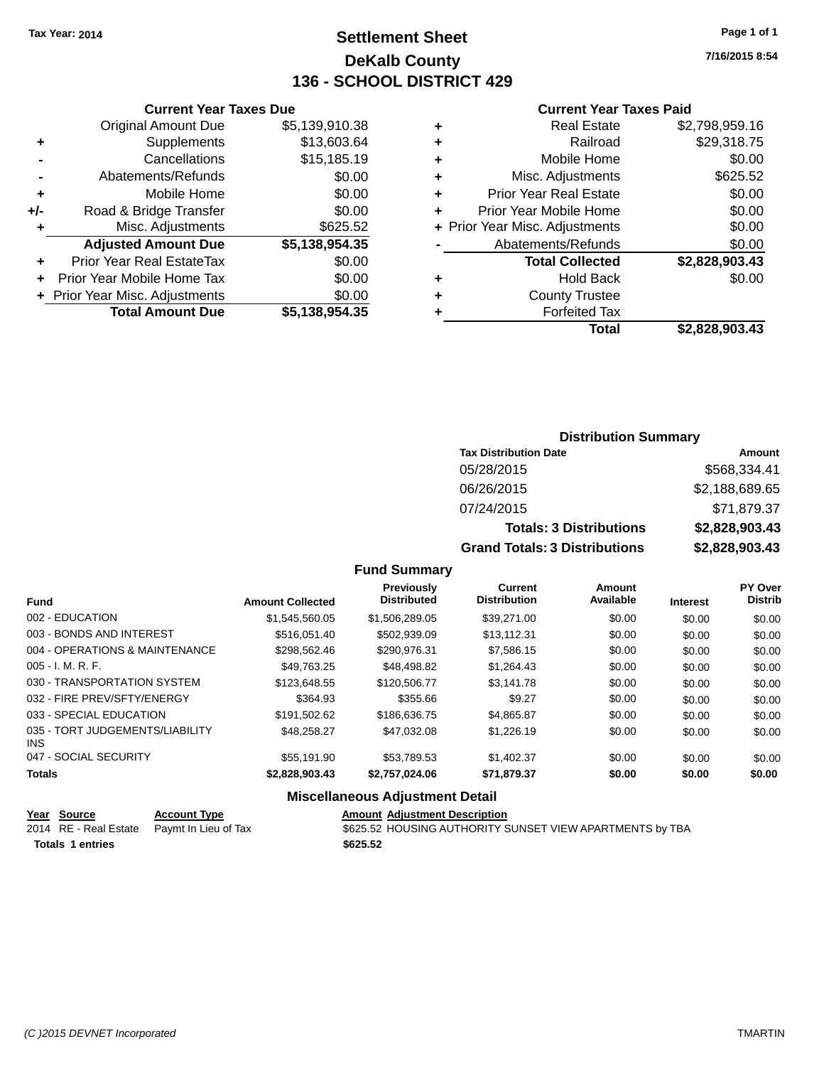Tax Year: 2014

# Settlement Sheet
## DeKalb County
## 136 - SCHOOL DISTRICT 429

7/16/2015 8:54

### Current Year Taxes Due

| | | |
|---|---|---|
| | Original Amount Due | $5,139,910.38 |
| + | Supplements | $13,603.64 |
| - | Cancellations | $15,185.19 |
| - | Abatements/Refunds | $0.00 |
| + | Mobile Home | $0.00 |
| +/- | Road & Bridge Transfer | $0.00 |
| + | Misc. Adjustments | $625.52 |
| | **Adjusted Amount Due** | **$5,138,954.35** |
| + | Prior Year Real EstateTax | $0.00 |
| + | Prior Year Mobile Home Tax | $0.00 |
| + | Prior Year Misc. Adjustments | $0.00 |
| | **Total Amount Due** | **$5,138,954.35** |

### Current Year Taxes Paid

| | | |
|---|---|---|
| + | Real Estate | $2,798,959.16 |
| + | Railroad | $29,318.75 |
| + | Mobile Home | $0.00 |
| + | Misc. Adjustments | $625.52 |
| + | Prior Year Real Estate | $0.00 |
| + | Prior Year Mobile Home | $0.00 |
| + | Prior Year Misc. Adjustments | $0.00 |
| - | Abatements/Refunds | $0.00 |
| | **Total Collected** | **$2,828,903.43** |
| + | Hold Back | $0.00 |
| + | County Trustee | |
| + | Forfeited Tax | |
| | **Total** | **$2,828,903.43** |

### Distribution Summary

| Tax Distribution Date | Amount |
|---|---|
| 05/28/2015 | $568,334.41 |
| 06/26/2015 | $2,188,689.65 |
| 07/24/2015 | $71,879.37 |
| **Totals: 3 Distributions** | **$2,828,903.43** |
| **Grand Totals: 3 Distributions** | **$2,828,903.43** |

### Fund Summary

| Fund | Amount Collected | Previously Distributed | Current Distribution | Amount Available | Interest | PY Over Distrib |
|---|---|---|---|---|---|---|
| 002 - EDUCATION | $1,545,560.05 | $1,506,289.05 | $39,271.00 | $0.00 | $0.00 | $0.00 |
| 003 - BONDS AND INTEREST | $516,051.40 | $502,939.09 | $13,112.31 | $0.00 | $0.00 | $0.00 |
| 004 - OPERATIONS & MAINTENANCE | $298,562.46 | $290,976.31 | $7,586.15 | $0.00 | $0.00 | $0.00 |
| 005 - I. M. R. F. | $49,763.25 | $48,498.82 | $1,264.43 | $0.00 | $0.00 | $0.00 |
| 030 - TRANSPORTATION SYSTEM | $123,648.55 | $120,506.77 | $3,141.78 | $0.00 | $0.00 | $0.00 |
| 032 - FIRE PREV/SFTY/ENERGY | $364.93 | $355.66 | $9.27 | $0.00 | $0.00 | $0.00 |
| 033 - SPECIAL EDUCATION | $191,502.62 | $186,636.75 | $4,865.87 | $0.00 | $0.00 | $0.00 |
| 035 - TORT JUDGEMENTS/LIABILITY INS | $48,258.27 | $47,032.08 | $1,226.19 | $0.00 | $0.00 | $0.00 |
| 047 - SOCIAL SECURITY | $55,191.90 | $53,789.53 | $1,402.37 | $0.00 | $0.00 | $0.00 |
| **Totals** | **$2,828,903.43** | **$2,757,024.06** | **$71,879.37** | **$0.00** | **$0.00** | **$0.00** |

### Miscellaneous Adjustment Detail

| Year | Source | Account Type | Amount | Adjustment Description |
|---|---|---|---|---|
| 2014 | RE - Real Estate | Paymt In Lieu of Tax | $625.52 | HOUSING AUTHORITY SUNSET VIEW APARTMENTS by TBA |
| **Totals 1 entries** | | | **$625.52** | |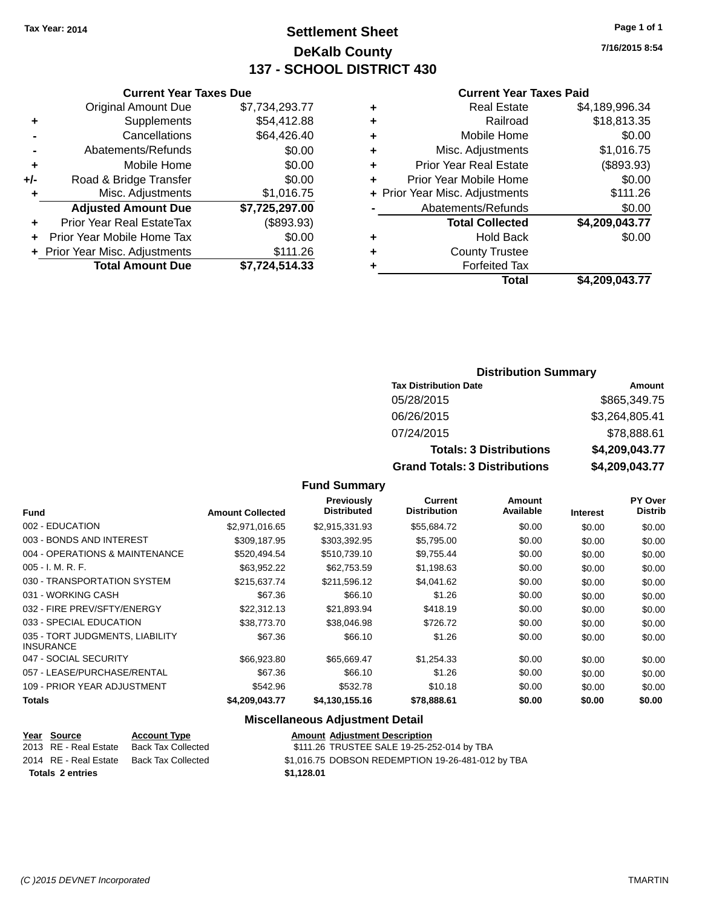Tax Year: 2014

# Settlement Sheet
## DeKalb County
## 137 - SCHOOL DISTRICT 430

7/16/2015 8:54

### Current Year Taxes Due

| | | |
|---|---|---|
| | Original Amount Due | $7,734,293.77 |
| + | Supplements | $54,412.88 |
| - | Cancellations | $64,426.40 |
| - | Abatements/Refunds | $0.00 |
| + | Mobile Home | $0.00 |
| +/- | Road & Bridge Transfer | $0.00 |
| + | Misc. Adjustments | $1,016.75 |
| | **Adjusted Amount Due** | **$7,725,297.00** |
| + | Prior Year Real EstateTax | ($893.93) |
| + | Prior Year Mobile Home Tax | $0.00 |
| + | Prior Year Misc. Adjustments | $111.26 |
| | **Total Amount Due** | **$7,724,514.33** |

### Current Year Taxes Paid

| | | |
|---|---|---|
| + | Real Estate | $4,189,996.34 |
| + | Railroad | $18,813.35 |
| + | Mobile Home | $0.00 |
| + | Misc. Adjustments | $1,016.75 |
| + | Prior Year Real Estate | ($893.93) |
| + | Prior Year Mobile Home | $0.00 |
| + | Prior Year Misc. Adjustments | $111.26 |
| - | Abatements/Refunds | $0.00 |
| | **Total Collected** | **$4,209,043.77** |
| + | Hold Back | $0.00 |
| + | County Trustee | |
| + | Forfeited Tax | |
| | **Total** | **$4,209,043.77** |

### Distribution Summary

| Tax Distribution Date | Amount |
|---|---|
| 05/28/2015 | $865,349.75 |
| 06/26/2015 | $3,264,805.41 |
| 07/24/2015 | $78,888.61 |
| **Totals: 3 Distributions** | **$4,209,043.77** |
| **Grand Totals: 3 Distributions** | **$4,209,043.77** |

### Fund Summary

| Fund | Amount Collected | Previously Distributed | Current Distribution | Amount Available | Interest | PY Over Distrib |
|---|---|---|---|---|---|---|
| 002 - EDUCATION | $2,971,016.65 | $2,915,331.93 | $55,684.72 | $0.00 | $0.00 | $0.00 |
| 003 - BONDS AND INTEREST | $309,187.95 | $303,392.95 | $5,795.00 | $0.00 | $0.00 | $0.00 |
| 004 - OPERATIONS & MAINTENANCE | $520,494.54 | $510,739.10 | $9,755.44 | $0.00 | $0.00 | $0.00 |
| 005 - I. M. R. F. | $63,952.22 | $62,753.59 | $1,198.63 | $0.00 | $0.00 | $0.00 |
| 030 - TRANSPORTATION SYSTEM | $215,637.74 | $211,596.12 | $4,041.62 | $0.00 | $0.00 | $0.00 |
| 031 - WORKING CASH | $67.36 | $66.10 | $1.26 | $0.00 | $0.00 | $0.00 |
| 032 - FIRE PREV/SFTY/ENERGY | $22,312.13 | $21,893.94 | $418.19 | $0.00 | $0.00 | $0.00 |
| 033 - SPECIAL EDUCATION | $38,773.70 | $38,046.98 | $726.72 | $0.00 | $0.00 | $0.00 |
| 035 - TORT JUDGMENTS, LIABILITY INSURANCE | $67.36 | $66.10 | $1.26 | $0.00 | $0.00 | $0.00 |
| 047 - SOCIAL SECURITY | $66,923.80 | $65,669.47 | $1,254.33 | $0.00 | $0.00 | $0.00 |
| 057 - LEASE/PURCHASE/RENTAL | $67.36 | $66.10 | $1.26 | $0.00 | $0.00 | $0.00 |
| 109 - PRIOR YEAR ADJUSTMENT | $542.96 | $532.78 | $10.18 | $0.00 | $0.00 | $0.00 |
| **Totals** | **$4,209,043.77** | **$4,130,155.16** | **$78,888.61** | **$0.00** | **$0.00** | **$0.00** |

### Miscellaneous Adjustment Detail

| Year | Source | Account Type | Amount | Adjustment Description |
|---|---|---|---|---|
| 2013 | RE - Real Estate | Back Tax Collected | $111.26 | TRUSTEE SALE 19-25-252-014 by TBA |
| 2014 | RE - Real Estate | Back Tax Collected | $1,016.75 | DOBSON REDEMPTION 19-26-481-012 by TBA |
| **Totals 2 entries** | | | **$1,128.01** | |

(C )2015 DEVNET Incorporated TMARTIN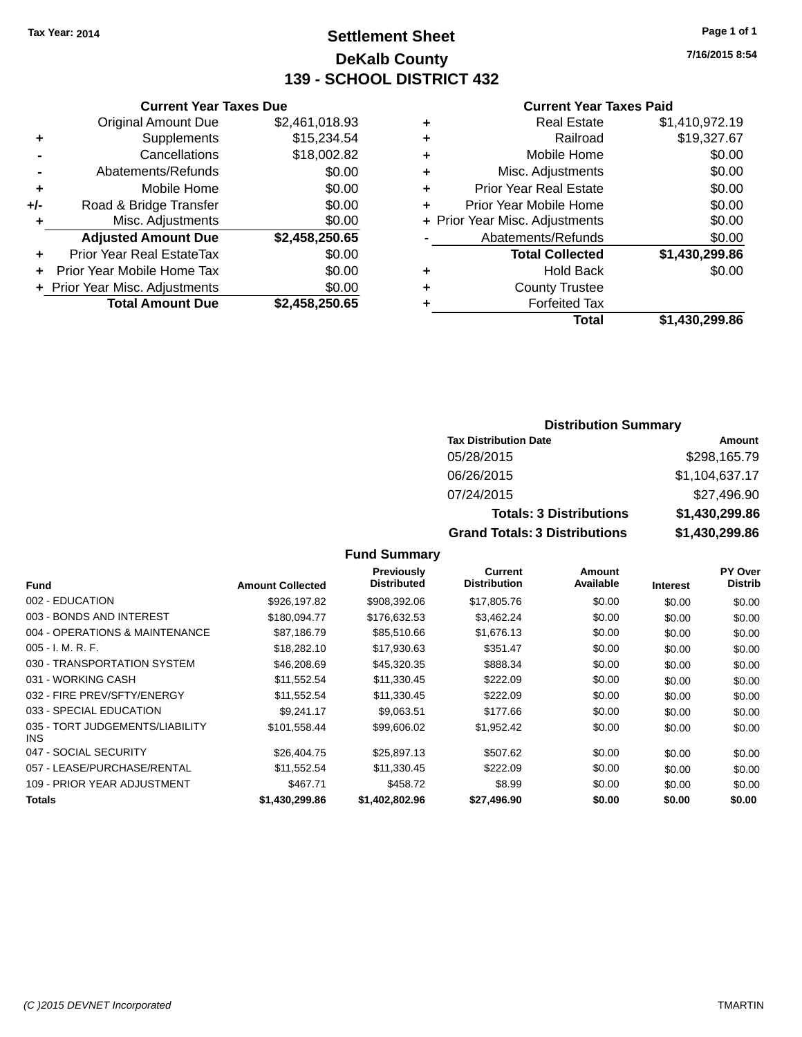Tax Year: 2014

# Settlement Sheet

## DeKalb County

## 139 - SCHOOL DISTRICT 432

7/16/2015 8:54

### Current Year Taxes Due

| | | |
|---|---|---|
| | Original Amount Due | $2,461,018.93 |
| + | Supplements | $15,234.54 |
| - | Cancellations | $18,002.82 |
| - | Abatements/Refunds | $0.00 |
| + | Mobile Home | $0.00 |
| +/- | Road & Bridge Transfer | $0.00 |
| + | Misc. Adjustments | $0.00 |
| | **Adjusted Amount Due** | **$2,458,250.65** |
| + | Prior Year Real EstateTax | $0.00 |
| + | Prior Year Mobile Home Tax | $0.00 |
| + | Prior Year Misc. Adjustments | $0.00 |
| | **Total Amount Due** | **$2,458,250.65** |

### Current Year Taxes Paid

| | | |
|---|---|---|
| + | Real Estate | $1,410,972.19 |
| + | Railroad | $19,327.67 |
| + | Mobile Home | $0.00 |
| + | Misc. Adjustments | $0.00 |
| + | Prior Year Real Estate | $0.00 |
| + | Prior Year Mobile Home | $0.00 |
| + | Prior Year Misc. Adjustments | $0.00 |
| - | Abatements/Refunds | $0.00 |
| | **Total Collected** | **$1,430,299.86** |
| + | Hold Back | $0.00 |
| + | County Trustee | |
| + | Forfeited Tax | |
| | **Total** | **$1,430,299.86** |

### Distribution Summary

| Tax Distribution Date | Amount |
|---|---|
| 05/28/2015 | $298,165.79 |
| 06/26/2015 | $1,104,637.17 |
| 07/24/2015 | $27,496.90 |
| **Totals: 3 Distributions** | **$1,430,299.86** |
| **Grand Totals: 3 Distributions** | **$1,430,299.86** |

### Fund Summary

| Fund | Amount Collected | Previously Distributed | Current Distribution | Amount Available | Interest | PY Over Distrib |
|---|---|---|---|---|---|---|
| 002 - EDUCATION | $926,197.82 | $908,392.06 | $17,805.76 | $0.00 | $0.00 | $0.00 |
| 003 - BONDS AND INTEREST | $180,094.77 | $176,632.53 | $3,462.24 | $0.00 | $0.00 | $0.00 |
| 004 - OPERATIONS & MAINTENANCE | $87,186.79 | $85,510.66 | $1,676.13 | $0.00 | $0.00 | $0.00 |
| 005 - I. M. R. F. | $18,282.10 | $17,930.63 | $351.47 | $0.00 | $0.00 | $0.00 |
| 030 - TRANSPORTATION SYSTEM | $46,208.69 | $45,320.35 | $888.34 | $0.00 | $0.00 | $0.00 |
| 031 - WORKING CASH | $11,552.54 | $11,330.45 | $222.09 | $0.00 | $0.00 | $0.00 |
| 032 - FIRE PREV/SFTY/ENERGY | $11,552.54 | $11,330.45 | $222.09 | $0.00 | $0.00 | $0.00 |
| 033 - SPECIAL EDUCATION | $9,241.17 | $9,063.51 | $177.66 | $0.00 | $0.00 | $0.00 |
| 035 - TORT JUDGEMENTS/LIABILITY INS | $101,558.44 | $99,606.02 | $1,952.42 | $0.00 | $0.00 | $0.00 |
| 047 - SOCIAL SECURITY | $26,404.75 | $25,897.13 | $507.62 | $0.00 | $0.00 | $0.00 |
| 057 - LEASE/PURCHASE/RENTAL | $11,552.54 | $11,330.45 | $222.09 | $0.00 | $0.00 | $0.00 |
| 109 - PRIOR YEAR ADJUSTMENT | $467.71 | $458.72 | $8.99 | $0.00 | $0.00 | $0.00 |
| **Totals** | **$1,430,299.86** | **$1,402,802.96** | **$27,496.90** | **$0.00** | **$0.00** | **$0.00** |

(C )2015 DEVNET Incorporated TMARTIN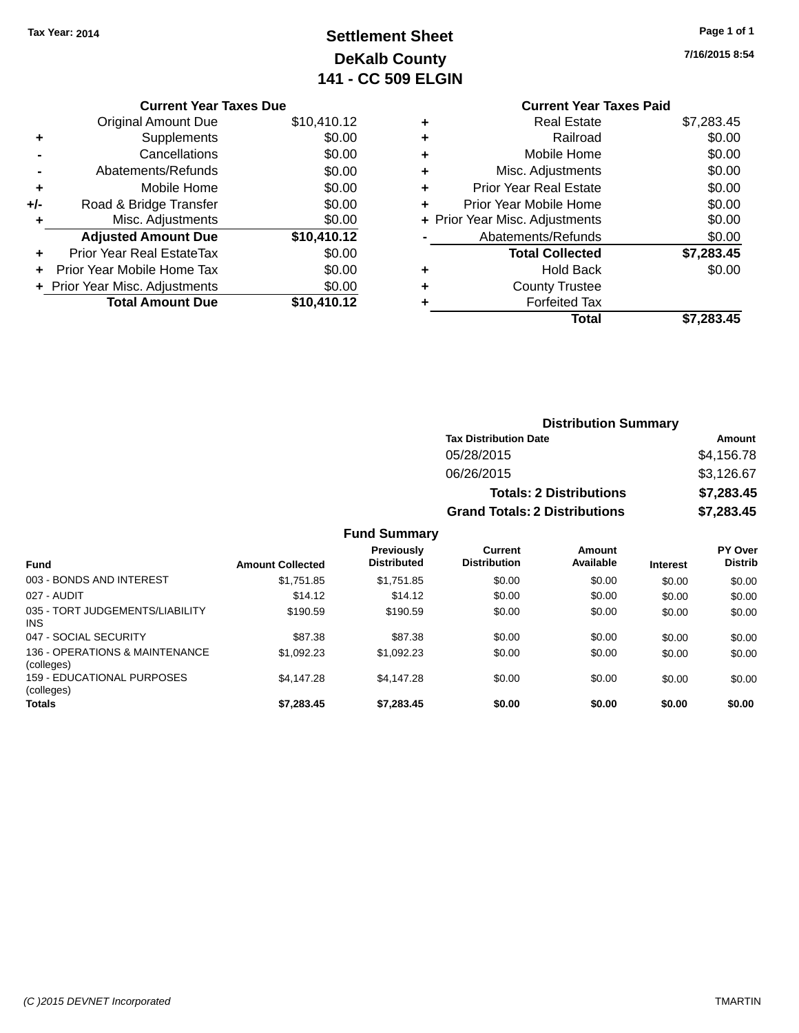Tax Year: 2014

# Settlement Sheet
## DeKalb County
## 141 - CC 509 ELGIN

7/16/2015 8:54

### Current Year Taxes Due

| | | |
|---|---|---|
| | Original Amount Due | $10,410.12 |
| + | Supplements | $0.00 |
| - | Cancellations | $0.00 |
| - | Abatements/Refunds | $0.00 |
| + | Mobile Home | $0.00 |
| +/- | Road & Bridge Transfer | $0.00 |
| + | Misc. Adjustments | $0.00 |
| | **Adjusted Amount Due** | **$10,410.12** |
| + | Prior Year Real EstateTax | $0.00 |
| + | Prior Year Mobile Home Tax | $0.00 |
| + | Prior Year Misc. Adjustments | $0.00 |
| | **Total Amount Due** | **$10,410.12** |

### Current Year Taxes Paid

| | | |
|---|---|---|
| + | Real Estate | $7,283.45 |
| + | Railroad | $0.00 |
| + | Mobile Home | $0.00 |
| + | Misc. Adjustments | $0.00 |
| + | Prior Year Real Estate | $0.00 |
| + | Prior Year Mobile Home | $0.00 |
| + | Prior Year Misc. Adjustments | $0.00 |
| - | Abatements/Refunds | $0.00 |
| | **Total Collected** | **$7,283.45** |
| + | Hold Back | $0.00 |
| + | County Trustee | |
| + | Forfeited Tax | |
| | **Total** | **$7,283.45** |

### Distribution Summary

| Tax Distribution Date | Amount |
|---|---|
| 05/28/2015 | $4,156.78 |
| 06/26/2015 | $3,126.67 |
| **Totals: 2 Distributions** | **$7,283.45** |
| **Grand Totals: 2 Distributions** | **$7,283.45** |

### Fund Summary

| Fund | Amount Collected | Previously Distributed | Current Distribution | Amount Available | Interest | PY Over Distrib |
|---|---|---|---|---|---|---|
| 003 - BONDS AND INTEREST | $1,751.85 | $1,751.85 | $0.00 | $0.00 | $0.00 | $0.00 |
| 027 - AUDIT | $14.12 | $14.12 | $0.00 | $0.00 | $0.00 | $0.00 |
| 035 - TORT JUDGEMENTS/LIABILITY INS | $190.59 | $190.59 | $0.00 | $0.00 | $0.00 | $0.00 |
| 047 - SOCIAL SECURITY | $87.38 | $87.38 | $0.00 | $0.00 | $0.00 | $0.00 |
| 136 - OPERATIONS & MAINTENANCE (colleges) | $1,092.23 | $1,092.23 | $0.00 | $0.00 | $0.00 | $0.00 |
| 159 - EDUCATIONAL PURPOSES (colleges) | $4,147.28 | $4,147.28 | $0.00 | $0.00 | $0.00 | $0.00 |
| **Totals** | **$7,283.45** | **$7,283.45** | **$0.00** | **$0.00** | **$0.00** | **$0.00** |

(C )2015 DEVNET Incorporated TMARTIN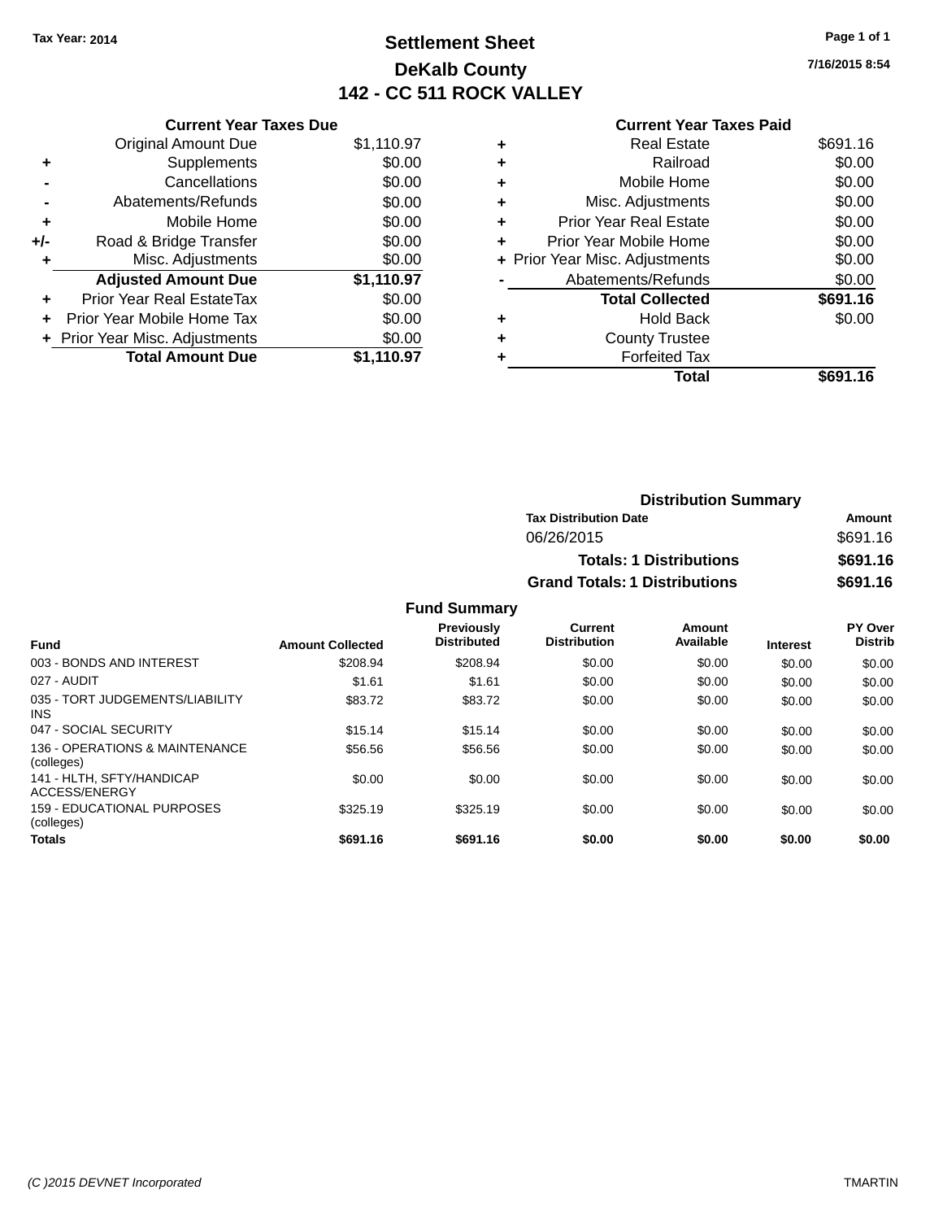Tax Year: 2014

# Settlement Sheet

## DeKalb County

## 142 - CC 511 ROCK VALLEY

7/16/2015 8:54

### Current Year Taxes Due

| | | |
|---|---|---|
| | Original Amount Due | $1,110.97 |
| + | Supplements | $0.00 |
| - | Cancellations | $0.00 |
| - | Abatements/Refunds | $0.00 |
| + | Mobile Home | $0.00 |
| +/- | Road & Bridge Transfer | $0.00 |
| + | Misc. Adjustments | $0.00 |
| | **Adjusted Amount Due** | **$1,110.97** |
| + | Prior Year Real EstateTax | $0.00 |
| + | Prior Year Mobile Home Tax | $0.00 |
| + | Prior Year Misc. Adjustments | $0.00 |
| | **Total Amount Due** | **$1,110.97** |

### Current Year Taxes Paid

| | | |
|---|---|---|
| + | Real Estate | $691.16 |
| + | Railroad | $0.00 |
| + | Mobile Home | $0.00 |
| + | Misc. Adjustments | $0.00 |
| + | Prior Year Real Estate | $0.00 |
| + | Prior Year Mobile Home | $0.00 |
| + | Prior Year Misc. Adjustments | $0.00 |
| - | Abatements/Refunds | $0.00 |
| | **Total Collected** | **$691.16** |
| + | Hold Back | $0.00 |
| + | County Trustee | |
| + | Forfeited Tax | |
| | **Total** | **$691.16** |

### Distribution Summary

| Tax Distribution Date | Amount |
|---|---|
| 06/26/2015 | $691.16 |
| **Totals: 1 Distributions** | **$691.16** |
| **Grand Totals: 1 Distributions** | **$691.16** |

### Fund Summary

| Fund | Amount Collected | Previously Distributed | Current Distribution | Amount Available | Interest | PY Over Distrib |
|---|---|---|---|---|---|---|
| 003 - BONDS AND INTEREST | $208.94 | $208.94 | $0.00 | $0.00 | $0.00 | $0.00 |
| 027 - AUDIT | $1.61 | $1.61 | $0.00 | $0.00 | $0.00 | $0.00 |
| 035 - TORT JUDGEMENTS/LIABILITY INS | $83.72 | $83.72 | $0.00 | $0.00 | $0.00 | $0.00 |
| 047 - SOCIAL SECURITY | $15.14 | $15.14 | $0.00 | $0.00 | $0.00 | $0.00 |
| 136 - OPERATIONS & MAINTENANCE (colleges) | $56.56 | $56.56 | $0.00 | $0.00 | $0.00 | $0.00 |
| 141 - HLTH, SFTY/HANDICAP ACCESS/ENERGY | $0.00 | $0.00 | $0.00 | $0.00 | $0.00 | $0.00 |
| 159 - EDUCATIONAL PURPOSES (colleges) | $325.19 | $325.19 | $0.00 | $0.00 | $0.00 | $0.00 |
| **Totals** | **$691.16** | **$691.16** | **$0.00** | **$0.00** | **$0.00** | **$0.00** |

(C )2015 DEVNET Incorporated TMARTIN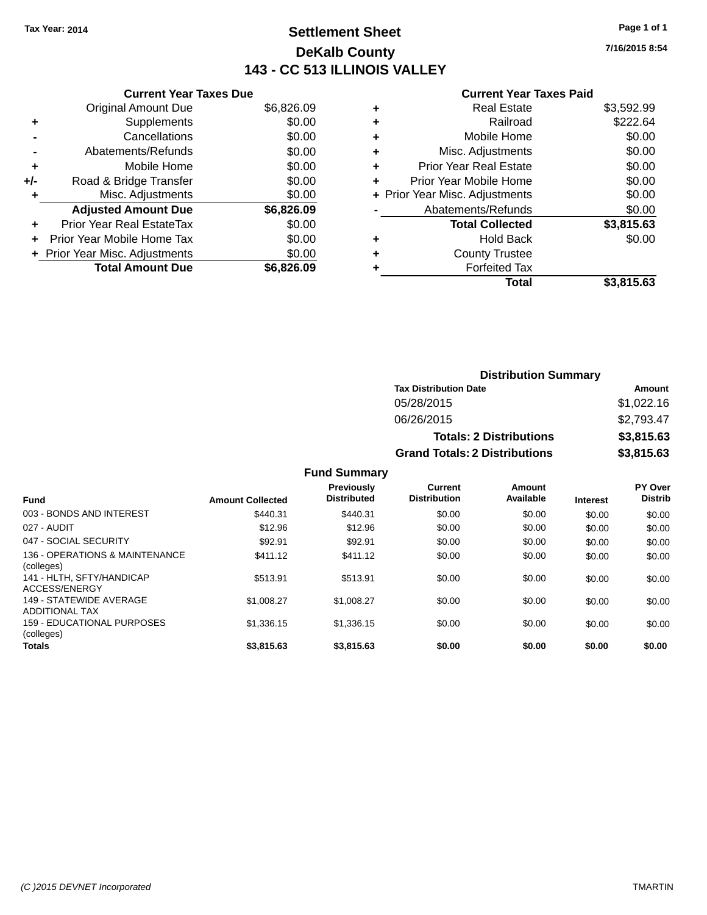Tax Year: 2014

# Settlement Sheet

## DeKalb County

## 143 - CC 513 ILLINOIS VALLEY

7/16/2015 8:54

### Current Year Taxes Due

| | | |
|---|---|---|
| | Original Amount Due | $6,826.09 |
| + | Supplements | $0.00 |
| - | Cancellations | $0.00 |
| - | Abatements/Refunds | $0.00 |
| + | Mobile Home | $0.00 |
| +/- | Road & Bridge Transfer | $0.00 |
| + | Misc. Adjustments | $0.00 |
| | **Adjusted Amount Due** | **$6,826.09** |
| + | Prior Year Real EstateTax | $0.00 |
| + | Prior Year Mobile Home Tax | $0.00 |
| + | Prior Year Misc. Adjustments | $0.00 |
| | **Total Amount Due** | **$6,826.09** |

### Current Year Taxes Paid

| | | |
|---|---|---|
| + | Real Estate | $3,592.99 |
| + | Railroad | $222.64 |
| + | Mobile Home | $0.00 |
| + | Misc. Adjustments | $0.00 |
| + | Prior Year Real Estate | $0.00 |
| + | Prior Year Mobile Home | $0.00 |
| + | Prior Year Misc. Adjustments | $0.00 |
| - | Abatements/Refunds | $0.00 |
| | **Total Collected** | **$3,815.63** |
| + | Hold Back | $0.00 |
| + | County Trustee | |
| + | Forfeited Tax | |
| | **Total** | **$3,815.63** |

### Distribution Summary

| Tax Distribution Date | Amount |
|---|---|
| 05/28/2015 | $1,022.16 |
| 06/26/2015 | $2,793.47 |
| **Totals: 2 Distributions** | **$3,815.63** |
| **Grand Totals: 2 Distributions** | **$3,815.63** |

### Fund Summary

| Fund | Amount Collected | Previously Distributed | Current Distribution | Amount Available | Interest | PY Over Distrib |
|---|---|---|---|---|---|---|
| 003 - BONDS AND INTEREST | $440.31 | $440.31 | $0.00 | $0.00 | $0.00 | $0.00 |
| 027 - AUDIT | $12.96 | $12.96 | $0.00 | $0.00 | $0.00 | $0.00 |
| 047 - SOCIAL SECURITY | $92.91 | $92.91 | $0.00 | $0.00 | $0.00 | $0.00 |
| 136 - OPERATIONS & MAINTENANCE (colleges) | $411.12 | $411.12 | $0.00 | $0.00 | $0.00 | $0.00 |
| 141 - HLTH, SFTY/HANDICAP ACCESS/ENERGY | $513.91 | $513.91 | $0.00 | $0.00 | $0.00 | $0.00 |
| 149 - STATEWIDE AVERAGE ADDITIONAL TAX | $1,008.27 | $1,008.27 | $0.00 | $0.00 | $0.00 | $0.00 |
| 159 - EDUCATIONAL PURPOSES (colleges) | $1,336.15 | $1,336.15 | $0.00 | $0.00 | $0.00 | $0.00 |
| **Totals** | **$3,815.63** | **$3,815.63** | **$0.00** | **$0.00** | **$0.00** | **$0.00** |

(C )2015 DEVNET Incorporated TMARTIN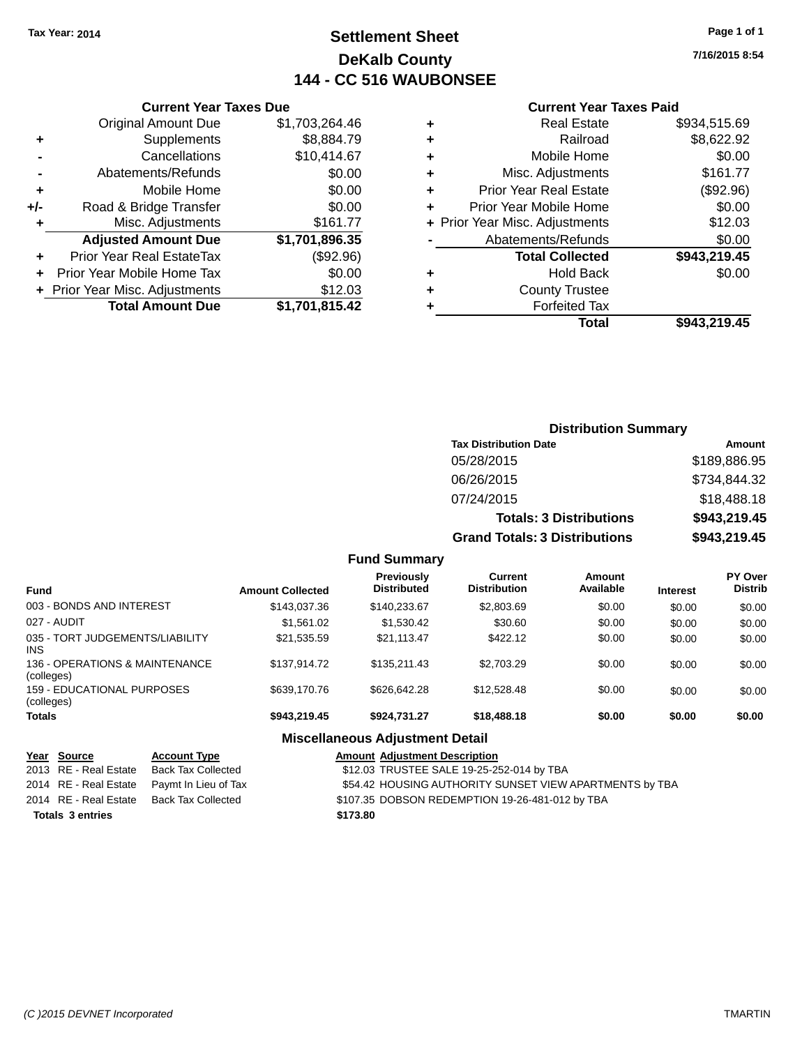Tax Year: 2014

# Settlement Sheet

## DeKalb County

## 144 - CC 516 WAUBONSEE

7/16/2015 8:54

### Current Year Taxes Due

| | | |
|---|---|---|
| | Original Amount Due | $1,703,264.46 |
| + | Supplements | $8,884.79 |
| - | Cancellations | $10,414.67 |
| - | Abatements/Refunds | $0.00 |
| + | Mobile Home | $0.00 |
| +/- | Road & Bridge Transfer | $0.00 |
| + | Misc. Adjustments | $161.77 |
| | **Adjusted Amount Due** | **$1,701,896.35** |
| + | Prior Year Real EstateTax | ($92.96) |
| + | Prior Year Mobile Home Tax | $0.00 |
| + | Prior Year Misc. Adjustments | $12.03 |
| | **Total Amount Due** | **$1,701,815.42** |

### Current Year Taxes Paid

| | | |
|---|---|---|
| + | Real Estate | $934,515.69 |
| + | Railroad | $8,622.92 |
| + | Mobile Home | $0.00 |
| + | Misc. Adjustments | $161.77 |
| + | Prior Year Real Estate | ($92.96) |
| + | Prior Year Mobile Home | $0.00 |
| + | Prior Year Misc. Adjustments | $12.03 |
| - | Abatements/Refunds | $0.00 |
| | **Total Collected** | **$943,219.45** |
| + | Hold Back | $0.00 |
| + | County Trustee | |
| + | Forfeited Tax | |
| | **Total** | **$943,219.45** |

### Distribution Summary

| Tax Distribution Date | Amount |
|---|---|
| 05/28/2015 | $189,886.95 |
| 06/26/2015 | $734,844.32 |
| 07/24/2015 | $18,488.18 |
| **Totals: 3 Distributions** | **$943,219.45** |
| **Grand Totals: 3 Distributions** | **$943,219.45** |

### Fund Summary

| Fund | Amount Collected | Previously Distributed | Current Distribution | Amount Available | Interest | PY Over Distrib |
|---|---|---|---|---|---|---|
| 003 - BONDS AND INTEREST | $143,037.36 | $140,233.67 | $2,803.69 | $0.00 | $0.00 | $0.00 |
| 027 - AUDIT | $1,561.02 | $1,530.42 | $30.60 | $0.00 | $0.00 | $0.00 |
| 035 - TORT JUDGEMENTS/LIABILITY INS | $21,535.59 | $21,113.47 | $422.12 | $0.00 | $0.00 | $0.00 |
| 136 - OPERATIONS & MAINTENANCE (colleges) | $137,914.72 | $135,211.43 | $2,703.29 | $0.00 | $0.00 | $0.00 |
| 159 - EDUCATIONAL PURPOSES (colleges) | $639,170.76 | $626,642.28 | $12,528.48 | $0.00 | $0.00 | $0.00 |
| **Totals** | **$943,219.45** | **$924,731.27** | **$18,488.18** | **$0.00** | **$0.00** | **$0.00** |

### Miscellaneous Adjustment Detail

| Year | Source | Account Type | Amount | Adjustment Description |
|---|---|---|---|---|
| 2013 | RE - Real Estate | Back Tax Collected | $12.03 | TRUSTEE SALE 19-25-252-014 by TBA |
| 2014 | RE - Real Estate | Paymt In Lieu of Tax | $54.42 | HOUSING AUTHORITY SUNSET VIEW APARTMENTS by TBA |
| 2014 | RE - Real Estate | Back Tax Collected | $107.35 | DOBSON REDEMPTION 19-26-481-012 by TBA |
| **Totals 3 entries** | | | **$173.80** | |

(C )2015 DEVNET Incorporated — TMARTIN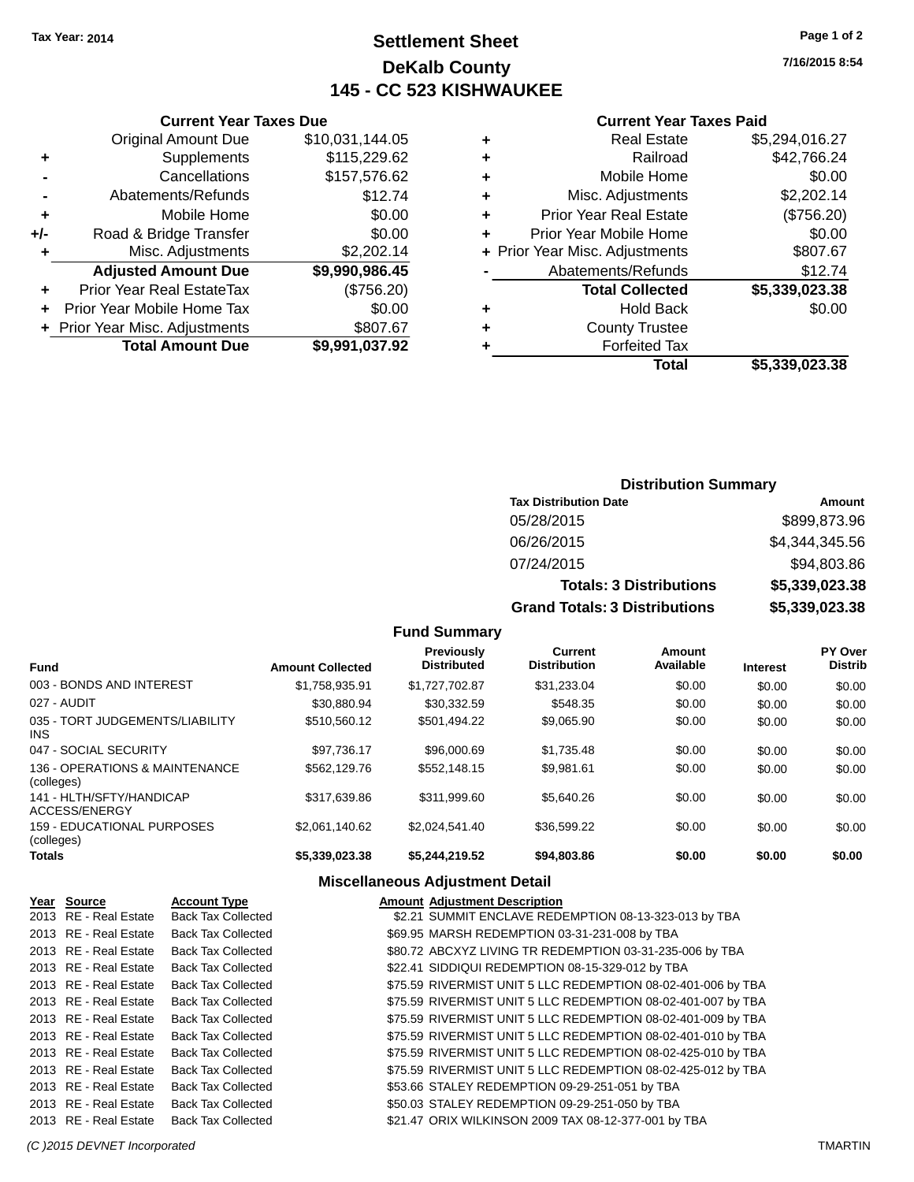Tax Year: 2014

# Settlement Sheet
## DeKalb County
## 145 - CC 523 KISHWAUKEE

7/16/2015 8:54

### Current Year Taxes Due

| | | |
|---|---|---|
| | Original Amount Due | $10,031,144.05 |
| + | Supplements | $115,229.62 |
| - | Cancellations | $157,576.62 |
| - | Abatements/Refunds | $12.74 |
| + | Mobile Home | $0.00 |
| +/- | Road & Bridge Transfer | $0.00 |
| + | Misc. Adjustments | $2,202.14 |
| | **Adjusted Amount Due** | **$9,990,986.45** |
| + | Prior Year Real EstateTax | ($756.20) |
| + | Prior Year Mobile Home Tax | $0.00 |
| + | Prior Year Misc. Adjustments | $807.67 |
| | **Total Amount Due** | **$9,991,037.92** |

### Current Year Taxes Paid

| | | |
|---|---|---|
| + | Real Estate | $5,294,016.27 |
| + | Railroad | $42,766.24 |
| + | Mobile Home | $0.00 |
| + | Misc. Adjustments | $2,202.14 |
| + | Prior Year Real Estate | ($756.20) |
| + | Prior Year Mobile Home | $0.00 |
| + | Prior Year Misc. Adjustments | $807.67 |
| - | Abatements/Refunds | $12.74 |
| | **Total Collected** | **$5,339,023.38** |
| + | Hold Back | $0.00 |
| + | County Trustee | |
| + | Forfeited Tax | |
| | **Total** | **$5,339,023.38** |

### Distribution Summary

| Tax Distribution Date | Amount |
|---|---|
| 05/28/2015 | $899,873.96 |
| 06/26/2015 | $4,344,345.56 |
| 07/24/2015 | $94,803.86 |
| **Totals: 3 Distributions** | **$5,339,023.38** |
| **Grand Totals: 3 Distributions** | **$5,339,023.38** |

### Fund Summary

| Fund | Amount Collected | Previously Distributed | Current Distribution | Amount Available | Interest | PY Over Distrib |
|---|---|---|---|---|---|---|
| 003 - BONDS AND INTEREST | $1,758,935.91 | $1,727,702.87 | $31,233.04 | $0.00 | $0.00 | $0.00 |
| 027 - AUDIT | $30,880.94 | $30,332.59 | $548.35 | $0.00 | $0.00 | $0.00 |
| 035 - TORT JUDGEMENTS/LIABILITY INS | $510,560.12 | $501,494.22 | $9,065.90 | $0.00 | $0.00 | $0.00 |
| 047 - SOCIAL SECURITY | $97,736.17 | $96,000.69 | $1,735.48 | $0.00 | $0.00 | $0.00 |
| 136 - OPERATIONS & MAINTENANCE (colleges) | $562,129.76 | $552,148.15 | $9,981.61 | $0.00 | $0.00 | $0.00 |
| 141 - HLTH/SFTY/HANDICAP ACCESS/ENERGY | $317,639.86 | $311,999.60 | $5,640.26 | $0.00 | $0.00 | $0.00 |
| 159 - EDUCATIONAL PURPOSES (colleges) | $2,061,140.62 | $2,024,541.40 | $36,599.22 | $0.00 | $0.00 | $0.00 |
| **Totals** | **$5,339,023.38** | **$5,244,219.52** | **$94,803.86** | **$0.00** | **$0.00** | **$0.00** |

### Miscellaneous Adjustment Detail

| Year | Source | Account Type | Amount | Adjustment Description |
|---|---|---|---|---|
| 2013 | RE - Real Estate | Back Tax Collected | $2.21 | SUMMIT ENCLAVE REDEMPTION 08-13-323-013 by TBA |
| 2013 | RE - Real Estate | Back Tax Collected | $69.95 | MARSH REDEMPTION 03-31-231-008 by TBA |
| 2013 | RE - Real Estate | Back Tax Collected | $80.72 | ABCXYZ LIVING TR REDEMPTION 03-31-235-006 by TBA |
| 2013 | RE - Real Estate | Back Tax Collected | $22.41 | SIDDIQUI REDEMPTION 08-15-329-012 by TBA |
| 2013 | RE - Real Estate | Back Tax Collected | $75.59 | RIVERMIST UNIT 5 LLC REDEMPTION 08-02-401-006 by TBA |
| 2013 | RE - Real Estate | Back Tax Collected | $75.59 | RIVERMIST UNIT 5 LLC REDEMPTION 08-02-401-007 by TBA |
| 2013 | RE - Real Estate | Back Tax Collected | $75.59 | RIVERMIST UNIT 5 LLC REDEMPTION 08-02-401-009 by TBA |
| 2013 | RE - Real Estate | Back Tax Collected | $75.59 | RIVERMIST UNIT 5 LLC REDEMPTION 08-02-401-010 by TBA |
| 2013 | RE - Real Estate | Back Tax Collected | $75.59 | RIVERMIST UNIT 5 LLC REDEMPTION 08-02-425-010 by TBA |
| 2013 | RE - Real Estate | Back Tax Collected | $75.59 | RIVERMIST UNIT 5 LLC REDEMPTION 08-02-425-012 by TBA |
| 2013 | RE - Real Estate | Back Tax Collected | $53.66 | STALEY REDEMPTION 09-29-251-051 by TBA |
| 2013 | RE - Real Estate | Back Tax Collected | $50.03 | STALEY REDEMPTION 09-29-251-050 by TBA |
| 2013 | RE - Real Estate | Back Tax Collected | $21.47 | ORIX WILKINSON 2009 TAX 08-12-377-001 by TBA |

(C )2015 DEVNET Incorporated — TMARTIN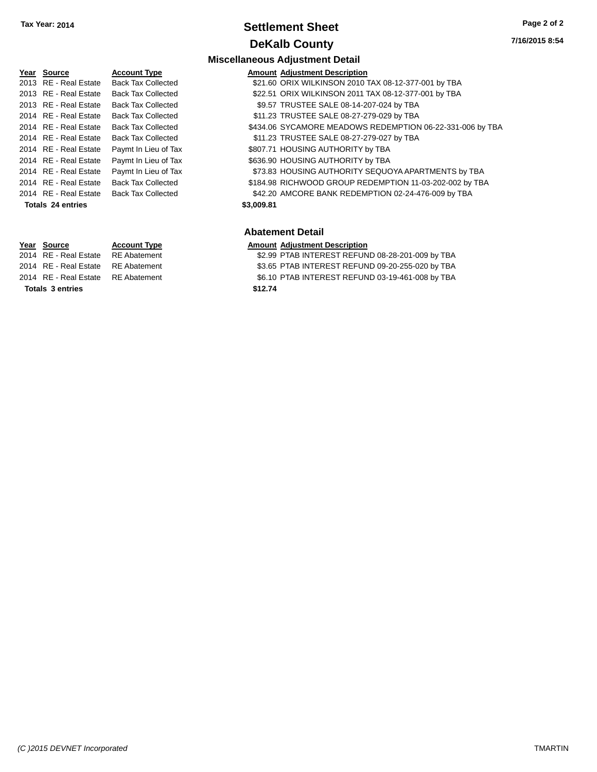# Settlement Sheet

## DeKalb County

Tax Year: 2014

### Miscellaneous Adjustment Detail

| Year | Source | Account Type | Amount | Adjustment Description |
|---|---|---|---|---|
| 2013 | RE - Real Estate | Back Tax Collected | $21.60 | ORIX WILKINSON 2010 TAX 08-12-377-001 by TBA |
| 2013 | RE - Real Estate | Back Tax Collected | $22.51 | ORIX WILKINSON 2011 TAX 08-12-377-001 by TBA |
| 2013 | RE - Real Estate | Back Tax Collected | $9.57 | TRUSTEE SALE 08-14-207-024 by TBA |
| 2014 | RE - Real Estate | Back Tax Collected | $11.23 | TRUSTEE SALE 08-27-279-029 by TBA |
| 2014 | RE - Real Estate | Back Tax Collected | $434.06 | SYCAMORE MEADOWS REDEMPTION 06-22-331-006 by TBA |
| 2014 | RE - Real Estate | Back Tax Collected | $11.23 | TRUSTEE SALE 08-27-279-027 by TBA |
| 2014 | RE - Real Estate | Paymt In Lieu of Tax | $807.71 | HOUSING AUTHORITY by TBA |
| 2014 | RE - Real Estate | Paymt In Lieu of Tax | $636.90 | HOUSING AUTHORITY by TBA |
| 2014 | RE - Real Estate | Paymt In Lieu of Tax | $73.83 | HOUSING AUTHORITY SEQUOYA APARTMENTS by TBA |
| 2014 | RE - Real Estate | Back Tax Collected | $184.98 | RICHWOOD GROUP REDEMPTION 11-03-202-002 by TBA |
| 2014 | RE - Real Estate | Back Tax Collected | $42.20 | AMCORE BANK REDEMPTION 02-24-476-009 by TBA |
| **Totals 24 entries** | | | **$3,009.81** | |

### Abatement Detail

| Year | Source | Account Type | Amount | Adjustment Description |
|---|---|---|---|---|
| 2014 | RE - Real Estate | RE Abatement | $2.99 | PTAB INTEREST REFUND 08-28-201-009 by TBA |
| 2014 | RE - Real Estate | RE Abatement | $3.65 | PTAB INTEREST REFUND 09-20-255-020 by TBA |
| 2014 | RE - Real Estate | RE Abatement | $6.10 | PTAB INTEREST REFUND 03-19-461-008 by TBA |
| **Totals 3 entries** | | | **$12.74** | |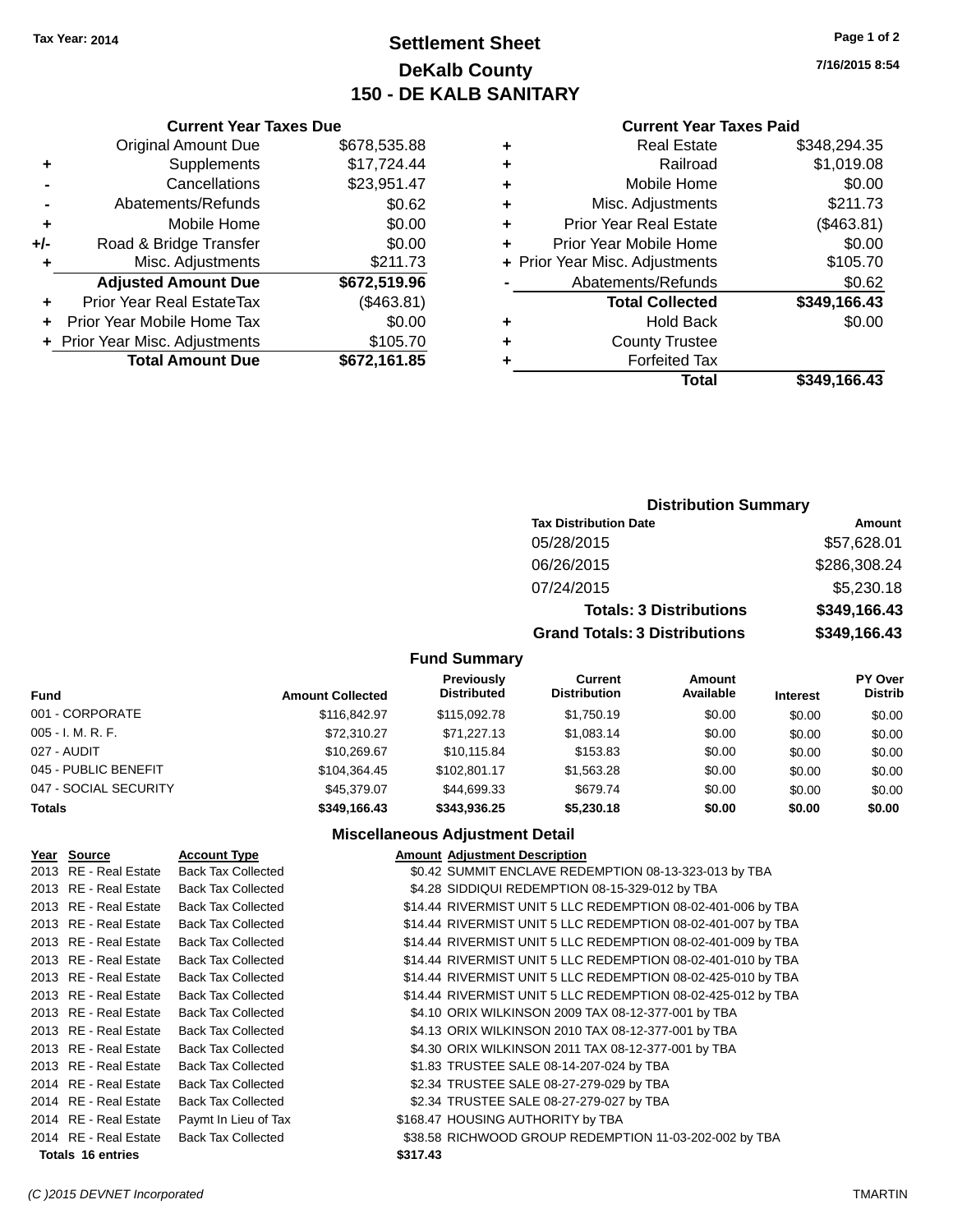Tax Year: 2014

# Settlement Sheet
## DeKalb County
## 150 - DE KALB SANITARY

7/16/2015 8:54

### Current Year Taxes Due

| | | |
|---|---|---|
| | Original Amount Due | $678,535.88 |
| + | Supplements | $17,724.44 |
| - | Cancellations | $23,951.47 |
| - | Abatements/Refunds | $0.62 |
| + | Mobile Home | $0.00 |
| +/- | Road & Bridge Transfer | $0.00 |
| + | Misc. Adjustments | $211.73 |
| | **Adjusted Amount Due** | **$672,519.96** |
| + | Prior Year Real EstateTax | ($463.81) |
| + | Prior Year Mobile Home Tax | $0.00 |
| + | Prior Year Misc. Adjustments | $105.70 |
| | **Total Amount Due** | **$672,161.85** |

### Current Year Taxes Paid

| | | |
|---|---|---|
| + | Real Estate | $348,294.35 |
| + | Railroad | $1,019.08 |
| + | Mobile Home | $0.00 |
| + | Misc. Adjustments | $211.73 |
| + | Prior Year Real Estate | ($463.81) |
| + | Prior Year Mobile Home | $0.00 |
| + | Prior Year Misc. Adjustments | $105.70 |
| - | Abatements/Refunds | $0.62 |
| | **Total Collected** | **$349,166.43** |
| + | Hold Back | $0.00 |
| + | County Trustee | |
| + | Forfeited Tax | |
| | **Total** | **$349,166.43** |

### Distribution Summary

| Tax Distribution Date | Amount |
|---|---|
| 05/28/2015 | $57,628.01 |
| 06/26/2015 | $286,308.24 |
| 07/24/2015 | $5,230.18 |
| **Totals: 3 Distributions** | **$349,166.43** |
| **Grand Totals: 3 Distributions** | **$349,166.43** |

### Fund Summary

| Fund | Amount Collected | Previously Distributed | Current Distribution | Amount Available | Interest | PY Over Distrib |
|---|---|---|---|---|---|---|
| 001 - CORPORATE | $116,842.97 | $115,092.78 | $1,750.19 | $0.00 | $0.00 | $0.00 |
| 005 - I. M. R. F. | $72,310.27 | $71,227.13 | $1,083.14 | $0.00 | $0.00 | $0.00 |
| 027 - AUDIT | $10,269.67 | $10,115.84 | $153.83 | $0.00 | $0.00 | $0.00 |
| 045 - PUBLIC BENEFIT | $104,364.45 | $102,801.17 | $1,563.28 | $0.00 | $0.00 | $0.00 |
| 047 - SOCIAL SECURITY | $45,379.07 | $44,699.33 | $679.74 | $0.00 | $0.00 | $0.00 |
| **Totals** | **$349,166.43** | **$343,936.25** | **$5,230.18** | **$0.00** | **$0.00** | **$0.00** |

### Miscellaneous Adjustment Detail

| Year | Source | Account Type | Amount | Adjustment Description |
|---|---|---|---|---|
| 2013 | RE - Real Estate | Back Tax Collected | $0.42 | SUMMIT ENCLAVE REDEMPTION 08-13-323-013 by TBA |
| 2013 | RE - Real Estate | Back Tax Collected | $4.28 | SIDDIQUI REDEMPTION 08-15-329-012 by TBA |
| 2013 | RE - Real Estate | Back Tax Collected | $14.44 | RIVERMIST UNIT 5 LLC REDEMPTION 08-02-401-006 by TBA |
| 2013 | RE - Real Estate | Back Tax Collected | $14.44 | RIVERMIST UNIT 5 LLC REDEMPTION 08-02-401-007 by TBA |
| 2013 | RE - Real Estate | Back Tax Collected | $14.44 | RIVERMIST UNIT 5 LLC REDEMPTION 08-02-401-009 by TBA |
| 2013 | RE - Real Estate | Back Tax Collected | $14.44 | RIVERMIST UNIT 5 LLC REDEMPTION 08-02-401-010 by TBA |
| 2013 | RE - Real Estate | Back Tax Collected | $14.44 | RIVERMIST UNIT 5 LLC REDEMPTION 08-02-425-010 by TBA |
| 2013 | RE - Real Estate | Back Tax Collected | $14.44 | RIVERMIST UNIT 5 LLC REDEMPTION 08-02-425-012 by TBA |
| 2013 | RE - Real Estate | Back Tax Collected | $4.10 | ORIX WILKINSON 2009 TAX 08-12-377-001 by TBA |
| 2013 | RE - Real Estate | Back Tax Collected | $4.13 | ORIX WILKINSON 2010 TAX 08-12-377-001 by TBA |
| 2013 | RE - Real Estate | Back Tax Collected | $4.30 | ORIX WILKINSON 2011 TAX 08-12-377-001 by TBA |
| 2013 | RE - Real Estate | Back Tax Collected | $1.83 | TRUSTEE SALE 08-14-207-024 by TBA |
| 2014 | RE - Real Estate | Back Tax Collected | $2.34 | TRUSTEE SALE 08-27-279-029 by TBA |
| 2014 | RE - Real Estate | Back Tax Collected | $2.34 | TRUSTEE SALE 08-27-279-027 by TBA |
| 2014 | RE - Real Estate | Paymt In Lieu of Tax | $168.47 | HOUSING AUTHORITY by TBA |
| 2014 | RE - Real Estate | Back Tax Collected | $38.58 | RICHWOOD GROUP REDEMPTION 11-03-202-002 by TBA |
| **Totals** | **16 entries** | | **$317.43** | |

(C )2015 DEVNET Incorporated — TMARTIN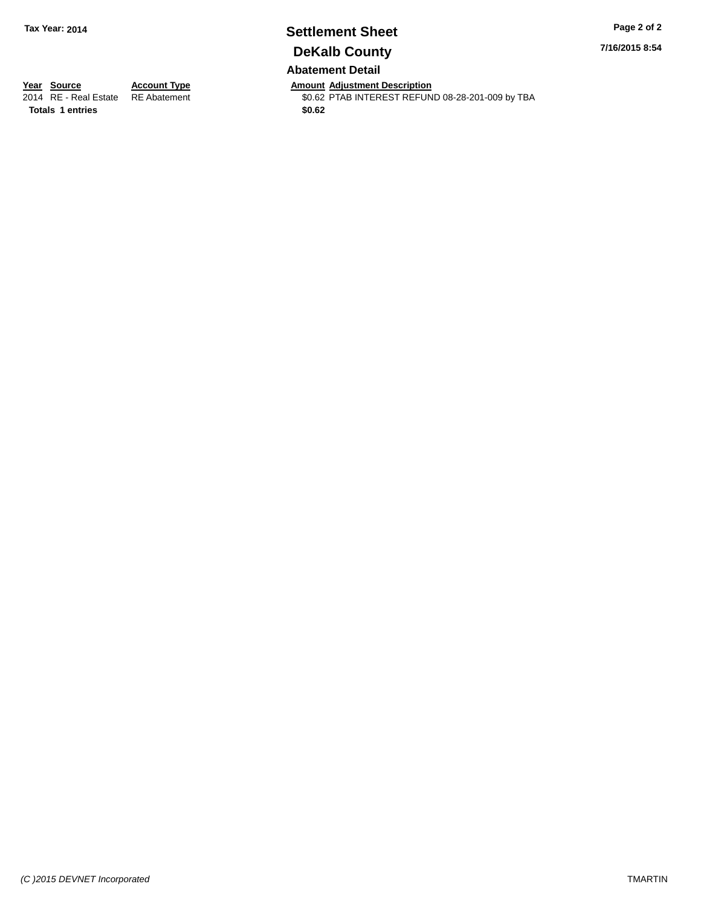# Settlement Sheet

## DeKalb County

Tax Year: 2014

7/16/2015 8:54

### Abatement Detail

| Year | Source | Account Type | Amount | Adjustment Description |
|---|---|---|---|---|
| 2014 | RE - Real Estate | RE Abatement | $0.62 | PTAB INTEREST REFUND 08-28-201-009 by TBA |
| **Totals** | **1 entries** | | **$0.62** | |

*(C )2015 DEVNET Incorporated*

TMARTIN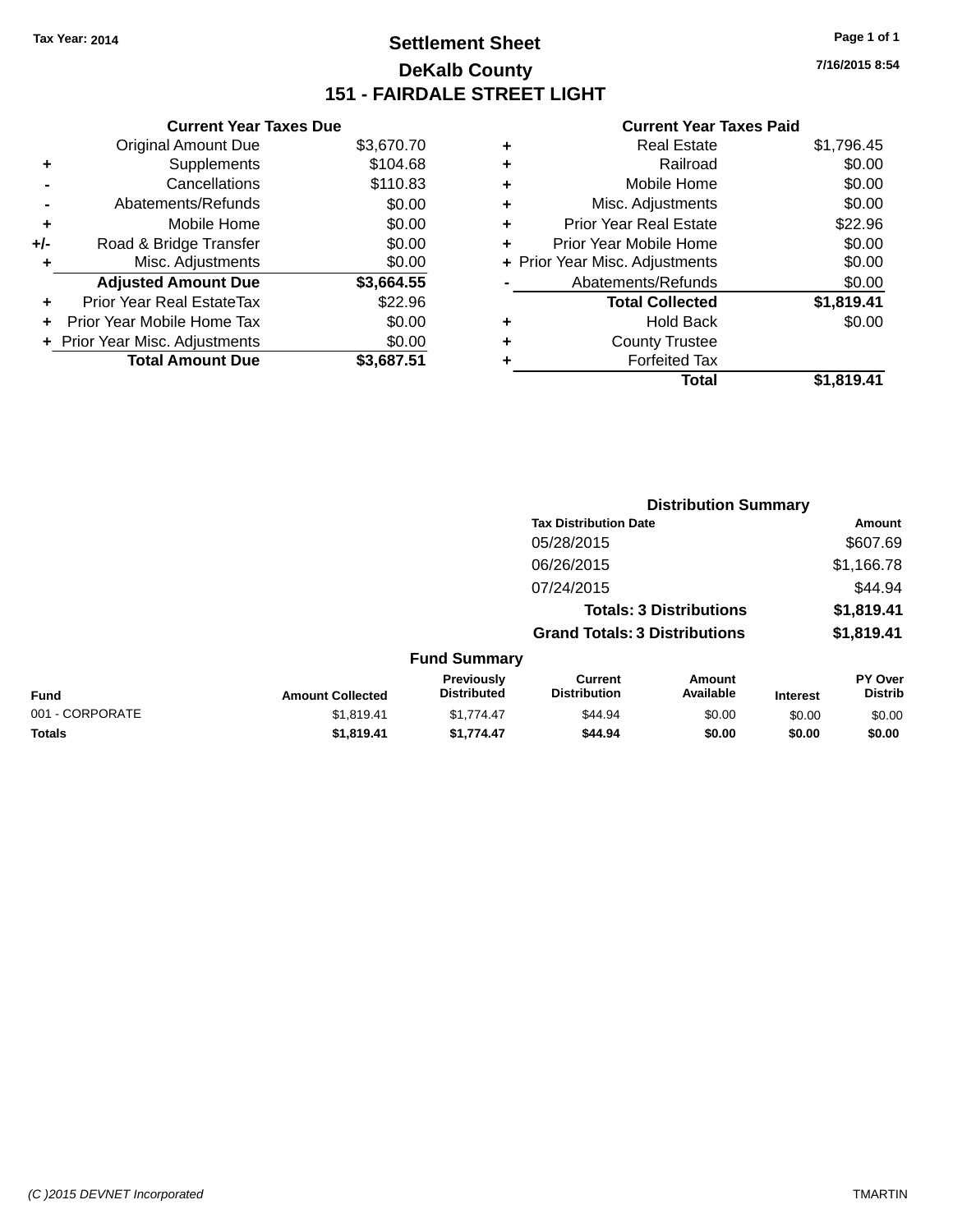Tax Year: 2014

# Settlement Sheet

## DeKalb County

## 151 - FAIRDALE STREET LIGHT

7/16/2015 8:54

### Current Year Taxes Due

| | | |
|---|---|---|
| | Original Amount Due | $3,670.70 |
| + | Supplements | $104.68 |
| - | Cancellations | $110.83 |
| - | Abatements/Refunds | $0.00 |
| + | Mobile Home | $0.00 |
| +/- | Road & Bridge Transfer | $0.00 |
| + | Misc. Adjustments | $0.00 |
| | **Adjusted Amount Due** | **$3,664.55** |
| + | Prior Year Real EstateTax | $22.96 |
| + | Prior Year Mobile Home Tax | $0.00 |
| + | Prior Year Misc. Adjustments | $0.00 |
| | **Total Amount Due** | **$3,687.51** |

### Current Year Taxes Paid

| | | |
|---|---|---|
| + | Real Estate | $1,796.45 |
| + | Railroad | $0.00 |
| + | Mobile Home | $0.00 |
| + | Misc. Adjustments | $0.00 |
| + | Prior Year Real Estate | $22.96 |
| + | Prior Year Mobile Home | $0.00 |
| + | Prior Year Misc. Adjustments | $0.00 |
| - | Abatements/Refunds | $0.00 |
| | **Total Collected** | **$1,819.41** |
| + | Hold Back | $0.00 |
| + | County Trustee | |
| + | Forfeited Tax | |
| | **Total** | **$1,819.41** |

### Distribution Summary

| Tax Distribution Date | Amount |
|---|---|
| 05/28/2015 | $607.69 |
| 06/26/2015 | $1,166.78 |
| 07/24/2015 | $44.94 |
| **Totals: 3 Distributions** | **$1,819.41** |
| **Grand Totals: 3 Distributions** | **$1,819.41** |

### Fund Summary

| Fund | Amount Collected | Previously Distributed | Current Distribution | Amount Available | Interest | PY Over Distrib |
|---|---|---|---|---|---|---|
| 001 - CORPORATE | $1,819.41 | $1,774.47 | $44.94 | $0.00 | $0.00 | $0.00 |
| **Totals** | **$1,819.41** | **$1,774.47** | **$44.94** | **$0.00** | **$0.00** | **$0.00** |

(C )2015 DEVNET Incorporated TMARTIN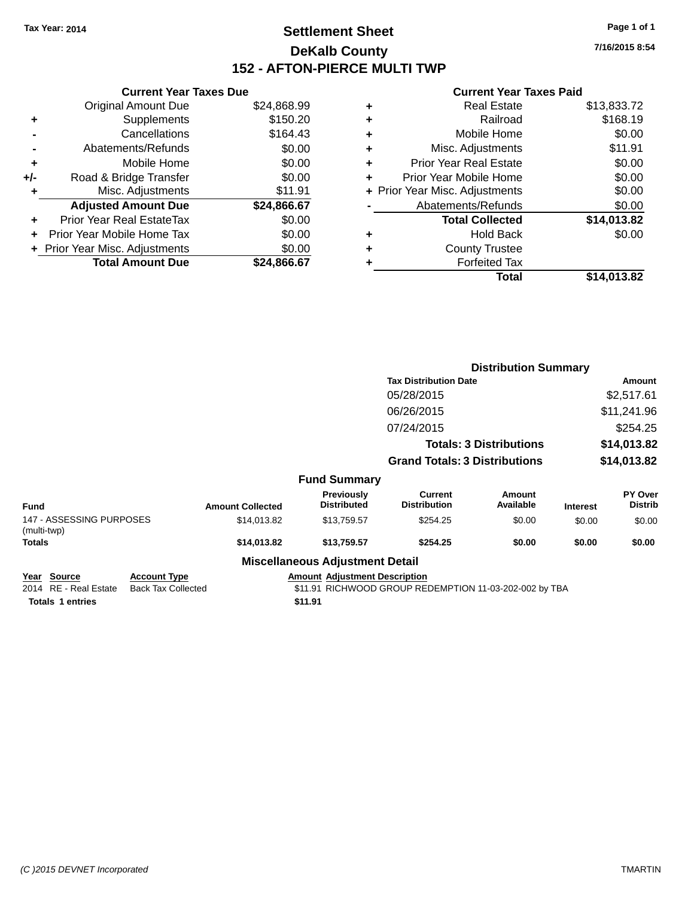Tax Year: 2014

# Settlement Sheet

## DeKalb County

## 152 - AFTON-PIERCE MULTI TWP

7/16/2015 8:54

### Current Year Taxes Due

| | | |
|---|---|---|
| | Original Amount Due | $24,868.99 |
| + | Supplements | $150.20 |
| - | Cancellations | $164.43 |
| - | Abatements/Refunds | $0.00 |
| + | Mobile Home | $0.00 |
| +/- | Road & Bridge Transfer | $0.00 |
| + | Misc. Adjustments | $11.91 |
| | **Adjusted Amount Due** | **$24,866.67** |
| + | Prior Year Real EstateTax | $0.00 |
| + | Prior Year Mobile Home Tax | $0.00 |
| + | Prior Year Misc. Adjustments | $0.00 |
| | **Total Amount Due** | **$24,866.67** |

### Current Year Taxes Paid

| | | |
|---|---|---|
| + | Real Estate | $13,833.72 |
| + | Railroad | $168.19 |
| + | Mobile Home | $0.00 |
| + | Misc. Adjustments | $11.91 |
| + | Prior Year Real Estate | $0.00 |
| + | Prior Year Mobile Home | $0.00 |
| + | Prior Year Misc. Adjustments | $0.00 |
| - | Abatements/Refunds | $0.00 |
| | **Total Collected** | **$14,013.82** |
| + | Hold Back | $0.00 |
| + | County Trustee | |
| + | Forfeited Tax | |
| | **Total** | **$14,013.82** |

### Distribution Summary

| Tax Distribution Date | Amount |
|---|---|
| 05/28/2015 | $2,517.61 |
| 06/26/2015 | $11,241.96 |
| 07/24/2015 | $254.25 |
| **Totals: 3 Distributions** | **$14,013.82** |
| **Grand Totals: 3 Distributions** | **$14,013.82** |

### Fund Summary

| Fund | Amount Collected | Previously Distributed | Current Distribution | Amount Available | Interest | PY Over Distrib |
|---|---|---|---|---|---|---|
| 147 - ASSESSING PURPOSES (multi-twp) | $14,013.82 | $13,759.57 | $254.25 | $0.00 | $0.00 | $0.00 |
| **Totals** | **$14,013.82** | **$13,759.57** | **$254.25** | **$0.00** | **$0.00** | **$0.00** |

### Miscellaneous Adjustment Detail

| Year | Source | Account Type | Amount | Adjustment Description |
|---|---|---|---|---|
| 2014 | RE - Real Estate | Back Tax Collected | $11.91 | RICHWOOD GROUP REDEMPTION 11-03-202-002 by TBA |
| **Totals** | **1 entries** | | **$11.91** | |

(C )2015 DEVNET Incorporated TMARTIN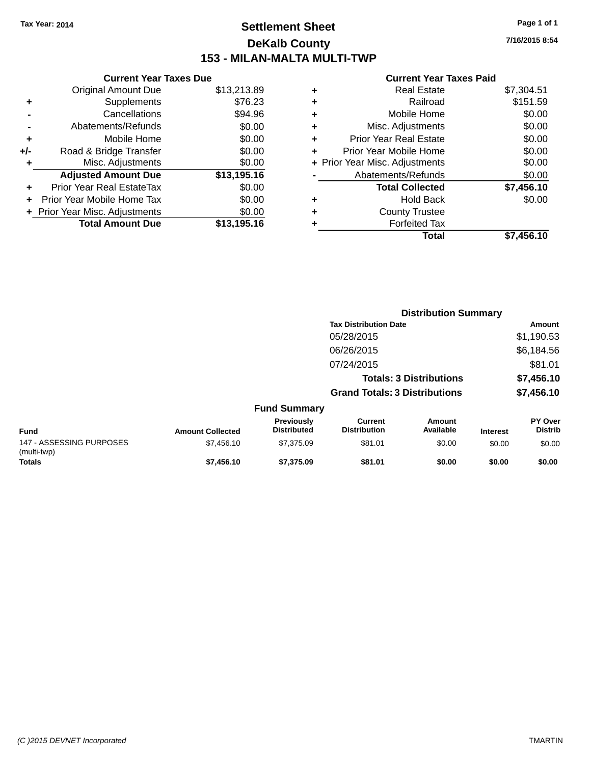Tax Year: 2014

# Settlement Sheet

## DeKalb County

## 153 - MILAN-MALTA MULTI-TWP

7/16/2015 8:54

### Current Year Taxes Due

| | | Amount |
|---|---|---|
| | Original Amount Due | $13,213.89 |
| + | Supplements | $76.23 |
| - | Cancellations | $94.96 |
| - | Abatements/Refunds | $0.00 |
| + | Mobile Home | $0.00 |
| +/- | Road & Bridge Transfer | $0.00 |
| + | Misc. Adjustments | $0.00 |
| | **Adjusted Amount Due** | **$13,195.16** |
| + | Prior Year Real EstateTax | $0.00 |
| + | Prior Year Mobile Home Tax | $0.00 |
| + | Prior Year Misc. Adjustments | $0.00 |
| | **Total Amount Due** | **$13,195.16** |

### Current Year Taxes Paid

| | | Amount |
|---|---|---|
| + | Real Estate | $7,304.51 |
| + | Railroad | $151.59 |
| + | Mobile Home | $0.00 |
| + | Misc. Adjustments | $0.00 |
| + | Prior Year Real Estate | $0.00 |
| + | Prior Year Mobile Home | $0.00 |
| + | Prior Year Misc. Adjustments | $0.00 |
| - | Abatements/Refunds | $0.00 |
| | **Total Collected** | **$7,456.10** |
| + | Hold Back | $0.00 |
| + | County Trustee | |
| + | Forfeited Tax | |
| | **Total** | **$7,456.10** |

### Distribution Summary

| Tax Distribution Date | Amount |
|---|---|
| 05/28/2015 | $1,190.53 |
| 06/26/2015 | $6,184.56 |
| 07/24/2015 | $81.01 |
| **Totals: 3 Distributions** | **$7,456.10** |
| **Grand Totals: 3 Distributions** | **$7,456.10** |

### Fund Summary

| Fund | Amount Collected | Previously Distributed | Current Distribution | Amount Available | Interest | PY Over Distrib |
|---|---|---|---|---|---|---|
| 147 - ASSESSING PURPOSES (multi-twp) | $7,456.10 | $7,375.09 | $81.01 | $0.00 | $0.00 | $0.00 |
| **Totals** | **$7,456.10** | **$7,375.09** | **$81.01** | **$0.00** | **$0.00** | **$0.00** |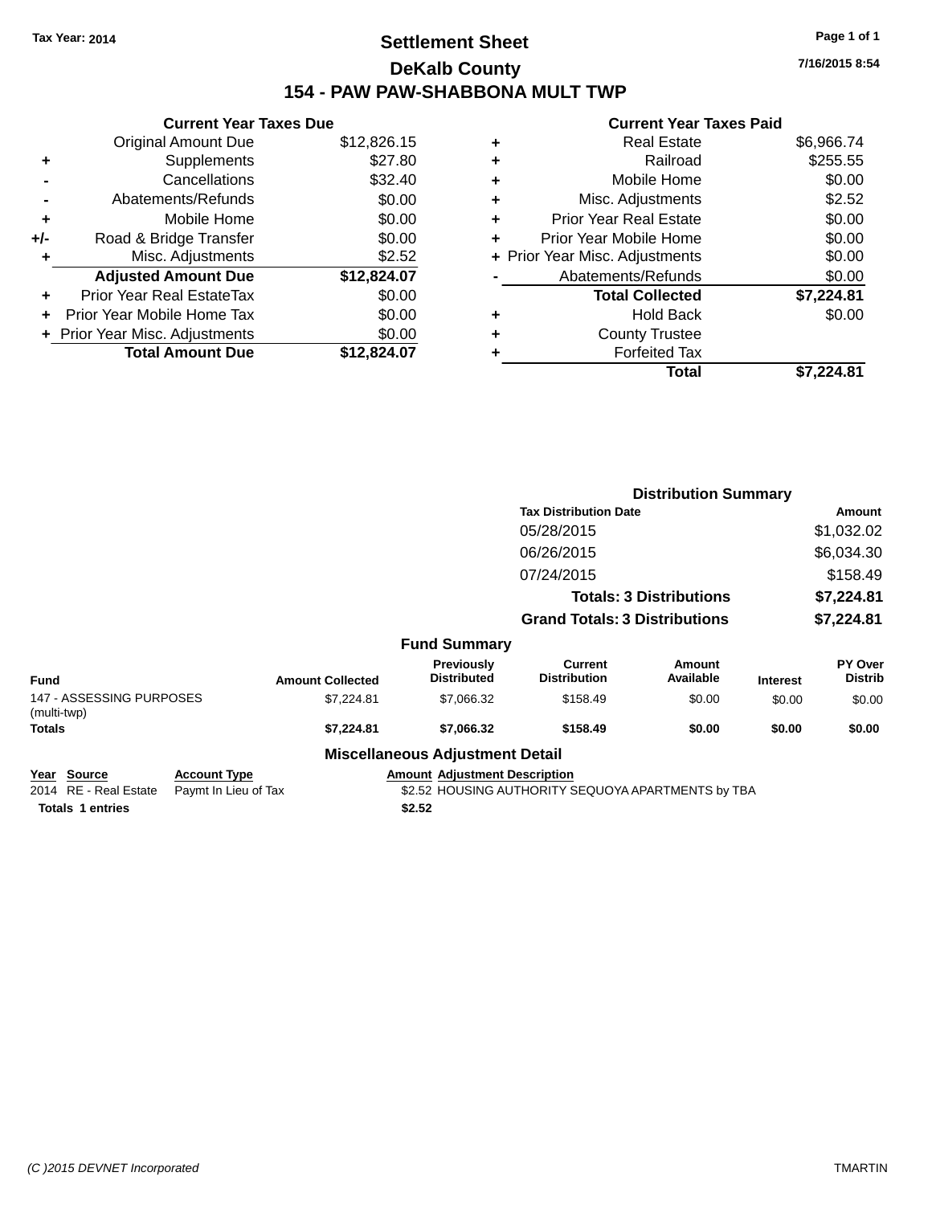Tax Year: 2014

# Settlement Sheet

## DeKalb County

## 154 - PAW PAW-SHABBONA MULT TWP

7/16/2015 8:54

**Current Year Taxes Due**

| | | |
|---|---|---|
| | Original Amount Due | $12,826.15 |
| + | Supplements | $27.80 |
| - | Cancellations | $32.40 |
| - | Abatements/Refunds | $0.00 |
| + | Mobile Home | $0.00 |
| +/- | Road & Bridge Transfer | $0.00 |
| + | Misc. Adjustments | $2.52 |
| | **Adjusted Amount Due** | **$12,824.07** |
| + | Prior Year Real EstateTax | $0.00 |
| + | Prior Year Mobile Home Tax | $0.00 |
| + | Prior Year Misc. Adjustments | $0.00 |
| | **Total Amount Due** | **$12,824.07** |

**Current Year Taxes Paid**

| | | |
|---|---|---|
| + | Real Estate | $6,966.74 |
| + | Railroad | $255.55 |
| + | Mobile Home | $0.00 |
| + | Misc. Adjustments | $2.52 |
| + | Prior Year Real Estate | $0.00 |
| + | Prior Year Mobile Home | $0.00 |
| + | Prior Year Misc. Adjustments | $0.00 |
| - | Abatements/Refunds | $0.00 |
| | **Total Collected** | **$7,224.81** |
| + | Hold Back | $0.00 |
| + | County Trustee | |
| + | Forfeited Tax | |
| | **Total** | **$7,224.81** |

**Distribution Summary**

| Tax Distribution Date | Amount |
|---|---|
| 05/28/2015 | $1,032.02 |
| 06/26/2015 | $6,034.30 |
| 07/24/2015 | $158.49 |
| **Totals: 3 Distributions** | **$7,224.81** |
| **Grand Totals: 3 Distributions** | **$7,224.81** |

**Fund Summary**

| Fund | Amount Collected | Previously Distributed | Current Distribution | Amount Available | Interest | PY Over Distrib |
|---|---|---|---|---|---|---|
| 147 - ASSESSING PURPOSES (multi-twp) | $7,224.81 | $7,066.32 | $158.49 | $0.00 | $0.00 | $0.00 |
| **Totals** | **$7,224.81** | **$7,066.32** | **$158.49** | **$0.00** | **$0.00** | **$0.00** |

**Miscellaneous Adjustment Detail**

| Year | Source | Account Type | Amount | Adjustment Description |
|---|---|---|---|---|
| 2014 | RE - Real Estate | Paymt In Lieu of Tax | $2.52 | HOUSING AUTHORITY SEQUOYA APARTMENTS by TBA |
| **Totals** | **1 entries** | | **$2.52** | |

(C )2015 DEVNET Incorporated TMARTIN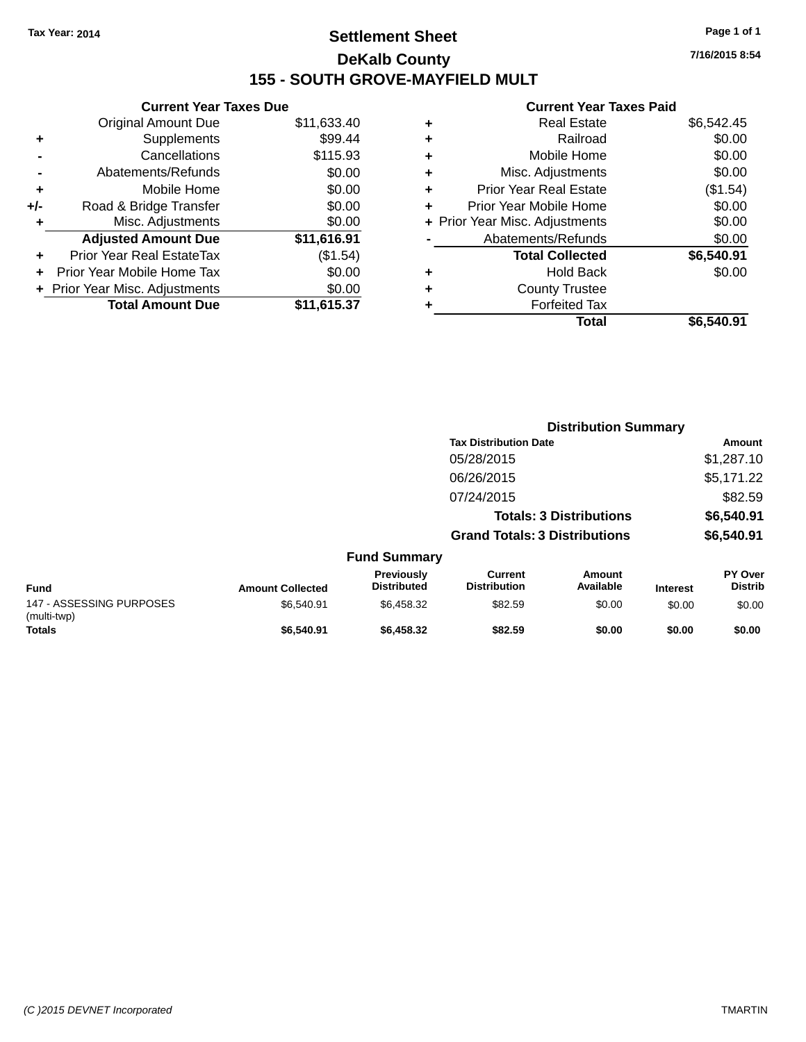Tax Year: 2014

# Settlement Sheet

## DeKalb County

## 155 - SOUTH GROVE-MAYFIELD MULT

7/16/2015 8:54

### Current Year Taxes Due

| | | |
|---|---|---|
| | Original Amount Due | $11,633.40 |
| + | Supplements | $99.44 |
| - | Cancellations | $115.93 |
| - | Abatements/Refunds | $0.00 |
| + | Mobile Home | $0.00 |
| +/- | Road & Bridge Transfer | $0.00 |
| + | Misc. Adjustments | $0.00 |
| | **Adjusted Amount Due** | **$11,616.91** |
| + | Prior Year Real EstateTax | ($1.54) |
| + | Prior Year Mobile Home Tax | $0.00 |
| + | Prior Year Misc. Adjustments | $0.00 |
| | **Total Amount Due** | **$11,615.37** |

### Current Year Taxes Paid

| | | |
|---|---|---|
| + | Real Estate | $6,542.45 |
| + | Railroad | $0.00 |
| + | Mobile Home | $0.00 |
| + | Misc. Adjustments | $0.00 |
| + | Prior Year Real Estate | ($1.54) |
| + | Prior Year Mobile Home | $0.00 |
| + | Prior Year Misc. Adjustments | $0.00 |
| - | Abatements/Refunds | $0.00 |
| | **Total Collected** | **$6,540.91** |
| + | Hold Back | $0.00 |
| + | County Trustee | |
| + | Forfeited Tax | |
| | **Total** | **$6,540.91** |

### Distribution Summary

| Tax Distribution Date | Amount |
|---|---|
| 05/28/2015 | $1,287.10 |
| 06/26/2015 | $5,171.22 |
| 07/24/2015 | $82.59 |
| **Totals: 3 Distributions** | **$6,540.91** |
| **Grand Totals: 3 Distributions** | **$6,540.91** |

### Fund Summary

| Fund | Amount Collected | Previously Distributed | Current Distribution | Amount Available | Interest | PY Over Distrib |
|---|---|---|---|---|---|---|
| 147 - ASSESSING PURPOSES (multi-twp) | $6,540.91 | $6,458.32 | $82.59 | $0.00 | $0.00 | $0.00 |
| **Totals** | **$6,540.91** | **$6,458.32** | **$82.59** | **$0.00** | **$0.00** | **$0.00** |

(C )2015 DEVNET Incorporated TMARTIN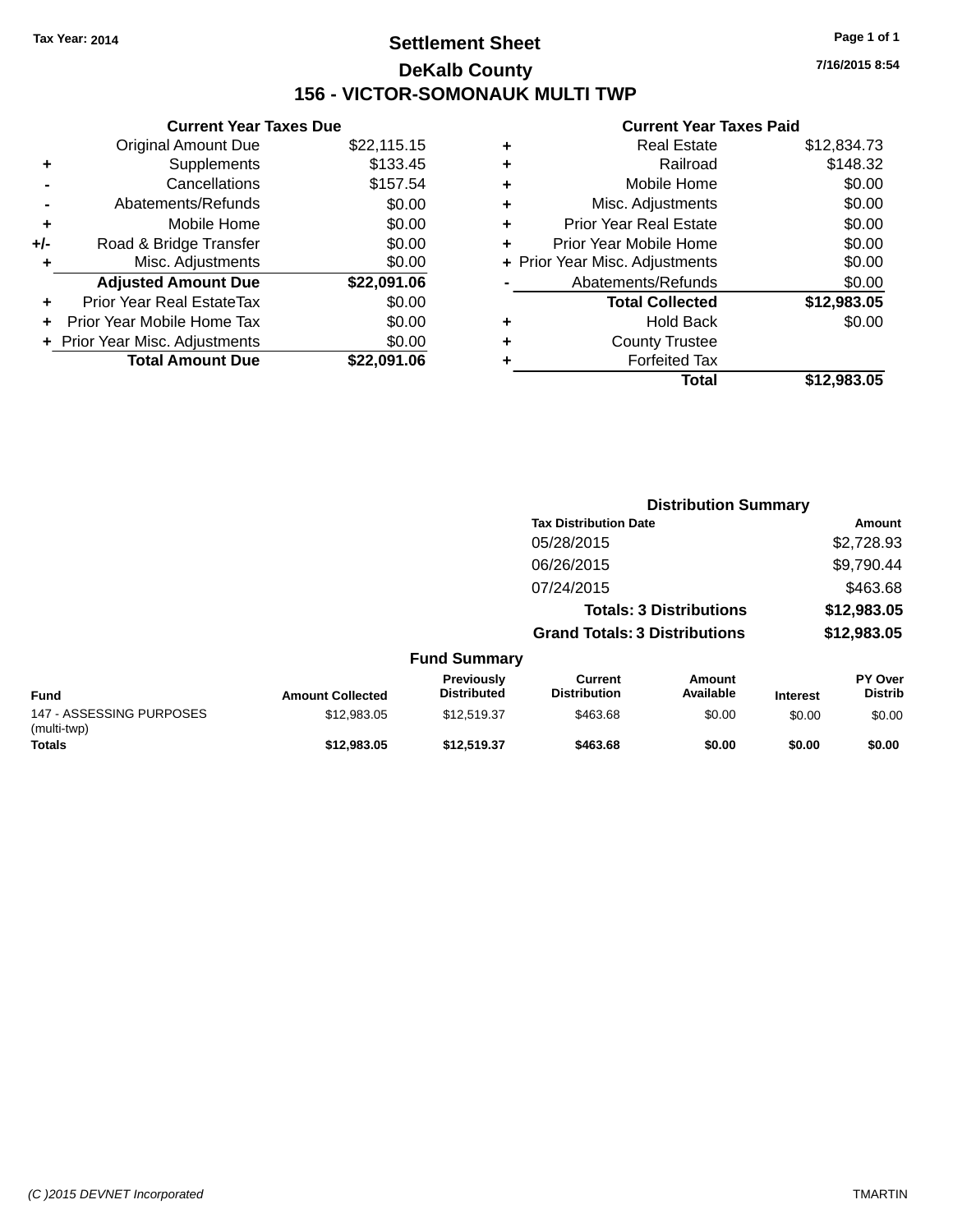Tax Year: 2014

# Settlement Sheet

## DeKalb County

## 156 - VICTOR-SOMONAUK MULTI TWP

7/16/2015 8:54

### Current Year Taxes Due

| | | |
|---|---|---|
| | Original Amount Due | $22,115.15 |
| + | Supplements | $133.45 |
| - | Cancellations | $157.54 |
| - | Abatements/Refunds | $0.00 |
| + | Mobile Home | $0.00 |
| +/- | Road & Bridge Transfer | $0.00 |
| + | Misc. Adjustments | $0.00 |
| | **Adjusted Amount Due** | **$22,091.06** |
| + | Prior Year Real EstateTax | $0.00 |
| + | Prior Year Mobile Home Tax | $0.00 |
| + | Prior Year Misc. Adjustments | $0.00 |
| | **Total Amount Due** | **$22,091.06** |

### Current Year Taxes Paid

| | | |
|---|---|---|
| + | Real Estate | $12,834.73 |
| + | Railroad | $148.32 |
| + | Mobile Home | $0.00 |
| + | Misc. Adjustments | $0.00 |
| + | Prior Year Real Estate | $0.00 |
| + | Prior Year Mobile Home | $0.00 |
| + | Prior Year Misc. Adjustments | $0.00 |
| - | Abatements/Refunds | $0.00 |
| | **Total Collected** | **$12,983.05** |
| + | Hold Back | $0.00 |
| + | County Trustee | |
| + | Forfeited Tax | |
| | **Total** | **$12,983.05** |

### Distribution Summary

| Tax Distribution Date | Amount |
|---|---|
| 05/28/2015 | $2,728.93 |
| 06/26/2015 | $9,790.44 |
| 07/24/2015 | $463.68 |
| **Totals: 3 Distributions** | **$12,983.05** |
| **Grand Totals: 3 Distributions** | **$12,983.05** |

### Fund Summary

| Fund | Amount Collected | Previously Distributed | Current Distribution | Amount Available | Interest | PY Over Distrib |
|---|---|---|---|---|---|---|
| 147 - ASSESSING PURPOSES (multi-twp) | $12,983.05 | $12,519.37 | $463.68 | $0.00 | $0.00 | $0.00 |
| **Totals** | **$12,983.05** | **$12,519.37** | **$463.68** | **$0.00** | **$0.00** | **$0.00** |

(C )2015 DEVNET Incorporated TMARTIN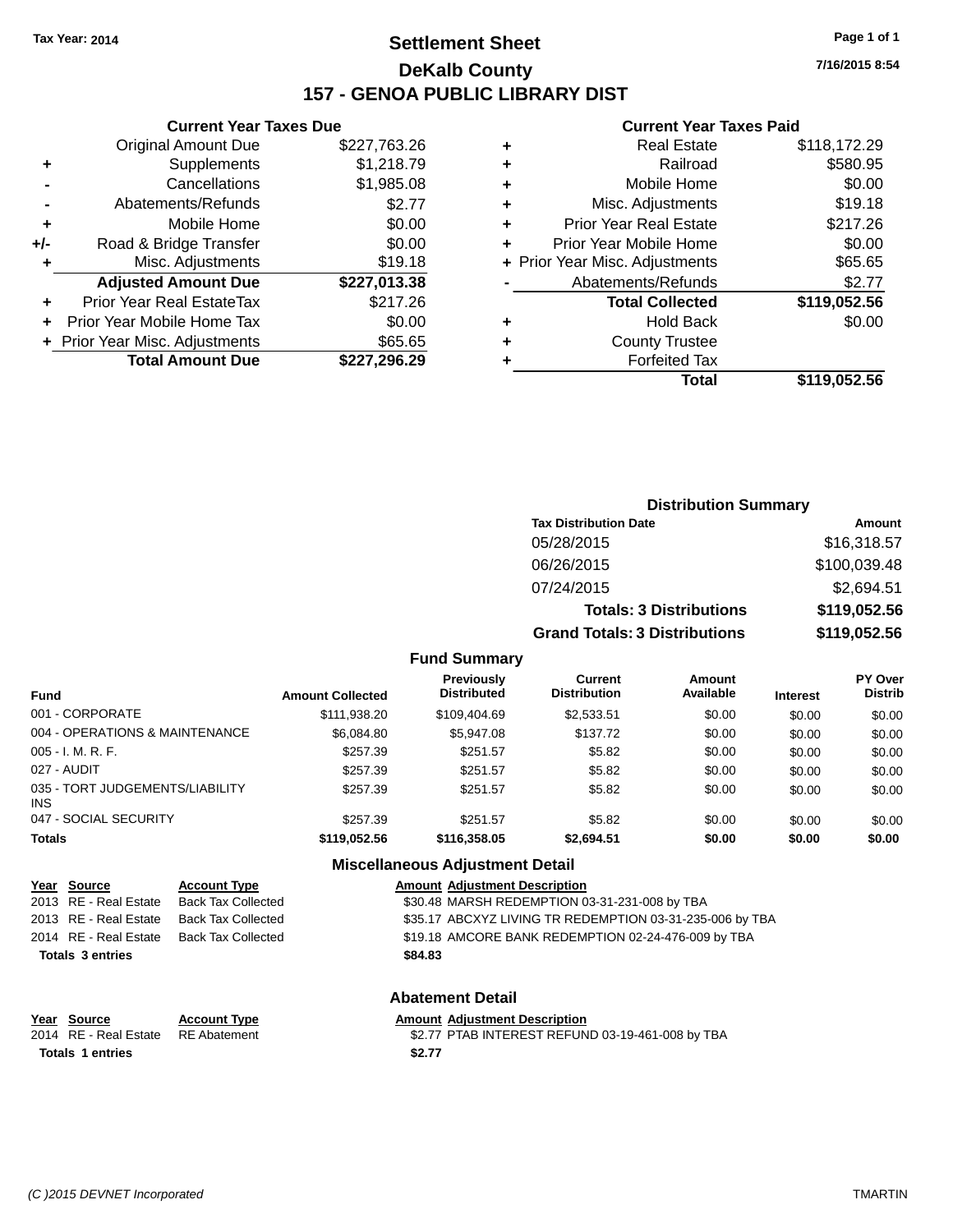Tax Year: 2014

# Settlement Sheet
## DeKalb County
## 157 - GENOA PUBLIC LIBRARY DIST

7/16/2015 8:54

### Current Year Taxes Due

| | | |
|---|---|---|
| | Original Amount Due | $227,763.26 |
| + | Supplements | $1,218.79 |
| - | Cancellations | $1,985.08 |
| - | Abatements/Refunds | $2.77 |
| + | Mobile Home | $0.00 |
| +/- | Road & Bridge Transfer | $0.00 |
| + | Misc. Adjustments | $19.18 |
| | **Adjusted Amount Due** | **$227,013.38** |
| + | Prior Year Real EstateTax | $217.26 |
| + | Prior Year Mobile Home Tax | $0.00 |
| + | Prior Year Misc. Adjustments | $65.65 |
| | **Total Amount Due** | **$227,296.29** |

### Current Year Taxes Paid

| | | |
|---|---|---|
| + | Real Estate | $118,172.29 |
| + | Railroad | $580.95 |
| + | Mobile Home | $0.00 |
| + | Misc. Adjustments | $19.18 |
| + | Prior Year Real Estate | $217.26 |
| + | Prior Year Mobile Home | $0.00 |
| + | Prior Year Misc. Adjustments | $65.65 |
| - | Abatements/Refunds | $2.77 |
| | **Total Collected** | **$119,052.56** |
| + | Hold Back | $0.00 |
| + | County Trustee | |
| + | Forfeited Tax | |
| | **Total** | **$119,052.56** |

### Distribution Summary

| Tax Distribution Date | Amount |
|---|---|
| 05/28/2015 | $16,318.57 |
| 06/26/2015 | $100,039.48 |
| 07/24/2015 | $2,694.51 |
| **Totals: 3 Distributions** | **$119,052.56** |
| **Grand Totals: 3 Distributions** | **$119,052.56** |

### Fund Summary

| Fund | Amount Collected | Previously Distributed | Current Distribution | Amount Available | Interest | PY Over Distrib |
|---|---|---|---|---|---|---|
| 001 - CORPORATE | $111,938.20 | $109,404.69 | $2,533.51 | $0.00 | $0.00 | $0.00 |
| 004 - OPERATIONS & MAINTENANCE | $6,084.80 | $5,947.08 | $137.72 | $0.00 | $0.00 | $0.00 |
| 005 - I. M. R. F. | $257.39 | $251.57 | $5.82 | $0.00 | $0.00 | $0.00 |
| 027 - AUDIT | $257.39 | $251.57 | $5.82 | $0.00 | $0.00 | $0.00 |
| 035 - TORT JUDGEMENTS/LIABILITY INS | $257.39 | $251.57 | $5.82 | $0.00 | $0.00 | $0.00 |
| 047 - SOCIAL SECURITY | $257.39 | $251.57 | $5.82 | $0.00 | $0.00 | $0.00 |
| **Totals** | **$119,052.56** | **$116,358.05** | **$2,694.51** | **$0.00** | **$0.00** | **$0.00** |

### Miscellaneous Adjustment Detail

| Year | Source | Account Type | Amount | Adjustment Description |
|---|---|---|---|---|
| 2013 | RE - Real Estate | Back Tax Collected | $30.48 | MARSH REDEMPTION 03-31-231-008 by TBA |
| 2013 | RE - Real Estate | Back Tax Collected | $35.17 | ABCXYZ LIVING TR REDEMPTION 03-31-235-006 by TBA |
| 2014 | RE - Real Estate | Back Tax Collected | $19.18 | AMCORE BANK REDEMPTION 02-24-476-009 by TBA |
| **Totals 3 entries** | | | **$84.83** | |

### Abatement Detail

| Year | Source | Account Type | Amount | Adjustment Description |
|---|---|---|---|---|
| 2014 | RE - Real Estate | RE Abatement | $2.77 | PTAB INTEREST REFUND 03-19-461-008 by TBA |
| **Totals 1 entries** | | | **$2.77** | |

(C )2015 DEVNET Incorporated TMARTIN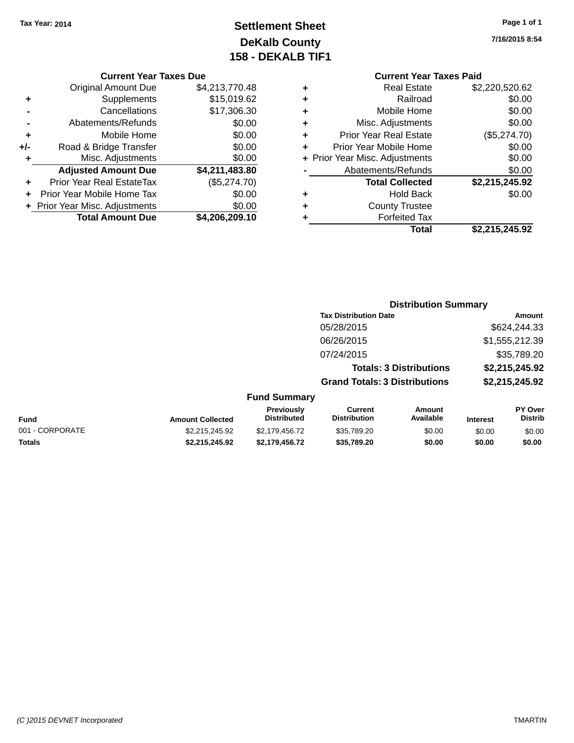Tax Year: 2014

# Settlement Sheet
## DeKalb County
## 158 - DEKALB TIF1

7/16/2015 8:54

### Current Year Taxes Due

| | | |
|---|---|---|
| | Original Amount Due | $4,213,770.48 |
| + | Supplements | $15,019.62 |
| - | Cancellations | $17,306.30 |
| - | Abatements/Refunds | $0.00 |
| + | Mobile Home | $0.00 |
| +/- | Road & Bridge Transfer | $0.00 |
| + | Misc. Adjustments | $0.00 |
| | **Adjusted Amount Due** | **$4,211,483.80** |
| + | Prior Year Real EstateTax | ($5,274.70) |
| + | Prior Year Mobile Home Tax | $0.00 |
| + | Prior Year Misc. Adjustments | $0.00 |
| | **Total Amount Due** | **$4,206,209.10** |

### Current Year Taxes Paid

| | | |
|---|---|---|
| + | Real Estate | $2,220,520.62 |
| + | Railroad | $0.00 |
| + | Mobile Home | $0.00 |
| + | Misc. Adjustments | $0.00 |
| + | Prior Year Real Estate | ($5,274.70) |
| + | Prior Year Mobile Home | $0.00 |
| + | Prior Year Misc. Adjustments | $0.00 |
| - | Abatements/Refunds | $0.00 |
| | **Total Collected** | **$2,215,245.92** |
| + | Hold Back | $0.00 |
| + | County Trustee | |
| + | Forfeited Tax | |
| | **Total** | **$2,215,245.92** |

### Distribution Summary

| Tax Distribution Date | Amount |
|---|---|
| 05/28/2015 | $624,244.33 |
| 06/26/2015 | $1,555,212.39 |
| 07/24/2015 | $35,789.20 |
| **Totals: 3 Distributions** | **$2,215,245.92** |
| **Grand Totals: 3 Distributions** | **$2,215,245.92** |

### Fund Summary

| Fund | Amount Collected | Previously Distributed | Current Distribution | Amount Available | Interest | PY Over Distrib |
|---|---|---|---|---|---|---|
| 001 - CORPORATE | $2,215,245.92 | $2,179,456.72 | $35,789.20 | $0.00 | $0.00 | $0.00 |
| **Totals** | **$2,215,245.92** | **$2,179,456.72** | **$35,789.20** | **$0.00** | **$0.00** | **$0.00** |

(C )2015 DEVNET Incorporated TMARTIN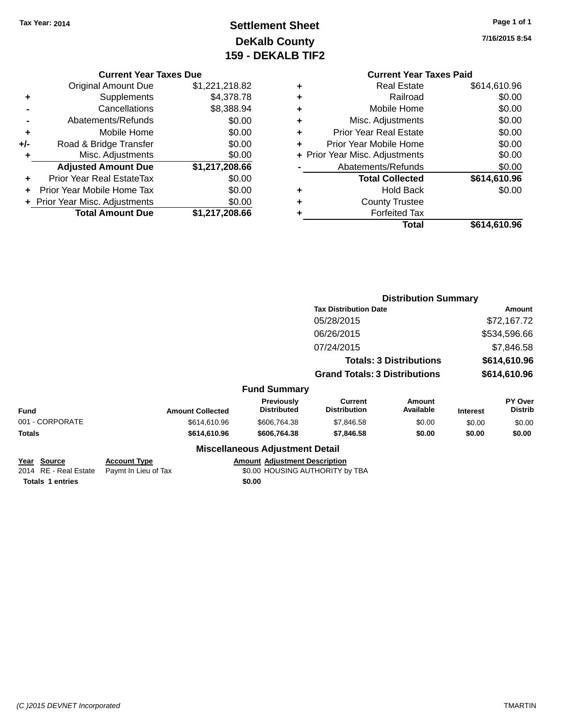Tax Year: 2014

# Settlement Sheet
## DeKalb County
## 159 - DEKALB TIF2

7/16/2015 8:54

### Current Year Taxes Due

| | | |
|---|---|---|
| | Original Amount Due | $1,221,218.82 |
| + | Supplements | $4,378.78 |
| - | Cancellations | $8,388.94 |
| - | Abatements/Refunds | $0.00 |
| + | Mobile Home | $0.00 |
| +/- | Road & Bridge Transfer | $0.00 |
| + | Misc. Adjustments | $0.00 |
| | **Adjusted Amount Due** | **$1,217,208.66** |
| + | Prior Year Real EstateTax | $0.00 |
| + | Prior Year Mobile Home Tax | $0.00 |
| + | Prior Year Misc. Adjustments | $0.00 |
| | **Total Amount Due** | **$1,217,208.66** |

### Current Year Taxes Paid

| | | |
|---|---|---|
| + | Real Estate | $614,610.96 |
| + | Railroad | $0.00 |
| + | Mobile Home | $0.00 |
| + | Misc. Adjustments | $0.00 |
| + | Prior Year Real Estate | $0.00 |
| + | Prior Year Mobile Home | $0.00 |
| + | Prior Year Misc. Adjustments | $0.00 |
| - | Abatements/Refunds | $0.00 |
| | **Total Collected** | **$614,610.96** |
| + | Hold Back | $0.00 |
| + | County Trustee | |
| + | Forfeited Tax | |
| | **Total** | **$614,610.96** |

### Distribution Summary

| Tax Distribution Date | Amount |
|---|---|
| 05/28/2015 | $72,167.72 |
| 06/26/2015 | $534,596.66 |
| 07/24/2015 | $7,846.58 |
| **Totals: 3 Distributions** | **$614,610.96** |
| **Grand Totals: 3 Distributions** | **$614,610.96** |

### Fund Summary

| Fund | Amount Collected | Previously Distributed | Current Distribution | Amount Available | Interest | PY Over Distrib |
|---|---|---|---|---|---|---|
| 001 - CORPORATE | $614,610.96 | $606,764.38 | $7,846.58 | $0.00 | $0.00 | $0.00 |
| **Totals** | **$614,610.96** | **$606,764.38** | **$7,846.58** | **$0.00** | **$0.00** | **$0.00** |

### Miscellaneous Adjustment Detail

| Year | Source | Account Type | Amount | Adjustment Description |
|---|---|---|---|---|
| 2014 | RE - Real Estate | Paymt In Lieu of Tax | $0.00 | HOUSING AUTHORITY by TBA |
| **Totals** | **1 entries** | | **$0.00** | |

(C )2015 DEVNET Incorporated TMARTIN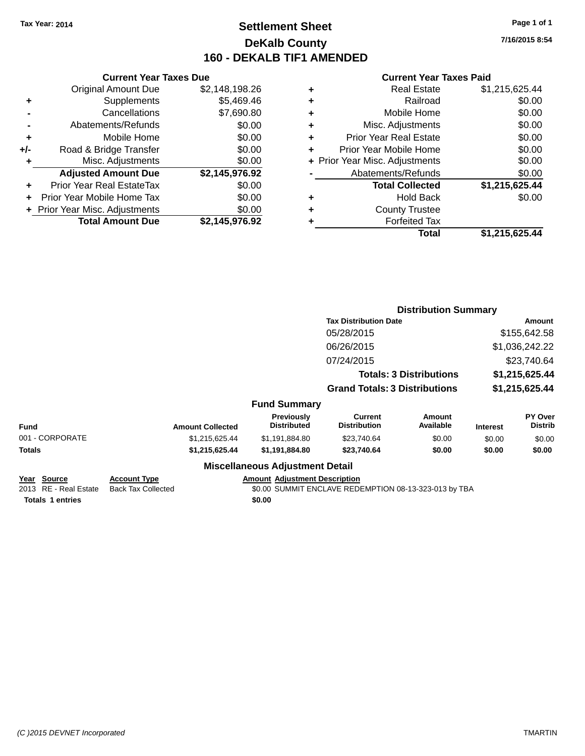**Tax Year: 2014**

# Settlement Sheet
## DeKalb County
## 160 - DEKALB TIF1 AMENDED

7/16/2015 8:54

### Current Year Taxes Due

| | | |
|---|---|---|
| | Original Amount Due | $2,148,198.26 |
| + | Supplements | $5,469.46 |
| - | Cancellations | $7,690.80 |
| - | Abatements/Refunds | $0.00 |
| + | Mobile Home | $0.00 |
| +/- | Road & Bridge Transfer | $0.00 |
| + | Misc. Adjustments | $0.00 |
| | **Adjusted Amount Due** | **$2,145,976.92** |
| + | Prior Year Real EstateTax | $0.00 |
| + | Prior Year Mobile Home Tax | $0.00 |
| + | Prior Year Misc. Adjustments | $0.00 |
| | **Total Amount Due** | **$2,145,976.92** |

### Current Year Taxes Paid

| | | |
|---|---|---|
| + | Real Estate | $1,215,625.44 |
| + | Railroad | $0.00 |
| + | Mobile Home | $0.00 |
| + | Misc. Adjustments | $0.00 |
| + | Prior Year Real Estate | $0.00 |
| + | Prior Year Mobile Home | $0.00 |
| + | Prior Year Misc. Adjustments | $0.00 |
| - | Abatements/Refunds | $0.00 |
| | **Total Collected** | **$1,215,625.44** |
| + | Hold Back | $0.00 |
| + | County Trustee | |
| + | Forfeited Tax | |
| | **Total** | **$1,215,625.44** |

### Distribution Summary

| Tax Distribution Date | Amount |
|---|---|
| 05/28/2015 | $155,642.58 |
| 06/26/2015 | $1,036,242.22 |
| 07/24/2015 | $23,740.64 |
| **Totals: 3 Distributions** | **$1,215,625.44** |
| **Grand Totals: 3 Distributions** | **$1,215,625.44** |

### Fund Summary

| Fund | Amount Collected | Previously Distributed | Current Distribution | Amount Available | Interest | PY Over Distrib |
|---|---|---|---|---|---|---|
| 001 - CORPORATE | $1,215,625.44 | $1,191,884.80 | $23,740.64 | $0.00 | $0.00 | $0.00 |
| **Totals** | **$1,215,625.44** | **$1,191,884.80** | **$23,740.64** | **$0.00** | **$0.00** | **$0.00** |

### Miscellaneous Adjustment Detail

| Year | Source | Account Type | Amount | Adjustment Description |
|---|---|---|---|---|
| 2013 | RE - Real Estate | Back Tax Collected | $0.00 | SUMMIT ENCLAVE REDEMPTION 08-13-323-013 by TBA |
| **Totals** | **1 entries** | | **$0.00** | |

(C )2015 DEVNET Incorporated TMARTIN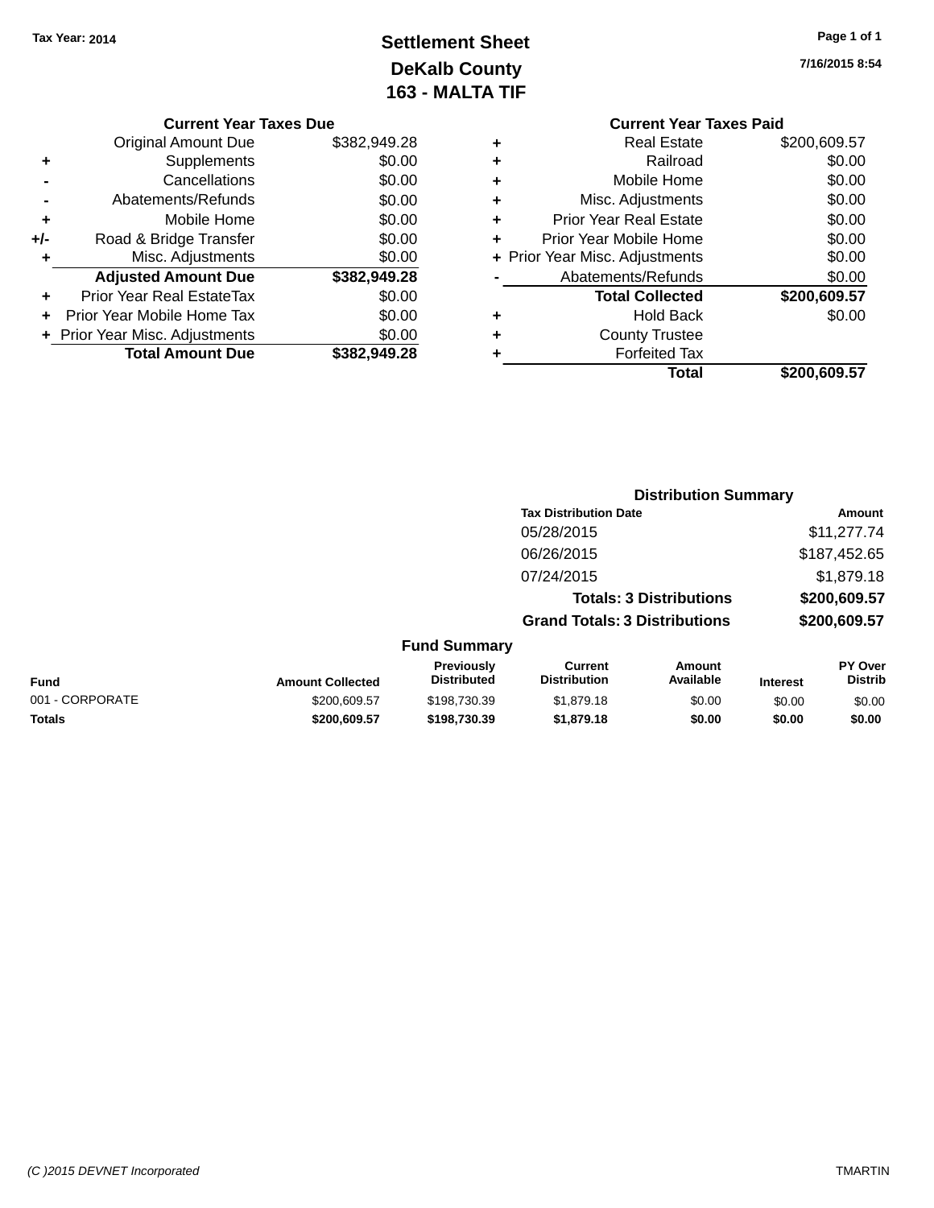Tax Year: 2014

# Settlement Sheet
## DeKalb County
## 163 - MALTA TIF

7/16/2015 8:54

### Current Year Taxes Due

| | | |
|---|---|---|
| | Original Amount Due | $382,949.28 |
| + | Supplements | $0.00 |
| - | Cancellations | $0.00 |
| - | Abatements/Refunds | $0.00 |
| + | Mobile Home | $0.00 |
| +/- | Road & Bridge Transfer | $0.00 |
| + | Misc. Adjustments | $0.00 |
| | **Adjusted Amount Due** | **$382,949.28** |
| + | Prior Year Real EstateTax | $0.00 |
| + | Prior Year Mobile Home Tax | $0.00 |
| + | Prior Year Misc. Adjustments | $0.00 |
| | **Total Amount Due** | **$382,949.28** |

### Current Year Taxes Paid

| | | |
|---|---|---|
| + | Real Estate | $200,609.57 |
| + | Railroad | $0.00 |
| + | Mobile Home | $0.00 |
| + | Misc. Adjustments | $0.00 |
| + | Prior Year Real Estate | $0.00 |
| + | Prior Year Mobile Home | $0.00 |
| + | Prior Year Misc. Adjustments | $0.00 |
| - | Abatements/Refunds | $0.00 |
| | **Total Collected** | **$200,609.57** |
| + | Hold Back | $0.00 |
| + | County Trustee | |
| + | Forfeited Tax | |
| | **Total** | **$200,609.57** |

### Distribution Summary

| Tax Distribution Date | Amount |
|---|---|
| 05/28/2015 | $11,277.74 |
| 06/26/2015 | $187,452.65 |
| 07/24/2015 | $1,879.18 |
| **Totals: 3 Distributions** | **$200,609.57** |
| **Grand Totals: 3 Distributions** | **$200,609.57** |

### Fund Summary

| Fund | Amount Collected | Previously Distributed | Current Distribution | Amount Available | Interest | PY Over Distrib |
|---|---|---|---|---|---|---|
| 001 - CORPORATE | $200,609.57 | $198,730.39 | $1,879.18 | $0.00 | $0.00 | $0.00 |
| **Totals** | **$200,609.57** | **$198,730.39** | **$1,879.18** | **$0.00** | **$0.00** | **$0.00** |

(C )2015 DEVNET Incorporated TMARTIN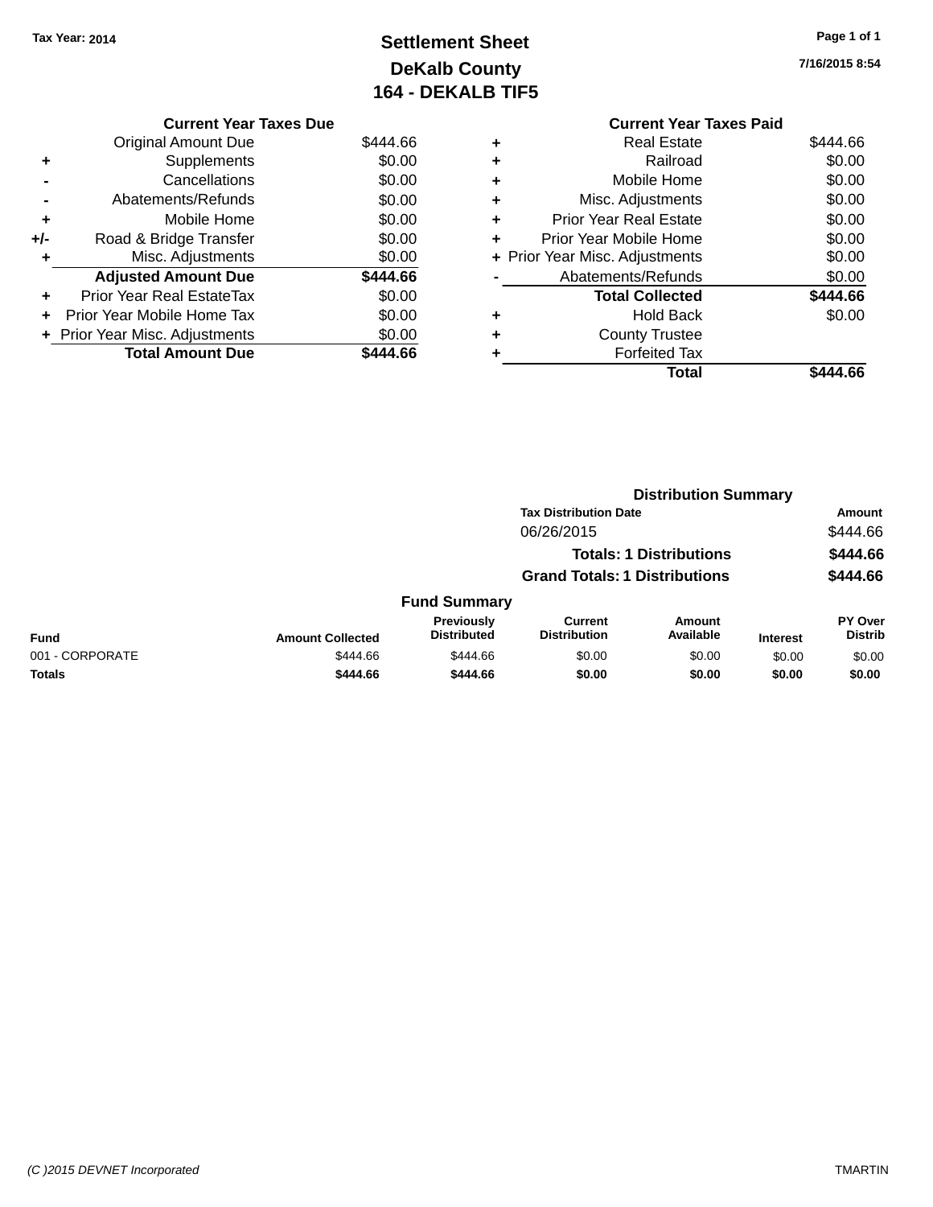Tax Year: 2014

# Settlement Sheet

## DeKalb County

## 164 - DEKALB TIF5

7/16/2015 8:54

### Current Year Taxes Due

| | | |
|---|---|---|
| | Original Amount Due | $444.66 |
| + | Supplements | $0.00 |
| - | Cancellations | $0.00 |
| - | Abatements/Refunds | $0.00 |
| + | Mobile Home | $0.00 |
| +/- | Road & Bridge Transfer | $0.00 |
| + | Misc. Adjustments | $0.00 |
| | **Adjusted Amount Due** | **$444.66** |
| + | Prior Year Real EstateTax | $0.00 |
| + | Prior Year Mobile Home Tax | $0.00 |
| + | Prior Year Misc. Adjustments | $0.00 |
| | **Total Amount Due** | **$444.66** |

### Current Year Taxes Paid

| | | |
|---|---|---|
| + | Real Estate | $444.66 |
| + | Railroad | $0.00 |
| + | Mobile Home | $0.00 |
| + | Misc. Adjustments | $0.00 |
| + | Prior Year Real Estate | $0.00 |
| + | Prior Year Mobile Home | $0.00 |
| + | Prior Year Misc. Adjustments | $0.00 |
| - | Abatements/Refunds | $0.00 |
| | **Total Collected** | **$444.66** |
| + | Hold Back | $0.00 |
| + | County Trustee | |
| + | Forfeited Tax | |
| | **Total** | **$444.66** |

### Distribution Summary

| Tax Distribution Date | Amount |
|---|---|
| 06/26/2015 | $444.66 |
| **Totals: 1 Distributions** | **$444.66** |
| **Grand Totals: 1 Distributions** | **$444.66** |

### Fund Summary

| Fund | Amount Collected | Previously Distributed | Current Distribution | Amount Available | Interest | PY Over Distrib |
|---|---|---|---|---|---|---|
| 001 - CORPORATE | $444.66 | $444.66 | $0.00 | $0.00 | $0.00 | $0.00 |
| **Totals** | **$444.66** | **$444.66** | **$0.00** | **$0.00** | **$0.00** | **$0.00** |

(C )2015 DEVNET Incorporated TMARTIN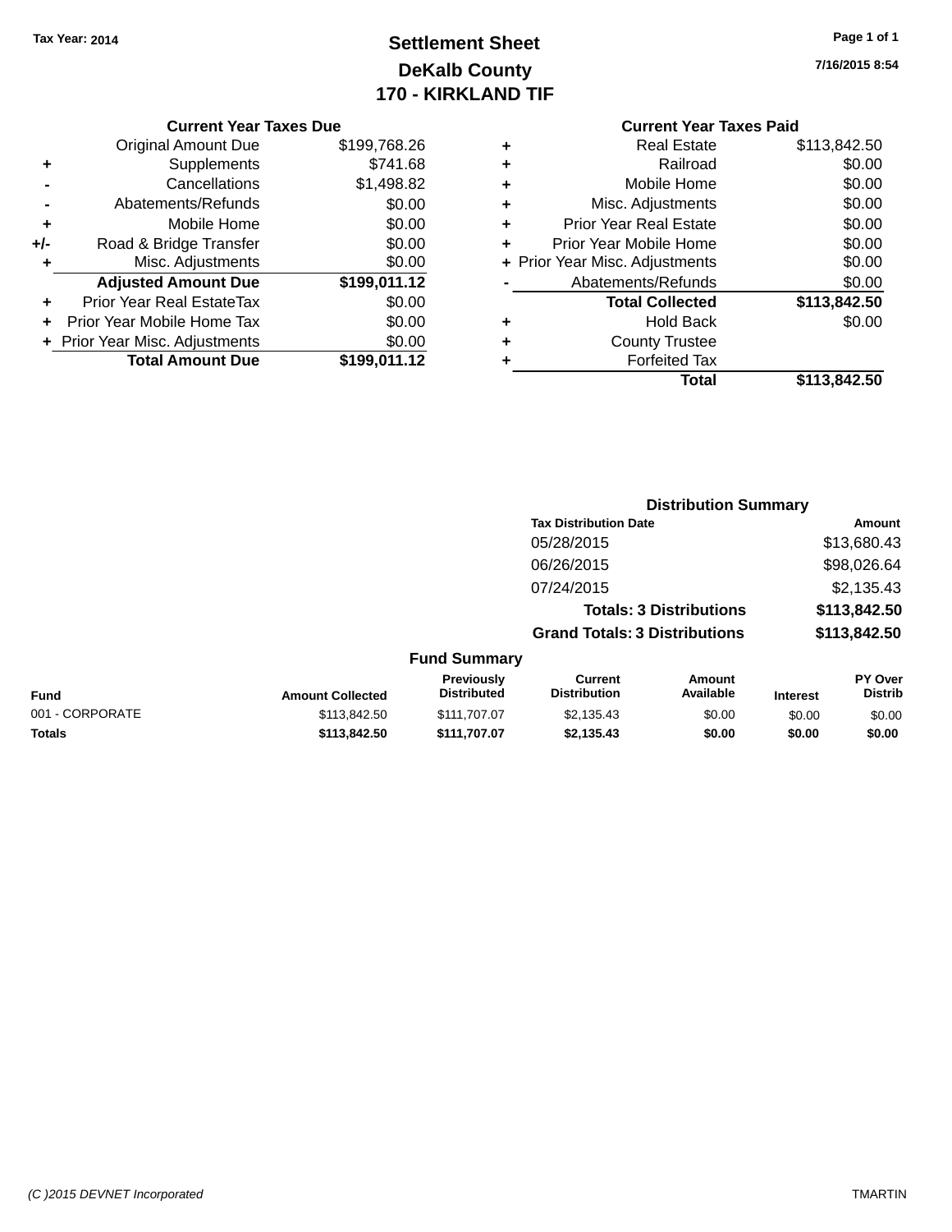Tax Year: 2014

# Settlement Sheet
## DeKalb County
## 170 - KIRKLAND TIF

7/16/2015 8:54

### Current Year Taxes Due

| | | |
|---|---|---|
| | Original Amount Due | $199,768.26 |
| + | Supplements | $741.68 |
| - | Cancellations | $1,498.82 |
| - | Abatements/Refunds | $0.00 |
| + | Mobile Home | $0.00 |
| +/- | Road & Bridge Transfer | $0.00 |
| + | Misc. Adjustments | $0.00 |
| | **Adjusted Amount Due** | **$199,011.12** |
| + | Prior Year Real EstateTax | $0.00 |
| + | Prior Year Mobile Home Tax | $0.00 |
| + | Prior Year Misc. Adjustments | $0.00 |
| | **Total Amount Due** | **$199,011.12** |

### Current Year Taxes Paid

| | | |
|---|---|---|
| + | Real Estate | $113,842.50 |
| + | Railroad | $0.00 |
| + | Mobile Home | $0.00 |
| + | Misc. Adjustments | $0.00 |
| + | Prior Year Real Estate | $0.00 |
| + | Prior Year Mobile Home | $0.00 |
| + | Prior Year Misc. Adjustments | $0.00 |
| - | Abatements/Refunds | $0.00 |
| | **Total Collected** | **$113,842.50** |
| + | Hold Back | $0.00 |
| + | County Trustee | |
| + | Forfeited Tax | |
| | **Total** | **$113,842.50** |

### Distribution Summary

| Tax Distribution Date | Amount |
|---|---|
| 05/28/2015 | $13,680.43 |
| 06/26/2015 | $98,026.64 |
| 07/24/2015 | $2,135.43 |
| **Totals: 3 Distributions** | **$113,842.50** |
| **Grand Totals: 3 Distributions** | **$113,842.50** |

### Fund Summary

| Fund | Amount Collected | Previously Distributed | Current Distribution | Amount Available | Interest | PY Over Distrib |
|---|---|---|---|---|---|---|
| 001 - CORPORATE | $113,842.50 | $111,707.07 | $2,135.43 | $0.00 | $0.00 | $0.00 |
| **Totals** | **$113,842.50** | **$111,707.07** | **$2,135.43** | **$0.00** | **$0.00** | **$0.00** |

(C )2015 DEVNET Incorporated

TMARTIN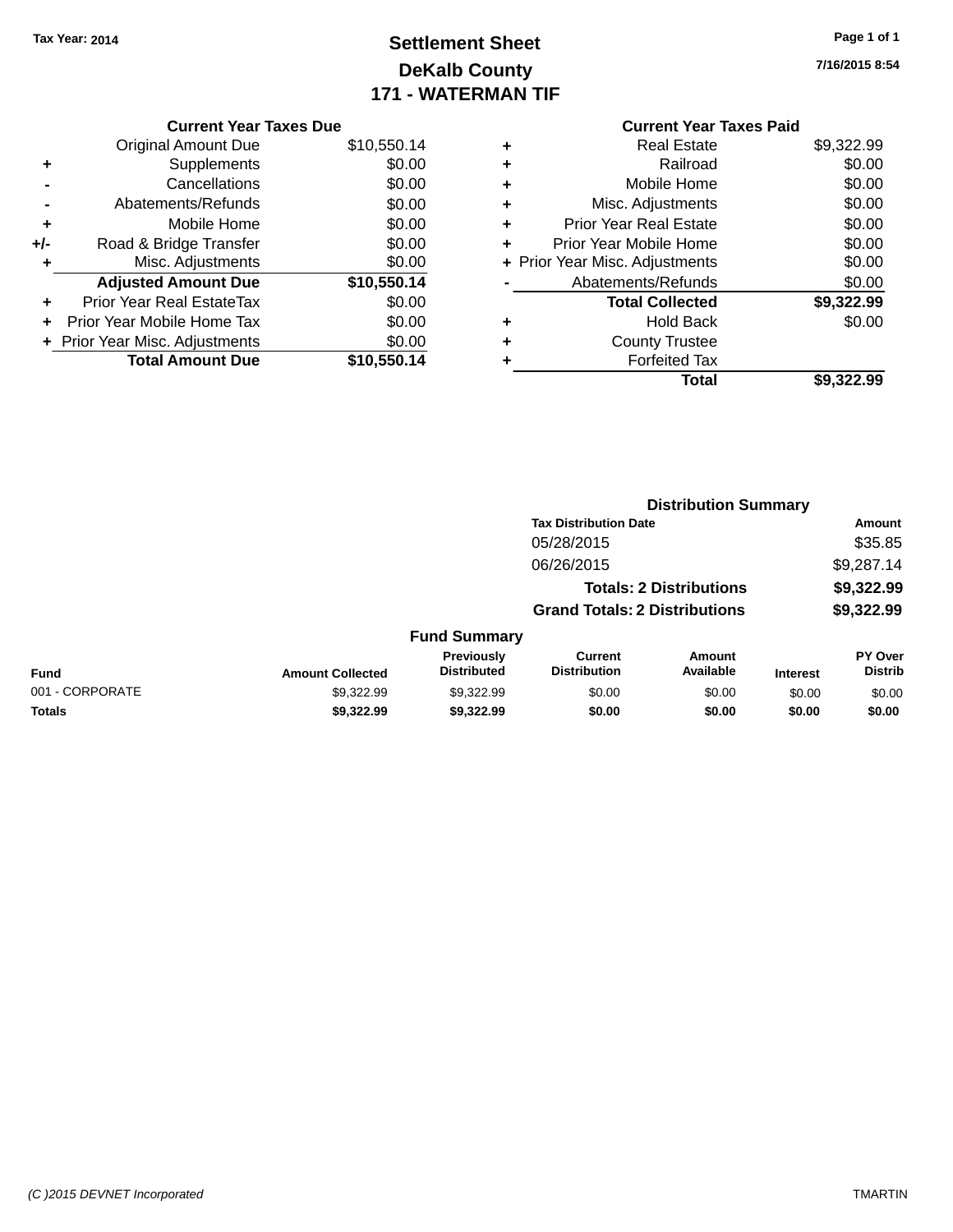Tax Year: 2014

# Settlement Sheet
## DeKalb County
## 171 - WATERMAN TIF

7/16/2015 8:54

### Current Year Taxes Due

| | | |
|---|---|---|
| | Original Amount Due | $10,550.14 |
| + | Supplements | $0.00 |
| - | Cancellations | $0.00 |
| - | Abatements/Refunds | $0.00 |
| + | Mobile Home | $0.00 |
| +/- | Road & Bridge Transfer | $0.00 |
| + | Misc. Adjustments | $0.00 |
| | **Adjusted Amount Due** | **$10,550.14** |
| + | Prior Year Real EstateTax | $0.00 |
| + | Prior Year Mobile Home Tax | $0.00 |
| + | Prior Year Misc. Adjustments | $0.00 |
| | **Total Amount Due** | **$10,550.14** |

### Current Year Taxes Paid

| | | |
|---|---|---|
| + | Real Estate | $9,322.99 |
| + | Railroad | $0.00 |
| + | Mobile Home | $0.00 |
| + | Misc. Adjustments | $0.00 |
| + | Prior Year Real Estate | $0.00 |
| + | Prior Year Mobile Home | $0.00 |
| + | Prior Year Misc. Adjustments | $0.00 |
| - | Abatements/Refunds | $0.00 |
| | **Total Collected** | **$9,322.99** |
| + | Hold Back | $0.00 |
| + | County Trustee | |
| + | Forfeited Tax | |
| | **Total** | **$9,322.99** |

### Distribution Summary

| Tax Distribution Date | Amount |
|---|---|
| 05/28/2015 | $35.85 |
| 06/26/2015 | $9,287.14 |
| **Totals: 2 Distributions** | **$9,322.99** |
| **Grand Totals: 2 Distributions** | **$9,322.99** |

### Fund Summary

| Fund | Amount Collected | Previously Distributed | Current Distribution | Amount Available | Interest | PY Over Distrib |
|---|---|---|---|---|---|---|
| 001 - CORPORATE | $9,322.99 | $9,322.99 | $0.00 | $0.00 | $0.00 | $0.00 |
| **Totals** | **$9,322.99** | **$9,322.99** | **$0.00** | **$0.00** | **$0.00** | **$0.00** |

(C )2015 DEVNET Incorporated TMARTIN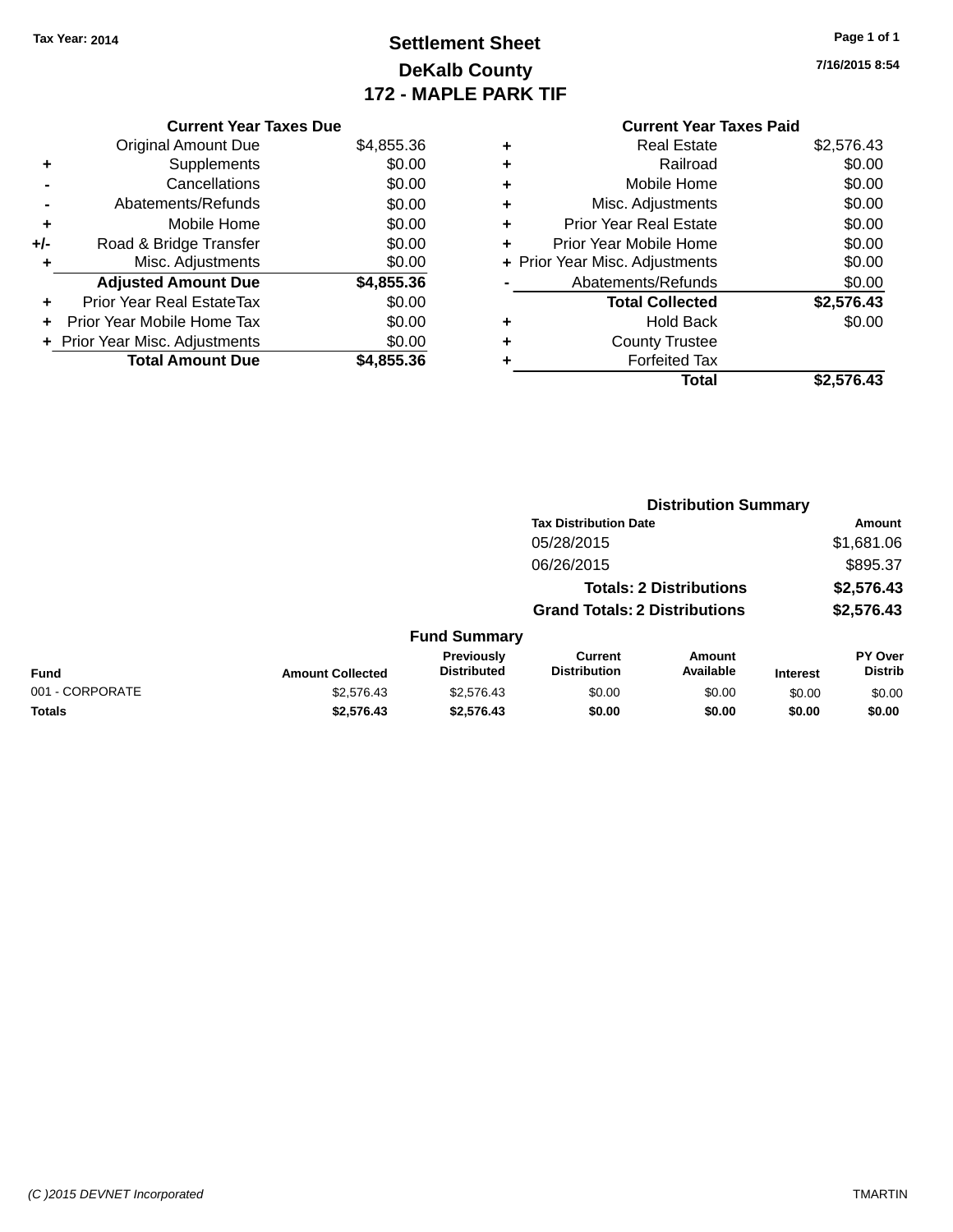Tax Year: 2014

# Settlement Sheet
## DeKalb County
## 172 - MAPLE PARK TIF

7/16/2015 8:54

### Current Year Taxes Due

| | | |
|---|---|---|
| | Original Amount Due | $4,855.36 |
| + | Supplements | $0.00 |
| - | Cancellations | $0.00 |
| - | Abatements/Refunds | $0.00 |
| + | Mobile Home | $0.00 |
| +/- | Road & Bridge Transfer | $0.00 |
| + | Misc. Adjustments | $0.00 |
| | **Adjusted Amount Due** | **$4,855.36** |
| + | Prior Year Real EstateTax | $0.00 |
| + | Prior Year Mobile Home Tax | $0.00 |
| + | Prior Year Misc. Adjustments | $0.00 |
| | **Total Amount Due** | **$4,855.36** |

### Current Year Taxes Paid

| | | |
|---|---|---|
| + | Real Estate | $2,576.43 |
| + | Railroad | $0.00 |
| + | Mobile Home | $0.00 |
| + | Misc. Adjustments | $0.00 |
| + | Prior Year Real Estate | $0.00 |
| + | Prior Year Mobile Home | $0.00 |
| + | Prior Year Misc. Adjustments | $0.00 |
| - | Abatements/Refunds | $0.00 |
| | **Total Collected** | **$2,576.43** |
| + | Hold Back | $0.00 |
| + | County Trustee | |
| + | Forfeited Tax | |
| | **Total** | **$2,576.43** |

### Distribution Summary

| Tax Distribution Date | Amount |
|---|---|
| 05/28/2015 | $1,681.06 |
| 06/26/2015 | $895.37 |
| **Totals: 2 Distributions** | **$2,576.43** |
| **Grand Totals: 2 Distributions** | **$2,576.43** |

### Fund Summary

| Fund | Amount Collected | Previously Distributed | Current Distribution | Amount Available | Interest | PY Over Distrib |
|---|---|---|---|---|---|---|
| 001 - CORPORATE | $2,576.43 | $2,576.43 | $0.00 | $0.00 | $0.00 | $0.00 |
| **Totals** | **$2,576.43** | **$2,576.43** | **$0.00** | **$0.00** | **$0.00** | **$0.00** |

(C )2015 DEVNET Incorporated — TMARTIN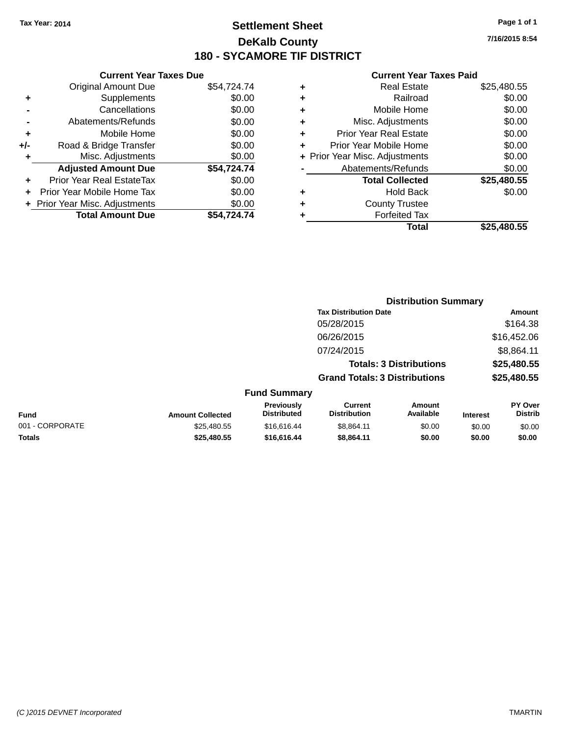Tax Year: 2014

# Settlement Sheet

## DeKalb County

## 180 - SYCAMORE TIF DISTRICT

7/16/2015 8:54

### Current Year Taxes Due

| | | |
|---|---|---|
| | Original Amount Due | $54,724.74 |
| + | Supplements | $0.00 |
| - | Cancellations | $0.00 |
| - | Abatements/Refunds | $0.00 |
| + | Mobile Home | $0.00 |
| +/- | Road & Bridge Transfer | $0.00 |
| + | Misc. Adjustments | $0.00 |
| | **Adjusted Amount Due** | **$54,724.74** |
| + | Prior Year Real EstateTax | $0.00 |
| + | Prior Year Mobile Home Tax | $0.00 |
| + | Prior Year Misc. Adjustments | $0.00 |
| | **Total Amount Due** | **$54,724.74** |

### Current Year Taxes Paid

| | | |
|---|---|---|
| + | Real Estate | $25,480.55 |
| + | Railroad | $0.00 |
| + | Mobile Home | $0.00 |
| + | Misc. Adjustments | $0.00 |
| + | Prior Year Real Estate | $0.00 |
| + | Prior Year Mobile Home | $0.00 |
| + | Prior Year Misc. Adjustments | $0.00 |
| - | Abatements/Refunds | $0.00 |
| | **Total Collected** | **$25,480.55** |
| + | Hold Back | $0.00 |
| + | County Trustee | |
| + | Forfeited Tax | |
| | **Total** | **$25,480.55** |

### Distribution Summary

| Tax Distribution Date | Amount |
|---|---|
| 05/28/2015 | $164.38 |
| 06/26/2015 | $16,452.06 |
| 07/24/2015 | $8,864.11 |
| **Totals: 3 Distributions** | **$25,480.55** |
| **Grand Totals: 3 Distributions** | **$25,480.55** |

### Fund Summary

| Fund | Amount Collected | Previously Distributed | Current Distribution | Amount Available | Interest | PY Over Distrib |
|---|---|---|---|---|---|---|
| 001 - CORPORATE | $25,480.55 | $16,616.44 | $8,864.11 | $0.00 | $0.00 | $0.00 |
| **Totals** | **$25,480.55** | **$16,616.44** | **$8,864.11** | **$0.00** | **$0.00** | **$0.00** |

(C )2015 DEVNET Incorporated TMARTIN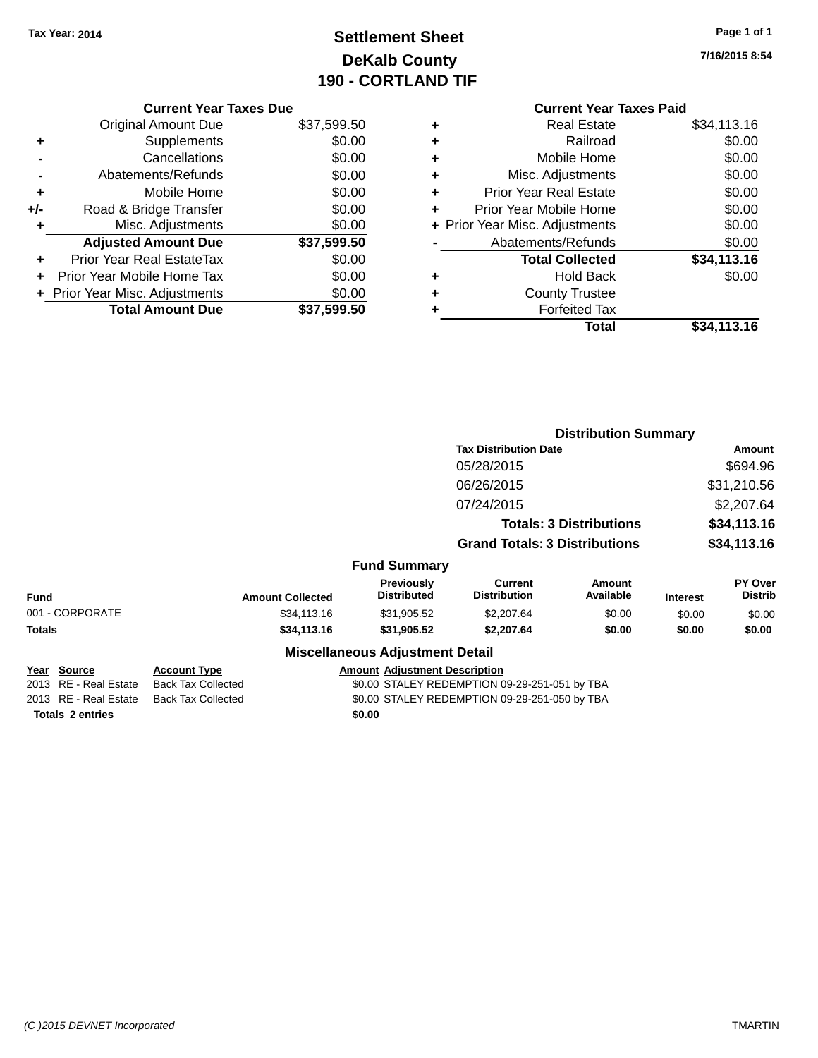Tax Year: 2014

# Settlement Sheet
## DeKalb County
## 190 - CORTLAND TIF

7/16/2015 8:54

### Current Year Taxes Due

| | | |
|---|---|---|
| | Original Amount Due | $37,599.50 |
| + | Supplements | $0.00 |
| - | Cancellations | $0.00 |
| - | Abatements/Refunds | $0.00 |
| + | Mobile Home | $0.00 |
| +/- | Road & Bridge Transfer | $0.00 |
| + | Misc. Adjustments | $0.00 |
| | **Adjusted Amount Due** | **$37,599.50** |
| + | Prior Year Real EstateTax | $0.00 |
| + | Prior Year Mobile Home Tax | $0.00 |
| + | Prior Year Misc. Adjustments | $0.00 |
| | **Total Amount Due** | **$37,599.50** |

### Current Year Taxes Paid

| | | |
|---|---|---|
| + | Real Estate | $34,113.16 |
| + | Railroad | $0.00 |
| + | Mobile Home | $0.00 |
| + | Misc. Adjustments | $0.00 |
| + | Prior Year Real Estate | $0.00 |
| + | Prior Year Mobile Home | $0.00 |
| + | Prior Year Misc. Adjustments | $0.00 |
| - | Abatements/Refunds | $0.00 |
| | **Total Collected** | **$34,113.16** |
| + | Hold Back | $0.00 |
| + | County Trustee | |
| + | Forfeited Tax | |
| | **Total** | **$34,113.16** |

### Distribution Summary

| Tax Distribution Date | Amount |
|---|---|
| 05/28/2015 | $694.96 |
| 06/26/2015 | $31,210.56 |
| 07/24/2015 | $2,207.64 |
| **Totals: 3 Distributions** | **$34,113.16** |
| **Grand Totals: 3 Distributions** | **$34,113.16** |

### Fund Summary

| Fund | Amount Collected | Previously Distributed | Current Distribution | Amount Available | Interest | PY Over Distrib |
|---|---|---|---|---|---|---|
| 001 - CORPORATE | $34,113.16 | $31,905.52 | $2,207.64 | $0.00 | $0.00 | $0.00 |
| **Totals** | **$34,113.16** | **$31,905.52** | **$2,207.64** | **$0.00** | **$0.00** | **$0.00** |

### Miscellaneous Adjustment Detail

| Year | Source | Account Type | Amount | Adjustment Description |
|---|---|---|---|---|
| 2013 | RE - Real Estate | Back Tax Collected | $0.00 | STALEY REDEMPTION 09-29-251-051 by TBA |
| 2013 | RE - Real Estate | Back Tax Collected | $0.00 | STALEY REDEMPTION 09-29-251-050 by TBA |
| **Totals** | **2 entries** | | **$0.00** | |

(C )2015 DEVNET Incorporated TMARTIN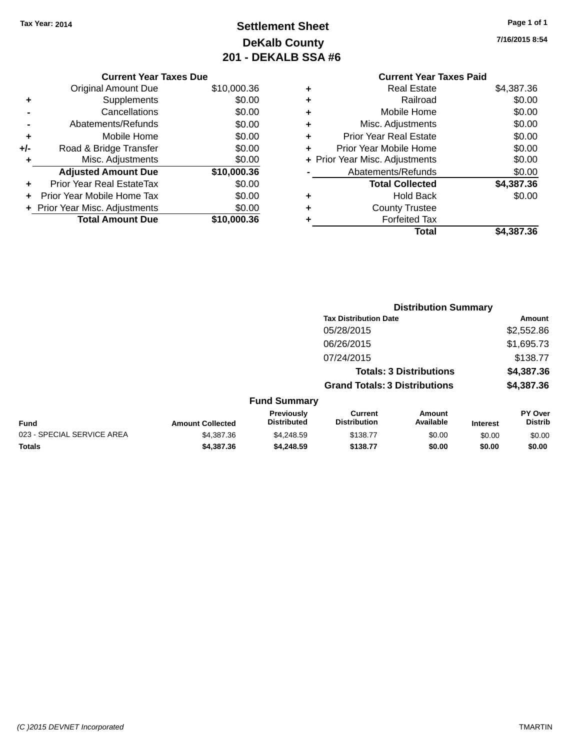Tax Year: 2014

# Settlement Sheet
## DeKalb County
## 201 - DEKALB SSA #6

7/16/2015 8:54

### Current Year Taxes Due

| | | |
|---|---|---|
| | Original Amount Due | $10,000.36 |
| + | Supplements | $0.00 |
| - | Cancellations | $0.00 |
| - | Abatements/Refunds | $0.00 |
| + | Mobile Home | $0.00 |
| +/- | Road & Bridge Transfer | $0.00 |
| + | Misc. Adjustments | $0.00 |
| | **Adjusted Amount Due** | **$10,000.36** |
| + | Prior Year Real EstateTax | $0.00 |
| + | Prior Year Mobile Home Tax | $0.00 |
| + | Prior Year Misc. Adjustments | $0.00 |
| | **Total Amount Due** | **$10,000.36** |

### Current Year Taxes Paid

| | | |
|---|---|---|
| + | Real Estate | $4,387.36 |
| + | Railroad | $0.00 |
| + | Mobile Home | $0.00 |
| + | Misc. Adjustments | $0.00 |
| + | Prior Year Real Estate | $0.00 |
| + | Prior Year Mobile Home | $0.00 |
| + | Prior Year Misc. Adjustments | $0.00 |
| - | Abatements/Refunds | $0.00 |
| | **Total Collected** | **$4,387.36** |
| + | Hold Back | $0.00 |
| + | County Trustee | |
| + | Forfeited Tax | |
| | **Total** | **$4,387.36** |

### Distribution Summary

| Tax Distribution Date | Amount |
|---|---|
| 05/28/2015 | $2,552.86 |
| 06/26/2015 | $1,695.73 |
| 07/24/2015 | $138.77 |
| **Totals: 3 Distributions** | **$4,387.36** |
| **Grand Totals: 3 Distributions** | **$4,387.36** |

### Fund Summary

| Fund | Amount Collected | Previously Distributed | Current Distribution | Amount Available | Interest | PY Over Distrib |
|---|---|---|---|---|---|---|
| 023 - SPECIAL SERVICE AREA | $4,387.36 | $4,248.59 | $138.77 | $0.00 | $0.00 | $0.00 |
| **Totals** | **$4,387.36** | **$4,248.59** | **$138.77** | **$0.00** | **$0.00** | **$0.00** |

(C )2015 DEVNET Incorporated TMARTIN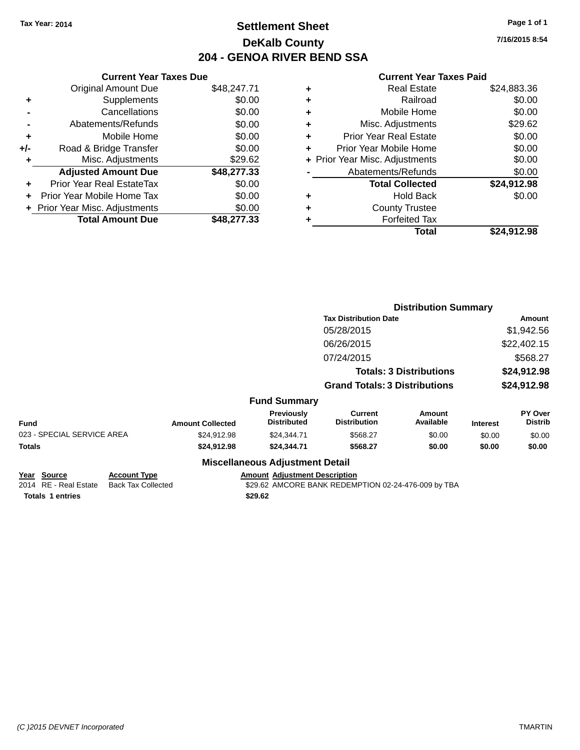Tax Year: 2014

# Settlement Sheet
## DeKalb County
## 204 - GENOA RIVER BEND SSA

7/16/2015 8:54

### Current Year Taxes Due

| | | |
|---|---|---|
| | Original Amount Due | $48,247.71 |
| + | Supplements | $0.00 |
| - | Cancellations | $0.00 |
| - | Abatements/Refunds | $0.00 |
| + | Mobile Home | $0.00 |
| +/- | Road & Bridge Transfer | $0.00 |
| + | Misc. Adjustments | $29.62 |
| | **Adjusted Amount Due** | **$48,277.33** |
| + | Prior Year Real EstateTax | $0.00 |
| + | Prior Year Mobile Home Tax | $0.00 |
| + | Prior Year Misc. Adjustments | $0.00 |
| | **Total Amount Due** | **$48,277.33** |

### Current Year Taxes Paid

| | | |
|---|---|---|
| + | Real Estate | $24,883.36 |
| + | Railroad | $0.00 |
| + | Mobile Home | $0.00 |
| + | Misc. Adjustments | $29.62 |
| + | Prior Year Real Estate | $0.00 |
| + | Prior Year Mobile Home | $0.00 |
| + | Prior Year Misc. Adjustments | $0.00 |
| - | Abatements/Refunds | $0.00 |
| | **Total Collected** | **$24,912.98** |
| + | Hold Back | $0.00 |
| + | County Trustee | |
| + | Forfeited Tax | |
| | **Total** | **$24,912.98** |

### Distribution Summary

| Tax Distribution Date | Amount |
|---|---|
| 05/28/2015 | $1,942.56 |
| 06/26/2015 | $22,402.15 |
| 07/24/2015 | $568.27 |
| **Totals: 3 Distributions** | **$24,912.98** |
| **Grand Totals: 3 Distributions** | **$24,912.98** |

### Fund Summary

| Fund | Amount Collected | Previously Distributed | Current Distribution | Amount Available | Interest | PY Over Distrib |
|---|---|---|---|---|---|---|
| 023 - SPECIAL SERVICE AREA | $24,912.98 | $24,344.71 | $568.27 | $0.00 | $0.00 | $0.00 |
| **Totals** | **$24,912.98** | **$24,344.71** | **$568.27** | **$0.00** | **$0.00** | **$0.00** |

### Miscellaneous Adjustment Detail

| Year | Source | Account Type | Amount | Adjustment Description |
|---|---|---|---|---|
| 2014 | RE - Real Estate | Back Tax Collected | $29.62 | AMCORE BANK REDEMPTION 02-24-476-009 by TBA |
| **Totals** | **1 entries** | | **$29.62** | |

(C )2015 DEVNET Incorporated TMARTIN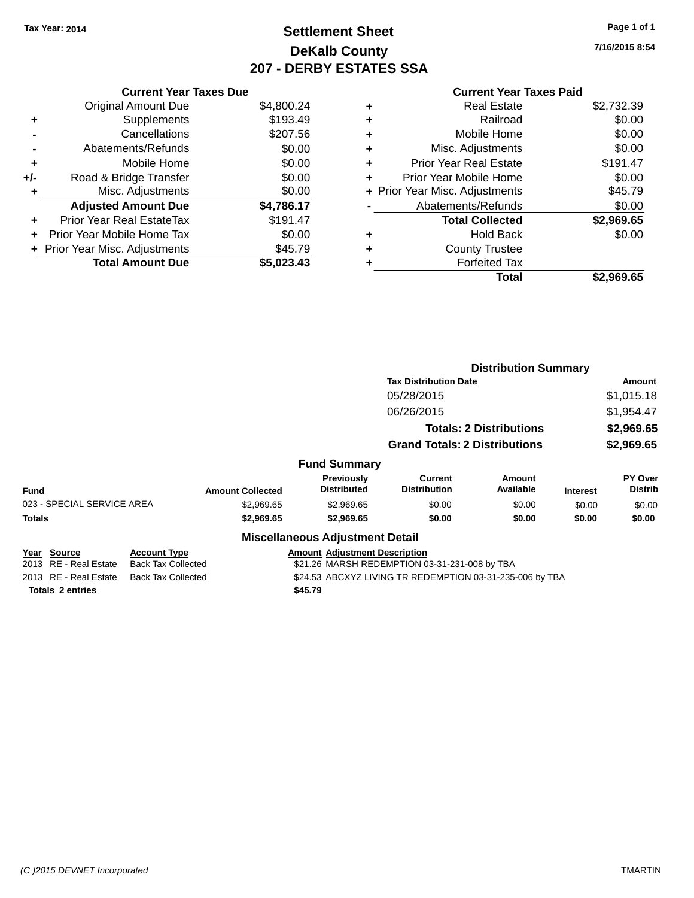Tax Year: 2014

# Settlement Sheet
## DeKalb County
## 207 - DERBY ESTATES SSA

7/16/2015 8:54

### Current Year Taxes Due

| | | |
|---|---|---|
| | Original Amount Due | $4,800.24 |
| + | Supplements | $193.49 |
| - | Cancellations | $207.56 |
| - | Abatements/Refunds | $0.00 |
| + | Mobile Home | $0.00 |
| +/- | Road & Bridge Transfer | $0.00 |
| + | Misc. Adjustments | $0.00 |
| | **Adjusted Amount Due** | **$4,786.17** |
| + | Prior Year Real EstateTax | $191.47 |
| + | Prior Year Mobile Home Tax | $0.00 |
| + | Prior Year Misc. Adjustments | $45.79 |
| | **Total Amount Due** | **$5,023.43** |

### Current Year Taxes Paid

| | | |
|---|---|---|
| + | Real Estate | $2,732.39 |
| + | Railroad | $0.00 |
| + | Mobile Home | $0.00 |
| + | Misc. Adjustments | $0.00 |
| + | Prior Year Real Estate | $191.47 |
| + | Prior Year Mobile Home | $0.00 |
| + | Prior Year Misc. Adjustments | $45.79 |
| - | Abatements/Refunds | $0.00 |
| | **Total Collected** | **$2,969.65** |
| + | Hold Back | $0.00 |
| + | County Trustee | |
| + | Forfeited Tax | |
| | **Total** | **$2,969.65** |

### Distribution Summary

| Tax Distribution Date | Amount |
|---|---|
| 05/28/2015 | $1,015.18 |
| 06/26/2015 | $1,954.47 |
| **Totals: 2 Distributions** | **$2,969.65** |
| **Grand Totals: 2 Distributions** | **$2,969.65** |

### Fund Summary

| Fund | Amount Collected | Previously Distributed | Current Distribution | Amount Available | Interest | PY Over Distrib |
|---|---|---|---|---|---|---|
| 023 - SPECIAL SERVICE AREA | $2,969.65 | $2,969.65 | $0.00 | $0.00 | $0.00 | $0.00 |
| **Totals** | **$2,969.65** | **$2,969.65** | **$0.00** | **$0.00** | **$0.00** | **$0.00** |

### Miscellaneous Adjustment Detail

| Year | Source | Account Type | Amount | Adjustment Description |
|---|---|---|---|---|
| 2013 | RE - Real Estate | Back Tax Collected | $21.26 | MARSH REDEMPTION 03-31-231-008 by TBA |
| 2013 | RE - Real Estate | Back Tax Collected | $24.53 | ABCXYZ LIVING TR REDEMPTION 03-31-235-006 by TBA |
| **Totals 2 entries** | | | **$45.79** | |

(C )2015 DEVNET Incorporated TMARTIN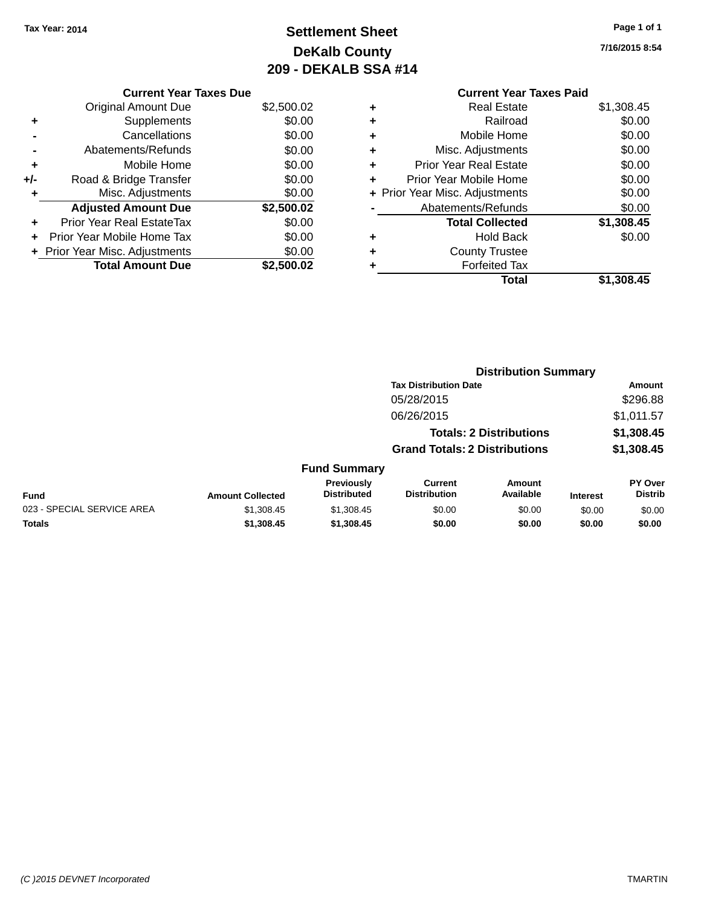Tax Year: 2014

# Settlement Sheet
## DeKalb County
## 209 - DEKALB SSA #14

7/16/2015 8:54

| | Current Year Taxes Due | |
|---|---|---|
| | Original Amount Due | $2,500.02 |
| + | Supplements | $0.00 |
| - | Cancellations | $0.00 |
| - | Abatements/Refunds | $0.00 |
| + | Mobile Home | $0.00 |
| +/- | Road & Bridge Transfer | $0.00 |
| + | Misc. Adjustments | $0.00 |
| | **Adjusted Amount Due** | **$2,500.02** |
| + | Prior Year Real EstateTax | $0.00 |
| + | Prior Year Mobile Home Tax | $0.00 |
| + | Prior Year Misc. Adjustments | $0.00 |
| | **Total Amount Due** | **$2,500.02** |

| | Current Year Taxes Paid | |
|---|---|---|
| + | Real Estate | $1,308.45 |
| + | Railroad | $0.00 |
| + | Mobile Home | $0.00 |
| + | Misc. Adjustments | $0.00 |
| + | Prior Year Real Estate | $0.00 |
| + | Prior Year Mobile Home | $0.00 |
| + | Prior Year Misc. Adjustments | $0.00 |
| - | Abatements/Refunds | $0.00 |
| | **Total Collected** | **$1,308.45** |
| + | Hold Back | $0.00 |
| + | County Trustee | |
| + | Forfeited Tax | |
| | **Total** | **$1,308.45** |

### Distribution Summary

| Tax Distribution Date | Amount |
|---|---|
| 05/28/2015 | $296.88 |
| 06/26/2015 | $1,011.57 |
| **Totals: 2 Distributions** | **$1,308.45** |
| **Grand Totals: 2 Distributions** | **$1,308.45** |

### Fund Summary

| Fund | Amount Collected | Previously Distributed | Current Distribution | Amount Available | Interest | PY Over Distrib |
|---|---|---|---|---|---|---|
| 023 - SPECIAL SERVICE AREA | $1,308.45 | $1,308.45 | $0.00 | $0.00 | $0.00 | $0.00 |
| **Totals** | **$1,308.45** | **$1,308.45** | **$0.00** | **$0.00** | **$0.00** | **$0.00** |

(C )2015 DEVNET Incorporated TMARTIN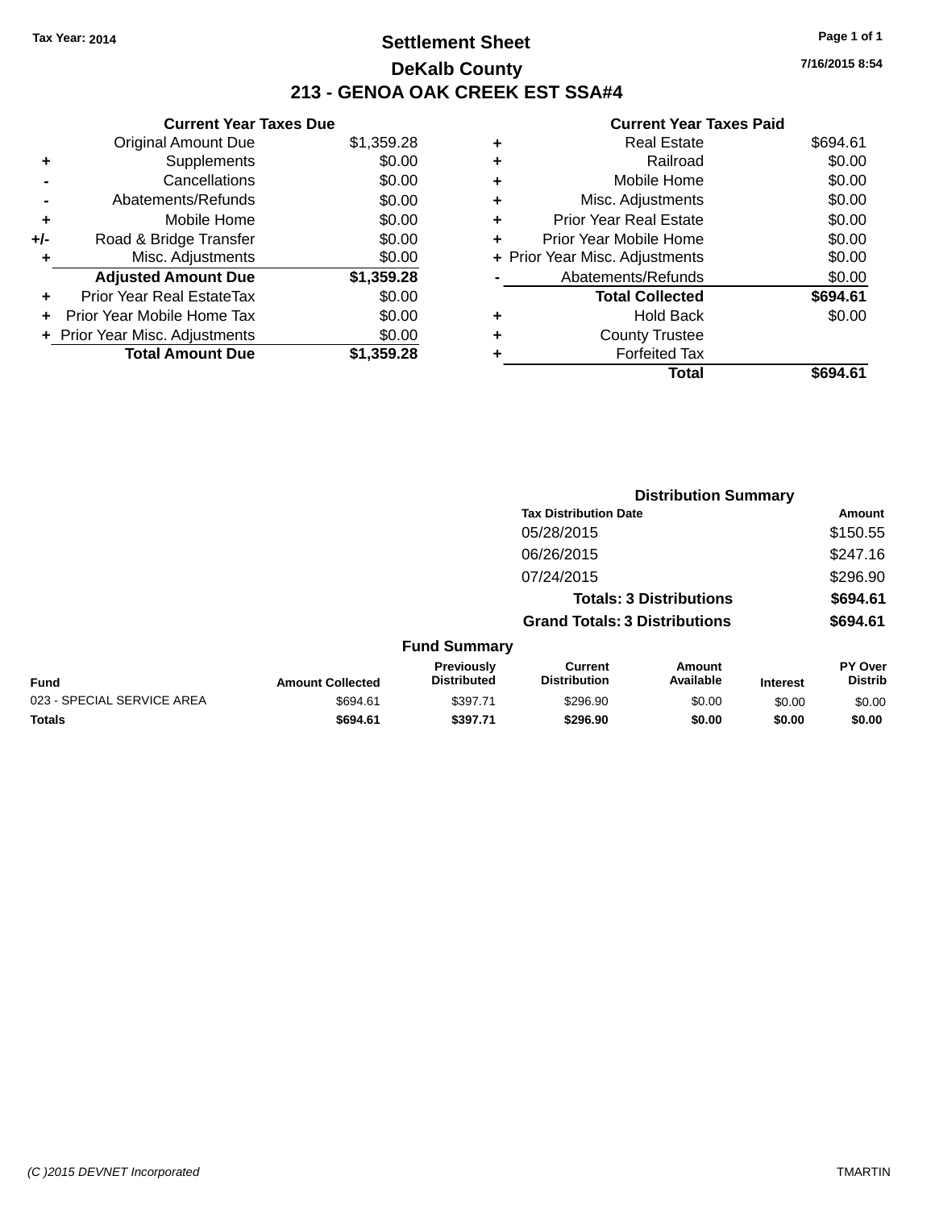Tax Year: 2014

# Settlement Sheet

## DeKalb County

## 213 - GENOA OAK CREEK EST SSA#4

7/16/2015 8:54

### Current Year Taxes Due

| | | |
|---|---|---|
| | Original Amount Due | $1,359.28 |
| + | Supplements | $0.00 |
| - | Cancellations | $0.00 |
| - | Abatements/Refunds | $0.00 |
| + | Mobile Home | $0.00 |
| +/- | Road & Bridge Transfer | $0.00 |
| + | Misc. Adjustments | $0.00 |
| | **Adjusted Amount Due** | **$1,359.28** |
| + | Prior Year Real EstateTax | $0.00 |
| + | Prior Year Mobile Home Tax | $0.00 |
| + | Prior Year Misc. Adjustments | $0.00 |
| | **Total Amount Due** | **$1,359.28** |

### Current Year Taxes Paid

| | | |
|---|---|---|
| + | Real Estate | $694.61 |
| + | Railroad | $0.00 |
| + | Mobile Home | $0.00 |
| + | Misc. Adjustments | $0.00 |
| + | Prior Year Real Estate | $0.00 |
| + | Prior Year Mobile Home | $0.00 |
| + | Prior Year Misc. Adjustments | $0.00 |
| - | Abatements/Refunds | $0.00 |
| | **Total Collected** | **$694.61** |
| + | Hold Back | $0.00 |
| + | County Trustee | |
| + | Forfeited Tax | |
| | **Total** | **$694.61** |

### Distribution Summary

| Tax Distribution Date | Amount |
|---|---|
| 05/28/2015 | $150.55 |
| 06/26/2015 | $247.16 |
| 07/24/2015 | $296.90 |
| **Totals: 3 Distributions** | **$694.61** |
| **Grand Totals: 3 Distributions** | **$694.61** |

### Fund Summary

| Fund | Amount Collected | Previously Distributed | Current Distribution | Amount Available | Interest | PY Over Distrib |
|---|---|---|---|---|---|---|
| 023 - SPECIAL SERVICE AREA | $694.61 | $397.71 | $296.90 | $0.00 | $0.00 | $0.00 |
| **Totals** | **$694.61** | **$397.71** | **$296.90** | **$0.00** | **$0.00** | **$0.00** |

(C )2015 DEVNET Incorporated TMARTIN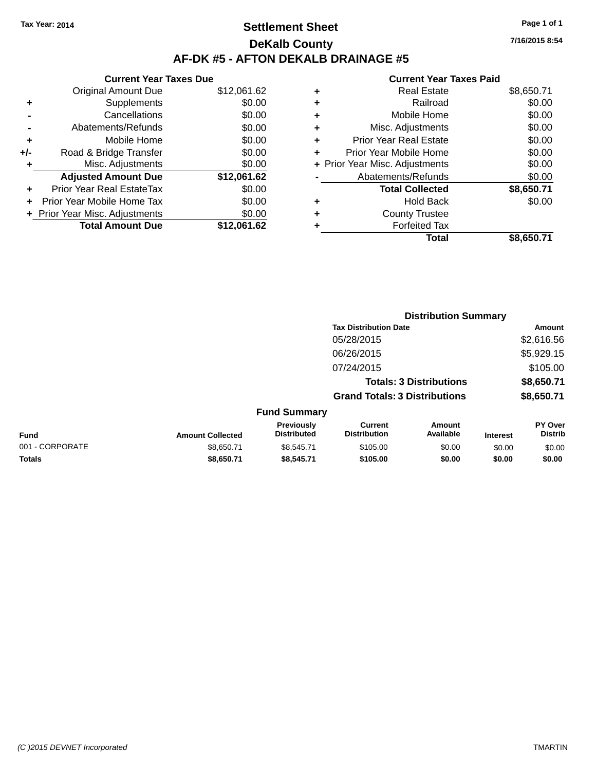Tax Year: 2014

# Settlement Sheet

## DeKalb County

## AF-DK #5 - AFTON DEKALB DRAINAGE #5

7/16/2015 8:54

### Current Year Taxes Due

| | | |
|---|---|---|
| | Original Amount Due | $12,061.62 |
| + | Supplements | $0.00 |
| - | Cancellations | $0.00 |
| - | Abatements/Refunds | $0.00 |
| + | Mobile Home | $0.00 |
| +/- | Road & Bridge Transfer | $0.00 |
| + | Misc. Adjustments | $0.00 |
| | **Adjusted Amount Due** | **$12,061.62** |
| + | Prior Year Real EstateTax | $0.00 |
| + | Prior Year Mobile Home Tax | $0.00 |
| + | Prior Year Misc. Adjustments | $0.00 |
| | **Total Amount Due** | **$12,061.62** |

### Current Year Taxes Paid

| | | |
|---|---|---|
| + | Real Estate | $8,650.71 |
| + | Railroad | $0.00 |
| + | Mobile Home | $0.00 |
| + | Misc. Adjustments | $0.00 |
| + | Prior Year Real Estate | $0.00 |
| + | Prior Year Mobile Home | $0.00 |
| + | Prior Year Misc. Adjustments | $0.00 |
| - | Abatements/Refunds | $0.00 |
| | **Total Collected** | **$8,650.71** |
| + | Hold Back | $0.00 |
| + | County Trustee | |
| + | Forfeited Tax | |
| | **Total** | **$8,650.71** |

### Distribution Summary

| Tax Distribution Date | Amount |
|---|---|
| 05/28/2015 | $2,616.56 |
| 06/26/2015 | $5,929.15 |
| 07/24/2015 | $105.00 |
| **Totals: 3 Distributions** | **$8,650.71** |
| **Grand Totals: 3 Distributions** | **$8,650.71** |

### Fund Summary

| Fund | Amount Collected | Previously Distributed | Current Distribution | Amount Available | Interest | PY Over Distrib |
|---|---|---|---|---|---|---|
| 001 - CORPORATE | $8,650.71 | $8,545.71 | $105.00 | $0.00 | $0.00 | $0.00 |
| **Totals** | **$8,650.71** | **$8,545.71** | **$105.00** | **$0.00** | **$0.00** | **$0.00** |

(C )2015 DEVNET Incorporated TMARTIN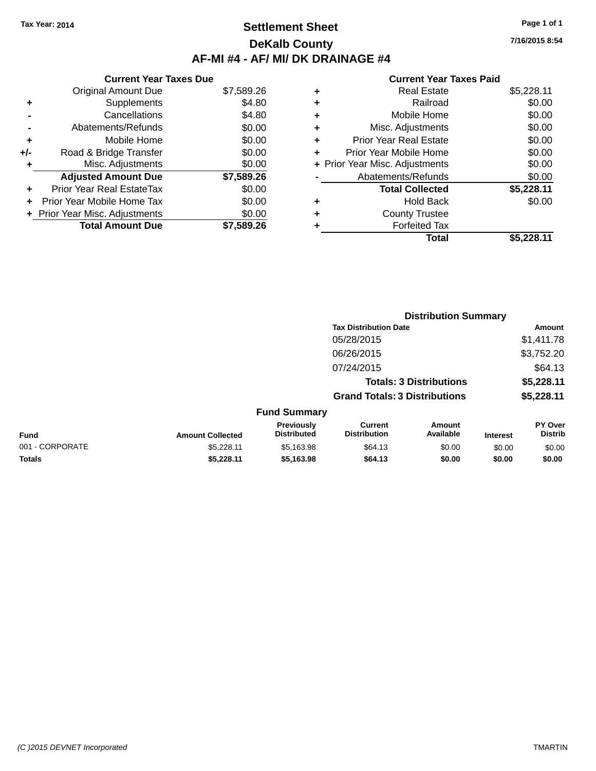Tax Year: 2014

# Settlement Sheet

## DeKalb County

## AF-MI #4 - AF/ MI/ DK DRAINAGE #4

7/16/2015 8:54

### Current Year Taxes Due

| | | |
|---|---|---|
| | Original Amount Due | $7,589.26 |
| + | Supplements | $4.80 |
| - | Cancellations | $4.80 |
| - | Abatements/Refunds | $0.00 |
| + | Mobile Home | $0.00 |
| +/- | Road & Bridge Transfer | $0.00 |
| + | Misc. Adjustments | $0.00 |
| | **Adjusted Amount Due** | **$7,589.26** |
| + | Prior Year Real EstateTax | $0.00 |
| + | Prior Year Mobile Home Tax | $0.00 |
| + | Prior Year Misc. Adjustments | $0.00 |
| | **Total Amount Due** | **$7,589.26** |

### Current Year Taxes Paid

| | | |
|---|---|---|
| + | Real Estate | $5,228.11 |
| + | Railroad | $0.00 |
| + | Mobile Home | $0.00 |
| + | Misc. Adjustments | $0.00 |
| + | Prior Year Real Estate | $0.00 |
| + | Prior Year Mobile Home | $0.00 |
| + | Prior Year Misc. Adjustments | $0.00 |
| - | Abatements/Refunds | $0.00 |
| | **Total Collected** | **$5,228.11** |
| + | Hold Back | $0.00 |
| + | County Trustee | |
| + | Forfeited Tax | |
| | **Total** | **$5,228.11** |

### Distribution Summary

| Tax Distribution Date | Amount |
|---|---|
| 05/28/2015 | $1,411.78 |
| 06/26/2015 | $3,752.20 |
| 07/24/2015 | $64.13 |
| **Totals: 3 Distributions** | **$5,228.11** |
| **Grand Totals: 3 Distributions** | **$5,228.11** |

### Fund Summary

| Fund | Amount Collected | Previously Distributed | Current Distribution | Amount Available | Interest | PY Over Distrib |
|---|---|---|---|---|---|---|
| 001 - CORPORATE | $5,228.11 | $5,163.98 | $64.13 | $0.00 | $0.00 | $0.00 |
| **Totals** | **$5,228.11** | **$5,163.98** | **$64.13** | **$0.00** | **$0.00** | **$0.00** |

(C )2015 DEVNET Incorporated TMARTIN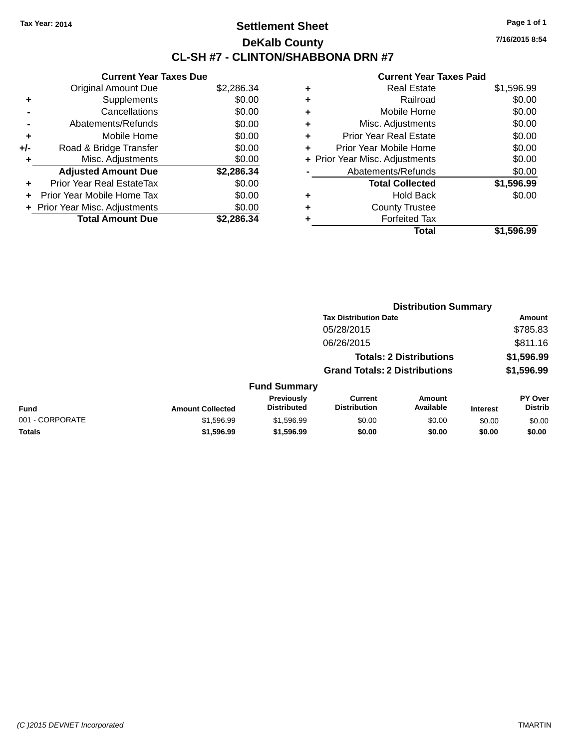Tax Year: 2014

# Settlement Sheet

## DeKalb County

## CL-SH #7 - CLINTON/SHABBONA DRN #7

7/16/2015 8:54

**Current Year Taxes Due**

| | | |
|---|---|---|
| | Original Amount Due | $2,286.34 |
| + | Supplements | $0.00 |
| - | Cancellations | $0.00 |
| - | Abatements/Refunds | $0.00 |
| + | Mobile Home | $0.00 |
| +/- | Road & Bridge Transfer | $0.00 |
| + | Misc. Adjustments | $0.00 |
| | **Adjusted Amount Due** | **$2,286.34** |
| + | Prior Year Real EstateTax | $0.00 |
| + | Prior Year Mobile Home Tax | $0.00 |
| + | Prior Year Misc. Adjustments | $0.00 |
| | **Total Amount Due** | **$2,286.34** |

**Current Year Taxes Paid**

| | | |
|---|---|---|
| + | Real Estate | $1,596.99 |
| + | Railroad | $0.00 |
| + | Mobile Home | $0.00 |
| + | Misc. Adjustments | $0.00 |
| + | Prior Year Real Estate | $0.00 |
| + | Prior Year Mobile Home | $0.00 |
| + | Prior Year Misc. Adjustments | $0.00 |
| - | Abatements/Refunds | $0.00 |
| | **Total Collected** | **$1,596.99** |
| + | Hold Back | $0.00 |
| + | County Trustee | |
| + | Forfeited Tax | |
| | **Total** | **$1,596.99** |

**Distribution Summary**

| Tax Distribution Date | Amount |
|---|---|
| 05/28/2015 | $785.83 |
| 06/26/2015 | $811.16 |
| **Totals: 2 Distributions** | **$1,596.99** |
| **Grand Totals: 2 Distributions** | **$1,596.99** |

**Fund Summary**

| Fund | Amount Collected | Previously Distributed | Current Distribution | Amount Available | Interest | PY Over Distrib |
|---|---|---|---|---|---|---|
| 001 - CORPORATE | $1,596.99 | $1,596.99 | $0.00 | $0.00 | $0.00 | $0.00 |
| **Totals** | **$1,596.99** | **$1,596.99** | **$0.00** | **$0.00** | **$0.00** | **$0.00** |

(C )2015 DEVNET Incorporated TMARTIN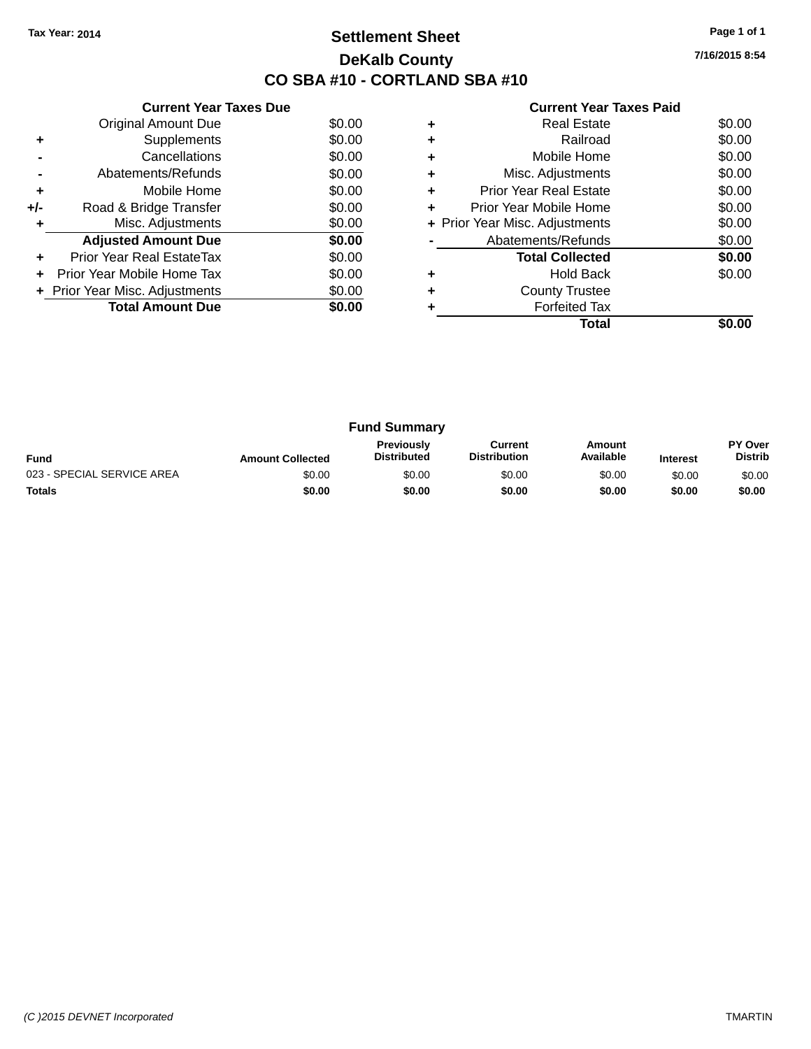Tax Year: 2014

# Settlement Sheet

## DeKalb County

## CO SBA #10 - CORTLAND SBA #10

7/16/2015 8:54

### Current Year Taxes Due

| | | |
|---|---|---|
| | Original Amount Due | $0.00 |
| + | Supplements | $0.00 |
| - | Cancellations | $0.00 |
| - | Abatements/Refunds | $0.00 |
| + | Mobile Home | $0.00 |
| +/- | Road & Bridge Transfer | $0.00 |
| + | Misc. Adjustments | $0.00 |
| | **Adjusted Amount Due** | **$0.00** |
| + | Prior Year Real EstateTax | $0.00 |
| + | Prior Year Mobile Home Tax | $0.00 |
| + | Prior Year Misc. Adjustments | $0.00 |
| | **Total Amount Due** | **$0.00** |

### Current Year Taxes Paid

| | | |
|---|---|---|
| + | Real Estate | $0.00 |
| + | Railroad | $0.00 |
| + | Mobile Home | $0.00 |
| + | Misc. Adjustments | $0.00 |
| + | Prior Year Real Estate | $0.00 |
| + | Prior Year Mobile Home | $0.00 |
| + | Prior Year Misc. Adjustments | $0.00 |
| - | Abatements/Refunds | $0.00 |
| | **Total Collected** | **$0.00** |
| + | Hold Back | $0.00 |
| + | County Trustee | |
| + | Forfeited Tax | |
| | **Total** | **$0.00** |

### Fund Summary

| Fund | Amount Collected | Previously Distributed | Current Distribution | Amount Available | Interest | PY Over Distrib |
|---|---|---|---|---|---|---|
| 023 - SPECIAL SERVICE AREA | $0.00 | $0.00 | $0.00 | $0.00 | $0.00 | $0.00 |
| **Totals** | **$0.00** | **$0.00** | **$0.00** | **$0.00** | **$0.00** | **$0.00** |

(C )2015 DEVNET Incorporated — TMARTIN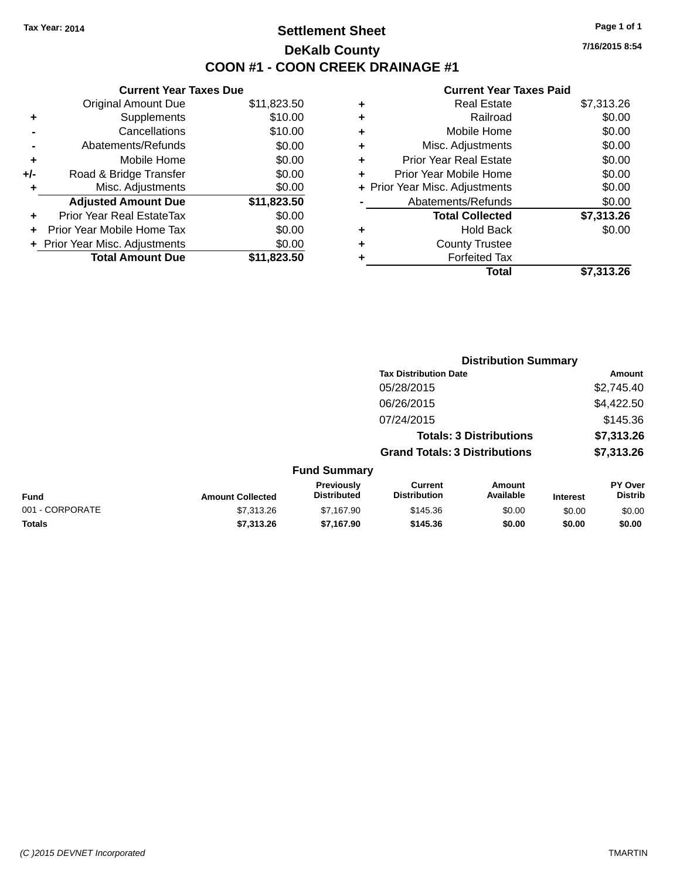Tax Year: 2014

# Settlement Sheet

## DeKalb County

## COON #1 - COON CREEK DRAINAGE #1

7/16/2015 8:54

| | Current Year Taxes Due | |
|---|---|---|
| | Original Amount Due | $11,823.50 |
| + | Supplements | $10.00 |
| - | Cancellations | $10.00 |
| - | Abatements/Refunds | $0.00 |
| + | Mobile Home | $0.00 |
| +/- | Road & Bridge Transfer | $0.00 |
| + | Misc. Adjustments | $0.00 |
| | **Adjusted Amount Due** | **$11,823.50** |
| + | Prior Year Real EstateTax | $0.00 |
| + | Prior Year Mobile Home Tax | $0.00 |
| + | Prior Year Misc. Adjustments | $0.00 |
| | **Total Amount Due** | **$11,823.50** |

| | Current Year Taxes Paid | |
|---|---|---|
| + | Real Estate | $7,313.26 |
| + | Railroad | $0.00 |
| + | Mobile Home | $0.00 |
| + | Misc. Adjustments | $0.00 |
| + | Prior Year Real Estate | $0.00 |
| + | Prior Year Mobile Home | $0.00 |
| + | Prior Year Misc. Adjustments | $0.00 |
| - | Abatements/Refunds | $0.00 |
| | **Total Collected** | **$7,313.26** |
| + | Hold Back | $0.00 |
| + | County Trustee | |
| + | Forfeited Tax | |
| | **Total** | **$7,313.26** |

### Distribution Summary

| Tax Distribution Date | Amount |
|---|---|
| 05/28/2015 | $2,745.40 |
| 06/26/2015 | $4,422.50 |
| 07/24/2015 | $145.36 |
| **Totals: 3 Distributions** | **$7,313.26** |
| **Grand Totals: 3 Distributions** | **$7,313.26** |

### Fund Summary

| Fund | Amount Collected | Previously Distributed | Current Distribution | Amount Available | Interest | PY Over Distrib |
|---|---|---|---|---|---|---|
| 001 - CORPORATE | $7,313.26 | $7,167.90 | $145.36 | $0.00 | $0.00 | $0.00 |
| **Totals** | **$7,313.26** | **$7,167.90** | **$145.36** | **$0.00** | **$0.00** | **$0.00** |

(C )2015 DEVNET Incorporated TMARTIN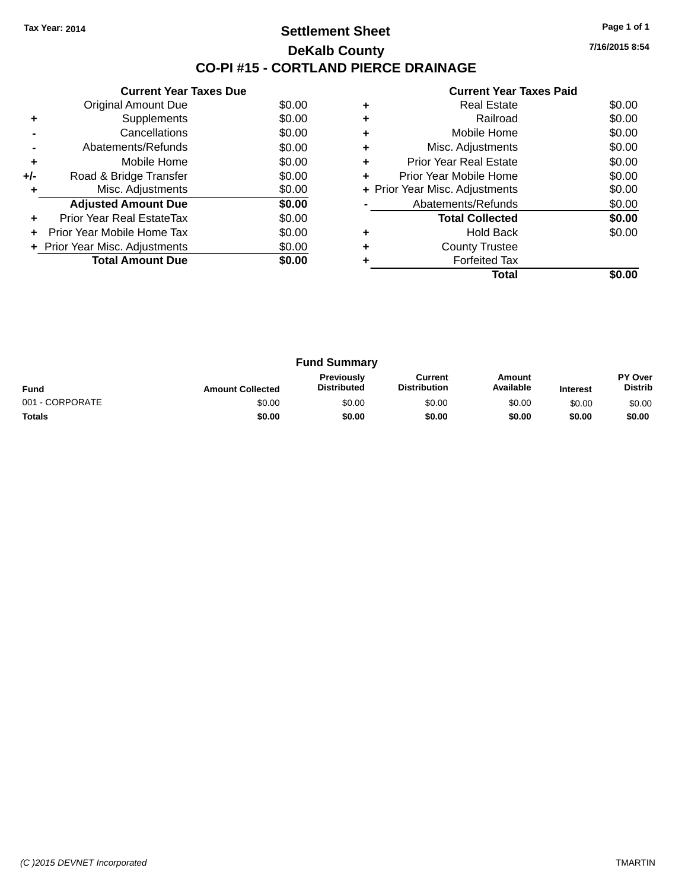Tax Year: 2014

# Settlement Sheet

## DeKalb County

## CO-PI #15 - CORTLAND PIERCE DRAINAGE

7/16/2015 8:54

### Current Year Taxes Due

| | | |
|---|---|---|
| | Original Amount Due | $0.00 |
| + | Supplements | $0.00 |
| - | Cancellations | $0.00 |
| - | Abatements/Refunds | $0.00 |
| + | Mobile Home | $0.00 |
| +/- | Road & Bridge Transfer | $0.00 |
| + | Misc. Adjustments | $0.00 |
| | **Adjusted Amount Due** | **$0.00** |
| + | Prior Year Real EstateTax | $0.00 |
| + | Prior Year Mobile Home Tax | $0.00 |
| + | Prior Year Misc. Adjustments | $0.00 |
| | **Total Amount Due** | **$0.00** |

### Current Year Taxes Paid

| | | |
|---|---|---|
| + | Real Estate | $0.00 |
| + | Railroad | $0.00 |
| + | Mobile Home | $0.00 |
| + | Misc. Adjustments | $0.00 |
| + | Prior Year Real Estate | $0.00 |
| + | Prior Year Mobile Home | $0.00 |
| + | Prior Year Misc. Adjustments | $0.00 |
| - | Abatements/Refunds | $0.00 |
| | **Total Collected** | **$0.00** |
| + | Hold Back | $0.00 |
| + | County Trustee | |
| + | Forfeited Tax | |
| | **Total** | **$0.00** |

### Fund Summary

| Fund | Amount Collected | Previously Distributed | Current Distribution | Amount Available | Interest | PY Over Distrib |
|---|---|---|---|---|---|---|
| 001 - CORPORATE | $0.00 | $0.00 | $0.00 | $0.00 | $0.00 | $0.00 |
| **Totals** | **$0.00** | **$0.00** | **$0.00** | **$0.00** | **$0.00** | **$0.00** |

(C )2015 DEVNET Incorporated

TMARTIN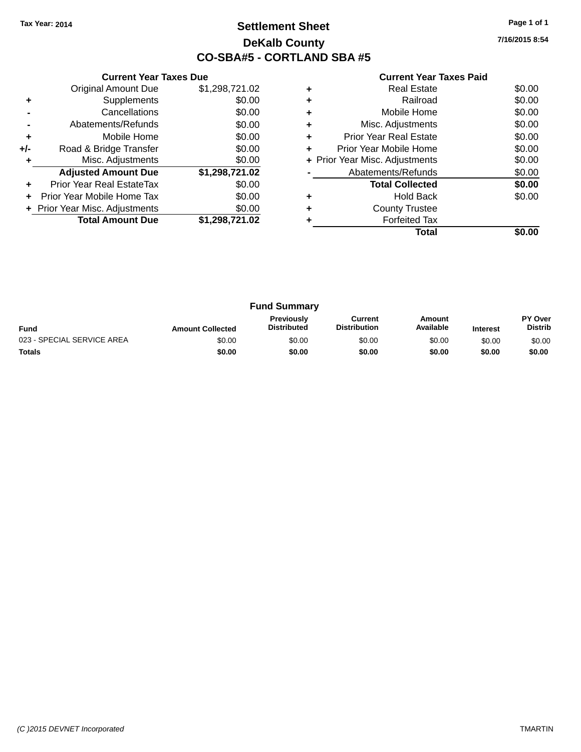Tax Year: 2014

# Settlement Sheet

## DeKalb County

## CO-SBA#5 - CORTLAND SBA #5

7/16/2015 8:54

### Current Year Taxes Due

| | | |
|---|---|---|
| | Original Amount Due | $1,298,721.02 |
| + | Supplements | $0.00 |
| - | Cancellations | $0.00 |
| - | Abatements/Refunds | $0.00 |
| + | Mobile Home | $0.00 |
| +/- | Road & Bridge Transfer | $0.00 |
| + | Misc. Adjustments | $0.00 |
| | **Adjusted Amount Due** | **$1,298,721.02** |
| + | Prior Year Real EstateTax | $0.00 |
| + | Prior Year Mobile Home Tax | $0.00 |
| + | Prior Year Misc. Adjustments | $0.00 |
| | **Total Amount Due** | **$1,298,721.02** |

### Current Year Taxes Paid

| | | |
|---|---|---|
| + | Real Estate | $0.00 |
| + | Railroad | $0.00 |
| + | Mobile Home | $0.00 |
| + | Misc. Adjustments | $0.00 |
| + | Prior Year Real Estate | $0.00 |
| + | Prior Year Mobile Home | $0.00 |
| + | Prior Year Misc. Adjustments | $0.00 |
| - | Abatements/Refunds | $0.00 |
| | **Total Collected** | **$0.00** |
| + | Hold Back | $0.00 |
| + | County Trustee | |
| + | Forfeited Tax | |
| | **Total** | **$0.00** |

### Fund Summary

| Fund | Amount Collected | Previously Distributed | Current Distribution | Amount Available | Interest | PY Over Distrib |
|---|---|---|---|---|---|---|
| 023 - SPECIAL SERVICE AREA | $0.00 | $0.00 | $0.00 | $0.00 | $0.00 | $0.00 |
| **Totals** | **$0.00** | **$0.00** | **$0.00** | **$0.00** | **$0.00** | **$0.00** |

(C )2015 DEVNET Incorporated TMARTIN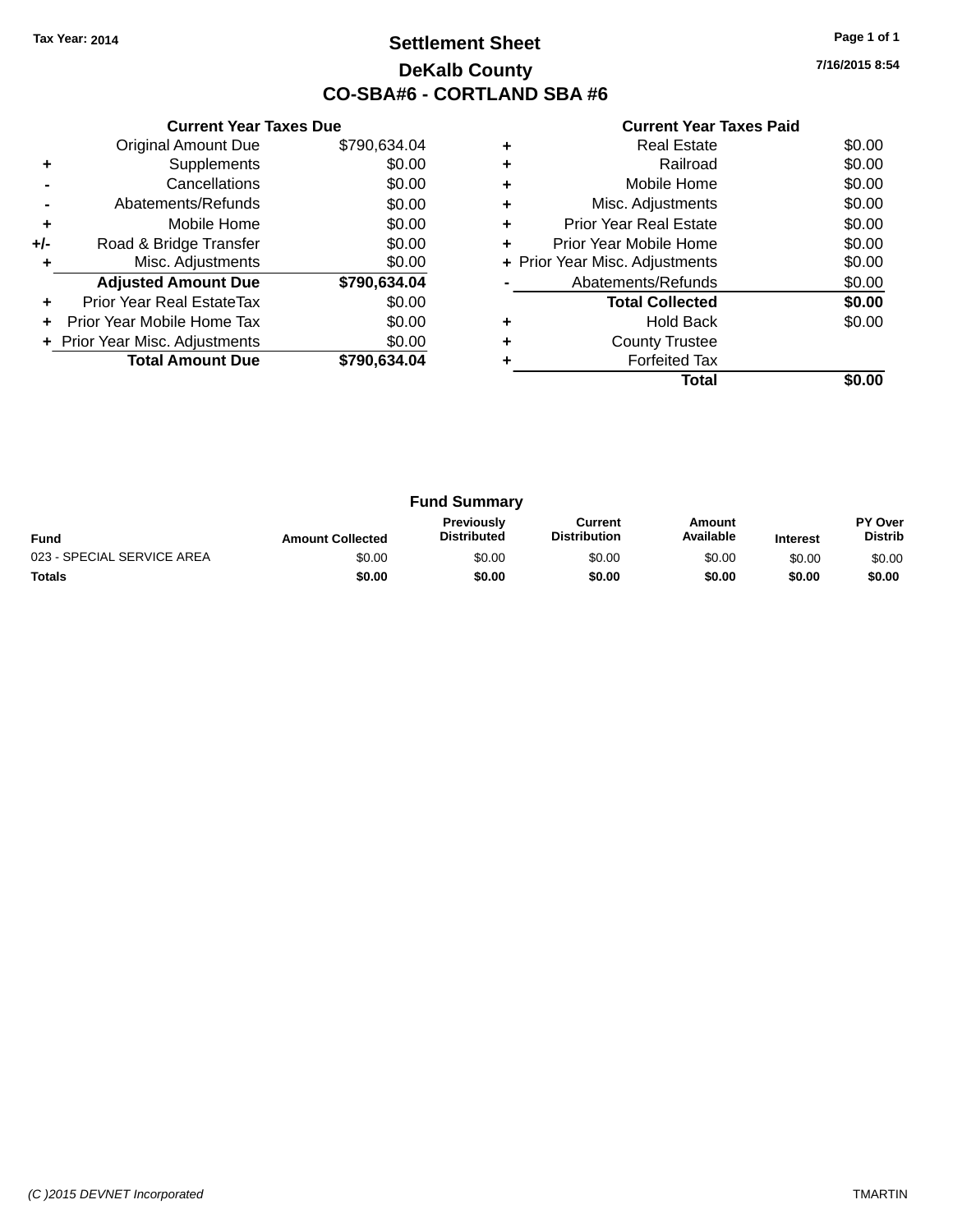Tax Year: 2014

# Settlement Sheet

## DeKalb County

## CO-SBA#6 - CORTLAND SBA #6

7/16/2015 8:54

### Current Year Taxes Due

| | | |
|---|---|---|
| | Original Amount Due | $790,634.04 |
| + | Supplements | $0.00 |
| - | Cancellations | $0.00 |
| - | Abatements/Refunds | $0.00 |
| + | Mobile Home | $0.00 |
| +/- | Road & Bridge Transfer | $0.00 |
| + | Misc. Adjustments | $0.00 |
| | **Adjusted Amount Due** | **$790,634.04** |
| + | Prior Year Real EstateTax | $0.00 |
| + | Prior Year Mobile Home Tax | $0.00 |
| + | Prior Year Misc. Adjustments | $0.00 |
| | **Total Amount Due** | **$790,634.04** |

### Current Year Taxes Paid

| | | |
|---|---|---|
| + | Real Estate | $0.00 |
| + | Railroad | $0.00 |
| + | Mobile Home | $0.00 |
| + | Misc. Adjustments | $0.00 |
| + | Prior Year Real Estate | $0.00 |
| + | Prior Year Mobile Home | $0.00 |
| + | Prior Year Misc. Adjustments | $0.00 |
| - | Abatements/Refunds | $0.00 |
| | **Total Collected** | **$0.00** |
| + | Hold Back | $0.00 |
| + | County Trustee | |
| + | Forfeited Tax | |
| | **Total** | **$0.00** |

### Fund Summary

| Fund | Amount Collected | Previously Distributed | Current Distribution | Amount Available | Interest | PY Over Distrib |
|---|---|---|---|---|---|---|
| 023 - SPECIAL SERVICE AREA | $0.00 | $0.00 | $0.00 | $0.00 | $0.00 | $0.00 |
| **Totals** | **$0.00** | **$0.00** | **$0.00** | **$0.00** | **$0.00** | **$0.00** |

(C )2015 DEVNET Incorporated

TMARTIN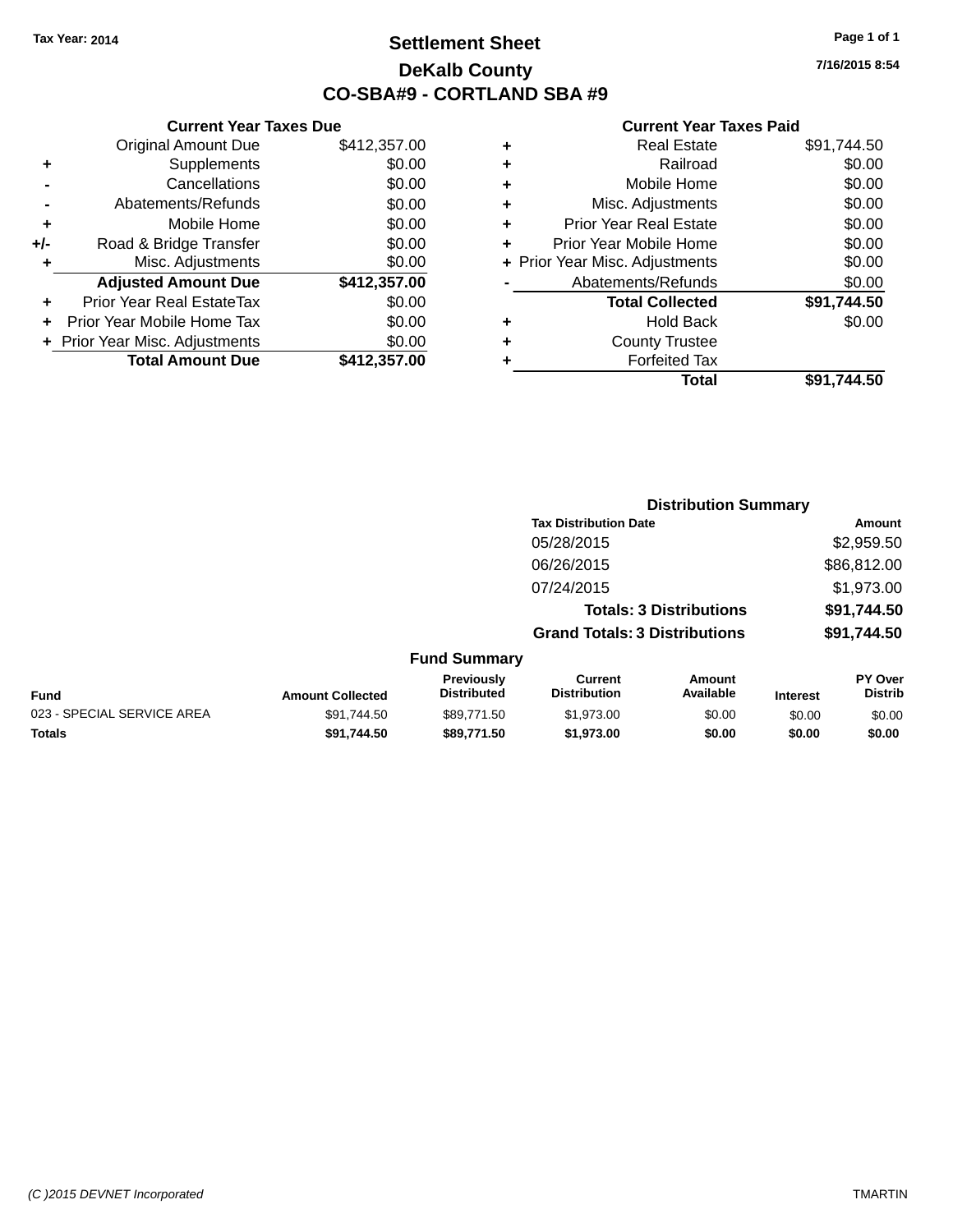Tax Year: 2014

# Settlement Sheet

## DeKalb County

## CO-SBA#9 - CORTLAND SBA #9

7/16/2015 8:54

### Current Year Taxes Due

| | | |
|---|---|---|
| | Original Amount Due | $412,357.00 |
| + | Supplements | $0.00 |
| - | Cancellations | $0.00 |
| - | Abatements/Refunds | $0.00 |
| + | Mobile Home | $0.00 |
| +/- | Road & Bridge Transfer | $0.00 |
| + | Misc. Adjustments | $0.00 |
| | **Adjusted Amount Due** | **$412,357.00** |
| + | Prior Year Real EstateTax | $0.00 |
| + | Prior Year Mobile Home Tax | $0.00 |
| + | Prior Year Misc. Adjustments | $0.00 |
| | **Total Amount Due** | **$412,357.00** |

### Current Year Taxes Paid

| | | |
|---|---|---|
| + | Real Estate | $91,744.50 |
| + | Railroad | $0.00 |
| + | Mobile Home | $0.00 |
| + | Misc. Adjustments | $0.00 |
| + | Prior Year Real Estate | $0.00 |
| + | Prior Year Mobile Home | $0.00 |
| + | Prior Year Misc. Adjustments | $0.00 |
| - | Abatements/Refunds | $0.00 |
| | **Total Collected** | **$91,744.50** |
| + | Hold Back | $0.00 |
| + | County Trustee | |
| + | Forfeited Tax | |
| | **Total** | **$91,744.50** |

### Distribution Summary

| Tax Distribution Date | Amount |
|---|---|
| 05/28/2015 | $2,959.50 |
| 06/26/2015 | $86,812.00 |
| 07/24/2015 | $1,973.00 |
| **Totals: 3 Distributions** | **$91,744.50** |
| **Grand Totals: 3 Distributions** | **$91,744.50** |

### Fund Summary

| Fund | Amount Collected | Previously Distributed | Current Distribution | Amount Available | Interest | PY Over Distrib |
|---|---|---|---|---|---|---|
| 023 - SPECIAL SERVICE AREA | $91,744.50 | $89,771.50 | $1,973.00 | $0.00 | $0.00 | $0.00 |
| **Totals** | **$91,744.50** | **$89,771.50** | **$1,973.00** | **$0.00** | **$0.00** | **$0.00** |

(C )2015 DEVNET Incorporated TMARTIN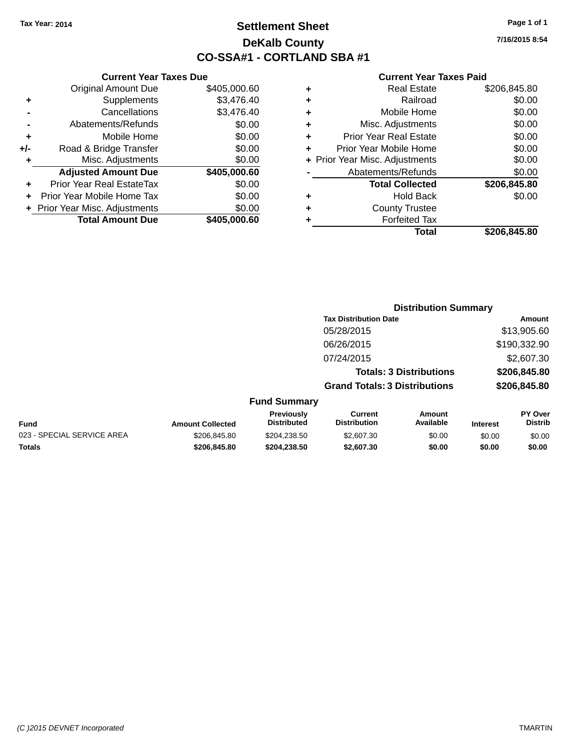Tax Year: 2014

# Settlement Sheet
## DeKalb County
## CO-SSA#1 - CORTLAND SBA #1

7/16/2015 8:54

### Current Year Taxes Due

| | | |
|---|---|---|
| | Original Amount Due | $405,000.60 |
| + | Supplements | $3,476.40 |
| - | Cancellations | $3,476.40 |
| - | Abatements/Refunds | $0.00 |
| + | Mobile Home | $0.00 |
| +/- | Road & Bridge Transfer | $0.00 |
| + | Misc. Adjustments | $0.00 |
| | **Adjusted Amount Due** | **$405,000.60** |
| + | Prior Year Real EstateTax | $0.00 |
| + | Prior Year Mobile Home Tax | $0.00 |
| + | Prior Year Misc. Adjustments | $0.00 |
| | **Total Amount Due** | **$405,000.60** |

### Current Year Taxes Paid

| | | |
|---|---|---|
| + | Real Estate | $206,845.80 |
| + | Railroad | $0.00 |
| + | Mobile Home | $0.00 |
| + | Misc. Adjustments | $0.00 |
| + | Prior Year Real Estate | $0.00 |
| + | Prior Year Mobile Home | $0.00 |
| + | Prior Year Misc. Adjustments | $0.00 |
| - | Abatements/Refunds | $0.00 |
| | **Total Collected** | **$206,845.80** |
| + | Hold Back | $0.00 |
| + | County Trustee | |
| + | Forfeited Tax | |
| | **Total** | **$206,845.80** |

### Distribution Summary

| Tax Distribution Date | Amount |
|---|---|
| 05/28/2015 | $13,905.60 |
| 06/26/2015 | $190,332.90 |
| 07/24/2015 | $2,607.30 |
| **Totals: 3 Distributions** | **$206,845.80** |
| **Grand Totals: 3 Distributions** | **$206,845.80** |

### Fund Summary

| Fund | Amount Collected | Previously Distributed | Current Distribution | Amount Available | Interest | PY Over Distrib |
|---|---|---|---|---|---|---|
| 023 - SPECIAL SERVICE AREA | $206,845.80 | $204,238.50 | $2,607.30 | $0.00 | $0.00 | $0.00 |
| **Totals** | **$206,845.80** | **$204,238.50** | **$2,607.30** | **$0.00** | **$0.00** | **$0.00** |

(C )2015 DEVNET Incorporated TMARTIN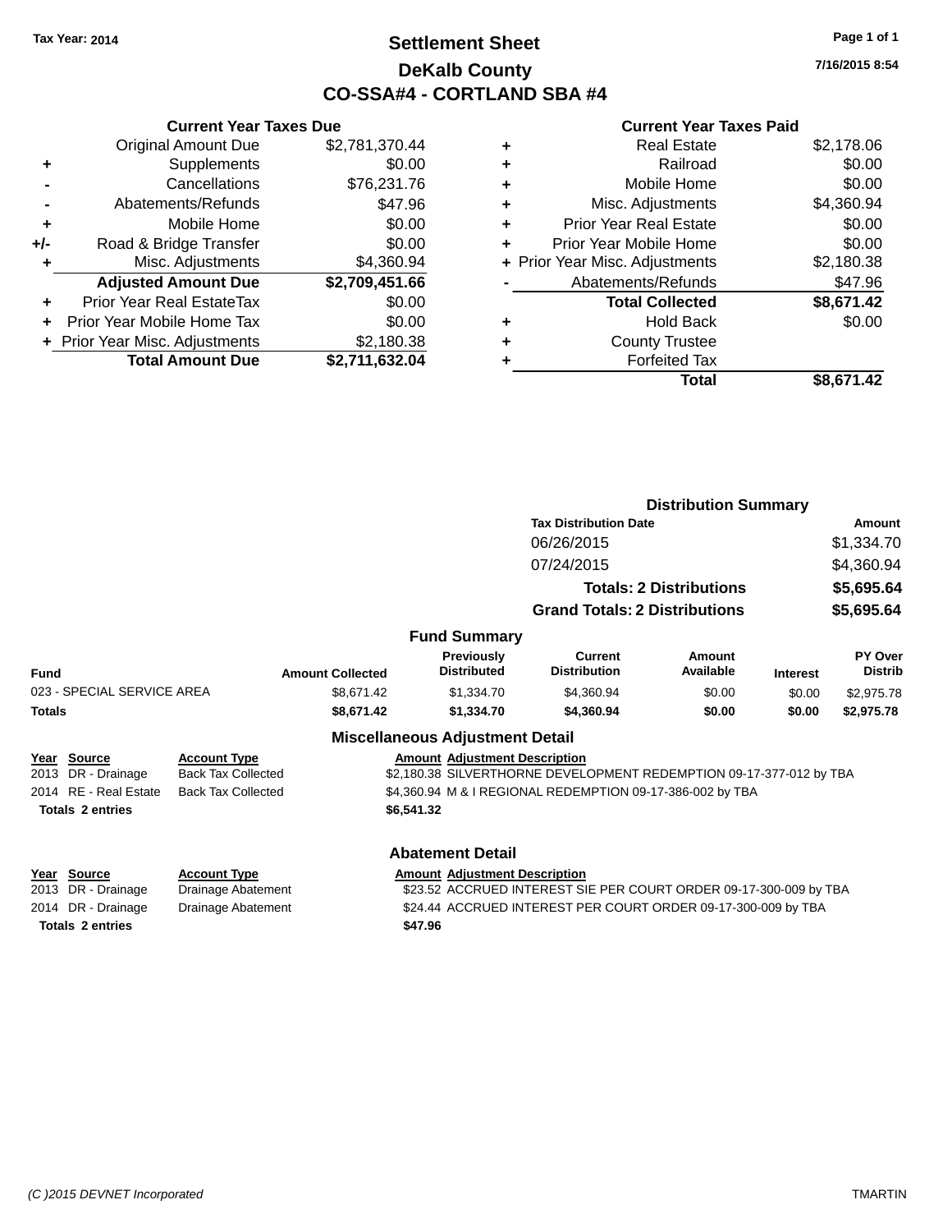Tax Year: 2014

# Settlement Sheet

## DeKalb County

## CO-SSA#4 - CORTLAND SBA #4

7/16/2015 8:54

### Current Year Taxes Due

| | | |
|---|---|---|
| | Original Amount Due | $2,781,370.44 |
| + | Supplements | $0.00 |
| - | Cancellations | $76,231.76 |
| - | Abatements/Refunds | $47.96 |
| + | Mobile Home | $0.00 |
| +/- | Road & Bridge Transfer | $0.00 |
| + | Misc. Adjustments | $4,360.94 |
| | **Adjusted Amount Due** | **$2,709,451.66** |
| + | Prior Year Real EstateTax | $0.00 |
| + | Prior Year Mobile Home Tax | $0.00 |
| + | Prior Year Misc. Adjustments | $2,180.38 |
| | **Total Amount Due** | **$2,711,632.04** |

### Current Year Taxes Paid

| | | |
|---|---|---|
| + | Real Estate | $2,178.06 |
| + | Railroad | $0.00 |
| + | Mobile Home | $0.00 |
| + | Misc. Adjustments | $4,360.94 |
| + | Prior Year Real Estate | $0.00 |
| + | Prior Year Mobile Home | $0.00 |
| + | Prior Year Misc. Adjustments | $2,180.38 |
| - | Abatements/Refunds | $47.96 |
| | **Total Collected** | **$8,671.42** |
| + | Hold Back | $0.00 |
| + | County Trustee | |
| + | Forfeited Tax | |
| | **Total** | **$8,671.42** |

### Distribution Summary

| Tax Distribution Date | Amount |
|---|---|
| 06/26/2015 | $1,334.70 |
| 07/24/2015 | $4,360.94 |
| **Totals: 2 Distributions** | **$5,695.64** |
| **Grand Totals: 2 Distributions** | **$5,695.64** |

### Fund Summary

| Fund | Amount Collected | Previously Distributed | Current Distribution | Amount Available | Interest | PY Over Distrib |
|---|---|---|---|---|---|---|
| 023 - SPECIAL SERVICE AREA | $8,671.42 | $1,334.70 | $4,360.94 | $0.00 | $0.00 | $2,975.78 |
| **Totals** | **$8,671.42** | **$1,334.70** | **$4,360.94** | **$0.00** | **$0.00** | **$2,975.78** |

### Miscellaneous Adjustment Detail

| Year | Source | Account Type | Amount | Adjustment Description |
|---|---|---|---|---|
| 2013 | DR - Drainage | Back Tax Collected | $2,180.38 | SILVERTHORNE DEVELOPMENT REDEMPTION 09-17-377-012 by TBA |
| 2014 | RE - Real Estate | Back Tax Collected | $4,360.94 | M & I REGIONAL REDEMPTION 09-17-386-002 by TBA |
| **Totals** | **2 entries** | | **$6,541.32** | |

### Abatement Detail

| Year | Source | Account Type | Amount | Adjustment Description |
|---|---|---|---|---|
| 2013 | DR - Drainage | Drainage Abatement | $23.52 | ACCRUED INTEREST SIE PER COURT ORDER 09-17-300-009 by TBA |
| 2014 | DR - Drainage | Drainage Abatement | $24.44 | ACCRUED INTEREST PER COURT ORDER 09-17-300-009 by TBA |
| **Totals** | **2 entries** | | **$47.96** | |

(C )2015 DEVNET Incorporated TMARTIN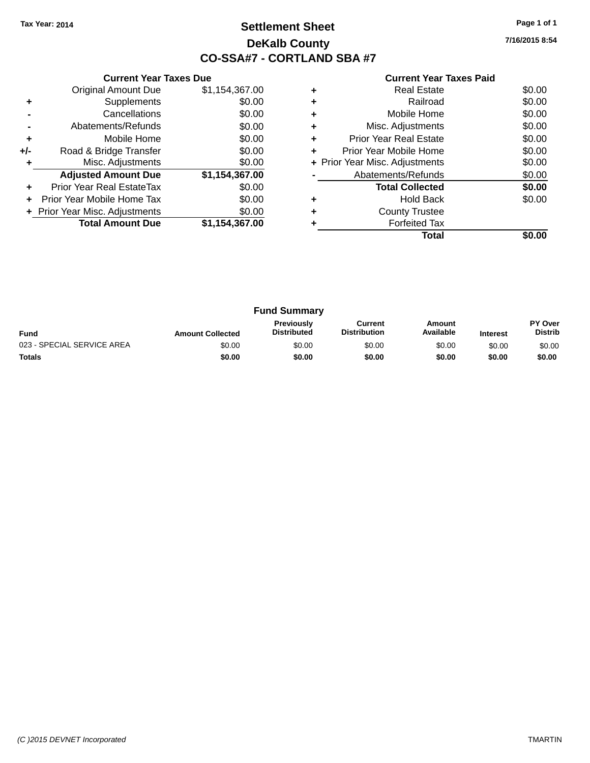Tax Year: 2014

# Settlement Sheet

## DeKalb County

## CO-SSA#7 - CORTLAND SBA #7

7/16/2015 8:54

### Current Year Taxes Due

| | | |
|---|---|---|
| | Original Amount Due | $1,154,367.00 |
| + | Supplements | $0.00 |
| - | Cancellations | $0.00 |
| - | Abatements/Refunds | $0.00 |
| + | Mobile Home | $0.00 |
| +/- | Road & Bridge Transfer | $0.00 |
| + | Misc. Adjustments | $0.00 |
| | **Adjusted Amount Due** | **$1,154,367.00** |
| + | Prior Year Real EstateTax | $0.00 |
| + | Prior Year Mobile Home Tax | $0.00 |
| + | Prior Year Misc. Adjustments | $0.00 |
| | **Total Amount Due** | **$1,154,367.00** |

### Current Year Taxes Paid

| | | |
|---|---|---|
| + | Real Estate | $0.00 |
| + | Railroad | $0.00 |
| + | Mobile Home | $0.00 |
| + | Misc. Adjustments | $0.00 |
| + | Prior Year Real Estate | $0.00 |
| + | Prior Year Mobile Home | $0.00 |
| + | Prior Year Misc. Adjustments | $0.00 |
| - | Abatements/Refunds | $0.00 |
| | **Total Collected** | **$0.00** |
| + | Hold Back | $0.00 |
| + | County Trustee | |
| + | Forfeited Tax | |
| | **Total** | **$0.00** |

### Fund Summary

| Fund | Amount Collected | Previously Distributed | Current Distribution | Amount Available | Interest | PY Over Distrib |
|---|---|---|---|---|---|---|
| 023 - SPECIAL SERVICE AREA | $0.00 | $0.00 | $0.00 | $0.00 | $0.00 | $0.00 |
| **Totals** | **$0.00** | **$0.00** | **$0.00** | **$0.00** | **$0.00** | **$0.00** |

(C )2015 DEVNET Incorporated TMARTIN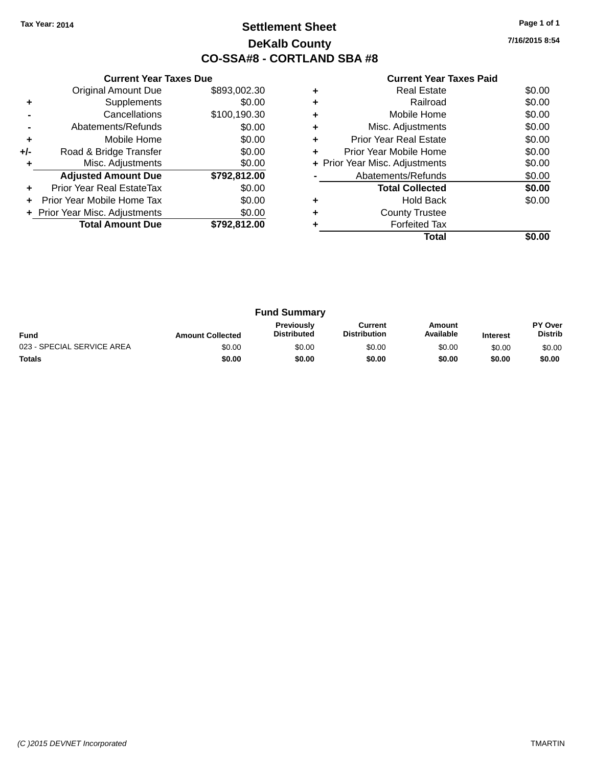Tax Year: 2014

# Settlement Sheet

## DeKalb County

## CO-SSA#8 - CORTLAND SBA #8

7/16/2015 8:54

### Current Year Taxes Due

| | | |
|---|---|---|
| | Original Amount Due | $893,002.30 |
| + | Supplements | $0.00 |
| - | Cancellations | $100,190.30 |
| - | Abatements/Refunds | $0.00 |
| + | Mobile Home | $0.00 |
| +/- | Road & Bridge Transfer | $0.00 |
| + | Misc. Adjustments | $0.00 |
| | **Adjusted Amount Due** | **$792,812.00** |
| + | Prior Year Real EstateTax | $0.00 |
| + | Prior Year Mobile Home Tax | $0.00 |
| + | Prior Year Misc. Adjustments | $0.00 |
| | **Total Amount Due** | **$792,812.00** |

### Current Year Taxes Paid

| | | |
|---|---|---|
| + | Real Estate | $0.00 |
| + | Railroad | $0.00 |
| + | Mobile Home | $0.00 |
| + | Misc. Adjustments | $0.00 |
| + | Prior Year Real Estate | $0.00 |
| + | Prior Year Mobile Home | $0.00 |
| + | Prior Year Misc. Adjustments | $0.00 |
| - | Abatements/Refunds | $0.00 |
| | **Total Collected** | **$0.00** |
| + | Hold Back | $0.00 |
| + | County Trustee | |
| + | Forfeited Tax | |
| | **Total** | **$0.00** |

### Fund Summary

| Fund | Amount Collected | Previously Distributed | Current Distribution | Amount Available | Interest | PY Over Distrib |
|---|---|---|---|---|---|---|
| 023 - SPECIAL SERVICE AREA | $0.00 | $0.00 | $0.00 | $0.00 | $0.00 | $0.00 |
| **Totals** | **$0.00** | **$0.00** | **$0.00** | **$0.00** | **$0.00** | **$0.00** |

(C )2015 DEVNET Incorporated — TMARTIN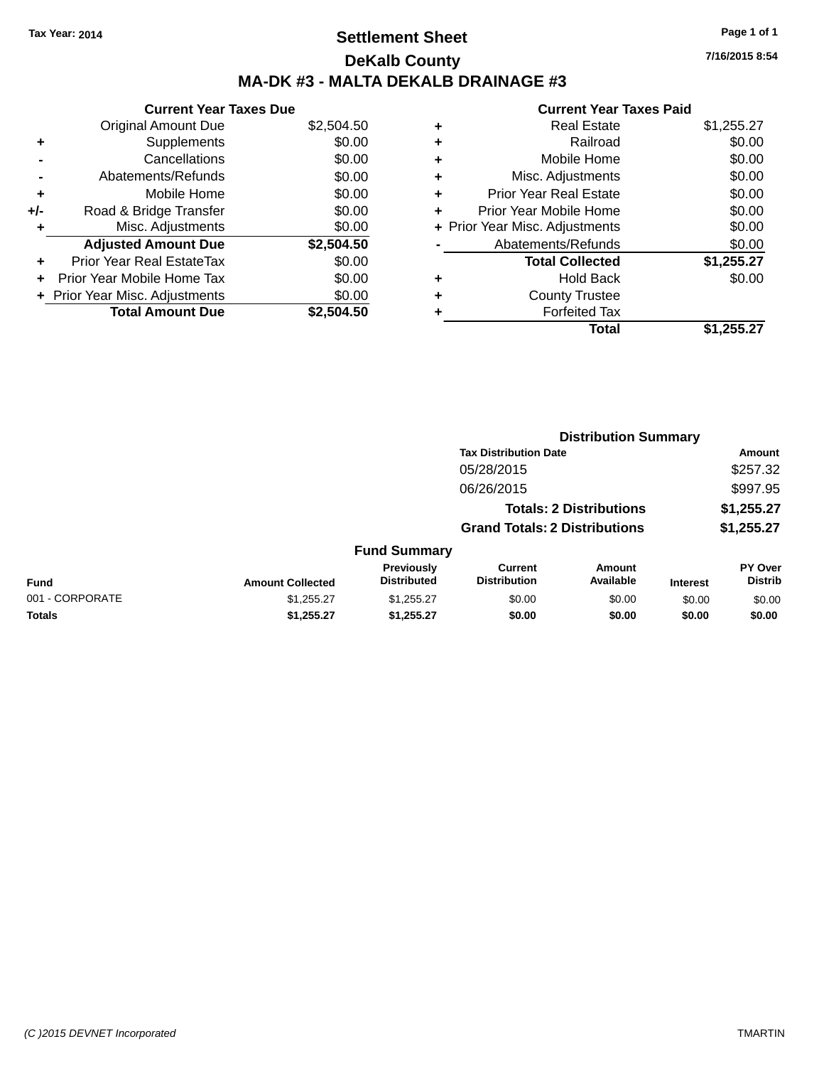Tax Year: 2014

# Settlement Sheet

## DeKalb County

## MA-DK #3 - MALTA DEKALB DRAINAGE #3

7/16/2015 8:54

### Current Year Taxes Due

| | | |
|---|---|---|
| | Original Amount Due | $2,504.50 |
| + | Supplements | $0.00 |
| - | Cancellations | $0.00 |
| - | Abatements/Refunds | $0.00 |
| + | Mobile Home | $0.00 |
| +/- | Road & Bridge Transfer | $0.00 |
| + | Misc. Adjustments | $0.00 |
| | **Adjusted Amount Due** | **$2,504.50** |
| + | Prior Year Real EstateTax | $0.00 |
| + | Prior Year Mobile Home Tax | $0.00 |
| + | Prior Year Misc. Adjustments | $0.00 |
| | **Total Amount Due** | **$2,504.50** |

### Current Year Taxes Paid

| | | |
|---|---|---|
| + | Real Estate | $1,255.27 |
| + | Railroad | $0.00 |
| + | Mobile Home | $0.00 |
| + | Misc. Adjustments | $0.00 |
| + | Prior Year Real Estate | $0.00 |
| + | Prior Year Mobile Home | $0.00 |
| + | Prior Year Misc. Adjustments | $0.00 |
| - | Abatements/Refunds | $0.00 |
| | **Total Collected** | **$1,255.27** |
| + | Hold Back | $0.00 |
| + | County Trustee | |
| + | Forfeited Tax | |
| | **Total** | **$1,255.27** |

### Distribution Summary

| Tax Distribution Date | Amount |
|---|---|
| 05/28/2015 | $257.32 |
| 06/26/2015 | $997.95 |
| **Totals: 2 Distributions** | **$1,255.27** |
| **Grand Totals: 2 Distributions** | **$1,255.27** |

### Fund Summary

| Fund | Amount Collected | Previously Distributed | Current Distribution | Amount Available | Interest | PY Over Distrib |
|---|---|---|---|---|---|---|
| 001 - CORPORATE | $1,255.27 | $1,255.27 | $0.00 | $0.00 | $0.00 | $0.00 |
| **Totals** | **$1,255.27** | **$1,255.27** | **$0.00** | **$0.00** | **$0.00** | **$0.00** |

(C )2015 DEVNET Incorporated — TMARTIN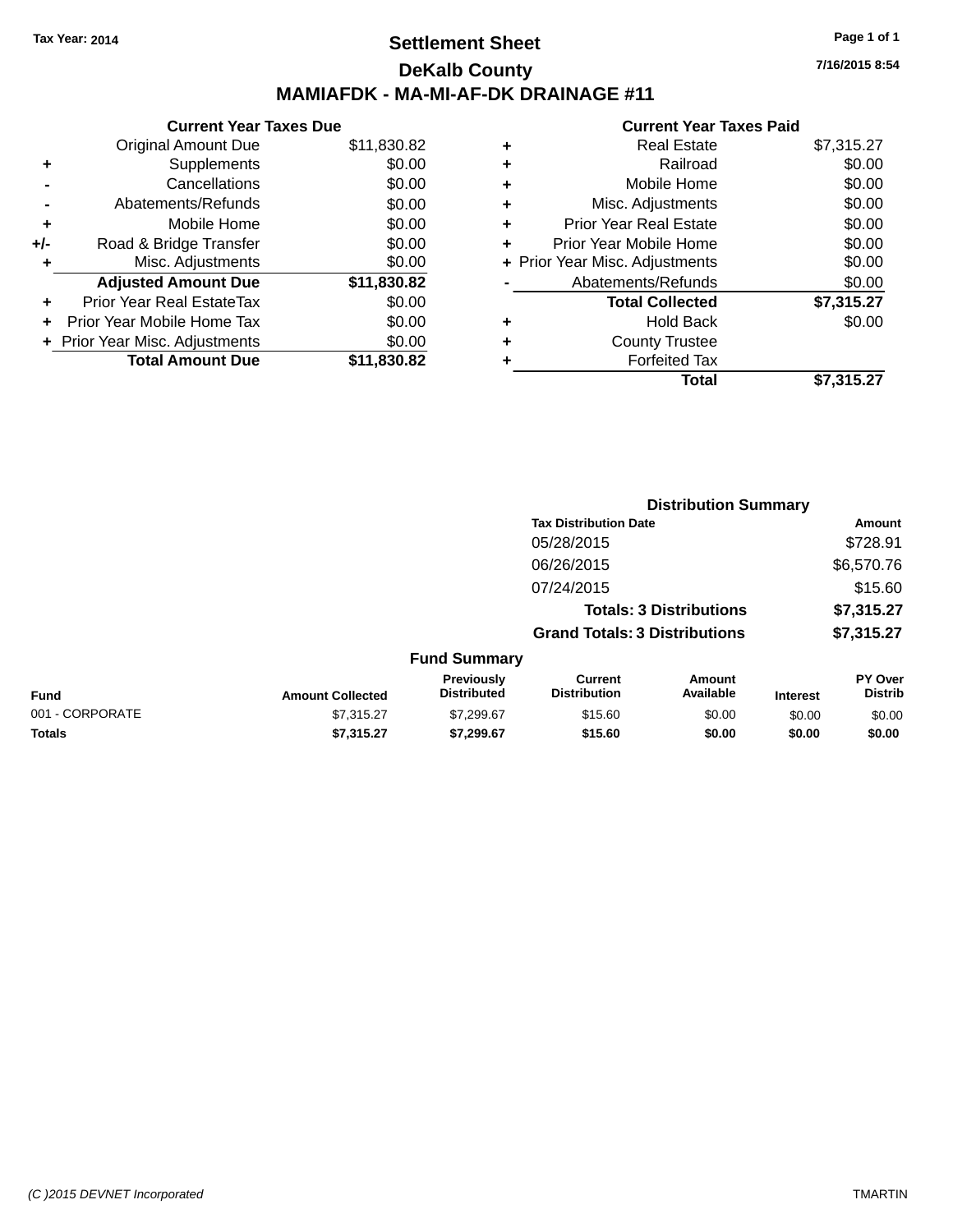Tax Year: 2014

# Settlement Sheet

## DeKalb County

## MAMIAFDK - MA-MI-AF-DK DRAINAGE #11

7/16/2015 8:54

### Current Year Taxes Due

| | | |
|---|---|---|
| | Original Amount Due | $11,830.82 |
| + | Supplements | $0.00 |
| - | Cancellations | $0.00 |
| - | Abatements/Refunds | $0.00 |
| + | Mobile Home | $0.00 |
| +/- | Road & Bridge Transfer | $0.00 |
| + | Misc. Adjustments | $0.00 |
| | **Adjusted Amount Due** | **$11,830.82** |
| + | Prior Year Real EstateTax | $0.00 |
| + | Prior Year Mobile Home Tax | $0.00 |
| + | Prior Year Misc. Adjustments | $0.00 |
| | **Total Amount Due** | **$11,830.82** |

### Current Year Taxes Paid

| | | |
|---|---|---|
| + | Real Estate | $7,315.27 |
| + | Railroad | $0.00 |
| + | Mobile Home | $0.00 |
| + | Misc. Adjustments | $0.00 |
| + | Prior Year Real Estate | $0.00 |
| + | Prior Year Mobile Home | $0.00 |
| + | Prior Year Misc. Adjustments | $0.00 |
| - | Abatements/Refunds | $0.00 |
| | **Total Collected** | **$7,315.27** |
| + | Hold Back | $0.00 |
| + | County Trustee | |
| + | Forfeited Tax | |
| | **Total** | **$7,315.27** |

### Distribution Summary

| Tax Distribution Date | Amount |
|---|---|
| 05/28/2015 | $728.91 |
| 06/26/2015 | $6,570.76 |
| 07/24/2015 | $15.60 |
| **Totals: 3 Distributions** | **$7,315.27** |
| **Grand Totals: 3 Distributions** | **$7,315.27** |

### Fund Summary

| Fund | Amount Collected | Previously Distributed | Current Distribution | Amount Available | Interest | PY Over Distrib |
|---|---|---|---|---|---|---|
| 001 - CORPORATE | $7,315.27 | $7,299.67 | $15.60 | $0.00 | $0.00 | $0.00 |
| **Totals** | **$7,315.27** | **$7,299.67** | **$15.60** | **$0.00** | **$0.00** | **$0.00** |

(C )2015 DEVNET Incorporated TMARTIN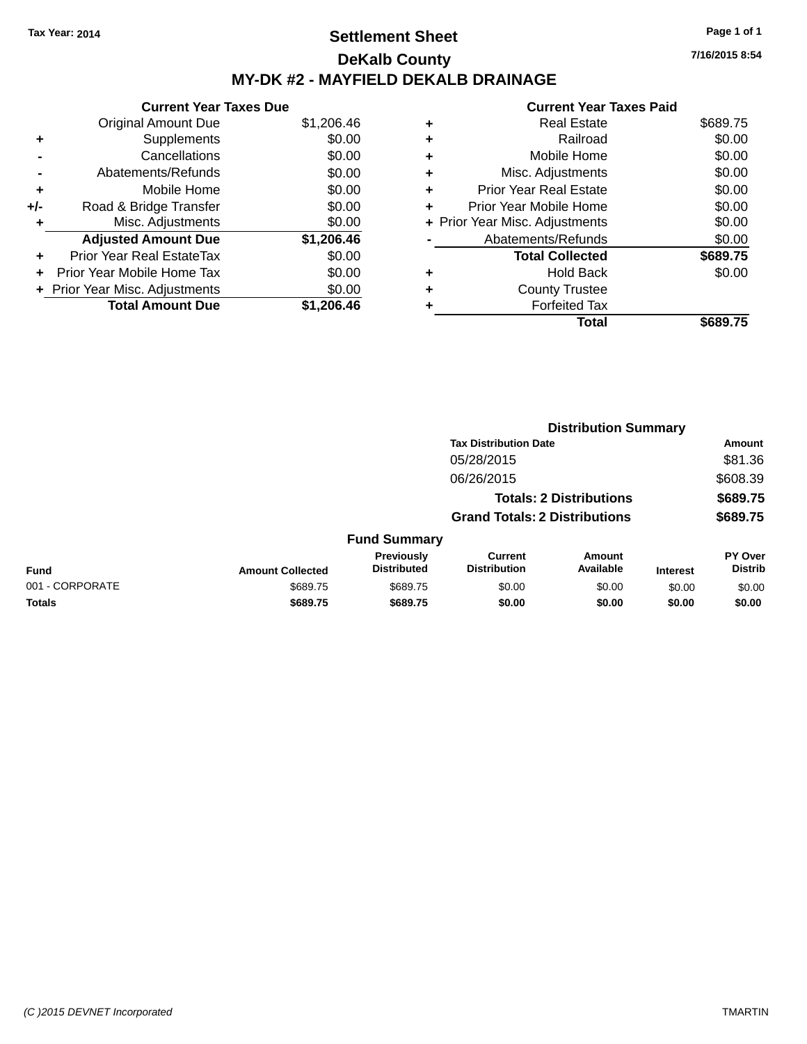**Tax Year: 2014**

# Settlement Sheet

## DeKalb County

## MY-DK #2 - MAYFIELD DEKALB DRAINAGE

7/16/2015 8:54

### Current Year Taxes Due

| | | |
|---|---|---|
| | Original Amount Due | $1,206.46 |
| + | Supplements | $0.00 |
| - | Cancellations | $0.00 |
| - | Abatements/Refunds | $0.00 |
| + | Mobile Home | $0.00 |
| +/- | Road & Bridge Transfer | $0.00 |
| + | Misc. Adjustments | $0.00 |
| | **Adjusted Amount Due** | **$1,206.46** |
| + | Prior Year Real EstateTax | $0.00 |
| + | Prior Year Mobile Home Tax | $0.00 |
| + | Prior Year Misc. Adjustments | $0.00 |
| | **Total Amount Due** | **$1,206.46** |

### Current Year Taxes Paid

| | | |
|---|---|---|
| + | Real Estate | $689.75 |
| + | Railroad | $0.00 |
| + | Mobile Home | $0.00 |
| + | Misc. Adjustments | $0.00 |
| + | Prior Year Real Estate | $0.00 |
| + | Prior Year Mobile Home | $0.00 |
| + | Prior Year Misc. Adjustments | $0.00 |
| - | Abatements/Refunds | $0.00 |
| | **Total Collected** | **$689.75** |
| + | Hold Back | $0.00 |
| + | County Trustee | |
| + | Forfeited Tax | |
| | **Total** | **$689.75** |

### Distribution Summary

| Tax Distribution Date | Amount |
|---|---|
| 05/28/2015 | $81.36 |
| 06/26/2015 | $608.39 |
| **Totals: 2 Distributions** | **$689.75** |
| **Grand Totals: 2 Distributions** | **$689.75** |

### Fund Summary

| Fund | Amount Collected | Previously Distributed | Current Distribution | Amount Available | Interest | PY Over Distrib |
|---|---|---|---|---|---|---|
| 001 - CORPORATE | $689.75 | $689.75 | $0.00 | $0.00 | $0.00 | $0.00 |
| **Totals** | **$689.75** | **$689.75** | **$0.00** | **$0.00** | **$0.00** | **$0.00** |

(C )2015 DEVNET Incorporated — TMARTIN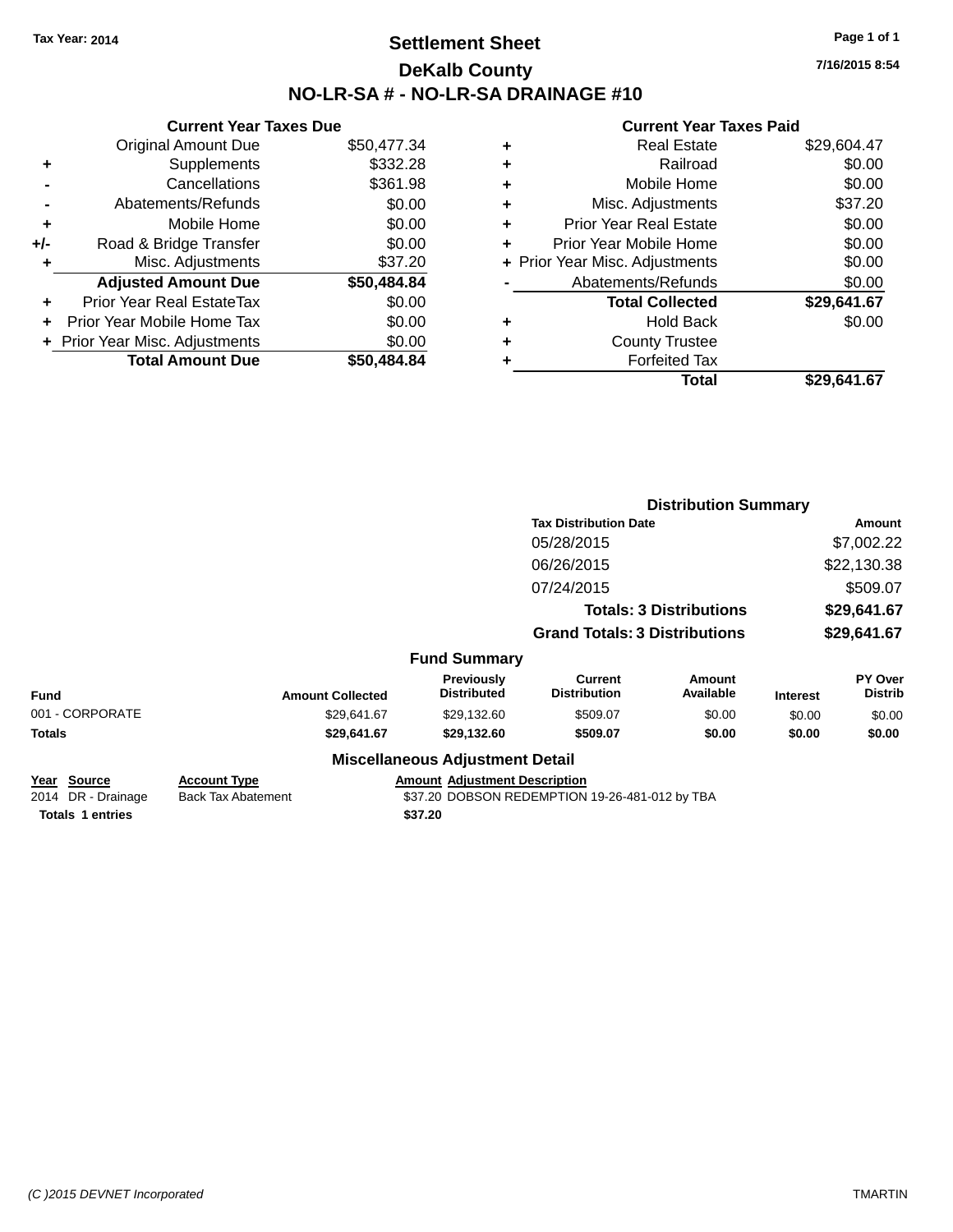Tax Year: 2014

# Settlement Sheet

## DeKalb County

## NO-LR-SA # - NO-LR-SA DRAINAGE #10

7/16/2015 8:54

### Current Year Taxes Due

| | | |
|---|---|---|
| | Original Amount Due | $50,477.34 |
| + | Supplements | $332.28 |
| - | Cancellations | $361.98 |
| - | Abatements/Refunds | $0.00 |
| + | Mobile Home | $0.00 |
| +/- | Road & Bridge Transfer | $0.00 |
| + | Misc. Adjustments | $37.20 |
| | **Adjusted Amount Due** | **$50,484.84** |
| + | Prior Year Real EstateTax | $0.00 |
| + | Prior Year Mobile Home Tax | $0.00 |
| + | Prior Year Misc. Adjustments | $0.00 |
| | **Total Amount Due** | **$50,484.84** |

### Current Year Taxes Paid

| | | |
|---|---|---|
| + | Real Estate | $29,604.47 |
| + | Railroad | $0.00 |
| + | Mobile Home | $0.00 |
| + | Misc. Adjustments | $37.20 |
| + | Prior Year Real Estate | $0.00 |
| + | Prior Year Mobile Home | $0.00 |
| + | Prior Year Misc. Adjustments | $0.00 |
| - | Abatements/Refunds | $0.00 |
| | **Total Collected** | **$29,641.67** |
| + | Hold Back | $0.00 |
| + | County Trustee | |
| + | Forfeited Tax | |
| | **Total** | **$29,641.67** |

### Distribution Summary

| Tax Distribution Date | Amount |
|---|---|
| 05/28/2015 | $7,002.22 |
| 06/26/2015 | $22,130.38 |
| 07/24/2015 | $509.07 |
| **Totals: 3 Distributions** | **$29,641.67** |
| **Grand Totals: 3 Distributions** | **$29,641.67** |

### Fund Summary

| Fund | Amount Collected | Previously Distributed | Current Distribution | Amount Available | Interest | PY Over Distrib |
|---|---|---|---|---|---|---|
| 001 - CORPORATE | $29,641.67 | $29,132.60 | $509.07 | $0.00 | $0.00 | $0.00 |
| **Totals** | **$29,641.67** | **$29,132.60** | **$509.07** | **$0.00** | **$0.00** | **$0.00** |

### Miscellaneous Adjustment Detail

| Year | Source | Account Type | Amount | Adjustment Description |
|---|---|---|---|---|
| 2014 | DR - Drainage | Back Tax Abatement | $37.20 | DOBSON REDEMPTION 19-26-481-012 by TBA |
| **Totals** | **1 entries** | | **$37.20** | |

(C )2015 DEVNET Incorporated TMARTIN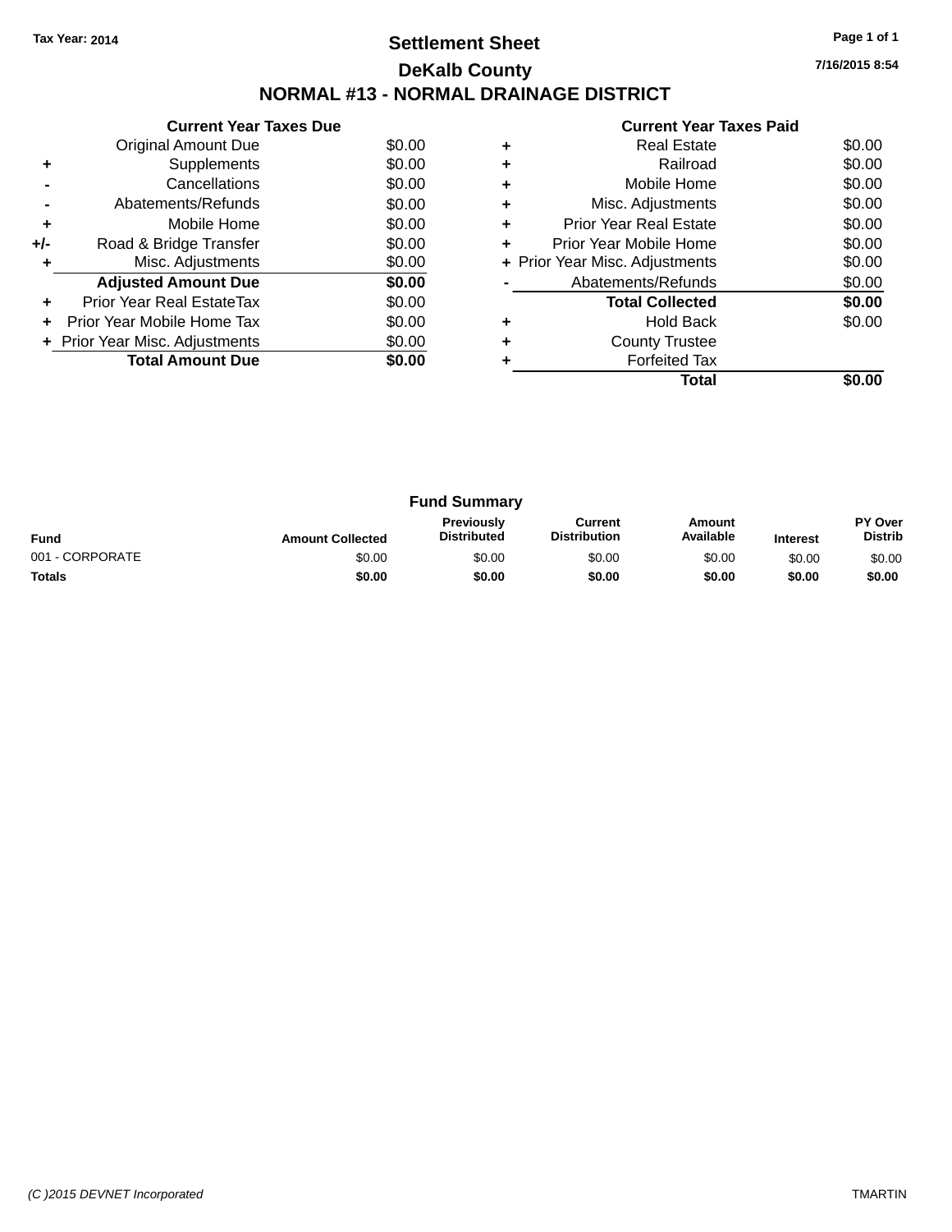Tax Year: 2014

# Settlement Sheet

## DeKalb County

## NORMAL #13 - NORMAL DRAINAGE DISTRICT

7/16/2015 8:54

### Current Year Taxes Due

| | | |
|---|---|---|
| | Original Amount Due | $0.00 |
| + | Supplements | $0.00 |
| - | Cancellations | $0.00 |
| - | Abatements/Refunds | $0.00 |
| + | Mobile Home | $0.00 |
| +/- | Road & Bridge Transfer | $0.00 |
| + | Misc. Adjustments | $0.00 |
| | **Adjusted Amount Due** | **$0.00** |
| + | Prior Year Real EstateTax | $0.00 |
| + | Prior Year Mobile Home Tax | $0.00 |
| + | Prior Year Misc. Adjustments | $0.00 |
| | **Total Amount Due** | **$0.00** |

### Current Year Taxes Paid

| | | |
|---|---|---|
| + | Real Estate | $0.00 |
| + | Railroad | $0.00 |
| + | Mobile Home | $0.00 |
| + | Misc. Adjustments | $0.00 |
| + | Prior Year Real Estate | $0.00 |
| + | Prior Year Mobile Home | $0.00 |
| + | Prior Year Misc. Adjustments | $0.00 |
| - | Abatements/Refunds | $0.00 |
| | **Total Collected** | **$0.00** |
| + | Hold Back | $0.00 |
| + | County Trustee | |
| + | Forfeited Tax | |
| | **Total** | **$0.00** |

### Fund Summary

| Fund | Amount Collected | Previously Distributed | Current Distribution | Amount Available | Interest | PY Over Distrib |
|---|---|---|---|---|---|---|
| 001 - CORPORATE | $0.00 | $0.00 | $0.00 | $0.00 | $0.00 | $0.00 |
| **Totals** | **$0.00** | **$0.00** | **$0.00** | **$0.00** | **$0.00** | **$0.00** |

(C )2015 DEVNET Incorporated — TMARTIN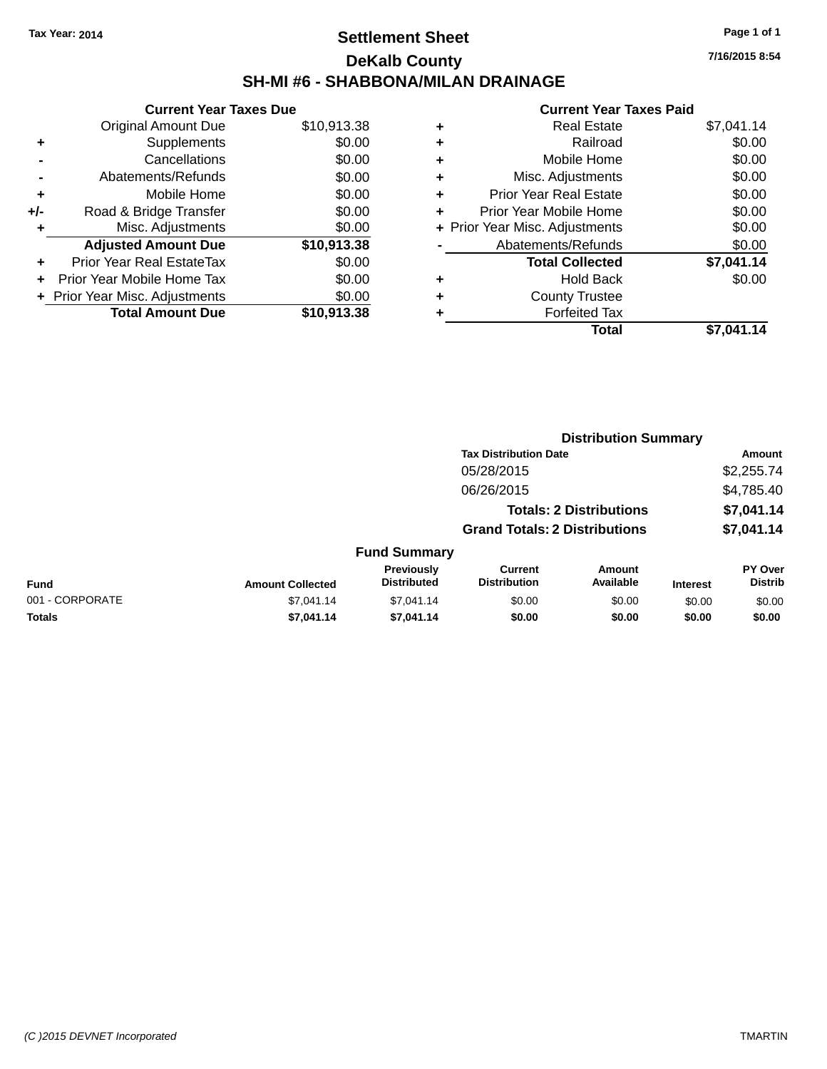Tax Year: 2014

# Settlement Sheet

## DeKalb County

## SH-MI #6 - SHABBONA/MILAN DRAINAGE

7/16/2015 8:54

### Current Year Taxes Due

| | | |
|---|---|---|
| | Original Amount Due | $10,913.38 |
| + | Supplements | $0.00 |
| - | Cancellations | $0.00 |
| - | Abatements/Refunds | $0.00 |
| + | Mobile Home | $0.00 |
| +/- | Road & Bridge Transfer | $0.00 |
| + | Misc. Adjustments | $0.00 |
| | **Adjusted Amount Due** | **$10,913.38** |
| + | Prior Year Real EstateTax | $0.00 |
| + | Prior Year Mobile Home Tax | $0.00 |
| + | Prior Year Misc. Adjustments | $0.00 |
| | **Total Amount Due** | **$10,913.38** |

### Current Year Taxes Paid

| | | |
|---|---|---|
| + | Real Estate | $7,041.14 |
| + | Railroad | $0.00 |
| + | Mobile Home | $0.00 |
| + | Misc. Adjustments | $0.00 |
| + | Prior Year Real Estate | $0.00 |
| + | Prior Year Mobile Home | $0.00 |
| + | Prior Year Misc. Adjustments | $0.00 |
| - | Abatements/Refunds | $0.00 |
| | **Total Collected** | **$7,041.14** |
| + | Hold Back | $0.00 |
| + | County Trustee | |
| + | Forfeited Tax | |
| | **Total** | **$7,041.14** |

### Distribution Summary

| Tax Distribution Date | Amount |
|---|---|
| 05/28/2015 | $2,255.74 |
| 06/26/2015 | $4,785.40 |
| **Totals: 2 Distributions** | **$7,041.14** |
| **Grand Totals: 2 Distributions** | **$7,041.14** |

### Fund Summary

| Fund | Amount Collected | Previously Distributed | Current Distribution | Amount Available | Interest | PY Over Distrib |
|---|---|---|---|---|---|---|
| 001 - CORPORATE | $7,041.14 | $7,041.14 | $0.00 | $0.00 | $0.00 | $0.00 |
| **Totals** | **$7,041.14** | **$7,041.14** | **$0.00** | **$0.00** | **$0.00** | **$0.00** |

(C )2015 DEVNET Incorporated TMARTIN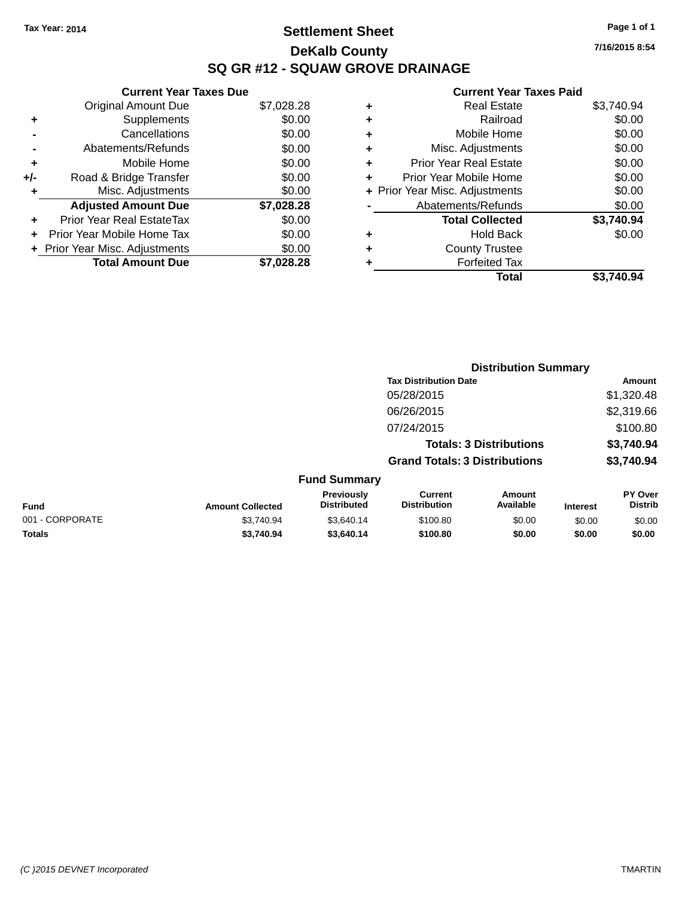Tax Year: 2014

# Settlement Sheet

## DeKalb County

## SQ GR #12 - SQUAW GROVE DRAINAGE

7/16/2015 8:54

| | Current Year Taxes Due | |
|---|---|---|
| | Original Amount Due | $7,028.28 |
| + | Supplements | $0.00 |
| - | Cancellations | $0.00 |
| - | Abatements/Refunds | $0.00 |
| + | Mobile Home | $0.00 |
| +/- | Road & Bridge Transfer | $0.00 |
| + | Misc. Adjustments | $0.00 |
| | **Adjusted Amount Due** | **$7,028.28** |
| + | Prior Year Real EstateTax | $0.00 |
| + | Prior Year Mobile Home Tax | $0.00 |
| + | Prior Year Misc. Adjustments | $0.00 |
| | **Total Amount Due** | **$7,028.28** |

| | Current Year Taxes Paid | |
|---|---|---|
| + | Real Estate | $3,740.94 |
| + | Railroad | $0.00 |
| + | Mobile Home | $0.00 |
| + | Misc. Adjustments | $0.00 |
| + | Prior Year Real Estate | $0.00 |
| + | Prior Year Mobile Home | $0.00 |
| + | Prior Year Misc. Adjustments | $0.00 |
| - | Abatements/Refunds | $0.00 |
| | **Total Collected** | **$3,740.94** |
| + | Hold Back | $0.00 |
| + | County Trustee | |
| + | Forfeited Tax | |
| | **Total** | **$3,740.94** |

### Distribution Summary

| Tax Distribution Date | Amount |
|---|---|
| 05/28/2015 | $1,320.48 |
| 06/26/2015 | $2,319.66 |
| 07/24/2015 | $100.80 |
| **Totals: 3 Distributions** | **$3,740.94** |
| **Grand Totals: 3 Distributions** | **$3,740.94** |

### Fund Summary

| Fund | Amount Collected | Previously Distributed | Current Distribution | Amount Available | Interest | PY Over Distrib |
|---|---|---|---|---|---|---|
| 001 - CORPORATE | $3,740.94 | $3,640.14 | $100.80 | $0.00 | $0.00 | $0.00 |
| **Totals** | **$3,740.94** | **$3,640.14** | **$100.80** | **$0.00** | **$0.00** | **$0.00** |

(C )2015 DEVNET Incorporated — TMARTIN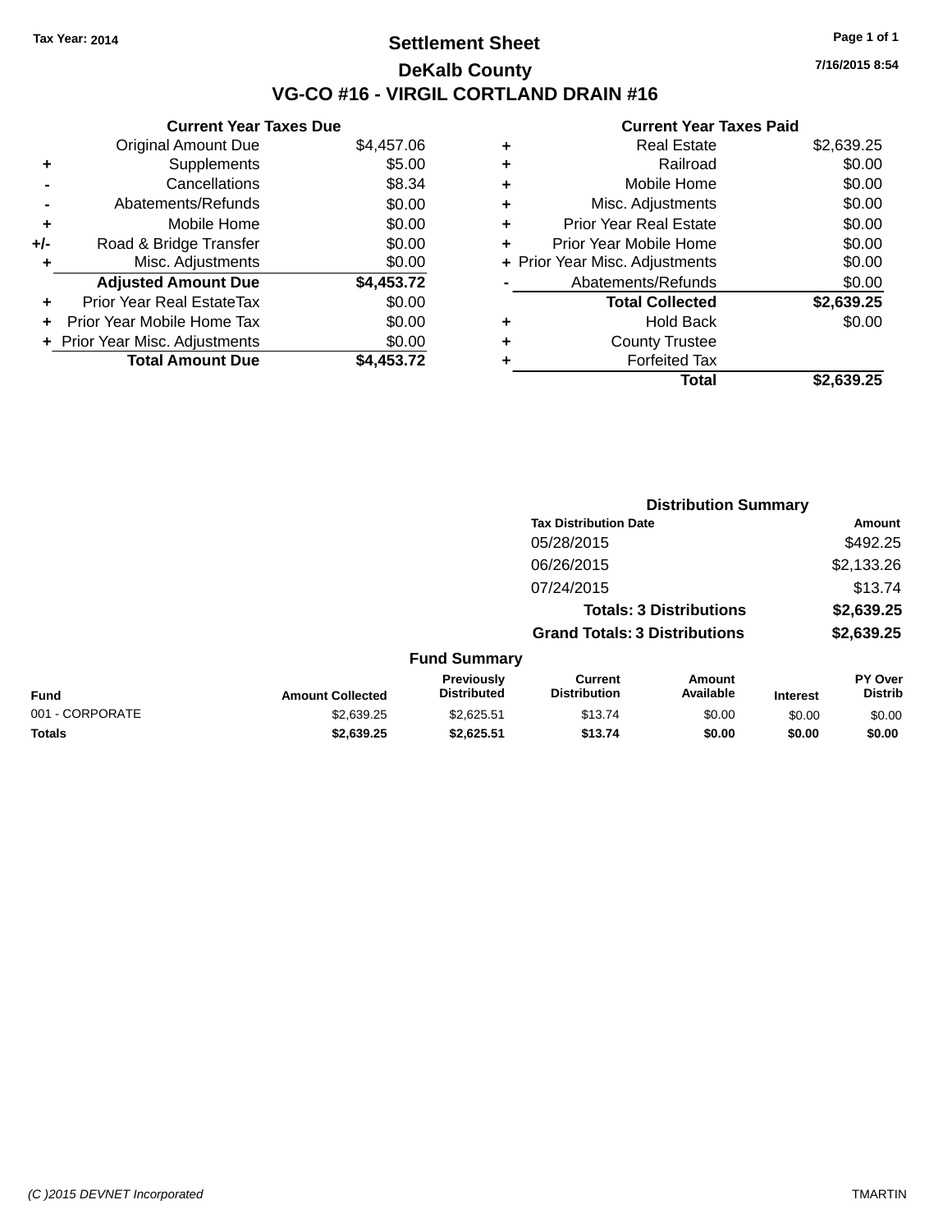Tax Year: 2014

# Settlement Sheet
## DeKalb County
## VG-CO #16 - VIRGIL CORTLAND DRAIN #16

7/16/2015 8:54

**Current Year Taxes Due**

| | | |
|---|---|---|
| | Original Amount Due | $4,457.06 |
| + | Supplements | $5.00 |
| - | Cancellations | $8.34 |
| - | Abatements/Refunds | $0.00 |
| + | Mobile Home | $0.00 |
| +/- | Road & Bridge Transfer | $0.00 |
| + | Misc. Adjustments | $0.00 |
| | **Adjusted Amount Due** | **$4,453.72** |
| + | Prior Year Real EstateTax | $0.00 |
| + | Prior Year Mobile Home Tax | $0.00 |
| + | Prior Year Misc. Adjustments | $0.00 |
| | **Total Amount Due** | **$4,453.72** |

**Current Year Taxes Paid**

| | | |
|---|---|---|
| + | Real Estate | $2,639.25 |
| + | Railroad | $0.00 |
| + | Mobile Home | $0.00 |
| + | Misc. Adjustments | $0.00 |
| + | Prior Year Real Estate | $0.00 |
| + | Prior Year Mobile Home | $0.00 |
| + | Prior Year Misc. Adjustments | $0.00 |
| - | Abatements/Refunds | $0.00 |
| | **Total Collected** | **$2,639.25** |
| + | Hold Back | $0.00 |
| + | County Trustee | |
| + | Forfeited Tax | |
| | **Total** | **$2,639.25** |

**Distribution Summary**

| Tax Distribution Date | Amount |
|---|---|
| 05/28/2015 | $492.25 |
| 06/26/2015 | $2,133.26 |
| 07/24/2015 | $13.74 |
| **Totals: 3 Distributions** | **$2,639.25** |
| **Grand Totals: 3 Distributions** | **$2,639.25** |

**Fund Summary**

| Fund | Amount Collected | Previously Distributed | Current Distribution | Amount Available | Interest | PY Over Distrib |
|---|---|---|---|---|---|---|
| 001 - CORPORATE | $2,639.25 | $2,625.51 | $13.74 | $0.00 | $0.00 | $0.00 |
| **Totals** | **$2,639.25** | **$2,625.51** | **$13.74** | **$0.00** | **$0.00** | **$0.00** |

(C )2015 DEVNET Incorporated TMARTIN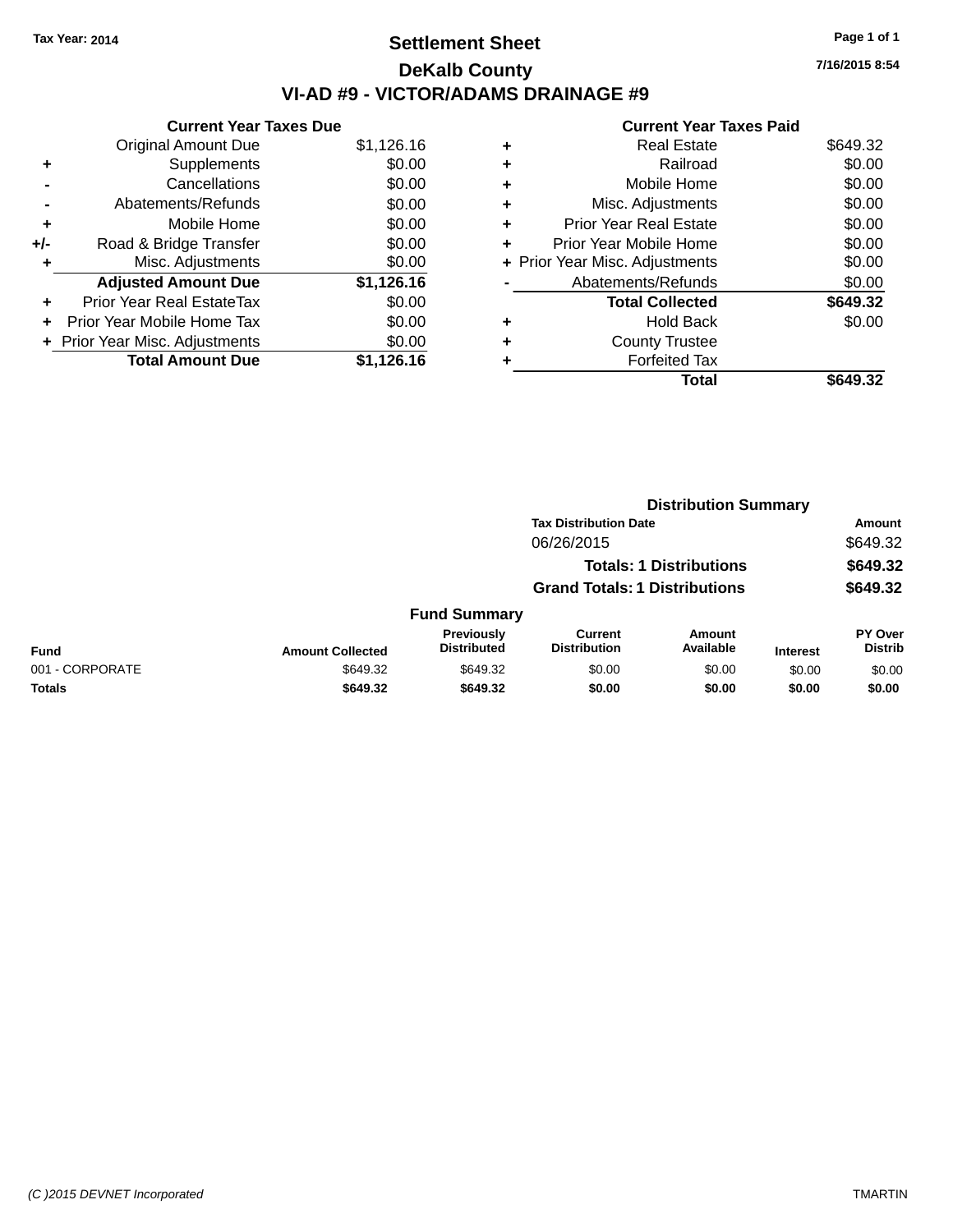Tax Year: 2014

# Settlement Sheet

## DeKalb County

## VI-AD #9 - VICTOR/ADAMS DRAINAGE #9

7/16/2015 8:54

### Current Year Taxes Due

| | | |
|---|---|---|
| | Original Amount Due | $1,126.16 |
| + | Supplements | $0.00 |
| - | Cancellations | $0.00 |
| - | Abatements/Refunds | $0.00 |
| + | Mobile Home | $0.00 |
| +/- | Road & Bridge Transfer | $0.00 |
| + | Misc. Adjustments | $0.00 |
| | **Adjusted Amount Due** | **$1,126.16** |
| + | Prior Year Real EstateTax | $0.00 |
| + | Prior Year Mobile Home Tax | $0.00 |
| + | Prior Year Misc. Adjustments | $0.00 |
| | **Total Amount Due** | **$1,126.16** |

### Current Year Taxes Paid

| | | |
|---|---|---|
| + | Real Estate | $649.32 |
| + | Railroad | $0.00 |
| + | Mobile Home | $0.00 |
| + | Misc. Adjustments | $0.00 |
| + | Prior Year Real Estate | $0.00 |
| + | Prior Year Mobile Home | $0.00 |
| + | Prior Year Misc. Adjustments | $0.00 |
| - | Abatements/Refunds | $0.00 |
| | **Total Collected** | **$649.32** |
| + | Hold Back | $0.00 |
| + | County Trustee | |
| + | Forfeited Tax | |
| | **Total** | **$649.32** |

### Distribution Summary

| Tax Distribution Date | Amount |
|---|---|
| 06/26/2015 | $649.32 |
| **Totals: 1 Distributions** | **$649.32** |
| **Grand Totals: 1 Distributions** | **$649.32** |

### Fund Summary

| Fund | Amount Collected | Previously Distributed | Current Distribution | Amount Available | Interest | PY Over Distrib |
|---|---|---|---|---|---|---|
| 001 - CORPORATE | $649.32 | $649.32 | $0.00 | $0.00 | $0.00 | $0.00 |
| **Totals** | **$649.32** | **$649.32** | **$0.00** | **$0.00** | **$0.00** | **$0.00** |

(C )2015 DEVNET Incorporated TMARTIN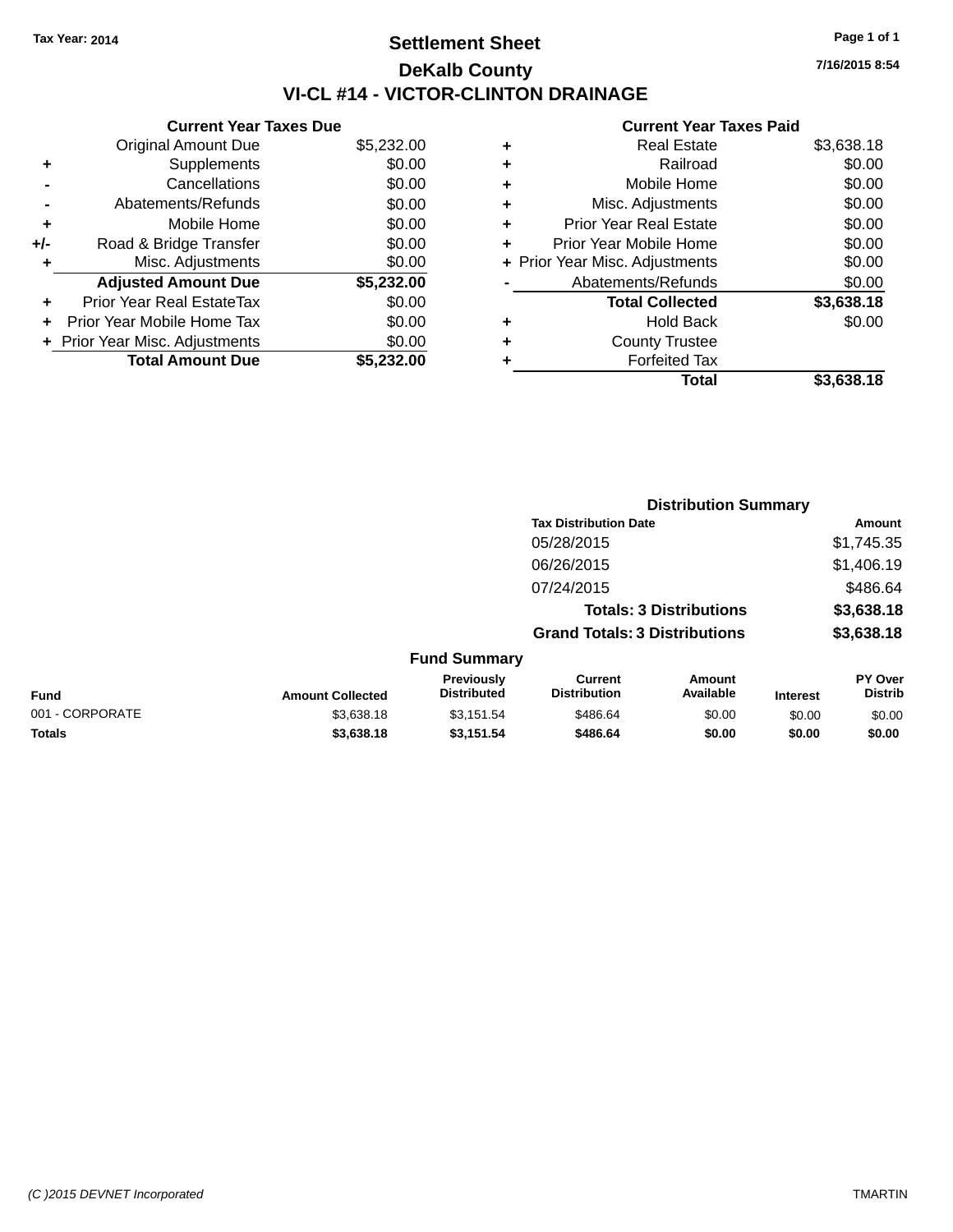Tax Year: 2014

# Settlement Sheet

## DeKalb County

## VI-CL #14 - VICTOR-CLINTON DRAINAGE

7/16/2015 8:54

| | Current Year Taxes Due | |
|---|---|---|
| | Original Amount Due | $5,232.00 |
| + | Supplements | $0.00 |
| - | Cancellations | $0.00 |
| - | Abatements/Refunds | $0.00 |
| + | Mobile Home | $0.00 |
| +/- | Road & Bridge Transfer | $0.00 |
| + | Misc. Adjustments | $0.00 |
| | **Adjusted Amount Due** | **$5,232.00** |
| + | Prior Year Real EstateTax | $0.00 |
| + | Prior Year Mobile Home Tax | $0.00 |
| + | Prior Year Misc. Adjustments | $0.00 |
| | **Total Amount Due** | **$5,232.00** |

| | Current Year Taxes Paid | |
|---|---|---|
| + | Real Estate | $3,638.18 |
| + | Railroad | $0.00 |
| + | Mobile Home | $0.00 |
| + | Misc. Adjustments | $0.00 |
| + | Prior Year Real Estate | $0.00 |
| + | Prior Year Mobile Home | $0.00 |
| + | Prior Year Misc. Adjustments | $0.00 |
| - | Abatements/Refunds | $0.00 |
| | **Total Collected** | **$3,638.18** |
| + | Hold Back | $0.00 |
| + | County Trustee | |
| + | Forfeited Tax | |
| | **Total** | **$3,638.18** |

### Distribution Summary

| Tax Distribution Date | Amount |
|---|---|
| 05/28/2015 | $1,745.35 |
| 06/26/2015 | $1,406.19 |
| 07/24/2015 | $486.64 |
| **Totals: 3 Distributions** | **$3,638.18** |
| **Grand Totals: 3 Distributions** | **$3,638.18** |

### Fund Summary

| Fund | Amount Collected | Previously Distributed | Current Distribution | Amount Available | Interest | PY Over Distrib |
|---|---|---|---|---|---|---|
| 001 - CORPORATE | $3,638.18 | $3,151.54 | $486.64 | $0.00 | $0.00 | $0.00 |
| **Totals** | **$3,638.18** | **$3,151.54** | **$486.64** | **$0.00** | **$0.00** | **$0.00** |

(C )2015 DEVNET Incorporated TMARTIN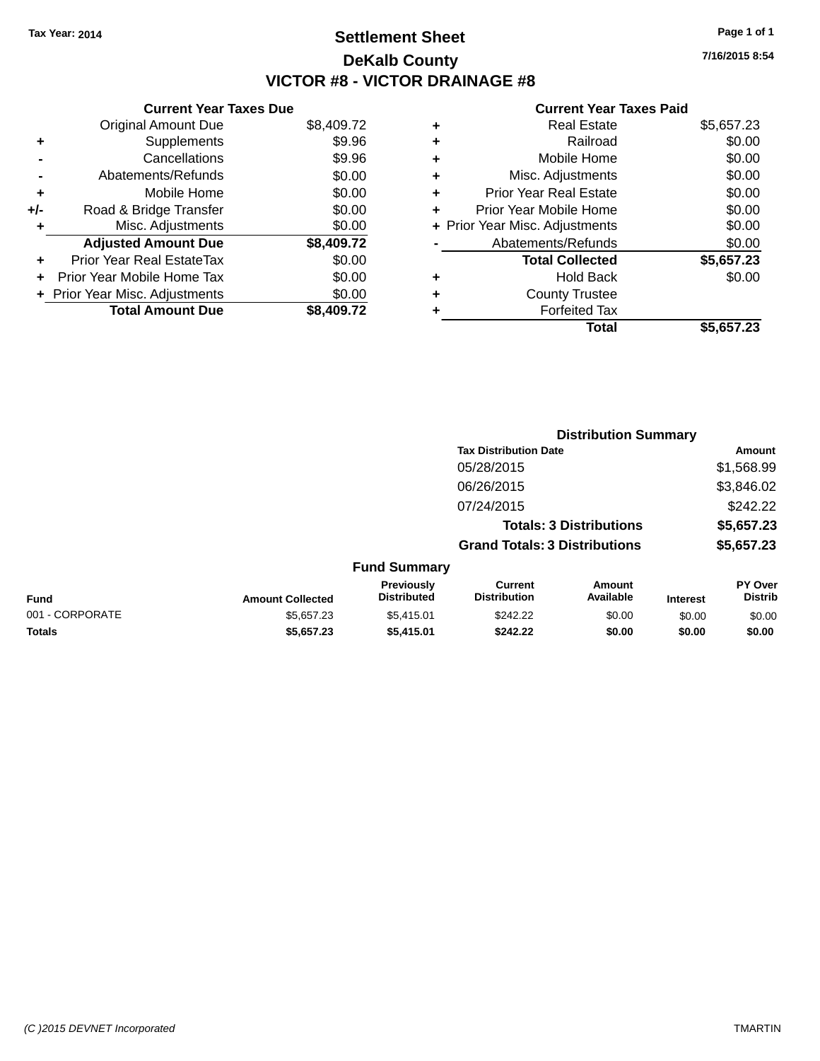Tax Year: 2014

# Settlement Sheet

## DeKalb County

## VICTOR #8 - VICTOR DRAINAGE #8

7/16/2015 8:54

### Current Year Taxes Due

| | | |
|---|---|---|
| | Original Amount Due | $8,409.72 |
| + | Supplements | $9.96 |
| - | Cancellations | $9.96 |
| - | Abatements/Refunds | $0.00 |
| + | Mobile Home | $0.00 |
| +/- | Road & Bridge Transfer | $0.00 |
| + | Misc. Adjustments | $0.00 |
| | **Adjusted Amount Due** | **$8,409.72** |
| + | Prior Year Real EstateTax | $0.00 |
| + | Prior Year Mobile Home Tax | $0.00 |
| + | Prior Year Misc. Adjustments | $0.00 |
| | **Total Amount Due** | **$8,409.72** |

### Current Year Taxes Paid

| | | |
|---|---|---|
| + | Real Estate | $5,657.23 |
| + | Railroad | $0.00 |
| + | Mobile Home | $0.00 |
| + | Misc. Adjustments | $0.00 |
| + | Prior Year Real Estate | $0.00 |
| + | Prior Year Mobile Home | $0.00 |
| + | Prior Year Misc. Adjustments | $0.00 |
| - | Abatements/Refunds | $0.00 |
| | **Total Collected** | **$5,657.23** |
| + | Hold Back | $0.00 |
| + | County Trustee | |
| + | Forfeited Tax | |
| | **Total** | **$5,657.23** |

### Distribution Summary

| Tax Distribution Date | Amount |
|---|---|
| 05/28/2015 | $1,568.99 |
| 06/26/2015 | $3,846.02 |
| 07/24/2015 | $242.22 |
| **Totals: 3 Distributions** | **$5,657.23** |
| **Grand Totals: 3 Distributions** | **$5,657.23** |

### Fund Summary

| Fund | Amount Collected | Previously Distributed | Current Distribution | Amount Available | Interest | PY Over Distrib |
|---|---|---|---|---|---|---|
| 001 - CORPORATE | $5,657.23 | $5,415.01 | $242.22 | $0.00 | $0.00 | $0.00 |
| **Totals** | **$5,657.23** | **$5,415.01** | **$242.22** | **$0.00** | **$0.00** | **$0.00** |

(C )2015 DEVNET Incorporated

TMARTIN